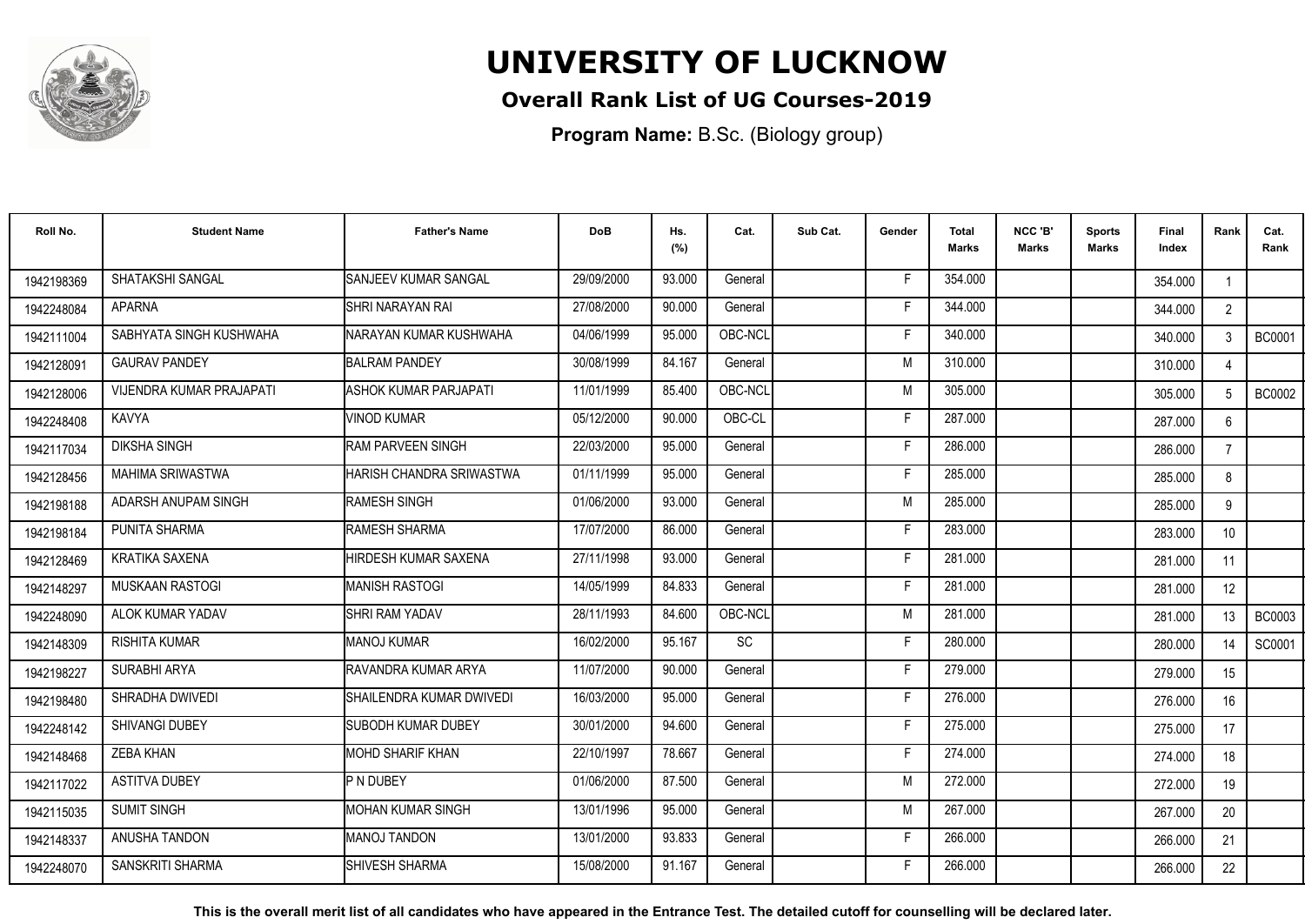# UNIVERSITY OF LUCKNOW

## Overall Rank List of UG Courses-2019

**Program Name:** B.Sc. (Biology group)

| Roll No. | Student Name | Father's Name | DoB | Hs. (%) | Cat. | Sub Cat. | Gender | Total Marks | NCC 'B' Marks | Sports Marks | Final Index | Rank | Cat. Rank |
|---|---|---|---|---|---|---|---|---|---|---|---|---|---|
| 1942198369 | SHATAKSHI SANGAL | SANJEEV KUMAR SANGAL | 29/09/2000 | 93.000 | General | | F | 354.000 | | | 354.000 | 1 | |
| 1942248084 | APARNA | SHRI NARAYAN RAI | 27/08/2000 | 90.000 | General | | F | 344.000 | | | 344.000 | 2 | |
| 1942111004 | SABHYATA SINGH KUSHWAHA | NARAYAN KUMAR KUSHWAHA | 04/06/1999 | 95.000 | OBC-NCL | | F | 340.000 | | | 340.000 | 3 | BC0001 |
| 1942128091 | GAURAV PANDEY | BALRAM PANDEY | 30/08/1999 | 84.167 | General | | M | 310.000 | | | 310.000 | 4 | |
| 1942128006 | VIJENDRA KUMAR PRAJAPATI | ASHOK KUMAR PARJAPATI | 11/01/1999 | 85.400 | OBC-NCL | | M | 305.000 | | | 305.000 | 5 | BC0002 |
| 1942248408 | KAVYA | VINOD KUMAR | 05/12/2000 | 90.000 | OBC-CL | | F | 287.000 | | | 287.000 | 6 | |
| 1942117034 | DIKSHA SINGH | RAM PARVEEN SINGH | 22/03/2000 | 95.000 | General | | F | 286.000 | | | 286.000 | 7 | |
| 1942128456 | MAHIMA SRIWASTWA | HARISH CHANDRA SRIWASTWA | 01/11/1999 | 95.000 | General | | F | 285.000 | | | 285.000 | 8 | |
| 1942198188 | ADARSH ANUPAM SINGH | RAMESH SINGH | 01/06/2000 | 93.000 | General | | M | 285.000 | | | 285.000 | 9 | |
| 1942198184 | PUNITA SHARMA | RAMESH SHARMA | 17/07/2000 | 86.000 | General | | F | 283.000 | | | 283.000 | 10 | |
| 1942128469 | KRATIKA SAXENA | HIRDESH KUMAR SAXENA | 27/11/1998 | 93.000 | General | | F | 281.000 | | | 281.000 | 11 | |
| 1942148297 | MUSKAAN RASTOGI | MANISH RASTOGI | 14/05/1999 | 84.833 | General | | F | 281.000 | | | 281.000 | 12 | |
| 1942248090 | ALOK KUMAR YADAV | SHRI RAM YADAV | 28/11/1993 | 84.600 | OBC-NCL | | M | 281.000 | | | 281.000 | 13 | BC0003 |
| 1942148309 | RISHITA KUMAR | MANOJ KUMAR | 16/02/2000 | 95.167 | SC | | F | 280.000 | | | 280.000 | 14 | SC0001 |
| 1942198227 | SURABHI ARYA | RAVANDRA KUMAR ARYA | 11/07/2000 | 90.000 | General | | F | 279.000 | | | 279.000 | 15 | |
| 1942198480 | SHRADHA DWIVEDI | SHAILENDRA KUMAR DWIVEDI | 16/03/2000 | 95.000 | General | | F | 276.000 | | | 276.000 | 16 | |
| 1942248142 | SHIVANGI DUBEY | SUBODH KUMAR DUBEY | 30/01/2000 | 94.600 | General | | F | 275.000 | | | 275.000 | 17 | |
| 1942148468 | ZEBA KHAN | MOHD SHARIF KHAN | 22/10/1997 | 78.667 | General | | F | 274.000 | | | 274.000 | 18 | |
| 1942117022 | ASTITVA DUBEY | P N DUBEY | 01/06/2000 | 87.500 | General | | M | 272.000 | | | 272.000 | 19 | |
| 1942115035 | SUMIT SINGH | MOHAN KUMAR SINGH | 13/01/1996 | 95.000 | General | | M | 267.000 | | | 267.000 | 20 | |
| 1942148337 | ANUSHA TANDON | MANOJ TANDON | 13/01/2000 | 93.833 | General | | F | 266.000 | | | 266.000 | 21 | |
| 1942248070 | SANSKRITI SHARMA | SHIVESH SHARMA | 15/08/2000 | 91.167 | General | | F | 266.000 | | | 266.000 | 22 | |

**This is the overall merit list of all candidates who have appeared in the Entrance Test. The detailed cutoff for counselling will be declared later.**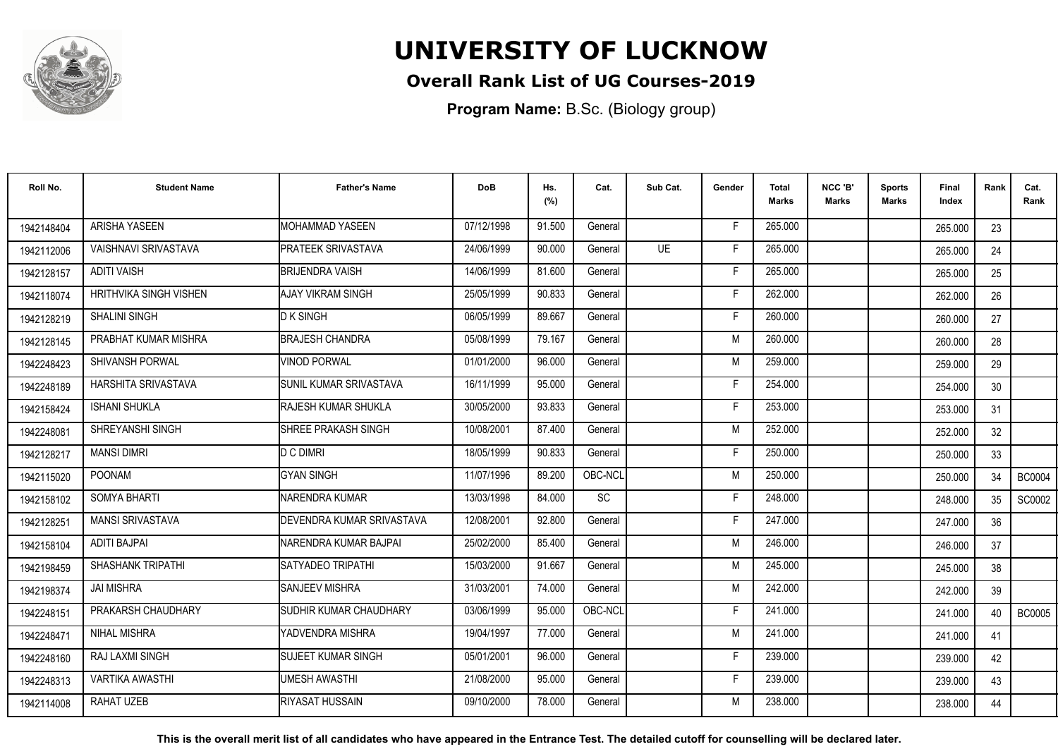# UNIVERSITY OF LUCKNOW

**Overall Rank List of UG Courses-2019**

**Program Name:** B.Sc. (Biology group)

| Roll No. | Student Name | Father's Name | DoB | Hs. (%) | Cat. | Sub Cat. | Gender | Total Marks | NCC 'B' Marks | Sports Marks | Final Index | Rank | Cat. Rank |
|---|---|---|---|---|---|---|---|---|---|---|---|---|---|
| 1942148404 | ARISHA YASEEN | MOHAMMAD YASEEN | 07/12/1998 | 91.500 | General | | F | 265.000 | | | 265.000 | 23 | |
| 1942112006 | VAISHNAVI SRIVASTAVA | PRATEEK SRIVASTAVA | 24/06/1999 | 90.000 | General | UE | F | 265.000 | | | 265.000 | 24 | |
| 1942128157 | ADITI VAISH | BRIJENDRA VAISH | 14/06/1999 | 81.600 | General | | F | 265.000 | | | 265.000 | 25 | |
| 1942118074 | HRITHVIKA SINGH VISHEN | AJAY VIKRAM SINGH | 25/05/1999 | 90.833 | General | | F | 262.000 | | | 262.000 | 26 | |
| 1942128219 | SHALINI SINGH | D K SINGH | 06/05/1999 | 89.667 | General | | F | 260.000 | | | 260.000 | 27 | |
| 1942128145 | PRABHAT KUMAR MISHRA | BRAJESH CHANDRA | 05/08/1999 | 79.167 | General | | M | 260.000 | | | 260.000 | 28 | |
| 1942248423 | SHIVANSH PORWAL | VINOD PORWAL | 01/01/2000 | 96.000 | General | | M | 259.000 | | | 259.000 | 29 | |
| 1942248189 | HARSHITA SRIVASTAVA | SUNIL KUMAR SRIVASTAVA | 16/11/1999 | 95.000 | General | | F | 254.000 | | | 254.000 | 30 | |
| 1942158424 | ISHANI SHUKLA | RAJESH KUMAR SHUKLA | 30/05/2000 | 93.833 | General | | F | 253.000 | | | 253.000 | 31 | |
| 1942248081 | SHREYANSHI SINGH | SHREE PRAKASH SINGH | 10/08/2001 | 87.400 | General | | M | 252.000 | | | 252.000 | 32 | |
| 1942128217 | MANSI DIMRI | D C DIMRI | 18/05/1999 | 90.833 | General | | F | 250.000 | | | 250.000 | 33 | |
| 1942115020 | POONAM | GYAN SINGH | 11/07/1996 | 89.200 | OBC-NCL | | M | 250.000 | | | 250.000 | 34 | BC0004 |
| 1942158102 | SOMYA BHARTI | NARENDRA KUMAR | 13/03/1998 | 84.000 | SC | | F | 248.000 | | | 248.000 | 35 | SC0002 |
| 1942128251 | MANSI SRIVASTAVA | DEVENDRA KUMAR SRIVASTAVA | 12/08/2001 | 92.800 | General | | F | 247.000 | | | 247.000 | 36 | |
| 1942158104 | ADITI BAJPAI | NARENDRA KUMAR BAJPAI | 25/02/2000 | 85.400 | General | | M | 246.000 | | | 246.000 | 37 | |
| 1942198459 | SHASHANK TRIPATHI | SATYADEO TRIPATHI | 15/03/2000 | 91.667 | General | | M | 245.000 | | | 245.000 | 38 | |
| 1942198374 | JAI MISHRA | SANJEEV MISHRA | 31/03/2001 | 74.000 | General | | M | 242.000 | | | 242.000 | 39 | |
| 1942248151 | PRAKARSH CHAUDHARY | SUDHIR KUMAR CHAUDHARY | 03/06/1999 | 95.000 | OBC-NCL | | F | 241.000 | | | 241.000 | 40 | BC0005 |
| 1942248471 | NIHAL MISHRA | YADVENDRA MISHRA | 19/04/1997 | 77.000 | General | | M | 241.000 | | | 241.000 | 41 | |
| 1942248160 | RAJ LAXMI SINGH | SUJEET KUMAR SINGH | 05/01/2001 | 96.000 | General | | F | 239.000 | | | 239.000 | 42 | |
| 1942248313 | VARTIKA AWASTHI | UMESH AWASTHI | 21/08/2000 | 95.000 | General | | F | 239.000 | | | 239.000 | 43 | |
| 1942114008 | RAHAT UZEB | RIYASAT HUSSAIN | 09/10/2000 | 78.000 | General | | M | 238.000 | | | 238.000 | 44 | |

**This is the overall merit list of all candidates who have appeared in the Entrance Test. The detailed cutoff for counselling will be declared later.**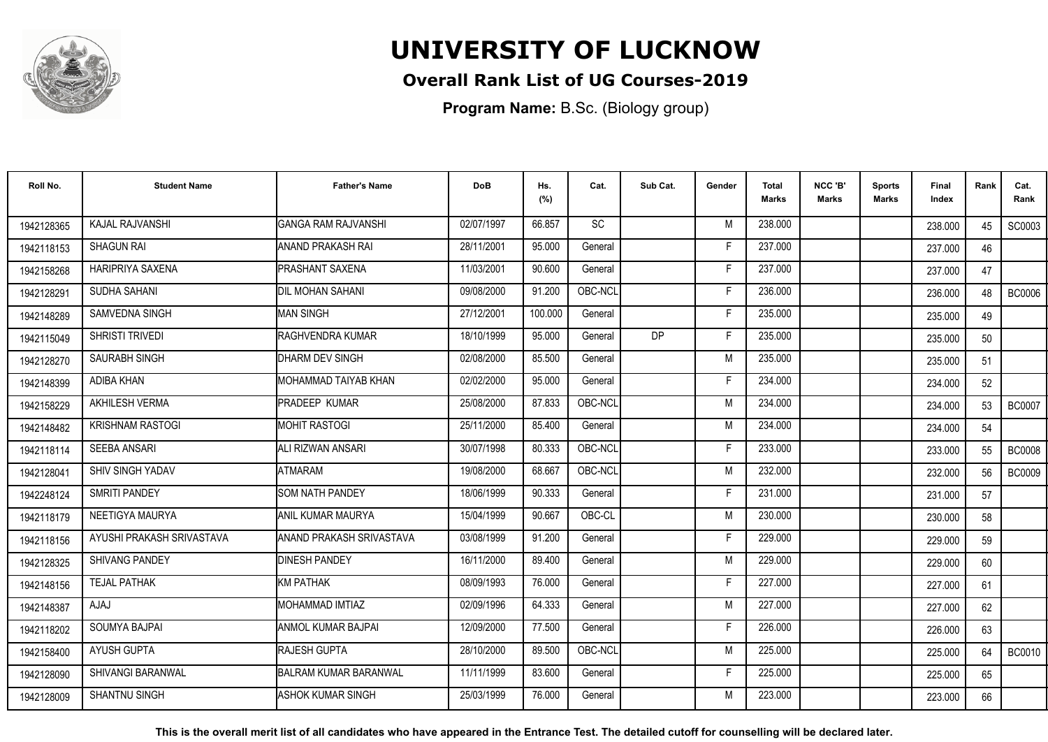# UNIVERSITY OF LUCKNOW

## Overall Rank List of UG Courses-2019

**Program Name:** B.Sc. (Biology group)

| Roll No. | Student Name | Father's Name | DoB | Hs. (%) | Cat. | Sub Cat. | Gender | Total Marks | NCC 'B' Marks | Sports Marks | Final Index | Rank | Cat. Rank |
|---|---|---|---|---|---|---|---|---|---|---|---|---|---|
| 1942128365 | KAJAL RAJVANSHI | GANGA RAM RAJVANSHI | 02/07/1997 | 66.857 | SC | | M | 238.000 | | | 238.000 | 45 | SC0003 |
| 1942118153 | SHAGUN RAI | ANAND PRAKASH RAI | 28/11/2001 | 95.000 | General | | F | 237.000 | | | 237.000 | 46 | |
| 1942158268 | HARIPRIYA SAXENA | PRASHANT SAXENA | 11/03/2001 | 90.600 | General | | F | 237.000 | | | 237.000 | 47 | |
| 1942128291 | SUDHA SAHANI | DIL MOHAN SAHANI | 09/08/2000 | 91.200 | OBC-NCL | | F | 236.000 | | | 236.000 | 48 | BC0006 |
| 1942148289 | SAMVEDNA SINGH | MAN SINGH | 27/12/2001 | 100.000 | General | | F | 235.000 | | | 235.000 | 49 | |
| 1942115049 | SHRISTI TRIVEDI | RAGHVENDRA KUMAR | 18/10/1999 | 95.000 | General | DP | F | 235.000 | | | 235.000 | 50 | |
| 1942128270 | SAURABH SINGH | DHARM DEV SINGH | 02/08/2000 | 85.500 | General | | M | 235.000 | | | 235.000 | 51 | |
| 1942148399 | ADIBA KHAN | MOHAMMAD TAIYAB KHAN | 02/02/2000 | 95.000 | General | | F | 234.000 | | | 234.000 | 52 | |
| 1942158229 | AKHILESH VERMA | PRADEEP KUMAR | 25/08/2000 | 87.833 | OBC-NCL | | M | 234.000 | | | 234.000 | 53 | BC0007 |
| 1942148482 | KRISHNAM RASTOGI | MOHIT RASTOGI | 25/11/2000 | 85.400 | General | | M | 234.000 | | | 234.000 | 54 | |
| 1942118114 | SEEBA ANSARI | ALI RIZWAN ANSARI | 30/07/1998 | 80.333 | OBC-NCL | | F | 233.000 | | | 233.000 | 55 | BC0008 |
| 1942128041 | SHIV SINGH YADAV | ATMARAM | 19/08/2000 | 68.667 | OBC-NCL | | M | 232.000 | | | 232.000 | 56 | BC0009 |
| 1942248124 | SMRITI PANDEY | SOM NATH PANDEY | 18/06/1999 | 90.333 | General | | F | 231.000 | | | 231.000 | 57 | |
| 1942118179 | NEETIGYA MAURYA | ANIL KUMAR MAURYA | 15/04/1999 | 90.667 | OBC-CL | | M | 230.000 | | | 230.000 | 58 | |
| 1942118156 | AYUSHI PRAKASH SRIVASTAVA | ANAND PRAKASH SRIVASTAVA | 03/08/1999 | 91.200 | General | | F | 229.000 | | | 229.000 | 59 | |
| 1942128325 | SHIVANG PANDEY | DINESH PANDEY | 16/11/2000 | 89.400 | General | | M | 229.000 | | | 229.000 | 60 | |
| 1942148156 | TEJAL PATHAK | KM PATHAK | 08/09/1993 | 76.000 | General | | F | 227.000 | | | 227.000 | 61 | |
| 1942148387 | AJAJ | MOHAMMAD IMTIAZ | 02/09/1996 | 64.333 | General | | M | 227.000 | | | 227.000 | 62 | |
| 1942118202 | SOUMYA BAJPAI | ANMOL KUMAR BAJPAI | 12/09/2000 | 77.500 | General | | F | 226.000 | | | 226.000 | 63 | |
| 1942158400 | AYUSH GUPTA | RAJESH GUPTA | 28/10/2000 | 89.500 | OBC-NCL | | M | 225.000 | | | 225.000 | 64 | BC0010 |
| 1942128090 | SHIVANGI BARANWAL | BALRAM KUMAR BARANWAL | 11/11/1999 | 83.600 | General | | F | 225.000 | | | 225.000 | 65 | |
| 1942128009 | SHANTNU SINGH | ASHOK KUMAR SINGH | 25/03/1999 | 76.000 | General | | M | 223.000 | | | 223.000 | 66 | |

**This is the overall merit list of all candidates who have appeared in the Entrance Test. The detailed cutoff for counselling will be declared later.**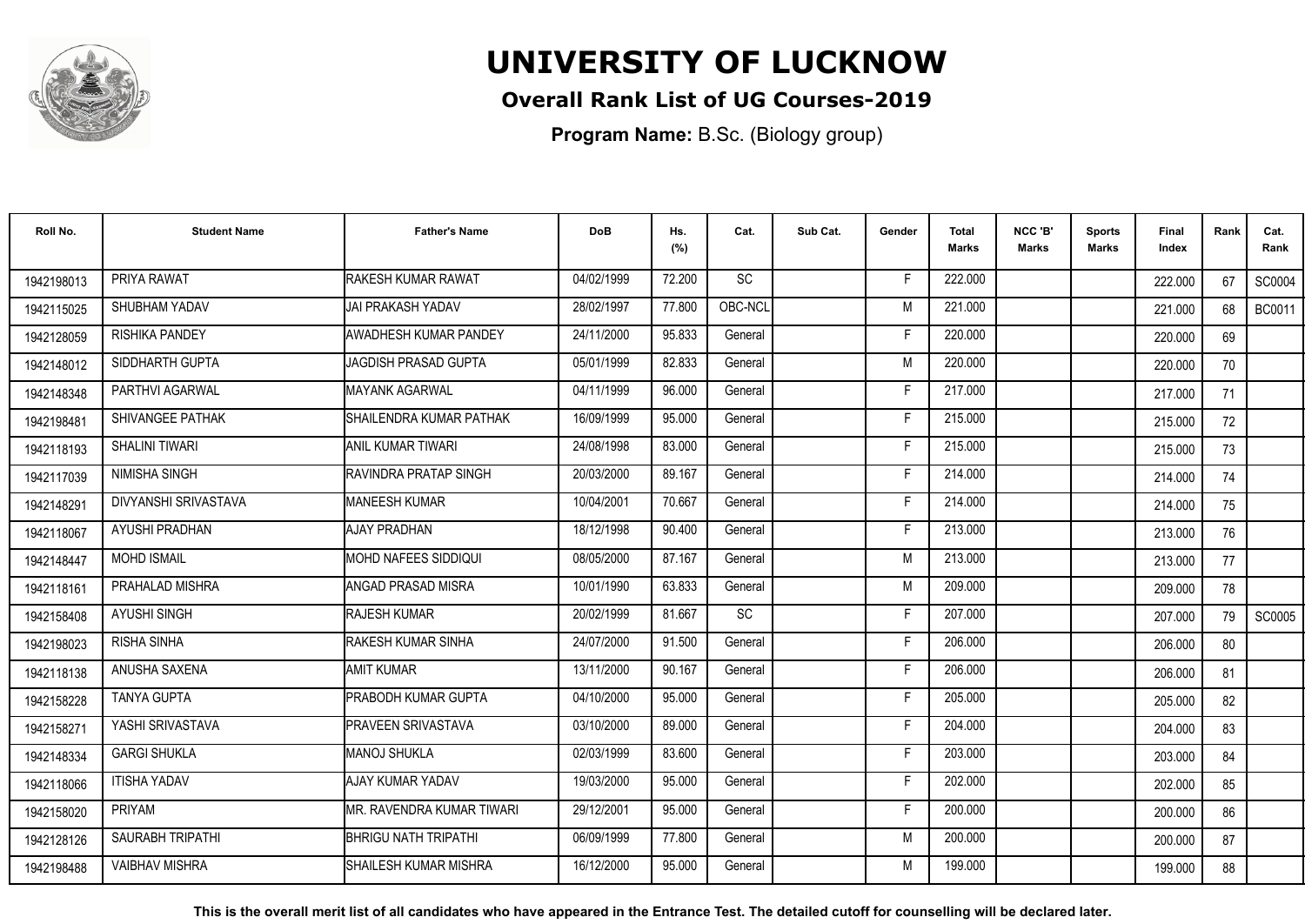# UNIVERSITY OF LUCKNOW

**Overall Rank List of UG Courses-2019**

**Program Name:** B.Sc. (Biology group)

| Roll No. | Student Name | Father's Name | DoB | Hs. (%) | Cat. | Sub Cat. | Gender | Total Marks | NCC 'B' Marks | Sports Marks | Final Index | Rank | Cat. Rank |
|---|---|---|---|---|---|---|---|---|---|---|---|---|---|
| 1942198013 | PRIYA RAWAT | RAKESH KUMAR RAWAT | 04/02/1999 | 72.200 | SC | | F | 222.000 | | | 222.000 | 67 | SC0004 |
| 1942115025 | SHUBHAM YADAV | JAI PRAKASH YADAV | 28/02/1997 | 77.800 | OBC-NCL | | M | 221.000 | | | 221.000 | 68 | BC0011 |
| 1942128059 | RISHIKA PANDEY | AWADHESH KUMAR PANDEY | 24/11/2000 | 95.833 | General | | F | 220.000 | | | 220.000 | 69 | |
| 1942148012 | SIDDHARTH GUPTA | JAGDISH PRASAD GUPTA | 05/01/1999 | 82.833 | General | | M | 220.000 | | | 220.000 | 70 | |
| 1942148348 | PARTHVI AGARWAL | MAYANK AGARWAL | 04/11/1999 | 96.000 | General | | F | 217.000 | | | 217.000 | 71 | |
| 1942198481 | SHIVANGEE PATHAK | SHAILENDRA KUMAR PATHAK | 16/09/1999 | 95.000 | General | | F | 215.000 | | | 215.000 | 72 | |
| 1942118193 | SHALINI TIWARI | ANIL KUMAR TIWARI | 24/08/1998 | 83.000 | General | | F | 215.000 | | | 215.000 | 73 | |
| 1942117039 | NIMISHA SINGH | RAVINDRA PRATAP SINGH | 20/03/2000 | 89.167 | General | | F | 214.000 | | | 214.000 | 74 | |
| 1942148291 | DIVYANSHI SRIVASTAVA | MANEESH KUMAR | 10/04/2001 | 70.667 | General | | F | 214.000 | | | 214.000 | 75 | |
| 1942118067 | AYUSHI PRADHAN | AJAY PRADHAN | 18/12/1998 | 90.400 | General | | F | 213.000 | | | 213.000 | 76 | |
| 1942148447 | MOHD ISMAIL | MOHD NAFEES SIDDIQUI | 08/05/2000 | 87.167 | General | | M | 213.000 | | | 213.000 | 77 | |
| 1942118161 | PRAHALAD MISHRA | ANGAD PRASAD MISRA | 10/01/1990 | 63.833 | General | | M | 209.000 | | | 209.000 | 78 | |
| 1942158408 | AYUSHI SINGH | RAJESH KUMAR | 20/02/1999 | 81.667 | SC | | F | 207.000 | | | 207.000 | 79 | SC0005 |
| 1942198023 | RISHA SINHA | RAKESH KUMAR SINHA | 24/07/2000 | 91.500 | General | | F | 206.000 | | | 206.000 | 80 | |
| 1942118138 | ANUSHA SAXENA | AMIT KUMAR | 13/11/2000 | 90.167 | General | | F | 206.000 | | | 206.000 | 81 | |
| 1942158228 | TANYA GUPTA | PRABODH KUMAR GUPTA | 04/10/2000 | 95.000 | General | | F | 205.000 | | | 205.000 | 82 | |
| 1942158271 | YASHI SRIVASTAVA | PRAVEEN SRIVASTAVA | 03/10/2000 | 89.000 | General | | F | 204.000 | | | 204.000 | 83 | |
| 1942148334 | GARGI SHUKLA | MANOJ SHUKLA | 02/03/1999 | 83.600 | General | | F | 203.000 | | | 203.000 | 84 | |
| 1942118066 | ITISHA YADAV | AJAY KUMAR YADAV | 19/03/2000 | 95.000 | General | | F | 202.000 | | | 202.000 | 85 | |
| 1942158020 | PRIYAM | MR. RAVENDRA KUMAR TIWARI | 29/12/2001 | 95.000 | General | | F | 200.000 | | | 200.000 | 86 | |
| 1942128126 | SAURABH TRIPATHI | BHRIGU NATH TRIPATHI | 06/09/1999 | 77.800 | General | | M | 200.000 | | | 200.000 | 87 | |
| 1942198488 | VAIBHAV MISHRA | SHAILESH KUMAR MISHRA | 16/12/2000 | 95.000 | General | | M | 199.000 | | | 199.000 | 88 | |

**This is the overall merit list of all candidates who have appeared in the Entrance Test. The detailed cutoff for counselling will be declared later.**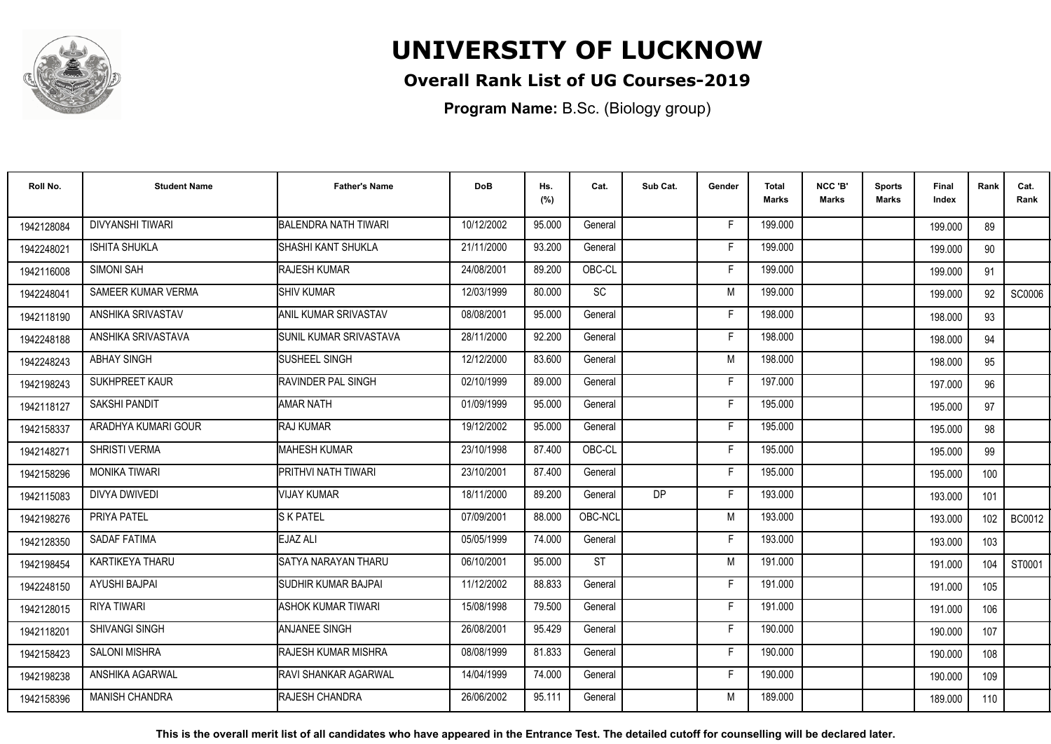# UNIVERSITY OF LUCKNOW

## Overall Rank List of UG Courses-2019

**Program Name:** B.Sc. (Biology group)

| Roll No. | Student Name | Father's Name | DoB | Hs. (%) | Cat. | Sub Cat. | Gender | Total Marks | NCC 'B' Marks | Sports Marks | Final Index | Rank | Cat. Rank |
|---|---|---|---|---|---|---|---|---|---|---|---|---|---|
| 1942128084 | DIVYANSHI TIWARI | BALENDRA NATH TIWARI | 10/12/2002 | 95.000 | General | | F | 199.000 | | | 199.000 | 89 | |
| 1942248021 | ISHITA SHUKLA | SHASHI KANT SHUKLA | 21/11/2000 | 93.200 | General | | F | 199.000 | | | 199.000 | 90 | |
| 1942116008 | SIMONI SAH | RAJESH KUMAR | 24/08/2001 | 89.200 | OBC-CL | | F | 199.000 | | | 199.000 | 91 | |
| 1942248041 | SAMEER KUMAR VERMA | SHIV KUMAR | 12/03/1999 | 80.000 | SC | | M | 199.000 | | | 199.000 | 92 | SC0006 |
| 1942118190 | ANSHIKA SRIVASTAV | ANIL KUMAR SRIVASTAV | 08/08/2001 | 95.000 | General | | F | 198.000 | | | 198.000 | 93 | |
| 1942248188 | ANSHIKA SRIVASTAVA | SUNIL KUMAR SRIVASTAVA | 28/11/2000 | 92.200 | General | | F | 198.000 | | | 198.000 | 94 | |
| 1942248243 | ABHAY SINGH | SUSHEEL SINGH | 12/12/2000 | 83.600 | General | | M | 198.000 | | | 198.000 | 95 | |
| 1942198243 | SUKHPREET KAUR | RAVINDER PAL SINGH | 02/10/1999 | 89.000 | General | | F | 197.000 | | | 197.000 | 96 | |
| 1942118127 | SAKSHI PANDIT | AMAR NATH | 01/09/1999 | 95.000 | General | | F | 195.000 | | | 195.000 | 97 | |
| 1942158337 | ARADHYA KUMARI GOUR | RAJ KUMAR | 19/12/2002 | 95.000 | General | | F | 195.000 | | | 195.000 | 98 | |
| 1942148271 | SHRISTI VERMA | MAHESH KUMAR | 23/10/1998 | 87.400 | OBC-CL | | F | 195.000 | | | 195.000 | 99 | |
| 1942158296 | MONIKA TIWARI | PRITHVI NATH TIWARI | 23/10/2001 | 87.400 | General | | F | 195.000 | | | 195.000 | 100 | |
| 1942115083 | DIVYA DWIVEDI | VIJAY KUMAR | 18/11/2000 | 89.200 | General | DP | F | 193.000 | | | 193.000 | 101 | |
| 1942198276 | PRIYA PATEL | S K PATEL | 07/09/2001 | 88.000 | OBC-NCL | | M | 193.000 | | | 193.000 | 102 | BC0012 |
| 1942128350 | SADAF FATIMA | EJAZ ALI | 05/05/1999 | 74.000 | General | | F | 193.000 | | | 193.000 | 103 | |
| 1942198454 | KARTIKEYA THARU | SATYA NARAYAN THARU | 06/10/2001 | 95.000 | ST | | M | 191.000 | | | 191.000 | 104 | ST0001 |
| 1942248150 | AYUSHI BAJPAI | SUDHIR KUMAR BAJPAI | 11/12/2002 | 88.833 | General | | F | 191.000 | | | 191.000 | 105 | |
| 1942128015 | RIYA TIWARI | ASHOK KUMAR TIWARI | 15/08/1998 | 79.500 | General | | F | 191.000 | | | 191.000 | 106 | |
| 1942118201 | SHIVANGI SINGH | ANJANEE SINGH | 26/08/2001 | 95.429 | General | | F | 190.000 | | | 190.000 | 107 | |
| 1942158423 | SALONI MISHRA | RAJESH KUMAR MISHRA | 08/08/1999 | 81.833 | General | | F | 190.000 | | | 190.000 | 108 | |
| 1942198238 | ANSHIKA AGARWAL | RAVI SHANKAR AGARWAL | 14/04/1999 | 74.000 | General | | F | 190.000 | | | 190.000 | 109 | |
| 1942158396 | MANISH CHANDRA | RAJESH CHANDRA | 26/06/2002 | 95.111 | General | | M | 189.000 | | | 189.000 | 110 | |

**This is the overall merit list of all candidates who have appeared in the Entrance Test. The detailed cutoff for counselling will be declared later.**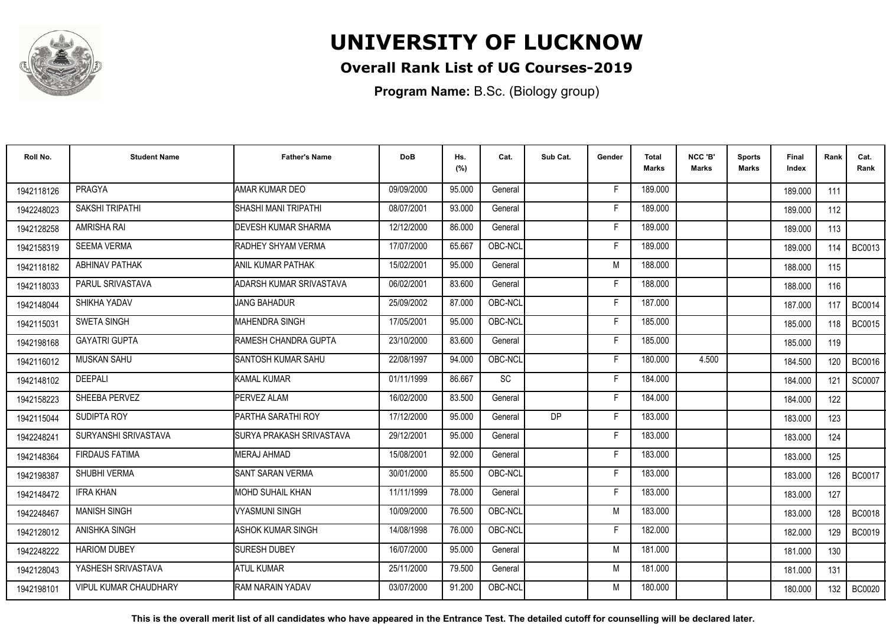# UNIVERSITY OF LUCKNOW

## Overall Rank List of UG Courses-2019

**Program Name:** B.Sc. (Biology group)

| Roll No. | Student Name | Father's Name | DoB | Hs. (%) | Cat. | Sub Cat. | Gender | Total Marks | NCC 'B' Marks | Sports Marks | Final Index | Rank | Cat. Rank |
|---|---|---|---|---|---|---|---|---|---|---|---|---|---|
| 1942118126 | PRAGYA | AMAR KUMAR DEO | 09/09/2000 | 95.000 | General | | F | 189.000 | | | 189.000 | 111 | |
| 1942248023 | SAKSHI TRIPATHI | SHASHI MANI TRIPATHI | 08/07/2001 | 93.000 | General | | F | 189.000 | | | 189.000 | 112 | |
| 1942128258 | AMRISHA RAI | DEVESH KUMAR SHARMA | 12/12/2000 | 86.000 | General | | F | 189.000 | | | 189.000 | 113 | |
| 1942158319 | SEEMA VERMA | RADHEY SHYAM VERMA | 17/07/2000 | 65.667 | OBC-NCL | | F | 189.000 | | | 189.000 | 114 | BC0013 |
| 1942118182 | ABHINAV PATHAK | ANIL KUMAR PATHAK | 15/02/2001 | 95.000 | General | | M | 188.000 | | | 188.000 | 115 | |
| 1942118033 | PARUL SRIVASTAVA | ADARSH KUMAR SRIVASTAVA | 06/02/2001 | 83.600 | General | | F | 188.000 | | | 188.000 | 116 | |
| 1942148044 | SHIKHA YADAV | JANG BAHADUR | 25/09/2002 | 87.000 | OBC-NCL | | F | 187.000 | | | 187.000 | 117 | BC0014 |
| 1942115031 | SWETA SINGH | MAHENDRA SINGH | 17/05/2001 | 95.000 | OBC-NCL | | F | 185.000 | | | 185.000 | 118 | BC0015 |
| 1942198168 | GAYATRI GUPTA | RAMESH CHANDRA GUPTA | 23/10/2000 | 83.600 | General | | F | 185.000 | | | 185.000 | 119 | |
| 1942116012 | MUSKAN SAHU | SANTOSH KUMAR SAHU | 22/08/1997 | 94.000 | OBC-NCL | | F | 180.000 | 4.500 | | 184.500 | 120 | BC0016 |
| 1942148102 | DEEPALI | KAMAL KUMAR | 01/11/1999 | 86.667 | SC | | F | 184.000 | | | 184.000 | 121 | SC0007 |
| 1942158223 | SHEEBA PERVEZ | PERVEZ ALAM | 16/02/2000 | 83.500 | General | | F | 184.000 | | | 184.000 | 122 | |
| 1942115044 | SUDIPTA ROY | PARTHA SARATHI ROY | 17/12/2000 | 95.000 | General | DP | F | 183.000 | | | 183.000 | 123 | |
| 1942248241 | SURYANSHI SRIVASTAVA | SURYA PRAKASH SRIVASTAVA | 29/12/2001 | 95.000 | General | | F | 183.000 | | | 183.000 | 124 | |
| 1942148364 | FIRDAUS FATIMA | MERAJ AHMAD | 15/08/2001 | 92.000 | General | | F | 183.000 | | | 183.000 | 125 | |
| 1942198387 | SHUBHI VERMA | SANT SARAN VERMA | 30/01/2000 | 85.500 | OBC-NCL | | F | 183.000 | | | 183.000 | 126 | BC0017 |
| 1942148472 | IFRA KHAN | MOHD SUHAIL KHAN | 11/11/1999 | 78.000 | General | | F | 183.000 | | | 183.000 | 127 | |
| 1942248467 | MANISH SINGH | VYASMUNI SINGH | 10/09/2000 | 76.500 | OBC-NCL | | M | 183.000 | | | 183.000 | 128 | BC0018 |
| 1942128012 | ANISHKA SINGH | ASHOK KUMAR SINGH | 14/08/1998 | 76.000 | OBC-NCL | | F | 182.000 | | | 182.000 | 129 | BC0019 |
| 1942248222 | HARIOM DUBEY | SURESH DUBEY | 16/07/2000 | 95.000 | General | | M | 181.000 | | | 181.000 | 130 | |
| 1942128043 | YASHESH SRIVASTAVA | ATUL KUMAR | 25/11/2000 | 79.500 | General | | M | 181.000 | | | 181.000 | 131 | |
| 1942198101 | VIPUL KUMAR CHAUDHARY | RAM NARAIN YADAV | 03/07/2000 | 91.200 | OBC-NCL | | M | 180.000 | | | 180.000 | 132 | BC0020 |

**This is the overall merit list of all candidates who have appeared in the Entrance Test. The detailed cutoff for counselling will be declared later.**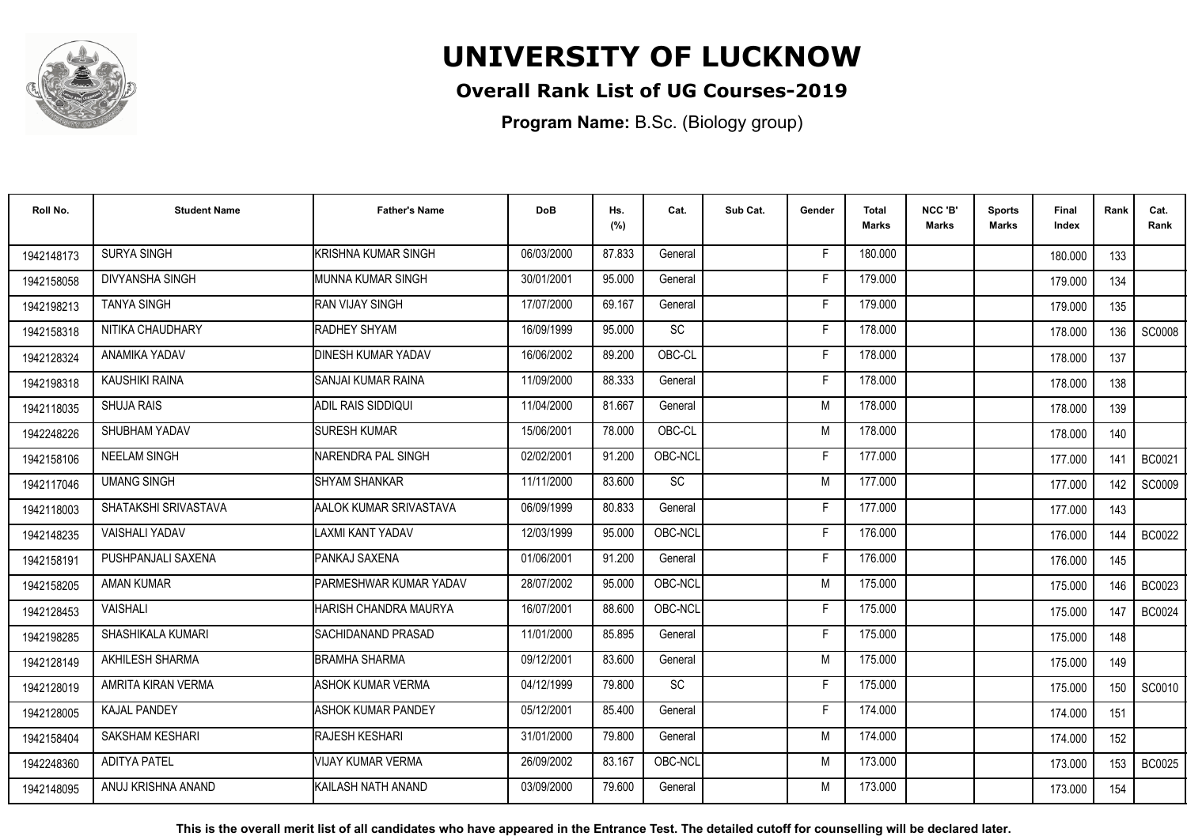# UNIVERSITY OF LUCKNOW

## Overall Rank List of UG Courses-2019

**Program Name:** B.Sc. (Biology group)

| Roll No. | Student Name | Father's Name | DoB | Hs. (%) | Cat. | Sub Cat. | Gender | Total Marks | NCC 'B' Marks | Sports Marks | Final Index | Rank | Cat. Rank |
|---|---|---|---|---|---|---|---|---|---|---|---|---|---|
| 1942148173 | SURYA SINGH | KRISHNA KUMAR SINGH | 06/03/2000 | 87.833 | General | | F | 180.000 | | | 180.000 | 133 | |
| 1942158058 | DIVYANSHA SINGH | MUNNA KUMAR SINGH | 30/01/2001 | 95.000 | General | | F | 179.000 | | | 179.000 | 134 | |
| 1942198213 | TANYA SINGH | RAN VIJAY SINGH | 17/07/2000 | 69.167 | General | | F | 179.000 | | | 179.000 | 135 | |
| 1942158318 | NITIKA CHAUDHARY | RADHEY SHYAM | 16/09/1999 | 95.000 | SC | | F | 178.000 | | | 178.000 | 136 | SC0008 |
| 1942128324 | ANAMIKA YADAV | DINESH KUMAR YADAV | 16/06/2002 | 89.200 | OBC-CL | | F | 178.000 | | | 178.000 | 137 | |
| 1942198318 | KAUSHIKI RAINA | SANJAI KUMAR RAINA | 11/09/2000 | 88.333 | General | | F | 178.000 | | | 178.000 | 138 | |
| 1942118035 | SHUJA RAIS | ADIL RAIS SIDDIQUI | 11/04/2000 | 81.667 | General | | M | 178.000 | | | 178.000 | 139 | |
| 1942248226 | SHUBHAM YADAV | SURESH KUMAR | 15/06/2001 | 78.000 | OBC-CL | | M | 178.000 | | | 178.000 | 140 | |
| 1942158106 | NEELAM SINGH | NARENDRA PAL SINGH | 02/02/2001 | 91.200 | OBC-NCL | | F | 177.000 | | | 177.000 | 141 | BC0021 |
| 1942117046 | UMANG SINGH | SHYAM SHANKAR | 11/11/2000 | 83.600 | SC | | M | 177.000 | | | 177.000 | 142 | SC0009 |
| 1942118003 | SHATAKSHI SRIVASTAVA | AALOK KUMAR SRIVASTAVA | 06/09/1999 | 80.833 | General | | F | 177.000 | | | 177.000 | 143 | |
| 1942148235 | VAISHALI YADAV | LAXMI KANT YADAV | 12/03/1999 | 95.000 | OBC-NCL | | F | 176.000 | | | 176.000 | 144 | BC0022 |
| 1942158191 | PUSHPANJALI SAXENA | PANKAJ SAXENA | 01/06/2001 | 91.200 | General | | F | 176.000 | | | 176.000 | 145 | |
| 1942158205 | AMAN KUMAR | PARMESHWAR KUMAR YADAV | 28/07/2002 | 95.000 | OBC-NCL | | M | 175.000 | | | 175.000 | 146 | BC0023 |
| 1942128453 | VAISHALI | HARISH CHANDRA MAURYA | 16/07/2001 | 88.600 | OBC-NCL | | F | 175.000 | | | 175.000 | 147 | BC0024 |
| 1942198285 | SHASHIKALA KUMARI | SACHIDANAND PRASAD | 11/01/2000 | 85.895 | General | | F | 175.000 | | | 175.000 | 148 | |
| 1942128149 | AKHILESH SHARMA | BRAMHA SHARMA | 09/12/2001 | 83.600 | General | | M | 175.000 | | | 175.000 | 149 | |
| 1942128019 | AMRITA KIRAN VERMA | ASHOK KUMAR VERMA | 04/12/1999 | 79.800 | SC | | F | 175.000 | | | 175.000 | 150 | SC0010 |
| 1942128005 | KAJAL PANDEY | ASHOK KUMAR PANDEY | 05/12/2001 | 85.400 | General | | F | 174.000 | | | 174.000 | 151 | |
| 1942158404 | SAKSHAM KESHARI | RAJESH KESHARI | 31/01/2000 | 79.800 | General | | M | 174.000 | | | 174.000 | 152 | |
| 1942248360 | ADITYA PATEL | VIJAY KUMAR VERMA | 26/09/2002 | 83.167 | OBC-NCL | | M | 173.000 | | | 173.000 | 153 | BC0025 |
| 1942148095 | ANUJ KRISHNA ANAND | KAILASH NATH ANAND | 03/09/2000 | 79.600 | General | | M | 173.000 | | | 173.000 | 154 | |

**This is the overall merit list of all candidates who have appeared in the Entrance Test. The detailed cutoff for counselling will be declared later.**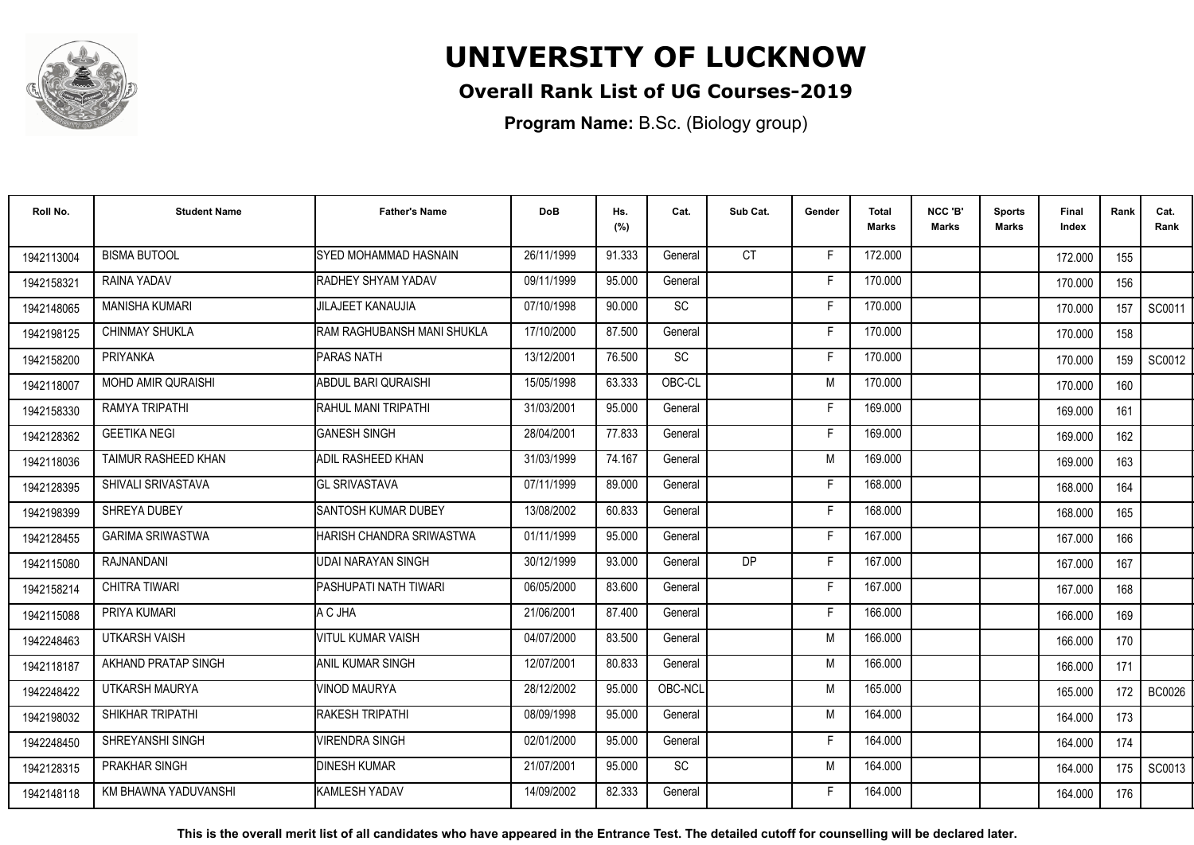# UNIVERSITY OF LUCKNOW

## Overall Rank List of UG Courses-2019

**Program Name:** B.Sc. (Biology group)

| Roll No. | Student Name | Father's Name | DoB | Hs. (%) | Cat. | Sub Cat. | Gender | Total Marks | NCC 'B' Marks | Sports Marks | Final Index | Rank | Cat. Rank |
|---|---|---|---|---|---|---|---|---|---|---|---|---|---|
| 1942113004 | BISMA BUTOOL | SYED MOHAMMAD HASNAIN | 26/11/1999 | 91.333 | General | CT | F | 172.000 | | | 172.000 | 155 | |
| 1942158321 | RAINA YADAV | RADHEY SHYAM YADAV | 09/11/1999 | 95.000 | General | | F | 170.000 | | | 170.000 | 156 | |
| 1942148065 | MANISHA KUMARI | JILAJEET KANAUJIA | 07/10/1998 | 90.000 | SC | | F | 170.000 | | | 170.000 | 157 | SC0011 |
| 1942198125 | CHINMAY SHUKLA | RAM RAGHUBANSH MANI SHUKLA | 17/10/2000 | 87.500 | General | | F | 170.000 | | | 170.000 | 158 | |
| 1942158200 | PRIYANKA | PARAS NATH | 13/12/2001 | 76.500 | SC | | F | 170.000 | | | 170.000 | 159 | SC0012 |
| 1942118007 | MOHD AMIR QURAISHI | ABDUL BARI QURAISHI | 15/05/1998 | 63.333 | OBC-CL | | M | 170.000 | | | 170.000 | 160 | |
| 1942158330 | RAMYA TRIPATHI | RAHUL MANI TRIPATHI | 31/03/2001 | 95.000 | General | | F | 169.000 | | | 169.000 | 161 | |
| 1942128362 | GEETIKA NEGI | GANESH SINGH | 28/04/2001 | 77.833 | General | | F | 169.000 | | | 169.000 | 162 | |
| 1942118036 | TAIMUR RASHEED KHAN | ADIL RASHEED KHAN | 31/03/1999 | 74.167 | General | | M | 169.000 | | | 169.000 | 163 | |
| 1942128395 | SHIVALI SRIVASTAVA | GL SRIVASTAVA | 07/11/1999 | 89.000 | General | | F | 168.000 | | | 168.000 | 164 | |
| 1942198399 | SHREYA DUBEY | SANTOSH KUMAR DUBEY | 13/08/2002 | 60.833 | General | | F | 168.000 | | | 168.000 | 165 | |
| 1942128455 | GARIMA SRIWASTWA | HARISH CHANDRA SRIWASTWA | 01/11/1999 | 95.000 | General | | F | 167.000 | | | 167.000 | 166 | |
| 1942115080 | RAJNANDANI | UDAI NARAYAN SINGH | 30/12/1999 | 93.000 | General | DP | F | 167.000 | | | 167.000 | 167 | |
| 1942158214 | CHITRA TIWARI | PASHUPATI NATH TIWARI | 06/05/2000 | 83.600 | General | | F | 167.000 | | | 167.000 | 168 | |
| 1942115088 | PRIYA KUMARI | A C JHA | 21/06/2001 | 87.400 | General | | F | 166.000 | | | 166.000 | 169 | |
| 1942248463 | UTKARSH VAISH | VITUL KUMAR VAISH | 04/07/2000 | 83.500 | General | | M | 166.000 | | | 166.000 | 170 | |
| 1942118187 | AKHAND PRATAP SINGH | ANIL KUMAR SINGH | 12/07/2001 | 80.833 | General | | M | 166.000 | | | 166.000 | 171 | |
| 1942248422 | UTKARSH MAURYA | VINOD MAURYA | 28/12/2002 | 95.000 | OBC-NCL | | M | 165.000 | | | 165.000 | 172 | BC0026 |
| 1942198032 | SHIKHAR TRIPATHI | RAKESH TRIPATHI | 08/09/1998 | 95.000 | General | | M | 164.000 | | | 164.000 | 173 | |
| 1942248450 | SHREYANSHI SINGH | VIRENDRA SINGH | 02/01/2000 | 95.000 | General | | F | 164.000 | | | 164.000 | 174 | |
| 1942128315 | PRAKHAR SINGH | DINESH KUMAR | 21/07/2001 | 95.000 | SC | | M | 164.000 | | | 164.000 | 175 | SC0013 |
| 1942148118 | KM BHAWNA YADUVANSHI | KAMLESH YADAV | 14/09/2002 | 82.333 | General | | F | 164.000 | | | 164.000 | 176 | |

**This is the overall merit list of all candidates who have appeared in the Entrance Test. The detailed cutoff for counselling will be declared later.**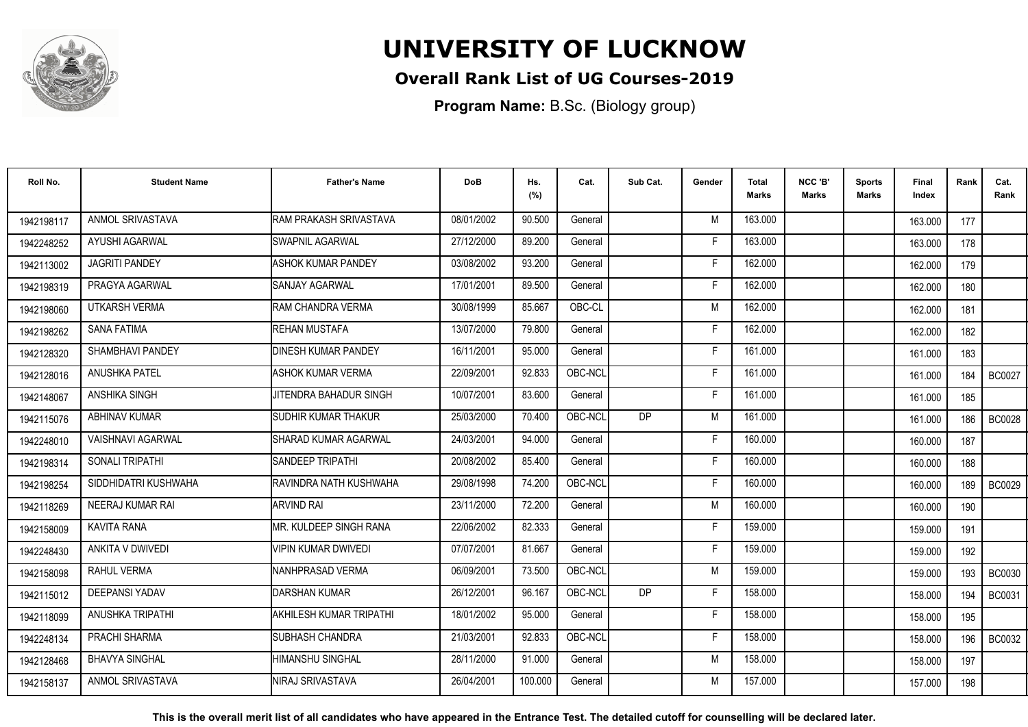# UNIVERSITY OF LUCKNOW

## Overall Rank List of UG Courses-2019

**Program Name:** B.Sc. (Biology group)

| Roll No. | Student Name | Father's Name | DoB | Hs. (%) | Cat. | Sub Cat. | Gender | Total Marks | NCC 'B' Marks | Sports Marks | Final Index | Rank | Cat. Rank |
|---|---|---|---|---|---|---|---|---|---|---|---|---|---|
| 1942198117 | ANMOL SRIVASTAVA | RAM PRAKASH SRIVASTAVA | 08/01/2002 | 90.500 | General | | M | 163.000 | | | 163.000 | 177 | |
| 1942248252 | AYUSHI AGARWAL | SWAPNIL AGARWAL | 27/12/2000 | 89.200 | General | | F | 163.000 | | | 163.000 | 178 | |
| 1942113002 | JAGRITI PANDEY | ASHOK KUMAR PANDEY | 03/08/2002 | 93.200 | General | | F | 162.000 | | | 162.000 | 179 | |
| 1942198319 | PRAGYA AGARWAL | SANJAY AGARWAL | 17/01/2001 | 89.500 | General | | F | 162.000 | | | 162.000 | 180 | |
| 1942198060 | UTKARSH VERMA | RAM CHANDRA VERMA | 30/08/1999 | 85.667 | OBC-CL | | M | 162.000 | | | 162.000 | 181 | |
| 1942198262 | SANA FATIMA | REHAN MUSTAFA | 13/07/2000 | 79.800 | General | | F | 162.000 | | | 162.000 | 182 | |
| 1942128320 | SHAMBHAVI PANDEY | DINESH KUMAR PANDEY | 16/11/2001 | 95.000 | General | | F | 161.000 | | | 161.000 | 183 | |
| 1942128016 | ANUSHKA PATEL | ASHOK KUMAR VERMA | 22/09/2001 | 92.833 | OBC-NCL | | F | 161.000 | | | 161.000 | 184 | BC0027 |
| 1942148067 | ANSHIKA SINGH | JITENDRA BAHADUR SINGH | 10/07/2001 | 83.600 | General | | F | 161.000 | | | 161.000 | 185 | |
| 1942115076 | ABHINAV KUMAR | SUDHIR KUMAR THAKUR | 25/03/2000 | 70.400 | OBC-NCL | DP | M | 161.000 | | | 161.000 | 186 | BC0028 |
| 1942248010 | VAISHNAVI AGARWAL | SHARAD KUMAR AGARWAL | 24/03/2001 | 94.000 | General | | F | 160.000 | | | 160.000 | 187 | |
| 1942198314 | SONALI TRIPATHI | SANDEEP TRIPATHI | 20/08/2002 | 85.400 | General | | F | 160.000 | | | 160.000 | 188 | |
| 1942198254 | SIDDHIDATRI KUSHWAHA | RAVINDRA NATH KUSHWAHA | 29/08/1998 | 74.200 | OBC-NCL | | F | 160.000 | | | 160.000 | 189 | BC0029 |
| 1942118269 | NEERAJ KUMAR RAI | ARVIND RAI | 23/11/2000 | 72.200 | General | | M | 160.000 | | | 160.000 | 190 | |
| 1942158009 | KAVITA RANA | MR. KULDEEP SINGH RANA | 22/06/2002 | 82.333 | General | | F | 159.000 | | | 159.000 | 191 | |
| 1942248430 | ANKITA V DWIVEDI | VIPIN KUMAR DWIVEDI | 07/07/2001 | 81.667 | General | | F | 159.000 | | | 159.000 | 192 | |
| 1942158098 | RAHUL VERMA | NANHPRASAD VERMA | 06/09/2001 | 73.500 | OBC-NCL | | M | 159.000 | | | 159.000 | 193 | BC0030 |
| 1942115012 | DEEPANSI YADAV | DARSHAN KUMAR | 26/12/2001 | 96.167 | OBC-NCL | DP | F | 158.000 | | | 158.000 | 194 | BC0031 |
| 1942118099 | ANUSHKA TRIPATHI | AKHILESH KUMAR TRIPATHI | 18/01/2002 | 95.000 | General | | F | 158.000 | | | 158.000 | 195 | |
| 1942248134 | PRACHI SHARMA | SUBHASH CHANDRA | 21/03/2001 | 92.833 | OBC-NCL | | F | 158.000 | | | 158.000 | 196 | BC0032 |
| 1942128468 | BHAVYA SINGHAL | HIMANSHU SINGHAL | 28/11/2000 | 91.000 | General | | M | 158.000 | | | 158.000 | 197 | |
| 1942158137 | ANMOL SRIVASTAVA | NIRAJ SRIVASTAVA | 26/04/2001 | 100.000 | General | | M | 157.000 | | | 157.000 | 198 | |

**This is the overall merit list of all candidates who have appeared in the Entrance Test. The detailed cutoff for counselling will be declared later.**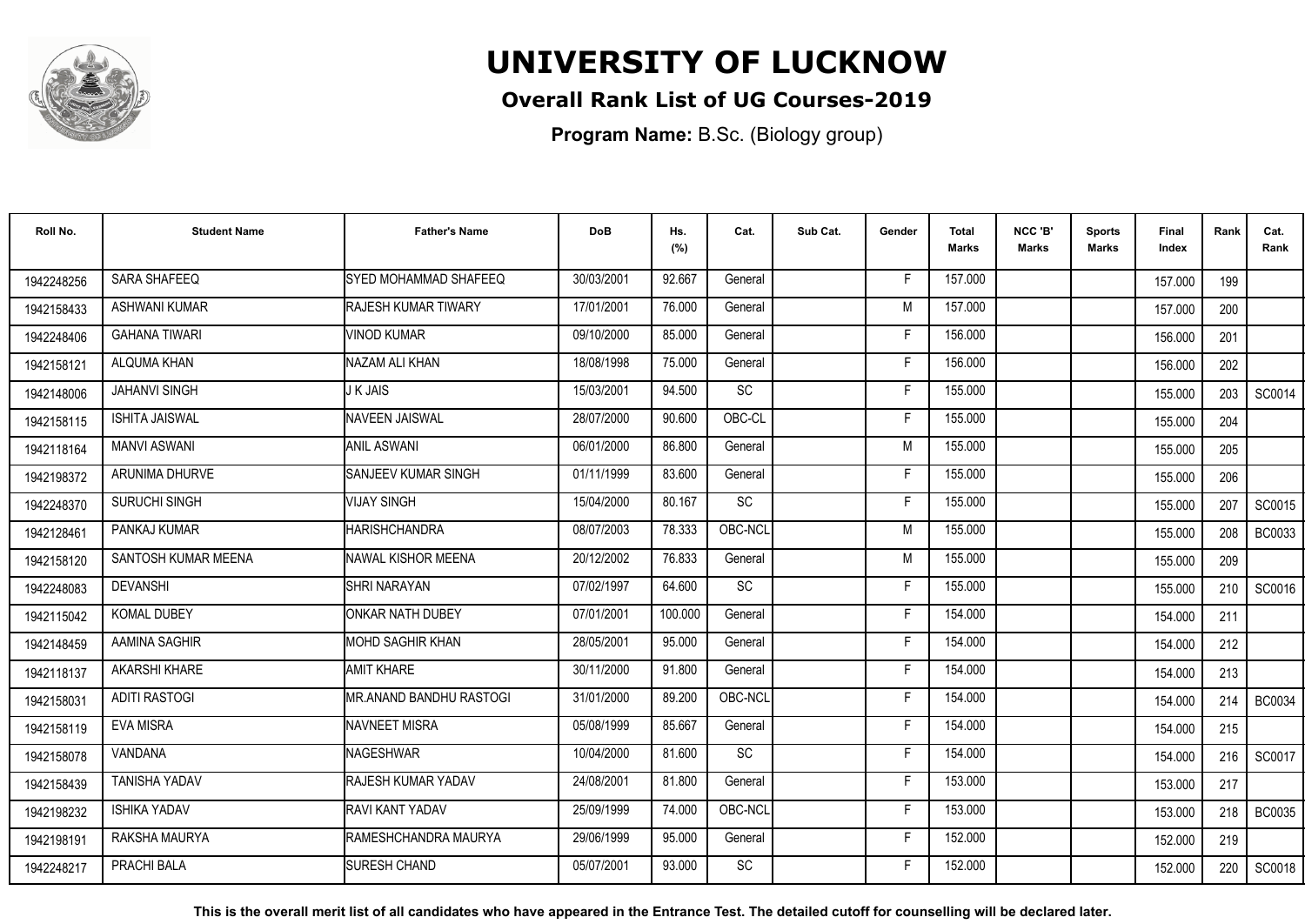# UNIVERSITY OF LUCKNOW

## Overall Rank List of UG Courses-2019

**Program Name:** B.Sc. (Biology group)

| Roll No. | Student Name | Father's Name | DoB | Hs. (%) | Cat. | Sub Cat. | Gender | Total Marks | NCC 'B' Marks | Sports Marks | Final Index | Rank | Cat. Rank |
|---|---|---|---|---|---|---|---|---|---|---|---|---|---|
| 1942248256 | SARA SHAFEEQ | SYED MOHAMMAD SHAFEEQ | 30/03/2001 | 92.667 | General | | F | 157.000 | | | 157.000 | 199 | |
| 1942158433 | ASHWANI KUMAR | RAJESH KUMAR TIWARY | 17/01/2001 | 76.000 | General | | M | 157.000 | | | 157.000 | 200 | |
| 1942248406 | GAHANA TIWARI | VINOD KUMAR | 09/10/2000 | 85.000 | General | | F | 156.000 | | | 156.000 | 201 | |
| 1942158121 | ALQUMA KHAN | NAZAM ALI KHAN | 18/08/1998 | 75.000 | General | | F | 156.000 | | | 156.000 | 202 | |
| 1942148006 | JAHANVI SINGH | J K JAIS | 15/03/2001 | 94.500 | SC | | F | 155.000 | | | 155.000 | 203 | SC0014 |
| 1942158115 | ISHITA JAISWAL | NAVEEN JAISWAL | 28/07/2000 | 90.600 | OBC-CL | | F | 155.000 | | | 155.000 | 204 | |
| 1942118164 | MANVI ASWANI | ANIL ASWANI | 06/01/2000 | 86.800 | General | | M | 155.000 | | | 155.000 | 205 | |
| 1942198372 | ARUNIMA DHURVE | SANJEEV KUMAR SINGH | 01/11/1999 | 83.600 | General | | F | 155.000 | | | 155.000 | 206 | |
| 1942248370 | SURUCHI SINGH | VIJAY SINGH | 15/04/2000 | 80.167 | SC | | F | 155.000 | | | 155.000 | 207 | SC0015 |
| 1942128461 | PANKAJ KUMAR | HARISHCHANDRA | 08/07/2003 | 78.333 | OBC-NCL | | M | 155.000 | | | 155.000 | 208 | BC0033 |
| 1942158120 | SANTOSH KUMAR MEENA | NAWAL KISHOR MEENA | 20/12/2002 | 76.833 | General | | M | 155.000 | | | 155.000 | 209 | |
| 1942248083 | DEVANSHI | SHRI NARAYAN | 07/02/1997 | 64.600 | SC | | F | 155.000 | | | 155.000 | 210 | SC0016 |
| 1942115042 | KOMAL DUBEY | ONKAR NATH DUBEY | 07/01/2001 | 100.000 | General | | F | 154.000 | | | 154.000 | 211 | |
| 1942148459 | AAMINA SAGHIR | MOHD SAGHIR KHAN | 28/05/2001 | 95.000 | General | | F | 154.000 | | | 154.000 | 212 | |
| 1942118137 | AKARSHI KHARE | AMIT KHARE | 30/11/2000 | 91.800 | General | | F | 154.000 | | | 154.000 | 213 | |
| 1942158031 | ADITI RASTOGI | MR.ANAND BANDHU RASTOGI | 31/01/2000 | 89.200 | OBC-NCL | | F | 154.000 | | | 154.000 | 214 | BC0034 |
| 1942158119 | EVA MISRA | NAVNEET MISRA | 05/08/1999 | 85.667 | General | | F | 154.000 | | | 154.000 | 215 | |
| 1942158078 | VANDANA | NAGESHWAR | 10/04/2000 | 81.600 | SC | | F | 154.000 | | | 154.000 | 216 | SC0017 |
| 1942158439 | TANISHA YADAV | RAJESH KUMAR YADAV | 24/08/2001 | 81.800 | General | | F | 153.000 | | | 153.000 | 217 | |
| 1942198232 | ISHIKA YADAV | RAVI KANT YADAV | 25/09/1999 | 74.000 | OBC-NCL | | F | 153.000 | | | 153.000 | 218 | BC0035 |
| 1942198191 | RAKSHA MAURYA | RAMESHCHANDRA MAURYA | 29/06/1999 | 95.000 | General | | F | 152.000 | | | 152.000 | 219 | |
| 1942248217 | PRACHI BALA | SURESH CHAND | 05/07/2001 | 93.000 | SC | | F | 152.000 | | | 152.000 | 220 | SC0018 |

**This is the overall merit list of all candidates who have appeared in the Entrance Test. The detailed cutoff for counselling will be declared later.**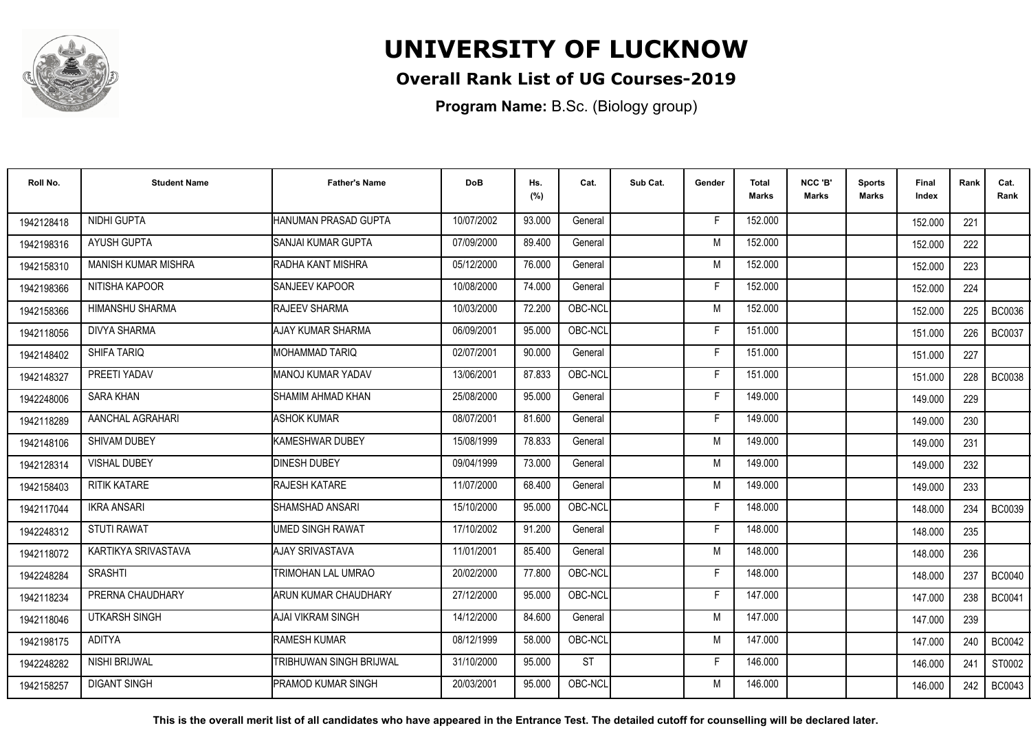# UNIVERSITY OF LUCKNOW

## Overall Rank List of UG Courses-2019

**Program Name:** B.Sc. (Biology group)

| Roll No. | Student Name | Father's Name | DoB | Hs. (%) | Cat. | Sub Cat. | Gender | Total Marks | NCC 'B' Marks | Sports Marks | Final Index | Rank | Cat. Rank |
|---|---|---|---|---|---|---|---|---|---|---|---|---|---|
| 1942128418 | NIDHI GUPTA | HANUMAN PRASAD GUPTA | 10/07/2002 | 93.000 | General | | F | 152.000 | | | 152.000 | 221 | |
| 1942198316 | AYUSH GUPTA | SANJAI KUMAR GUPTA | 07/09/2000 | 89.400 | General | | M | 152.000 | | | 152.000 | 222 | |
| 1942158310 | MANISH KUMAR MISHRA | RADHA KANT MISHRA | 05/12/2000 | 76.000 | General | | M | 152.000 | | | 152.000 | 223 | |
| 1942198366 | NITISHA KAPOOR | SANJEEV KAPOOR | 10/08/2000 | 74.000 | General | | F | 152.000 | | | 152.000 | 224 | |
| 1942158366 | HIMANSHU SHARMA | RAJEEV SHARMA | 10/03/2000 | 72.200 | OBC-NCL | | M | 152.000 | | | 152.000 | 225 | BC0036 |
| 1942118056 | DIVYA SHARMA | AJAY KUMAR SHARMA | 06/09/2001 | 95.000 | OBC-NCL | | F | 151.000 | | | 151.000 | 226 | BC0037 |
| 1942148402 | SHIFA TARIQ | MOHAMMAD TARIQ | 02/07/2001 | 90.000 | General | | F | 151.000 | | | 151.000 | 227 | |
| 1942148327 | PREETI YADAV | MANOJ KUMAR YADAV | 13/06/2001 | 87.833 | OBC-NCL | | F | 151.000 | | | 151.000 | 228 | BC0038 |
| 1942248006 | SARA KHAN | SHAMIM AHMAD KHAN | 25/08/2000 | 95.000 | General | | F | 149.000 | | | 149.000 | 229 | |
| 1942118289 | AANCHAL AGRAHARI | ASHOK KUMAR | 08/07/2001 | 81.600 | General | | F | 149.000 | | | 149.000 | 230 | |
| 1942148106 | SHIVAM DUBEY | KAMESHWAR DUBEY | 15/08/1999 | 78.833 | General | | M | 149.000 | | | 149.000 | 231 | |
| 1942128314 | VISHAL DUBEY | DINESH DUBEY | 09/04/1999 | 73.000 | General | | M | 149.000 | | | 149.000 | 232 | |
| 1942158403 | RITIK KATARE | RAJESH KATARE | 11/07/2000 | 68.400 | General | | M | 149.000 | | | 149.000 | 233 | |
| 1942117044 | IKRA ANSARI | SHAMSHAD ANSARI | 15/10/2000 | 95.000 | OBC-NCL | | F | 148.000 | | | 148.000 | 234 | BC0039 |
| 1942248312 | STUTI RAWAT | UMED SINGH RAWAT | 17/10/2002 | 91.200 | General | | F | 148.000 | | | 148.000 | 235 | |
| 1942118072 | KARTIKYA SRIVASTAVA | AJAY SRIVASTAVA | 11/01/2001 | 85.400 | General | | M | 148.000 | | | 148.000 | 236 | |
| 1942248284 | SRASHTI | TRIMOHAN LAL UMRAO | 20/02/2000 | 77.800 | OBC-NCL | | F | 148.000 | | | 148.000 | 237 | BC0040 |
| 1942118234 | PRERNA CHAUDHARY | ARUN KUMAR CHAUDHARY | 27/12/2000 | 95.000 | OBC-NCL | | F | 147.000 | | | 147.000 | 238 | BC0041 |
| 1942118046 | UTKARSH SINGH | AJAI VIKRAM SINGH | 14/12/2000 | 84.600 | General | | M | 147.000 | | | 147.000 | 239 | |
| 1942198175 | ADITYA | RAMESH KUMAR | 08/12/1999 | 58.000 | OBC-NCL | | M | 147.000 | | | 147.000 | 240 | BC0042 |
| 1942248282 | NISHI BRIJWAL | TRIBHUWAN SINGH BRIJWAL | 31/10/2000 | 95.000 | ST | | F | 146.000 | | | 146.000 | 241 | ST0002 |
| 1942158257 | DIGANT SINGH | PRAMOD KUMAR SINGH | 20/03/2001 | 95.000 | OBC-NCL | | M | 146.000 | | | 146.000 | 242 | BC0043 |

**This is the overall merit list of all candidates who have appeared in the Entrance Test. The detailed cutoff for counselling will be declared later.**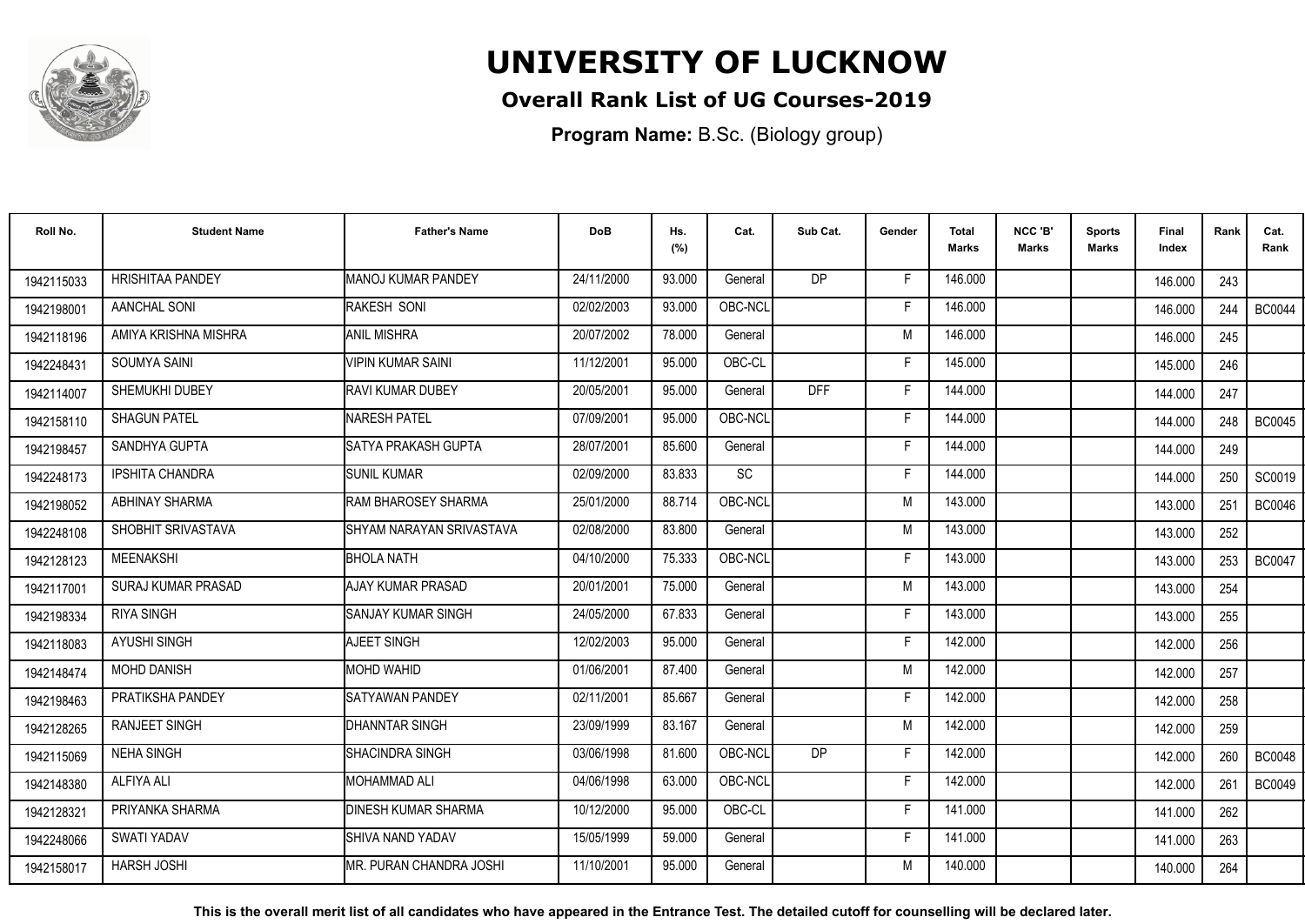# UNIVERSITY OF LUCKNOW

## Overall Rank List of UG Courses-2019

**Program Name:** B.Sc. (Biology group)

| Roll No. | Student Name | Father's Name | DoB | Hs. (%) | Cat. | Sub Cat. | Gender | Total Marks | NCC 'B' Marks | Sports Marks | Final Index | Rank | Cat. Rank |
|---|---|---|---|---|---|---|---|---|---|---|---|---|---|
| 1942115033 | HRISHITAA PANDEY | MANOJ KUMAR PANDEY | 24/11/2000 | 93.000 | General | DP | F | 146.000 | | | 146.000 | 243 | |
| 1942198001 | AANCHAL SONI | RAKESH SONI | 02/02/2003 | 93.000 | OBC-NCL | | F | 146.000 | | | 146.000 | 244 | BC0044 |
| 1942118196 | AMIYA KRISHNA MISHRA | ANIL MISHRA | 20/07/2002 | 78.000 | General | | M | 146.000 | | | 146.000 | 245 | |
| 1942248431 | SOUMYA SAINI | VIPIN KUMAR SAINI | 11/12/2001 | 95.000 | OBC-CL | | F | 145.000 | | | 145.000 | 246 | |
| 1942114007 | SHEMUKHI DUBEY | RAVI KUMAR DUBEY | 20/05/2001 | 95.000 | General | DFF | F | 144.000 | | | 144.000 | 247 | |
| 1942158110 | SHAGUN PATEL | NARESH PATEL | 07/09/2001 | 95.000 | OBC-NCL | | F | 144.000 | | | 144.000 | 248 | BC0045 |
| 1942198457 | SANDHYA GUPTA | SATYA PRAKASH GUPTA | 28/07/2001 | 85.600 | General | | F | 144.000 | | | 144.000 | 249 | |
| 1942248173 | IPSHITA CHANDRA | SUNIL KUMAR | 02/09/2000 | 83.833 | SC | | F | 144.000 | | | 144.000 | 250 | SC0019 |
| 1942198052 | ABHINAY SHARMA | RAM BHAROSEY SHARMA | 25/01/2000 | 88.714 | OBC-NCL | | M | 143.000 | | | 143.000 | 251 | BC0046 |
| 1942248108 | SHOBHIT SRIVASTAVA | SHYAM NARAYAN SRIVASTAVA | 02/08/2000 | 83.800 | General | | M | 143.000 | | | 143.000 | 252 | |
| 1942128123 | MEENAKSHI | BHOLA NATH | 04/10/2000 | 75.333 | OBC-NCL | | F | 143.000 | | | 143.000 | 253 | BC0047 |
| 1942117001 | SURAJ KUMAR PRASAD | AJAY KUMAR PRASAD | 20/01/2001 | 75.000 | General | | M | 143.000 | | | 143.000 | 254 | |
| 1942198334 | RIYA SINGH | SANJAY KUMAR SINGH | 24/05/2000 | 67.833 | General | | F | 143.000 | | | 143.000 | 255 | |
| 1942118083 | AYUSHI SINGH | AJEET SINGH | 12/02/2003 | 95.000 | General | | F | 142.000 | | | 142.000 | 256 | |
| 1942148474 | MOHD DANISH | MOHD WAHID | 01/06/2001 | 87.400 | General | | M | 142.000 | | | 142.000 | 257 | |
| 1942198463 | PRATIKSHA PANDEY | SATYAWAN PANDEY | 02/11/2001 | 85.667 | General | | F | 142.000 | | | 142.000 | 258 | |
| 1942128265 | RANJEET SINGH | DHANNTAR SINGH | 23/09/1999 | 83.167 | General | | M | 142.000 | | | 142.000 | 259 | |
| 1942115069 | NEHA SINGH | SHACINDRA SINGH | 03/06/1998 | 81.600 | OBC-NCL | DP | F | 142.000 | | | 142.000 | 260 | BC0048 |
| 1942148380 | ALFIYA ALI | MOHAMMAD ALI | 04/06/1998 | 63.000 | OBC-NCL | | F | 142.000 | | | 142.000 | 261 | BC0049 |
| 1942128321 | PRIYANKA SHARMA | DINESH KUMAR SHARMA | 10/12/2000 | 95.000 | OBC-CL | | F | 141.000 | | | 141.000 | 262 | |
| 1942248066 | SWATI YADAV | SHIVA NAND YADAV | 15/05/1999 | 59.000 | General | | F | 141.000 | | | 141.000 | 263 | |
| 1942158017 | HARSH JOSHI | MR. PURAN CHANDRA JOSHI | 11/10/2001 | 95.000 | General | | M | 140.000 | | | 140.000 | 264 | |

**This is the overall merit list of all candidates who have appeared in the Entrance Test. The detailed cutoff for counselling will be declared later.**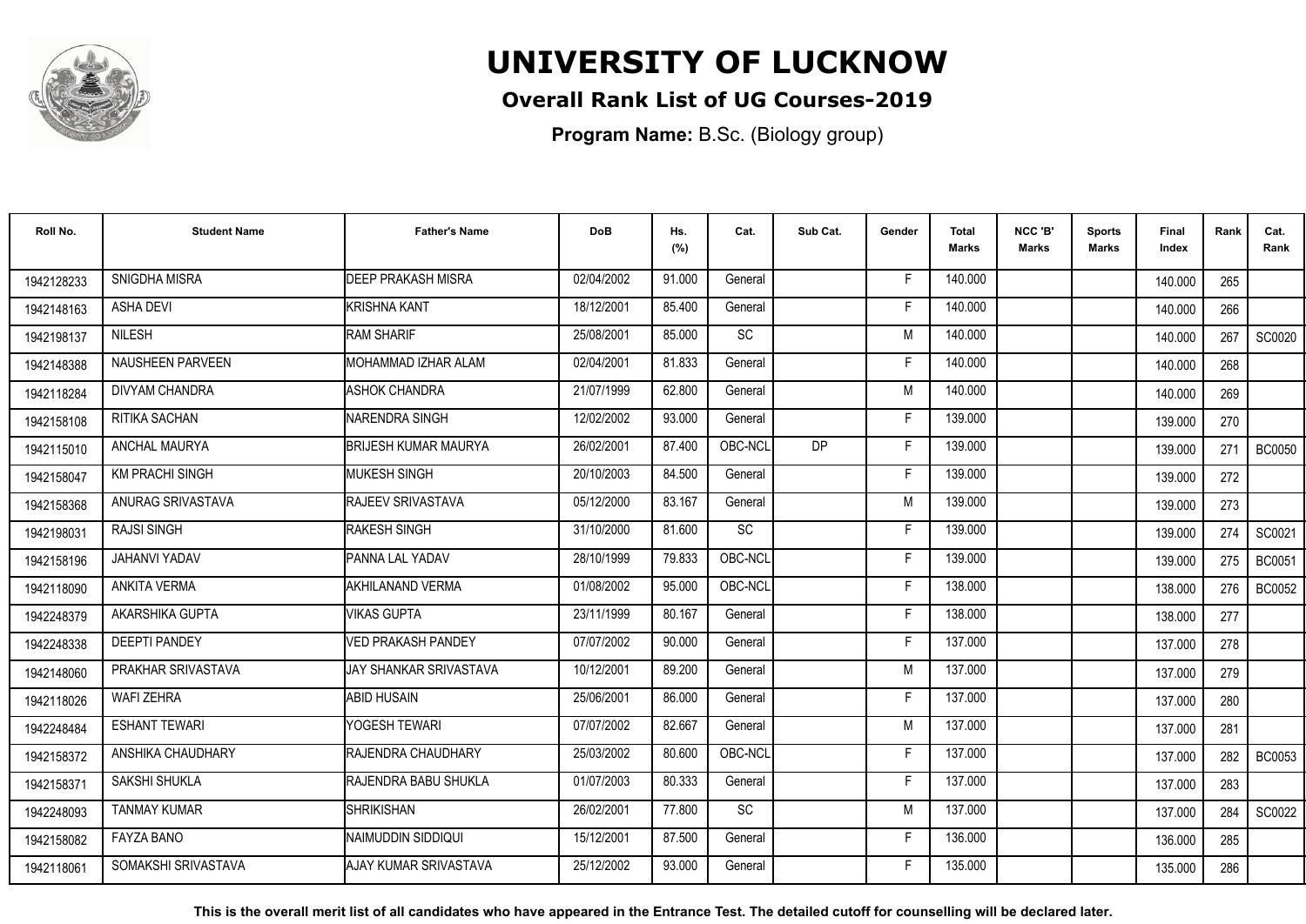# UNIVERSITY OF LUCKNOW

## Overall Rank List of UG Courses-2019

**Program Name:** B.Sc. (Biology group)

| Roll No. | Student Name | Father's Name | DoB | Hs. (%) | Cat. | Sub Cat. | Gender | Total Marks | NCC 'B' Marks | Sports Marks | Final Index | Rank | Cat. Rank |
|---|---|---|---|---|---|---|---|---|---|---|---|---|---|
| 1942128233 | SNIGDHA MISRA | DEEP PRAKASH MISRA | 02/04/2002 | 91.000 | General | | F | 140.000 | | | 140.000 | 265 | |
| 1942148163 | ASHA DEVI | KRISHNA KANT | 18/12/2001 | 85.400 | General | | F | 140.000 | | | 140.000 | 266 | |
| 1942198137 | NILESH | RAM SHARIF | 25/08/2001 | 85.000 | SC | | M | 140.000 | | | 140.000 | 267 | SC0020 |
| 1942148388 | NAUSHEEN PARVEEN | MOHAMMAD IZHAR ALAM | 02/04/2001 | 81.833 | General | | F | 140.000 | | | 140.000 | 268 | |
| 1942118284 | DIVYAM CHANDRA | ASHOK CHANDRA | 21/07/1999 | 62.800 | General | | M | 140.000 | | | 140.000 | 269 | |
| 1942158108 | RITIKA SACHAN | NARENDRA SINGH | 12/02/2002 | 93.000 | General | | F | 139.000 | | | 139.000 | 270 | |
| 1942115010 | ANCHAL MAURYA | BRIJESH KUMAR MAURYA | 26/02/2001 | 87.400 | OBC-NCL | DP | F | 139.000 | | | 139.000 | 271 | BC0050 |
| 1942158047 | KM PRACHI SINGH | MUKESH SINGH | 20/10/2003 | 84.500 | General | | F | 139.000 | | | 139.000 | 272 | |
| 1942158368 | ANURAG SRIVASTAVA | RAJEEV SRIVASTAVA | 05/12/2000 | 83.167 | General | | M | 139.000 | | | 139.000 | 273 | |
| 1942198031 | RAJSI SINGH | RAKESH SINGH | 31/10/2000 | 81.600 | SC | | F | 139.000 | | | 139.000 | 274 | SC0021 |
| 1942158196 | JAHANVI YADAV | PANNA LAL YADAV | 28/10/1999 | 79.833 | OBC-NCL | | F | 139.000 | | | 139.000 | 275 | BC0051 |
| 1942118090 | ANKITA VERMA | AKHILANAND VERMA | 01/08/2002 | 95.000 | OBC-NCL | | F | 138.000 | | | 138.000 | 276 | BC0052 |
| 1942248379 | AKARSHIKA GUPTA | VIKAS GUPTA | 23/11/1999 | 80.167 | General | | F | 138.000 | | | 138.000 | 277 | |
| 1942248338 | DEEPTI PANDEY | VED PRAKASH PANDEY | 07/07/2002 | 90.000 | General | | F | 137.000 | | | 137.000 | 278 | |
| 1942148060 | PRAKHAR SRIVASTAVA | JAY SHANKAR SRIVASTAVA | 10/12/2001 | 89.200 | General | | M | 137.000 | | | 137.000 | 279 | |
| 1942118026 | WAFI ZEHRA | ABID HUSAIN | 25/06/2001 | 86.000 | General | | F | 137.000 | | | 137.000 | 280 | |
| 1942248484 | ESHANT TEWARI | YOGESH TEWARI | 07/07/2002 | 82.667 | General | | M | 137.000 | | | 137.000 | 281 | |
| 1942158372 | ANSHIKA CHAUDHARY | RAJENDRA CHAUDHARY | 25/03/2002 | 80.600 | OBC-NCL | | F | 137.000 | | | 137.000 | 282 | BC0053 |
| 1942158371 | SAKSHI SHUKLA | RAJENDRA BABU SHUKLA | 01/07/2003 | 80.333 | General | | F | 137.000 | | | 137.000 | 283 | |
| 1942248093 | TANMAY KUMAR | SHRIKISHAN | 26/02/2001 | 77.800 | SC | | M | 137.000 | | | 137.000 | 284 | SC0022 |
| 1942158082 | FAYZA BANO | NAIMUDDIN SIDDIQUI | 15/12/2001 | 87.500 | General | | F | 136.000 | | | 136.000 | 285 | |
| 1942118061 | SOMAKSHI SRIVASTAVA | AJAY KUMAR SRIVASTAVA | 25/12/2002 | 93.000 | General | | F | 135.000 | | | 135.000 | 286 | |

**This is the overall merit list of all candidates who have appeared in the Entrance Test. The detailed cutoff for counselling will be declared later.**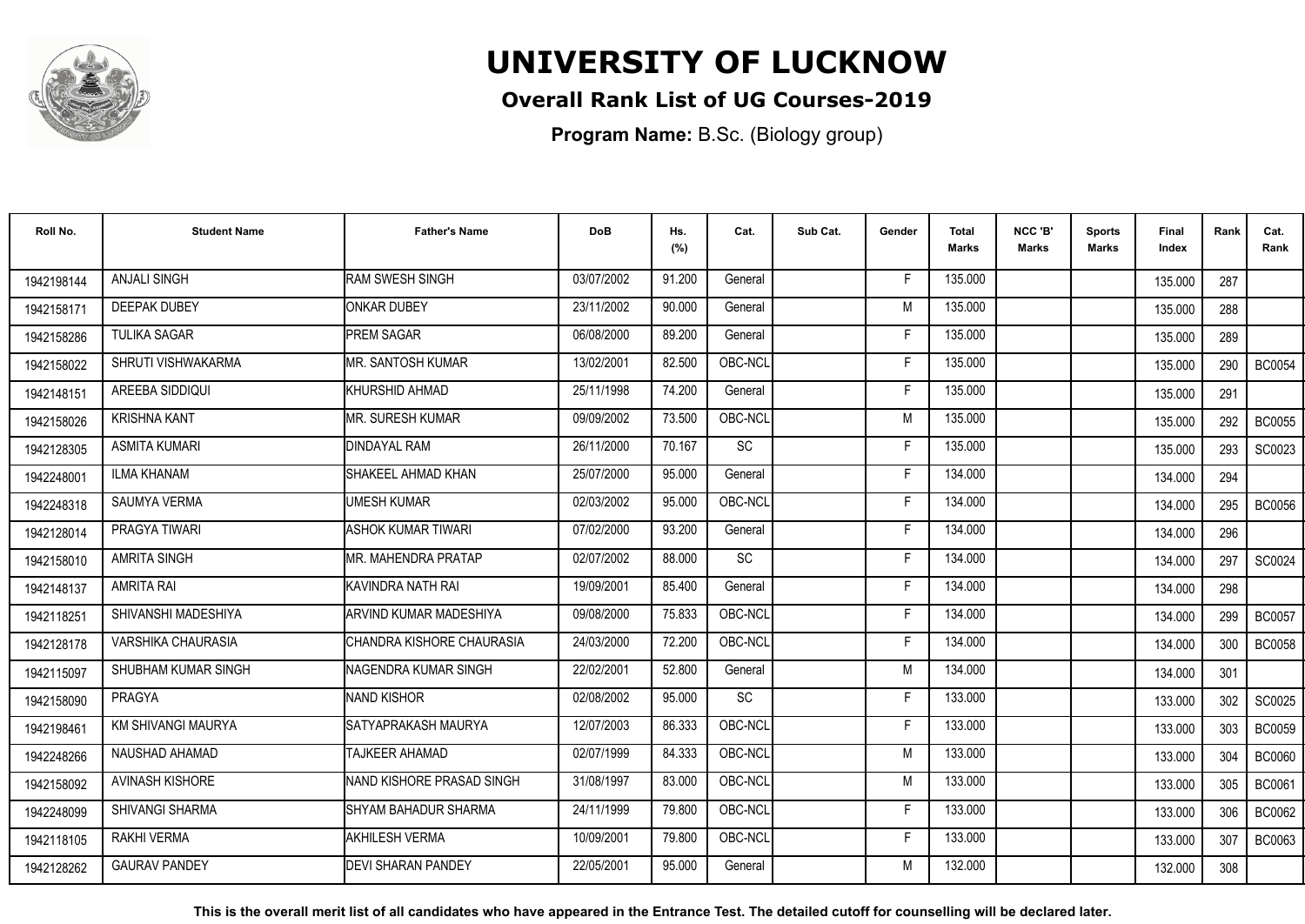# UNIVERSITY OF LUCKNOW

## Overall Rank List of UG Courses-2019

**Program Name:** B.Sc. (Biology group)

| Roll No. | Student Name | Father's Name | DoB | Hs. (%) | Cat. | Sub Cat. | Gender | Total Marks | NCC 'B' Marks | Sports Marks | Final Index | Rank | Cat. Rank |
|---|---|---|---|---|---|---|---|---|---|---|---|---|---|
| 1942198144 | ANJALI SINGH | RAM SWESH SINGH | 03/07/2002 | 91.200 | General | | F | 135.000 | | | 135.000 | 287 | |
| 1942158171 | DEEPAK DUBEY | ONKAR DUBEY | 23/11/2002 | 90.000 | General | | M | 135.000 | | | 135.000 | 288 | |
| 1942158286 | TULIKA SAGAR | PREM SAGAR | 06/08/2000 | 89.200 | General | | F | 135.000 | | | 135.000 | 289 | |
| 1942158022 | SHRUTI VISHWAKARMA | MR. SANTOSH KUMAR | 13/02/2001 | 82.500 | OBC-NCL | | F | 135.000 | | | 135.000 | 290 | BC0054 |
| 1942148151 | AREEBA SIDDIQUI | KHURSHID AHMAD | 25/11/1998 | 74.200 | General | | F | 135.000 | | | 135.000 | 291 | |
| 1942158026 | KRISHNA KANT | MR. SURESH KUMAR | 09/09/2002 | 73.500 | OBC-NCL | | M | 135.000 | | | 135.000 | 292 | BC0055 |
| 1942128305 | ASMITA KUMARI | DINDAYAL RAM | 26/11/2000 | 70.167 | SC | | F | 135.000 | | | 135.000 | 293 | SC0023 |
| 1942248001 | ILMA KHANAM | SHAKEEL AHMAD KHAN | 25/07/2000 | 95.000 | General | | F | 134.000 | | | 134.000 | 294 | |
| 1942248318 | SAUMYA VERMA | UMESH KUMAR | 02/03/2002 | 95.000 | OBC-NCL | | F | 134.000 | | | 134.000 | 295 | BC0056 |
| 1942128014 | PRAGYA TIWARI | ASHOK KUMAR TIWARI | 07/02/2000 | 93.200 | General | | F | 134.000 | | | 134.000 | 296 | |
| 1942158010 | AMRITA SINGH | MR. MAHENDRA PRATAP | 02/07/2002 | 88.000 | SC | | F | 134.000 | | | 134.000 | 297 | SC0024 |
| 1942148137 | AMRITA RAI | KAVINDRA NATH RAI | 19/09/2001 | 85.400 | General | | F | 134.000 | | | 134.000 | 298 | |
| 1942118251 | SHIVANSHI MADESHIYA | ARVIND KUMAR MADESHIYA | 09/08/2000 | 75.833 | OBC-NCL | | F | 134.000 | | | 134.000 | 299 | BC0057 |
| 1942128178 | VARSHIKA CHAURASIA | CHANDRA KISHORE CHAURASIA | 24/03/2000 | 72.200 | OBC-NCL | | F | 134.000 | | | 134.000 | 300 | BC0058 |
| 1942115097 | SHUBHAM KUMAR SINGH | NAGENDRA KUMAR SINGH | 22/02/2001 | 52.800 | General | | M | 134.000 | | | 134.000 | 301 | |
| 1942158090 | PRAGYA | NAND KISHOR | 02/08/2002 | 95.000 | SC | | F | 133.000 | | | 133.000 | 302 | SC0025 |
| 1942198461 | KM SHIVANGI MAURYA | SATYAPRAKASH MAURYA | 12/07/2003 | 86.333 | OBC-NCL | | F | 133.000 | | | 133.000 | 303 | BC0059 |
| 1942248266 | NAUSHAD AHAMAD | TAJKEER AHAMAD | 02/07/1999 | 84.333 | OBC-NCL | | M | 133.000 | | | 133.000 | 304 | BC0060 |
| 1942158092 | AVINASH KISHORE | NAND KISHORE PRASAD SINGH | 31/08/1997 | 83.000 | OBC-NCL | | M | 133.000 | | | 133.000 | 305 | BC0061 |
| 1942248099 | SHIVANGI SHARMA | SHYAM BAHADUR SHARMA | 24/11/1999 | 79.800 | OBC-NCL | | F | 133.000 | | | 133.000 | 306 | BC0062 |
| 1942118105 | RAKHI VERMA | AKHILESH VERMA | 10/09/2001 | 79.800 | OBC-NCL | | F | 133.000 | | | 133.000 | 307 | BC0063 |
| 1942128262 | GAURAV PANDEY | DEVI SHARAN PANDEY | 22/05/2001 | 95.000 | General | | M | 132.000 | | | 132.000 | 308 | |

**This is the overall merit list of all candidates who have appeared in the Entrance Test. The detailed cutoff for counselling will be declared later.**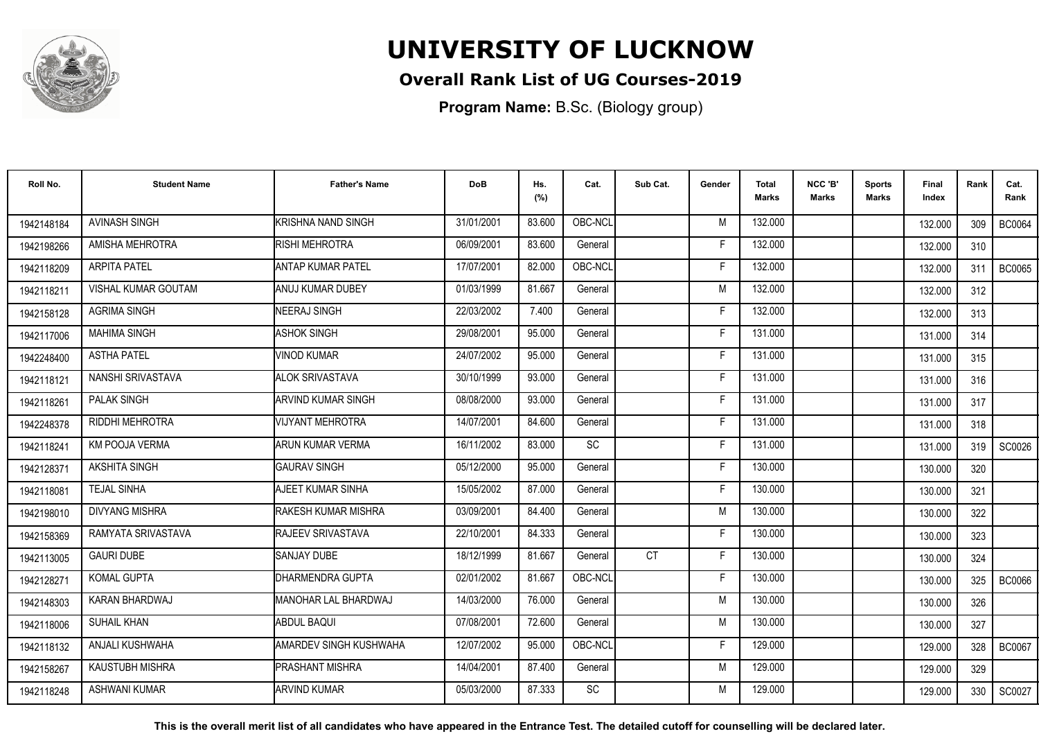# UNIVERSITY OF LUCKNOW

**Overall Rank List of UG Courses-2019**

**Program Name:** B.Sc. (Biology group)

| Roll No. | Student Name | Father's Name | DoB | Hs. (%) | Cat. | Sub Cat. | Gender | Total Marks | NCC 'B' Marks | Sports Marks | Final Index | Rank | Cat. Rank |
|---|---|---|---|---|---|---|---|---|---|---|---|---|---|
| 1942148184 | AVINASH SINGH | KRISHNA NAND SINGH | 31/01/2001 | 83.600 | OBC-NCL | | M | 132.000 | | | 132.000 | 309 | BC0064 |
| 1942198266 | AMISHA MEHROTRA | RISHI MEHROTRA | 06/09/2001 | 83.600 | General | | F | 132.000 | | | 132.000 | 310 | |
| 1942118209 | ARPITA PATEL | ANTAP KUMAR PATEL | 17/07/2001 | 82.000 | OBC-NCL | | F | 132.000 | | | 132.000 | 311 | BC0065 |
| 1942118211 | VISHAL KUMAR GOUTAM | ANUJ KUMAR DUBEY | 01/03/1999 | 81.667 | General | | M | 132.000 | | | 132.000 | 312 | |
| 1942158128 | AGRIMA SINGH | NEERAJ SINGH | 22/03/2002 | 7.400 | General | | F | 132.000 | | | 132.000 | 313 | |
| 1942117006 | MAHIMA SINGH | ASHOK SINGH | 29/08/2001 | 95.000 | General | | F | 131.000 | | | 131.000 | 314 | |
| 1942248400 | ASTHA PATEL | VINOD KUMAR | 24/07/2002 | 95.000 | General | | F | 131.000 | | | 131.000 | 315 | |
| 1942118121 | NANSHI SRIVASTAVA | ALOK SRIVASTAVA | 30/10/1999 | 93.000 | General | | F | 131.000 | | | 131.000 | 316 | |
| 1942118261 | PALAK SINGH | ARVIND KUMAR SINGH | 08/08/2000 | 93.000 | General | | F | 131.000 | | | 131.000 | 317 | |
| 1942248378 | RIDDHI MEHROTRA | VIJYANT MEHROTRA | 14/07/2001 | 84.600 | General | | F | 131.000 | | | 131.000 | 318 | |
| 1942118241 | KM POOJA VERMA | ARUN KUMAR VERMA | 16/11/2002 | 83.000 | SC | | F | 131.000 | | | 131.000 | 319 | SC0026 |
| 1942128371 | AKSHITA SINGH | GAURAV SINGH | 05/12/2000 | 95.000 | General | | F | 130.000 | | | 130.000 | 320 | |
| 1942118081 | TEJAL SINHA | AJEET KUMAR SINHA | 15/05/2002 | 87.000 | General | | F | 130.000 | | | 130.000 | 321 | |
| 1942198010 | DIVYANG MISHRA | RAKESH KUMAR MISHRA | 03/09/2001 | 84.400 | General | | M | 130.000 | | | 130.000 | 322 | |
| 1942158369 | RAMYATA SRIVASTAVA | RAJEEV SRIVASTAVA | 22/10/2001 | 84.333 | General | | F | 130.000 | | | 130.000 | 323 | |
| 1942113005 | GAURI DUBE | SANJAY DUBE | 18/12/1999 | 81.667 | General | CT | F | 130.000 | | | 130.000 | 324 | |
| 1942128271 | KOMAL GUPTA | DHARMENDRA GUPTA | 02/01/2002 | 81.667 | OBC-NCL | | F | 130.000 | | | 130.000 | 325 | BC0066 |
| 1942148303 | KARAN BHARDWAJ | MANOHAR LAL BHARDWAJ | 14/03/2000 | 76.000 | General | | M | 130.000 | | | 130.000 | 326 | |
| 1942118006 | SUHAIL KHAN | ABDUL BAQUI | 07/08/2001 | 72.600 | General | | M | 130.000 | | | 130.000 | 327 | |
| 1942118132 | ANJALI KUSHWAHA | AMARDEV SINGH KUSHWAHA | 12/07/2002 | 95.000 | OBC-NCL | | F | 129.000 | | | 129.000 | 328 | BC0067 |
| 1942158267 | KAUSTUBH MISHRA | PRASHANT MISHRA | 14/04/2001 | 87.400 | General | | M | 129.000 | | | 129.000 | 329 | |
| 1942118248 | ASHWANI KUMAR | ARVIND KUMAR | 05/03/2000 | 87.333 | SC | | M | 129.000 | | | 129.000 | 330 | SC0027 |

**This is the overall merit list of all candidates who have appeared in the Entrance Test. The detailed cutoff for counselling will be declared later.**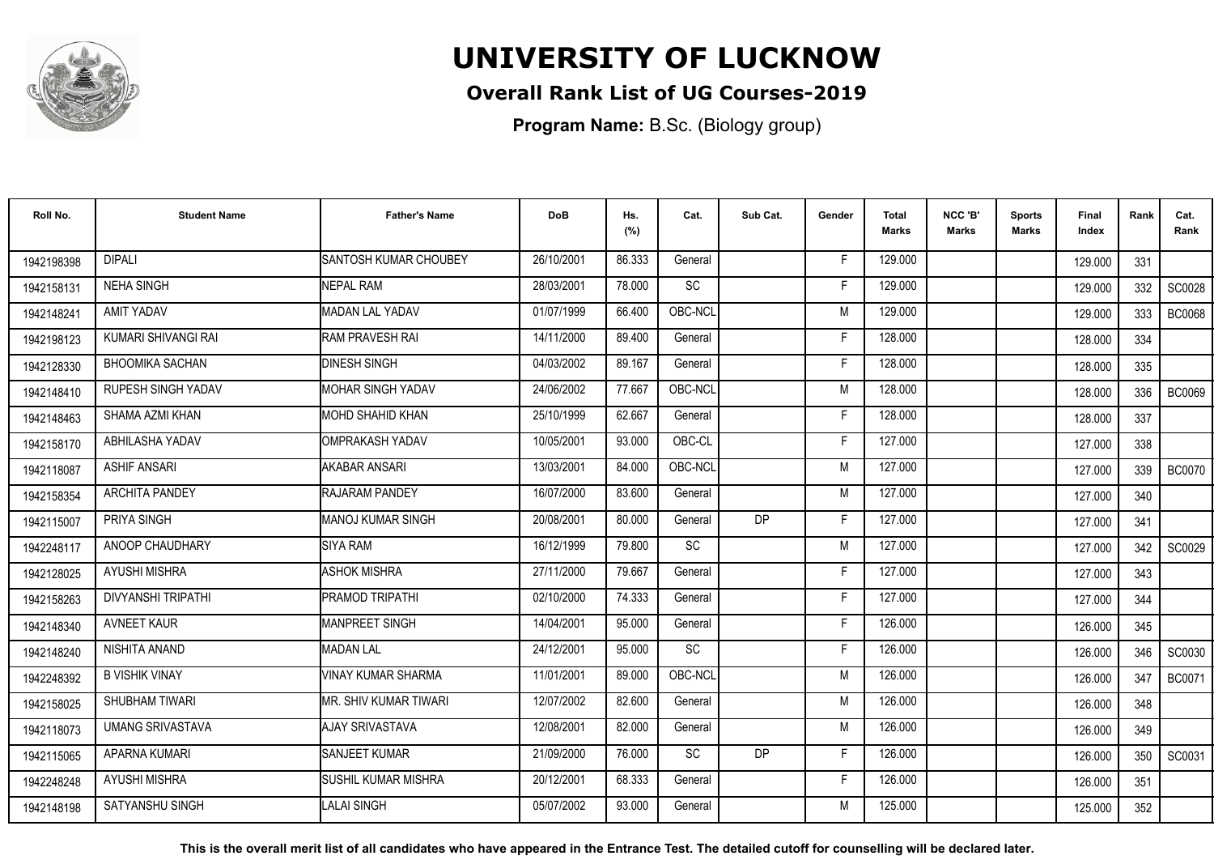# UNIVERSITY OF LUCKNOW

## Overall Rank List of UG Courses-2019

**Program Name:** B.Sc. (Biology group)

| Roll No. | Student Name | Father's Name | DoB | Hs. (%) | Cat. | Sub Cat. | Gender | Total Marks | NCC 'B' Marks | Sports Marks | Final Index | Rank | Cat. Rank |
|---|---|---|---|---|---|---|---|---|---|---|---|---|---|
| 1942198398 | DIPALI | SANTOSH KUMAR CHOUBEY | 26/10/2001 | 86.333 | General | | F | 129.000 | | | 129.000 | 331 | |
| 1942158131 | NEHA SINGH | NEPAL RAM | 28/03/2001 | 78.000 | SC | | F | 129.000 | | | 129.000 | 332 | SC0028 |
| 1942148241 | AMIT YADAV | MADAN LAL YADAV | 01/07/1999 | 66.400 | OBC-NCL | | M | 129.000 | | | 129.000 | 333 | BC0068 |
| 1942198123 | KUMARI SHIVANGI RAI | RAM PRAVESH RAI | 14/11/2000 | 89.400 | General | | F | 128.000 | | | 128.000 | 334 | |
| 1942128330 | BHOOMIKA SACHAN | DINESH SINGH | 04/03/2002 | 89.167 | General | | F | 128.000 | | | 128.000 | 335 | |
| 1942148410 | RUPESH SINGH YADAV | MOHAR SINGH YADAV | 24/06/2002 | 77.667 | OBC-NCL | | M | 128.000 | | | 128.000 | 336 | BC0069 |
| 1942148463 | SHAMA AZMI KHAN | MOHD SHAHID KHAN | 25/10/1999 | 62.667 | General | | F | 128.000 | | | 128.000 | 337 | |
| 1942158170 | ABHILASHA YADAV | OMPRAKASH YADAV | 10/05/2001 | 93.000 | OBC-CL | | F | 127.000 | | | 127.000 | 338 | |
| 1942118087 | ASHIF ANSARI | AKABAR ANSARI | 13/03/2001 | 84.000 | OBC-NCL | | M | 127.000 | | | 127.000 | 339 | BC0070 |
| 1942158354 | ARCHITA PANDEY | RAJARAM PANDEY | 16/07/2000 | 83.600 | General | | M | 127.000 | | | 127.000 | 340 | |
| 1942115007 | PRIYA SINGH | MANOJ KUMAR SINGH | 20/08/2001 | 80.000 | General | DP | F | 127.000 | | | 127.000 | 341 | |
| 1942248117 | ANOOP CHAUDHARY | SIYA RAM | 16/12/1999 | 79.800 | SC | | M | 127.000 | | | 127.000 | 342 | SC0029 |
| 1942128025 | AYUSHI MISHRA | ASHOK MISHRA | 27/11/2000 | 79.667 | General | | F | 127.000 | | | 127.000 | 343 | |
| 1942158263 | DIVYANSHI TRIPATHI | PRAMOD TRIPATHI | 02/10/2000 | 74.333 | General | | F | 127.000 | | | 127.000 | 344 | |
| 1942148340 | AVNEET KAUR | MANPREET SINGH | 14/04/2001 | 95.000 | General | | F | 126.000 | | | 126.000 | 345 | |
| 1942148240 | NISHITA ANAND | MADAN LAL | 24/12/2001 | 95.000 | SC | | F | 126.000 | | | 126.000 | 346 | SC0030 |
| 1942248392 | B VISHIK VINAY | VINAY KUMAR SHARMA | 11/01/2001 | 89.000 | OBC-NCL | | M | 126.000 | | | 126.000 | 347 | BC0071 |
| 1942158025 | SHUBHAM TIWARI | MR. SHIV KUMAR TIWARI | 12/07/2002 | 82.600 | General | | M | 126.000 | | | 126.000 | 348 | |
| 1942118073 | UMANG SRIVASTAVA | AJAY SRIVASTAVA | 12/08/2001 | 82.000 | General | | M | 126.000 | | | 126.000 | 349 | |
| 1942115065 | APARNA KUMARI | SANJEET KUMAR | 21/09/2000 | 76.000 | SC | DP | F | 126.000 | | | 126.000 | 350 | SC0031 |
| 1942248248 | AYUSHI MISHRA | SUSHIL KUMAR MISHRA | 20/12/2001 | 68.333 | General | | F | 126.000 | | | 126.000 | 351 | |
| 1942148198 | SATYANSHU SINGH | LALAI SINGH | 05/07/2002 | 93.000 | General | | M | 125.000 | | | 125.000 | 352 | |

**This is the overall merit list of all candidates who have appeared in the Entrance Test. The detailed cutoff for counselling will be declared later.**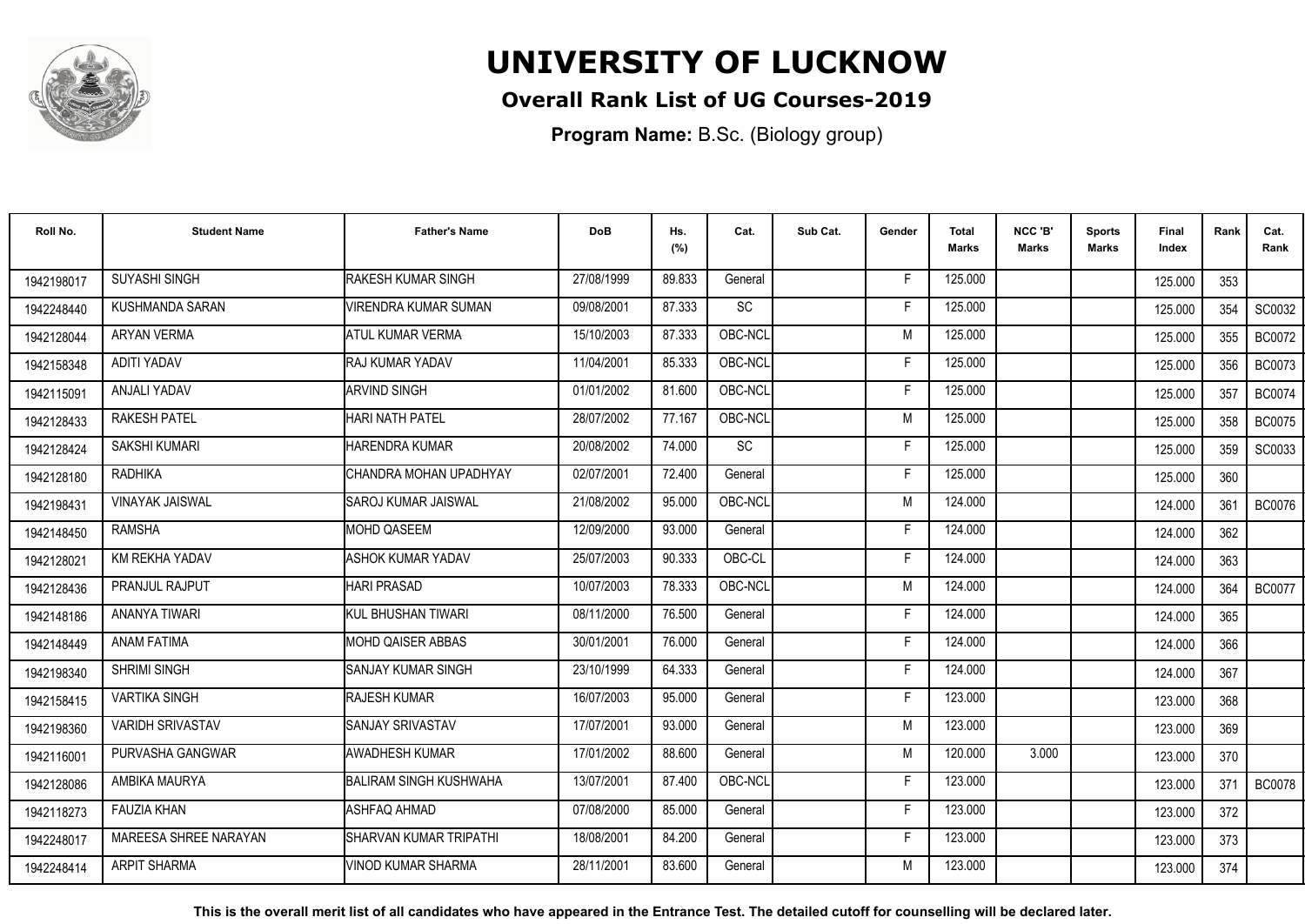# UNIVERSITY OF LUCKNOW

## Overall Rank List of UG Courses-2019

**Program Name:** B.Sc. (Biology group)

| Roll No. | Student Name | Father's Name | DoB | Hs. (%) | Cat. | Sub Cat. | Gender | Total Marks | NCC 'B' Marks | Sports Marks | Final Index | Rank | Cat. Rank |
|---|---|---|---|---|---|---|---|---|---|---|---|---|---|
| 1942198017 | SUYASHI SINGH | RAKESH KUMAR SINGH | 27/08/1999 | 89.833 | General | | F | 125.000 | | | 125.000 | 353 | |
| 1942248440 | KUSHMANDA SARAN | VIRENDRA KUMAR SUMAN | 09/08/2001 | 87.333 | SC | | F | 125.000 | | | 125.000 | 354 | SC0032 |
| 1942128044 | ARYAN VERMA | ATUL KUMAR VERMA | 15/10/2003 | 87.333 | OBC-NCL | | M | 125.000 | | | 125.000 | 355 | BC0072 |
| 1942158348 | ADITI YADAV | RAJ KUMAR YADAV | 11/04/2001 | 85.333 | OBC-NCL | | F | 125.000 | | | 125.000 | 356 | BC0073 |
| 1942115091 | ANJALI YADAV | ARVIND SINGH | 01/01/2002 | 81.600 | OBC-NCL | | F | 125.000 | | | 125.000 | 357 | BC0074 |
| 1942128433 | RAKESH PATEL | HARI NATH PATEL | 28/07/2002 | 77.167 | OBC-NCL | | M | 125.000 | | | 125.000 | 358 | BC0075 |
| 1942128424 | SAKSHI KUMARI | HARENDRA KUMAR | 20/08/2002 | 74.000 | SC | | F | 125.000 | | | 125.000 | 359 | SC0033 |
| 1942128180 | RADHIKA | CHANDRA MOHAN UPADHYAY | 02/07/2001 | 72.400 | General | | F | 125.000 | | | 125.000 | 360 | |
| 1942198431 | VINAYAK JAISWAL | SAROJ KUMAR JAISWAL | 21/08/2002 | 95.000 | OBC-NCL | | M | 124.000 | | | 124.000 | 361 | BC0076 |
| 1942148450 | RAMSHA | MOHD QASEEM | 12/09/2000 | 93.000 | General | | F | 124.000 | | | 124.000 | 362 | |
| 1942128021 | KM REKHA YADAV | ASHOK KUMAR YADAV | 25/07/2003 | 90.333 | OBC-CL | | F | 124.000 | | | 124.000 | 363 | |
| 1942128436 | PRANJUL RAJPUT | HARI PRASAD | 10/07/2003 | 78.333 | OBC-NCL | | M | 124.000 | | | 124.000 | 364 | BC0077 |
| 1942148186 | ANANYA TIWARI | KUL BHUSHAN TIWARI | 08/11/2000 | 76.500 | General | | F | 124.000 | | | 124.000 | 365 | |
| 1942148449 | ANAM FATIMA | MOHD QAISER ABBAS | 30/01/2001 | 76.000 | General | | F | 124.000 | | | 124.000 | 366 | |
| 1942198340 | SHRIMI SINGH | SANJAY KUMAR SINGH | 23/10/1999 | 64.333 | General | | F | 124.000 | | | 124.000 | 367 | |
| 1942158415 | VARTIKA SINGH | RAJESH KUMAR | 16/07/2003 | 95.000 | General | | F | 123.000 | | | 123.000 | 368 | |
| 1942198360 | VARIDH SRIVASTAV | SANJAY SRIVASTAV | 17/07/2001 | 93.000 | General | | M | 123.000 | | | 123.000 | 369 | |
| 1942116001 | PURVASHA GANGWAR | AWADHESH KUMAR | 17/01/2002 | 88.600 | General | | M | 120.000 | 3.000 | | 123.000 | 370 | |
| 1942128086 | AMBIKA MAURYA | BALIRAM SINGH KUSHWAHA | 13/07/2001 | 87.400 | OBC-NCL | | F | 123.000 | | | 123.000 | 371 | BC0078 |
| 1942118273 | FAUZIA KHAN | ASHFAQ AHMAD | 07/08/2000 | 85.000 | General | | F | 123.000 | | | 123.000 | 372 | |
| 1942248017 | MAREESA SHREE NARAYAN | SHARVAN KUMAR TRIPATHI | 18/08/2001 | 84.200 | General | | F | 123.000 | | | 123.000 | 373 | |
| 1942248414 | ARPIT SHARMA | VINOD KUMAR SHARMA | 28/11/2001 | 83.600 | General | | M | 123.000 | | | 123.000 | 374 | |

**This is the overall merit list of all candidates who have appeared in the Entrance Test. The detailed cutoff for counselling will be declared later.**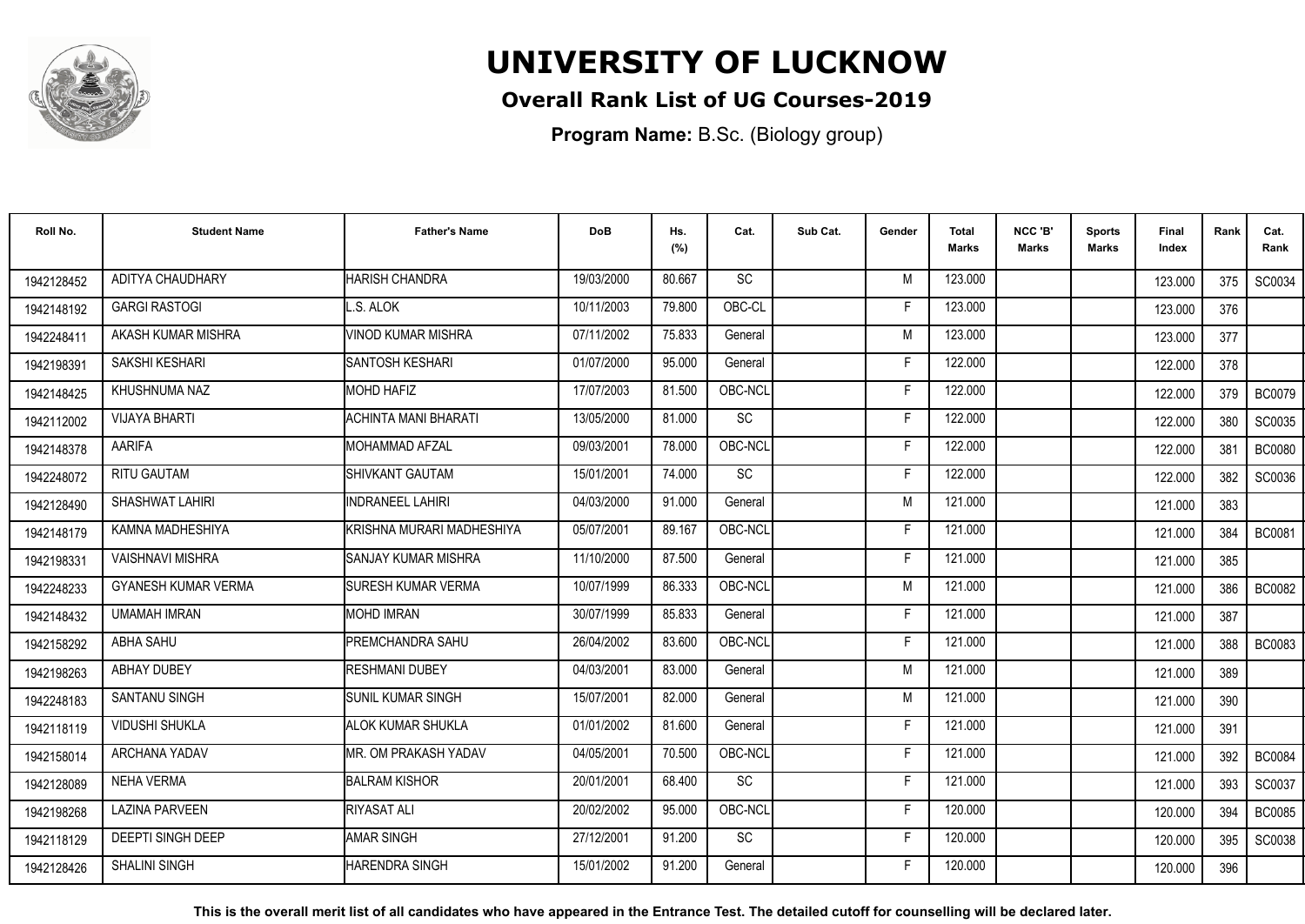# UNIVERSITY OF LUCKNOW

## Overall Rank List of UG Courses-2019

**Program Name:** B.Sc. (Biology group)

| Roll No. | Student Name | Father's Name | DoB | Hs. (%) | Cat. | Sub Cat. | Gender | Total Marks | NCC 'B' Marks | Sports Marks | Final Index | Rank | Cat. Rank |
|---|---|---|---|---|---|---|---|---|---|---|---|---|---|
| 1942128452 | ADITYA CHAUDHARY | HARISH CHANDRA | 19/03/2000 | 80.667 | SC | | M | 123.000 | | | 123.000 | 375 | SC0034 |
| 1942148192 | GARGI RASTOGI | L.S. ALOK | 10/11/2003 | 79.800 | OBC-CL | | F | 123.000 | | | 123.000 | 376 | |
| 1942248411 | AKASH KUMAR MISHRA | VINOD KUMAR MISHRA | 07/11/2002 | 75.833 | General | | M | 123.000 | | | 123.000 | 377 | |
| 1942198391 | SAKSHI KESHARI | SANTOSH KESHARI | 01/07/2000 | 95.000 | General | | F | 122.000 | | | 122.000 | 378 | |
| 1942148425 | KHUSHNUMA NAZ | MOHD HAFIZ | 17/07/2003 | 81.500 | OBC-NCL | | F | 122.000 | | | 122.000 | 379 | BC0079 |
| 1942112002 | VIJAYA BHARTI | ACHINTA MANI BHARATI | 13/05/2000 | 81.000 | SC | | F | 122.000 | | | 122.000 | 380 | SC0035 |
| 1942148378 | AARIFA | MOHAMMAD AFZAL | 09/03/2001 | 78.000 | OBC-NCL | | F | 122.000 | | | 122.000 | 381 | BC0080 |
| 1942248072 | RITU GAUTAM | SHIVKANT GAUTAM | 15/01/2001 | 74.000 | SC | | F | 122.000 | | | 122.000 | 382 | SC0036 |
| 1942128490 | SHASHWAT LAHIRI | INDRANEEL LAHIRI | 04/03/2000 | 91.000 | General | | M | 121.000 | | | 121.000 | 383 | |
| 1942148179 | KAMNA MADHESHIYA | KRISHNA MURARI MADHESHIYA | 05/07/2001 | 89.167 | OBC-NCL | | F | 121.000 | | | 121.000 | 384 | BC0081 |
| 1942198331 | VAISHNAVI MISHRA | SANJAY KUMAR MISHRA | 11/10/2000 | 87.500 | General | | F | 121.000 | | | 121.000 | 385 | |
| 1942248233 | GYANESH KUMAR VERMA | SURESH KUMAR VERMA | 10/07/1999 | 86.333 | OBC-NCL | | M | 121.000 | | | 121.000 | 386 | BC0082 |
| 1942148432 | UMAMAH IMRAN | MOHD IMRAN | 30/07/1999 | 85.833 | General | | F | 121.000 | | | 121.000 | 387 | |
| 1942158292 | ABHA SAHU | PREMCHANDRA SAHU | 26/04/2002 | 83.600 | OBC-NCL | | F | 121.000 | | | 121.000 | 388 | BC0083 |
| 1942198263 | ABHAY DUBEY | RESHMANI DUBEY | 04/03/2001 | 83.000 | General | | M | 121.000 | | | 121.000 | 389 | |
| 1942248183 | SANTANU SINGH | SUNIL KUMAR SINGH | 15/07/2001 | 82.000 | General | | M | 121.000 | | | 121.000 | 390 | |
| 1942118119 | VIDUSHI SHUKLA | ALOK KUMAR SHUKLA | 01/01/2002 | 81.600 | General | | F | 121.000 | | | 121.000 | 391 | |
| 1942158014 | ARCHANA YADAV | MR. OM PRAKASH YADAV | 04/05/2001 | 70.500 | OBC-NCL | | F | 121.000 | | | 121.000 | 392 | BC0084 |
| 1942128089 | NEHA VERMA | BALRAM KISHOR | 20/01/2001 | 68.400 | SC | | F | 121.000 | | | 121.000 | 393 | SC0037 |
| 1942198268 | LAZINA PARVEEN | RIYASAT ALI | 20/02/2002 | 95.000 | OBC-NCL | | F | 120.000 | | | 120.000 | 394 | BC0085 |
| 1942118129 | DEEPTI SINGH DEEP | AMAR SINGH | 27/12/2001 | 91.200 | SC | | F | 120.000 | | | 120.000 | 395 | SC0038 |
| 1942128426 | SHALINI SINGH | HARENDRA SINGH | 15/01/2002 | 91.200 | General | | F | 120.000 | | | 120.000 | 396 | |

**This is the overall merit list of all candidates who have appeared in the Entrance Test. The detailed cutoff for counselling will be declared later.**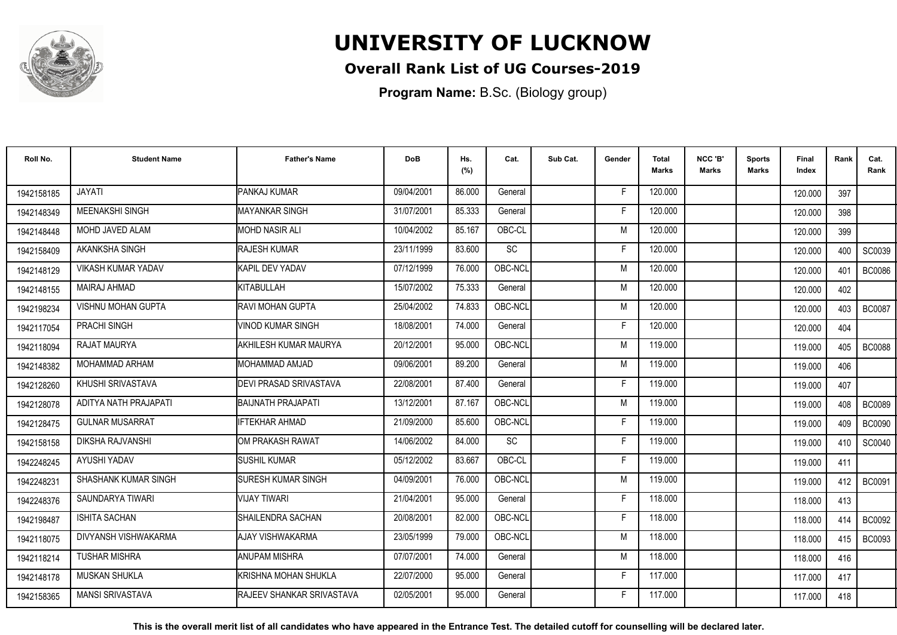# UNIVERSITY OF LUCKNOW

## Overall Rank List of UG Courses-2019

**Program Name:** B.Sc. (Biology group)

| Roll No. | Student Name | Father's Name | DoB | Hs. (%) | Cat. | Sub Cat. | Gender | Total Marks | NCC 'B' Marks | Sports Marks | Final Index | Rank | Cat. Rank |
|---|---|---|---|---|---|---|---|---|---|---|---|---|---|
| 1942158185 | JAYATI | PANKAJ KUMAR | 09/04/2001 | 86.000 | General | | F | 120.000 | | | 120.000 | 397 | |
| 1942148349 | MEENAKSHI SINGH | MAYANKAR SINGH | 31/07/2001 | 85.333 | General | | F | 120.000 | | | 120.000 | 398 | |
| 1942148448 | MOHD JAVED ALAM | MOHD NASIR ALI | 10/04/2002 | 85.167 | OBC-CL | | M | 120.000 | | | 120.000 | 399 | |
| 1942158409 | AKANKSHA SINGH | RAJESH KUMAR | 23/11/1999 | 83.600 | SC | | F | 120.000 | | | 120.000 | 400 | SC0039 |
| 1942148129 | VIKASH KUMAR YADAV | KAPIL DEV YADAV | 07/12/1999 | 76.000 | OBC-NCL | | M | 120.000 | | | 120.000 | 401 | BC0086 |
| 1942148155 | MAIRAJ AHMAD | KITABULLAH | 15/07/2002 | 75.333 | General | | M | 120.000 | | | 120.000 | 402 | |
| 1942198234 | VISHNU MOHAN GUPTA | RAVI MOHAN GUPTA | 25/04/2002 | 74.833 | OBC-NCL | | M | 120.000 | | | 120.000 | 403 | BC0087 |
| 1942117054 | PRACHI SINGH | VINOD KUMAR SINGH | 18/08/2001 | 74.000 | General | | F | 120.000 | | | 120.000 | 404 | |
| 1942118094 | RAJAT MAURYA | AKHILESH KUMAR MAURYA | 20/12/2001 | 95.000 | OBC-NCL | | M | 119.000 | | | 119.000 | 405 | BC0088 |
| 1942148382 | MOHAMMAD ARHAM | MOHAMMAD AMJAD | 09/06/2001 | 89.200 | General | | M | 119.000 | | | 119.000 | 406 | |
| 1942128260 | KHUSHI SRIVASTAVA | DEVI PRASAD SRIVASTAVA | 22/08/2001 | 87.400 | General | | F | 119.000 | | | 119.000 | 407 | |
| 1942128078 | ADITYA NATH PRAJAPATI | BAIJNATH PRAJAPATI | 13/12/2001 | 87.167 | OBC-NCL | | M | 119.000 | | | 119.000 | 408 | BC0089 |
| 1942128475 | GULNAR MUSARRAT | IFTEKHAR AHMAD | 21/09/2000 | 85.600 | OBC-NCL | | F | 119.000 | | | 119.000 | 409 | BC0090 |
| 1942158158 | DIKSHA RAJVANSHI | OM PRAKASH RAWAT | 14/06/2002 | 84.000 | SC | | F | 119.000 | | | 119.000 | 410 | SC0040 |
| 1942248245 | AYUSHI YADAV | SUSHIL KUMAR | 05/12/2002 | 83.667 | OBC-CL | | F | 119.000 | | | 119.000 | 411 | |
| 1942248231 | SHASHANK KUMAR SINGH | SURESH KUMAR SINGH | 04/09/2001 | 76.000 | OBC-NCL | | M | 119.000 | | | 119.000 | 412 | BC0091 |
| 1942248376 | SAUNDARYA TIWARI | VIJAY TIWARI | 21/04/2001 | 95.000 | General | | F | 118.000 | | | 118.000 | 413 | |
| 1942198487 | ISHITA SACHAN | SHAILENDRA SACHAN | 20/08/2001 | 82.000 | OBC-NCL | | F | 118.000 | | | 118.000 | 414 | BC0092 |
| 1942118075 | DIVYANSH VISHWAKARMA | AJAY VISHWAKARMA | 23/05/1999 | 79.000 | OBC-NCL | | M | 118.000 | | | 118.000 | 415 | BC0093 |
| 1942118214 | TUSHAR MISHRA | ANUPAM MISHRA | 07/07/2001 | 74.000 | General | | M | 118.000 | | | 118.000 | 416 | |
| 1942148178 | MUSKAN SHUKLA | KRISHNA MOHAN SHUKLA | 22/07/2000 | 95.000 | General | | F | 117.000 | | | 117.000 | 417 | |
| 1942158365 | MANSI SRIVASTAVA | RAJEEV SHANKAR SRIVASTAVA | 02/05/2001 | 95.000 | General | | F | 117.000 | | | 117.000 | 418 | |

**This is the overall merit list of all candidates who have appeared in the Entrance Test. The detailed cutoff for counselling will be declared later.**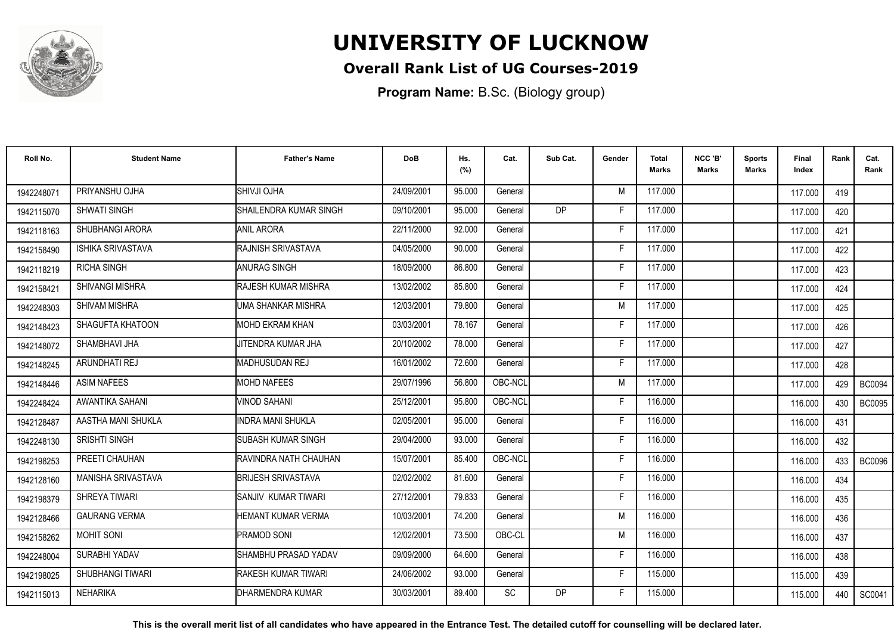# UNIVERSITY OF LUCKNOW

## Overall Rank List of UG Courses-2019

**Program Name:** B.Sc. (Biology group)

| Roll No. | Student Name | Father's Name | DoB | Hs. (%) | Cat. | Sub Cat. | Gender | Total Marks | NCC 'B' Marks | Sports Marks | Final Index | Rank | Cat. Rank |
|---|---|---|---|---|---|---|---|---|---|---|---|---|---|
| 1942248071 | PRIYANSHU OJHA | SHIVJI OJHA | 24/09/2001 | 95.000 | General | | M | 117.000 | | | 117.000 | 419 | |
| 1942115070 | SHWATI SINGH | SHAILENDRA KUMAR SINGH | 09/10/2001 | 95.000 | General | DP | F | 117.000 | | | 117.000 | 420 | |
| 1942118163 | SHUBHANGI ARORA | ANIL ARORA | 22/11/2000 | 92.000 | General | | F | 117.000 | | | 117.000 | 421 | |
| 1942158490 | ISHIKA SRIVASTAVA | RAJNISH SRIVASTAVA | 04/05/2000 | 90.000 | General | | F | 117.000 | | | 117.000 | 422 | |
| 1942118219 | RICHA SINGH | ANURAG SINGH | 18/09/2000 | 86.800 | General | | F | 117.000 | | | 117.000 | 423 | |
| 1942158421 | SHIVANGI MISHRA | RAJESH KUMAR MISHRA | 13/02/2002 | 85.800 | General | | F | 117.000 | | | 117.000 | 424 | |
| 1942248303 | SHIVAM MISHRA | UMA SHANKAR MISHRA | 12/03/2001 | 79.800 | General | | M | 117.000 | | | 117.000 | 425 | |
| 1942148423 | SHAGUFTA KHATOON | MOHD EKRAM KHAN | 03/03/2001 | 78.167 | General | | F | 117.000 | | | 117.000 | 426 | |
| 1942148072 | SHAMBHAVI JHA | JITENDRA KUMAR JHA | 20/10/2002 | 78.000 | General | | F | 117.000 | | | 117.000 | 427 | |
| 1942148245 | ARUNDHATI REJ | MADHUSUDAN REJ | 16/01/2002 | 72.600 | General | | F | 117.000 | | | 117.000 | 428 | |
| 1942148446 | ASIM NAFEES | MOHD NAFEES | 29/07/1996 | 56.800 | OBC-NCL | | M | 117.000 | | | 117.000 | 429 | BC0094 |
| 1942248424 | AWANTIKA SAHANI | VINOD SAHANI | 25/12/2001 | 95.800 | OBC-NCL | | F | 116.000 | | | 116.000 | 430 | BC0095 |
| 1942128487 | AASTHA MANI SHUKLA | INDRA MANI SHUKLA | 02/05/2001 | 95.000 | General | | F | 116.000 | | | 116.000 | 431 | |
| 1942248130 | SRISHTI SINGH | SUBASH KUMAR SINGH | 29/04/2000 | 93.000 | General | | F | 116.000 | | | 116.000 | 432 | |
| 1942198253 | PREETI CHAUHAN | RAVINDRA NATH CHAUHAN | 15/07/2001 | 85.400 | OBC-NCL | | F | 116.000 | | | 116.000 | 433 | BC0096 |
| 1942128160 | MANISHA SRIVASTAVA | BRIJESH SRIVASTAVA | 02/02/2002 | 81.600 | General | | F | 116.000 | | | 116.000 | 434 | |
| 1942198379 | SHREYA TIWARI | SANJIV KUMAR TIWARI | 27/12/2001 | 79.833 | General | | F | 116.000 | | | 116.000 | 435 | |
| 1942128466 | GAURANG VERMA | HEMANT KUMAR VERMA | 10/03/2001 | 74.200 | General | | M | 116.000 | | | 116.000 | 436 | |
| 1942158262 | MOHIT SONI | PRAMOD SONI | 12/02/2001 | 73.500 | OBC-CL | | M | 116.000 | | | 116.000 | 437 | |
| 1942248004 | SURABHI YADAV | SHAMBHU PRASAD YADAV | 09/09/2000 | 64.600 | General | | F | 116.000 | | | 116.000 | 438 | |
| 1942198025 | SHUBHANGI TIWARI | RAKESH KUMAR TIWARI | 24/06/2002 | 93.000 | General | | F | 115.000 | | | 115.000 | 439 | |
| 1942115013 | NEHARIKA | DHARMENDRA KUMAR | 30/03/2001 | 89.400 | SC | DP | F | 115.000 | | | 115.000 | 440 | SC0041 |

**This is the overall merit list of all candidates who have appeared in the Entrance Test. The detailed cutoff for counselling will be declared later.**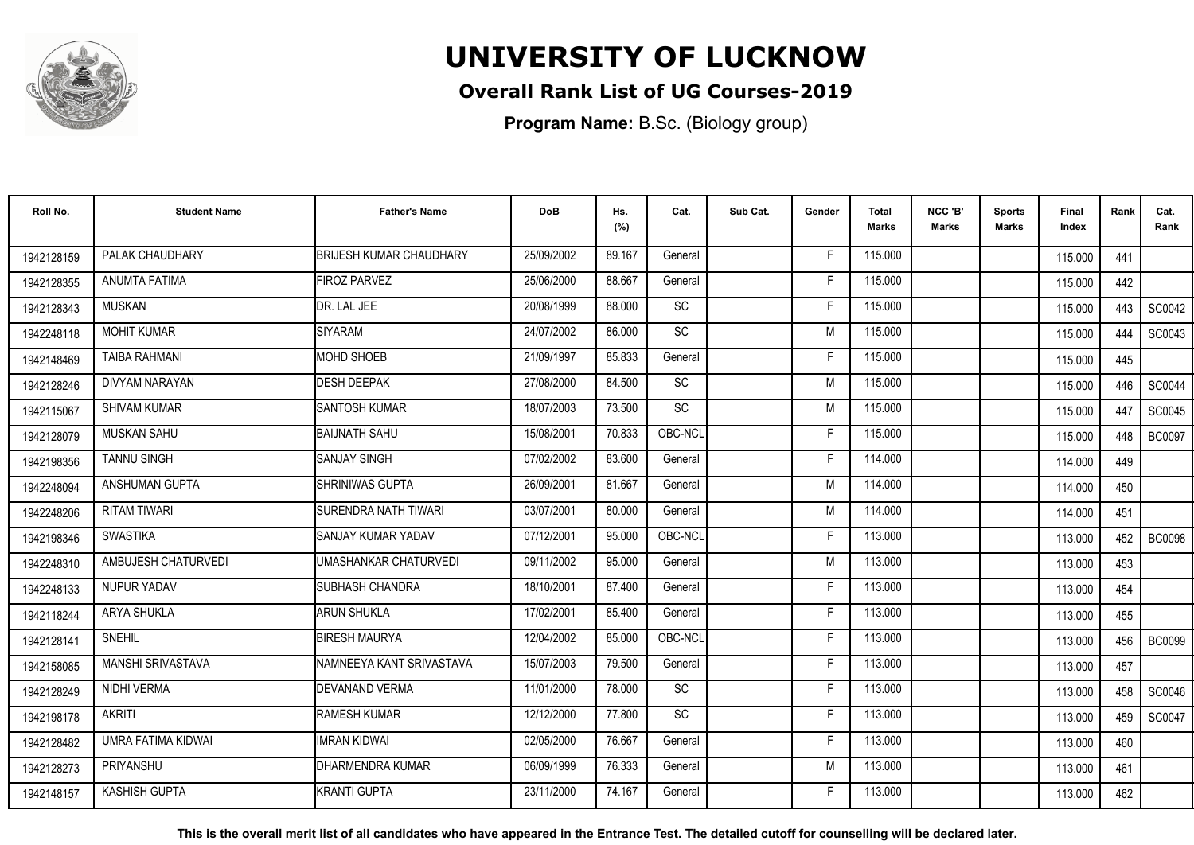# UNIVERSITY OF LUCKNOW

## Overall Rank List of UG Courses-2019

**Program Name:** B.Sc. (Biology group)

| Roll No. | Student Name | Father's Name | DoB | Hs. (%) | Cat. | Sub Cat. | Gender | Total Marks | NCC 'B' Marks | Sports Marks | Final Index | Rank | Cat. Rank |
|---|---|---|---|---|---|---|---|---|---|---|---|---|---|
| 1942128159 | PALAK CHAUDHARY | BRIJESH KUMAR CHAUDHARY | 25/09/2002 | 89.167 | General | | F | 115.000 | | | 115.000 | 441 | |
| 1942128355 | ANUMTA FATIMA | FIROZ PARVEZ | 25/06/2000 | 88.667 | General | | F | 115.000 | | | 115.000 | 442 | |
| 1942128343 | MUSKAN | DR. LAL JEE | 20/08/1999 | 88.000 | SC | | F | 115.000 | | | 115.000 | 443 | SC0042 |
| 1942248118 | MOHIT KUMAR | SIYARAM | 24/07/2002 | 86.000 | SC | | M | 115.000 | | | 115.000 | 444 | SC0043 |
| 1942148469 | TAIBA RAHMANI | MOHD SHOEB | 21/09/1997 | 85.833 | General | | F | 115.000 | | | 115.000 | 445 | |
| 1942128246 | DIVYAM NARAYAN | DESH DEEPAK | 27/08/2000 | 84.500 | SC | | M | 115.000 | | | 115.000 | 446 | SC0044 |
| 1942115067 | SHIVAM KUMAR | SANTOSH KUMAR | 18/07/2003 | 73.500 | SC | | M | 115.000 | | | 115.000 | 447 | SC0045 |
| 1942128079 | MUSKAN SAHU | BAIJNATH SAHU | 15/08/2001 | 70.833 | OBC-NCL | | F | 115.000 | | | 115.000 | 448 | BC0097 |
| 1942198356 | TANNU SINGH | SANJAY SINGH | 07/02/2002 | 83.600 | General | | F | 114.000 | | | 114.000 | 449 | |
| 1942248094 | ANSHUMAN GUPTA | SHRINIWAS GUPTA | 26/09/2001 | 81.667 | General | | M | 114.000 | | | 114.000 | 450 | |
| 1942248206 | RITAM TIWARI | SURENDRA NATH TIWARI | 03/07/2001 | 80.000 | General | | M | 114.000 | | | 114.000 | 451 | |
| 1942198346 | SWASTIKA | SANJAY KUMAR YADAV | 07/12/2001 | 95.000 | OBC-NCL | | F | 113.000 | | | 113.000 | 452 | BC0098 |
| 1942248310 | AMBUJESH CHATURVEDI | UMASHANKAR CHATURVEDI | 09/11/2002 | 95.000 | General | | M | 113.000 | | | 113.000 | 453 | |
| 1942248133 | NUPUR YADAV | SUBHASH CHANDRA | 18/10/2001 | 87.400 | General | | F | 113.000 | | | 113.000 | 454 | |
| 1942118244 | ARYA SHUKLA | ARUN SHUKLA | 17/02/2001 | 85.400 | General | | F | 113.000 | | | 113.000 | 455 | |
| 1942128141 | SNEHIL | BIRESH MAURYA | 12/04/2002 | 85.000 | OBC-NCL | | F | 113.000 | | | 113.000 | 456 | BC0099 |
| 1942158085 | MANSHI SRIVASTAVA | NAMNEEYA KANT SRIVASTAVA | 15/07/2003 | 79.500 | General | | F | 113.000 | | | 113.000 | 457 | |
| 1942128249 | NIDHI VERMA | DEVANAND VERMA | 11/01/2000 | 78.000 | SC | | F | 113.000 | | | 113.000 | 458 | SC0046 |
| 1942198178 | AKRITI | RAMESH KUMAR | 12/12/2000 | 77.800 | SC | | F | 113.000 | | | 113.000 | 459 | SC0047 |
| 1942128482 | UMRA FATIMA KIDWAI | IMRAN KIDWAI | 02/05/2000 | 76.667 | General | | F | 113.000 | | | 113.000 | 460 | |
| 1942128273 | PRIYANSHU | DHARMENDRA KUMAR | 06/09/1999 | 76.333 | General | | M | 113.000 | | | 113.000 | 461 | |
| 1942148157 | KASHISH GUPTA | KRANTI GUPTA | 23/11/2000 | 74.167 | General | | F | 113.000 | | | 113.000 | 462 | |

**This is the overall merit list of all candidates who have appeared in the Entrance Test. The detailed cutoff for counselling will be declared later.**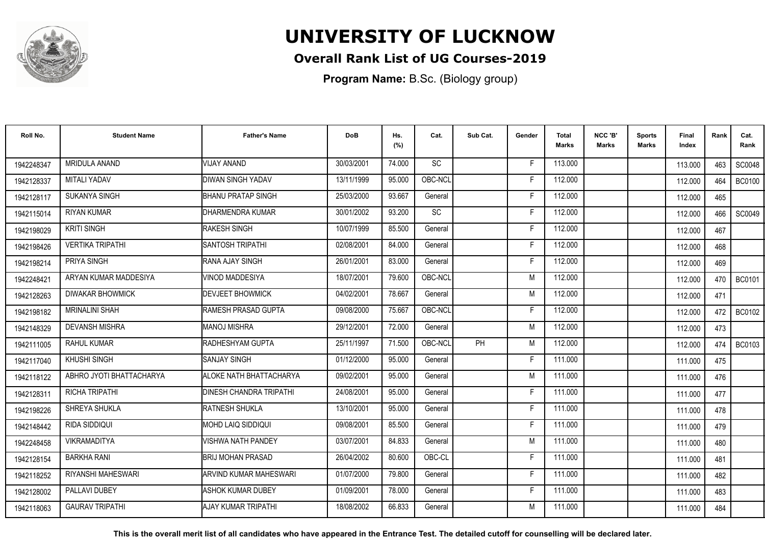# UNIVERSITY OF LUCKNOW

## Overall Rank List of UG Courses-2019

**Program Name:** B.Sc. (Biology group)

| Roll No. | Student Name | Father's Name | DoB | Hs. (%) | Cat. | Sub Cat. | Gender | Total Marks | NCC 'B' Marks | Sports Marks | Final Index | Rank | Cat. Rank |
|---|---|---|---|---|---|---|---|---|---|---|---|---|---|
| 1942248347 | MRIDULA ANAND | VIJAY ANAND | 30/03/2001 | 74.000 | SC | | F | 113.000 | | | 113.000 | 463 | SC0048 |
| 1942128337 | MITALI YADAV | DIWAN SINGH YADAV | 13/11/1999 | 95.000 | OBC-NCL | | F | 112.000 | | | 112.000 | 464 | BC0100 |
| 1942128117 | SUKANYA SINGH | BHANU PRATAP SINGH | 25/03/2000 | 93.667 | General | | F | 112.000 | | | 112.000 | 465 | |
| 1942115014 | RIYAN KUMAR | DHARMENDRA KUMAR | 30/01/2002 | 93.200 | SC | | F | 112.000 | | | 112.000 | 466 | SC0049 |
| 1942198029 | KRITI SINGH | RAKESH SINGH | 10/07/1999 | 85.500 | General | | F | 112.000 | | | 112.000 | 467 | |
| 1942198426 | VERTIKA TRIPATHI | SANTOSH TRIPATHI | 02/08/2001 | 84.000 | General | | F | 112.000 | | | 112.000 | 468 | |
| 1942198214 | PRIYA SINGH | RANA AJAY SINGH | 26/01/2001 | 83.000 | General | | F | 112.000 | | | 112.000 | 469 | |
| 1942248421 | ARYAN KUMAR MADDESIYA | VINOD MADDESIYA | 18/07/2001 | 79.600 | OBC-NCL | | M | 112.000 | | | 112.000 | 470 | BC0101 |
| 1942128263 | DIWAKAR BHOWMICK | DEVJEET BHOWMICK | 04/02/2001 | 78.667 | General | | M | 112.000 | | | 112.000 | 471 | |
| 1942198182 | MRINALINI SHAH | RAMESH PRASAD GUPTA | 09/08/2000 | 75.667 | OBC-NCL | | F | 112.000 | | | 112.000 | 472 | BC0102 |
| 1942148329 | DEVANSH MISHRA | MANOJ MISHRA | 29/12/2001 | 72.000 | General | | M | 112.000 | | | 112.000 | 473 | |
| 1942111005 | RAHUL KUMAR | RADHESHYAM GUPTA | 25/11/1997 | 71.500 | OBC-NCL | PH | M | 112.000 | | | 112.000 | 474 | BC0103 |
| 1942117040 | KHUSHI SINGH | SANJAY SINGH | 01/12/2000 | 95.000 | General | | F | 111.000 | | | 111.000 | 475 | |
| 1942118122 | ABHRO JYOTI BHATTACHARYA | ALOKE NATH BHATTACHARYA | 09/02/2001 | 95.000 | General | | M | 111.000 | | | 111.000 | 476 | |
| 1942128311 | RICHA TRIPATHI | DINESH CHANDRA TRIPATHI | 24/08/2001 | 95.000 | General | | F | 111.000 | | | 111.000 | 477 | |
| 1942198226 | SHREYA SHUKLA | RATNESH SHUKLA | 13/10/2001 | 95.000 | General | | F | 111.000 | | | 111.000 | 478 | |
| 1942148442 | RIDA SIDDIQUI | MOHD LAIQ SIDDIQUI | 09/08/2001 | 85.500 | General | | F | 111.000 | | | 111.000 | 479 | |
| 1942248458 | VIKRAMADITYA | VISHWA NATH PANDEY | 03/07/2001 | 84.833 | General | | M | 111.000 | | | 111.000 | 480 | |
| 1942128154 | BARKHA RANI | BRIJ MOHAN PRASAD | 26/04/2002 | 80.600 | OBC-CL | | F | 111.000 | | | 111.000 | 481 | |
| 1942118252 | RIYANSHI MAHESWARI | ARVIND KUMAR MAHESWARI | 01/07/2000 | 79.800 | General | | F | 111.000 | | | 111.000 | 482 | |
| 1942128002 | PALLAVI DUBEY | ASHOK KUMAR DUBEY | 01/09/2001 | 78.000 | General | | F | 111.000 | | | 111.000 | 483 | |
| 1942118063 | GAURAV TRIPATHI | AJAY KUMAR TRIPATHI | 18/08/2002 | 66.833 | General | | M | 111.000 | | | 111.000 | 484 | |

**This is the overall merit list of all candidates who have appeared in the Entrance Test. The detailed cutoff for counselling will be declared later.**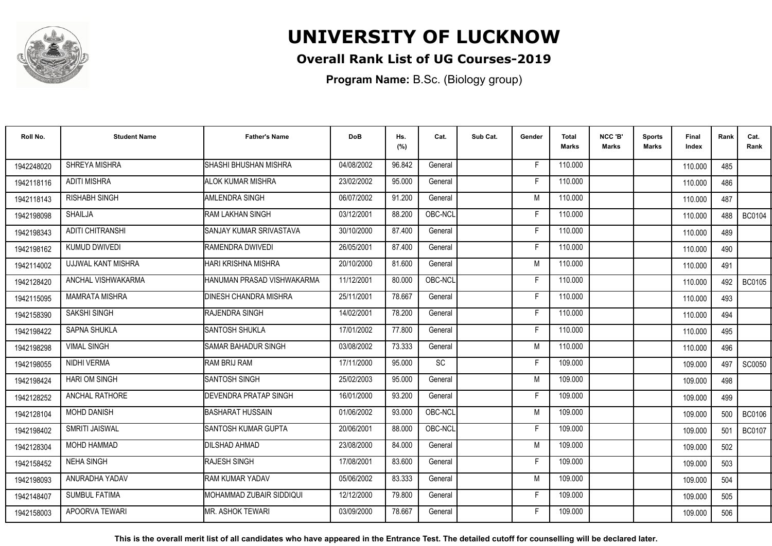# UNIVERSITY OF LUCKNOW

## Overall Rank List of UG Courses-2019

**Program Name:** B.Sc. (Biology group)

| Roll No. | Student Name | Father's Name | DoB | Hs. (%) | Cat. | Sub Cat. | Gender | Total Marks | NCC 'B' Marks | Sports Marks | Final Index | Rank | Cat. Rank |
|---|---|---|---|---|---|---|---|---|---|---|---|---|---|
| 1942248020 | SHREYA MISHRA | SHASHI BHUSHAN MISHRA | 04/08/2002 | 96.842 | General | | F | 110.000 | | | 110.000 | 485 | |
| 1942118116 | ADITI MISHRA | ALOK KUMAR MISHRA | 23/02/2002 | 95.000 | General | | F | 110.000 | | | 110.000 | 486 | |
| 1942118143 | RISHABH SINGH | AMLENDRA SINGH | 06/07/2002 | 91.200 | General | | M | 110.000 | | | 110.000 | 487 | |
| 1942198098 | SHAILJA | RAM LAKHAN SINGH | 03/12/2001 | 88.200 | OBC-NCL | | F | 110.000 | | | 110.000 | 488 | BC0104 |
| 1942198343 | ADITI CHITRANSHI | SANJAY KUMAR SRIVASTAVA | 30/10/2000 | 87.400 | General | | F | 110.000 | | | 110.000 | 489 | |
| 1942198162 | KUMUD DWIVEDI | RAMENDRA DWIVEDI | 26/05/2001 | 87.400 | General | | F | 110.000 | | | 110.000 | 490 | |
| 1942114002 | UJJWAL KANT MISHRA | HARI KRISHNA MISHRA | 20/10/2000 | 81.600 | General | | M | 110.000 | | | 110.000 | 491 | |
| 1942128420 | ANCHAL VISHWAKARMA | HANUMAN PRASAD VISHWAKARMA | 11/12/2001 | 80.000 | OBC-NCL | | F | 110.000 | | | 110.000 | 492 | BC0105 |
| 1942115095 | MAMRATA MISHRA | DINESH CHANDRA MISHRA | 25/11/2001 | 78.667 | General | | F | 110.000 | | | 110.000 | 493 | |
| 1942158390 | SAKSHI SINGH | RAJENDRA SINGH | 14/02/2001 | 78.200 | General | | F | 110.000 | | | 110.000 | 494 | |
| 1942198422 | SAPNA SHUKLA | SANTOSH SHUKLA | 17/01/2002 | 77.800 | General | | F | 110.000 | | | 110.000 | 495 | |
| 1942198298 | VIMAL SINGH | SAMAR BAHADUR SINGH | 03/08/2002 | 73.333 | General | | M | 110.000 | | | 110.000 | 496 | |
| 1942198055 | NIDHI VERMA | RAM BRIJ RAM | 17/11/2000 | 95.000 | SC | | F | 109.000 | | | 109.000 | 497 | SC0050 |
| 1942198424 | HARI OM SINGH | SANTOSH SINGH | 25/02/2003 | 95.000 | General | | M | 109.000 | | | 109.000 | 498 | |
| 1942128252 | ANCHAL RATHORE | DEVENDRA PRATAP SINGH | 16/01/2000 | 93.200 | General | | F | 109.000 | | | 109.000 | 499 | |
| 1942128104 | MOHD DANISH | BASHARAT HUSSAIN | 01/06/2002 | 93.000 | OBC-NCL | | M | 109.000 | | | 109.000 | 500 | BC0106 |
| 1942198402 | SMRITI JAISWAL | SANTOSH KUMAR GUPTA | 20/06/2001 | 88.000 | OBC-NCL | | F | 109.000 | | | 109.000 | 501 | BC0107 |
| 1942128304 | MOHD HAMMAD | DILSHAD AHMAD | 23/08/2000 | 84.000 | General | | M | 109.000 | | | 109.000 | 502 | |
| 1942158452 | NEHA SINGH | RAJESH SINGH | 17/08/2001 | 83.600 | General | | F | 109.000 | | | 109.000 | 503 | |
| 1942198093 | ANURADHA YADAV | RAM KUMAR YADAV | 05/06/2002 | 83.333 | General | | M | 109.000 | | | 109.000 | 504 | |
| 1942148407 | SUMBUL FATIMA | MOHAMMAD ZUBAIR SIDDIQUI | 12/12/2000 | 79.800 | General | | F | 109.000 | | | 109.000 | 505 | |
| 1942158003 | APOORVA TEWARI | MR. ASHOK TEWARI | 03/09/2000 | 78.667 | General | | F | 109.000 | | | 109.000 | 506 | |

**This is the overall merit list of all candidates who have appeared in the Entrance Test. The detailed cutoff for counselling will be declared later.**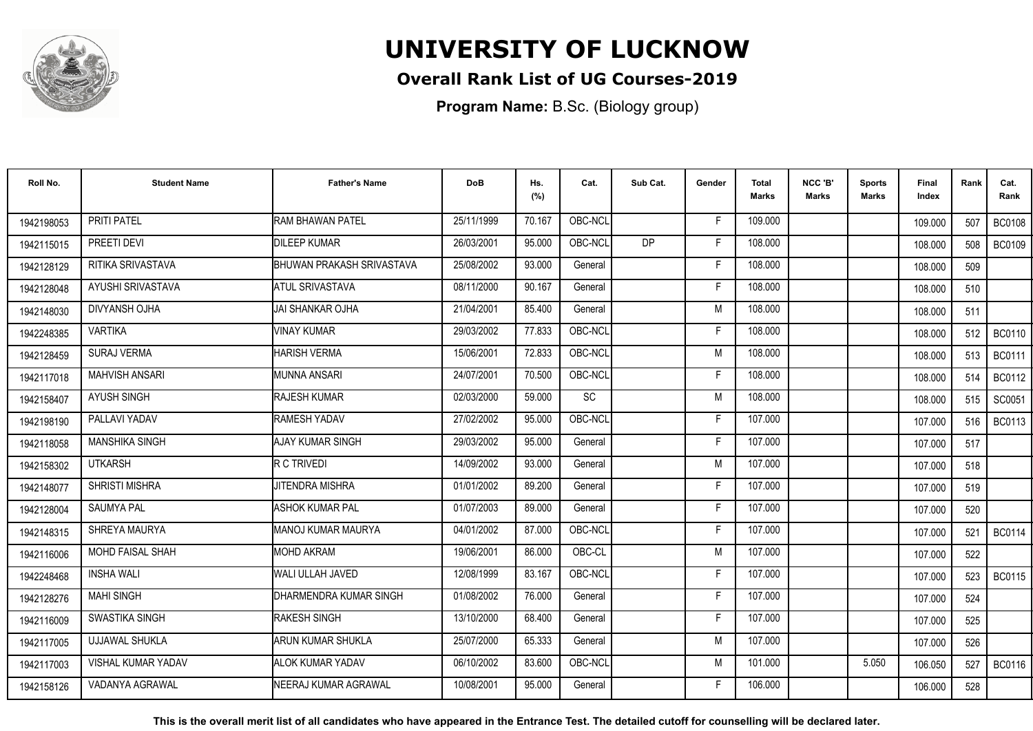# UNIVERSITY OF LUCKNOW

## Overall Rank List of UG Courses-2019

**Program Name:** B.Sc. (Biology group)

| Roll No. | Student Name | Father's Name | DoB | Hs. (%) | Cat. | Sub Cat. | Gender | Total Marks | NCC 'B' Marks | Sports Marks | Final Index | Rank | Cat. Rank |
|---|---|---|---|---|---|---|---|---|---|---|---|---|---|
| 1942198053 | PRITI PATEL | RAM BHAWAN PATEL | 25/11/1999 | 70.167 | OBC-NCL | | F | 109.000 | | | 109.000 | 507 | BC0108 |
| 1942115015 | PREETI DEVI | DILEEP KUMAR | 26/03/2001 | 95.000 | OBC-NCL | DP | F | 108.000 | | | 108.000 | 508 | BC0109 |
| 1942128129 | RITIKA SRIVASTAVA | BHUWAN PRAKASH SRIVASTAVA | 25/08/2002 | 93.000 | General | | F | 108.000 | | | 108.000 | 509 | |
| 1942128048 | AYUSHI SRIVASTAVA | ATUL SRIVASTAVA | 08/11/2000 | 90.167 | General | | F | 108.000 | | | 108.000 | 510 | |
| 1942148030 | DIVYANSH OJHA | JAI SHANKAR OJHA | 21/04/2001 | 85.400 | General | | M | 108.000 | | | 108.000 | 511 | |
| 1942248385 | VARTIKA | VINAY KUMAR | 29/03/2002 | 77.833 | OBC-NCL | | F | 108.000 | | | 108.000 | 512 | BC0110 |
| 1942128459 | SURAJ VERMA | HARISH VERMA | 15/06/2001 | 72.833 | OBC-NCL | | M | 108.000 | | | 108.000 | 513 | BC0111 |
| 1942117018 | MAHVISH ANSARI | MUNNA ANSARI | 24/07/2001 | 70.500 | OBC-NCL | | F | 108.000 | | | 108.000 | 514 | BC0112 |
| 1942158407 | AYUSH SINGH | RAJESH KUMAR | 02/03/2000 | 59.000 | SC | | M | 108.000 | | | 108.000 | 515 | SC0051 |
| 1942198190 | PALLAVI YADAV | RAMESH YADAV | 27/02/2002 | 95.000 | OBC-NCL | | F | 107.000 | | | 107.000 | 516 | BC0113 |
| 1942118058 | MANSHIKA SINGH | AJAY KUMAR SINGH | 29/03/2002 | 95.000 | General | | F | 107.000 | | | 107.000 | 517 | |
| 1942158302 | UTKARSH | R C TRIVEDI | 14/09/2002 | 93.000 | General | | M | 107.000 | | | 107.000 | 518 | |
| 1942148077 | SHRISTI MISHRA | JITENDRA MISHRA | 01/01/2002 | 89.200 | General | | F | 107.000 | | | 107.000 | 519 | |
| 1942128004 | SAUMYA PAL | ASHOK KUMAR PAL | 01/07/2003 | 89.000 | General | | F | 107.000 | | | 107.000 | 520 | |
| 1942148315 | SHREYA MAURYA | MANOJ KUMAR MAURYA | 04/01/2002 | 87.000 | OBC-NCL | | F | 107.000 | | | 107.000 | 521 | BC0114 |
| 1942116006 | MOHD FAISAL SHAH | MOHD AKRAM | 19/06/2001 | 86.000 | OBC-CL | | M | 107.000 | | | 107.000 | 522 | |
| 1942248468 | INSHA WALI | WALI ULLAH JAVED | 12/08/1999 | 83.167 | OBC-NCL | | F | 107.000 | | | 107.000 | 523 | BC0115 |
| 1942128276 | MAHI SINGH | DHARMENDRA KUMAR SINGH | 01/08/2002 | 76.000 | General | | F | 107.000 | | | 107.000 | 524 | |
| 1942116009 | SWASTIKA SINGH | RAKESH SINGH | 13/10/2000 | 68.400 | General | | F | 107.000 | | | 107.000 | 525 | |
| 1942117005 | UJJAWAL SHUKLA | ARUN KUMAR SHUKLA | 25/07/2000 | 65.333 | General | | M | 107.000 | | | 107.000 | 526 | |
| 1942117003 | VISHAL KUMAR YADAV | ALOK KUMAR YADAV | 06/10/2002 | 83.600 | OBC-NCL | | M | 101.000 | | 5.050 | 106.050 | 527 | BC0116 |
| 1942158126 | VADANYA AGRAWAL | NEERAJ KUMAR AGRAWAL | 10/08/2001 | 95.000 | General | | F | 106.000 | | | 106.000 | 528 | |

**This is the overall merit list of all candidates who have appeared in the Entrance Test. The detailed cutoff for counselling will be declared later.**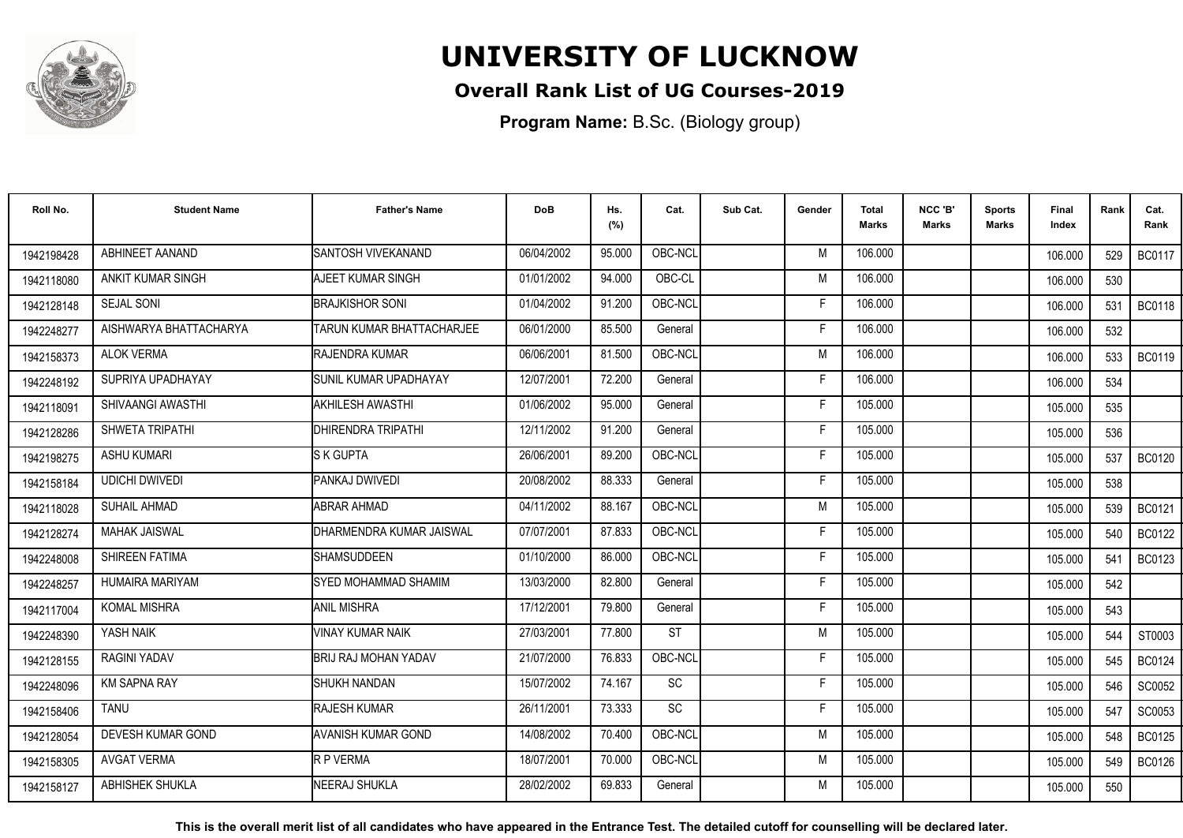# UNIVERSITY OF LUCKNOW

## Overall Rank List of UG Courses-2019

**Program Name:** B.Sc. (Biology group)

| Roll No. | Student Name | Father's Name | DoB | Hs. (%) | Cat. | Sub Cat. | Gender | Total Marks | NCC 'B' Marks | Sports Marks | Final Index | Rank | Cat. Rank |
|---|---|---|---|---|---|---|---|---|---|---|---|---|---|
| 1942198428 | ABHINEET AANAND | SANTOSH VIVEKANAND | 06/04/2002 | 95.000 | OBC-NCL | | M | 106.000 | | | 106.000 | 529 | BC0117 |
| 1942118080 | ANKIT KUMAR SINGH | AJEET KUMAR SINGH | 01/01/2002 | 94.000 | OBC-CL | | M | 106.000 | | | 106.000 | 530 | |
| 1942128148 | SEJAL SONI | BRAJKISHOR SONI | 01/04/2002 | 91.200 | OBC-NCL | | F | 106.000 | | | 106.000 | 531 | BC0118 |
| 1942248277 | AISHWARYA BHATTACHARYA | TARUN KUMAR BHATTACHARJEE | 06/01/2000 | 85.500 | General | | F | 106.000 | | | 106.000 | 532 | |
| 1942158373 | ALOK VERMA | RAJENDRA KUMAR | 06/06/2001 | 81.500 | OBC-NCL | | M | 106.000 | | | 106.000 | 533 | BC0119 |
| 1942248192 | SUPRIYA UPADHAYAY | SUNIL KUMAR UPADHAYAY | 12/07/2001 | 72.200 | General | | F | 106.000 | | | 106.000 | 534 | |
| 1942118091 | SHIVAANGI AWASTHI | AKHILESH AWASTHI | 01/06/2002 | 95.000 | General | | F | 105.000 | | | 105.000 | 535 | |
| 1942128286 | SHWETA TRIPATHI | DHIRENDRA TRIPATHI | 12/11/2002 | 91.200 | General | | F | 105.000 | | | 105.000 | 536 | |
| 1942198275 | ASHU KUMARI | S K GUPTA | 26/06/2001 | 89.200 | OBC-NCL | | F | 105.000 | | | 105.000 | 537 | BC0120 |
| 1942158184 | UDICHI DWIVEDI | PANKAJ DWIVEDI | 20/08/2002 | 88.333 | General | | F | 105.000 | | | 105.000 | 538 | |
| 1942118028 | SUHAIL AHMAD | ABRAR AHMAD | 04/11/2002 | 88.167 | OBC-NCL | | M | 105.000 | | | 105.000 | 539 | BC0121 |
| 1942128274 | MAHAK JAISWAL | DHARMENDRA KUMAR JAISWAL | 07/07/2001 | 87.833 | OBC-NCL | | F | 105.000 | | | 105.000 | 540 | BC0122 |
| 1942248008 | SHIREEN FATIMA | SHAMSUDDEEN | 01/10/2000 | 86.000 | OBC-NCL | | F | 105.000 | | | 105.000 | 541 | BC0123 |
| 1942248257 | HUMAIRA MARIYAM | SYED MOHAMMAD SHAMIM | 13/03/2000 | 82.800 | General | | F | 105.000 | | | 105.000 | 542 | |
| 1942117004 | KOMAL MISHRA | ANIL MISHRA | 17/12/2001 | 79.800 | General | | F | 105.000 | | | 105.000 | 543 | |
| 1942248390 | YASH NAIK | VINAY KUMAR NAIK | 27/03/2001 | 77.800 | ST | | M | 105.000 | | | 105.000 | 544 | ST0003 |
| 1942128155 | RAGINI YADAV | BRIJ RAJ MOHAN YADAV | 21/07/2000 | 76.833 | OBC-NCL | | F | 105.000 | | | 105.000 | 545 | BC0124 |
| 1942248096 | KM SAPNA RAY | SHUKH NANDAN | 15/07/2002 | 74.167 | SC | | F | 105.000 | | | 105.000 | 546 | SC0052 |
| 1942158406 | TANU | RAJESH KUMAR | 26/11/2001 | 73.333 | SC | | F | 105.000 | | | 105.000 | 547 | SC0053 |
| 1942128054 | DEVESH KUMAR GOND | AVANISH KUMAR GOND | 14/08/2002 | 70.400 | OBC-NCL | | M | 105.000 | | | 105.000 | 548 | BC0125 |
| 1942158305 | AVGAT VERMA | R P VERMA | 18/07/2001 | 70.000 | OBC-NCL | | M | 105.000 | | | 105.000 | 549 | BC0126 |
| 1942158127 | ABHISHEK SHUKLA | NEERAJ SHUKLA | 28/02/2002 | 69.833 | General | | M | 105.000 | | | 105.000 | 550 | |

**This is the overall merit list of all candidates who have appeared in the Entrance Test. The detailed cutoff for counselling will be declared later.**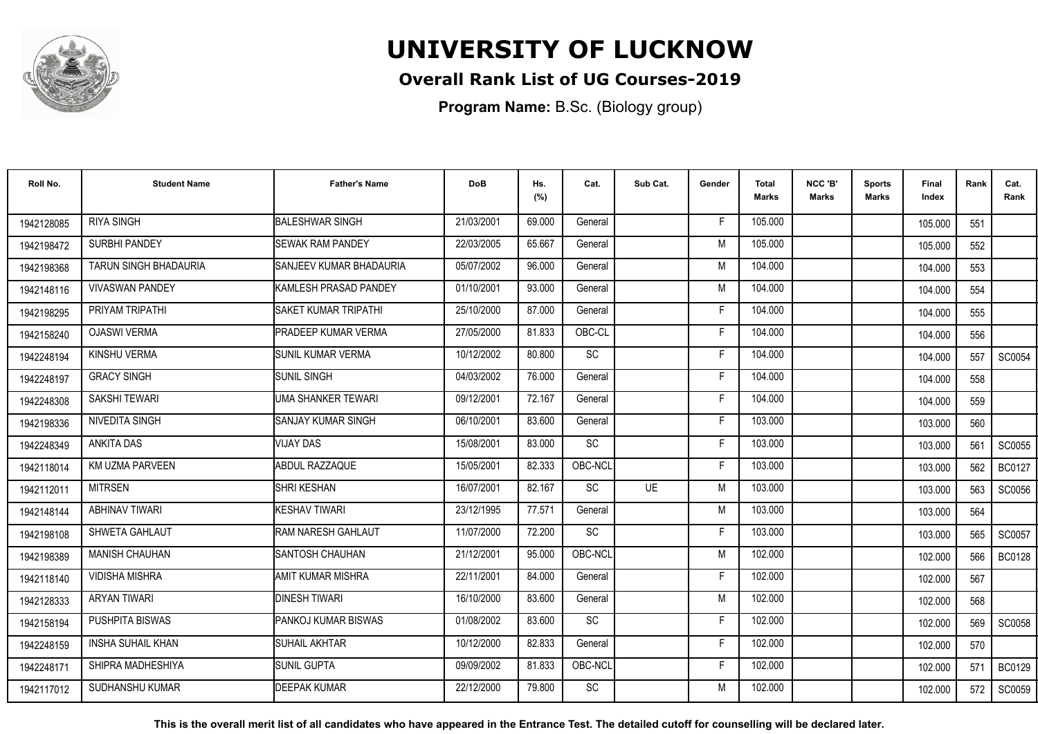# UNIVERSITY OF LUCKNOW

## Overall Rank List of UG Courses-2019

**Program Name:** B.Sc. (Biology group)

| Roll No. | Student Name | Father's Name | DoB | Hs. (%) | Cat. | Sub Cat. | Gender | Total Marks | NCC 'B' Marks | Sports Marks | Final Index | Rank | Cat. Rank |
|---|---|---|---|---|---|---|---|---|---|---|---|---|---|
| 1942128085 | RIYA SINGH | BALESHWAR SINGH | 21/03/2001 | 69.000 | General | | F | 105.000 | | | 105.000 | 551 | |
| 1942198472 | SURBHI PANDEY | SEWAK RAM PANDEY | 22/03/2005 | 65.667 | General | | M | 105.000 | | | 105.000 | 552 | |
| 1942198368 | TARUN SINGH BHADAURIA | SANJEEV KUMAR BHADAURIA | 05/07/2002 | 96.000 | General | | M | 104.000 | | | 104.000 | 553 | |
| 1942148116 | VIVASWAN PANDEY | KAMLESH PRASAD PANDEY | 01/10/2001 | 93.000 | General | | M | 104.000 | | | 104.000 | 554 | |
| 1942198295 | PRIYAM TRIPATHI | SAKET KUMAR TRIPATHI | 25/10/2000 | 87.000 | General | | F | 104.000 | | | 104.000 | 555 | |
| 1942158240 | OJASWI VERMA | PRADEEP KUMAR VERMA | 27/05/2000 | 81.833 | OBC-CL | | F | 104.000 | | | 104.000 | 556 | |
| 1942248194 | KINSHU VERMA | SUNIL KUMAR VERMA | 10/12/2002 | 80.800 | SC | | F | 104.000 | | | 104.000 | 557 | SC0054 |
| 1942248197 | GRACY SINGH | SUNIL SINGH | 04/03/2002 | 76.000 | General | | F | 104.000 | | | 104.000 | 558 | |
| 1942248308 | SAKSHI TEWARI | UMA SHANKER TEWARI | 09/12/2001 | 72.167 | General | | F | 104.000 | | | 104.000 | 559 | |
| 1942198336 | NIVEDITA SINGH | SANJAY KUMAR SINGH | 06/10/2001 | 83.600 | General | | F | 103.000 | | | 103.000 | 560 | |
| 1942248349 | ANKITA DAS | VIJAY DAS | 15/08/2001 | 83.000 | SC | | F | 103.000 | | | 103.000 | 561 | SC0055 |
| 1942118014 | KM UZMA PARVEEN | ABDUL RAZZAQUE | 15/05/2001 | 82.333 | OBC-NCL | | F | 103.000 | | | 103.000 | 562 | BC0127 |
| 1942112011 | MITRSEN | SHRI KESHAN | 16/07/2001 | 82.167 | SC | UE | M | 103.000 | | | 103.000 | 563 | SC0056 |
| 1942148144 | ABHINAV TIWARI | KESHAV TIWARI | 23/12/1995 | 77.571 | General | | M | 103.000 | | | 103.000 | 564 | |
| 1942198108 | SHWETA GAHLAUT | RAM NARESH GAHLAUT | 11/07/2000 | 72.200 | SC | | F | 103.000 | | | 103.000 | 565 | SC0057 |
| 1942198389 | MANISH CHAUHAN | SANTOSH CHAUHAN | 21/12/2001 | 95.000 | OBC-NCL | | M | 102.000 | | | 102.000 | 566 | BC0128 |
| 1942118140 | VIDISHA MISHRA | AMIT KUMAR MISHRA | 22/11/2001 | 84.000 | General | | F | 102.000 | | | 102.000 | 567 | |
| 1942128333 | ARYAN TIWARI | DINESH TIWARI | 16/10/2000 | 83.600 | General | | M | 102.000 | | | 102.000 | 568 | |
| 1942158194 | PUSHPITA BISWAS | PANKOJ KUMAR BISWAS | 01/08/2002 | 83.600 | SC | | F | 102.000 | | | 102.000 | 569 | SC0058 |
| 1942248159 | INSHA SUHAIL KHAN | SUHAIL AKHTAR | 10/12/2000 | 82.833 | General | | F | 102.000 | | | 102.000 | 570 | |
| 1942248171 | SHIPRA MADHESHIYA | SUNIL GUPTA | 09/09/2002 | 81.833 | OBC-NCL | | F | 102.000 | | | 102.000 | 571 | BC0129 |
| 1942117012 | SUDHANSHU KUMAR | DEEPAK KUMAR | 22/12/2000 | 79.800 | SC | | M | 102.000 | | | 102.000 | 572 | SC0059 |

**This is the overall merit list of all candidates who have appeared in the Entrance Test. The detailed cutoff for counselling will be declared later.**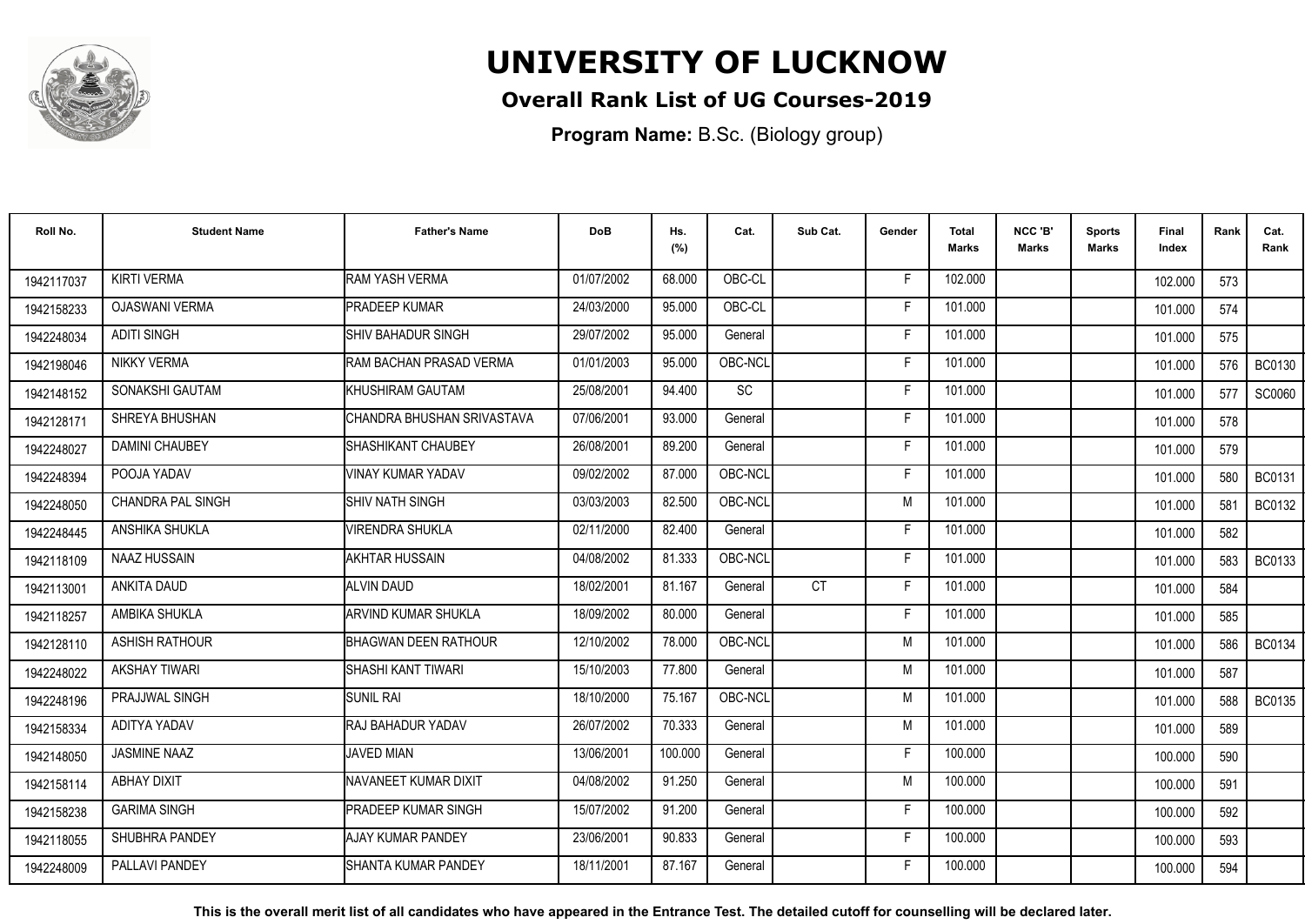# UNIVERSITY OF LUCKNOW

## Overall Rank List of UG Courses-2019

**Program Name:** B.Sc. (Biology group)

| Roll No. | Student Name | Father's Name | DoB | Hs. (%) | Cat. | Sub Cat. | Gender | Total Marks | NCC 'B' Marks | Sports Marks | Final Index | Rank | Cat. Rank |
|---|---|---|---|---|---|---|---|---|---|---|---|---|---|
| 1942117037 | KIRTI VERMA | RAM YASH VERMA | 01/07/2002 | 68.000 | OBC-CL | | F | 102.000 | | | 102.000 | 573 | |
| 1942158233 | OJASWANI VERMA | PRADEEP KUMAR | 24/03/2000 | 95.000 | OBC-CL | | F | 101.000 | | | 101.000 | 574 | |
| 1942248034 | ADITI SINGH | SHIV BAHADUR SINGH | 29/07/2002 | 95.000 | General | | F | 101.000 | | | 101.000 | 575 | |
| 1942198046 | NIKKY VERMA | RAM BACHAN PRASAD VERMA | 01/01/2003 | 95.000 | OBC-NCL | | F | 101.000 | | | 101.000 | 576 | BC0130 |
| 1942148152 | SONAKSHI GAUTAM | KHUSHIRAM GAUTAM | 25/08/2001 | 94.400 | SC | | F | 101.000 | | | 101.000 | 577 | SC0060 |
| 1942128171 | SHREYA BHUSHAN | CHANDRA BHUSHAN SRIVASTAVA | 07/06/2001 | 93.000 | General | | F | 101.000 | | | 101.000 | 578 | |
| 1942248027 | DAMINI CHAUBEY | SHASHIKANT CHAUBEY | 26/08/2001 | 89.200 | General | | F | 101.000 | | | 101.000 | 579 | |
| 1942248394 | POOJA YADAV | VINAY KUMAR YADAV | 09/02/2002 | 87.000 | OBC-NCL | | F | 101.000 | | | 101.000 | 580 | BC0131 |
| 1942248050 | CHANDRA PAL SINGH | SHIV NATH SINGH | 03/03/2003 | 82.500 | OBC-NCL | | M | 101.000 | | | 101.000 | 581 | BC0132 |
| 1942248445 | ANSHIKA SHUKLA | VIRENDRA SHUKLA | 02/11/2000 | 82.400 | General | | F | 101.000 | | | 101.000 | 582 | |
| 1942118109 | NAAZ HUSSAIN | AKHTAR HUSSAIN | 04/08/2002 | 81.333 | OBC-NCL | | F | 101.000 | | | 101.000 | 583 | BC0133 |
| 1942113001 | ANKITA DAUD | ALVIN DAUD | 18/02/2001 | 81.167 | General | CT | F | 101.000 | | | 101.000 | 584 | |
| 1942118257 | AMBIKA SHUKLA | ARVIND KUMAR SHUKLA | 18/09/2002 | 80.000 | General | | F | 101.000 | | | 101.000 | 585 | |
| 1942128110 | ASHISH RATHOUR | BHAGWAN DEEN RATHOUR | 12/10/2002 | 78.000 | OBC-NCL | | M | 101.000 | | | 101.000 | 586 | BC0134 |
| 1942248022 | AKSHAY TIWARI | SHASHI KANT TIWARI | 15/10/2003 | 77.800 | General | | M | 101.000 | | | 101.000 | 587 | |
| 1942248196 | PRAJJWAL SINGH | SUNIL RAI | 18/10/2000 | 75.167 | OBC-NCL | | M | 101.000 | | | 101.000 | 588 | BC0135 |
| 1942158334 | ADITYA YADAV | RAJ BAHADUR YADAV | 26/07/2002 | 70.333 | General | | M | 101.000 | | | 101.000 | 589 | |
| 1942148050 | JASMINE NAAZ | JAVED MIAN | 13/06/2001 | 100.000 | General | | F | 100.000 | | | 100.000 | 590 | |
| 1942158114 | ABHAY DIXIT | NAVANEET KUMAR DIXIT | 04/08/2002 | 91.250 | General | | M | 100.000 | | | 100.000 | 591 | |
| 1942158238 | GARIMA SINGH | PRADEEP KUMAR SINGH | 15/07/2002 | 91.200 | General | | F | 100.000 | | | 100.000 | 592 | |
| 1942118055 | SHUBHRA PANDEY | AJAY KUMAR PANDEY | 23/06/2001 | 90.833 | General | | F | 100.000 | | | 100.000 | 593 | |
| 1942248009 | PALLAVI PANDEY | SHANTA KUMAR PANDEY | 18/11/2001 | 87.167 | General | | F | 100.000 | | | 100.000 | 594 | |

**This is the overall merit list of all candidates who have appeared in the Entrance Test. The detailed cutoff for counselling will be declared later.**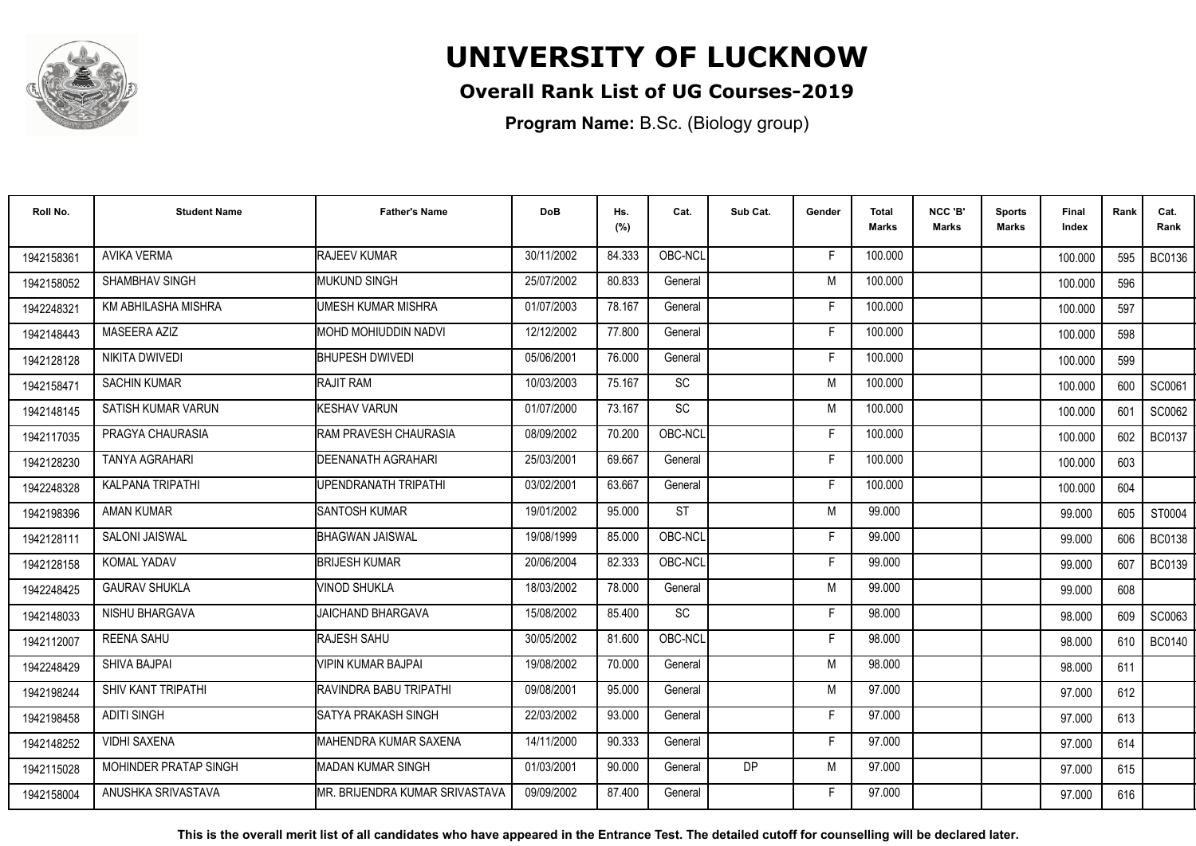# UNIVERSITY OF LUCKNOW

## Overall Rank List of UG Courses-2019

**Program Name:** B.Sc. (Biology group)

| Roll No. | Student Name | Father's Name | DoB | Hs. (%) | Cat. | Sub Cat. | Gender | Total Marks | NCC 'B' Marks | Sports Marks | Final Index | Rank | Cat. Rank |
|---|---|---|---|---|---|---|---|---|---|---|---|---|---|
| 1942158361 | AVIKA VERMA | RAJEEV KUMAR | 30/11/2002 | 84.333 | OBC-NCL | | F | 100.000 | | | 100.000 | 595 | BC0136 |
| 1942158052 | SHAMBHAV SINGH | MUKUND SINGH | 25/07/2002 | 80.833 | General | | M | 100.000 | | | 100.000 | 596 | |
| 1942248321 | KM ABHILASHA MISHRA | UMESH KUMAR MISHRA | 01/07/2003 | 78.167 | General | | F | 100.000 | | | 100.000 | 597 | |
| 1942148443 | MASEERA AZIZ | MOHD MOHIUDDIN NADVI | 12/12/2002 | 77.800 | General | | F | 100.000 | | | 100.000 | 598 | |
| 1942128128 | NIKITA DWIVEDI | BHUPESH DWIVEDI | 05/06/2001 | 76.000 | General | | F | 100.000 | | | 100.000 | 599 | |
| 1942158471 | SACHIN KUMAR | RAJIT RAM | 10/03/2003 | 75.167 | SC | | M | 100.000 | | | 100.000 | 600 | SC0061 |
| 1942148145 | SATISH KUMAR VARUN | KESHAV VARUN | 01/07/2000 | 73.167 | SC | | M | 100.000 | | | 100.000 | 601 | SC0062 |
| 1942117035 | PRAGYA CHAURASIA | RAM PRAVESH CHAURASIA | 08/09/2002 | 70.200 | OBC-NCL | | F | 100.000 | | | 100.000 | 602 | BC0137 |
| 1942128230 | TANYA AGRAHARI | DEENANATH AGRAHARI | 25/03/2001 | 69.667 | General | | F | 100.000 | | | 100.000 | 603 | |
| 1942248328 | KALPANA TRIPATHI | UPENDRANATH TRIPATHI | 03/02/2001 | 63.667 | General | | F | 100.000 | | | 100.000 | 604 | |
| 1942198396 | AMAN KUMAR | SANTOSH KUMAR | 19/01/2002 | 95.000 | ST | | M | 99.000 | | | 99.000 | 605 | ST0004 |
| 1942128111 | SALONI JAISWAL | BHAGWAN JAISWAL | 19/08/1999 | 85.000 | OBC-NCL | | F | 99.000 | | | 99.000 | 606 | BC0138 |
| 1942128158 | KOMAL YADAV | BRIJESH KUMAR | 20/06/2004 | 82.333 | OBC-NCL | | F | 99.000 | | | 99.000 | 607 | BC0139 |
| 1942248425 | GAURAV SHUKLA | VINOD SHUKLA | 18/03/2002 | 78.000 | General | | M | 99.000 | | | 99.000 | 608 | |
| 1942148033 | NISHU BHARGAVA | JAICHAND BHARGAVA | 15/08/2002 | 85.400 | SC | | F | 98.000 | | | 98.000 | 609 | SC0063 |
| 1942112007 | REENA SAHU | RAJESH SAHU | 30/05/2002 | 81.600 | OBC-NCL | | F | 98.000 | | | 98.000 | 610 | BC0140 |
| 1942248429 | SHIVA BAJPAI | VIPIN KUMAR BAJPAI | 19/08/2002 | 70.000 | General | | M | 98.000 | | | 98.000 | 611 | |
| 1942198244 | SHIV KANT TRIPATHI | RAVINDRA BABU TRIPATHI | 09/08/2001 | 95.000 | General | | M | 97.000 | | | 97.000 | 612 | |
| 1942198458 | ADITI SINGH | SATYA PRAKASH SINGH | 22/03/2002 | 93.000 | General | | F | 97.000 | | | 97.000 | 613 | |
| 1942148252 | VIDHI SAXENA | MAHENDRA KUMAR SAXENA | 14/11/2000 | 90.333 | General | | F | 97.000 | | | 97.000 | 614 | |
| 1942115028 | MOHINDER PRATAP SINGH | MADAN KUMAR SINGH | 01/03/2001 | 90.000 | General | DP | M | 97.000 | | | 97.000 | 615 | |
| 1942158004 | ANUSHKA SRIVASTAVA | MR. BRIJENDRA KUMAR SRIVASTAVA | 09/09/2002 | 87.400 | General | | F | 97.000 | | | 97.000 | 616 | |

**This is the overall merit list of all candidates who have appeared in the Entrance Test. The detailed cutoff for counselling will be declared later.**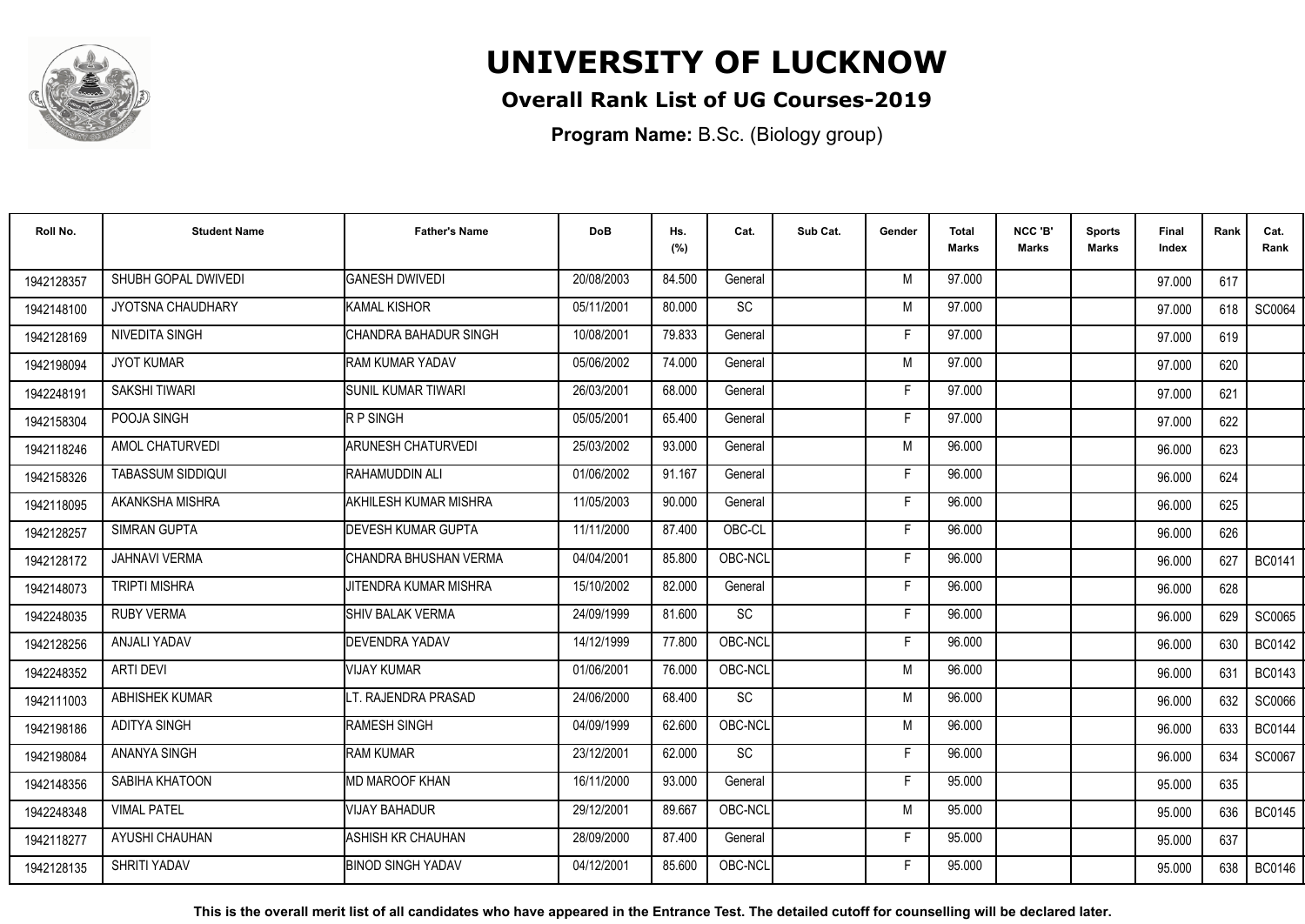# UNIVERSITY OF LUCKNOW

**Overall Rank List of UG Courses-2019**

**Program Name:** B.Sc. (Biology group)

| Roll No. | Student Name | Father's Name | DoB | Hs. (%) | Cat. | Sub Cat. | Gender | Total Marks | NCC 'B' Marks | Sports Marks | Final Index | Rank | Cat. Rank |
|---|---|---|---|---|---|---|---|---|---|---|---|---|---|
| 1942128357 | SHUBH GOPAL DWIVEDI | GANESH DWIVEDI | 20/08/2003 | 84.500 | General | | M | 97.000 | | | 97.000 | 617 | |
| 1942148100 | JYOTSNA CHAUDHARY | KAMAL KISHOR | 05/11/2001 | 80.000 | SC | | M | 97.000 | | | 97.000 | 618 | SC0064 |
| 1942128169 | NIVEDITA SINGH | CHANDRA BAHADUR SINGH | 10/08/2001 | 79.833 | General | | F | 97.000 | | | 97.000 | 619 | |
| 1942198094 | JYOT KUMAR | RAM KUMAR YADAV | 05/06/2002 | 74.000 | General | | M | 97.000 | | | 97.000 | 620 | |
| 1942248191 | SAKSHI TIWARI | SUNIL KUMAR TIWARI | 26/03/2001 | 68.000 | General | | F | 97.000 | | | 97.000 | 621 | |
| 1942158304 | POOJA SINGH | R P SINGH | 05/05/2001 | 65.400 | General | | F | 97.000 | | | 97.000 | 622 | |
| 1942118246 | AMOL CHATURVEDI | ARUNESH CHATURVEDI | 25/03/2002 | 93.000 | General | | M | 96.000 | | | 96.000 | 623 | |
| 1942158326 | TABASSUM SIDDIQUI | RAHAMUDDIN ALI | 01/06/2002 | 91.167 | General | | F | 96.000 | | | 96.000 | 624 | |
| 1942118095 | AKANKSHA MISHRA | AKHILESH KUMAR MISHRA | 11/05/2003 | 90.000 | General | | F | 96.000 | | | 96.000 | 625 | |
| 1942128257 | SIMRAN GUPTA | DEVESH KUMAR GUPTA | 11/11/2000 | 87.400 | OBC-CL | | F | 96.000 | | | 96.000 | 626 | |
| 1942128172 | JAHNAVI VERMA | CHANDRA BHUSHAN VERMA | 04/04/2001 | 85.800 | OBC-NCL | | F | 96.000 | | | 96.000 | 627 | BC0141 |
| 1942148073 | TRIPTI MISHRA | JITENDRA KUMAR MISHRA | 15/10/2002 | 82.000 | General | | F | 96.000 | | | 96.000 | 628 | |
| 1942248035 | RUBY VERMA | SHIV BALAK VERMA | 24/09/1999 | 81.600 | SC | | F | 96.000 | | | 96.000 | 629 | SC0065 |
| 1942128256 | ANJALI YADAV | DEVENDRA YADAV | 14/12/1999 | 77.800 | OBC-NCL | | F | 96.000 | | | 96.000 | 630 | BC0142 |
| 1942248352 | ARTI DEVI | VIJAY KUMAR | 01/06/2001 | 76.000 | OBC-NCL | | M | 96.000 | | | 96.000 | 631 | BC0143 |
| 1942111003 | ABHISHEK KUMAR | LT. RAJENDRA PRASAD | 24/06/2000 | 68.400 | SC | | M | 96.000 | | | 96.000 | 632 | SC0066 |
| 1942198186 | ADITYA SINGH | RAMESH SINGH | 04/09/1999 | 62.600 | OBC-NCL | | M | 96.000 | | | 96.000 | 633 | BC0144 |
| 1942198084 | ANANYA SINGH | RAM KUMAR | 23/12/2001 | 62.000 | SC | | F | 96.000 | | | 96.000 | 634 | SC0067 |
| 1942148356 | SABIHA KHATOON | MD MAROOF KHAN | 16/11/2000 | 93.000 | General | | F | 95.000 | | | 95.000 | 635 | |
| 1942248348 | VIMAL PATEL | VIJAY BAHADUR | 29/12/2001 | 89.667 | OBC-NCL | | M | 95.000 | | | 95.000 | 636 | BC0145 |
| 1942118277 | AYUSHI CHAUHAN | ASHISH KR CHAUHAN | 28/09/2000 | 87.400 | General | | F | 95.000 | | | 95.000 | 637 | |
| 1942128135 | SHRITI YADAV | BINOD SINGH YADAV | 04/12/2001 | 85.600 | OBC-NCL | | F | 95.000 | | | 95.000 | 638 | BC0146 |

**This is the overall merit list of all candidates who have appeared in the Entrance Test. The detailed cutoff for counselling will be declared later.**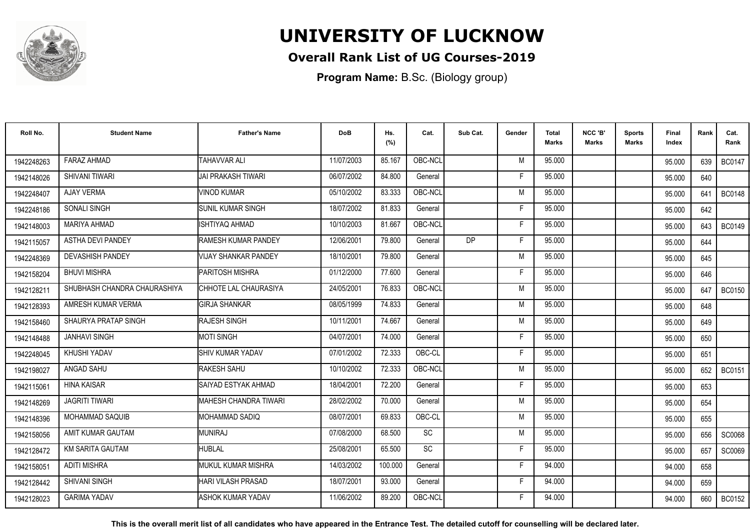# UNIVERSITY OF LUCKNOW

## Overall Rank List of UG Courses-2019

**Program Name:** B.Sc. (Biology group)

| Roll No. | Student Name | Father's Name | DoB | Hs. (%) | Cat. | Sub Cat. | Gender | Total Marks | NCC 'B' Marks | Sports Marks | Final Index | Rank | Cat. Rank |
|---|---|---|---|---|---|---|---|---|---|---|---|---|---|
| 1942248263 | FARAZ AHMAD | TAHAVVAR ALI | 11/07/2003 | 85.167 | OBC-NCL | | M | 95.000 | | | 95.000 | 639 | BC0147 |
| 1942148026 | SHIVANI TIWARI | JAI PRAKASH TIWARI | 06/07/2002 | 84.800 | General | | F | 95.000 | | | 95.000 | 640 | |
| 1942248407 | AJAY VERMA | VINOD KUMAR | 05/10/2002 | 83.333 | OBC-NCL | | M | 95.000 | | | 95.000 | 641 | BC0148 |
| 1942248186 | SONALI SINGH | SUNIL KUMAR SINGH | 18/07/2002 | 81.833 | General | | F | 95.000 | | | 95.000 | 642 | |
| 1942148003 | MARIYA AHMAD | ISHTIYAQ AHMAD | 10/10/2003 | 81.667 | OBC-NCL | | F | 95.000 | | | 95.000 | 643 | BC0149 |
| 1942115057 | ASTHA DEVI PANDEY | RAMESH KUMAR PANDEY | 12/06/2001 | 79.800 | General | DP | F | 95.000 | | | 95.000 | 644 | |
| 1942248369 | DEVASHISH PANDEY | VIJAY SHANKAR PANDEY | 18/10/2001 | 79.800 | General | | M | 95.000 | | | 95.000 | 645 | |
| 1942158204 | BHUVI MISHRA | PARITOSH MISHRA | 01/12/2000 | 77.600 | General | | F | 95.000 | | | 95.000 | 646 | |
| 1942128211 | SHUBHASH CHANDRA CHAURASHIYA | CHHOTE LAL CHAURASIYA | 24/05/2001 | 76.833 | OBC-NCL | | M | 95.000 | | | 95.000 | 647 | BC0150 |
| 1942128393 | AMRESH KUMAR VERMA | GIRJA SHANKAR | 08/05/1999 | 74.833 | General | | M | 95.000 | | | 95.000 | 648 | |
| 1942158460 | SHAURYA PRATAP SINGH | RAJESH SINGH | 10/11/2001 | 74.667 | General | | M | 95.000 | | | 95.000 | 649 | |
| 1942148488 | JANHAVI SINGH | MOTI SINGH | 04/07/2001 | 74.000 | General | | F | 95.000 | | | 95.000 | 650 | |
| 1942248045 | KHUSHI YADAV | SHIV KUMAR YADAV | 07/01/2002 | 72.333 | OBC-CL | | F | 95.000 | | | 95.000 | 651 | |
| 1942198027 | ANGAD SAHU | RAKESH SAHU | 10/10/2002 | 72.333 | OBC-NCL | | M | 95.000 | | | 95.000 | 652 | BC0151 |
| 1942115061 | HINA KAISAR | SAIYAD ESTYAK AHMAD | 18/04/2001 | 72.200 | General | | F | 95.000 | | | 95.000 | 653 | |
| 1942148269 | JAGRITI TIWARI | MAHESH CHANDRA TIWARI | 28/02/2002 | 70.000 | General | | M | 95.000 | | | 95.000 | 654 | |
| 1942148396 | MOHAMMAD SAQUIB | MOHAMMAD SADIQ | 08/07/2001 | 69.833 | OBC-CL | | M | 95.000 | | | 95.000 | 655 | |
| 1942158056 | AMIT KUMAR GAUTAM | MUNIRAJ | 07/08/2000 | 68.500 | SC | | M | 95.000 | | | 95.000 | 656 | SC0068 |
| 1942128472 | KM SARITA GAUTAM | HUBLAL | 25/08/2001 | 65.500 | SC | | F | 95.000 | | | 95.000 | 657 | SC0069 |
| 1942158051 | ADITI MISHRA | MUKUL KUMAR MISHRA | 14/03/2002 | 100.000 | General | | F | 94.000 | | | 94.000 | 658 | |
| 1942128442 | SHIVANI SINGH | HARI VILASH PRASAD | 18/07/2001 | 93.000 | General | | F | 94.000 | | | 94.000 | 659 | |
| 1942128023 | GARIMA YADAV | ASHOK KUMAR YADAV | 11/06/2002 | 89.200 | OBC-NCL | | F | 94.000 | | | 94.000 | 660 | BC0152 |

**This is the overall merit list of all candidates who have appeared in the Entrance Test. The detailed cutoff for counselling will be declared later.**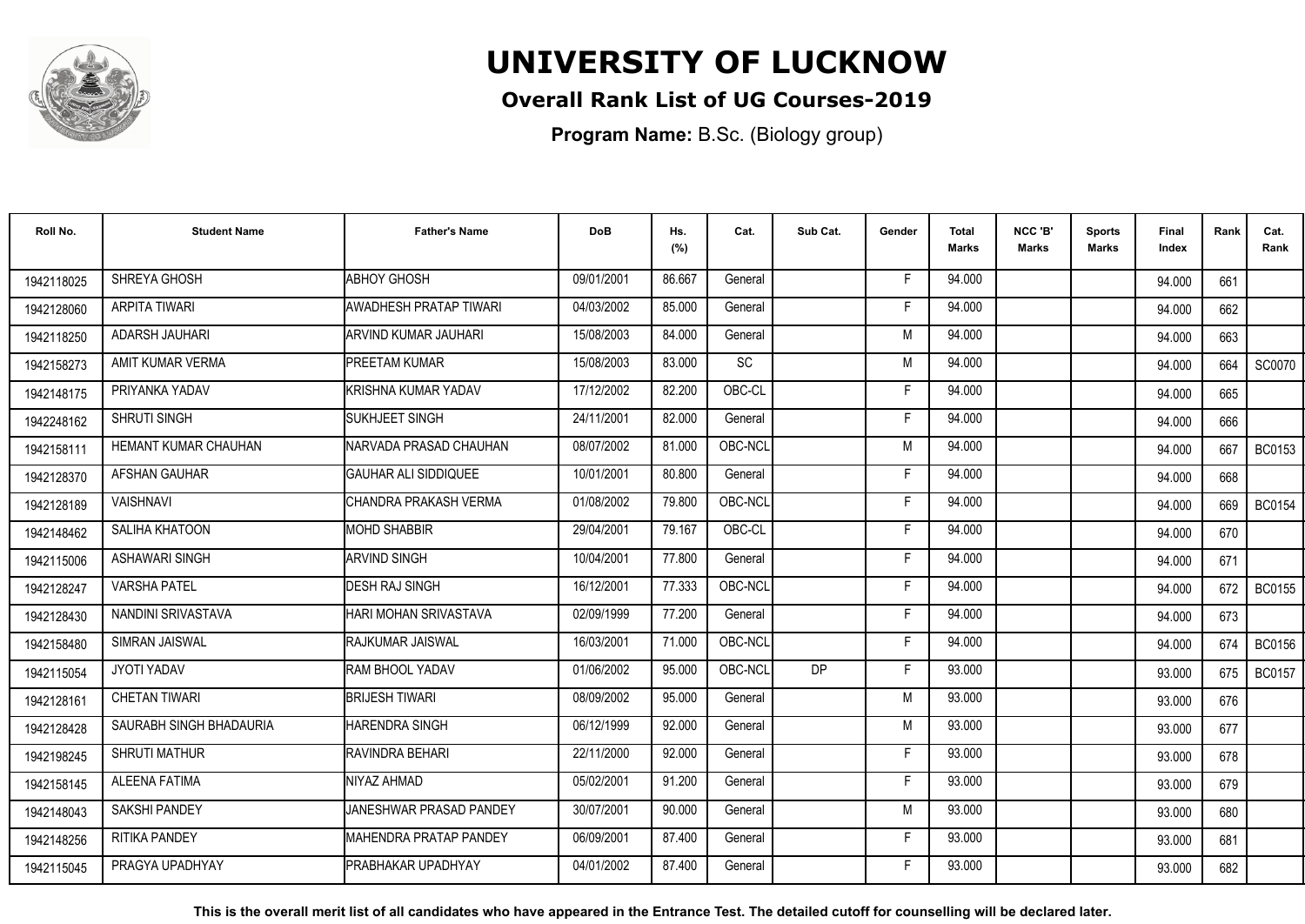# UNIVERSITY OF LUCKNOW

## Overall Rank List of UG Courses-2019

**Program Name:** B.Sc. (Biology group)

| Roll No. | Student Name | Father's Name | DoB | Hs. (%) | Cat. | Sub Cat. | Gender | Total Marks | NCC 'B' Marks | Sports Marks | Final Index | Rank | Cat. Rank |
|---|---|---|---|---|---|---|---|---|---|---|---|---|---|
| 1942118025 | SHREYA GHOSH | ABHOY GHOSH | 09/01/2001 | 86.667 | General | | F | 94.000 | | | 94.000 | 661 | |
| 1942128060 | ARPITA TIWARI | AWADHESH PRATAP TIWARI | 04/03/2002 | 85.000 | General | | F | 94.000 | | | 94.000 | 662 | |
| 1942118250 | ADARSH JAUHARI | ARVIND KUMAR JAUHARI | 15/08/2003 | 84.000 | General | | M | 94.000 | | | 94.000 | 663 | |
| 1942158273 | AMIT KUMAR VERMA | PREETAM KUMAR | 15/08/2003 | 83.000 | SC | | M | 94.000 | | | 94.000 | 664 | SC0070 |
| 1942148175 | PRIYANKA YADAV | KRISHNA KUMAR YADAV | 17/12/2002 | 82.200 | OBC-CL | | F | 94.000 | | | 94.000 | 665 | |
| 1942248162 | SHRUTI SINGH | SUKHJEET SINGH | 24/11/2001 | 82.000 | General | | F | 94.000 | | | 94.000 | 666 | |
| 1942158111 | HEMANT KUMAR CHAUHAN | NARVADA PRASAD CHAUHAN | 08/07/2002 | 81.000 | OBC-NCL | | M | 94.000 | | | 94.000 | 667 | BC0153 |
| 1942128370 | AFSHAN GAUHAR | GAUHAR ALI SIDDIQUEE | 10/01/2001 | 80.800 | General | | F | 94.000 | | | 94.000 | 668 | |
| 1942128189 | VAISHNAVI | CHANDRA PRAKASH VERMA | 01/08/2002 | 79.800 | OBC-NCL | | F | 94.000 | | | 94.000 | 669 | BC0154 |
| 1942148462 | SALIHA KHATOON | MOHD SHABBIR | 29/04/2001 | 79.167 | OBC-CL | | F | 94.000 | | | 94.000 | 670 | |
| 1942115006 | ASHAWARI SINGH | ARVIND SINGH | 10/04/2001 | 77.800 | General | | F | 94.000 | | | 94.000 | 671 | |
| 1942128247 | VARSHA PATEL | DESH RAJ SINGH | 16/12/2001 | 77.333 | OBC-NCL | | F | 94.000 | | | 94.000 | 672 | BC0155 |
| 1942128430 | NANDINI SRIVASTAVA | HARI MOHAN SRIVASTAVA | 02/09/1999 | 77.200 | General | | F | 94.000 | | | 94.000 | 673 | |
| 1942158480 | SIMRAN JAISWAL | RAJKUMAR JAISWAL | 16/03/2001 | 71.000 | OBC-NCL | | F | 94.000 | | | 94.000 | 674 | BC0156 |
| 1942115054 | JYOTI YADAV | RAM BHOOL YADAV | 01/06/2002 | 95.000 | OBC-NCL | DP | F | 93.000 | | | 93.000 | 675 | BC0157 |
| 1942128161 | CHETAN TIWARI | BRIJESH TIWARI | 08/09/2002 | 95.000 | General | | M | 93.000 | | | 93.000 | 676 | |
| 1942128428 | SAURABH SINGH BHADAURIA | HARENDRA SINGH | 06/12/1999 | 92.000 | General | | M | 93.000 | | | 93.000 | 677 | |
| 1942198245 | SHRUTI MATHUR | RAVINDRA BEHARI | 22/11/2000 | 92.000 | General | | F | 93.000 | | | 93.000 | 678 | |
| 1942158145 | ALEENA FATIMA | NIYAZ AHMAD | 05/02/2001 | 91.200 | General | | F | 93.000 | | | 93.000 | 679 | |
| 1942148043 | SAKSHI PANDEY | JANESHWAR PRASAD PANDEY | 30/07/2001 | 90.000 | General | | M | 93.000 | | | 93.000 | 680 | |
| 1942148256 | RITIKA PANDEY | MAHENDRA PRATAP PANDEY | 06/09/2001 | 87.400 | General | | F | 93.000 | | | 93.000 | 681 | |
| 1942115045 | PRAGYA UPADHYAY | PRABHAKAR UPADHYAY | 04/01/2002 | 87.400 | General | | F | 93.000 | | | 93.000 | 682 | |

**This is the overall merit list of all candidates who have appeared in the Entrance Test. The detailed cutoff for counselling will be declared later.**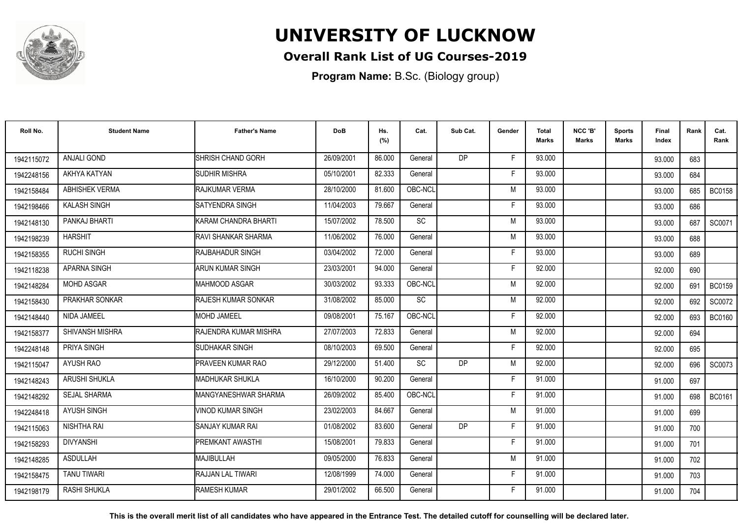# UNIVERSITY OF LUCKNOW

## Overall Rank List of UG Courses-2019

**Program Name:** B.Sc. (Biology group)

| Roll No. | Student Name | Father's Name | DoB | Hs. (%) | Cat. | Sub Cat. | Gender | Total Marks | NCC 'B' Marks | Sports Marks | Final Index | Rank | Cat. Rank |
|---|---|---|---|---|---|---|---|---|---|---|---|---|---|
| 1942115072 | ANJALI GOND | SHRISH CHAND GORH | 26/09/2001 | 86.000 | General | DP | F | 93.000 | | | 93.000 | 683 | |
| 1942248156 | AKHYA KATYAN | SUDHIR MISHRA | 05/10/2001 | 82.333 | General | | F | 93.000 | | | 93.000 | 684 | |
| 1942158484 | ABHISHEK VERMA | RAJKUMAR VERMA | 28/10/2000 | 81.600 | OBC-NCL | | M | 93.000 | | | 93.000 | 685 | BC0158 |
| 1942198466 | KALASH SINGH | SATYENDRA SINGH | 11/04/2003 | 79.667 | General | | F | 93.000 | | | 93.000 | 686 | |
| 1942148130 | PANKAJ BHARTI | KARAM CHANDRA BHARTI | 15/07/2002 | 78.500 | SC | | M | 93.000 | | | 93.000 | 687 | SC0071 |
| 1942198239 | HARSHIT | RAVI SHANKAR SHARMA | 11/06/2002 | 76.000 | General | | M | 93.000 | | | 93.000 | 688 | |
| 1942158355 | RUCHI SINGH | RAJBAHADUR SINGH | 03/04/2002 | 72.000 | General | | F | 93.000 | | | 93.000 | 689 | |
| 1942118238 | APARNA SINGH | ARUN KUMAR SINGH | 23/03/2001 | 94.000 | General | | F | 92.000 | | | 92.000 | 690 | |
| 1942148284 | MOHD ASGAR | MAHMOOD ASGAR | 30/03/2002 | 93.333 | OBC-NCL | | M | 92.000 | | | 92.000 | 691 | BC0159 |
| 1942158430 | PRAKHAR SONKAR | RAJESH KUMAR SONKAR | 31/08/2002 | 85.000 | SC | | M | 92.000 | | | 92.000 | 692 | SC0072 |
| 1942148440 | NIDA JAMEEL | MOHD JAMEEL | 09/08/2001 | 75.167 | OBC-NCL | | F | 92.000 | | | 92.000 | 693 | BC0160 |
| 1942158377 | SHIVANSH MISHRA | RAJENDRA KUMAR MISHRA | 27/07/2003 | 72.833 | General | | M | 92.000 | | | 92.000 | 694 | |
| 1942248148 | PRIYA SINGH | SUDHAKAR SINGH | 08/10/2003 | 69.500 | General | | F | 92.000 | | | 92.000 | 695 | |
| 1942115047 | AYUSH RAO | PRAVEEN KUMAR RAO | 29/12/2000 | 51.400 | SC | DP | M | 92.000 | | | 92.000 | 696 | SC0073 |
| 1942148243 | ARUSHI SHUKLA | MADHUKAR SHUKLA | 16/10/2000 | 90.200 | General | | F | 91.000 | | | 91.000 | 697 | |
| 1942148292 | SEJAL SHARMA | MANGYANESHWAR SHARMA | 26/09/2002 | 85.400 | OBC-NCL | | F | 91.000 | | | 91.000 | 698 | BC0161 |
| 1942248418 | AYUSH SINGH | VINOD KUMAR SINGH | 23/02/2003 | 84.667 | General | | M | 91.000 | | | 91.000 | 699 | |
| 1942115063 | NISHTHA RAI | SANJAY KUMAR RAI | 01/08/2002 | 83.600 | General | DP | F | 91.000 | | | 91.000 | 700 | |
| 1942158293 | DIVYANSHI | PREMKANT AWASTHI | 15/08/2001 | 79.833 | General | | F | 91.000 | | | 91.000 | 701 | |
| 1942148285 | ASDULLAH | MAJIBULLAH | 09/05/2000 | 76.833 | General | | M | 91.000 | | | 91.000 | 702 | |
| 1942158475 | TANU TIWARI | RAJJAN LAL TIWARI | 12/08/1999 | 74.000 | General | | F | 91.000 | | | 91.000 | 703 | |
| 1942198179 | RASHI SHUKLA | RAMESH KUMAR | 29/01/2002 | 66.500 | General | | F | 91.000 | | | 91.000 | 704 | |

**This is the overall merit list of all candidates who have appeared in the Entrance Test. The detailed cutoff for counselling will be declared later.**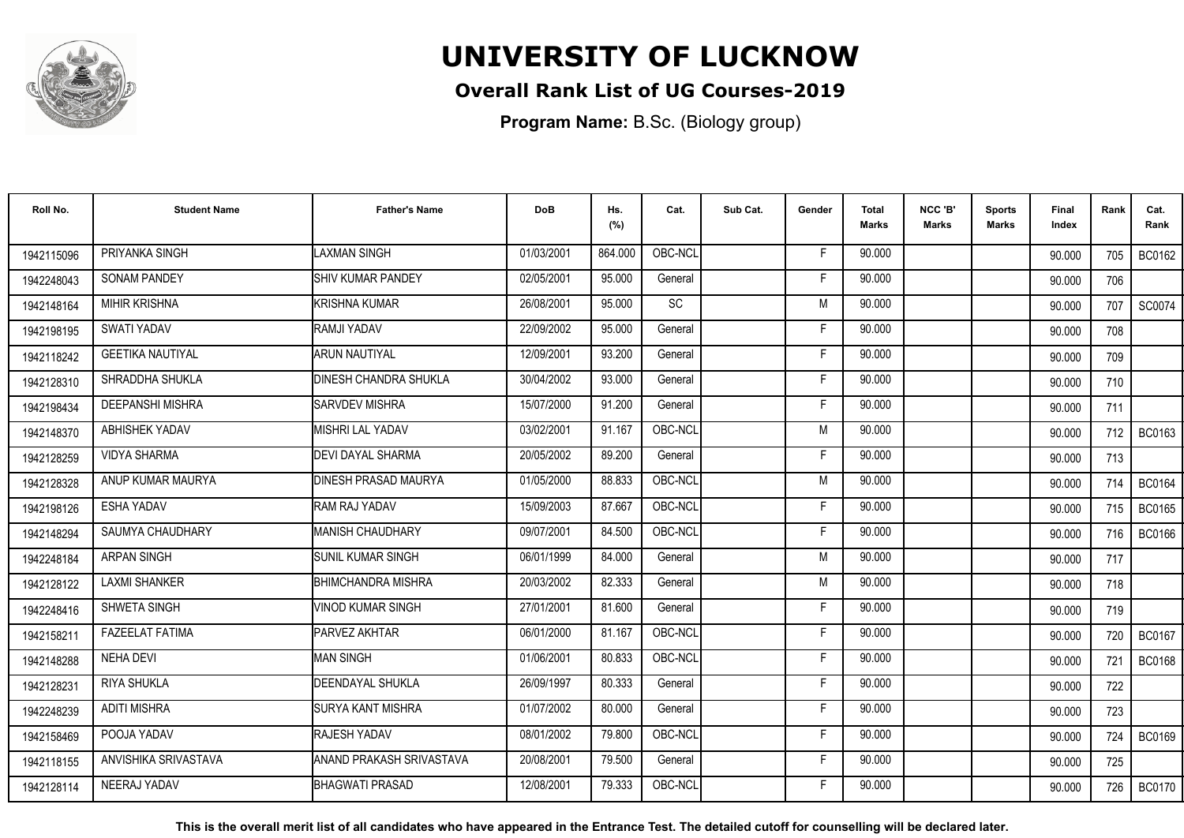# UNIVERSITY OF LUCKNOW

## Overall Rank List of UG Courses-2019

**Program Name:** B.Sc. (Biology group)

| Roll No. | Student Name | Father's Name | DoB | Hs. (%) | Cat. | Sub Cat. | Gender | Total Marks | NCC 'B' Marks | Sports Marks | Final Index | Rank | Cat. Rank |
|---|---|---|---|---|---|---|---|---|---|---|---|---|---|
| 1942115096 | PRIYANKA SINGH | LAXMAN SINGH | 01/03/2001 | 864.000 | OBC-NCL | | F | 90.000 | | | 90.000 | 705 | BC0162 |
| 1942248043 | SONAM PANDEY | SHIV KUMAR PANDEY | 02/05/2001 | 95.000 | General | | F | 90.000 | | | 90.000 | 706 | |
| 1942148164 | MIHIR KRISHNA | KRISHNA KUMAR | 26/08/2001 | 95.000 | SC | | M | 90.000 | | | 90.000 | 707 | SC0074 |
| 1942198195 | SWATI YADAV | RAMJI YADAV | 22/09/2002 | 95.000 | General | | F | 90.000 | | | 90.000 | 708 | |
| 1942118242 | GEETIKA NAUTIYAL | ARUN NAUTIYAL | 12/09/2001 | 93.200 | General | | F | 90.000 | | | 90.000 | 709 | |
| 1942128310 | SHRADDHA SHUKLA | DINESH CHANDRA SHUKLA | 30/04/2002 | 93.000 | General | | F | 90.000 | | | 90.000 | 710 | |
| 1942198434 | DEEPANSHI MISHRA | SARVDEV MISHRA | 15/07/2000 | 91.200 | General | | F | 90.000 | | | 90.000 | 711 | |
| 1942148370 | ABHISHEK YADAV | MISHRI LAL YADAV | 03/02/2001 | 91.167 | OBC-NCL | | M | 90.000 | | | 90.000 | 712 | BC0163 |
| 1942128259 | VIDYA SHARMA | DEVI DAYAL SHARMA | 20/05/2002 | 89.200 | General | | F | 90.000 | | | 90.000 | 713 | |
| 1942128328 | ANUP KUMAR MAURYA | DINESH PRASAD MAURYA | 01/05/2000 | 88.833 | OBC-NCL | | M | 90.000 | | | 90.000 | 714 | BC0164 |
| 1942198126 | ESHA YADAV | RAM RAJ YADAV | 15/09/2003 | 87.667 | OBC-NCL | | F | 90.000 | | | 90.000 | 715 | BC0165 |
| 1942148294 | SAUMYA CHAUDHARY | MANISH CHAUDHARY | 09/07/2001 | 84.500 | OBC-NCL | | F | 90.000 | | | 90.000 | 716 | BC0166 |
| 1942248184 | ARPAN SINGH | SUNIL KUMAR SINGH | 06/01/1999 | 84.000 | General | | M | 90.000 | | | 90.000 | 717 | |
| 1942128122 | LAXMI SHANKER | BHIMCHANDRA MISHRA | 20/03/2002 | 82.333 | General | | M | 90.000 | | | 90.000 | 718 | |
| 1942248416 | SHWETA SINGH | VINOD KUMAR SINGH | 27/01/2001 | 81.600 | General | | F | 90.000 | | | 90.000 | 719 | |
| 1942158211 | FAZEELAT FATIMA | PARVEZ AKHTAR | 06/01/2000 | 81.167 | OBC-NCL | | F | 90.000 | | | 90.000 | 720 | BC0167 |
| 1942148288 | NEHA DEVI | MAN SINGH | 01/06/2001 | 80.833 | OBC-NCL | | F | 90.000 | | | 90.000 | 721 | BC0168 |
| 1942128231 | RIYA SHUKLA | DEENDAYAL SHUKLA | 26/09/1997 | 80.333 | General | | F | 90.000 | | | 90.000 | 722 | |
| 1942248239 | ADITI MISHRA | SURYA KANT MISHRA | 01/07/2002 | 80.000 | General | | F | 90.000 | | | 90.000 | 723 | |
| 1942158469 | POOJA YADAV | RAJESH YADAV | 08/01/2002 | 79.800 | OBC-NCL | | F | 90.000 | | | 90.000 | 724 | BC0169 |
| 1942118155 | ANVISHIKA SRIVASTAVA | ANAND PRAKASH SRIVASTAVA | 20/08/2001 | 79.500 | General | | F | 90.000 | | | 90.000 | 725 | |
| 1942128114 | NEERAJ YADAV | BHAGWATI PRASAD | 12/08/2001 | 79.333 | OBC-NCL | | F | 90.000 | | | 90.000 | 726 | BC0170 |

**This is the overall merit list of all candidates who have appeared in the Entrance Test. The detailed cutoff for counselling will be declared later.**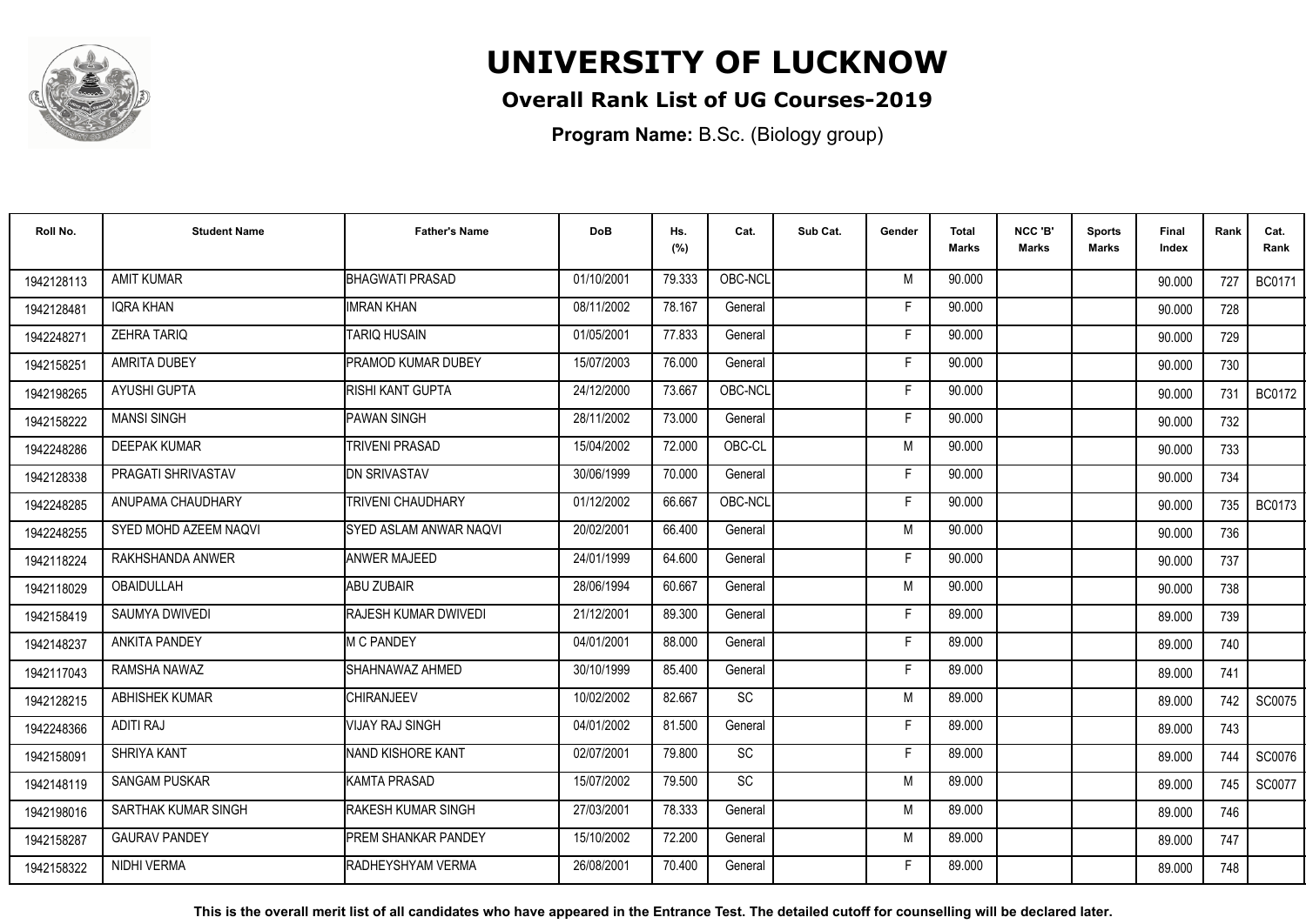# UNIVERSITY OF LUCKNOW

## Overall Rank List of UG Courses-2019

**Program Name:** B.Sc. (Biology group)

| Roll No. | Student Name | Father's Name | DoB | Hs. (%) | Cat. | Sub Cat. | Gender | Total Marks | NCC 'B' Marks | Sports Marks | Final Index | Rank | Cat. Rank |
|---|---|---|---|---|---|---|---|---|---|---|---|---|---|
| 1942128113 | AMIT KUMAR | BHAGWATI PRASAD | 01/10/2001 | 79.333 | OBC-NCL | | M | 90.000 | | | 90.000 | 727 | BC0171 |
| 1942128481 | IQRA KHAN | IMRAN KHAN | 08/11/2002 | 78.167 | General | | F | 90.000 | | | 90.000 | 728 | |
| 1942248271 | ZEHRA TARIQ | TARIQ HUSAIN | 01/05/2001 | 77.833 | General | | F | 90.000 | | | 90.000 | 729 | |
| 1942158251 | AMRITA DUBEY | PRAMOD KUMAR DUBEY | 15/07/2003 | 76.000 | General | | F | 90.000 | | | 90.000 | 730 | |
| 1942198265 | AYUSHI GUPTA | RISHI KANT GUPTA | 24/12/2000 | 73.667 | OBC-NCL | | F | 90.000 | | | 90.000 | 731 | BC0172 |
| 1942158222 | MANSI SINGH | PAWAN SINGH | 28/11/2002 | 73.000 | General | | F | 90.000 | | | 90.000 | 732 | |
| 1942248286 | DEEPAK KUMAR | TRIVENI PRASAD | 15/04/2002 | 72.000 | OBC-CL | | M | 90.000 | | | 90.000 | 733 | |
| 1942128338 | PRAGATI SHRIVASTAV | DN SRIVASTAV | 30/06/1999 | 70.000 | General | | F | 90.000 | | | 90.000 | 734 | |
| 1942248285 | ANUPAMA CHAUDHARY | TRIVENI CHAUDHARY | 01/12/2002 | 66.667 | OBC-NCL | | F | 90.000 | | | 90.000 | 735 | BC0173 |
| 1942248255 | SYED MOHD AZEEM NAQVI | SYED ASLAM ANWAR NAQVI | 20/02/2001 | 66.400 | General | | M | 90.000 | | | 90.000 | 736 | |
| 1942118224 | RAKHSHANDA ANWER | ANWER MAJEED | 24/01/1999 | 64.600 | General | | F | 90.000 | | | 90.000 | 737 | |
| 1942118029 | OBAIDULLAH | ABU ZUBAIR | 28/06/1994 | 60.667 | General | | M | 90.000 | | | 90.000 | 738 | |
| 1942158419 | SAUMYA DWIVEDI | RAJESH KUMAR DWIVEDI | 21/12/2001 | 89.300 | General | | F | 89.000 | | | 89.000 | 739 | |
| 1942148237 | ANKITA PANDEY | M C PANDEY | 04/01/2001 | 88.000 | General | | F | 89.000 | | | 89.000 | 740 | |
| 1942117043 | RAMSHA NAWAZ | SHAHNAWAZ AHMED | 30/10/1999 | 85.400 | General | | F | 89.000 | | | 89.000 | 741 | |
| 1942128215 | ABHISHEK KUMAR | CHIRANJEEV | 10/02/2002 | 82.667 | SC | | M | 89.000 | | | 89.000 | 742 | SC0075 |
| 1942248366 | ADITI RAJ | VIJAY RAJ SINGH | 04/01/2002 | 81.500 | General | | F | 89.000 | | | 89.000 | 743 | |
| 1942158091 | SHRIYA KANT | NAND KISHORE KANT | 02/07/2001 | 79.800 | SC | | F | 89.000 | | | 89.000 | 744 | SC0076 |
| 1942148119 | SANGAM PUSKAR | KAMTA PRASAD | 15/07/2002 | 79.500 | SC | | M | 89.000 | | | 89.000 | 745 | SC0077 |
| 1942198016 | SARTHAK KUMAR SINGH | RAKESH KUMAR SINGH | 27/03/2001 | 78.333 | General | | M | 89.000 | | | 89.000 | 746 | |
| 1942158287 | GAURAV PANDEY | PREM SHANKAR PANDEY | 15/10/2002 | 72.200 | General | | M | 89.000 | | | 89.000 | 747 | |
| 1942158322 | NIDHI VERMA | RADHEYSHYAM VERMA | 26/08/2001 | 70.400 | General | | F | 89.000 | | | 89.000 | 748 | |

**This is the overall merit list of all candidates who have appeared in the Entrance Test. The detailed cutoff for counselling will be declared later.**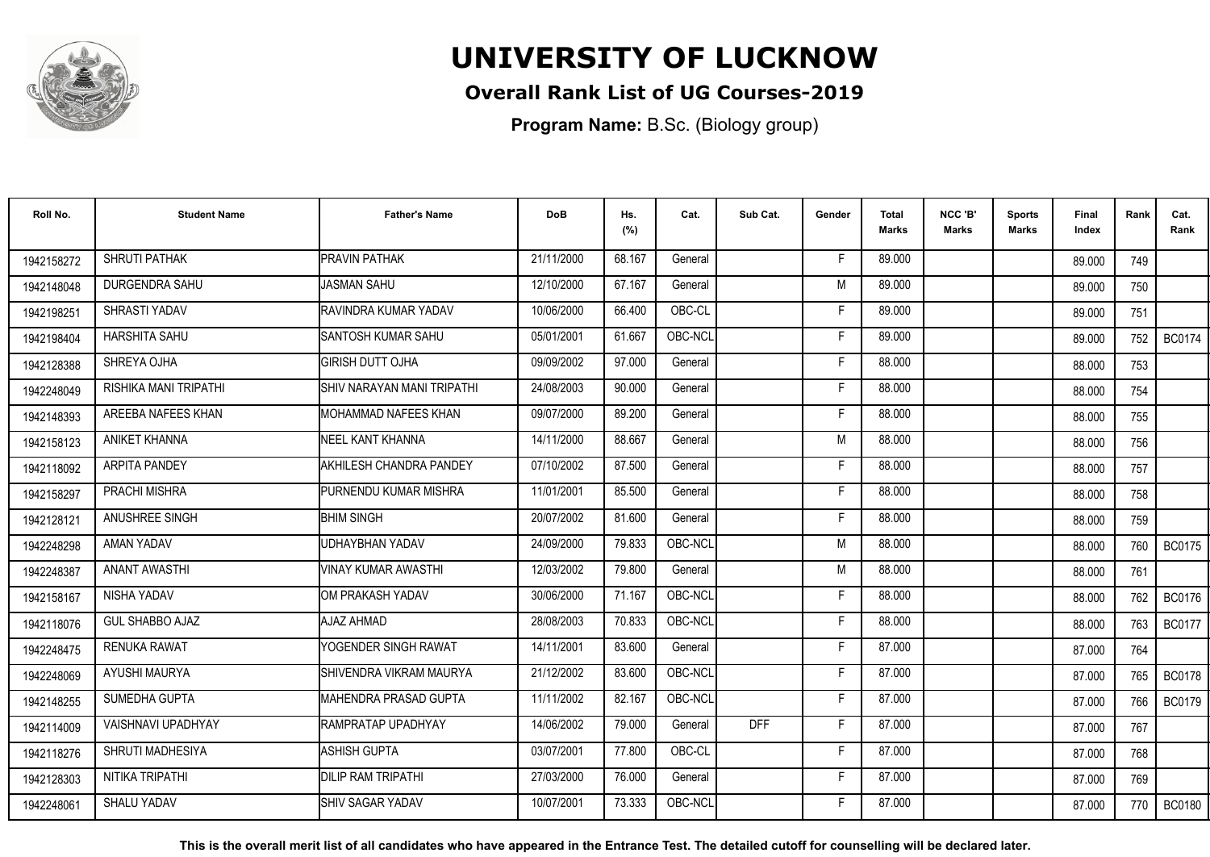# UNIVERSITY OF LUCKNOW

## Overall Rank List of UG Courses-2019

**Program Name:** B.Sc. (Biology group)

| Roll No. | Student Name | Father's Name | DoB | Hs. (%) | Cat. | Sub Cat. | Gender | Total Marks | NCC 'B' Marks | Sports Marks | Final Index | Rank | Cat. Rank |
|---|---|---|---|---|---|---|---|---|---|---|---|---|---|
| 1942158272 | SHRUTI PATHAK | PRAVIN PATHAK | 21/11/2000 | 68.167 | General | | F | 89.000 | | | 89.000 | 749 | |
| 1942148048 | DURGENDRA SAHU | JASMAN SAHU | 12/10/2000 | 67.167 | General | | M | 89.000 | | | 89.000 | 750 | |
| 1942198251 | SHRASTI YADAV | RAVINDRA KUMAR YADAV | 10/06/2000 | 66.400 | OBC-CL | | F | 89.000 | | | 89.000 | 751 | |
| 1942198404 | HARSHITA SAHU | SANTOSH KUMAR SAHU | 05/01/2001 | 61.667 | OBC-NCL | | F | 89.000 | | | 89.000 | 752 | BC0174 |
| 1942128388 | SHREYA OJHA | GIRISH DUTT OJHA | 09/09/2002 | 97.000 | General | | F | 88.000 | | | 88.000 | 753 | |
| 1942248049 | RISHIKA MANI TRIPATHI | SHIV NARAYAN MANI TRIPATHI | 24/08/2003 | 90.000 | General | | F | 88.000 | | | 88.000 | 754 | |
| 1942148393 | AREEBA NAFEES KHAN | MOHAMMAD NAFEES KHAN | 09/07/2000 | 89.200 | General | | F | 88.000 | | | 88.000 | 755 | |
| 1942158123 | ANIKET KHANNA | NEEL KANT KHANNA | 14/11/2000 | 88.667 | General | | M | 88.000 | | | 88.000 | 756 | |
| 1942118092 | ARPITA PANDEY | AKHILESH CHANDRA PANDEY | 07/10/2002 | 87.500 | General | | F | 88.000 | | | 88.000 | 757 | |
| 1942158297 | PRACHI MISHRA | PURNENDU KUMAR MISHRA | 11/01/2001 | 85.500 | General | | F | 88.000 | | | 88.000 | 758 | |
| 1942128121 | ANUSHREE SINGH | BHIM SINGH | 20/07/2002 | 81.600 | General | | F | 88.000 | | | 88.000 | 759 | |
| 1942248298 | AMAN YADAV | UDHAYBHAN YADAV | 24/09/2000 | 79.833 | OBC-NCL | | M | 88.000 | | | 88.000 | 760 | BC0175 |
| 1942248387 | ANANT AWASTHI | VINAY KUMAR AWASTHI | 12/03/2002 | 79.800 | General | | M | 88.000 | | | 88.000 | 761 | |
| 1942158167 | NISHA YADAV | OM PRAKASH YADAV | 30/06/2000 | 71.167 | OBC-NCL | | F | 88.000 | | | 88.000 | 762 | BC0176 |
| 1942118076 | GUL SHABBO AJAZ | AJAZ AHMAD | 28/08/2003 | 70.833 | OBC-NCL | | F | 88.000 | | | 88.000 | 763 | BC0177 |
| 1942248475 | RENUKA RAWAT | YOGENDER SINGH RAWAT | 14/11/2001 | 83.600 | General | | F | 87.000 | | | 87.000 | 764 | |
| 1942248069 | AYUSHI MAURYA | SHIVENDRA VIKRAM MAURYA | 21/12/2002 | 83.600 | OBC-NCL | | F | 87.000 | | | 87.000 | 765 | BC0178 |
| 1942148255 | SUMEDHA GUPTA | MAHENDRA PRASAD GUPTA | 11/11/2002 | 82.167 | OBC-NCL | | F | 87.000 | | | 87.000 | 766 | BC0179 |
| 1942114009 | VAISHNAVI UPADHYAY | RAMPRATAP UPADHYAY | 14/06/2002 | 79.000 | General | DFF | F | 87.000 | | | 87.000 | 767 | |
| 1942118276 | SHRUTI MADHESIYA | ASHISH GUPTA | 03/07/2001 | 77.800 | OBC-CL | | F | 87.000 | | | 87.000 | 768 | |
| 1942128303 | NITIKA TRIPATHI | DILIP RAM TRIPATHI | 27/03/2000 | 76.000 | General | | F | 87.000 | | | 87.000 | 769 | |
| 1942248061 | SHALU YADAV | SHIV SAGAR YADAV | 10/07/2001 | 73.333 | OBC-NCL | | F | 87.000 | | | 87.000 | 770 | BC0180 |

**This is the overall merit list of all candidates who have appeared in the Entrance Test. The detailed cutoff for counselling will be declared later.**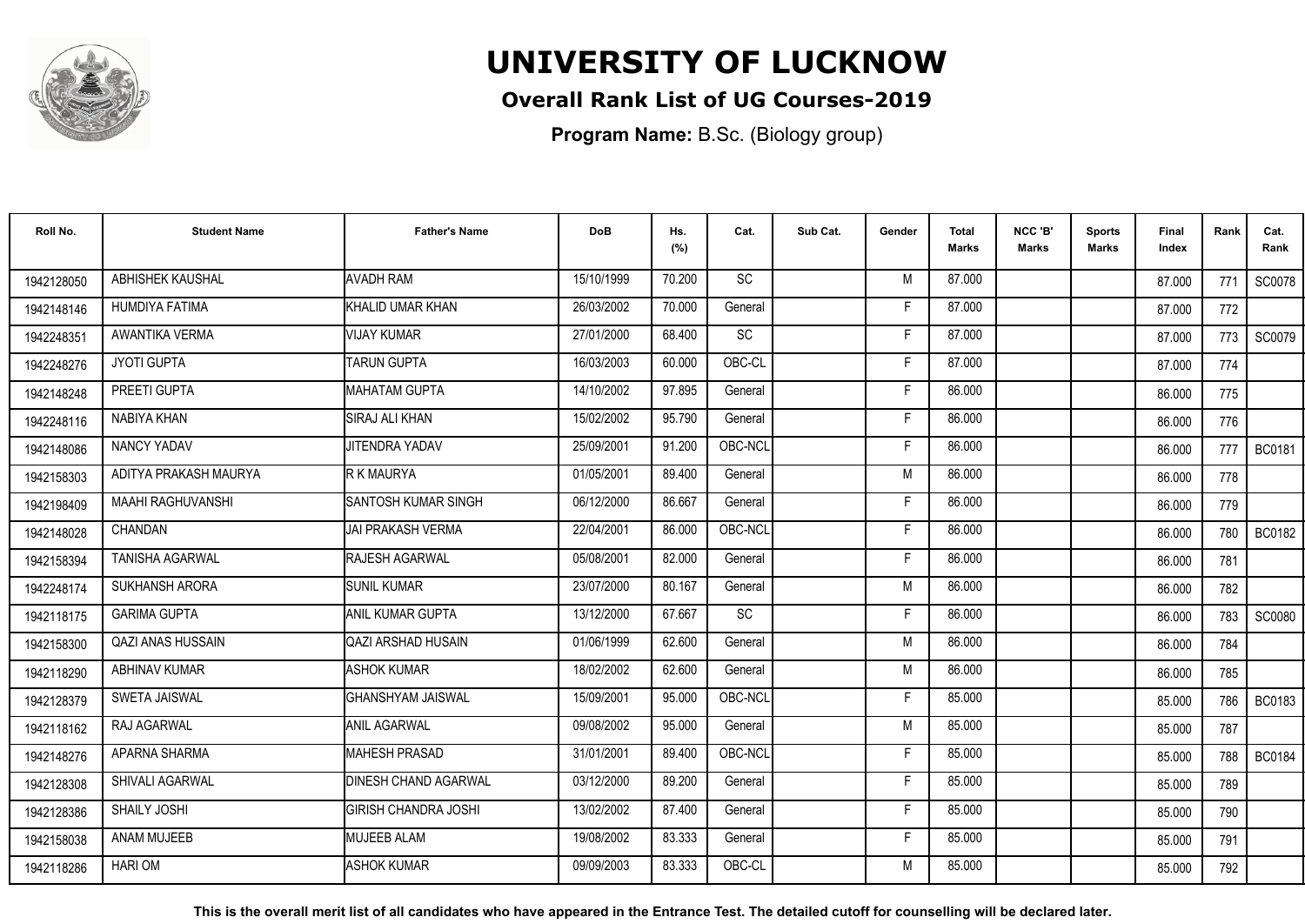# UNIVERSITY OF LUCKNOW

## Overall Rank List of UG Courses-2019

**Program Name:** B.Sc. (Biology group)

| Roll No. | Student Name | Father's Name | DoB | Hs. (%) | Cat. | Sub Cat. | Gender | Total Marks | NCC 'B' Marks | Sports Marks | Final Index | Rank | Cat. Rank |
|---|---|---|---|---|---|---|---|---|---|---|---|---|---|
| 1942128050 | ABHISHEK KAUSHAL | AVADH RAM | 15/10/1999 | 70.200 | SC | | M | 87.000 | | | 87.000 | 771 | SC0078 |
| 1942148146 | HUMDIYA FATIMA | KHALID UMAR KHAN | 26/03/2002 | 70.000 | General | | F | 87.000 | | | 87.000 | 772 | |
| 1942248351 | AWANTIKA VERMA | VIJAY KUMAR | 27/01/2000 | 68.400 | SC | | F | 87.000 | | | 87.000 | 773 | SC0079 |
| 1942248276 | JYOTI GUPTA | TARUN GUPTA | 16/03/2003 | 60.000 | OBC-CL | | F | 87.000 | | | 87.000 | 774 | |
| 1942148248 | PREETI GUPTA | MAHATAM GUPTA | 14/10/2002 | 97.895 | General | | F | 86.000 | | | 86.000 | 775 | |
| 1942248116 | NABIYA KHAN | SIRAJ ALI KHAN | 15/02/2002 | 95.790 | General | | F | 86.000 | | | 86.000 | 776 | |
| 1942148086 | NANCY YADAV | JITENDRA YADAV | 25/09/2001 | 91.200 | OBC-NCL | | F | 86.000 | | | 86.000 | 777 | BC0181 |
| 1942158303 | ADITYA PRAKASH MAURYA | R K MAURYA | 01/05/2001 | 89.400 | General | | M | 86.000 | | | 86.000 | 778 | |
| 1942198409 | MAAHI RAGHUVANSHI | SANTOSH KUMAR SINGH | 06/12/2000 | 86.667 | General | | F | 86.000 | | | 86.000 | 779 | |
| 1942148028 | CHANDAN | JAI PRAKASH VERMA | 22/04/2001 | 86.000 | OBC-NCL | | F | 86.000 | | | 86.000 | 780 | BC0182 |
| 1942158394 | TANISHA AGARWAL | RAJESH AGARWAL | 05/08/2001 | 82.000 | General | | F | 86.000 | | | 86.000 | 781 | |
| 1942248174 | SUKHANSH ARORA | SUNIL KUMAR | 23/07/2000 | 80.167 | General | | M | 86.000 | | | 86.000 | 782 | |
| 1942118175 | GARIMA GUPTA | ANIL KUMAR GUPTA | 13/12/2000 | 67.667 | SC | | F | 86.000 | | | 86.000 | 783 | SC0080 |
| 1942158300 | QAZI ANAS HUSSAIN | QAZI ARSHAD HUSAIN | 01/06/1999 | 62.600 | General | | M | 86.000 | | | 86.000 | 784 | |
| 1942118290 | ABHINAV KUMAR | ASHOK KUMAR | 18/02/2002 | 62.600 | General | | M | 86.000 | | | 86.000 | 785 | |
| 1942128379 | SWETA JAISWAL | GHANSHYAM JAISWAL | 15/09/2001 | 95.000 | OBC-NCL | | F | 85.000 | | | 85.000 | 786 | BC0183 |
| 1942118162 | RAJ AGARWAL | ANIL AGARWAL | 09/08/2002 | 95.000 | General | | M | 85.000 | | | 85.000 | 787 | |
| 1942148276 | APARNA SHARMA | MAHESH PRASAD | 31/01/2001 | 89.400 | OBC-NCL | | F | 85.000 | | | 85.000 | 788 | BC0184 |
| 1942128308 | SHIVALI AGARWAL | DINESH CHAND AGARWAL | 03/12/2000 | 89.200 | General | | F | 85.000 | | | 85.000 | 789 | |
| 1942128386 | SHAILY JOSHI | GIRISH CHANDRA JOSHI | 13/02/2002 | 87.400 | General | | F | 85.000 | | | 85.000 | 790 | |
| 1942158038 | ANAM MUJEEB | MUJEEB ALAM | 19/08/2002 | 83.333 | General | | F | 85.000 | | | 85.000 | 791 | |
| 1942118286 | HARI OM | ASHOK KUMAR | 09/09/2003 | 83.333 | OBC-CL | | M | 85.000 | | | 85.000 | 792 | |

**This is the overall merit list of all candidates who have appeared in the Entrance Test. The detailed cutoff for counselling will be declared later.**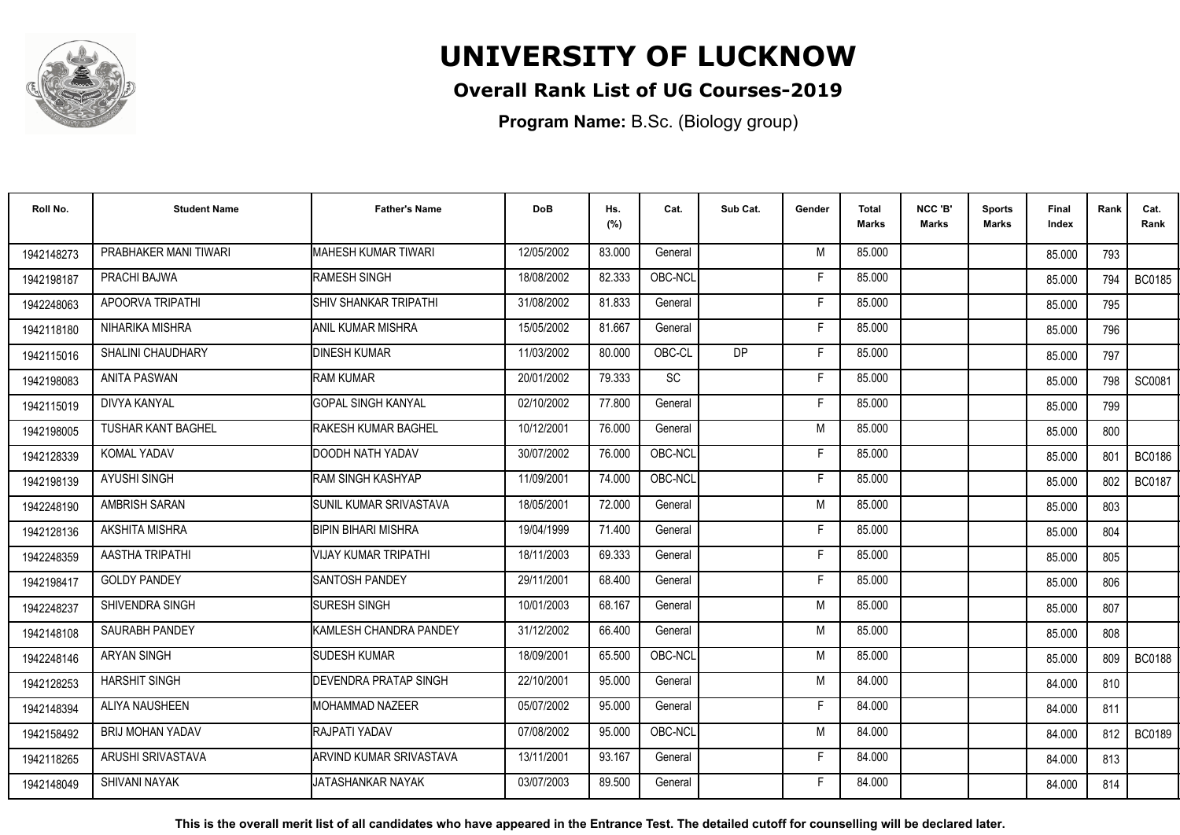# UNIVERSITY OF LUCKNOW

## Overall Rank List of UG Courses-2019

**Program Name:** B.Sc. (Biology group)

| Roll No. | Student Name | Father's Name | DoB | Hs. (%) | Cat. | Sub Cat. | Gender | Total Marks | NCC 'B' Marks | Sports Marks | Final Index | Rank | Cat. Rank |
|---|---|---|---|---|---|---|---|---|---|---|---|---|---|
| 1942148273 | PRABHAKER MANI TIWARI | MAHESH KUMAR TIWARI | 12/05/2002 | 83.000 | General | | M | 85.000 | | | 85.000 | 793 | |
| 1942198187 | PRACHI BAJWA | RAMESH SINGH | 18/08/2002 | 82.333 | OBC-NCL | | F | 85.000 | | | 85.000 | 794 | BC0185 |
| 1942248063 | APOORVA TRIPATHI | SHIV SHANKAR TRIPATHI | 31/08/2002 | 81.833 | General | | F | 85.000 | | | 85.000 | 795 | |
| 1942118180 | NIHARIKA MISHRA | ANIL KUMAR MISHRA | 15/05/2002 | 81.667 | General | | F | 85.000 | | | 85.000 | 796 | |
| 1942115016 | SHALINI CHAUDHARY | DINESH KUMAR | 11/03/2002 | 80.000 | OBC-CL | DP | F | 85.000 | | | 85.000 | 797 | |
| 1942198083 | ANITA PASWAN | RAM KUMAR | 20/01/2002 | 79.333 | SC | | F | 85.000 | | | 85.000 | 798 | SC0081 |
| 1942115019 | DIVYA KANYAL | GOPAL SINGH KANYAL | 02/10/2002 | 77.800 | General | | F | 85.000 | | | 85.000 | 799 | |
| 1942198005 | TUSHAR KANT BAGHEL | RAKESH KUMAR BAGHEL | 10/12/2001 | 76.000 | General | | M | 85.000 | | | 85.000 | 800 | |
| 1942128339 | KOMAL YADAV | DOODH NATH YADAV | 30/07/2002 | 76.000 | OBC-NCL | | F | 85.000 | | | 85.000 | 801 | BC0186 |
| 1942198139 | AYUSHI SINGH | RAM SINGH KASHYAP | 11/09/2001 | 74.000 | OBC-NCL | | F | 85.000 | | | 85.000 | 802 | BC0187 |
| 1942248190 | AMBRISH SARAN | SUNIL KUMAR SRIVASTAVA | 18/05/2001 | 72.000 | General | | M | 85.000 | | | 85.000 | 803 | |
| 1942128136 | AKSHITA MISHRA | BIPIN BIHARI MISHRA | 19/04/1999 | 71.400 | General | | F | 85.000 | | | 85.000 | 804 | |
| 1942248359 | AASTHA TRIPATHI | VIJAY KUMAR TRIPATHI | 18/11/2003 | 69.333 | General | | F | 85.000 | | | 85.000 | 805 | |
| 1942198417 | GOLDY PANDEY | SANTOSH PANDEY | 29/11/2001 | 68.400 | General | | F | 85.000 | | | 85.000 | 806 | |
| 1942248237 | SHIVENDRA SINGH | SURESH SINGH | 10/01/2003 | 68.167 | General | | M | 85.000 | | | 85.000 | 807 | |
| 1942148108 | SAURABH PANDEY | KAMLESH CHANDRA PANDEY | 31/12/2002 | 66.400 | General | | M | 85.000 | | | 85.000 | 808 | |
| 1942248146 | ARYAN SINGH | SUDESH KUMAR | 18/09/2001 | 65.500 | OBC-NCL | | M | 85.000 | | | 85.000 | 809 | BC0188 |
| 1942128253 | HARSHIT SINGH | DEVENDRA PRATAP SINGH | 22/10/2001 | 95.000 | General | | M | 84.000 | | | 84.000 | 810 | |
| 1942148394 | ALIYA NAUSHEEN | MOHAMMAD NAZEER | 05/07/2002 | 95.000 | General | | F | 84.000 | | | 84.000 | 811 | |
| 1942158492 | BRIJ MOHAN YADAV | RAJPATI YADAV | 07/08/2002 | 95.000 | OBC-NCL | | M | 84.000 | | | 84.000 | 812 | BC0189 |
| 1942118265 | ARUSHI SRIVASTAVA | ARVIND KUMAR SRIVASTAVA | 13/11/2001 | 93.167 | General | | F | 84.000 | | | 84.000 | 813 | |
| 1942148049 | SHIVANI NAYAK | JATASHANKAR NAYAK | 03/07/2003 | 89.500 | General | | F | 84.000 | | | 84.000 | 814 | |

**This is the overall merit list of all candidates who have appeared in the Entrance Test. The detailed cutoff for counselling will be declared later.**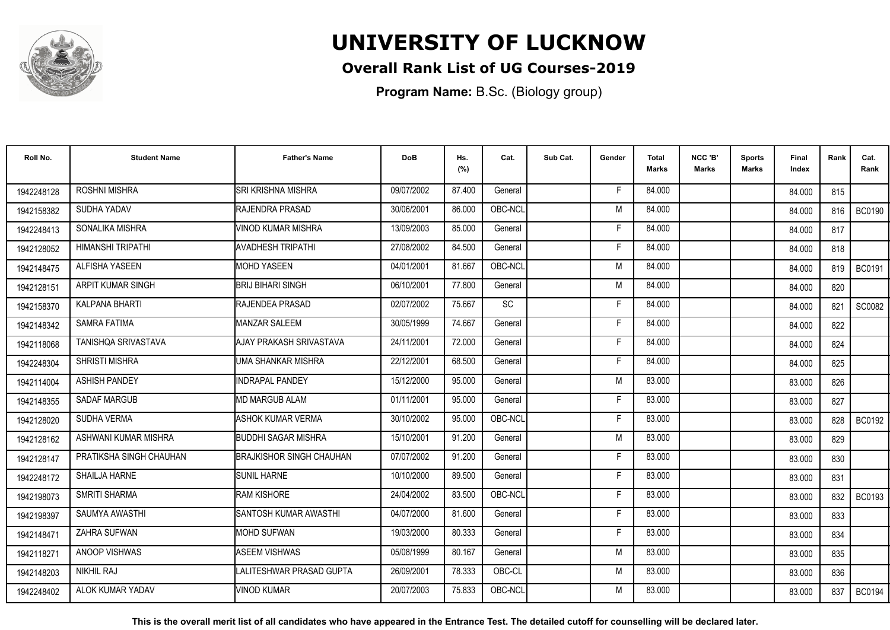# UNIVERSITY OF LUCKNOW

## Overall Rank List of UG Courses-2019

**Program Name:** B.Sc. (Biology group)

| Roll No. | Student Name | Father's Name | DoB | Hs. (%) | Cat. | Sub Cat. | Gender | Total Marks | NCC 'B' Marks | Sports Marks | Final Index | Rank | Cat. Rank |
|---|---|---|---|---|---|---|---|---|---|---|---|---|---|
| 1942248128 | ROSHNI MISHRA | SRI KRISHNA MISHRA | 09/07/2002 | 87.400 | General | | F | 84.000 | | | 84.000 | 815 | |
| 1942158382 | SUDHA YADAV | RAJENDRA PRASAD | 30/06/2001 | 86.000 | OBC-NCL | | M | 84.000 | | | 84.000 | 816 | BC0190 |
| 1942248413 | SONALIKA MISHRA | VINOD KUMAR MISHRA | 13/09/2003 | 85.000 | General | | F | 84.000 | | | 84.000 | 817 | |
| 1942128052 | HIMANSHI TRIPATHI | AVADHESH TRIPATHI | 27/08/2002 | 84.500 | General | | F | 84.000 | | | 84.000 | 818 | |
| 1942148475 | ALFISHA YASEEN | MOHD YASEEN | 04/01/2001 | 81.667 | OBC-NCL | | M | 84.000 | | | 84.000 | 819 | BC0191 |
| 1942128151 | ARPIT KUMAR SINGH | BRIJ BIHARI SINGH | 06/10/2001 | 77.800 | General | | M | 84.000 | | | 84.000 | 820 | |
| 1942158370 | KALPANA BHARTI | RAJENDEA PRASAD | 02/07/2002 | 75.667 | SC | | F | 84.000 | | | 84.000 | 821 | SC0082 |
| 1942148342 | SAMRA FATIMA | MANZAR SALEEM | 30/05/1999 | 74.667 | General | | F | 84.000 | | | 84.000 | 822 | |
| 1942118068 | TANISHQA SRIVASTAVA | AJAY PRAKASH SRIVASTAVA | 24/11/2001 | 72.000 | General | | F | 84.000 | | | 84.000 | 824 | |
| 1942248304 | SHRISTI MISHRA | UMA SHANKAR MISHRA | 22/12/2001 | 68.500 | General | | F | 84.000 | | | 84.000 | 825 | |
| 1942114004 | ASHISH PANDEY | INDRAPAL PANDEY | 15/12/2000 | 95.000 | General | | M | 83.000 | | | 83.000 | 826 | |
| 1942148355 | SADAF MARGUB | MD MARGUB ALAM | 01/11/2001 | 95.000 | General | | F | 83.000 | | | 83.000 | 827 | |
| 1942128020 | SUDHA VERMA | ASHOK KUMAR VERMA | 30/10/2002 | 95.000 | OBC-NCL | | F | 83.000 | | | 83.000 | 828 | BC0192 |
| 1942128162 | ASHWANI KUMAR MISHRA | BUDDHI SAGAR MISHRA | 15/10/2001 | 91.200 | General | | M | 83.000 | | | 83.000 | 829 | |
| 1942128147 | PRATIKSHA SINGH CHAUHAN | BRAJKISHOR SINGH CHAUHAN | 07/07/2002 | 91.200 | General | | F | 83.000 | | | 83.000 | 830 | |
| 1942248172 | SHAILJA HARNE | SUNIL HARNE | 10/10/2000 | 89.500 | General | | F | 83.000 | | | 83.000 | 831 | |
| 1942198073 | SMRITI SHARMA | RAM KISHORE | 24/04/2002 | 83.500 | OBC-NCL | | F | 83.000 | | | 83.000 | 832 | BC0193 |
| 1942198397 | SAUMYA AWASTHI | SANTOSH KUMAR AWASTHI | 04/07/2000 | 81.600 | General | | F | 83.000 | | | 83.000 | 833 | |
| 1942148471 | ZAHRA SUFWAN | MOHD SUFWAN | 19/03/2000 | 80.333 | General | | F | 83.000 | | | 83.000 | 834 | |
| 1942118271 | ANOOP VISHWAS | ASEEM VISHWAS | 05/08/1999 | 80.167 | General | | M | 83.000 | | | 83.000 | 835 | |
| 1942148203 | NIKHIL RAJ | LALITESHWAR PRASAD GUPTA | 26/09/2001 | 78.333 | OBC-CL | | M | 83.000 | | | 83.000 | 836 | |
| 1942248402 | ALOK KUMAR YADAV | VINOD KUMAR | 20/07/2003 | 75.833 | OBC-NCL | | M | 83.000 | | | 83.000 | 837 | BC0194 |

**This is the overall merit list of all candidates who have appeared in the Entrance Test. The detailed cutoff for counselling will be declared later.**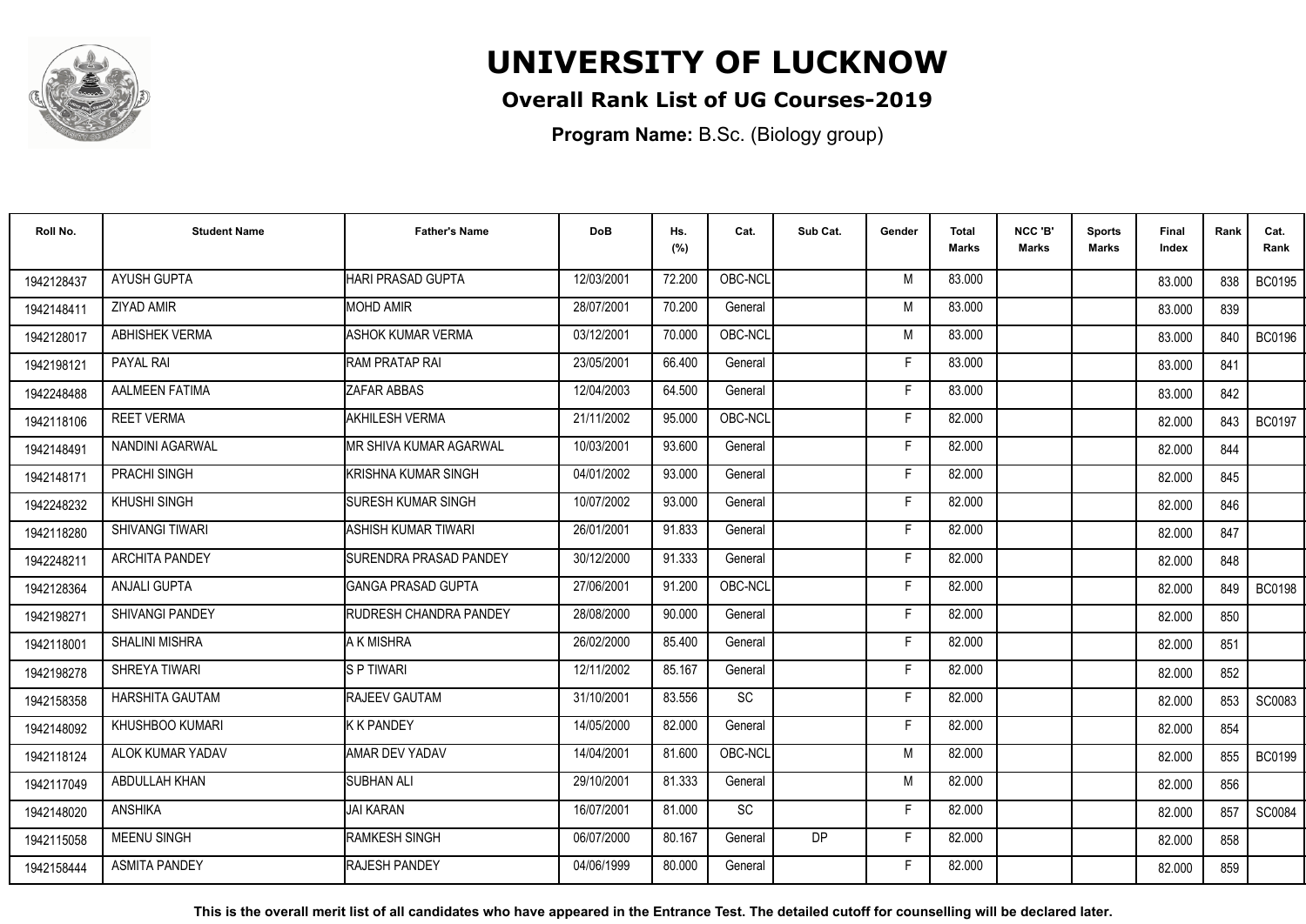# UNIVERSITY OF LUCKNOW

## Overall Rank List of UG Courses-2019

**Program Name:** B.Sc. (Biology group)

| Roll No. | Student Name | Father's Name | DoB | Hs. (%) | Cat. | Sub Cat. | Gender | Total Marks | NCC 'B' Marks | Sports Marks | Final Index | Rank | Cat. Rank |
|---|---|---|---|---|---|---|---|---|---|---|---|---|---|
| 1942128437 | AYUSH GUPTA | HARI PRASAD GUPTA | 12/03/2001 | 72.200 | OBC-NCL | | M | 83.000 | | | 83.000 | 838 | BC0195 |
| 1942148411 | ZIYAD AMIR | MOHD AMIR | 28/07/2001 | 70.200 | General | | M | 83.000 | | | 83.000 | 839 | |
| 1942128017 | ABHISHEK VERMA | ASHOK KUMAR VERMA | 03/12/2001 | 70.000 | OBC-NCL | | M | 83.000 | | | 83.000 | 840 | BC0196 |
| 1942198121 | PAYAL RAI | RAM PRATAP RAI | 23/05/2001 | 66.400 | General | | F | 83.000 | | | 83.000 | 841 | |
| 1942248488 | AALMEEN FATIMA | ZAFAR ABBAS | 12/04/2003 | 64.500 | General | | F | 83.000 | | | 83.000 | 842 | |
| 1942118106 | REET VERMA | AKHILESH VERMA | 21/11/2002 | 95.000 | OBC-NCL | | F | 82.000 | | | 82.000 | 843 | BC0197 |
| 1942148491 | NANDINI AGARWAL | MR SHIVA KUMAR AGARWAL | 10/03/2001 | 93.600 | General | | F | 82.000 | | | 82.000 | 844 | |
| 1942148171 | PRACHI SINGH | KRISHNA KUMAR SINGH | 04/01/2002 | 93.000 | General | | F | 82.000 | | | 82.000 | 845 | |
| 1942248232 | KHUSHI SINGH | SURESH KUMAR SINGH | 10/07/2002 | 93.000 | General | | F | 82.000 | | | 82.000 | 846 | |
| 1942118280 | SHIVANGI TIWARI | ASHISH KUMAR TIWARI | 26/01/2001 | 91.833 | General | | F | 82.000 | | | 82.000 | 847 | |
| 1942248211 | ARCHITA PANDEY | SURENDRA PRASAD PANDEY | 30/12/2000 | 91.333 | General | | F | 82.000 | | | 82.000 | 848 | |
| 1942128364 | ANJALI GUPTA | GANGA PRASAD GUPTA | 27/06/2001 | 91.200 | OBC-NCL | | F | 82.000 | | | 82.000 | 849 | BC0198 |
| 1942198271 | SHIVANGI PANDEY | RUDRESH CHANDRA PANDEY | 28/08/2000 | 90.000 | General | | F | 82.000 | | | 82.000 | 850 | |
| 1942118001 | SHALINI MISHRA | A K MISHRA | 26/02/2000 | 85.400 | General | | F | 82.000 | | | 82.000 | 851 | |
| 1942198278 | SHREYA TIWARI | S P TIWARI | 12/11/2002 | 85.167 | General | | F | 82.000 | | | 82.000 | 852 | |
| 1942158358 | HARSHITA GAUTAM | RAJEEV GAUTAM | 31/10/2001 | 83.556 | SC | | F | 82.000 | | | 82.000 | 853 | SC0083 |
| 1942148092 | KHUSHBOO KUMARI | K K PANDEY | 14/05/2000 | 82.000 | General | | F | 82.000 | | | 82.000 | 854 | |
| 1942118124 | ALOK KUMAR YADAV | AMAR DEV YADAV | 14/04/2001 | 81.600 | OBC-NCL | | M | 82.000 | | | 82.000 | 855 | BC0199 |
| 1942117049 | ABDULLAH KHAN | SUBHAN ALI | 29/10/2001 | 81.333 | General | | M | 82.000 | | | 82.000 | 856 | |
| 1942148020 | ANSHIKA | JAI KARAN | 16/07/2001 | 81.000 | SC | | F | 82.000 | | | 82.000 | 857 | SC0084 |
| 1942115058 | MEENU SINGH | RAMKESH SINGH | 06/07/2000 | 80.167 | General | DP | F | 82.000 | | | 82.000 | 858 | |
| 1942158444 | ASMITA PANDEY | RAJESH PANDEY | 04/06/1999 | 80.000 | General | | F | 82.000 | | | 82.000 | 859 | |

**This is the overall merit list of all candidates who have appeared in the Entrance Test. The detailed cutoff for counselling will be declared later.**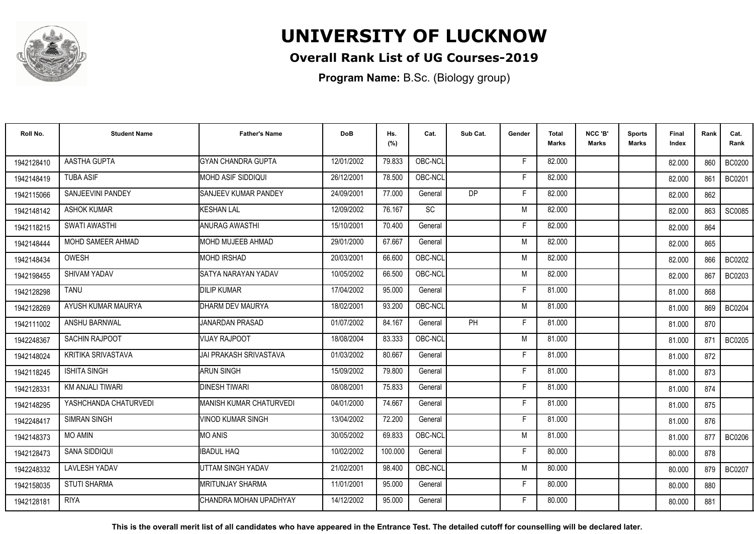# UNIVERSITY OF LUCKNOW

## Overall Rank List of UG Courses-2019

**Program Name:** B.Sc. (Biology group)

| Roll No. | Student Name | Father's Name | DoB | Hs. (%) | Cat. | Sub Cat. | Gender | Total Marks | NCC 'B' Marks | Sports Marks | Final Index | Rank | Cat. Rank |
|---|---|---|---|---|---|---|---|---|---|---|---|---|---|
| 1942128410 | AASTHA GUPTA | GYAN CHANDRA GUPTA | 12/01/2002 | 79.833 | OBC-NCL | | F | 82.000 | | | 82.000 | 860 | BC0200 |
| 1942148419 | TUBA ASIF | MOHD ASIF SIDDIQUI | 26/12/2001 | 78.500 | OBC-NCL | | F | 82.000 | | | 82.000 | 861 | BC0201 |
| 1942115066 | SANJEEVINI PANDEY | SANJEEV KUMAR PANDEY | 24/09/2001 | 77.000 | General | DP | F | 82.000 | | | 82.000 | 862 | |
| 1942148142 | ASHOK KUMAR | KESHAN LAL | 12/09/2002 | 76.167 | SC | | M | 82.000 | | | 82.000 | 863 | SC0085 |
| 1942118215 | SWATI AWASTHI | ANURAG AWASTHI | 15/10/2001 | 70.400 | General | | F | 82.000 | | | 82.000 | 864 | |
| 1942148444 | MOHD SAMEER AHMAD | MOHD MUJEEB AHMAD | 29/01/2000 | 67.667 | General | | M | 82.000 | | | 82.000 | 865 | |
| 1942148434 | OWESH | MOHD IRSHAD | 20/03/2001 | 66.600 | OBC-NCL | | M | 82.000 | | | 82.000 | 866 | BC0202 |
| 1942198455 | SHIVAM YADAV | SATYA NARAYAN YADAV | 10/05/2002 | 66.500 | OBC-NCL | | M | 82.000 | | | 82.000 | 867 | BC0203 |
| 1942128298 | TANU | DILIP KUMAR | 17/04/2002 | 95.000 | General | | F | 81.000 | | | 81.000 | 868 | |
| 1942128269 | AYUSH KUMAR MAURYA | DHARM DEV MAURYA | 18/02/2001 | 93.200 | OBC-NCL | | M | 81.000 | | | 81.000 | 869 | BC0204 |
| 1942111002 | ANSHU BARNWAL | JANARDAN PRASAD | 01/07/2002 | 84.167 | General | PH | F | 81.000 | | | 81.000 | 870 | |
| 1942248367 | SACHIN RAJPOOT | VIJAY RAJPOOT | 18/08/2004 | 83.333 | OBC-NCL | | M | 81.000 | | | 81.000 | 871 | BC0205 |
| 1942148024 | KRITIKA SRIVASTAVA | JAI PRAKASH SRIVASTAVA | 01/03/2002 | 80.667 | General | | F | 81.000 | | | 81.000 | 872 | |
| 1942118245 | ISHITA SINGH | ARUN SINGH | 15/09/2002 | 79.800 | General | | F | 81.000 | | | 81.000 | 873 | |
| 1942128331 | KM ANJALI TIWARI | DINESH TIWARI | 08/08/2001 | 75.833 | General | | F | 81.000 | | | 81.000 | 874 | |
| 1942148295 | YASHCHANDA CHATURVEDI | MANISH KUMAR CHATURVEDI | 04/01/2000 | 74.667 | General | | F | 81.000 | | | 81.000 | 875 | |
| 1942248417 | SIMRAN SINGH | VINOD KUMAR SINGH | 13/04/2002 | 72.200 | General | | F | 81.000 | | | 81.000 | 876 | |
| 1942148373 | MO AMIN | MO ANIS | 30/05/2002 | 69.833 | OBC-NCL | | M | 81.000 | | | 81.000 | 877 | BC0206 |
| 1942128473 | SANA SIDDIQUI | IBADUL HAQ | 10/02/2002 | 100.000 | General | | F | 80.000 | | | 80.000 | 878 | |
| 1942248332 | LAVLESH YADAV | UTTAM SINGH YADAV | 21/02/2001 | 98.400 | OBC-NCL | | M | 80.000 | | | 80.000 | 879 | BC0207 |
| 1942158035 | STUTI SHARMA | MRITUNJAY SHARMA | 11/01/2001 | 95.000 | General | | F | 80.000 | | | 80.000 | 880 | |
| 1942128181 | RIYA | CHANDRA MOHAN UPADHYAY | 14/12/2002 | 95.000 | General | | F | 80.000 | | | 80.000 | 881 | |

**This is the overall merit list of all candidates who have appeared in the Entrance Test. The detailed cutoff for counselling will be declared later.**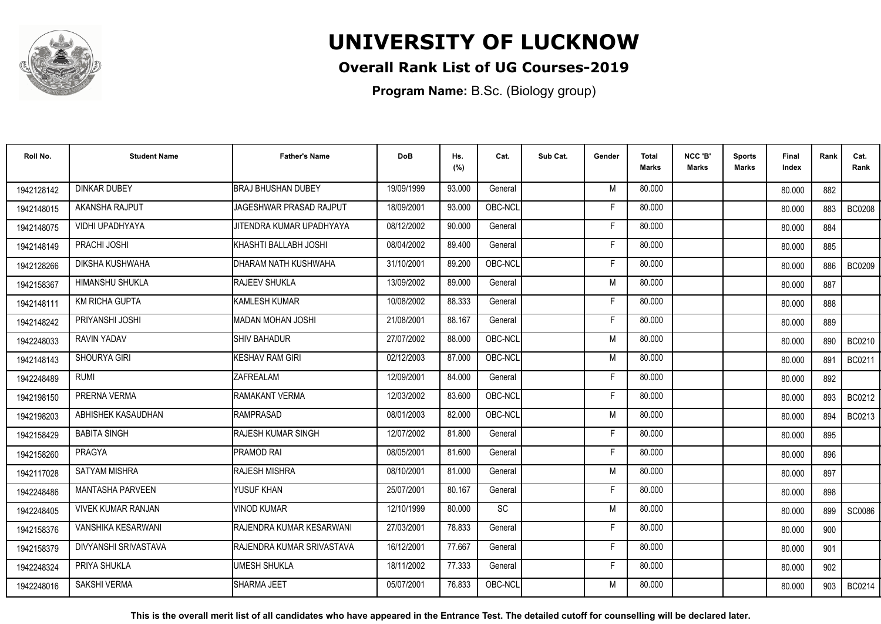# UNIVERSITY OF LUCKNOW

## Overall Rank List of UG Courses-2019

**Program Name:** B.Sc. (Biology group)

| Roll No. | Student Name | Father's Name | DoB | Hs. (%) | Cat. | Sub Cat. | Gender | Total Marks | NCC 'B' Marks | Sports Marks | Final Index | Rank | Cat. Rank |
|---|---|---|---|---|---|---|---|---|---|---|---|---|---|
| 1942128142 | DINKAR DUBEY | BRAJ BHUSHAN DUBEY | 19/09/1999 | 93.000 | General | | M | 80.000 | | | 80.000 | 882 | |
| 1942148015 | AKANSHA RAJPUT | JAGESHWAR PRASAD RAJPUT | 18/09/2001 | 93.000 | OBC-NCL | | F | 80.000 | | | 80.000 | 883 | BC0208 |
| 1942148075 | VIDHI UPADHYAYA | JITENDRA KUMAR UPADHYAYA | 08/12/2002 | 90.000 | General | | F | 80.000 | | | 80.000 | 884 | |
| 1942148149 | PRACHI JOSHI | KHASHTI BALLABH JOSHI | 08/04/2002 | 89.400 | General | | F | 80.000 | | | 80.000 | 885 | |
| 1942128266 | DIKSHA KUSHWAHA | DHARAM NATH KUSHWAHA | 31/10/2001 | 89.200 | OBC-NCL | | F | 80.000 | | | 80.000 | 886 | BC0209 |
| 1942158367 | HIMANSHU SHUKLA | RAJEEV SHUKLA | 13/09/2002 | 89.000 | General | | M | 80.000 | | | 80.000 | 887 | |
| 1942148111 | KM RICHA GUPTA | KAMLESH KUMAR | 10/08/2002 | 88.333 | General | | F | 80.000 | | | 80.000 | 888 | |
| 1942148242 | PRIYANSHI JOSHI | MADAN MOHAN JOSHI | 21/08/2001 | 88.167 | General | | F | 80.000 | | | 80.000 | 889 | |
| 1942248033 | RAVIN YADAV | SHIV BAHADUR | 27/07/2002 | 88.000 | OBC-NCL | | M | 80.000 | | | 80.000 | 890 | BC0210 |
| 1942148143 | SHOURYA GIRI | KESHAV RAM GIRI | 02/12/2003 | 87.000 | OBC-NCL | | M | 80.000 | | | 80.000 | 891 | BC0211 |
| 1942248489 | RUMI | ZAFREALAM | 12/09/2001 | 84.000 | General | | F | 80.000 | | | 80.000 | 892 | |
| 1942198150 | PRERNA VERMA | RAMAKANT VERMA | 12/03/2002 | 83.600 | OBC-NCL | | F | 80.000 | | | 80.000 | 893 | BC0212 |
| 1942198203 | ABHISHEK KASAUDHAN | RAMPRASAD | 08/01/2003 | 82.000 | OBC-NCL | | M | 80.000 | | | 80.000 | 894 | BC0213 |
| 1942158429 | BABITA SINGH | RAJESH KUMAR SINGH | 12/07/2002 | 81.800 | General | | F | 80.000 | | | 80.000 | 895 | |
| 1942158260 | PRAGYA | PRAMOD RAI | 08/05/2001 | 81.600 | General | | F | 80.000 | | | 80.000 | 896 | |
| 1942117028 | SATYAM MISHRA | RAJESH MISHRA | 08/10/2001 | 81.000 | General | | M | 80.000 | | | 80.000 | 897 | |
| 1942248486 | MANTASHA PARVEEN | YUSUF KHAN | 25/07/2001 | 80.167 | General | | F | 80.000 | | | 80.000 | 898 | |
| 1942248405 | VIVEK KUMAR RANJAN | VINOD KUMAR | 12/10/1999 | 80.000 | SC | | M | 80.000 | | | 80.000 | 899 | SC0086 |
| 1942158376 | VANSHIKA KESARWANI | RAJENDRA KUMAR KESARWANI | 27/03/2001 | 78.833 | General | | F | 80.000 | | | 80.000 | 900 | |
| 1942158379 | DIVYANSHI SRIVASTAVA | RAJENDRA KUMAR SRIVASTAVA | 16/12/2001 | 77.667 | General | | F | 80.000 | | | 80.000 | 901 | |
| 1942248324 | PRIYA SHUKLA | UMESH SHUKLA | 18/11/2002 | 77.333 | General | | F | 80.000 | | | 80.000 | 902 | |
| 1942248016 | SAKSHI VERMA | SHARMA JEET | 05/07/2001 | 76.833 | OBC-NCL | | M | 80.000 | | | 80.000 | 903 | BC0214 |

**This is the overall merit list of all candidates who have appeared in the Entrance Test. The detailed cutoff for counselling will be declared later.**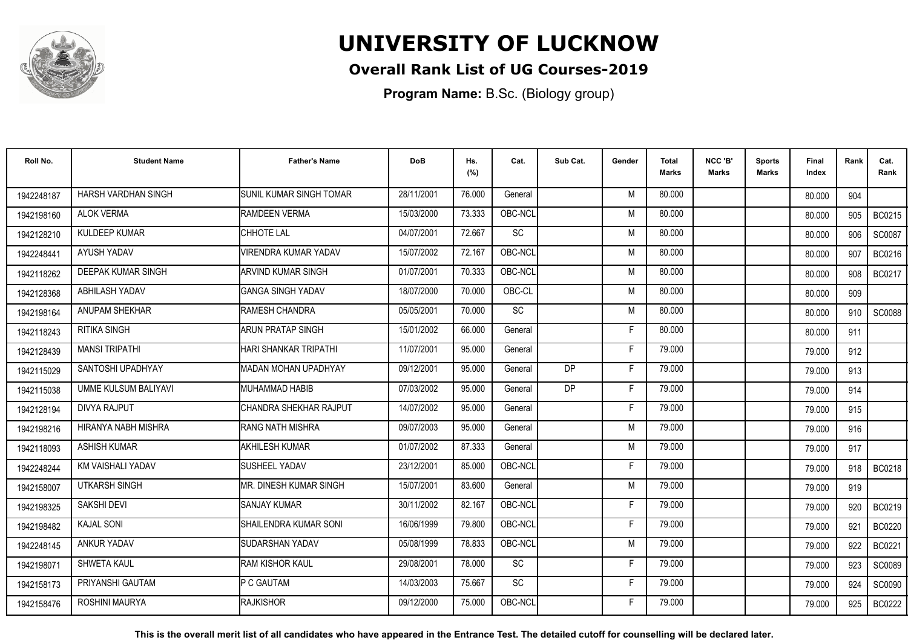# UNIVERSITY OF LUCKNOW

## Overall Rank List of UG Courses-2019

**Program Name:** B.Sc. (Biology group)

| Roll No. | Student Name | Father's Name | DoB | Hs. (%) | Cat. | Sub Cat. | Gender | Total Marks | NCC 'B' Marks | Sports Marks | Final Index | Rank | Cat. Rank |
|---|---|---|---|---|---|---|---|---|---|---|---|---|---|
| 1942248187 | HARSH VARDHAN SINGH | SUNIL KUMAR SINGH TOMAR | 28/11/2001 | 76.000 | General | | M | 80.000 | | | 80.000 | 904 | |
| 1942198160 | ALOK VERMA | RAMDEEN VERMA | 15/03/2000 | 73.333 | OBC-NCL | | M | 80.000 | | | 80.000 | 905 | BC0215 |
| 1942128210 | KULDEEP KUMAR | CHHOTE LAL | 04/07/2001 | 72.667 | SC | | M | 80.000 | | | 80.000 | 906 | SC0087 |
| 1942248441 | AYUSH YADAV | VIRENDRA KUMAR YADAV | 15/07/2002 | 72.167 | OBC-NCL | | M | 80.000 | | | 80.000 | 907 | BC0216 |
| 1942118262 | DEEPAK KUMAR SINGH | ARVIND KUMAR SINGH | 01/07/2001 | 70.333 | OBC-NCL | | M | 80.000 | | | 80.000 | 908 | BC0217 |
| 1942128368 | ABHILASH YADAV | GANGA SINGH YADAV | 18/07/2000 | 70.000 | OBC-CL | | M | 80.000 | | | 80.000 | 909 | |
| 1942198164 | ANUPAM SHEKHAR | RAMESH CHANDRA | 05/05/2001 | 70.000 | SC | | M | 80.000 | | | 80.000 | 910 | SC0088 |
| 1942118243 | RITIKA SINGH | ARUN PRATAP SINGH | 15/01/2002 | 66.000 | General | | F | 80.000 | | | 80.000 | 911 | |
| 1942128439 | MANSI TRIPATHI | HARI SHANKAR TRIPATHI | 11/07/2001 | 95.000 | General | | F | 79.000 | | | 79.000 | 912 | |
| 1942115029 | SANTOSHI UPADHYAY | MADAN MOHAN UPADHYAY | 09/12/2001 | 95.000 | General | DP | F | 79.000 | | | 79.000 | 913 | |
| 1942115038 | UMME KULSUM BALIYAVI | MUHAMMAD HABIB | 07/03/2002 | 95.000 | General | DP | F | 79.000 | | | 79.000 | 914 | |
| 1942128194 | DIVYA RAJPUT | CHANDRA SHEKHAR RAJPUT | 14/07/2002 | 95.000 | General | | F | 79.000 | | | 79.000 | 915 | |
| 1942198216 | HIRANYA NABH MISHRA | RANG NATH MISHRA | 09/07/2003 | 95.000 | General | | M | 79.000 | | | 79.000 | 916 | |
| 1942118093 | ASHISH KUMAR | AKHILESH KUMAR | 01/07/2002 | 87.333 | General | | M | 79.000 | | | 79.000 | 917 | |
| 1942248244 | KM VAISHALI YADAV | SUSHEEL YADAV | 23/12/2001 | 85.000 | OBC-NCL | | F | 79.000 | | | 79.000 | 918 | BC0218 |
| 1942158007 | UTKARSH SINGH | MR. DINESH KUMAR SINGH | 15/07/2001 | 83.600 | General | | M | 79.000 | | | 79.000 | 919 | |
| 1942198325 | SAKSHI DEVI | SANJAY KUMAR | 30/11/2002 | 82.167 | OBC-NCL | | F | 79.000 | | | 79.000 | 920 | BC0219 |
| 1942198482 | KAJAL SONI | SHAILENDRA KUMAR SONI | 16/06/1999 | 79.800 | OBC-NCL | | F | 79.000 | | | 79.000 | 921 | BC0220 |
| 1942248145 | ANKUR YADAV | SUDARSHAN YADAV | 05/08/1999 | 78.833 | OBC-NCL | | M | 79.000 | | | 79.000 | 922 | BC0221 |
| 1942198071 | SHWETA KAUL | RAM KISHOR KAUL | 29/08/2001 | 78.000 | SC | | F | 79.000 | | | 79.000 | 923 | SC0089 |
| 1942158173 | PRIYANSHI GAUTAM | P C GAUTAM | 14/03/2003 | 75.667 | SC | | F | 79.000 | | | 79.000 | 924 | SC0090 |
| 1942158476 | ROSHINI MAURYA | RAJKISHOR | 09/12/2000 | 75.000 | OBC-NCL | | F | 79.000 | | | 79.000 | 925 | BC0222 |

**This is the overall merit list of all candidates who have appeared in the Entrance Test. The detailed cutoff for counselling will be declared later.**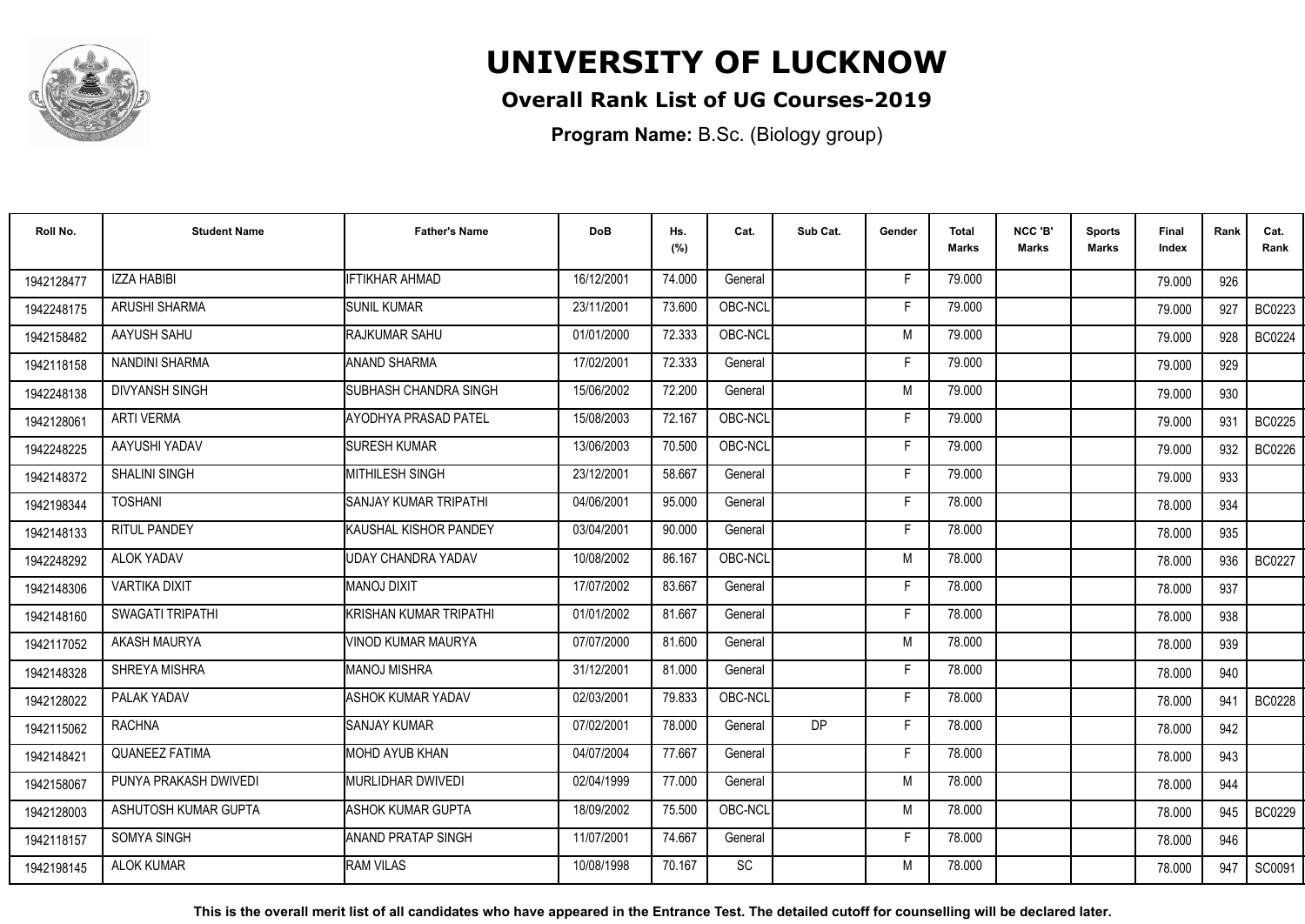# UNIVERSITY OF LUCKNOW

## Overall Rank List of UG Courses-2019

**Program Name:** B.Sc. (Biology group)

| Roll No. | Student Name | Father's Name | DoB | Hs. (%) | Cat. | Sub Cat. | Gender | Total Marks | NCC 'B' Marks | Sports Marks | Final Index | Rank | Cat. Rank |
|---|---|---|---|---|---|---|---|---|---|---|---|---|---|
| 1942128477 | IZZA HABIBI | IFTIKHAR AHMAD | 16/12/2001 | 74.000 | General | | F | 79.000 | | | 79.000 | 926 | |
| 1942248175 | ARUSHI SHARMA | SUNIL KUMAR | 23/11/2001 | 73.600 | OBC-NCL | | F | 79.000 | | | 79.000 | 927 | BC0223 |
| 1942158482 | AAYUSH SAHU | RAJKUMAR SAHU | 01/01/2000 | 72.333 | OBC-NCL | | M | 79.000 | | | 79.000 | 928 | BC0224 |
| 1942118158 | NANDINI SHARMA | ANAND SHARMA | 17/02/2001 | 72.333 | General | | F | 79.000 | | | 79.000 | 929 | |
| 1942248138 | DIVYANSH SINGH | SUBHASH CHANDRA SINGH | 15/06/2002 | 72.200 | General | | M | 79.000 | | | 79.000 | 930 | |
| 1942128061 | ARTI VERMA | AYODHYA PRASAD PATEL | 15/08/2003 | 72.167 | OBC-NCL | | F | 79.000 | | | 79.000 | 931 | BC0225 |
| 1942248225 | AAYUSHI YADAV | SURESH KUMAR | 13/06/2003 | 70.500 | OBC-NCL | | F | 79.000 | | | 79.000 | 932 | BC0226 |
| 1942148372 | SHALINI SINGH | MITHILESH SINGH | 23/12/2001 | 58.667 | General | | F | 79.000 | | | 79.000 | 933 | |
| 1942198344 | TOSHANI | SANJAY KUMAR TRIPATHI | 04/06/2001 | 95.000 | General | | F | 78.000 | | | 78.000 | 934 | |
| 1942148133 | RITUL PANDEY | KAUSHAL KISHOR PANDEY | 03/04/2001 | 90.000 | General | | F | 78.000 | | | 78.000 | 935 | |
| 1942248292 | ALOK YADAV | UDAY CHANDRA YADAV | 10/08/2002 | 86.167 | OBC-NCL | | M | 78.000 | | | 78.000 | 936 | BC0227 |
| 1942148306 | VARTIKA DIXIT | MANOJ DIXIT | 17/07/2002 | 83.667 | General | | F | 78.000 | | | 78.000 | 937 | |
| 1942148160 | SWAGATI TRIPATHI | KRISHAN KUMAR TRIPATHI | 01/01/2002 | 81.667 | General | | F | 78.000 | | | 78.000 | 938 | |
| 1942117052 | AKASH MAURYA | VINOD KUMAR MAURYA | 07/07/2000 | 81.600 | General | | M | 78.000 | | | 78.000 | 939 | |
| 1942148328 | SHREYA MISHRA | MANOJ MISHRA | 31/12/2001 | 81.000 | General | | F | 78.000 | | | 78.000 | 940 | |
| 1942128022 | PALAK YADAV | ASHOK KUMAR YADAV | 02/03/2001 | 79.833 | OBC-NCL | | F | 78.000 | | | 78.000 | 941 | BC0228 |
| 1942115062 | RACHNA | SANJAY KUMAR | 07/02/2001 | 78.000 | General | DP | F | 78.000 | | | 78.000 | 942 | |
| 1942148421 | QUANEEZ FATIMA | MOHD AYUB KHAN | 04/07/2004 | 77.667 | General | | F | 78.000 | | | 78.000 | 943 | |
| 1942158067 | PUNYA PRAKASH DWIVEDI | MURLIDHAR DWIVEDI | 02/04/1999 | 77.000 | General | | M | 78.000 | | | 78.000 | 944 | |
| 1942128003 | ASHUTOSH KUMAR GUPTA | ASHOK KUMAR GUPTA | 18/09/2002 | 75.500 | OBC-NCL | | M | 78.000 | | | 78.000 | 945 | BC0229 |
| 1942118157 | SOMYA SINGH | ANAND PRATAP SINGH | 11/07/2001 | 74.667 | General | | F | 78.000 | | | 78.000 | 946 | |
| 1942198145 | ALOK KUMAR | RAM VILAS | 10/08/1998 | 70.167 | SC | | M | 78.000 | | | 78.000 | 947 | SC0091 |

**This is the overall merit list of all candidates who have appeared in the Entrance Test. The detailed cutoff for counselling will be declared later.**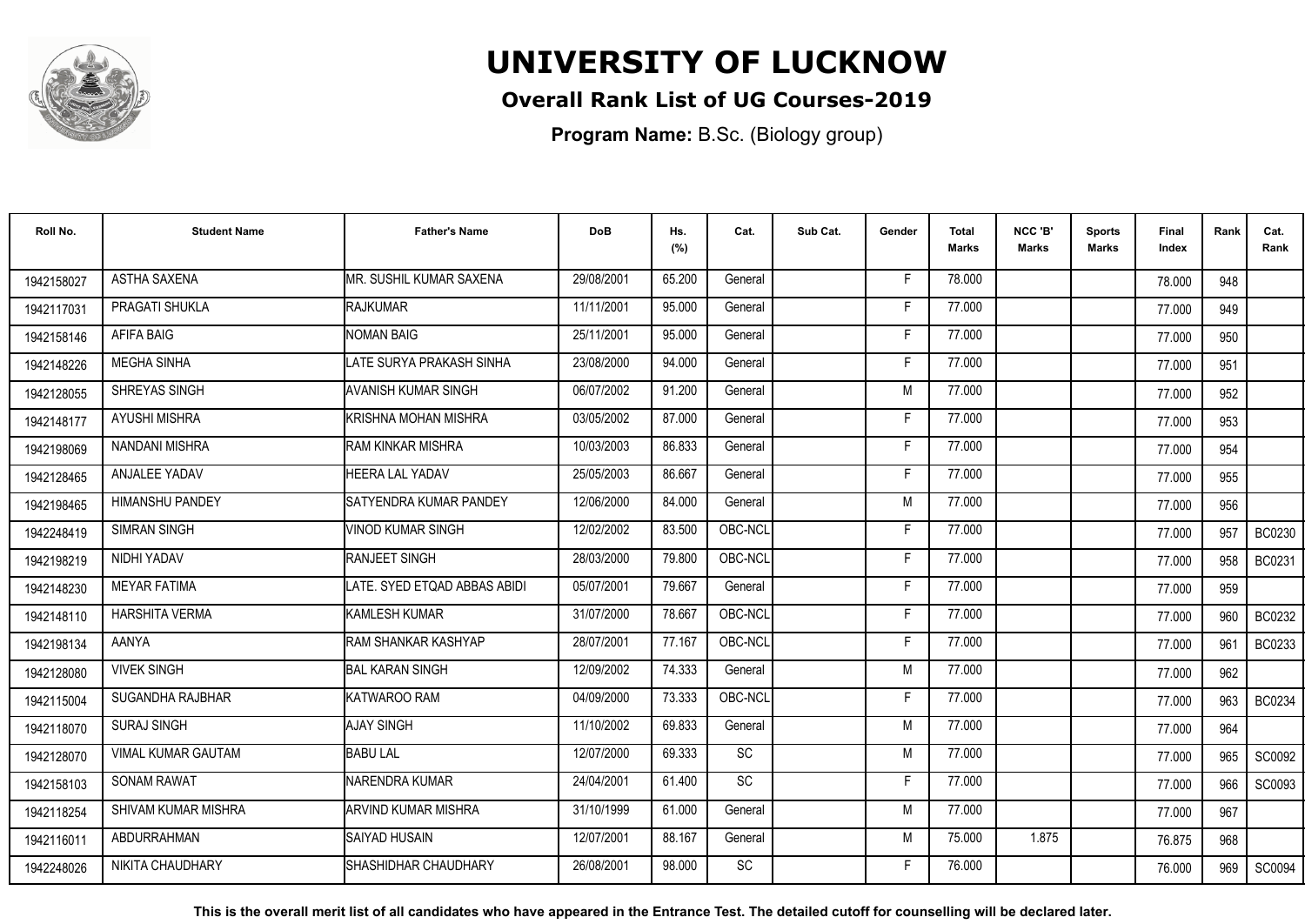# UNIVERSITY OF LUCKNOW

## Overall Rank List of UG Courses-2019

**Program Name:** B.Sc. (Biology group)

| Roll No. | Student Name | Father's Name | DoB | Hs. (%) | Cat. | Sub Cat. | Gender | Total Marks | NCC 'B' Marks | Sports Marks | Final Index | Rank | Cat. Rank |
|---|---|---|---|---|---|---|---|---|---|---|---|---|---|
| 1942158027 | ASTHA SAXENA | MR. SUSHIL KUMAR SAXENA | 29/08/2001 | 65.200 | General | | F | 78.000 | | | 78.000 | 948 | |
| 1942117031 | PRAGATI SHUKLA | RAJKUMAR | 11/11/2001 | 95.000 | General | | F | 77.000 | | | 77.000 | 949 | |
| 1942158146 | AFIFA BAIG | NOMAN BAIG | 25/11/2001 | 95.000 | General | | F | 77.000 | | | 77.000 | 950 | |
| 1942148226 | MEGHA SINHA | LATE SURYA PRAKASH SINHA | 23/08/2000 | 94.000 | General | | F | 77.000 | | | 77.000 | 951 | |
| 1942128055 | SHREYAS SINGH | AVANISH KUMAR SINGH | 06/07/2002 | 91.200 | General | | M | 77.000 | | | 77.000 | 952 | |
| 1942148177 | AYUSHI MISHRA | KRISHNA MOHAN MISHRA | 03/05/2002 | 87.000 | General | | F | 77.000 | | | 77.000 | 953 | |
| 1942198069 | NANDANI MISHRA | RAM KINKAR MISHRA | 10/03/2003 | 86.833 | General | | F | 77.000 | | | 77.000 | 954 | |
| 1942128465 | ANJALEE YADAV | HEERA LAL YADAV | 25/05/2003 | 86.667 | General | | F | 77.000 | | | 77.000 | 955 | |
| 1942198465 | HIMANSHU PANDEY | SATYENDRA KUMAR PANDEY | 12/06/2000 | 84.000 | General | | M | 77.000 | | | 77.000 | 956 | |
| 1942248419 | SIMRAN SINGH | VINOD KUMAR SINGH | 12/02/2002 | 83.500 | OBC-NCL | | F | 77.000 | | | 77.000 | 957 | BC0230 |
| 1942198219 | NIDHI YADAV | RANJEET SINGH | 28/03/2000 | 79.800 | OBC-NCL | | F | 77.000 | | | 77.000 | 958 | BC0231 |
| 1942148230 | MEYAR FATIMA | LATE. SYED ETQAD ABBAS ABIDI | 05/07/2001 | 79.667 | General | | F | 77.000 | | | 77.000 | 959 | |
| 1942148110 | HARSHITA VERMA | KAMLESH KUMAR | 31/07/2000 | 78.667 | OBC-NCL | | F | 77.000 | | | 77.000 | 960 | BC0232 |
| 1942198134 | AANYA | RAM SHANKAR KASHYAP | 28/07/2001 | 77.167 | OBC-NCL | | F | 77.000 | | | 77.000 | 961 | BC0233 |
| 1942128080 | VIVEK SINGH | BAL KARAN SINGH | 12/09/2002 | 74.333 | General | | M | 77.000 | | | 77.000 | 962 | |
| 1942115004 | SUGANDHA RAJBHAR | KATWAROO RAM | 04/09/2000 | 73.333 | OBC-NCL | | F | 77.000 | | | 77.000 | 963 | BC0234 |
| 1942118070 | SURAJ SINGH | AJAY SINGH | 11/10/2002 | 69.833 | General | | M | 77.000 | | | 77.000 | 964 | |
| 1942128070 | VIMAL KUMAR GAUTAM | BABU LAL | 12/07/2000 | 69.333 | SC | | M | 77.000 | | | 77.000 | 965 | SC0092 |
| 1942158103 | SONAM RAWAT | NARENDRA KUMAR | 24/04/2001 | 61.400 | SC | | F | 77.000 | | | 77.000 | 966 | SC0093 |
| 1942118254 | SHIVAM KUMAR MISHRA | ARVIND KUMAR MISHRA | 31/10/1999 | 61.000 | General | | M | 77.000 | | | 77.000 | 967 | |
| 1942116011 | ABDURRAHMAN | SAIYAD HUSAIN | 12/07/2001 | 88.167 | General | | M | 75.000 | 1.875 | | 76.875 | 968 | |
| 1942248026 | NIKITA CHAUDHARY | SHASHIDHAR CHAUDHARY | 26/08/2001 | 98.000 | SC | | F | 76.000 | | | 76.000 | 969 | SC0094 |

**This is the overall merit list of all candidates who have appeared in the Entrance Test. The detailed cutoff for counselling will be declared later.**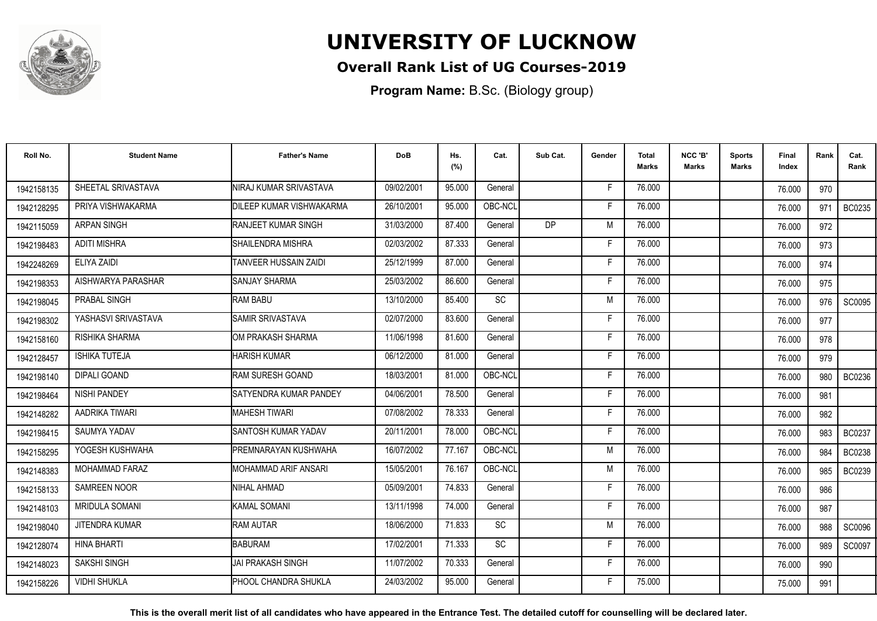# UNIVERSITY OF LUCKNOW

## Overall Rank List of UG Courses-2019

**Program Name:** B.Sc. (Biology group)

| Roll No. | Student Name | Father's Name | DoB | Hs. (%) | Cat. | Sub Cat. | Gender | Total Marks | NCC 'B' Marks | Sports Marks | Final Index | Rank | Cat. Rank |
|---|---|---|---|---|---|---|---|---|---|---|---|---|---|
| 1942158135 | SHEETAL SRIVASTAVA | NIRAJ KUMAR SRIVASTAVA | 09/02/2001 | 95.000 | General | | F | 76.000 | | | 76.000 | 970 | |
| 1942128295 | PRIYA VISHWAKARMA | DILEEP KUMAR VISHWAKARMA | 26/10/2001 | 95.000 | OBC-NCL | | F | 76.000 | | | 76.000 | 971 | BC0235 |
| 1942115059 | ARPAN SINGH | RANJEET KUMAR SINGH | 31/03/2000 | 87.400 | General | DP | M | 76.000 | | | 76.000 | 972 | |
| 1942198483 | ADITI MISHRA | SHAILENDRA MISHRA | 02/03/2002 | 87.333 | General | | F | 76.000 | | | 76.000 | 973 | |
| 1942248269 | ELIYA ZAIDI | TANVEER HUSSAIN ZAIDI | 25/12/1999 | 87.000 | General | | F | 76.000 | | | 76.000 | 974 | |
| 1942198353 | AISHWARYA PARASHAR | SANJAY SHARMA | 25/03/2002 | 86.600 | General | | F | 76.000 | | | 76.000 | 975 | |
| 1942198045 | PRABAL SINGH | RAM BABU | 13/10/2000 | 85.400 | SC | | M | 76.000 | | | 76.000 | 976 | SC0095 |
| 1942198302 | YASHASVI SRIVASTAVA | SAMIR SRIVASTAVA | 02/07/2000 | 83.600 | General | | F | 76.000 | | | 76.000 | 977 | |
| 1942158160 | RISHIKA SHARMA | OM PRAKASH SHARMA | 11/06/1998 | 81.600 | General | | F | 76.000 | | | 76.000 | 978 | |
| 1942128457 | ISHIKA TUTEJA | HARISH KUMAR | 06/12/2000 | 81.000 | General | | F | 76.000 | | | 76.000 | 979 | |
| 1942198140 | DIPALI GOAND | RAM SURESH GOAND | 18/03/2001 | 81.000 | OBC-NCL | | F | 76.000 | | | 76.000 | 980 | BC0236 |
| 1942198464 | NISHI PANDEY | SATYENDRA KUMAR PANDEY | 04/06/2001 | 78.500 | General | | F | 76.000 | | | 76.000 | 981 | |
| 1942148282 | AADRIKA TIWARI | MAHESH TIWARI | 07/08/2002 | 78.333 | General | | F | 76.000 | | | 76.000 | 982 | |
| 1942198415 | SAUMYA YADAV | SANTOSH KUMAR YADAV | 20/11/2001 | 78.000 | OBC-NCL | | F | 76.000 | | | 76.000 | 983 | BC0237 |
| 1942158295 | YOGESH KUSHWAHA | PREMNARAYAN KUSHWAHA | 16/07/2002 | 77.167 | OBC-NCL | | M | 76.000 | | | 76.000 | 984 | BC0238 |
| 1942148383 | MOHAMMAD FARAZ | MOHAMMAD ARIF ANSARI | 15/05/2001 | 76.167 | OBC-NCL | | M | 76.000 | | | 76.000 | 985 | BC0239 |
| 1942158133 | SAMREEN NOOR | NIHAL AHMAD | 05/09/2001 | 74.833 | General | | F | 76.000 | | | 76.000 | 986 | |
| 1942148103 | MRIDULA SOMANI | KAMAL SOMANI | 13/11/1998 | 74.000 | General | | F | 76.000 | | | 76.000 | 987 | |
| 1942198040 | JITENDRA KUMAR | RAM AUTAR | 18/06/2000 | 71.833 | SC | | M | 76.000 | | | 76.000 | 988 | SC0096 |
| 1942128074 | HINA BHARTI | BABURAM | 17/02/2001 | 71.333 | SC | | F | 76.000 | | | 76.000 | 989 | SC0097 |
| 1942148023 | SAKSHI SINGH | JAI PRAKASH SINGH | 11/07/2002 | 70.333 | General | | F | 76.000 | | | 76.000 | 990 | |
| 1942158226 | VIDHI SHUKLA | PHOOL CHANDRA SHUKLA | 24/03/2002 | 95.000 | General | | F | 75.000 | | | 75.000 | 991 | |

**This is the overall merit list of all candidates who have appeared in the Entrance Test. The detailed cutoff for counselling will be declared later.**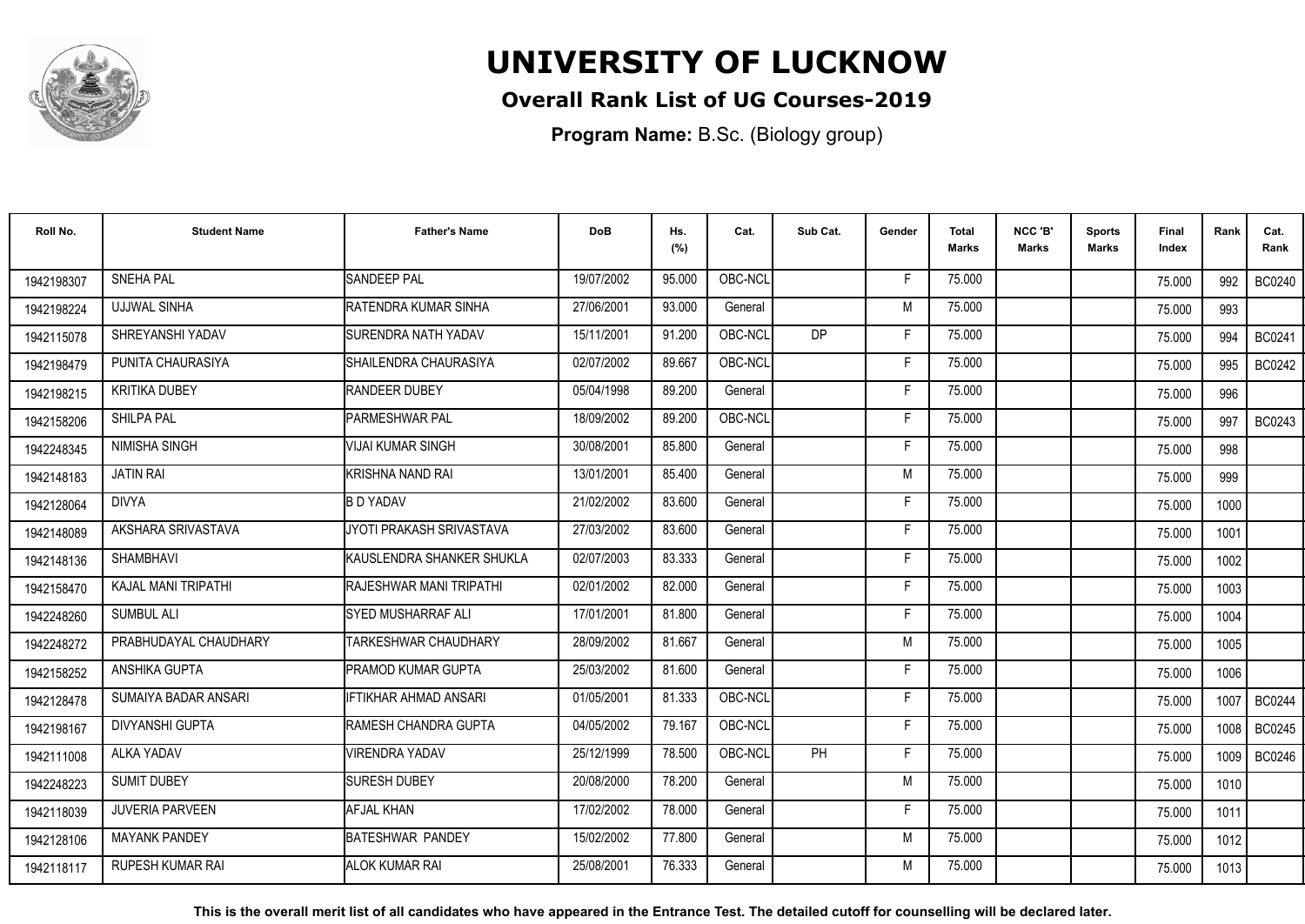# UNIVERSITY OF LUCKNOW

## Overall Rank List of UG Courses-2019

**Program Name:** B.Sc. (Biology group)

| Roll No. | Student Name | Father's Name | DoB | Hs. (%) | Cat. | Sub Cat. | Gender | Total Marks | NCC 'B' Marks | Sports Marks | Final Index | Rank | Cat. Rank |
|---|---|---|---|---|---|---|---|---|---|---|---|---|---|
| 1942198307 | SNEHA PAL | SANDEEP PAL | 19/07/2002 | 95.000 | OBC-NCL | | F | 75.000 | | | 75.000 | 992 | BC0240 |
| 1942198224 | UJJWAL SINHA | RATENDRA KUMAR SINHA | 27/06/2001 | 93.000 | General | | M | 75.000 | | | 75.000 | 993 | |
| 1942115078 | SHREYANSHI YADAV | SURENDRA NATH YADAV | 15/11/2001 | 91.200 | OBC-NCL | DP | F | 75.000 | | | 75.000 | 994 | BC0241 |
| 1942198479 | PUNITA CHAURASIYA | SHAILENDRA CHAURASIYA | 02/07/2002 | 89.667 | OBC-NCL | | F | 75.000 | | | 75.000 | 995 | BC0242 |
| 1942198215 | KRITIKA DUBEY | RANDEER DUBEY | 05/04/1998 | 89.200 | General | | F | 75.000 | | | 75.000 | 996 | |
| 1942158206 | SHILPA PAL | PARMESHWAR PAL | 18/09/2002 | 89.200 | OBC-NCL | | F | 75.000 | | | 75.000 | 997 | BC0243 |
| 1942248345 | NIMISHA SINGH | VIJAI KUMAR SINGH | 30/08/2001 | 85.800 | General | | F | 75.000 | | | 75.000 | 998 | |
| 1942148183 | JATIN RAI | KRISHNA NAND RAI | 13/01/2001 | 85.400 | General | | M | 75.000 | | | 75.000 | 999 | |
| 1942128064 | DIVYA | B D YADAV | 21/02/2002 | 83.600 | General | | F | 75.000 | | | 75.000 | 1000 | |
| 1942148089 | AKSHARA SRIVASTAVA | JYOTI PRAKASH SRIVASTAVA | 27/03/2002 | 83.600 | General | | F | 75.000 | | | 75.000 | 1001 | |
| 1942148136 | SHAMBHAVI | KAUSLENDRA SHANKER SHUKLA | 02/07/2003 | 83.333 | General | | F | 75.000 | | | 75.000 | 1002 | |
| 1942158470 | KAJAL MANI TRIPATHI | RAJESHWAR MANI TRIPATHI | 02/01/2002 | 82.000 | General | | F | 75.000 | | | 75.000 | 1003 | |
| 1942248260 | SUMBUL ALI | SYED MUSHARRAF ALI | 17/01/2001 | 81.800 | General | | F | 75.000 | | | 75.000 | 1004 | |
| 1942248272 | PRABHUDAYAL CHAUDHARY | TARKESHWAR CHAUDHARY | 28/09/2002 | 81.667 | General | | M | 75.000 | | | 75.000 | 1005 | |
| 1942158252 | ANSHIKA GUPTA | PRAMOD KUMAR GUPTA | 25/03/2002 | 81.600 | General | | F | 75.000 | | | 75.000 | 1006 | |
| 1942128478 | SUMAIYA BADAR ANSARI | IFTIKHAR AHMAD ANSARI | 01/05/2001 | 81.333 | OBC-NCL | | F | 75.000 | | | 75.000 | 1007 | BC0244 |
| 1942198167 | DIVYANSHI GUPTA | RAMESH CHANDRA GUPTA | 04/05/2002 | 79.167 | OBC-NCL | | F | 75.000 | | | 75.000 | 1008 | BC0245 |
| 1942111008 | ALKA YADAV | VIRENDRA YADAV | 25/12/1999 | 78.500 | OBC-NCL | PH | F | 75.000 | | | 75.000 | 1009 | BC0246 |
| 1942248223 | SUMIT DUBEY | SURESH DUBEY | 20/08/2000 | 78.200 | General | | M | 75.000 | | | 75.000 | 1010 | |
| 1942118039 | JUVERIA PARVEEN | AFJAL KHAN | 17/02/2002 | 78.000 | General | | F | 75.000 | | | 75.000 | 1011 | |
| 1942128106 | MAYANK PANDEY | BATESHWAR PANDEY | 15/02/2002 | 77.800 | General | | M | 75.000 | | | 75.000 | 1012 | |
| 1942118117 | RUPESH KUMAR RAI | ALOK KUMAR RAI | 25/08/2001 | 76.333 | General | | M | 75.000 | | | 75.000 | 1013 | |

**This is the overall merit list of all candidates who have appeared in the Entrance Test. The detailed cutoff for counselling will be declared later.**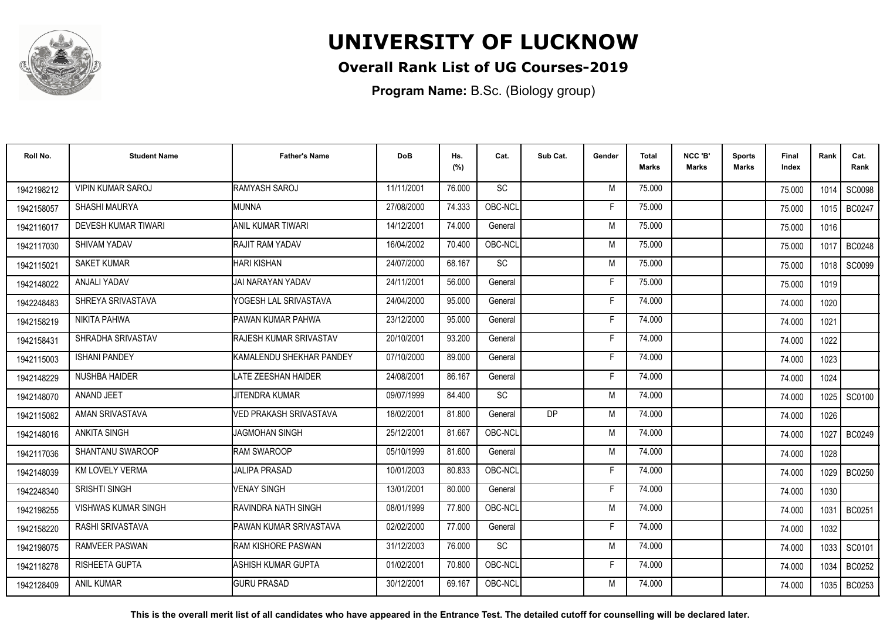# UNIVERSITY OF LUCKNOW

## Overall Rank List of UG Courses-2019

**Program Name:** B.Sc. (Biology group)

| Roll No. | Student Name | Father's Name | DoB | Hs. (%) | Cat. | Sub Cat. | Gender | Total Marks | NCC 'B' Marks | Sports Marks | Final Index | Rank | Cat. Rank |
|---|---|---|---|---|---|---|---|---|---|---|---|---|---|
| 1942198212 | VIPIN KUMAR SAROJ | RAMYASH SAROJ | 11/11/2001 | 76.000 | SC | | M | 75.000 | | | 75.000 | 1014 | SC0098 |
| 1942158057 | SHASHI MAURYA | MUNNA | 27/08/2000 | 74.333 | OBC-NCL | | F | 75.000 | | | 75.000 | 1015 | BC0247 |
| 1942116017 | DEVESH KUMAR TIWARI | ANIL KUMAR TIWARI | 14/12/2001 | 74.000 | General | | M | 75.000 | | | 75.000 | 1016 | |
| 1942117030 | SHIVAM YADAV | RAJIT RAM YADAV | 16/04/2002 | 70.400 | OBC-NCL | | M | 75.000 | | | 75.000 | 1017 | BC0248 |
| 1942115021 | SAKET KUMAR | HARI KISHAN | 24/07/2000 | 68.167 | SC | | M | 75.000 | | | 75.000 | 1018 | SC0099 |
| 1942148022 | ANJALI YADAV | JAI NARAYAN YADAV | 24/11/2001 | 56.000 | General | | F | 75.000 | | | 75.000 | 1019 | |
| 1942248483 | SHREYA SRIVASTAVA | YOGESH LAL SRIVASTAVA | 24/04/2000 | 95.000 | General | | F | 74.000 | | | 74.000 | 1020 | |
| 1942158219 | NIKITA PAHWA | PAWAN KUMAR PAHWA | 23/12/2000 | 95.000 | General | | F | 74.000 | | | 74.000 | 1021 | |
| 1942158431 | SHRADHA SRIVASTAV | RAJESH KUMAR SRIVASTAV | 20/10/2001 | 93.200 | General | | F | 74.000 | | | 74.000 | 1022 | |
| 1942115003 | ISHANI PANDEY | KAMALENDU SHEKHAR PANDEY | 07/10/2000 | 89.000 | General | | F | 74.000 | | | 74.000 | 1023 | |
| 1942148229 | NUSHBA HAIDER | LATE ZEESHAN HAIDER | 24/08/2001 | 86.167 | General | | F | 74.000 | | | 74.000 | 1024 | |
| 1942148070 | ANAND JEET | JITENDRA KUMAR | 09/07/1999 | 84.400 | SC | | M | 74.000 | | | 74.000 | 1025 | SC0100 |
| 1942115082 | AMAN SRIVASTAVA | VED PRAKASH SRIVASTAVA | 18/02/2001 | 81.800 | General | DP | M | 74.000 | | | 74.000 | 1026 | |
| 1942148016 | ANKITA SINGH | JAGMOHAN SINGH | 25/12/2001 | 81.667 | OBC-NCL | | M | 74.000 | | | 74.000 | 1027 | BC0249 |
| 1942117036 | SHANTANU SWAROOP | RAM SWAROOP | 05/10/1999 | 81.600 | General | | M | 74.000 | | | 74.000 | 1028 | |
| 1942148039 | KM LOVELY VERMA | JALIPA PRASAD | 10/01/2003 | 80.833 | OBC-NCL | | F | 74.000 | | | 74.000 | 1029 | BC0250 |
| 1942248340 | SRISHTI SINGH | VENAY SINGH | 13/01/2001 | 80.000 | General | | F | 74.000 | | | 74.000 | 1030 | |
| 1942198255 | VISHWAS KUMAR SINGH | RAVINDRA NATH SINGH | 08/01/1999 | 77.800 | OBC-NCL | | M | 74.000 | | | 74.000 | 1031 | BC0251 |
| 1942158220 | RASHI SRIVASTAVA | PAWAN KUMAR SRIVASTAVA | 02/02/2000 | 77.000 | General | | F | 74.000 | | | 74.000 | 1032 | |
| 1942198075 | RAMVEER PASWAN | RAM KISHORE PASWAN | 31/12/2003 | 76.000 | SC | | M | 74.000 | | | 74.000 | 1033 | SC0101 |
| 1942118278 | RISHEETA GUPTA | ASHISH KUMAR GUPTA | 01/02/2001 | 70.800 | OBC-NCL | | F | 74.000 | | | 74.000 | 1034 | BC0252 |
| 1942128409 | ANIL KUMAR | GURU PRASAD | 30/12/2001 | 69.167 | OBC-NCL | | M | 74.000 | | | 74.000 | 1035 | BC0253 |

**This is the overall merit list of all candidates who have appeared in the Entrance Test. The detailed cutoff for counselling will be declared later.**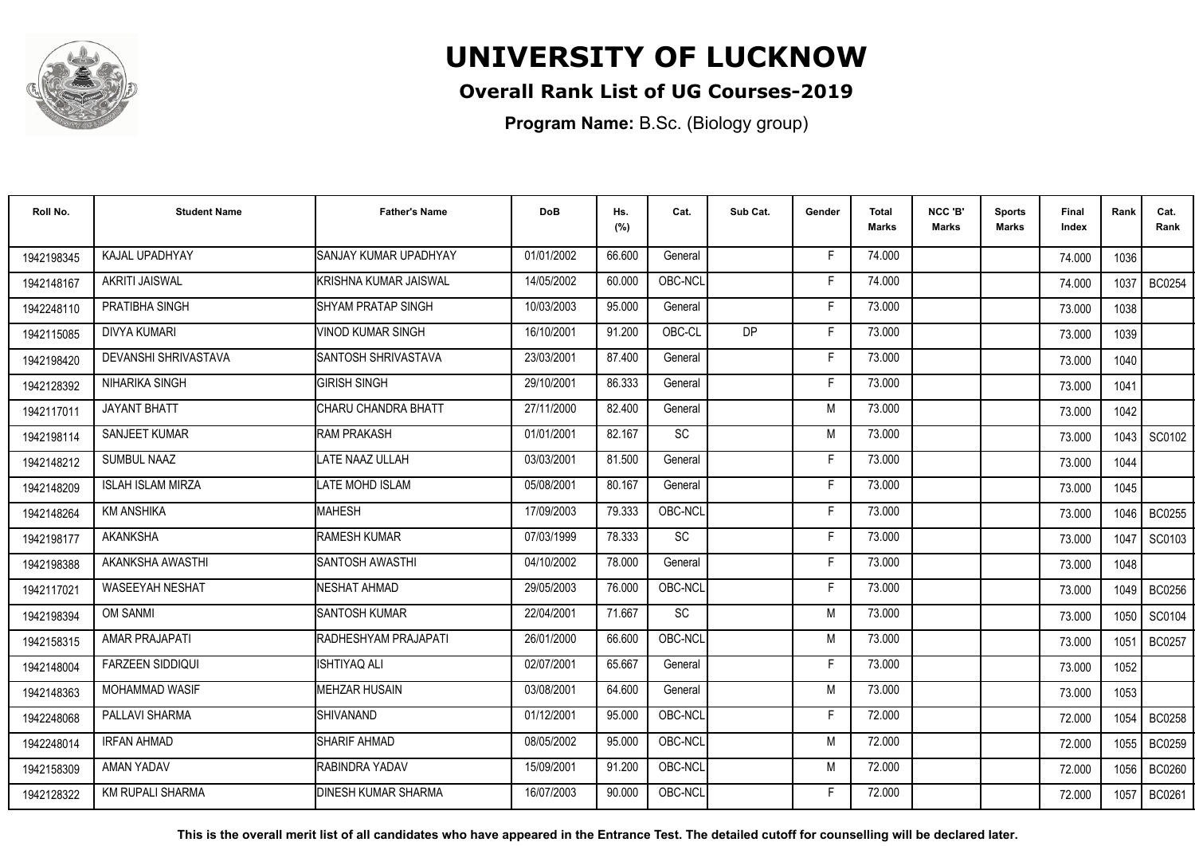# UNIVERSITY OF LUCKNOW

## Overall Rank List of UG Courses-2019

**Program Name:** B.Sc. (Biology group)

| Roll No. | Student Name | Father's Name | DoB | Hs. (%) | Cat. | Sub Cat. | Gender | Total Marks | NCC 'B' Marks | Sports Marks | Final Index | Rank | Cat. Rank |
|---|---|---|---|---|---|---|---|---|---|---|---|---|---|
| 1942198345 | KAJAL UPADHYAY | SANJAY KUMAR UPADHYAY | 01/01/2002 | 66.600 | General | | F | 74.000 | | | 74.000 | 1036 | |
| 1942148167 | AKRITI JAISWAL | KRISHNA KUMAR JAISWAL | 14/05/2002 | 60.000 | OBC-NCL | | F | 74.000 | | | 74.000 | 1037 | BC0254 |
| 1942248110 | PRATIBHA SINGH | SHYAM PRATAP SINGH | 10/03/2003 | 95.000 | General | | F | 73.000 | | | 73.000 | 1038 | |
| 1942115085 | DIVYA KUMARI | VINOD KUMAR SINGH | 16/10/2001 | 91.200 | OBC-CL | DP | F | 73.000 | | | 73.000 | 1039 | |
| 1942198420 | DEVANSHI SHRIVASTAVA | SANTOSH SHRIVASTAVA | 23/03/2001 | 87.400 | General | | F | 73.000 | | | 73.000 | 1040 | |
| 1942128392 | NIHARIKA SINGH | GIRISH SINGH | 29/10/2001 | 86.333 | General | | F | 73.000 | | | 73.000 | 1041 | |
| 1942117011 | JAYANT BHATT | CHARU CHANDRA BHATT | 27/11/2000 | 82.400 | General | | M | 73.000 | | | 73.000 | 1042 | |
| 1942198114 | SANJEET KUMAR | RAM PRAKASH | 01/01/2001 | 82.167 | SC | | M | 73.000 | | | 73.000 | 1043 | SC0102 |
| 1942148212 | SUMBUL NAAZ | LATE NAAZ ULLAH | 03/03/2001 | 81.500 | General | | F | 73.000 | | | 73.000 | 1044 | |
| 1942148209 | ISLAH ISLAM MIRZA | LATE MOHD ISLAM | 05/08/2001 | 80.167 | General | | F | 73.000 | | | 73.000 | 1045 | |
| 1942148264 | KM ANSHIKA | MAHESH | 17/09/2003 | 79.333 | OBC-NCL | | F | 73.000 | | | 73.000 | 1046 | BC0255 |
| 1942198177 | AKANKSHA | RAMESH KUMAR | 07/03/1999 | 78.333 | SC | | F | 73.000 | | | 73.000 | 1047 | SC0103 |
| 1942198388 | AKANKSHA AWASTHI | SANTOSH AWASTHI | 04/10/2002 | 78.000 | General | | F | 73.000 | | | 73.000 | 1048 | |
| 1942117021 | WASEEYAH NESHAT | NESHAT AHMAD | 29/05/2003 | 76.000 | OBC-NCL | | F | 73.000 | | | 73.000 | 1049 | BC0256 |
| 1942198394 | OM SANMI | SANTOSH KUMAR | 22/04/2001 | 71.667 | SC | | M | 73.000 | | | 73.000 | 1050 | SC0104 |
| 1942158315 | AMAR PRAJAPATI | RADHESHYAM PRAJAPATI | 26/01/2000 | 66.600 | OBC-NCL | | M | 73.000 | | | 73.000 | 1051 | BC0257 |
| 1942148004 | FARZEEN SIDDIQUI | ISHTIYAQ ALI | 02/07/2001 | 65.667 | General | | F | 73.000 | | | 73.000 | 1052 | |
| 1942148363 | MOHAMMAD WASIF | MEHZAR HUSAIN | 03/08/2001 | 64.600 | General | | M | 73.000 | | | 73.000 | 1053 | |
| 1942248068 | PALLAVI SHARMA | SHIVANAND | 01/12/2001 | 95.000 | OBC-NCL | | F | 72.000 | | | 72.000 | 1054 | BC0258 |
| 1942248014 | IRFAN AHMAD | SHARIF AHMAD | 08/05/2002 | 95.000 | OBC-NCL | | M | 72.000 | | | 72.000 | 1055 | BC0259 |
| 1942158309 | AMAN YADAV | RABINDRA YADAV | 15/09/2001 | 91.200 | OBC-NCL | | M | 72.000 | | | 72.000 | 1056 | BC0260 |
| 1942128322 | KM RUPALI SHARMA | DINESH KUMAR SHARMA | 16/07/2003 | 90.000 | OBC-NCL | | F | 72.000 | | | 72.000 | 1057 | BC0261 |

**This is the overall merit list of all candidates who have appeared in the Entrance Test. The detailed cutoff for counselling will be declared later.**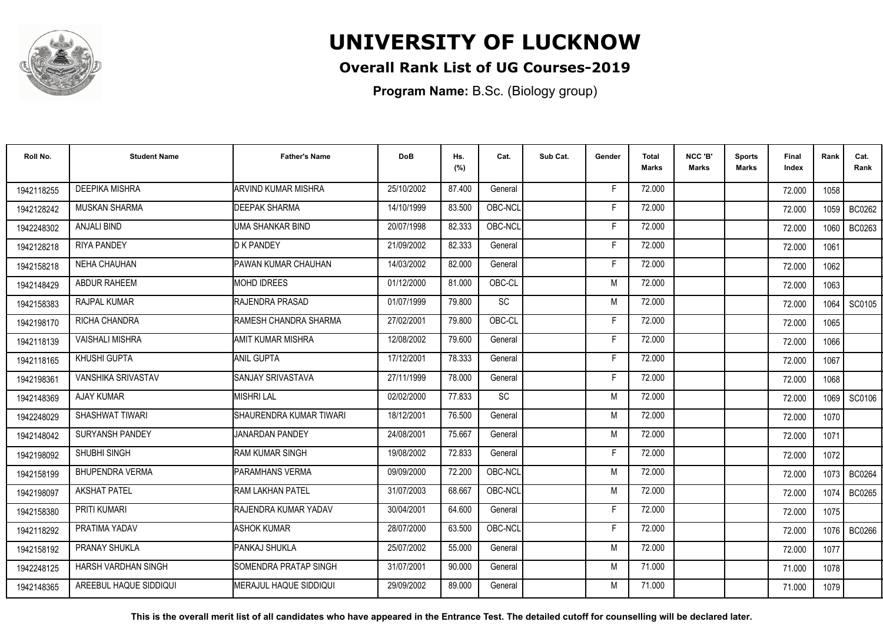# UNIVERSITY OF LUCKNOW

## Overall Rank List of UG Courses-2019

**Program Name:** B.Sc. (Biology group)

| Roll No. | Student Name | Father's Name | DoB | Hs. (%) | Cat. | Sub Cat. | Gender | Total Marks | NCC 'B' Marks | Sports Marks | Final Index | Rank | Cat. Rank |
|---|---|---|---|---|---|---|---|---|---|---|---|---|---|
| 1942118255 | DEEPIKA MISHRA | ARVIND KUMAR MISHRA | 25/10/2002 | 87.400 | General | | F | 72.000 | | | 72.000 | 1058 | |
| 1942128242 | MUSKAN SHARMA | DEEPAK SHARMA | 14/10/1999 | 83.500 | OBC-NCL | | F | 72.000 | | | 72.000 | 1059 | BC0262 |
| 1942248302 | ANJALI BIND | UMA SHANKAR BIND | 20/07/1998 | 82.333 | OBC-NCL | | F | 72.000 | | | 72.000 | 1060 | BC0263 |
| 1942128218 | RIYA PANDEY | D K PANDEY | 21/09/2002 | 82.333 | General | | F | 72.000 | | | 72.000 | 1061 | |
| 1942158218 | NEHA CHAUHAN | PAWAN KUMAR CHAUHAN | 14/03/2002 | 82.000 | General | | F | 72.000 | | | 72.000 | 1062 | |
| 1942148429 | ABDUR RAHEEM | MOHD IDREES | 01/12/2000 | 81.000 | OBC-CL | | M | 72.000 | | | 72.000 | 1063 | |
| 1942158383 | RAJPAL KUMAR | RAJENDRA PRASAD | 01/07/1999 | 79.800 | SC | | M | 72.000 | | | 72.000 | 1064 | SC0105 |
| 1942198170 | RICHA CHANDRA | RAMESH CHANDRA SHARMA | 27/02/2001 | 79.800 | OBC-CL | | F | 72.000 | | | 72.000 | 1065 | |
| 1942118139 | VAISHALI MISHRA | AMIT KUMAR MISHRA | 12/08/2002 | 79.600 | General | | F | 72.000 | | | 72.000 | 1066 | |
| 1942118165 | KHUSHI GUPTA | ANIL GUPTA | 17/12/2001 | 78.333 | General | | F | 72.000 | | | 72.000 | 1067 | |
| 1942198361 | VANSHIKA SRIVASTAV | SANJAY SRIVASTAVA | 27/11/1999 | 78.000 | General | | F | 72.000 | | | 72.000 | 1068 | |
| 1942148369 | AJAY KUMAR | MISHRI LAL | 02/02/2000 | 77.833 | SC | | M | 72.000 | | | 72.000 | 1069 | SC0106 |
| 1942248029 | SHASHWAT TIWARI | SHAURENDRA KUMAR TIWARI | 18/12/2001 | 76.500 | General | | M | 72.000 | | | 72.000 | 1070 | |
| 1942148042 | SURYANSH PANDEY | JANARDAN PANDEY | 24/08/2001 | 75.667 | General | | M | 72.000 | | | 72.000 | 1071 | |
| 1942198092 | SHUBHI SINGH | RAM KUMAR SINGH | 19/08/2002 | 72.833 | General | | F | 72.000 | | | 72.000 | 1072 | |
| 1942158199 | BHUPENDRA VERMA | PARAMHANS VERMA | 09/09/2000 | 72.200 | OBC-NCL | | M | 72.000 | | | 72.000 | 1073 | BC0264 |
| 1942198097 | AKSHAT PATEL | RAM LAKHAN PATEL | 31/07/2003 | 68.667 | OBC-NCL | | M | 72.000 | | | 72.000 | 1074 | BC0265 |
| 1942158380 | PRITI KUMARI | RAJENDRA KUMAR YADAV | 30/04/2001 | 64.600 | General | | F | 72.000 | | | 72.000 | 1075 | |
| 1942118292 | PRATIMA YADAV | ASHOK KUMAR | 28/07/2000 | 63.500 | OBC-NCL | | F | 72.000 | | | 72.000 | 1076 | BC0266 |
| 1942158192 | PRANAY SHUKLA | PANKAJ SHUKLA | 25/07/2002 | 55.000 | General | | M | 72.000 | | | 72.000 | 1077 | |
| 1942248125 | HARSH VARDHAN SINGH | SOMENDRA PRATAP SINGH | 31/07/2001 | 90.000 | General | | M | 71.000 | | | 71.000 | 1078 | |
| 1942148365 | AREEBUL HAQUE SIDDIQUI | MERAJUL HAQUE SIDDIQUI | 29/09/2002 | 89.000 | General | | M | 71.000 | | | 71.000 | 1079 | |

**This is the overall merit list of all candidates who have appeared in the Entrance Test. The detailed cutoff for counselling will be declared later.**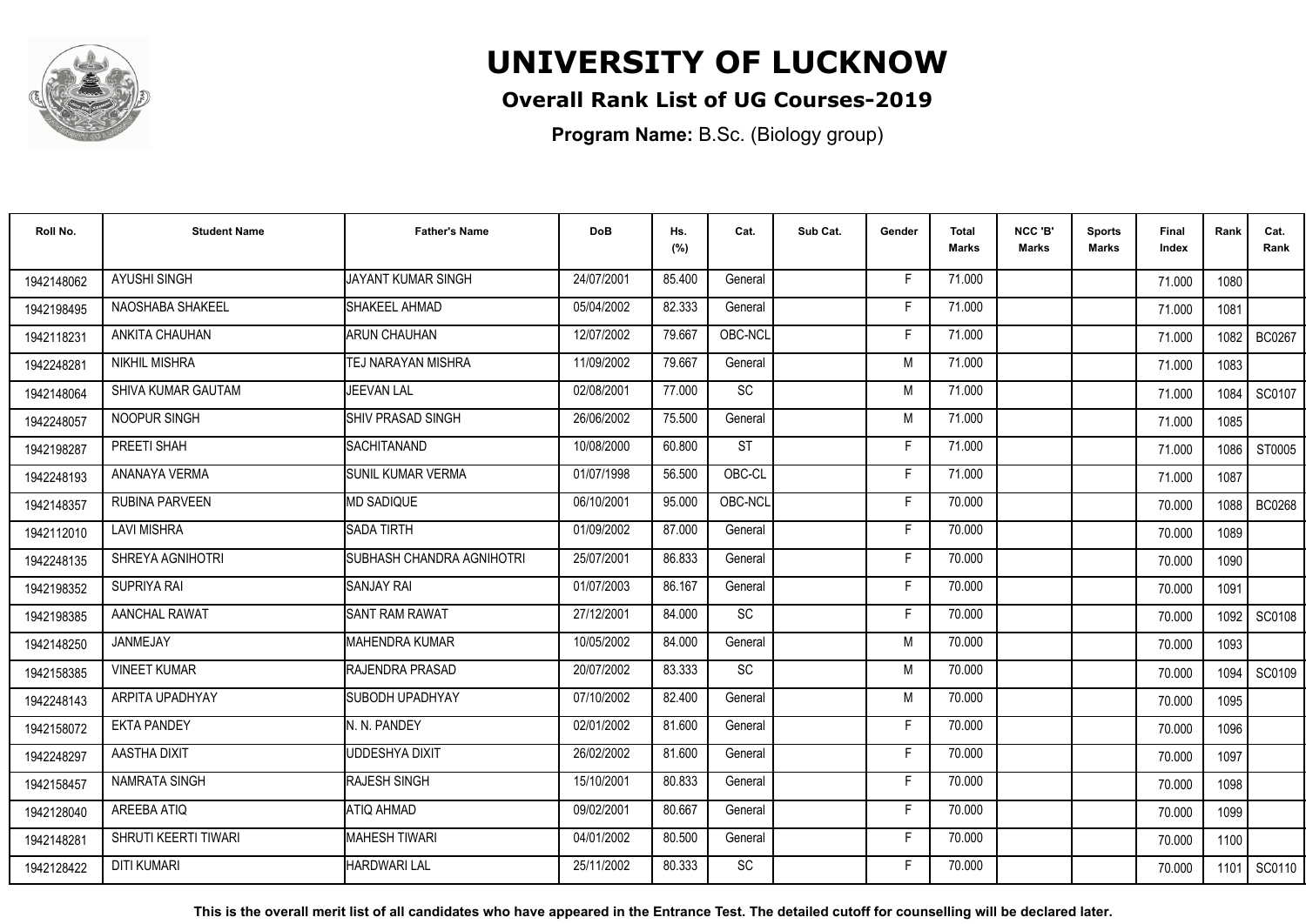# UNIVERSITY OF LUCKNOW

## Overall Rank List of UG Courses-2019

**Program Name:** B.Sc. (Biology group)

| Roll No. | Student Name | Father's Name | DoB | Hs. (%) | Cat. | Sub Cat. | Gender | Total Marks | NCC 'B' Marks | Sports Marks | Final Index | Rank | Cat. Rank |
|---|---|---|---|---|---|---|---|---|---|---|---|---|---|
| 1942148062 | AYUSHI SINGH | JAYANT KUMAR SINGH | 24/07/2001 | 85.400 | General | | F | 71.000 | | | 71.000 | 1080 | |
| 1942198495 | NAOSHABA SHAKEEL | SHAKEEL AHMAD | 05/04/2002 | 82.333 | General | | F | 71.000 | | | 71.000 | 1081 | |
| 1942118231 | ANKITA CHAUHAN | ARUN CHAUHAN | 12/07/2002 | 79.667 | OBC-NCL | | F | 71.000 | | | 71.000 | 1082 | BC0267 |
| 1942248281 | NIKHIL MISHRA | TEJ NARAYAN MISHRA | 11/09/2002 | 79.667 | General | | M | 71.000 | | | 71.000 | 1083 | |
| 1942148064 | SHIVA KUMAR GAUTAM | JEEVAN LAL | 02/08/2001 | 77.000 | SC | | M | 71.000 | | | 71.000 | 1084 | SC0107 |
| 1942248057 | NOOPUR SINGH | SHIV PRASAD SINGH | 26/06/2002 | 75.500 | General | | M | 71.000 | | | 71.000 | 1085 | |
| 1942198287 | PREETI SHAH | SACHITANAND | 10/08/2000 | 60.800 | ST | | F | 71.000 | | | 71.000 | 1086 | ST0005 |
| 1942248193 | ANANAYA VERMA | SUNIL KUMAR VERMA | 01/07/1998 | 56.500 | OBC-CL | | F | 71.000 | | | 71.000 | 1087 | |
| 1942148357 | RUBINA PARVEEN | MD SADIQUE | 06/10/2001 | 95.000 | OBC-NCL | | F | 70.000 | | | 70.000 | 1088 | BC0268 |
| 1942112010 | LAVI MISHRA | SADA TIRTH | 01/09/2002 | 87.000 | General | | F | 70.000 | | | 70.000 | 1089 | |
| 1942248135 | SHREYA AGNIHOTRI | SUBHASH CHANDRA AGNIHOTRI | 25/07/2001 | 86.833 | General | | F | 70.000 | | | 70.000 | 1090 | |
| 1942198352 | SUPRIYA RAI | SANJAY RAI | 01/07/2003 | 86.167 | General | | F | 70.000 | | | 70.000 | 1091 | |
| 1942198385 | AANCHAL RAWAT | SANT RAM RAWAT | 27/12/2001 | 84.000 | SC | | F | 70.000 | | | 70.000 | 1092 | SC0108 |
| 1942148250 | JANMEJAY | MAHENDRA KUMAR | 10/05/2002 | 84.000 | General | | M | 70.000 | | | 70.000 | 1093 | |
| 1942158385 | VINEET KUMAR | RAJENDRA PRASAD | 20/07/2002 | 83.333 | SC | | M | 70.000 | | | 70.000 | 1094 | SC0109 |
| 1942248143 | ARPITA UPADHYAY | SUBODH UPADHYAY | 07/10/2002 | 82.400 | General | | M | 70.000 | | | 70.000 | 1095 | |
| 1942158072 | EKTA PANDEY | N. N. PANDEY | 02/01/2002 | 81.600 | General | | F | 70.000 | | | 70.000 | 1096 | |
| 1942248297 | AASTHA DIXIT | UDDESHYA DIXIT | 26/02/2002 | 81.600 | General | | F | 70.000 | | | 70.000 | 1097 | |
| 1942158457 | NAMRATA SINGH | RAJESH SINGH | 15/10/2001 | 80.833 | General | | F | 70.000 | | | 70.000 | 1098 | |
| 1942128040 | AREEBA ATIQ | ATIQ AHMAD | 09/02/2001 | 80.667 | General | | F | 70.000 | | | 70.000 | 1099 | |
| 1942148281 | SHRUTI KEERTI TIWARI | MAHESH TIWARI | 04/01/2002 | 80.500 | General | | F | 70.000 | | | 70.000 | 1100 | |
| 1942128422 | DITI KUMARI | HARDWARI LAL | 25/11/2002 | 80.333 | SC | | F | 70.000 | | | 70.000 | 1101 | SC0110 |

**This is the overall merit list of all candidates who have appeared in the Entrance Test. The detailed cutoff for counselling will be declared later.**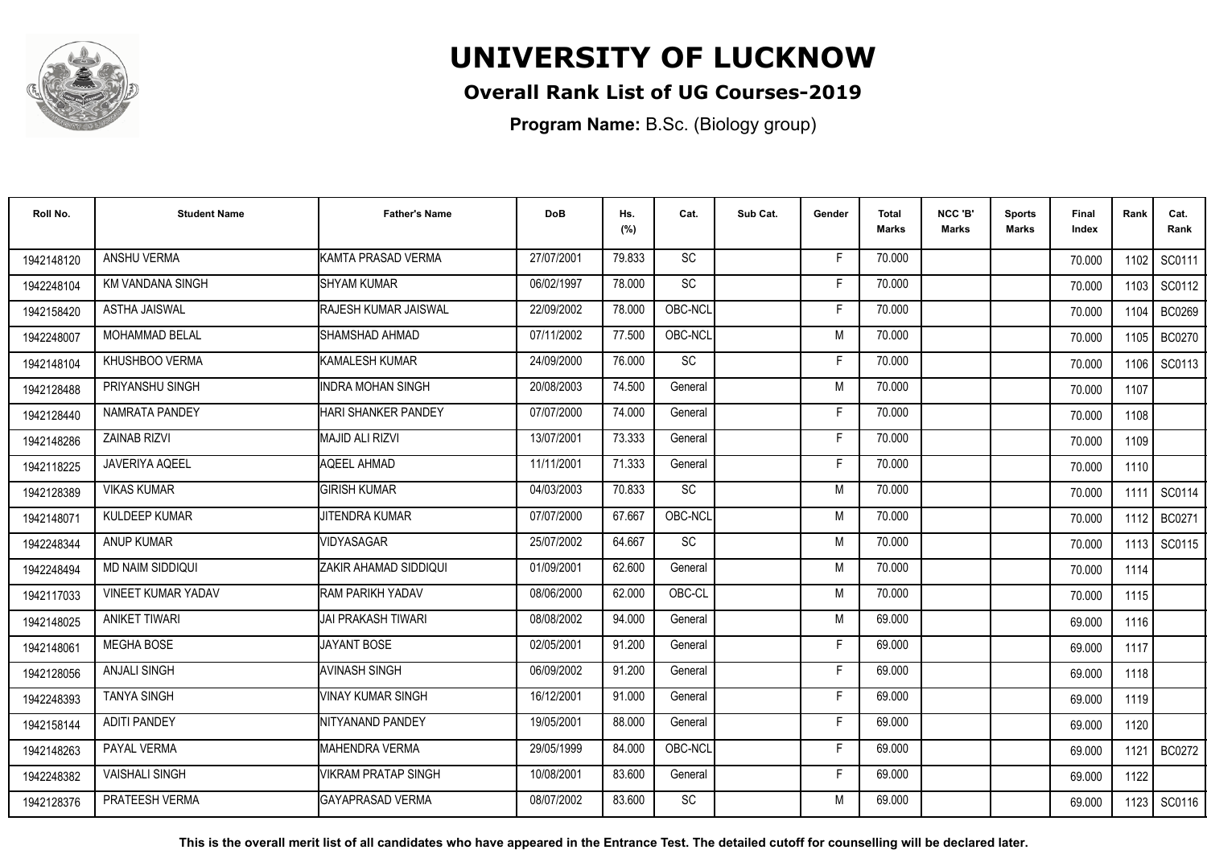# UNIVERSITY OF LUCKNOW

**Overall Rank List of UG Courses-2019**

**Program Name:** B.Sc. (Biology group)

| Roll No. | Student Name | Father's Name | DoB | Hs. (%) | Cat. | Sub Cat. | Gender | Total Marks | NCC 'B' Marks | Sports Marks | Final Index | Rank | Cat. Rank |
|---|---|---|---|---|---|---|---|---|---|---|---|---|---|
| 1942148120 | ANSHU VERMA | KAMTA PRASAD VERMA | 27/07/2001 | 79.833 | SC | | F | 70.000 | | | 70.000 | 1102 | SC0111 |
| 1942248104 | KM VANDANA SINGH | SHYAM KUMAR | 06/02/1997 | 78.000 | SC | | F | 70.000 | | | 70.000 | 1103 | SC0112 |
| 1942158420 | ASTHA JAISWAL | RAJESH KUMAR JAISWAL | 22/09/2002 | 78.000 | OBC-NCL | | F | 70.000 | | | 70.000 | 1104 | BC0269 |
| 1942248007 | MOHAMMAD BELAL | SHAMSHAD AHMAD | 07/11/2002 | 77.500 | OBC-NCL | | M | 70.000 | | | 70.000 | 1105 | BC0270 |
| 1942148104 | KHUSHBOO VERMA | KAMALESH KUMAR | 24/09/2000 | 76.000 | SC | | F | 70.000 | | | 70.000 | 1106 | SC0113 |
| 1942128488 | PRIYANSHU SINGH | INDRA MOHAN SINGH | 20/08/2003 | 74.500 | General | | M | 70.000 | | | 70.000 | 1107 | |
| 1942128440 | NAMRATA PANDEY | HARI SHANKER PANDEY | 07/07/2000 | 74.000 | General | | F | 70.000 | | | 70.000 | 1108 | |
| 1942148286 | ZAINAB RIZVI | MAJID ALI RIZVI | 13/07/2001 | 73.333 | General | | F | 70.000 | | | 70.000 | 1109 | |
| 1942118225 | JAVERIYA AQEEL | AQEEL AHMAD | 11/11/2001 | 71.333 | General | | F | 70.000 | | | 70.000 | 1110 | |
| 1942128389 | VIKAS KUMAR | GIRISH KUMAR | 04/03/2003 | 70.833 | SC | | M | 70.000 | | | 70.000 | 1111 | SC0114 |
| 1942148071 | KULDEEP KUMAR | JITENDRA KUMAR | 07/07/2000 | 67.667 | OBC-NCL | | M | 70.000 | | | 70.000 | 1112 | BC0271 |
| 1942248344 | ANUP KUMAR | VIDYASAGAR | 25/07/2002 | 64.667 | SC | | M | 70.000 | | | 70.000 | 1113 | SC0115 |
| 1942248494 | MD NAIM SIDDIQUI | ZAKIR AHAMAD SIDDIQUI | 01/09/2001 | 62.600 | General | | M | 70.000 | | | 70.000 | 1114 | |
| 1942117033 | VINEET KUMAR YADAV | RAM PARIKH YADAV | 08/06/2000 | 62.000 | OBC-CL | | M | 70.000 | | | 70.000 | 1115 | |
| 1942148025 | ANIKET TIWARI | JAI PRAKASH TIWARI | 08/08/2002 | 94.000 | General | | M | 69.000 | | | 69.000 | 1116 | |
| 1942148061 | MEGHA BOSE | JAYANT BOSE | 02/05/2001 | 91.200 | General | | F | 69.000 | | | 69.000 | 1117 | |
| 1942128056 | ANJALI SINGH | AVINASH SINGH | 06/09/2002 | 91.200 | General | | F | 69.000 | | | 69.000 | 1118 | |
| 1942248393 | TANYA SINGH | VINAY KUMAR SINGH | 16/12/2001 | 91.000 | General | | F | 69.000 | | | 69.000 | 1119 | |
| 1942158144 | ADITI PANDEY | NITYANAND PANDEY | 19/05/2001 | 88.000 | General | | F | 69.000 | | | 69.000 | 1120 | |
| 1942148263 | PAYAL VERMA | MAHENDRA VERMA | 29/05/1999 | 84.000 | OBC-NCL | | F | 69.000 | | | 69.000 | 1121 | BC0272 |
| 1942248382 | VAISHALI SINGH | VIKRAM PRATAP SINGH | 10/08/2001 | 83.600 | General | | F | 69.000 | | | 69.000 | 1122 | |
| 1942128376 | PRATEESH VERMA | GAYAPRASAD VERMA | 08/07/2002 | 83.600 | SC | | M | 69.000 | | | 69.000 | 1123 | SC0116 |

**This is the overall merit list of all candidates who have appeared in the Entrance Test. The detailed cutoff for counselling will be declared later.**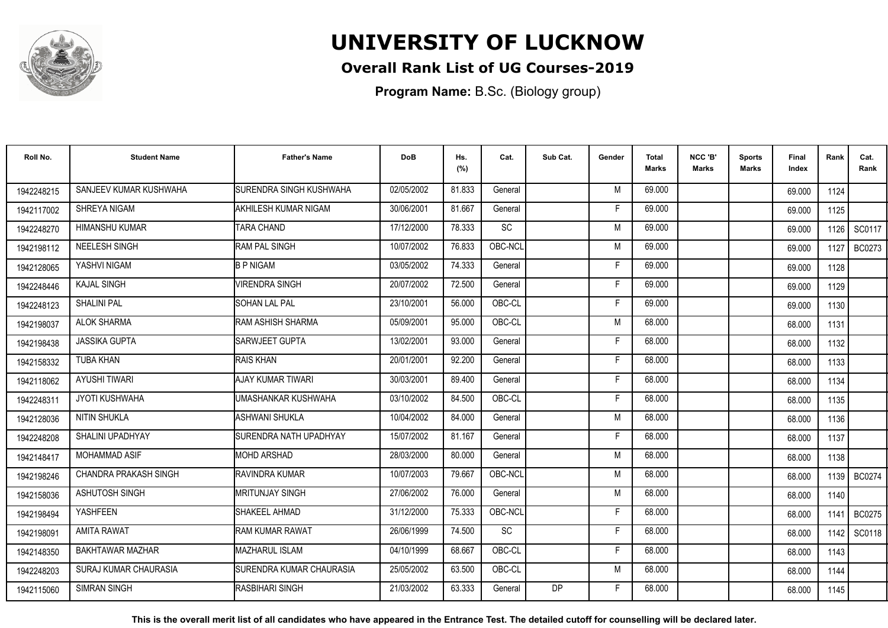# UNIVERSITY OF LUCKNOW

## Overall Rank List of UG Courses-2019

**Program Name:** B.Sc. (Biology group)

| Roll No. | Student Name | Father's Name | DoB | Hs. (%) | Cat. | Sub Cat. | Gender | Total Marks | NCC 'B' Marks | Sports Marks | Final Index | Rank | Cat. Rank |
|---|---|---|---|---|---|---|---|---|---|---|---|---|---|
| 1942248215 | SANJEEV KUMAR KUSHWAHA | SURENDRA SINGH KUSHWAHA | 02/05/2002 | 81.833 | General | | M | 69.000 | | | 69.000 | 1124 | |
| 1942117002 | SHREYA NIGAM | AKHILESH KUMAR NIGAM | 30/06/2001 | 81.667 | General | | F | 69.000 | | | 69.000 | 1125 | |
| 1942248270 | HIMANSHU KUMAR | TARA CHAND | 17/12/2000 | 78.333 | SC | | M | 69.000 | | | 69.000 | 1126 | SC0117 |
| 1942198112 | NEELESH SINGH | RAM PAL SINGH | 10/07/2002 | 76.833 | OBC-NCL | | M | 69.000 | | | 69.000 | 1127 | BC0273 |
| 1942128065 | YASHVI NIGAM | B P NIGAM | 03/05/2002 | 74.333 | General | | F | 69.000 | | | 69.000 | 1128 | |
| 1942248446 | KAJAL SINGH | VIRENDRA SINGH | 20/07/2002 | 72.500 | General | | F | 69.000 | | | 69.000 | 1129 | |
| 1942248123 | SHALINI PAL | SOHAN LAL PAL | 23/10/2001 | 56.000 | OBC-CL | | F | 69.000 | | | 69.000 | 1130 | |
| 1942198037 | ALOK SHARMA | RAM ASHISH SHARMA | 05/09/2001 | 95.000 | OBC-CL | | M | 68.000 | | | 68.000 | 1131 | |
| 1942198438 | JASSIKA GUPTA | SARWJEET GUPTA | 13/02/2001 | 93.000 | General | | F | 68.000 | | | 68.000 | 1132 | |
| 1942158332 | TUBA KHAN | RAIS KHAN | 20/01/2001 | 92.200 | General | | F | 68.000 | | | 68.000 | 1133 | |
| 1942118062 | AYUSHI TIWARI | AJAY KUMAR TIWARI | 30/03/2001 | 89.400 | General | | F | 68.000 | | | 68.000 | 1134 | |
| 1942248311 | JYOTI KUSHWAHA | UMASHANKAR KUSHWAHA | 03/10/2002 | 84.500 | OBC-CL | | F | 68.000 | | | 68.000 | 1135 | |
| 1942128036 | NITIN SHUKLA | ASHWANI SHUKLA | 10/04/2002 | 84.000 | General | | M | 68.000 | | | 68.000 | 1136 | |
| 1942248208 | SHALINI UPADHYAY | SURENDRA NATH UPADHYAY | 15/07/2002 | 81.167 | General | | F | 68.000 | | | 68.000 | 1137 | |
| 1942148417 | MOHAMMAD ASIF | MOHD ARSHAD | 28/03/2000 | 80.000 | General | | M | 68.000 | | | 68.000 | 1138 | |
| 1942198246 | CHANDRA PRAKASH SINGH | RAVINDRA KUMAR | 10/07/2003 | 79.667 | OBC-NCL | | M | 68.000 | | | 68.000 | 1139 | BC0274 |
| 1942158036 | ASHUTOSH SINGH | MRITUNJAY SINGH | 27/06/2002 | 76.000 | General | | M | 68.000 | | | 68.000 | 1140 | |
| 1942198494 | YASHFEEN | SHAKEEL AHMAD | 31/12/2000 | 75.333 | OBC-NCL | | F | 68.000 | | | 68.000 | 1141 | BC0275 |
| 1942198091 | AMITA RAWAT | RAM KUMAR RAWAT | 26/06/1999 | 74.500 | SC | | F | 68.000 | | | 68.000 | 1142 | SC0118 |
| 1942148350 | BAKHTAWAR MAZHAR | MAZHARUL ISLAM | 04/10/1999 | 68.667 | OBC-CL | | F | 68.000 | | | 68.000 | 1143 | |
| 1942248203 | SURAJ KUMAR CHAURASIA | SURENDRA KUMAR CHAURASIA | 25/05/2002 | 63.500 | OBC-CL | | M | 68.000 | | | 68.000 | 1144 | |
| 1942115060 | SIMRAN SINGH | RASBIHARI SINGH | 21/03/2002 | 63.333 | General | DP | F | 68.000 | | | 68.000 | 1145 | |

**This is the overall merit list of all candidates who have appeared in the Entrance Test. The detailed cutoff for counselling will be declared later.**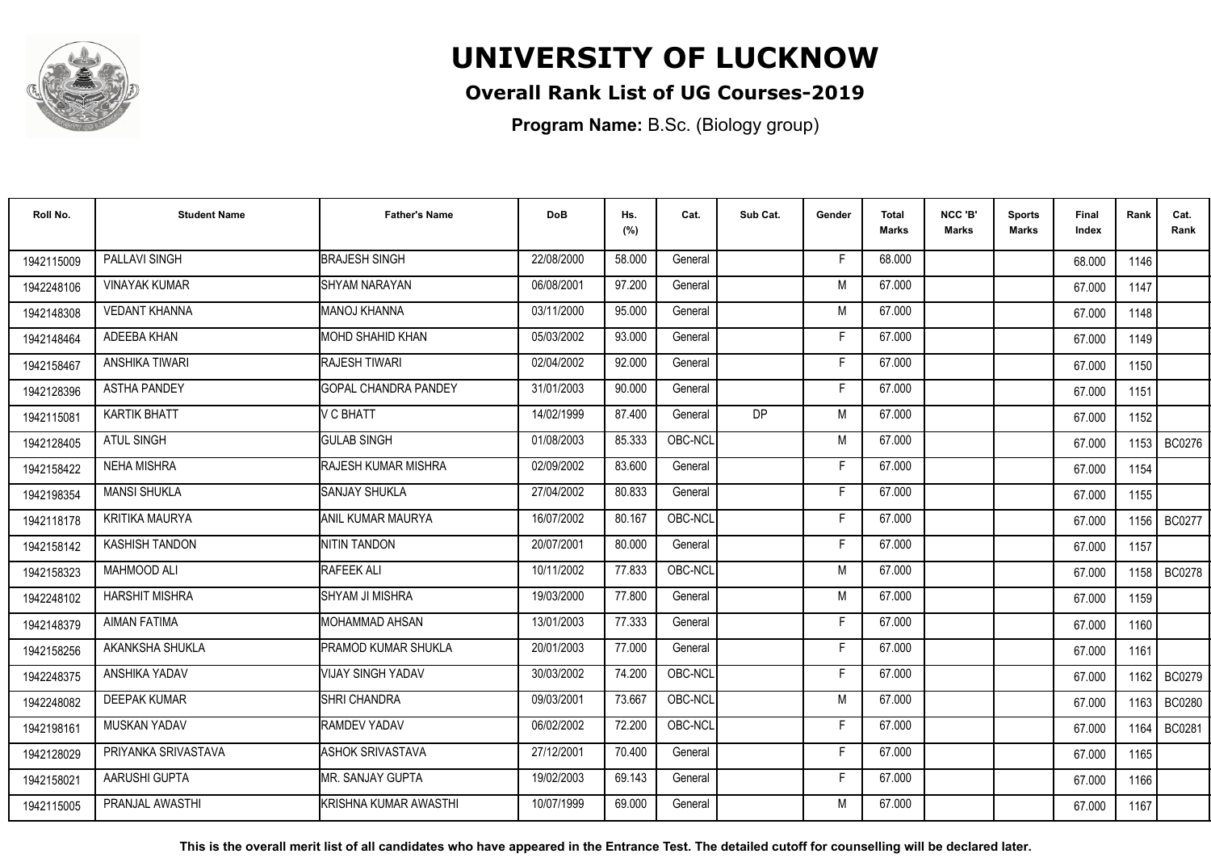# UNIVERSITY OF LUCKNOW

## Overall Rank List of UG Courses-2019

**Program Name:** B.Sc. (Biology group)

| Roll No. | Student Name | Father's Name | DoB | Hs. (%) | Cat. | Sub Cat. | Gender | Total Marks | NCC 'B' Marks | Sports Marks | Final Index | Rank | Cat. Rank |
|---|---|---|---|---|---|---|---|---|---|---|---|---|---|
| 1942115009 | PALLAVI SINGH | BRAJESH SINGH | 22/08/2000 | 58.000 | General | | F | 68.000 | | | 68.000 | 1146 | |
| 1942248106 | VINAYAK KUMAR | SHYAM NARAYAN | 06/08/2001 | 97.200 | General | | M | 67.000 | | | 67.000 | 1147 | |
| 1942148308 | VEDANT KHANNA | MANOJ KHANNA | 03/11/2000 | 95.000 | General | | M | 67.000 | | | 67.000 | 1148 | |
| 1942148464 | ADEEBA KHAN | MOHD SHAHID KHAN | 05/03/2002 | 93.000 | General | | F | 67.000 | | | 67.000 | 1149 | |
| 1942158467 | ANSHIKA TIWARI | RAJESH TIWARI | 02/04/2002 | 92.000 | General | | F | 67.000 | | | 67.000 | 1150 | |
| 1942128396 | ASTHA PANDEY | GOPAL CHANDRA PANDEY | 31/01/2003 | 90.000 | General | | F | 67.000 | | | 67.000 | 1151 | |
| 1942115081 | KARTIK BHATT | V C BHATT | 14/02/1999 | 87.400 | General | DP | M | 67.000 | | | 67.000 | 1152 | |
| 1942128405 | ATUL SINGH | GULAB SINGH | 01/08/2003 | 85.333 | OBC-NCL | | M | 67.000 | | | 67.000 | 1153 | BC0276 |
| 1942158422 | NEHA MISHRA | RAJESH KUMAR MISHRA | 02/09/2002 | 83.600 | General | | F | 67.000 | | | 67.000 | 1154 | |
| 1942198354 | MANSI SHUKLA | SANJAY SHUKLA | 27/04/2002 | 80.833 | General | | F | 67.000 | | | 67.000 | 1155 | |
| 1942118178 | KRITIKA MAURYA | ANIL KUMAR MAURYA | 16/07/2002 | 80.167 | OBC-NCL | | F | 67.000 | | | 67.000 | 1156 | BC0277 |
| 1942158142 | KASHISH TANDON | NITIN TANDON | 20/07/2001 | 80.000 | General | | F | 67.000 | | | 67.000 | 1157 | |
| 1942158323 | MAHMOOD ALI | RAFEEK ALI | 10/11/2002 | 77.833 | OBC-NCL | | M | 67.000 | | | 67.000 | 1158 | BC0278 |
| 1942248102 | HARSHIT MISHRA | SHYAM JI MISHRA | 19/03/2000 | 77.800 | General | | M | 67.000 | | | 67.000 | 1159 | |
| 1942148379 | AIMAN FATIMA | MOHAMMAD AHSAN | 13/01/2003 | 77.333 | General | | F | 67.000 | | | 67.000 | 1160 | |
| 1942158256 | AKANKSHA SHUKLA | PRAMOD KUMAR SHUKLA | 20/01/2003 | 77.000 | General | | F | 67.000 | | | 67.000 | 1161 | |
| 1942248375 | ANSHIKA YADAV | VIJAY SINGH YADAV | 30/03/2002 | 74.200 | OBC-NCL | | F | 67.000 | | | 67.000 | 1162 | BC0279 |
| 1942248082 | DEEPAK KUMAR | SHRI CHANDRA | 09/03/2001 | 73.667 | OBC-NCL | | M | 67.000 | | | 67.000 | 1163 | BC0280 |
| 1942198161 | MUSKAN YADAV | RAMDEV YADAV | 06/02/2002 | 72.200 | OBC-NCL | | F | 67.000 | | | 67.000 | 1164 | BC0281 |
| 1942128029 | PRIYANKA SRIVASTAVA | ASHOK SRIVASTAVA | 27/12/2001 | 70.400 | General | | F | 67.000 | | | 67.000 | 1165 | |
| 1942158021 | AARUSHI GUPTA | MR. SANJAY GUPTA | 19/02/2003 | 69.143 | General | | F | 67.000 | | | 67.000 | 1166 | |
| 1942115005 | PRANJAL AWASTHI | KRISHNA KUMAR AWASTHI | 10/07/1999 | 69.000 | General | | M | 67.000 | | | 67.000 | 1167 | |

**This is the overall merit list of all candidates who have appeared in the Entrance Test. The detailed cutoff for counselling will be declared later.**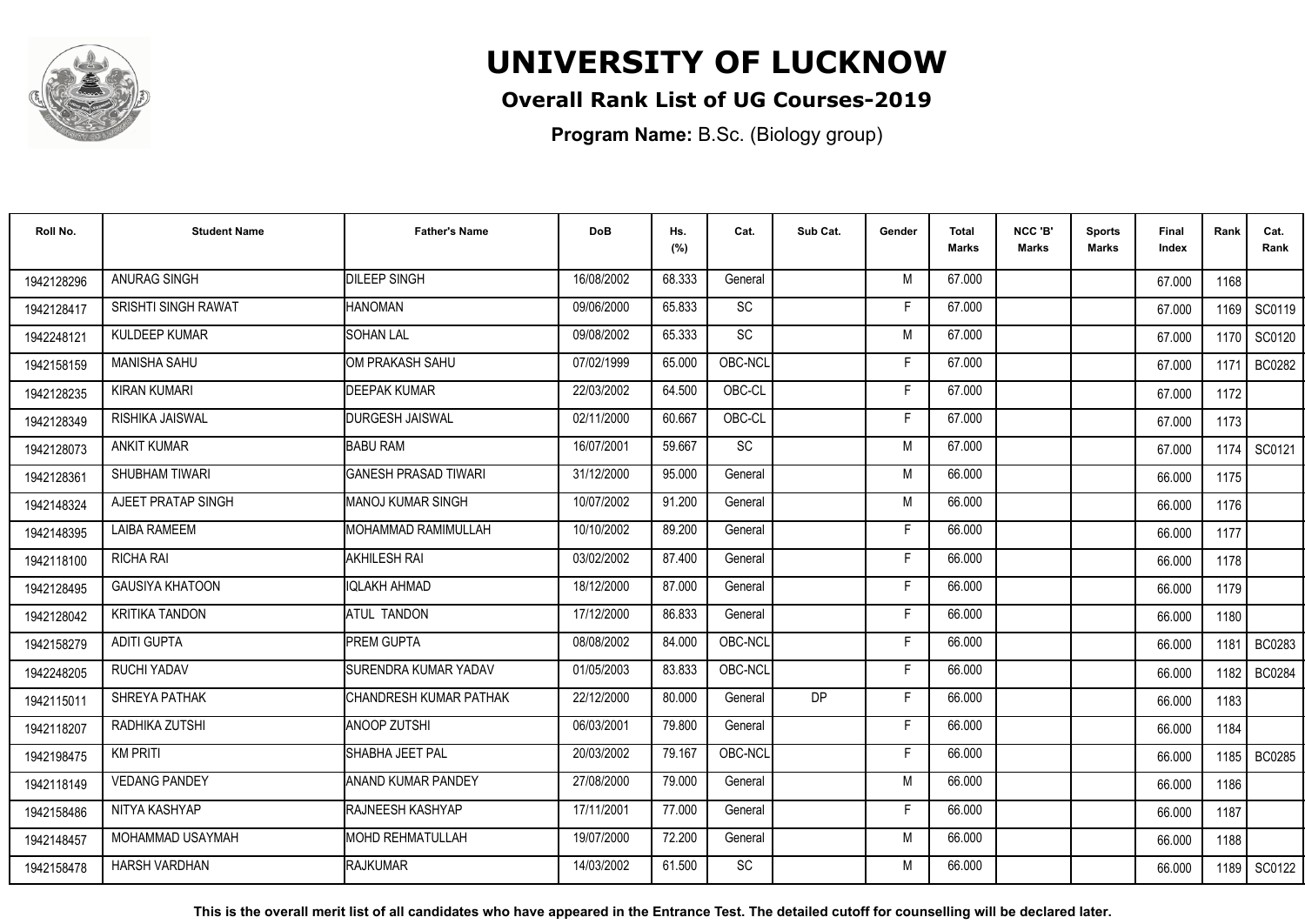# UNIVERSITY OF LUCKNOW

## Overall Rank List of UG Courses-2019

**Program Name:** B.Sc. (Biology group)

| Roll No. | Student Name | Father's Name | DoB | Hs. (%) | Cat. | Sub Cat. | Gender | Total Marks | NCC 'B' Marks | Sports Marks | Final Index | Rank | Cat. Rank |
|---|---|---|---|---|---|---|---|---|---|---|---|---|---|
| 1942128296 | ANURAG SINGH | DILEEP SINGH | 16/08/2002 | 68.333 | General | | M | 67.000 | | | 67.000 | 1168 | |
| 1942128417 | SRISHTI SINGH RAWAT | HANOMAN | 09/06/2000 | 65.833 | SC | | F | 67.000 | | | 67.000 | 1169 | SC0119 |
| 1942248121 | KULDEEP KUMAR | SOHAN LAL | 09/08/2002 | 65.333 | SC | | M | 67.000 | | | 67.000 | 1170 | SC0120 |
| 1942158159 | MANISHA SAHU | OM PRAKASH SAHU | 07/02/1999 | 65.000 | OBC-NCL | | F | 67.000 | | | 67.000 | 1171 | BC0282 |
| 1942128235 | KIRAN KUMARI | DEEPAK KUMAR | 22/03/2002 | 64.500 | OBC-CL | | F | 67.000 | | | 67.000 | 1172 | |
| 1942128349 | RISHIKA JAISWAL | DURGESH JAISWAL | 02/11/2000 | 60.667 | OBC-CL | | F | 67.000 | | | 67.000 | 1173 | |
| 1942128073 | ANKIT KUMAR | BABU RAM | 16/07/2001 | 59.667 | SC | | M | 67.000 | | | 67.000 | 1174 | SC0121 |
| 1942128361 | SHUBHAM TIWARI | GANESH PRASAD TIWARI | 31/12/2000 | 95.000 | General | | M | 66.000 | | | 66.000 | 1175 | |
| 1942148324 | AJEET PRATAP SINGH | MANOJ KUMAR SINGH | 10/07/2002 | 91.200 | General | | M | 66.000 | | | 66.000 | 1176 | |
| 1942148395 | LAIBA RAMEEM | MOHAMMAD RAMIMULLAH | 10/10/2002 | 89.200 | General | | F | 66.000 | | | 66.000 | 1177 | |
| 1942118100 | RICHA RAI | AKHILESH RAI | 03/02/2002 | 87.400 | General | | F | 66.000 | | | 66.000 | 1178 | |
| 1942128495 | GAUSIYA KHATOON | IQLAKH AHMAD | 18/12/2000 | 87.000 | General | | F | 66.000 | | | 66.000 | 1179 | |
| 1942128042 | KRITIKA TANDON | ATUL TANDON | 17/12/2000 | 86.833 | General | | F | 66.000 | | | 66.000 | 1180 | |
| 1942158279 | ADITI GUPTA | PREM GUPTA | 08/08/2002 | 84.000 | OBC-NCL | | F | 66.000 | | | 66.000 | 1181 | BC0283 |
| 1942248205 | RUCHI YADAV | SURENDRA KUMAR YADAV | 01/05/2003 | 83.833 | OBC-NCL | | F | 66.000 | | | 66.000 | 1182 | BC0284 |
| 1942115011 | SHREYA PATHAK | CHANDRESH KUMAR PATHAK | 22/12/2000 | 80.000 | General | DP | F | 66.000 | | | 66.000 | 1183 | |
| 1942118207 | RADHIKA ZUTSHI | ANOOP ZUTSHI | 06/03/2001 | 79.800 | General | | F | 66.000 | | | 66.000 | 1184 | |
| 1942198475 | KM PRITI | SHABHA JEET PAL | 20/03/2002 | 79.167 | OBC-NCL | | F | 66.000 | | | 66.000 | 1185 | BC0285 |
| 1942118149 | VEDANG PANDEY | ANAND KUMAR PANDEY | 27/08/2000 | 79.000 | General | | M | 66.000 | | | 66.000 | 1186 | |
| 1942158486 | NITYA KASHYAP | RAJNEESH KASHYAP | 17/11/2001 | 77.000 | General | | F | 66.000 | | | 66.000 | 1187 | |
| 1942148457 | MOHAMMAD USAYMAH | MOHD REHMATULLAH | 19/07/2000 | 72.200 | General | | M | 66.000 | | | 66.000 | 1188 | |
| 1942158478 | HARSH VARDHAN | RAJKUMAR | 14/03/2002 | 61.500 | SC | | M | 66.000 | | | 66.000 | 1189 | SC0122 |

**This is the overall merit list of all candidates who have appeared in the Entrance Test. The detailed cutoff for counselling will be declared later.**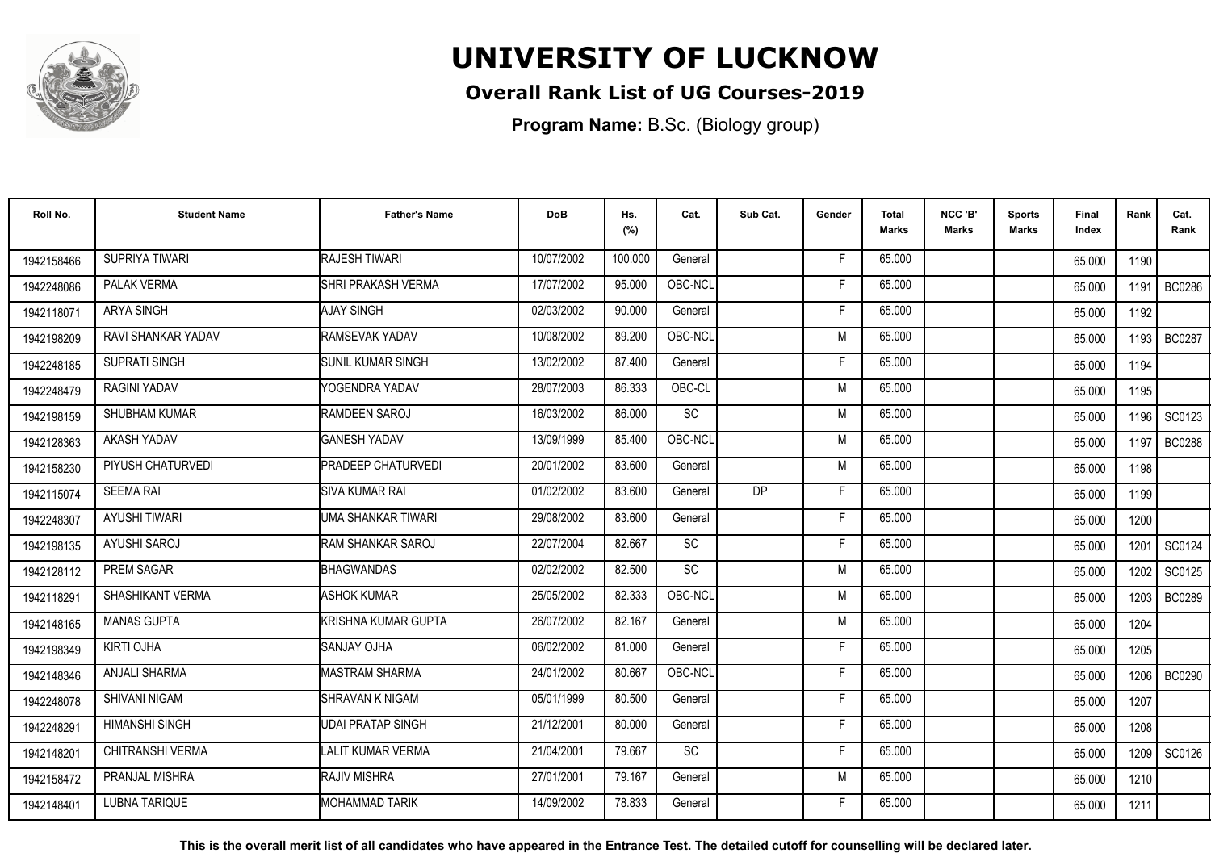# UNIVERSITY OF LUCKNOW

## Overall Rank List of UG Courses-2019

**Program Name:** B.Sc. (Biology group)

| Roll No. | Student Name | Father's Name | DoB | Hs. (%) | Cat. | Sub Cat. | Gender | Total Marks | NCC 'B' Marks | Sports Marks | Final Index | Rank | Cat. Rank |
|---|---|---|---|---|---|---|---|---|---|---|---|---|---|
| 1942158466 | SUPRIYA TIWARI | RAJESH TIWARI | 10/07/2002 | 100.000 | General | | F | 65.000 | | | 65.000 | 1190 | |
| 1942248086 | PALAK VERMA | SHRI PRAKASH VERMA | 17/07/2002 | 95.000 | OBC-NCL | | F | 65.000 | | | 65.000 | 1191 | BC0286 |
| 1942118071 | ARYA SINGH | AJAY SINGH | 02/03/2002 | 90.000 | General | | F | 65.000 | | | 65.000 | 1192 | |
| 1942198209 | RAVI SHANKAR YADAV | RAMSEVAK YADAV | 10/08/2002 | 89.200 | OBC-NCL | | M | 65.000 | | | 65.000 | 1193 | BC0287 |
| 1942248185 | SUPRATI SINGH | SUNIL KUMAR SINGH | 13/02/2002 | 87.400 | General | | F | 65.000 | | | 65.000 | 1194 | |
| 1942248479 | RAGINI YADAV | YOGENDRA YADAV | 28/07/2003 | 86.333 | OBC-CL | | M | 65.000 | | | 65.000 | 1195 | |
| 1942198159 | SHUBHAM KUMAR | RAMDEEN SAROJ | 16/03/2002 | 86.000 | SC | | M | 65.000 | | | 65.000 | 1196 | SC0123 |
| 1942128363 | AKASH YADAV | GANESH YADAV | 13/09/1999 | 85.400 | OBC-NCL | | M | 65.000 | | | 65.000 | 1197 | BC0288 |
| 1942158230 | PIYUSH CHATURVEDI | PRADEEP CHATURVEDI | 20/01/2002 | 83.600 | General | | M | 65.000 | | | 65.000 | 1198 | |
| 1942115074 | SEEMA RAI | SIVA KUMAR RAI | 01/02/2002 | 83.600 | General | DP | F | 65.000 | | | 65.000 | 1199 | |
| 1942248307 | AYUSHI TIWARI | UMA SHANKAR TIWARI | 29/08/2002 | 83.600 | General | | F | 65.000 | | | 65.000 | 1200 | |
| 1942198135 | AYUSHI SAROJ | RAM SHANKAR SAROJ | 22/07/2004 | 82.667 | SC | | F | 65.000 | | | 65.000 | 1201 | SC0124 |
| 1942128112 | PREM SAGAR | BHAGWANDAS | 02/02/2002 | 82.500 | SC | | M | 65.000 | | | 65.000 | 1202 | SC0125 |
| 1942118291 | SHASHIKANT VERMA | ASHOK KUMAR | 25/05/2002 | 82.333 | OBC-NCL | | M | 65.000 | | | 65.000 | 1203 | BC0289 |
| 1942148165 | MANAS GUPTA | KRISHNA KUMAR GUPTA | 26/07/2002 | 82.167 | General | | M | 65.000 | | | 65.000 | 1204 | |
| 1942198349 | KIRTI OJHA | SANJAY OJHA | 06/02/2002 | 81.000 | General | | F | 65.000 | | | 65.000 | 1205 | |
| 1942148346 | ANJALI SHARMA | MASTRAM SHARMA | 24/01/2002 | 80.667 | OBC-NCL | | F | 65.000 | | | 65.000 | 1206 | BC0290 |
| 1942248078 | SHIVANI NIGAM | SHRAVAN K NIGAM | 05/01/1999 | 80.500 | General | | F | 65.000 | | | 65.000 | 1207 | |
| 1942248291 | HIMANSHI SINGH | UDAI PRATAP SINGH | 21/12/2001 | 80.000 | General | | F | 65.000 | | | 65.000 | 1208 | |
| 1942148201 | CHITRANSHI VERMA | LALIT KUMAR VERMA | 21/04/2001 | 79.667 | SC | | F | 65.000 | | | 65.000 | 1209 | SC0126 |
| 1942158472 | PRANJAL MISHRA | RAJIV MISHRA | 27/01/2001 | 79.167 | General | | M | 65.000 | | | 65.000 | 1210 | |
| 1942148401 | LUBNA TARIQUE | MOHAMMAD TARIK | 14/09/2002 | 78.833 | General | | F | 65.000 | | | 65.000 | 1211 | |

**This is the overall merit list of all candidates who have appeared in the Entrance Test. The detailed cutoff for counselling will be declared later.**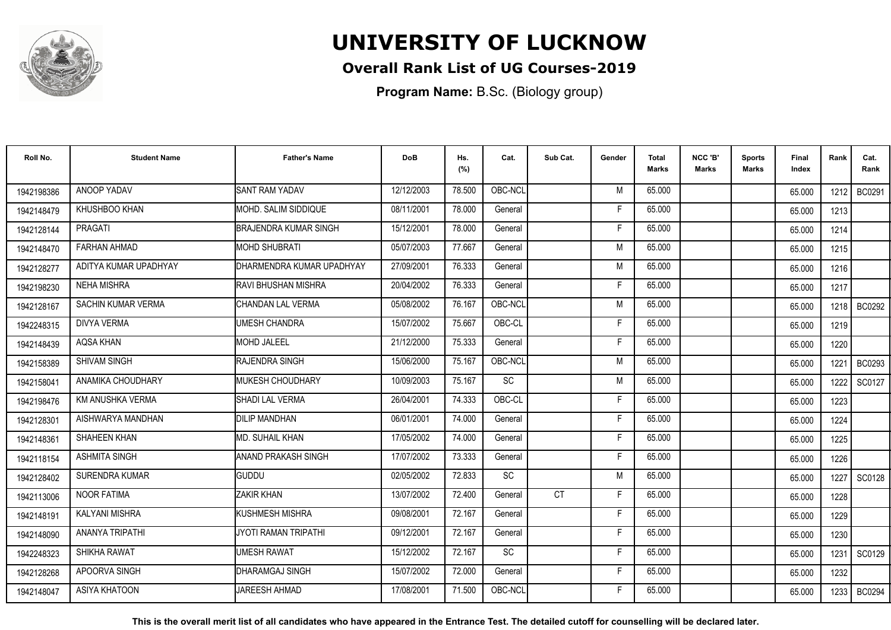# UNIVERSITY OF LUCKNOW

## Overall Rank List of UG Courses-2019

**Program Name:** B.Sc. (Biology group)

| Roll No. | Student Name | Father's Name | DoB | Hs. (%) | Cat. | Sub Cat. | Gender | Total Marks | NCC 'B' Marks | Sports Marks | Final Index | Rank | Cat. Rank |
|---|---|---|---|---|---|---|---|---|---|---|---|---|---|
| 1942198386 | ANOOP YADAV | SANT RAM YADAV | 12/12/2003 | 78.500 | OBC-NCL | | M | 65.000 | | | 65.000 | 1212 | BC0291 |
| 1942148479 | KHUSHBOO KHAN | MOHD. SALIM SIDDIQUE | 08/11/2001 | 78.000 | General | | F | 65.000 | | | 65.000 | 1213 | |
| 1942128144 | PRAGATI | BRAJENDRA KUMAR SINGH | 15/12/2001 | 78.000 | General | | F | 65.000 | | | 65.000 | 1214 | |
| 1942148470 | FARHAN AHMAD | MOHD SHUBRATI | 05/07/2003 | 77.667 | General | | M | 65.000 | | | 65.000 | 1215 | |
| 1942128277 | ADITYA KUMAR UPADHYAY | DHARMENDRA KUMAR UPADHYAY | 27/09/2001 | 76.333 | General | | M | 65.000 | | | 65.000 | 1216 | |
| 1942198230 | NEHA MISHRA | RAVI BHUSHAN MISHRA | 20/04/2002 | 76.333 | General | | F | 65.000 | | | 65.000 | 1217 | |
| 1942128167 | SACHIN KUMAR VERMA | CHANDAN LAL VERMA | 05/08/2002 | 76.167 | OBC-NCL | | M | 65.000 | | | 65.000 | 1218 | BC0292 |
| 1942248315 | DIVYA VERMA | UMESH CHANDRA | 15/07/2002 | 75.667 | OBC-CL | | F | 65.000 | | | 65.000 | 1219 | |
| 1942148439 | AQSA KHAN | MOHD JALEEL | 21/12/2000 | 75.333 | General | | F | 65.000 | | | 65.000 | 1220 | |
| 1942158389 | SHIVAM SINGH | RAJENDRA SINGH | 15/06/2000 | 75.167 | OBC-NCL | | M | 65.000 | | | 65.000 | 1221 | BC0293 |
| 1942158041 | ANAMIKA CHOUDHARY | MUKESH CHOUDHARY | 10/09/2003 | 75.167 | SC | | M | 65.000 | | | 65.000 | 1222 | SC0127 |
| 1942198476 | KM ANUSHKA VERMA | SHADI LAL VERMA | 26/04/2001 | 74.333 | OBC-CL | | F | 65.000 | | | 65.000 | 1223 | |
| 1942128301 | AISHWARYA MANDHAN | DILIP MANDHAN | 06/01/2001 | 74.000 | General | | F | 65.000 | | | 65.000 | 1224 | |
| 1942148361 | SHAHEEN KHAN | MD. SUHAIL KHAN | 17/05/2002 | 74.000 | General | | F | 65.000 | | | 65.000 | 1225 | |
| 1942118154 | ASHMITA SINGH | ANAND PRAKASH SINGH | 17/07/2002 | 73.333 | General | | F | 65.000 | | | 65.000 | 1226 | |
| 1942128402 | SURENDRA KUMAR | GUDDU | 02/05/2002 | 72.833 | SC | | M | 65.000 | | | 65.000 | 1227 | SC0128 |
| 1942113006 | NOOR FATIMA | ZAKIR KHAN | 13/07/2002 | 72.400 | General | CT | F | 65.000 | | | 65.000 | 1228 | |
| 1942148191 | KALYANI MISHRA | KUSHMESH MISHRA | 09/08/2001 | 72.167 | General | | F | 65.000 | | | 65.000 | 1229 | |
| 1942148090 | ANANYA TRIPATHI | JYOTI RAMAN TRIPATHI | 09/12/2001 | 72.167 | General | | F | 65.000 | | | 65.000 | 1230 | |
| 1942248323 | SHIKHA RAWAT | UMESH RAWAT | 15/12/2002 | 72.167 | SC | | F | 65.000 | | | 65.000 | 1231 | SC0129 |
| 1942128268 | APOORVA SINGH | DHARAMGAJ SINGH | 15/07/2002 | 72.000 | General | | F | 65.000 | | | 65.000 | 1232 | |
| 1942148047 | ASIYA KHATOON | JAREESH AHMAD | 17/08/2001 | 71.500 | OBC-NCL | | F | 65.000 | | | 65.000 | 1233 | BC0294 |

**This is the overall merit list of all candidates who have appeared in the Entrance Test. The detailed cutoff for counselling will be declared later.**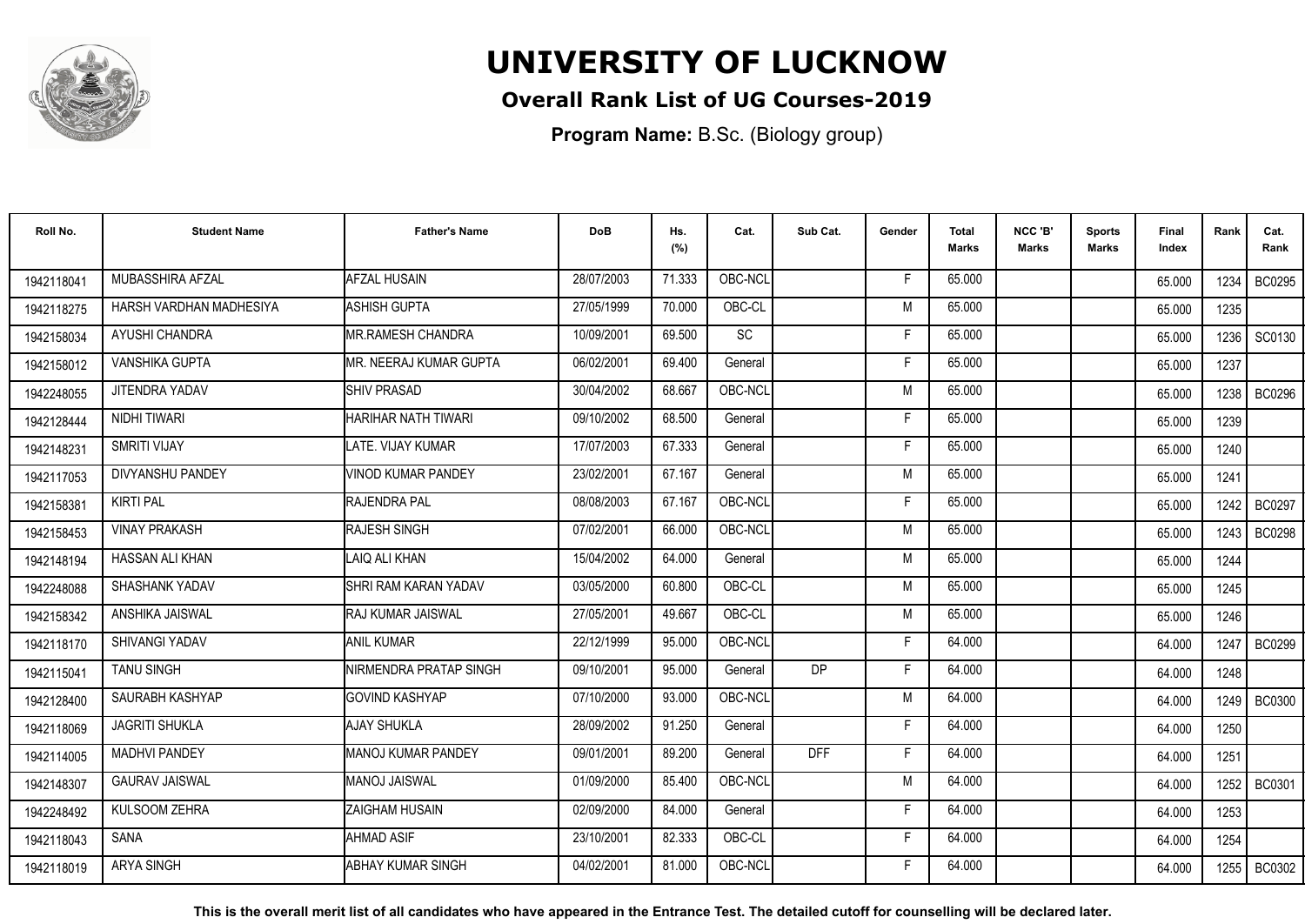# UNIVERSITY OF LUCKNOW

## Overall Rank List of UG Courses-2019

**Program Name:** B.Sc. (Biology group)

| Roll No. | Student Name | Father's Name | DoB | Hs. (%) | Cat. | Sub Cat. | Gender | Total Marks | NCC 'B' Marks | Sports Marks | Final Index | Rank | Cat. Rank |
|---|---|---|---|---|---|---|---|---|---|---|---|---|---|
| 1942118041 | MUBASSHIRA AFZAL | AFZAL HUSAIN | 28/07/2003 | 71.333 | OBC-NCL | | F | 65.000 | | | 65.000 | 1234 | BC0295 |
| 1942118275 | HARSH VARDHAN MADHESIYA | ASHISH GUPTA | 27/05/1999 | 70.000 | OBC-CL | | M | 65.000 | | | 65.000 | 1235 | |
| 1942158034 | AYUSHI CHANDRA | MR.RAMESH CHANDRA | 10/09/2001 | 69.500 | SC | | F | 65.000 | | | 65.000 | 1236 | SC0130 |
| 1942158012 | VANSHIKA GUPTA | MR. NEERAJ KUMAR GUPTA | 06/02/2001 | 69.400 | General | | F | 65.000 | | | 65.000 | 1237 | |
| 1942248055 | JITENDRA YADAV | SHIV PRASAD | 30/04/2002 | 68.667 | OBC-NCL | | M | 65.000 | | | 65.000 | 1238 | BC0296 |
| 1942128444 | NIDHI TIWARI | HARIHAR NATH TIWARI | 09/10/2002 | 68.500 | General | | F | 65.000 | | | 65.000 | 1239 | |
| 1942148231 | SMRITI VIJAY | LATE. VIJAY KUMAR | 17/07/2003 | 67.333 | General | | F | 65.000 | | | 65.000 | 1240 | |
| 1942117053 | DIVYANSHU PANDEY | VINOD KUMAR PANDEY | 23/02/2001 | 67.167 | General | | M | 65.000 | | | 65.000 | 1241 | |
| 1942158381 | KIRTI PAL | RAJENDRA PAL | 08/08/2003 | 67.167 | OBC-NCL | | F | 65.000 | | | 65.000 | 1242 | BC0297 |
| 1942158453 | VINAY PRAKASH | RAJESH SINGH | 07/02/2001 | 66.000 | OBC-NCL | | M | 65.000 | | | 65.000 | 1243 | BC0298 |
| 1942148194 | HASSAN ALI KHAN | LAIQ ALI KHAN | 15/04/2002 | 64.000 | General | | M | 65.000 | | | 65.000 | 1244 | |
| 1942248088 | SHASHANK YADAV | SHRI RAM KARAN YADAV | 03/05/2000 | 60.800 | OBC-CL | | M | 65.000 | | | 65.000 | 1245 | |
| 1942158342 | ANSHIKA JAISWAL | RAJ KUMAR JAISWAL | 27/05/2001 | 49.667 | OBC-CL | | M | 65.000 | | | 65.000 | 1246 | |
| 1942118170 | SHIVANGI YADAV | ANIL KUMAR | 22/12/1999 | 95.000 | OBC-NCL | | F | 64.000 | | | 64.000 | 1247 | BC0299 |
| 1942115041 | TANU SINGH | NIRMENDRA PRATAP SINGH | 09/10/2001 | 95.000 | General | DP | F | 64.000 | | | 64.000 | 1248 | |
| 1942128400 | SAURABH KASHYAP | GOVIND KASHYAP | 07/10/2000 | 93.000 | OBC-NCL | | M | 64.000 | | | 64.000 | 1249 | BC0300 |
| 1942118069 | JAGRITI SHUKLA | AJAY SHUKLA | 28/09/2002 | 91.250 | General | | F | 64.000 | | | 64.000 | 1250 | |
| 1942114005 | MADHVI PANDEY | MANOJ KUMAR PANDEY | 09/01/2001 | 89.200 | General | DFF | F | 64.000 | | | 64.000 | 1251 | |
| 1942148307 | GAURAV JAISWAL | MANOJ JAISWAL | 01/09/2000 | 85.400 | OBC-NCL | | M | 64.000 | | | 64.000 | 1252 | BC0301 |
| 1942248492 | KULSOOM ZEHRA | ZAIGHAM HUSAIN | 02/09/2000 | 84.000 | General | | F | 64.000 | | | 64.000 | 1253 | |
| 1942118043 | SANA | AHMAD ASIF | 23/10/2001 | 82.333 | OBC-CL | | F | 64.000 | | | 64.000 | 1254 | |
| 1942118019 | ARYA SINGH | ABHAY KUMAR SINGH | 04/02/2001 | 81.000 | OBC-NCL | | F | 64.000 | | | 64.000 | 1255 | BC0302 |

**This is the overall merit list of all candidates who have appeared in the Entrance Test. The detailed cutoff for counselling will be declared later.**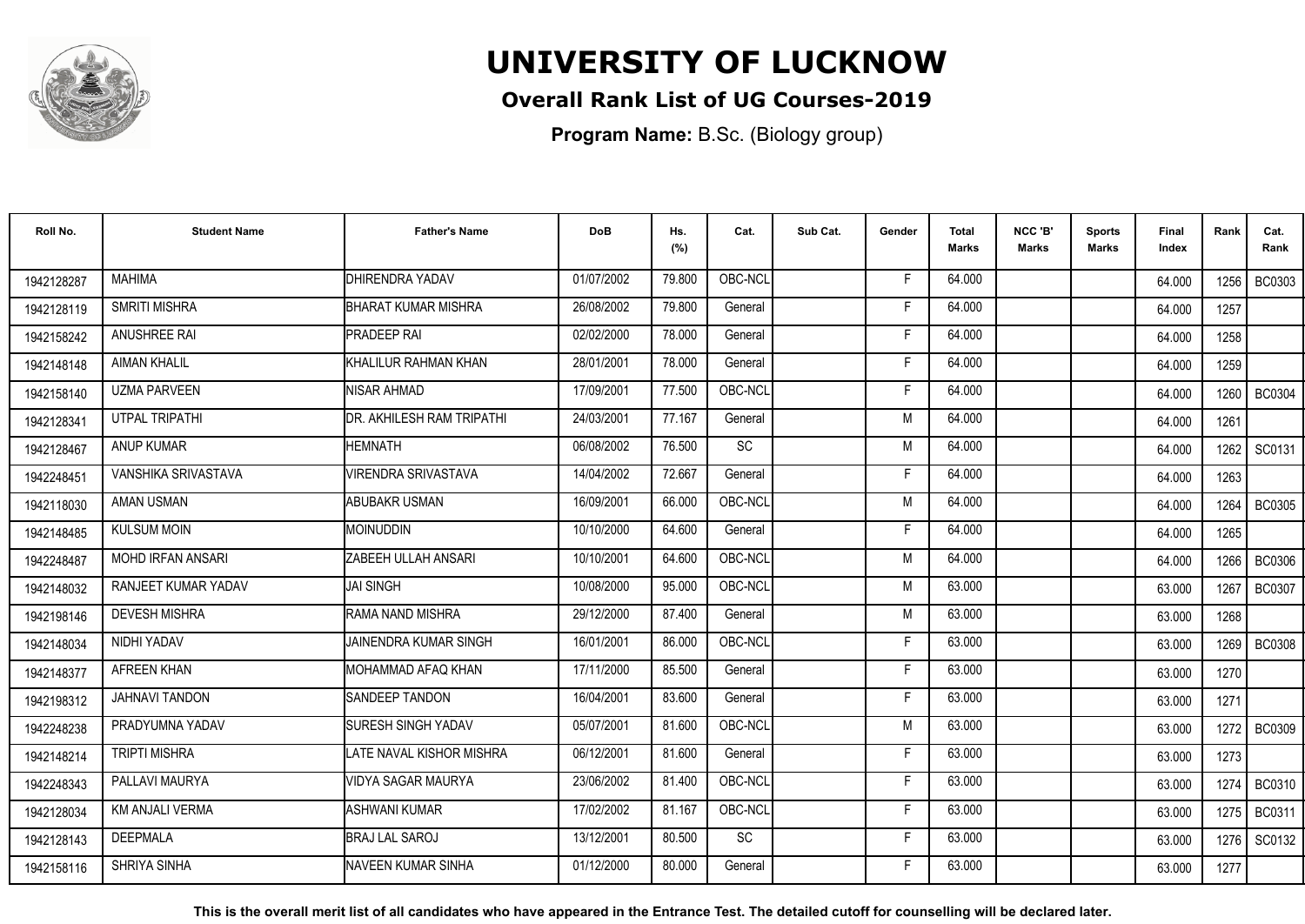# UNIVERSITY OF LUCKNOW

## Overall Rank List of UG Courses-2019

**Program Name:** B.Sc. (Biology group)

| Roll No. | Student Name | Father's Name | DoB | Hs. (%) | Cat. | Sub Cat. | Gender | Total Marks | NCC 'B' Marks | Sports Marks | Final Index | Rank | Cat. Rank |
|---|---|---|---|---|---|---|---|---|---|---|---|---|---|
| 1942128287 | MAHIMA | DHIRENDRA YADAV | 01/07/2002 | 79.800 | OBC-NCL | | F | 64.000 | | | 64.000 | 1256 | BC0303 |
| 1942128119 | SMRITI MISHRA | BHARAT KUMAR MISHRA | 26/08/2002 | 79.800 | General | | F | 64.000 | | | 64.000 | 1257 | |
| 1942158242 | ANUSHREE RAI | PRADEEP RAI | 02/02/2000 | 78.000 | General | | F | 64.000 | | | 64.000 | 1258 | |
| 1942148148 | AIMAN KHALIL | KHALILUR RAHMAN KHAN | 28/01/2001 | 78.000 | General | | F | 64.000 | | | 64.000 | 1259 | |
| 1942158140 | UZMA PARVEEN | NISAR AHMAD | 17/09/2001 | 77.500 | OBC-NCL | | F | 64.000 | | | 64.000 | 1260 | BC0304 |
| 1942128341 | UTPAL TRIPATHI | DR. AKHILESH RAM TRIPATHI | 24/03/2001 | 77.167 | General | | M | 64.000 | | | 64.000 | 1261 | |
| 1942128467 | ANUP KUMAR | HEMNATH | 06/08/2002 | 76.500 | SC | | M | 64.000 | | | 64.000 | 1262 | SC0131 |
| 1942248451 | VANSHIKA SRIVASTAVA | VIRENDRA SRIVASTAVA | 14/04/2002 | 72.667 | General | | F | 64.000 | | | 64.000 | 1263 | |
| 1942118030 | AMAN USMAN | ABUBAKR USMAN | 16/09/2001 | 66.000 | OBC-NCL | | M | 64.000 | | | 64.000 | 1264 | BC0305 |
| 1942148485 | KULSUM MOIN | MOINUDDIN | 10/10/2000 | 64.600 | General | | F | 64.000 | | | 64.000 | 1265 | |
| 1942248487 | MOHD IRFAN ANSARI | ZABEEH ULLAH ANSARI | 10/10/2001 | 64.600 | OBC-NCL | | M | 64.000 | | | 64.000 | 1266 | BC0306 |
| 1942148032 | RANJEET KUMAR YADAV | JAI SINGH | 10/08/2000 | 95.000 | OBC-NCL | | M | 63.000 | | | 63.000 | 1267 | BC0307 |
| 1942198146 | DEVESH MISHRA | RAMA NAND MISHRA | 29/12/2000 | 87.400 | General | | M | 63.000 | | | 63.000 | 1268 | |
| 1942148034 | NIDHI YADAV | JAINENDRA KUMAR SINGH | 16/01/2001 | 86.000 | OBC-NCL | | F | 63.000 | | | 63.000 | 1269 | BC0308 |
| 1942148377 | AFREEN KHAN | MOHAMMAD AFAQ KHAN | 17/11/2000 | 85.500 | General | | F | 63.000 | | | 63.000 | 1270 | |
| 1942198312 | JAHNAVI TANDON | SANDEEP TANDON | 16/04/2001 | 83.600 | General | | F | 63.000 | | | 63.000 | 1271 | |
| 1942248238 | PRADYUMNA YADAV | SURESH SINGH YADAV | 05/07/2001 | 81.600 | OBC-NCL | | M | 63.000 | | | 63.000 | 1272 | BC0309 |
| 1942148214 | TRIPTI MISHRA | LATE NAVAL KISHOR MISHRA | 06/12/2001 | 81.600 | General | | F | 63.000 | | | 63.000 | 1273 | |
| 1942248343 | PALLAVI MAURYA | VIDYA SAGAR MAURYA | 23/06/2002 | 81.400 | OBC-NCL | | F | 63.000 | | | 63.000 | 1274 | BC0310 |
| 1942128034 | KM ANJALI VERMA | ASHWANI KUMAR | 17/02/2002 | 81.167 | OBC-NCL | | F | 63.000 | | | 63.000 | 1275 | BC0311 |
| 1942128143 | DEEPMALA | BRAJ LAL SAROJ | 13/12/2001 | 80.500 | SC | | F | 63.000 | | | 63.000 | 1276 | SC0132 |
| 1942158116 | SHRIYA SINHA | NAVEEN KUMAR SINHA | 01/12/2000 | 80.000 | General | | F | 63.000 | | | 63.000 | 1277 | |

**This is the overall merit list of all candidates who have appeared in the Entrance Test. The detailed cutoff for counselling will be declared later.**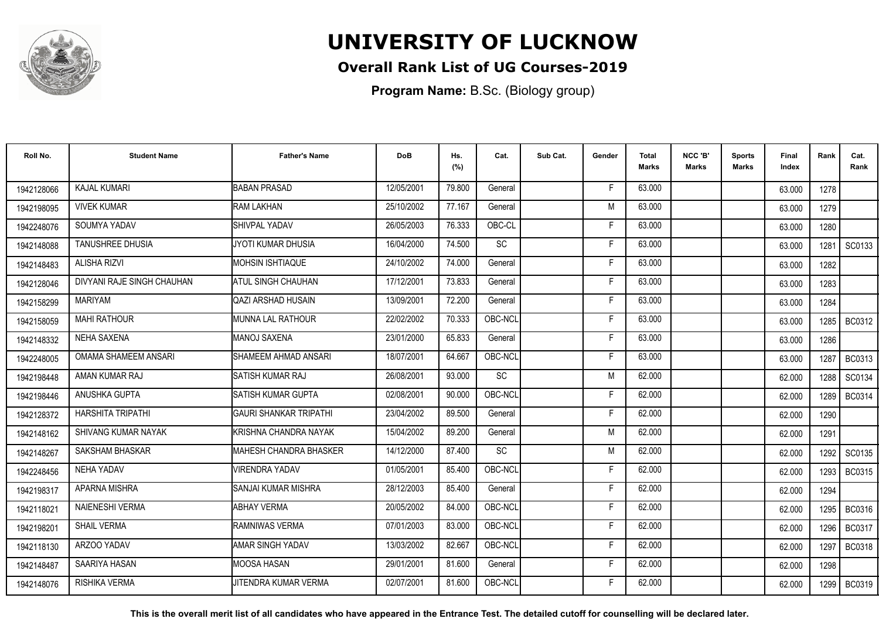# UNIVERSITY OF LUCKNOW

## Overall Rank List of UG Courses-2019

**Program Name:** B.Sc. (Biology group)

| Roll No. | Student Name | Father's Name | DoB | Hs. (%) | Cat. | Sub Cat. | Gender | Total Marks | NCC 'B' Marks | Sports Marks | Final Index | Rank | Cat. Rank |
|---|---|---|---|---|---|---|---|---|---|---|---|---|---|
| 1942128066 | KAJAL KUMARI | BABAN PRASAD | 12/05/2001 | 79.800 | General | | F | 63.000 | | | 63.000 | 1278 | |
| 1942198095 | VIVEK KUMAR | RAM LAKHAN | 25/10/2002 | 77.167 | General | | M | 63.000 | | | 63.000 | 1279 | |
| 1942248076 | SOUMYA YADAV | SHIVPAL YADAV | 26/05/2003 | 76.333 | OBC-CL | | F | 63.000 | | | 63.000 | 1280 | |
| 1942148088 | TANUSHREE DHUSIA | JYOTI KUMAR DHUSIA | 16/04/2000 | 74.500 | SC | | F | 63.000 | | | 63.000 | 1281 | SC0133 |
| 1942148483 | ALISHA RIZVI | MOHSIN ISHTIAQUE | 24/10/2002 | 74.000 | General | | F | 63.000 | | | 63.000 | 1282 | |
| 1942128046 | DIVYANI RAJE SINGH CHAUHAN | ATUL SINGH CHAUHAN | 17/12/2001 | 73.833 | General | | F | 63.000 | | | 63.000 | 1283 | |
| 1942158299 | MARIYAM | QAZI ARSHAD HUSAIN | 13/09/2001 | 72.200 | General | | F | 63.000 | | | 63.000 | 1284 | |
| 1942158059 | MAHI RATHOUR | MUNNA LAL RATHOUR | 22/02/2002 | 70.333 | OBC-NCL | | F | 63.000 | | | 63.000 | 1285 | BC0312 |
| 1942148332 | NEHA SAXENA | MANOJ SAXENA | 23/01/2000 | 65.833 | General | | F | 63.000 | | | 63.000 | 1286 | |
| 1942248005 | OMAMA SHAMEEM ANSARI | SHAMEEM AHMAD ANSARI | 18/07/2001 | 64.667 | OBC-NCL | | F | 63.000 | | | 63.000 | 1287 | BC0313 |
| 1942198448 | AMAN KUMAR RAJ | SATISH KUMAR RAJ | 26/08/2001 | 93.000 | SC | | M | 62.000 | | | 62.000 | 1288 | SC0134 |
| 1942198446 | ANUSHKA GUPTA | SATISH KUMAR GUPTA | 02/08/2001 | 90.000 | OBC-NCL | | F | 62.000 | | | 62.000 | 1289 | BC0314 |
| 1942128372 | HARSHITA TRIPATHI | GAURI SHANKAR TRIPATHI | 23/04/2002 | 89.500 | General | | F | 62.000 | | | 62.000 | 1290 | |
| 1942148162 | SHIVANG KUMAR NAYAK | KRISHNA CHANDRA NAYAK | 15/04/2002 | 89.200 | General | | M | 62.000 | | | 62.000 | 1291 | |
| 1942148267 | SAKSHAM BHASKAR | MAHESH CHANDRA BHASKER | 14/12/2000 | 87.400 | SC | | M | 62.000 | | | 62.000 | 1292 | SC0135 |
| 1942248456 | NEHA YADAV | VIRENDRA YADAV | 01/05/2001 | 85.400 | OBC-NCL | | F | 62.000 | | | 62.000 | 1293 | BC0315 |
| 1942198317 | APARNA MISHRA | SANJAI KUMAR MISHRA | 28/12/2003 | 85.400 | General | | F | 62.000 | | | 62.000 | 1294 | |
| 1942118021 | NAIENESHI VERMA | ABHAY VERMA | 20/05/2002 | 84.000 | OBC-NCL | | F | 62.000 | | | 62.000 | 1295 | BC0316 |
| 1942198201 | SHAIL VERMA | RAMNIWAS VERMA | 07/01/2003 | 83.000 | OBC-NCL | | F | 62.000 | | | 62.000 | 1296 | BC0317 |
| 1942118130 | ARZOO YADAV | AMAR SINGH YADAV | 13/03/2002 | 82.667 | OBC-NCL | | F | 62.000 | | | 62.000 | 1297 | BC0318 |
| 1942148487 | SAARIYA HASAN | MOOSA HASAN | 29/01/2001 | 81.600 | General | | F | 62.000 | | | 62.000 | 1298 | |
| 1942148076 | RISHIKA VERMA | JITENDRA KUMAR VERMA | 02/07/2001 | 81.600 | OBC-NCL | | F | 62.000 | | | 62.000 | 1299 | BC0319 |

**This is the overall merit list of all candidates who have appeared in the Entrance Test. The detailed cutoff for counselling will be declared later.**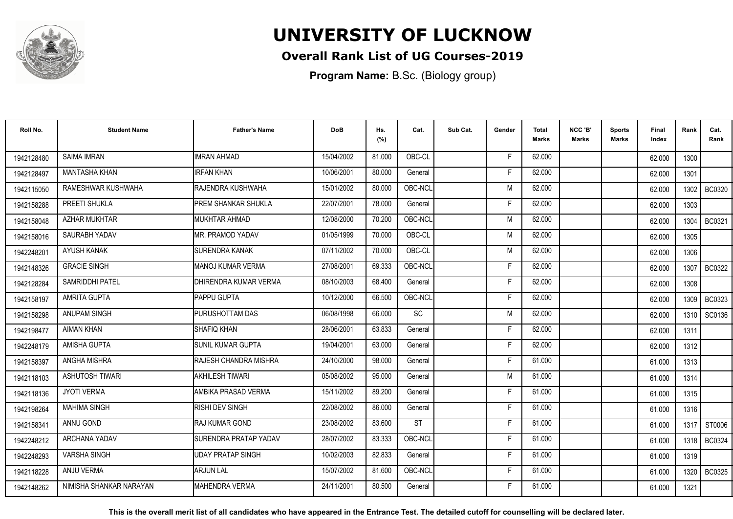# UNIVERSITY OF LUCKNOW

## Overall Rank List of UG Courses-2019

**Program Name:** B.Sc. (Biology group)

| Roll No. | Student Name | Father's Name | DoB | Hs. (%) | Cat. | Sub Cat. | Gender | Total Marks | NCC 'B' Marks | Sports Marks | Final Index | Rank | Cat. Rank |
|---|---|---|---|---|---|---|---|---|---|---|---|---|---|
| 1942128480 | SAIMA IMRAN | IMRAN AHMAD | 15/04/2002 | 81.000 | OBC-CL | | F | 62.000 | | | 62.000 | 1300 | |
| 1942128497 | MANTASHA KHAN | IRFAN KHAN | 10/06/2001 | 80.000 | General | | F | 62.000 | | | 62.000 | 1301 | |
| 1942115050 | RAMESHWAR KUSHWAHA | RAJENDRA KUSHWAHA | 15/01/2002 | 80.000 | OBC-NCL | | M | 62.000 | | | 62.000 | 1302 | BC0320 |
| 1942158288 | PREETI SHUKLA | PREM SHANKAR SHUKLA | 22/07/2001 | 78.000 | General | | F | 62.000 | | | 62.000 | 1303 | |
| 1942158048 | AZHAR MUKHTAR | MUKHTAR AHMAD | 12/08/2000 | 70.200 | OBC-NCL | | M | 62.000 | | | 62.000 | 1304 | BC0321 |
| 1942158016 | SAURABH YADAV | MR. PRAMOD YADAV | 01/05/1999 | 70.000 | OBC-CL | | M | 62.000 | | | 62.000 | 1305 | |
| 1942248201 | AYUSH KANAK | SURENDRA KANAK | 07/11/2002 | 70.000 | OBC-CL | | M | 62.000 | | | 62.000 | 1306 | |
| 1942148326 | GRACIE SINGH | MANOJ KUMAR VERMA | 27/08/2001 | 69.333 | OBC-NCL | | F | 62.000 | | | 62.000 | 1307 | BC0322 |
| 1942128284 | SAMRIDDHI PATEL | DHIRENDRA KUMAR VERMA | 08/10/2003 | 68.400 | General | | F | 62.000 | | | 62.000 | 1308 | |
| 1942158197 | AMRITA GUPTA | PAPPU GUPTA | 10/12/2000 | 66.500 | OBC-NCL | | F | 62.000 | | | 62.000 | 1309 | BC0323 |
| 1942158298 | ANUPAM SINGH | PURUSHOTTAM DAS | 06/08/1998 | 66.000 | SC | | M | 62.000 | | | 62.000 | 1310 | SC0136 |
| 1942198477 | AIMAN KHAN | SHAFIQ KHAN | 28/06/2001 | 63.833 | General | | F | 62.000 | | | 62.000 | 1311 | |
| 1942248179 | AMISHA GUPTA | SUNIL KUMAR GUPTA | 19/04/2001 | 63.000 | General | | F | 62.000 | | | 62.000 | 1312 | |
| 1942158397 | ANGHA MISHRA | RAJESH CHANDRA MISHRA | 24/10/2000 | 98.000 | General | | F | 61.000 | | | 61.000 | 1313 | |
| 1942118103 | ASHUTOSH TIWARI | AKHILESH TIWARI | 05/08/2002 | 95.000 | General | | M | 61.000 | | | 61.000 | 1314 | |
| 1942118136 | JYOTI VERMA | AMBIKA PRASAD VERMA | 15/11/2002 | 89.200 | General | | F | 61.000 | | | 61.000 | 1315 | |
| 1942198264 | MAHIMA SINGH | RISHI DEV SINGH | 22/08/2002 | 86.000 | General | | F | 61.000 | | | 61.000 | 1316 | |
| 1942158341 | ANNU GOND | RAJ KUMAR GOND | 23/08/2002 | 83.600 | ST | | F | 61.000 | | | 61.000 | 1317 | ST0006 |
| 1942248212 | ARCHANA YADAV | SURENDRA PRATAP YADAV | 28/07/2002 | 83.333 | OBC-NCL | | F | 61.000 | | | 61.000 | 1318 | BC0324 |
| 1942248293 | VARSHA SINGH | UDAY PRATAP SINGH | 10/02/2003 | 82.833 | General | | F | 61.000 | | | 61.000 | 1319 | |
| 1942118228 | ANJU VERMA | ARJUN LAL | 15/07/2002 | 81.600 | OBC-NCL | | F | 61.000 | | | 61.000 | 1320 | BC0325 |
| 1942148262 | NIMISHA SHANKAR NARAYAN | MAHENDRA VERMA | 24/11/2001 | 80.500 | General | | F | 61.000 | | | 61.000 | 1321 | |

**This is the overall merit list of all candidates who have appeared in the Entrance Test. The detailed cutoff for counselling will be declared later.**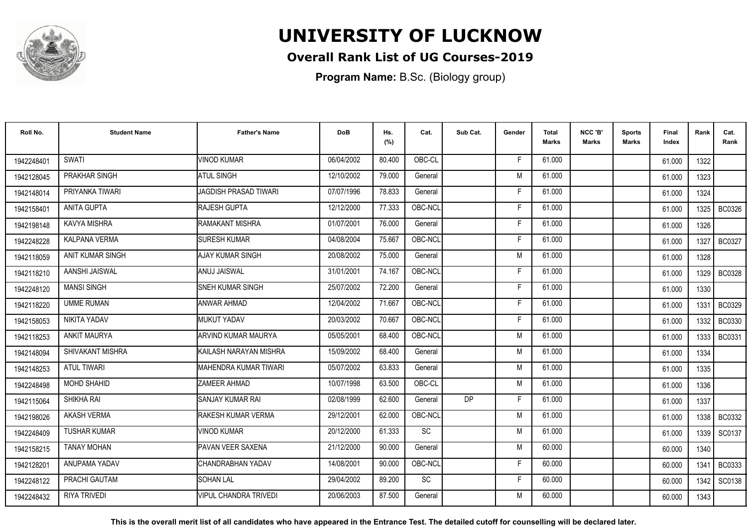# UNIVERSITY OF LUCKNOW

## Overall Rank List of UG Courses-2019

**Program Name:** B.Sc. (Biology group)

| Roll No. | Student Name | Father's Name | DoB | Hs. (%) | Cat. | Sub Cat. | Gender | Total Marks | NCC 'B' Marks | Sports Marks | Final Index | Rank | Cat. Rank |
|---|---|---|---|---|---|---|---|---|---|---|---|---|---|
| 1942248401 | SWATI | VINOD KUMAR | 06/04/2002 | 80.400 | OBC-CL | | F | 61.000 | | | 61.000 | 1322 | |
| 1942128045 | PRAKHAR SINGH | ATUL SINGH | 12/10/2002 | 79.000 | General | | M | 61.000 | | | 61.000 | 1323 | |
| 1942148014 | PRIYANKA TIWARI | JAGDISH PRASAD TIWARI | 07/07/1996 | 78.833 | General | | F | 61.000 | | | 61.000 | 1324 | |
| 1942158401 | ANITA GUPTA | RAJESH GUPTA | 12/12/2000 | 77.333 | OBC-NCL | | F | 61.000 | | | 61.000 | 1325 | BC0326 |
| 1942198148 | KAVYA MISHRA | RAMAKANT MISHRA | 01/07/2001 | 76.000 | General | | F | 61.000 | | | 61.000 | 1326 | |
| 1942248228 | KALPANA VERMA | SURESH KUMAR | 04/08/2004 | 75.667 | OBC-NCL | | F | 61.000 | | | 61.000 | 1327 | BC0327 |
| 1942118059 | ANIT KUMAR SINGH | AJAY KUMAR SINGH | 20/08/2002 | 75.000 | General | | M | 61.000 | | | 61.000 | 1328 | |
| 1942118210 | AANSHI JAISWAL | ANUJ JAISWAL | 31/01/2001 | 74.167 | OBC-NCL | | F | 61.000 | | | 61.000 | 1329 | BC0328 |
| 1942248120 | MANSI SINGH | SNEH KUMAR SINGH | 25/07/2002 | 72.200 | General | | F | 61.000 | | | 61.000 | 1330 | |
| 1942118220 | UMME RUMAN | ANWAR AHMAD | 12/04/2002 | 71.667 | OBC-NCL | | F | 61.000 | | | 61.000 | 1331 | BC0329 |
| 1942158053 | NIKITA YADAV | MUKUT YADAV | 20/03/2002 | 70.667 | OBC-NCL | | F | 61.000 | | | 61.000 | 1332 | BC0330 |
| 1942118253 | ANKIT MAURYA | ARVIND KUMAR MAURYA | 05/05/2001 | 68.400 | OBC-NCL | | M | 61.000 | | | 61.000 | 1333 | BC0331 |
| 1942148094 | SHIVAKANT MISHRA | KAILASH NARAYAN MISHRA | 15/09/2002 | 68.400 | General | | M | 61.000 | | | 61.000 | 1334 | |
| 1942148253 | ATUL TIWARI | MAHENDRA KUMAR TIWARI | 05/07/2002 | 63.833 | General | | M | 61.000 | | | 61.000 | 1335 | |
| 1942248498 | MOHD SHAHID | ZAMEER AHMAD | 10/07/1998 | 63.500 | OBC-CL | | M | 61.000 | | | 61.000 | 1336 | |
| 1942115064 | SHIKHA RAI | SANJAY KUMAR RAI | 02/08/1999 | 62.600 | General | DP | F | 61.000 | | | 61.000 | 1337 | |
| 1942198026 | AKASH VERMA | RAKESH KUMAR VERMA | 29/12/2001 | 62.000 | OBC-NCL | | M | 61.000 | | | 61.000 | 1338 | BC0332 |
| 1942248409 | TUSHAR KUMAR | VINOD KUMAR | 20/12/2000 | 61.333 | SC | | M | 61.000 | | | 61.000 | 1339 | SC0137 |
| 1942158215 | TANAY MOHAN | PAVAN VEER SAXENA | 21/12/2000 | 90.000 | General | | M | 60.000 | | | 60.000 | 1340 | |
| 1942128201 | ANUPAMA YADAV | CHANDRABHAN YADAV | 14/08/2001 | 90.000 | OBC-NCL | | F | 60.000 | | | 60.000 | 1341 | BC0333 |
| 1942248122 | PRACHI GAUTAM | SOHAN LAL | 29/04/2002 | 89.200 | SC | | F | 60.000 | | | 60.000 | 1342 | SC0138 |
| 1942248432 | RIYA TRIVEDI | VIPUL CHANDRA TRIVEDI | 20/06/2003 | 87.500 | General | | M | 60.000 | | | 60.000 | 1343 | |

**This is the overall merit list of all candidates who have appeared in the Entrance Test. The detailed cutoff for counselling will be declared later.**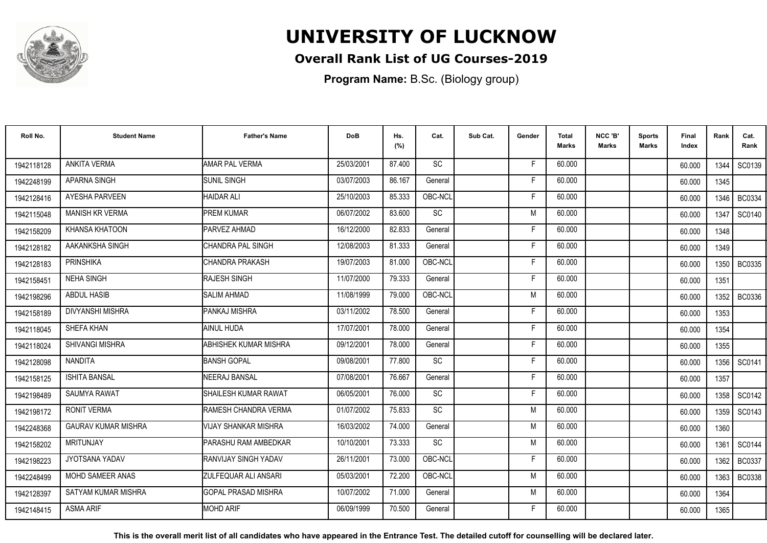# UNIVERSITY OF LUCKNOW

## Overall Rank List of UG Courses-2019

**Program Name:** B.Sc. (Biology group)

| Roll No. | Student Name | Father's Name | DoB | Hs. (%) | Cat. | Sub Cat. | Gender | Total Marks | NCC 'B' Marks | Sports Marks | Final Index | Rank | Cat. Rank |
|---|---|---|---|---|---|---|---|---|---|---|---|---|---|
| 1942118128 | ANKITA VERMA | AMAR PAL VERMA | 25/03/2001 | 87.400 | SC | | F | 60.000 | | | 60.000 | 1344 | SC0139 |
| 1942248199 | APARNA SINGH | SUNIL SINGH | 03/07/2003 | 86.167 | General | | F | 60.000 | | | 60.000 | 1345 | |
| 1942128416 | AYESHA PARVEEN | HAIDAR ALI | 25/10/2003 | 85.333 | OBC-NCL | | F | 60.000 | | | 60.000 | 1346 | BC0334 |
| 1942115048 | MANISH KR VERMA | PREM KUMAR | 06/07/2002 | 83.600 | SC | | M | 60.000 | | | 60.000 | 1347 | SC0140 |
| 1942158209 | KHANSA KHATOON | PARVEZ AHMAD | 16/12/2000 | 82.833 | General | | F | 60.000 | | | 60.000 | 1348 | |
| 1942128182 | AAKANKSHA SINGH | CHANDRA PAL SINGH | 12/08/2003 | 81.333 | General | | F | 60.000 | | | 60.000 | 1349 | |
| 1942128183 | PRINSHIKA | CHANDRA PRAKASH | 19/07/2003 | 81.000 | OBC-NCL | | F | 60.000 | | | 60.000 | 1350 | BC0335 |
| 1942158451 | NEHA SINGH | RAJESH SINGH | 11/07/2000 | 79.333 | General | | F | 60.000 | | | 60.000 | 1351 | |
| 1942198296 | ABDUL HASIB | SALIM AHMAD | 11/08/1999 | 79.000 | OBC-NCL | | M | 60.000 | | | 60.000 | 1352 | BC0336 |
| 1942158189 | DIVYANSHI MISHRA | PANKAJ MISHRA | 03/11/2002 | 78.500 | General | | F | 60.000 | | | 60.000 | 1353 | |
| 1942118045 | SHEFA KHAN | AINUL HUDA | 17/07/2001 | 78.000 | General | | F | 60.000 | | | 60.000 | 1354 | |
| 1942118024 | SHIVANGI MISHRA | ABHISHEK KUMAR MISHRA | 09/12/2001 | 78.000 | General | | F | 60.000 | | | 60.000 | 1355 | |
| 1942128098 | NANDITA | BANSH GOPAL | 09/08/2001 | 77.800 | SC | | F | 60.000 | | | 60.000 | 1356 | SC0141 |
| 1942158125 | ISHITA BANSAL | NEERAJ BANSAL | 07/08/2001 | 76.667 | General | | F | 60.000 | | | 60.000 | 1357 | |
| 1942198489 | SAUMYA RAWAT | SHAILESH KUMAR RAWAT | 06/05/2001 | 76.000 | SC | | F | 60.000 | | | 60.000 | 1358 | SC0142 |
| 1942198172 | RONIT VERMA | RAMESH CHANDRA VERMA | 01/07/2002 | 75.833 | SC | | M | 60.000 | | | 60.000 | 1359 | SC0143 |
| 1942248368 | GAURAV KUMAR MISHRA | VIJAY SHANKAR MISHRA | 16/03/2002 | 74.000 | General | | M | 60.000 | | | 60.000 | 1360 | |
| 1942158202 | MRITUNJAY | PARASHU RAM AMBEDKAR | 10/10/2001 | 73.333 | SC | | M | 60.000 | | | 60.000 | 1361 | SC0144 |
| 1942198223 | JYOTSANA YADAV | RANVIJAY SINGH YADAV | 26/11/2001 | 73.000 | OBC-NCL | | F | 60.000 | | | 60.000 | 1362 | BC0337 |
| 1942248499 | MOHD SAMEER ANAS | ZULFEQUAR ALI ANSARI | 05/03/2001 | 72.200 | OBC-NCL | | M | 60.000 | | | 60.000 | 1363 | BC0338 |
| 1942128397 | SATYAM KUMAR MISHRA | GOPAL PRASAD MISHRA | 10/07/2002 | 71.000 | General | | M | 60.000 | | | 60.000 | 1364 | |
| 1942148415 | ASMA ARIF | MOHD ARIF | 06/09/1999 | 70.500 | General | | F | 60.000 | | | 60.000 | 1365 | |

**This is the overall merit list of all candidates who have appeared in the Entrance Test. The detailed cutoff for counselling will be declared later.**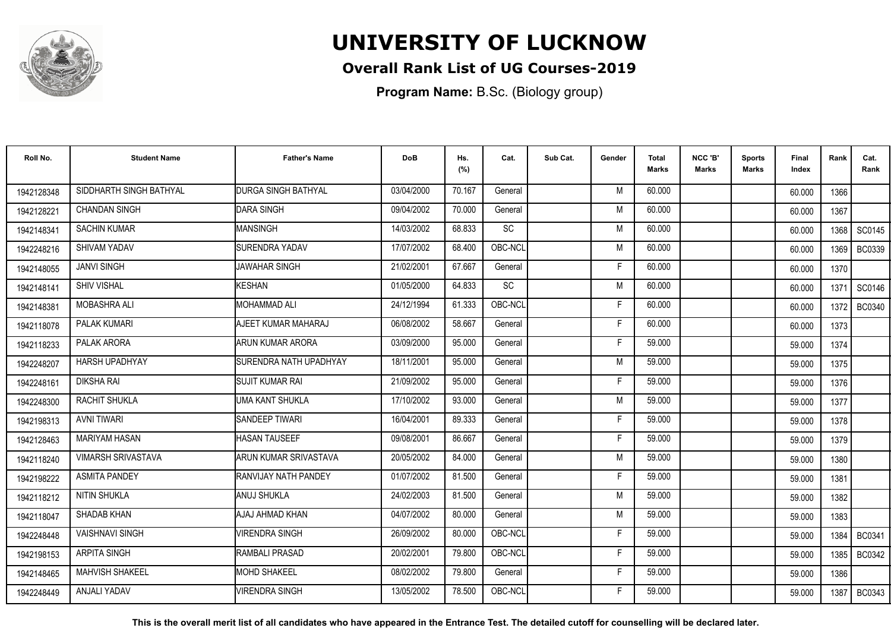# UNIVERSITY OF LUCKNOW

## Overall Rank List of UG Courses-2019

**Program Name:** B.Sc. (Biology group)

| Roll No. | Student Name | Father's Name | DoB | Hs. (%) | Cat. | Sub Cat. | Gender | Total Marks | NCC 'B' Marks | Sports Marks | Final Index | Rank | Cat. Rank |
|---|---|---|---|---|---|---|---|---|---|---|---|---|---|
| 1942128348 | SIDDHARTH SINGH BATHYAL | DURGA SINGH BATHYAL | 03/04/2000 | 70.167 | General | | M | 60.000 | | | 60.000 | 1366 | |
| 1942128221 | CHANDAN SINGH | DARA SINGH | 09/04/2002 | 70.000 | General | | M | 60.000 | | | 60.000 | 1367 | |
| 1942148341 | SACHIN KUMAR | MANSINGH | 14/03/2002 | 68.833 | SC | | M | 60.000 | | | 60.000 | 1368 | SC0145 |
| 1942248216 | SHIVAM YADAV | SURENDRA YADAV | 17/07/2002 | 68.400 | OBC-NCL | | M | 60.000 | | | 60.000 | 1369 | BC0339 |
| 1942148055 | JANVI SINGH | JAWAHAR SINGH | 21/02/2001 | 67.667 | General | | F | 60.000 | | | 60.000 | 1370 | |
| 1942148141 | SHIV VISHAL | KESHAN | 01/05/2000 | 64.833 | SC | | M | 60.000 | | | 60.000 | 1371 | SC0146 |
| 1942148381 | MOBASHRA ALI | MOHAMMAD ALI | 24/12/1994 | 61.333 | OBC-NCL | | F | 60.000 | | | 60.000 | 1372 | BC0340 |
| 1942118078 | PALAK KUMARI | AJEET KUMAR MAHARAJ | 06/08/2002 | 58.667 | General | | F | 60.000 | | | 60.000 | 1373 | |
| 1942118233 | PALAK ARORA | ARUN KUMAR ARORA | 03/09/2000 | 95.000 | General | | F | 59.000 | | | 59.000 | 1374 | |
| 1942248207 | HARSH UPADHYAY | SURENDRA NATH UPADHYAY | 18/11/2001 | 95.000 | General | | M | 59.000 | | | 59.000 | 1375 | |
| 1942248161 | DIKSHA RAI | SUJIT KUMAR RAI | 21/09/2002 | 95.000 | General | | F | 59.000 | | | 59.000 | 1376 | |
| 1942248300 | RACHIT SHUKLA | UMA KANT SHUKLA | 17/10/2002 | 93.000 | General | | M | 59.000 | | | 59.000 | 1377 | |
| 1942198313 | AVNI TIWARI | SANDEEP TIWARI | 16/04/2001 | 89.333 | General | | F | 59.000 | | | 59.000 | 1378 | |
| 1942128463 | MARIYAM HASAN | HASAN TAUSEEF | 09/08/2001 | 86.667 | General | | F | 59.000 | | | 59.000 | 1379 | |
| 1942118240 | VIMARSH SRIVASTAVA | ARUN KUMAR SRIVASTAVA | 20/05/2002 | 84.000 | General | | M | 59.000 | | | 59.000 | 1380 | |
| 1942198222 | ASMITA PANDEY | RANVIJAY NATH PANDEY | 01/07/2002 | 81.500 | General | | F | 59.000 | | | 59.000 | 1381 | |
| 1942118212 | NITIN SHUKLA | ANUJ SHUKLA | 24/02/2003 | 81.500 | General | | M | 59.000 | | | 59.000 | 1382 | |
| 1942118047 | SHADAB KHAN | AJAJ AHMAD KHAN | 04/07/2002 | 80.000 | General | | M | 59.000 | | | 59.000 | 1383 | |
| 1942248448 | VAISHNAVI SINGH | VIRENDRA SINGH | 26/09/2002 | 80.000 | OBC-NCL | | F | 59.000 | | | 59.000 | 1384 | BC0341 |
| 1942198153 | ARPITA SINGH | RAMBALI PRASAD | 20/02/2001 | 79.800 | OBC-NCL | | F | 59.000 | | | 59.000 | 1385 | BC0342 |
| 1942148465 | MAHVISH SHAKEEL | MOHD SHAKEEL | 08/02/2002 | 79.800 | General | | F | 59.000 | | | 59.000 | 1386 | |
| 1942248449 | ANJALI YADAV | VIRENDRA SINGH | 13/05/2002 | 78.500 | OBC-NCL | | F | 59.000 | | | 59.000 | 1387 | BC0343 |

**This is the overall merit list of all candidates who have appeared in the Entrance Test. The detailed cutoff for counselling will be declared later.**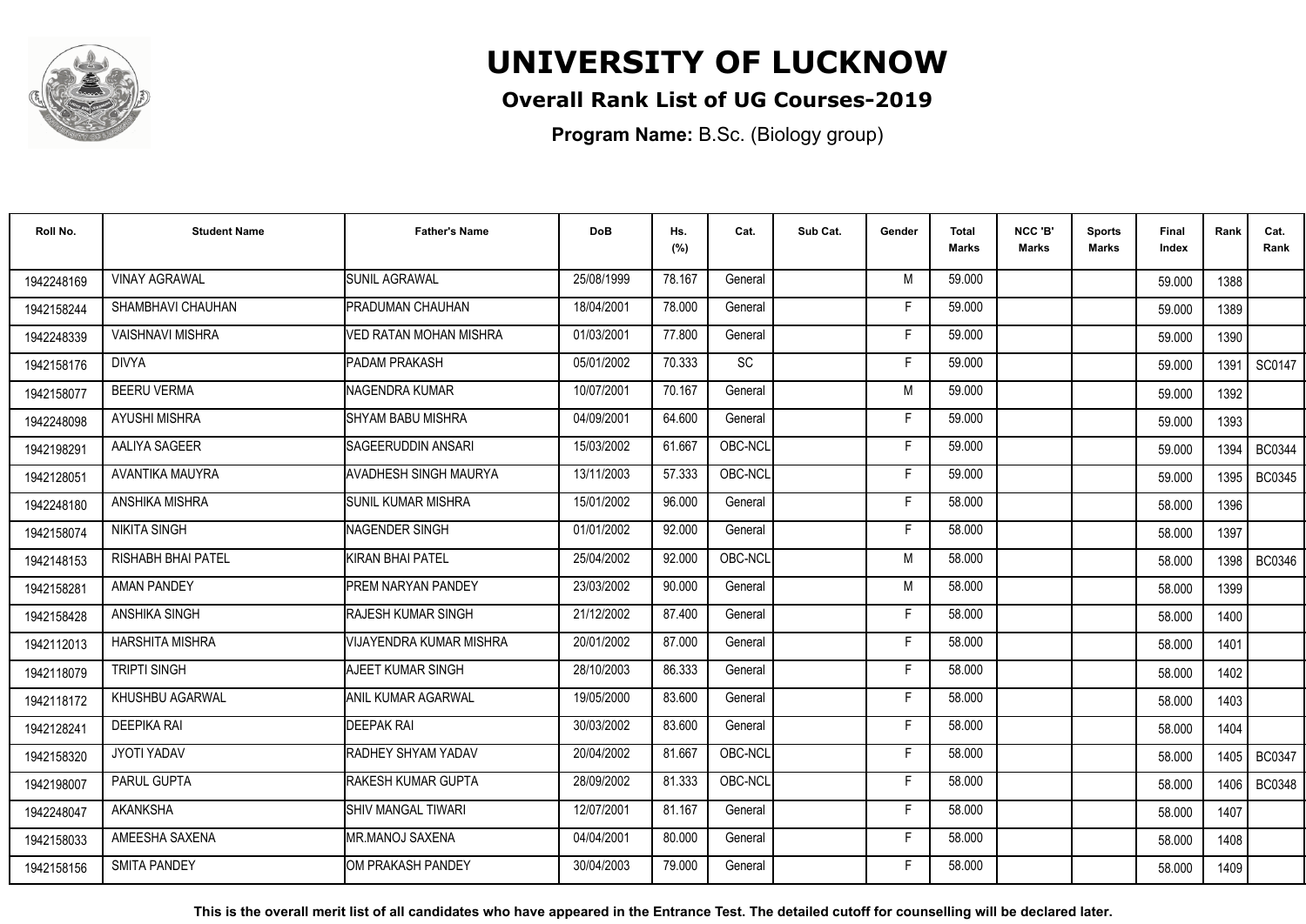# UNIVERSITY OF LUCKNOW

## Overall Rank List of UG Courses-2019

**Program Name:** B.Sc. (Biology group)

| Roll No. | Student Name | Father's Name | DoB | Hs. (%) | Cat. | Sub Cat. | Gender | Total Marks | NCC 'B' Marks | Sports Marks | Final Index | Rank | Cat. Rank |
|---|---|---|---|---|---|---|---|---|---|---|---|---|---|
| 1942248169 | VINAY AGRAWAL | SUNIL AGRAWAL | 25/08/1999 | 78.167 | General | | M | 59.000 | | | 59.000 | 1388 | |
| 1942158244 | SHAMBHAVI CHAUHAN | PRADUMAN CHAUHAN | 18/04/2001 | 78.000 | General | | F | 59.000 | | | 59.000 | 1389 | |
| 1942248339 | VAISHNAVI MISHRA | VED RATAN MOHAN MISHRA | 01/03/2001 | 77.800 | General | | F | 59.000 | | | 59.000 | 1390 | |
| 1942158176 | DIVYA | PADAM PRAKASH | 05/01/2002 | 70.333 | SC | | F | 59.000 | | | 59.000 | 1391 | SC0147 |
| 1942158077 | BEERU VERMA | NAGENDRA KUMAR | 10/07/2001 | 70.167 | General | | M | 59.000 | | | 59.000 | 1392 | |
| 1942248098 | AYUSHI MISHRA | SHYAM BABU MISHRA | 04/09/2001 | 64.600 | General | | F | 59.000 | | | 59.000 | 1393 | |
| 1942198291 | AALIYA SAGEER | SAGEERUDDIN ANSARI | 15/03/2002 | 61.667 | OBC-NCL | | F | 59.000 | | | 59.000 | 1394 | BC0344 |
| 1942128051 | AVANTIKA MAUYRA | AVADHESH SINGH MAURYA | 13/11/2003 | 57.333 | OBC-NCL | | F | 59.000 | | | 59.000 | 1395 | BC0345 |
| 1942248180 | ANSHIKA MISHRA | SUNIL KUMAR MISHRA | 15/01/2002 | 96.000 | General | | F | 58.000 | | | 58.000 | 1396 | |
| 1942158074 | NIKITA SINGH | NAGENDER SINGH | 01/01/2002 | 92.000 | General | | F | 58.000 | | | 58.000 | 1397 | |
| 1942148153 | RISHABH BHAI PATEL | KIRAN BHAI PATEL | 25/04/2002 | 92.000 | OBC-NCL | | M | 58.000 | | | 58.000 | 1398 | BC0346 |
| 1942158281 | AMAN PANDEY | PREM NARYAN PANDEY | 23/03/2002 | 90.000 | General | | M | 58.000 | | | 58.000 | 1399 | |
| 1942158428 | ANSHIKA SINGH | RAJESH KUMAR SINGH | 21/12/2002 | 87.400 | General | | F | 58.000 | | | 58.000 | 1400 | |
| 1942112013 | HARSHITA MISHRA | VIJAYENDRA KUMAR MISHRA | 20/01/2002 | 87.000 | General | | F | 58.000 | | | 58.000 | 1401 | |
| 1942118079 | TRIPTI SINGH | AJEET KUMAR SINGH | 28/10/2003 | 86.333 | General | | F | 58.000 | | | 58.000 | 1402 | |
| 1942118172 | KHUSHBU AGARWAL | ANIL KUMAR AGARWAL | 19/05/2000 | 83.600 | General | | F | 58.000 | | | 58.000 | 1403 | |
| 1942128241 | DEEPIKA RAI | DEEPAK RAI | 30/03/2002 | 83.600 | General | | F | 58.000 | | | 58.000 | 1404 | |
| 1942158320 | JYOTI YADAV | RADHEY SHYAM YADAV | 20/04/2002 | 81.667 | OBC-NCL | | F | 58.000 | | | 58.000 | 1405 | BC0347 |
| 1942198007 | PARUL GUPTA | RAKESH KUMAR GUPTA | 28/09/2002 | 81.333 | OBC-NCL | | F | 58.000 | | | 58.000 | 1406 | BC0348 |
| 1942248047 | AKANKSHA | SHIV MANGAL TIWARI | 12/07/2001 | 81.167 | General | | F | 58.000 | | | 58.000 | 1407 | |
| 1942158033 | AMEESHA SAXENA | MR.MANOJ SAXENA | 04/04/2001 | 80.000 | General | | F | 58.000 | | | 58.000 | 1408 | |
| 1942158156 | SMITA PANDEY | OM PRAKASH PANDEY | 30/04/2003 | 79.000 | General | | F | 58.000 | | | 58.000 | 1409 | |

**This is the overall merit list of all candidates who have appeared in the Entrance Test. The detailed cutoff for counselling will be declared later.**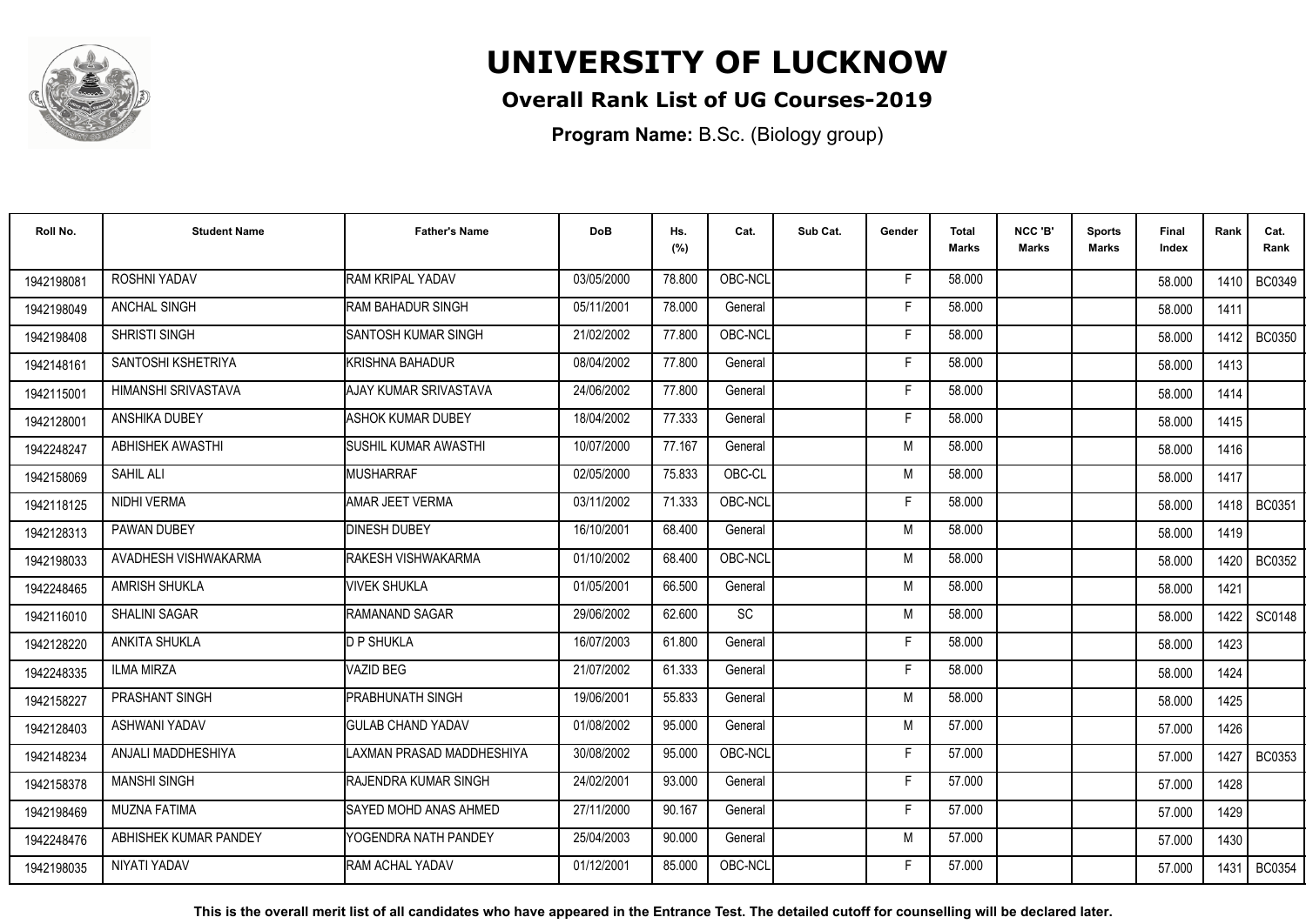# UNIVERSITY OF LUCKNOW

## Overall Rank List of UG Courses-2019

**Program Name:** B.Sc. (Biology group)

| Roll No. | Student Name | Father's Name | DoB | Hs. (%) | Cat. | Sub Cat. | Gender | Total Marks | NCC 'B' Marks | Sports Marks | Final Index | Rank | Cat. Rank |
|---|---|---|---|---|---|---|---|---|---|---|---|---|---|
| 1942198081 | ROSHNI YADAV | RAM KRIPAL YADAV | 03/05/2000 | 78.800 | OBC-NCL | | F | 58.000 | | | 58.000 | 1410 | BC0349 |
| 1942198049 | ANCHAL SINGH | RAM BAHADUR SINGH | 05/11/2001 | 78.000 | General | | F | 58.000 | | | 58.000 | 1411 | |
| 1942198408 | SHRISTI SINGH | SANTOSH KUMAR SINGH | 21/02/2002 | 77.800 | OBC-NCL | | F | 58.000 | | | 58.000 | 1412 | BC0350 |
| 1942148161 | SANTOSHI KSHETRIYA | KRISHNA BAHADUR | 08/04/2002 | 77.800 | General | | F | 58.000 | | | 58.000 | 1413 | |
| 1942115001 | HIMANSHI SRIVASTAVA | AJAY KUMAR SRIVASTAVA | 24/06/2002 | 77.800 | General | | F | 58.000 | | | 58.000 | 1414 | |
| 1942128001 | ANSHIKA DUBEY | ASHOK KUMAR DUBEY | 18/04/2002 | 77.333 | General | | F | 58.000 | | | 58.000 | 1415 | |
| 1942248247 | ABHISHEK AWASTHI | SUSHIL KUMAR AWASTHI | 10/07/2000 | 77.167 | General | | M | 58.000 | | | 58.000 | 1416 | |
| 1942158069 | SAHIL ALI | MUSHARRAF | 02/05/2000 | 75.833 | OBC-CL | | M | 58.000 | | | 58.000 | 1417 | |
| 1942118125 | NIDHI VERMA | AMAR JEET VERMA | 03/11/2002 | 71.333 | OBC-NCL | | F | 58.000 | | | 58.000 | 1418 | BC0351 |
| 1942128313 | PAWAN DUBEY | DINESH DUBEY | 16/10/2001 | 68.400 | General | | M | 58.000 | | | 58.000 | 1419 | |
| 1942198033 | AVADHESH VISHWAKARMA | RAKESH VISHWAKARMA | 01/10/2002 | 68.400 | OBC-NCL | | M | 58.000 | | | 58.000 | 1420 | BC0352 |
| 1942248465 | AMRISH SHUKLA | VIVEK SHUKLA | 01/05/2001 | 66.500 | General | | M | 58.000 | | | 58.000 | 1421 | |
| 1942116010 | SHALINI SAGAR | RAMANAND SAGAR | 29/06/2002 | 62.600 | SC | | M | 58.000 | | | 58.000 | 1422 | SC0148 |
| 1942128220 | ANKITA SHUKLA | D P SHUKLA | 16/07/2003 | 61.800 | General | | F | 58.000 | | | 58.000 | 1423 | |
| 1942248335 | ILMA MIRZA | VAZID BEG | 21/07/2002 | 61.333 | General | | F | 58.000 | | | 58.000 | 1424 | |
| 1942158227 | PRASHANT SINGH | PRABHUNATH SINGH | 19/06/2001 | 55.833 | General | | M | 58.000 | | | 58.000 | 1425 | |
| 1942128403 | ASHWANI YADAV | GULAB CHAND YADAV | 01/08/2002 | 95.000 | General | | M | 57.000 | | | 57.000 | 1426 | |
| 1942148234 | ANJALI MADDHESHIYA | LAXMAN PRASAD MADDHESHIYA | 30/08/2002 | 95.000 | OBC-NCL | | F | 57.000 | | | 57.000 | 1427 | BC0353 |
| 1942158378 | MANSHI SINGH | RAJENDRA KUMAR SINGH | 24/02/2001 | 93.000 | General | | F | 57.000 | | | 57.000 | 1428 | |
| 1942198469 | MUZNA FATIMA | SAYED MOHD ANAS AHMED | 27/11/2000 | 90.167 | General | | F | 57.000 | | | 57.000 | 1429 | |
| 1942248476 | ABHISHEK KUMAR PANDEY | YOGENDRA NATH PANDEY | 25/04/2003 | 90.000 | General | | M | 57.000 | | | 57.000 | 1430 | |
| 1942198035 | NIYATI YADAV | RAM ACHAL YADAV | 01/12/2001 | 85.000 | OBC-NCL | | F | 57.000 | | | 57.000 | 1431 | BC0354 |

**This is the overall merit list of all candidates who have appeared in the Entrance Test. The detailed cutoff for counselling will be declared later.**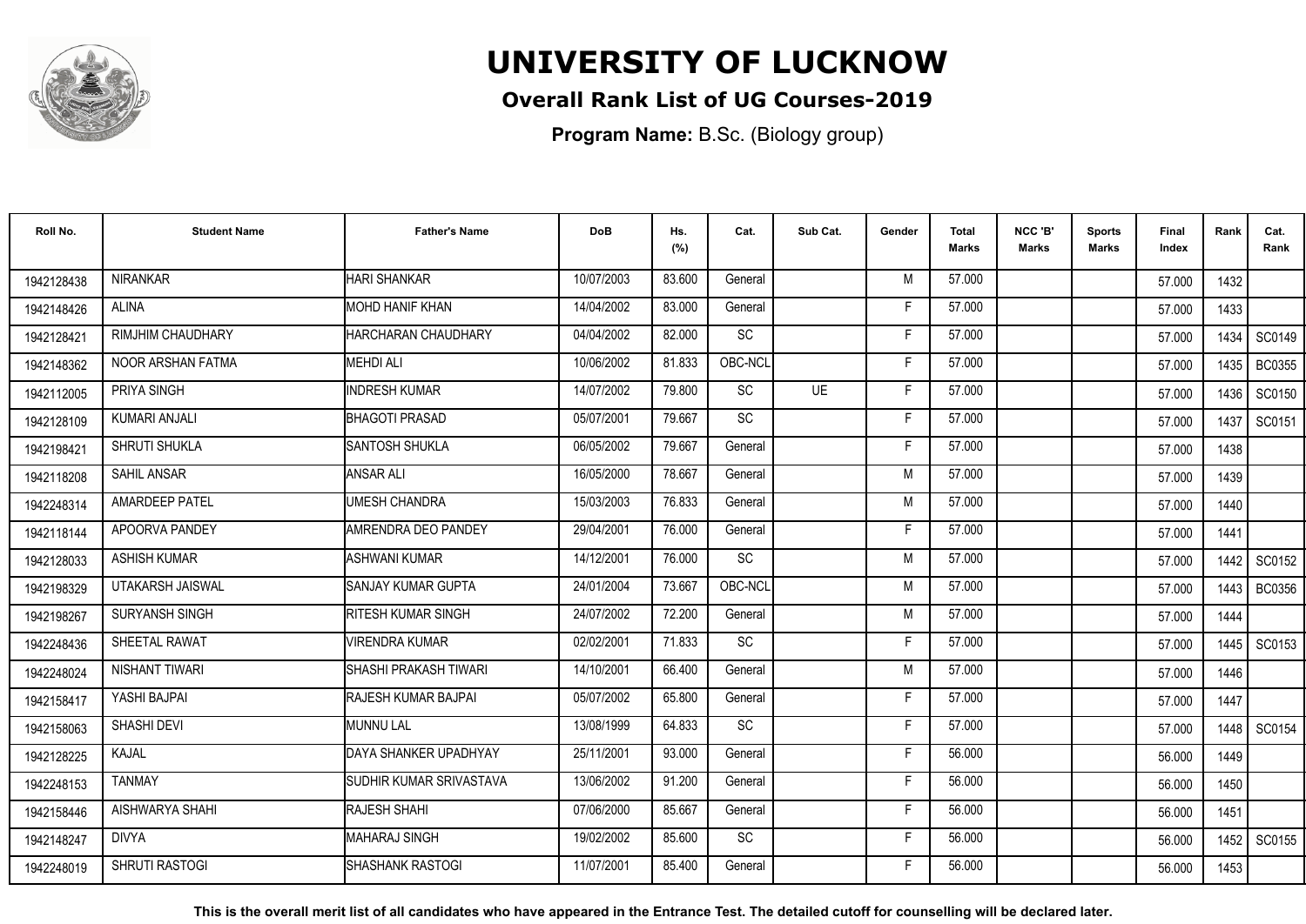# UNIVERSITY OF LUCKNOW

## Overall Rank List of UG Courses-2019

**Program Name:** B.Sc. (Biology group)

| Roll No. | Student Name | Father's Name | DoB | Hs. (%) | Cat. | Sub Cat. | Gender | Total Marks | NCC 'B' Marks | Sports Marks | Final Index | Rank | Cat. Rank |
|---|---|---|---|---|---|---|---|---|---|---|---|---|---|
| 1942128438 | NIRANKAR | HARI SHANKAR | 10/07/2003 | 83.600 | General | | M | 57.000 | | | 57.000 | 1432 | |
| 1942148426 | ALINA | MOHD HANIF KHAN | 14/04/2002 | 83.000 | General | | F | 57.000 | | | 57.000 | 1433 | |
| 1942128421 | RIMJHIM CHAUDHARY | HARCHARAN CHAUDHARY | 04/04/2002 | 82.000 | SC | | F | 57.000 | | | 57.000 | 1434 | SC0149 |
| 1942148362 | NOOR ARSHAN FATMA | MEHDI ALI | 10/06/2002 | 81.833 | OBC-NCL | | F | 57.000 | | | 57.000 | 1435 | BC0355 |
| 1942112005 | PRIYA SINGH | INDRESH KUMAR | 14/07/2002 | 79.800 | SC | UE | F | 57.000 | | | 57.000 | 1436 | SC0150 |
| 1942128109 | KUMARI ANJALI | BHAGOTI PRASAD | 05/07/2001 | 79.667 | SC | | F | 57.000 | | | 57.000 | 1437 | SC0151 |
| 1942198421 | SHRUTI SHUKLA | SANTOSH SHUKLA | 06/05/2002 | 79.667 | General | | F | 57.000 | | | 57.000 | 1438 | |
| 1942118208 | SAHIL ANSAR | ANSAR ALI | 16/05/2000 | 78.667 | General | | M | 57.000 | | | 57.000 | 1439 | |
| 1942248314 | AMARDEEP PATEL | UMESH CHANDRA | 15/03/2003 | 76.833 | General | | M | 57.000 | | | 57.000 | 1440 | |
| 1942118144 | APOORVA PANDEY | AMRENDRA DEO PANDEY | 29/04/2001 | 76.000 | General | | F | 57.000 | | | 57.000 | 1441 | |
| 1942128033 | ASHISH KUMAR | ASHWANI KUMAR | 14/12/2001 | 76.000 | SC | | M | 57.000 | | | 57.000 | 1442 | SC0152 |
| 1942198329 | UTAKARSH JAISWAL | SANJAY KUMAR GUPTA | 24/01/2004 | 73.667 | OBC-NCL | | M | 57.000 | | | 57.000 | 1443 | BC0356 |
| 1942198267 | SURYANSH SINGH | RITESH KUMAR SINGH | 24/07/2002 | 72.200 | General | | M | 57.000 | | | 57.000 | 1444 | |
| 1942248436 | SHEETAL RAWAT | VIRENDRA KUMAR | 02/02/2001 | 71.833 | SC | | F | 57.000 | | | 57.000 | 1445 | SC0153 |
| 1942248024 | NISHANT TIWARI | SHASHI PRAKASH TIWARI | 14/10/2001 | 66.400 | General | | M | 57.000 | | | 57.000 | 1446 | |
| 1942158417 | YASHI BAJPAI | RAJESH KUMAR BAJPAI | 05/07/2002 | 65.800 | General | | F | 57.000 | | | 57.000 | 1447 | |
| 1942158063 | SHASHI DEVI | MUNNU LAL | 13/08/1999 | 64.833 | SC | | F | 57.000 | | | 57.000 | 1448 | SC0154 |
| 1942128225 | KAJAL | DAYA SHANKER UPADHYAY | 25/11/2001 | 93.000 | General | | F | 56.000 | | | 56.000 | 1449 | |
| 1942248153 | TANMAY | SUDHIR KUMAR SRIVASTAVA | 13/06/2002 | 91.200 | General | | F | 56.000 | | | 56.000 | 1450 | |
| 1942158446 | AISHWARYA SHAHI | RAJESH SHAHI | 07/06/2000 | 85.667 | General | | F | 56.000 | | | 56.000 | 1451 | |
| 1942148247 | DIVYA | MAHARAJ SINGH | 19/02/2002 | 85.600 | SC | | F | 56.000 | | | 56.000 | 1452 | SC0155 |
| 1942248019 | SHRUTI RASTOGI | SHASHANK RASTOGI | 11/07/2001 | 85.400 | General | | F | 56.000 | | | 56.000 | 1453 | |

**This is the overall merit list of all candidates who have appeared in the Entrance Test. The detailed cutoff for counselling will be declared later.**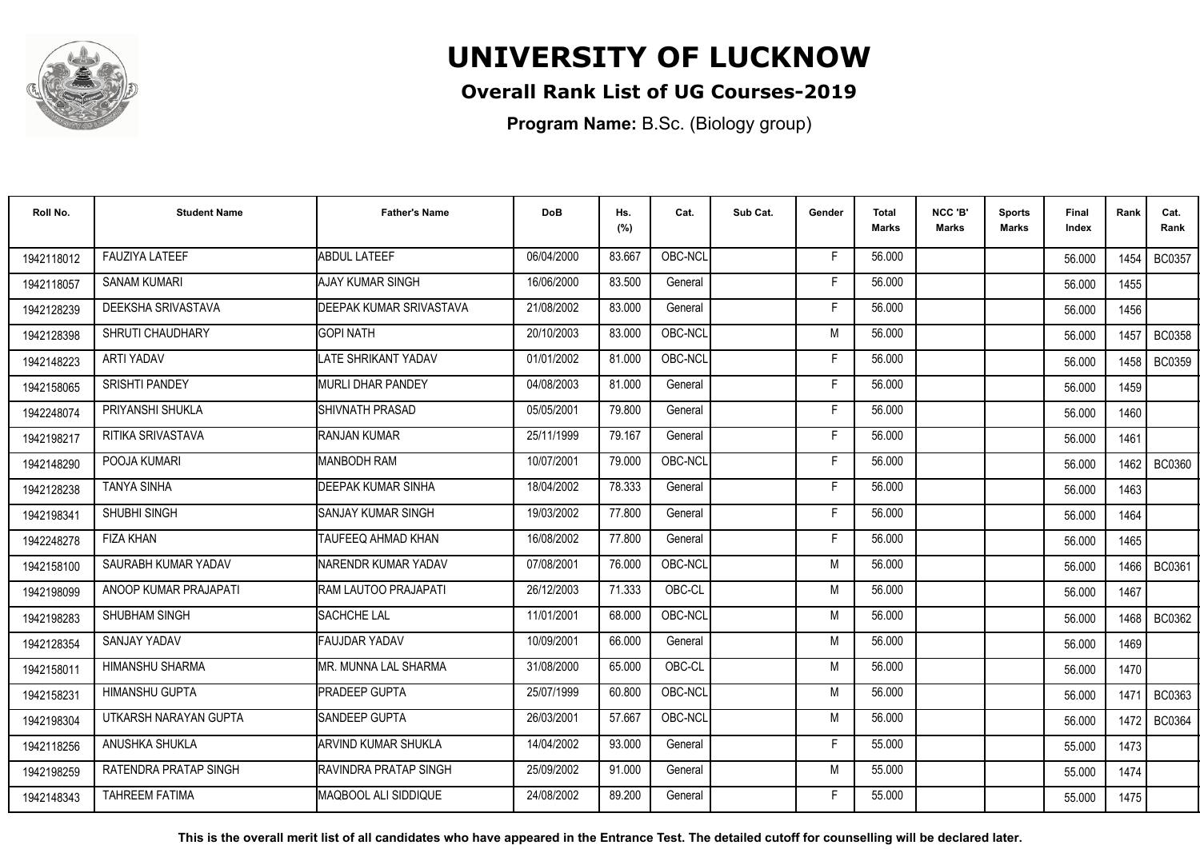# UNIVERSITY OF LUCKNOW

## Overall Rank List of UG Courses-2019

**Program Name:** B.Sc. (Biology group)

| Roll No. | Student Name | Father's Name | DoB | Hs. (%) | Cat. | Sub Cat. | Gender | Total Marks | NCC 'B' Marks | Sports Marks | Final Index | Rank | Cat. Rank |
|---|---|---|---|---|---|---|---|---|---|---|---|---|---|
| 1942118012 | FAUZIYA LATEEF | ABDUL LATEEF | 06/04/2000 | 83.667 | OBC-NCL | | F | 56.000 | | | 56.000 | 1454 | BC0357 |
| 1942118057 | SANAM KUMARI | AJAY KUMAR SINGH | 16/06/2000 | 83.500 | General | | F | 56.000 | | | 56.000 | 1455 | |
| 1942128239 | DEEKSHA SRIVASTAVA | DEEPAK KUMAR SRIVASTAVA | 21/08/2002 | 83.000 | General | | F | 56.000 | | | 56.000 | 1456 | |
| 1942128398 | SHRUTI CHAUDHARY | GOPI NATH | 20/10/2003 | 83.000 | OBC-NCL | | M | 56.000 | | | 56.000 | 1457 | BC0358 |
| 1942148223 | ARTI YADAV | LATE SHRIKANT YADAV | 01/01/2002 | 81.000 | OBC-NCL | | F | 56.000 | | | 56.000 | 1458 | BC0359 |
| 1942158065 | SRISHTI PANDEY | MURLI DHAR PANDEY | 04/08/2003 | 81.000 | General | | F | 56.000 | | | 56.000 | 1459 | |
| 1942248074 | PRIYANSHI SHUKLA | SHIVNATH PRASAD | 05/05/2001 | 79.800 | General | | F | 56.000 | | | 56.000 | 1460 | |
| 1942198217 | RITIKA SRIVASTAVA | RANJAN KUMAR | 25/11/1999 | 79.167 | General | | F | 56.000 | | | 56.000 | 1461 | |
| 1942148290 | POOJA KUMARI | MANBODH RAM | 10/07/2001 | 79.000 | OBC-NCL | | F | 56.000 | | | 56.000 | 1462 | BC0360 |
| 1942128238 | TANYA SINHA | DEEPAK KUMAR SINHA | 18/04/2002 | 78.333 | General | | F | 56.000 | | | 56.000 | 1463 | |
| 1942198341 | SHUBHI SINGH | SANJAY KUMAR SINGH | 19/03/2002 | 77.800 | General | | F | 56.000 | | | 56.000 | 1464 | |
| 1942248278 | FIZA KHAN | TAUFEEQ AHMAD KHAN | 16/08/2002 | 77.800 | General | | F | 56.000 | | | 56.000 | 1465 | |
| 1942158100 | SAURABH KUMAR YADAV | NARENDR KUMAR YADAV | 07/08/2001 | 76.000 | OBC-NCL | | M | 56.000 | | | 56.000 | 1466 | BC0361 |
| 1942198099 | ANOOP KUMAR PRAJAPATI | RAM LAUTOO PRAJAPATI | 26/12/2003 | 71.333 | OBC-CL | | M | 56.000 | | | 56.000 | 1467 | |
| 1942198283 | SHUBHAM SINGH | SACHCHE LAL | 11/01/2001 | 68.000 | OBC-NCL | | M | 56.000 | | | 56.000 | 1468 | BC0362 |
| 1942128354 | SANJAY YADAV | FAUJDAR YADAV | 10/09/2001 | 66.000 | General | | M | 56.000 | | | 56.000 | 1469 | |
| 1942158011 | HIMANSHU SHARMA | MR. MUNNA LAL SHARMA | 31/08/2000 | 65.000 | OBC-CL | | M | 56.000 | | | 56.000 | 1470 | |
| 1942158231 | HIMANSHU GUPTA | PRADEEP GUPTA | 25/07/1999 | 60.800 | OBC-NCL | | M | 56.000 | | | 56.000 | 1471 | BC0363 |
| 1942198304 | UTKARSH NARAYAN GUPTA | SANDEEP GUPTA | 26/03/2001 | 57.667 | OBC-NCL | | M | 56.000 | | | 56.000 | 1472 | BC0364 |
| 1942118256 | ANUSHKA SHUKLA | ARVIND KUMAR SHUKLA | 14/04/2002 | 93.000 | General | | F | 55.000 | | | 55.000 | 1473 | |
| 1942198259 | RATENDRA PRATAP SINGH | RAVINDRA PRATAP SINGH | 25/09/2002 | 91.000 | General | | M | 55.000 | | | 55.000 | 1474 | |
| 1942148343 | TAHREEM FATIMA | MAQBOOL ALI SIDDIQUE | 24/08/2002 | 89.200 | General | | F | 55.000 | | | 55.000 | 1475 | |

**This is the overall merit list of all candidates who have appeared in the Entrance Test. The detailed cutoff for counselling will be declared later.**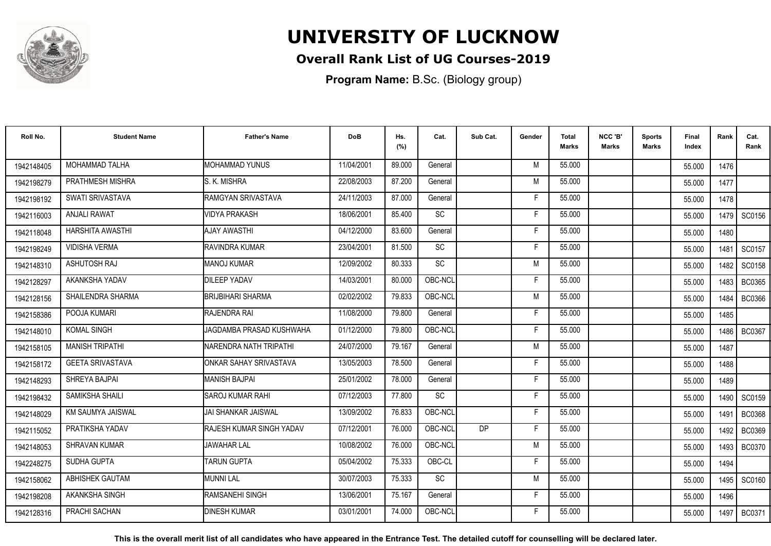# UNIVERSITY OF LUCKNOW

## Overall Rank List of UG Courses-2019

**Program Name:** B.Sc. (Biology group)

| Roll No. | Student Name | Father's Name | DoB | Hs. (%) | Cat. | Sub Cat. | Gender | Total Marks | NCC 'B' Marks | Sports Marks | Final Index | Rank | Cat. Rank |
|---|---|---|---|---|---|---|---|---|---|---|---|---|---|
| 1942148405 | MOHAMMAD TALHA | MOHAMMAD YUNUS | 11/04/2001 | 89.000 | General | | M | 55.000 | | | 55.000 | 1476 | |
| 1942198279 | PRATHMESH MISHRA | S. K. MISHRA | 22/08/2003 | 87.200 | General | | M | 55.000 | | | 55.000 | 1477 | |
| 1942198192 | SWATI SRIVASTAVA | RAMGYAN SRIVASTAVA | 24/11/2003 | 87.000 | General | | F | 55.000 | | | 55.000 | 1478 | |
| 1942116003 | ANJALI RAWAT | VIDYA PRAKASH | 18/06/2001 | 85.400 | SC | | F | 55.000 | | | 55.000 | 1479 | SC0156 |
| 1942118048 | HARSHITA AWASTHI | AJAY AWASTHI | 04/12/2000 | 83.600 | General | | F | 55.000 | | | 55.000 | 1480 | |
| 1942198249 | VIDISHA VERMA | RAVINDRA KUMAR | 23/04/2001 | 81.500 | SC | | F | 55.000 | | | 55.000 | 1481 | SC0157 |
| 1942148310 | ASHUTOSH RAJ | MANOJ KUMAR | 12/09/2002 | 80.333 | SC | | M | 55.000 | | | 55.000 | 1482 | SC0158 |
| 1942128297 | AKANKSHA YADAV | DILEEP YADAV | 14/03/2001 | 80.000 | OBC-NCL | | F | 55.000 | | | 55.000 | 1483 | BC0365 |
| 1942128156 | SHAILENDRA SHARMA | BRIJBIHARI SHARMA | 02/02/2002 | 79.833 | OBC-NCL | | M | 55.000 | | | 55.000 | 1484 | BC0366 |
| 1942158386 | POOJA KUMARI | RAJENDRA RAI | 11/08/2000 | 79.800 | General | | F | 55.000 | | | 55.000 | 1485 | |
| 1942148010 | KOMAL SINGH | JAGDAMBA PRASAD KUSHWAHA | 01/12/2000 | 79.800 | OBC-NCL | | F | 55.000 | | | 55.000 | 1486 | BC0367 |
| 1942158105 | MANISH TRIPATHI | NARENDRA NATH TRIPATHI | 24/07/2000 | 79.167 | General | | M | 55.000 | | | 55.000 | 1487 | |
| 1942158172 | GEETA SRIVASTAVA | ONKAR SAHAY SRIVASTAVA | 13/05/2003 | 78.500 | General | | F | 55.000 | | | 55.000 | 1488 | |
| 1942148293 | SHREYA BAJPAI | MANISH BAJPAI | 25/01/2002 | 78.000 | General | | F | 55.000 | | | 55.000 | 1489 | |
| 1942198432 | SAMIKSHA SHAILI | SAROJ KUMAR RAHI | 07/12/2003 | 77.800 | SC | | F | 55.000 | | | 55.000 | 1490 | SC0159 |
| 1942148029 | KM SAUMYA JAISWAL | JAI SHANKAR JAISWAL | 13/09/2002 | 76.833 | OBC-NCL | | F | 55.000 | | | 55.000 | 1491 | BC0368 |
| 1942115052 | PRATIKSHA YADAV | RAJESH KUMAR SINGH YADAV | 07/12/2001 | 76.000 | OBC-NCL | DP | F | 55.000 | | | 55.000 | 1492 | BC0369 |
| 1942148053 | SHRAVAN KUMAR | JAWAHAR LAL | 10/08/2002 | 76.000 | OBC-NCL | | M | 55.000 | | | 55.000 | 1493 | BC0370 |
| 1942248275 | SUDHA GUPTA | TARUN GUPTA | 05/04/2002 | 75.333 | OBC-CL | | F | 55.000 | | | 55.000 | 1494 | |
| 1942158062 | ABHISHEK GAUTAM | MUNNI LAL | 30/07/2003 | 75.333 | SC | | M | 55.000 | | | 55.000 | 1495 | SC0160 |
| 1942198208 | AKANKSHA SINGH | RAMSANEHI SINGH | 13/06/2001 | 75.167 | General | | F | 55.000 | | | 55.000 | 1496 | |
| 1942128316 | PRACHI SACHAN | DINESH KUMAR | 03/01/2001 | 74.000 | OBC-NCL | | F | 55.000 | | | 55.000 | 1497 | BC0371 |

**This is the overall merit list of all candidates who have appeared in the Entrance Test. The detailed cutoff for counselling will be declared later.**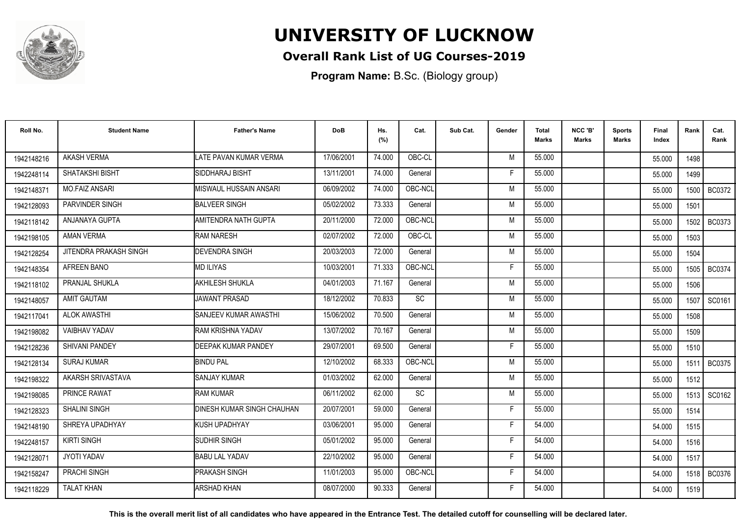# UNIVERSITY OF LUCKNOW

## Overall Rank List of UG Courses-2019

**Program Name:** B.Sc. (Biology group)

| Roll No. | Student Name | Father's Name | DoB | Hs. (%) | Cat. | Sub Cat. | Gender | Total Marks | NCC 'B' Marks | Sports Marks | Final Index | Rank | Cat. Rank |
|---|---|---|---|---|---|---|---|---|---|---|---|---|---|
| 1942148216 | AKASH VERMA | LATE PAVAN KUMAR VERMA | 17/06/2001 | 74.000 | OBC-CL | | M | 55.000 | | | 55.000 | 1498 | |
| 1942248114 | SHATAKSHI BISHT | SIDDHARAJ BISHT | 13/11/2001 | 74.000 | General | | F | 55.000 | | | 55.000 | 1499 | |
| 1942148371 | MO.FAIZ ANSARI | MISWAUL HUSSAIN ANSARI | 06/09/2002 | 74.000 | OBC-NCL | | M | 55.000 | | | 55.000 | 1500 | BC0372 |
| 1942128093 | PARVINDER SINGH | BALVEER SINGH | 05/02/2002 | 73.333 | General | | M | 55.000 | | | 55.000 | 1501 | |
| 1942118142 | ANJANAYA GUPTA | AMITENDRA NATH GUPTA | 20/11/2000 | 72.000 | OBC-NCL | | M | 55.000 | | | 55.000 | 1502 | BC0373 |
| 1942198105 | AMAN VERMA | RAM NARESH | 02/07/2002 | 72.000 | OBC-CL | | M | 55.000 | | | 55.000 | 1503 | |
| 1942128254 | JITENDRA PRAKASH SINGH | DEVENDRA SINGH | 20/03/2003 | 72.000 | General | | M | 55.000 | | | 55.000 | 1504 | |
| 1942148354 | AFREEN BANO | MD ILIYAS | 10/03/2001 | 71.333 | OBC-NCL | | F | 55.000 | | | 55.000 | 1505 | BC0374 |
| 1942118102 | PRANJAL SHUKLA | AKHILESH SHUKLA | 04/01/2003 | 71.167 | General | | M | 55.000 | | | 55.000 | 1506 | |
| 1942148057 | AMIT GAUTAM | JAWANT PRASAD | 18/12/2002 | 70.833 | SC | | M | 55.000 | | | 55.000 | 1507 | SC0161 |
| 1942117041 | ALOK AWASTHI | SANJEEV KUMAR AWASTHI | 15/06/2002 | 70.500 | General | | M | 55.000 | | | 55.000 | 1508 | |
| 1942198082 | VAIBHAV YADAV | RAM KRISHNA YADAV | 13/07/2002 | 70.167 | General | | M | 55.000 | | | 55.000 | 1509 | |
| 1942128236 | SHIVANI PANDEY | DEEPAK KUMAR PANDEY | 29/07/2001 | 69.500 | General | | F | 55.000 | | | 55.000 | 1510 | |
| 1942128134 | SURAJ KUMAR | BINDU PAL | 12/10/2002 | 68.333 | OBC-NCL | | M | 55.000 | | | 55.000 | 1511 | BC0375 |
| 1942198322 | AKARSH SRIVASTAVA | SANJAY KUMAR | 01/03/2002 | 62.000 | General | | M | 55.000 | | | 55.000 | 1512 | |
| 1942198085 | PRINCE RAWAT | RAM KUMAR | 06/11/2002 | 62.000 | SC | | M | 55.000 | | | 55.000 | 1513 | SC0162 |
| 1942128323 | SHALINI SINGH | DINESH KUMAR SINGH CHAUHAN | 20/07/2001 | 59.000 | General | | F | 55.000 | | | 55.000 | 1514 | |
| 1942148190 | SHREYA UPADHYAY | KUSH UPADHYAY | 03/06/2001 | 95.000 | General | | F | 54.000 | | | 54.000 | 1515 | |
| 1942248157 | KIRTI SINGH | SUDHIR SINGH | 05/01/2002 | 95.000 | General | | F | 54.000 | | | 54.000 | 1516 | |
| 1942128071 | JYOTI YADAV | BABU LAL YADAV | 22/10/2002 | 95.000 | General | | F | 54.000 | | | 54.000 | 1517 | |
| 1942158247 | PRACHI SINGH | PRAKASH SINGH | 11/01/2003 | 95.000 | OBC-NCL | | F | 54.000 | | | 54.000 | 1518 | BC0376 |
| 1942118229 | TALAT KHAN | ARSHAD KHAN | 08/07/2000 | 90.333 | General | | F | 54.000 | | | 54.000 | 1519 | |

**This is the overall merit list of all candidates who have appeared in the Entrance Test. The detailed cutoff for counselling will be declared later.**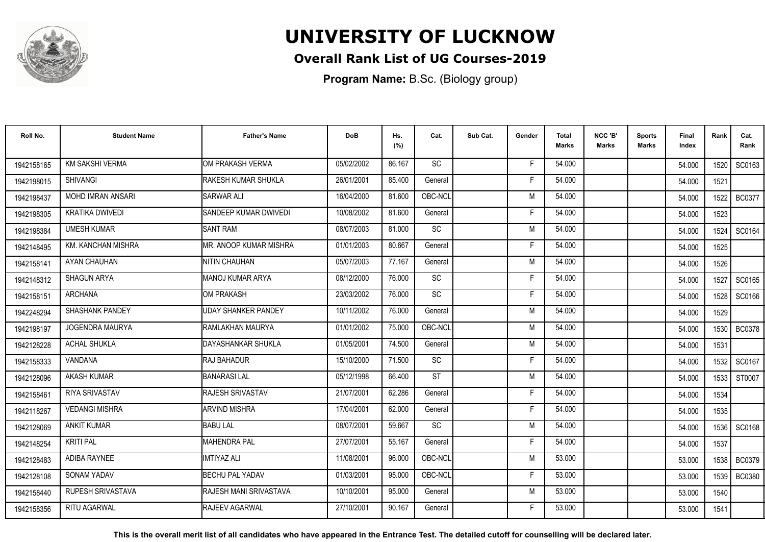# UNIVERSITY OF LUCKNOW

## Overall Rank List of UG Courses-2019

**Program Name:** B.Sc. (Biology group)

| Roll No. | Student Name | Father's Name | DoB | Hs. (%) | Cat. | Sub Cat. | Gender | Total Marks | NCC 'B' Marks | Sports Marks | Final Index | Rank | Cat. Rank |
|---|---|---|---|---|---|---|---|---|---|---|---|---|---|
| 1942158165 | KM SAKSHI VERMA | OM PRAKASH VERMA | 05/02/2002 | 86.167 | SC | | F | 54.000 | | | 54.000 | 1520 | SC0163 |
| 1942198015 | SHIVANGI | RAKESH KUMAR SHUKLA | 26/01/2001 | 85.400 | General | | F | 54.000 | | | 54.000 | 1521 | |
| 1942198437 | MOHD IMRAN ANSARI | SARWAR ALI | 16/04/2000 | 81.600 | OBC-NCL | | M | 54.000 | | | 54.000 | 1522 | BC0377 |
| 1942198305 | KRATIKA DWIVEDI | SANDEEP KUMAR DWIVEDI | 10/08/2002 | 81.600 | General | | F | 54.000 | | | 54.000 | 1523 | |
| 1942198384 | UMESH KUMAR | SANT RAM | 08/07/2003 | 81.000 | SC | | M | 54.000 | | | 54.000 | 1524 | SC0164 |
| 1942148495 | KM. KANCHAN MISHRA | MR. ANOOP KUMAR MISHRA | 01/01/2003 | 80.667 | General | | F | 54.000 | | | 54.000 | 1525 | |
| 1942158141 | AYAN CHAUHAN | NITIN CHAUHAN | 05/07/2003 | 77.167 | General | | M | 54.000 | | | 54.000 | 1526 | |
| 1942148312 | SHAGUN ARYA | MANOJ KUMAR ARYA | 08/12/2000 | 76.000 | SC | | F | 54.000 | | | 54.000 | 1527 | SC0165 |
| 1942158151 | ARCHANA | OM PRAKASH | 23/03/2002 | 76.000 | SC | | F | 54.000 | | | 54.000 | 1528 | SC0166 |
| 1942248294 | SHASHANK PANDEY | UDAY SHANKER PANDEY | 10/11/2002 | 76.000 | General | | M | 54.000 | | | 54.000 | 1529 | |
| 1942198197 | JOGENDRA MAURYA | RAMLAKHAN MAURYA | 01/01/2002 | 75.000 | OBC-NCL | | M | 54.000 | | | 54.000 | 1530 | BC0378 |
| 1942128228 | ACHAL SHUKLA | DAYASHANKAR SHUKLA | 01/05/2001 | 74.500 | General | | M | 54.000 | | | 54.000 | 1531 | |
| 1942158333 | VANDANA | RAJ BAHADUR | 15/10/2000 | 71.500 | SC | | F | 54.000 | | | 54.000 | 1532 | SC0167 |
| 1942128096 | AKASH KUMAR | BANARASI LAL | 05/12/1998 | 66.400 | ST | | M | 54.000 | | | 54.000 | 1533 | ST0007 |
| 1942158461 | RIYA SRIVASTAV | RAJESH SRIVASTAV | 21/07/2001 | 62.286 | General | | F | 54.000 | | | 54.000 | 1534 | |
| 1942118267 | VEDANGI MISHRA | ARVIND MISHRA | 17/04/2001 | 62.000 | General | | F | 54.000 | | | 54.000 | 1535 | |
| 1942128069 | ANKIT KUMAR | BABU LAL | 08/07/2001 | 59.667 | SC | | M | 54.000 | | | 54.000 | 1536 | SC0168 |
| 1942148254 | KRITI PAL | MAHENDRA PAL | 27/07/2001 | 55.167 | General | | F | 54.000 | | | 54.000 | 1537 | |
| 1942128483 | ADIBA RAYNEE | IMTIYAZ ALI | 11/08/2001 | 96.000 | OBC-NCL | | M | 53.000 | | | 53.000 | 1538 | BC0379 |
| 1942128108 | SONAM YADAV | BECHU PAL YADAV | 01/03/2001 | 95.000 | OBC-NCL | | F | 53.000 | | | 53.000 | 1539 | BC0380 |
| 1942158440 | RUPESH SRIVASTAVA | RAJESH MANI SRIVASTAVA | 10/10/2001 | 95.000 | General | | M | 53.000 | | | 53.000 | 1540 | |
| 1942158356 | RITU AGARWAL | RAJEEV AGARWAL | 27/10/2001 | 90.167 | General | | F | 53.000 | | | 53.000 | 1541 | |

**This is the overall merit list of all candidates who have appeared in the Entrance Test. The detailed cutoff for counselling will be declared later.**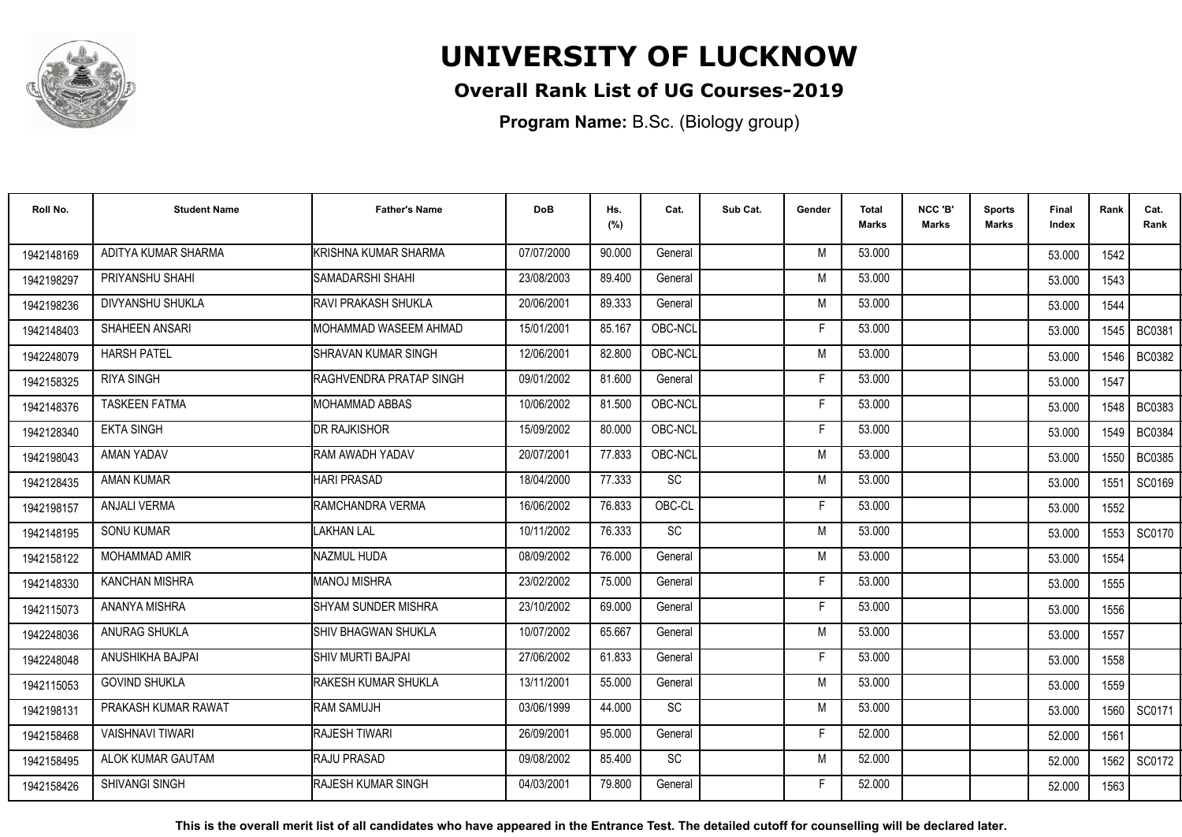# UNIVERSITY OF LUCKNOW

## Overall Rank List of UG Courses-2019

**Program Name:** B.Sc. (Biology group)

| Roll No. | Student Name | Father's Name | DoB | Hs. (%) | Cat. | Sub Cat. | Gender | Total Marks | NCC 'B' Marks | Sports Marks | Final Index | Rank | Cat. Rank |
|---|---|---|---|---|---|---|---|---|---|---|---|---|---|
| 1942148169 | ADITYA KUMAR SHARMA | KRISHNA KUMAR SHARMA | 07/07/2000 | 90.000 | General | | M | 53.000 | | | 53.000 | 1542 | |
| 1942198297 | PRIYANSHU SHAHI | SAMADARSHI SHAHI | 23/08/2003 | 89.400 | General | | M | 53.000 | | | 53.000 | 1543 | |
| 1942198236 | DIVYANSHU SHUKLA | RAVI PRAKASH SHUKLA | 20/06/2001 | 89.333 | General | | M | 53.000 | | | 53.000 | 1544 | |
| 1942148403 | SHAHEEN ANSARI | MOHAMMAD WASEEM AHMAD | 15/01/2001 | 85.167 | OBC-NCL | | F | 53.000 | | | 53.000 | 1545 | BC0381 |
| 1942248079 | HARSH PATEL | SHRAVAN KUMAR SINGH | 12/06/2001 | 82.800 | OBC-NCL | | M | 53.000 | | | 53.000 | 1546 | BC0382 |
| 1942158325 | RIYA SINGH | RAGHVENDRA PRATAP SINGH | 09/01/2002 | 81.600 | General | | F | 53.000 | | | 53.000 | 1547 | |
| 1942148376 | TASKEEN FATMA | MOHAMMAD ABBAS | 10/06/2002 | 81.500 | OBC-NCL | | F | 53.000 | | | 53.000 | 1548 | BC0383 |
| 1942128340 | EKTA SINGH | DR RAJKISHOR | 15/09/2002 | 80.000 | OBC-NCL | | F | 53.000 | | | 53.000 | 1549 | BC0384 |
| 1942198043 | AMAN YADAV | RAM AWADH YADAV | 20/07/2001 | 77.833 | OBC-NCL | | M | 53.000 | | | 53.000 | 1550 | BC0385 |
| 1942128435 | AMAN KUMAR | HARI PRASAD | 18/04/2000 | 77.333 | SC | | M | 53.000 | | | 53.000 | 1551 | SC0169 |
| 1942198157 | ANJALI VERMA | RAMCHANDRA VERMA | 16/06/2002 | 76.833 | OBC-CL | | F | 53.000 | | | 53.000 | 1552 | |
| 1942148195 | SONU KUMAR | LAKHAN LAL | 10/11/2002 | 76.333 | SC | | M | 53.000 | | | 53.000 | 1553 | SC0170 |
| 1942158122 | MOHAMMAD AMIR | NAZMUL HUDA | 08/09/2002 | 76.000 | General | | M | 53.000 | | | 53.000 | 1554 | |
| 1942148330 | KANCHAN MISHRA | MANOJ MISHRA | 23/02/2002 | 75.000 | General | | F | 53.000 | | | 53.000 | 1555 | |
| 1942115073 | ANANYA MISHRA | SHYAM SUNDER MISHRA | 23/10/2002 | 69.000 | General | | F | 53.000 | | | 53.000 | 1556 | |
| 1942248036 | ANURAG SHUKLA | SHIV BHAGWAN SHUKLA | 10/07/2002 | 65.667 | General | | M | 53.000 | | | 53.000 | 1557 | |
| 1942248048 | ANUSHIKHA BAJPAI | SHIV MURTI BAJPAI | 27/06/2002 | 61.833 | General | | F | 53.000 | | | 53.000 | 1558 | |
| 1942115053 | GOVIND SHUKLA | RAKESH KUMAR SHUKLA | 13/11/2001 | 55.000 | General | | M | 53.000 | | | 53.000 | 1559 | |
| 1942198131 | PRAKASH KUMAR RAWAT | RAM SAMUJH | 03/06/1999 | 44.000 | SC | | M | 53.000 | | | 53.000 | 1560 | SC0171 |
| 1942158468 | VAISHNAVI TIWARI | RAJESH TIWARI | 26/09/2001 | 95.000 | General | | F | 52.000 | | | 52.000 | 1561 | |
| 1942158495 | ALOK KUMAR GAUTAM | RAJU PRASAD | 09/08/2002 | 85.400 | SC | | M | 52.000 | | | 52.000 | 1562 | SC0172 |
| 1942158426 | SHIVANGI SINGH | RAJESH KUMAR SINGH | 04/03/2001 | 79.800 | General | | F | 52.000 | | | 52.000 | 1563 | |

**This is the overall merit list of all candidates who have appeared in the Entrance Test. The detailed cutoff for counselling will be declared later.**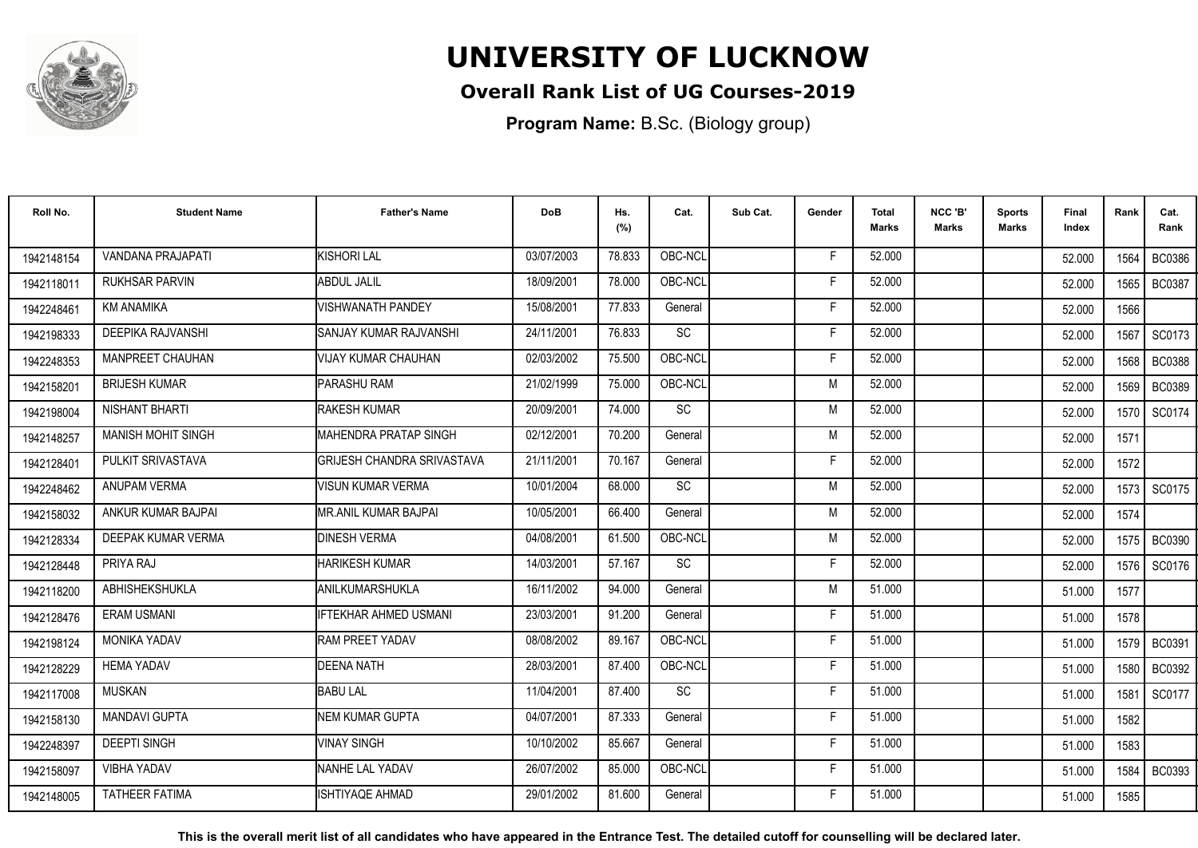# UNIVERSITY OF LUCKNOW

## Overall Rank List of UG Courses-2019

**Program Name:** B.Sc. (Biology group)

| Roll No. | Student Name | Father's Name | DoB | Hs. (%) | Cat. | Sub Cat. | Gender | Total Marks | NCC 'B' Marks | Sports Marks | Final Index | Rank | Cat. Rank |
|---|---|---|---|---|---|---|---|---|---|---|---|---|---|
| 1942148154 | VANDANA PRAJAPATI | KISHORI LAL | 03/07/2003 | 78.833 | OBC-NCL | | F | 52.000 | | | 52.000 | 1564 | BC0386 |
| 1942118011 | RUKHSAR PARVIN | ABDUL JALIL | 18/09/2001 | 78.000 | OBC-NCL | | F | 52.000 | | | 52.000 | 1565 | BC0387 |
| 1942248461 | KM ANAMIKA | VISHWANATH PANDEY | 15/08/2001 | 77.833 | General | | F | 52.000 | | | 52.000 | 1566 | |
| 1942198333 | DEEPIKA RAJVANSHI | SANJAY KUMAR RAJVANSHI | 24/11/2001 | 76.833 | SC | | F | 52.000 | | | 52.000 | 1567 | SC0173 |
| 1942248353 | MANPREET CHAUHAN | VIJAY KUMAR CHAUHAN | 02/03/2002 | 75.500 | OBC-NCL | | F | 52.000 | | | 52.000 | 1568 | BC0388 |
| 1942158201 | BRIJESH KUMAR | PARASHU RAM | 21/02/1999 | 75.000 | OBC-NCL | | M | 52.000 | | | 52.000 | 1569 | BC0389 |
| 1942198004 | NISHANT BHARTI | RAKESH KUMAR | 20/09/2001 | 74.000 | SC | | M | 52.000 | | | 52.000 | 1570 | SC0174 |
| 1942148257 | MANISH MOHIT SINGH | MAHENDRA PRATAP SINGH | 02/12/2001 | 70.200 | General | | M | 52.000 | | | 52.000 | 1571 | |
| 1942128401 | PULKIT SRIVASTAVA | GRIJESH CHANDRA SRIVASTAVA | 21/11/2001 | 70.167 | General | | F | 52.000 | | | 52.000 | 1572 | |
| 1942248462 | ANUPAM VERMA | VISUN KUMAR VERMA | 10/01/2004 | 68.000 | SC | | M | 52.000 | | | 52.000 | 1573 | SC0175 |
| 1942158032 | ANKUR KUMAR BAJPAI | MR.ANIL KUMAR BAJPAI | 10/05/2001 | 66.400 | General | | M | 52.000 | | | 52.000 | 1574 | |
| 1942128334 | DEEPAK KUMAR VERMA | DINESH VERMA | 04/08/2001 | 61.500 | OBC-NCL | | M | 52.000 | | | 52.000 | 1575 | BC0390 |
| 1942128448 | PRIYA RAJ | HARIKESH KUMAR | 14/03/2001 | 57.167 | SC | | F | 52.000 | | | 52.000 | 1576 | SC0176 |
| 1942118200 | ABHISHEKSHUKLA | ANILKUMARSHUKLA | 16/11/2002 | 94.000 | General | | M | 51.000 | | | 51.000 | 1577 | |
| 1942128476 | ERAM USMANI | IFTEKHAR AHMED USMANI | 23/03/2001 | 91.200 | General | | F | 51.000 | | | 51.000 | 1578 | |
| 1942198124 | MONIKA YADAV | RAM PREET YADAV | 08/08/2002 | 89.167 | OBC-NCL | | F | 51.000 | | | 51.000 | 1579 | BC0391 |
| 1942128229 | HEMA YADAV | DEENA NATH | 28/03/2001 | 87.400 | OBC-NCL | | F | 51.000 | | | 51.000 | 1580 | BC0392 |
| 1942117008 | MUSKAN | BABU LAL | 11/04/2001 | 87.400 | SC | | F | 51.000 | | | 51.000 | 1581 | SC0177 |
| 1942158130 | MANDAVI GUPTA | NEM KUMAR GUPTA | 04/07/2001 | 87.333 | General | | F | 51.000 | | | 51.000 | 1582 | |
| 1942248397 | DEEPTI SINGH | VINAY SINGH | 10/10/2002 | 85.667 | General | | F | 51.000 | | | 51.000 | 1583 | |
| 1942158097 | VIBHA YADAV | NANHE LAL YADAV | 26/07/2002 | 85.000 | OBC-NCL | | F | 51.000 | | | 51.000 | 1584 | BC0393 |
| 1942148005 | TATHEER FATIMA | ISHTIYAQE AHMAD | 29/01/2002 | 81.600 | General | | F | 51.000 | | | 51.000 | 1585 | |

**This is the overall merit list of all candidates who have appeared in the Entrance Test. The detailed cutoff for counselling will be declared later.**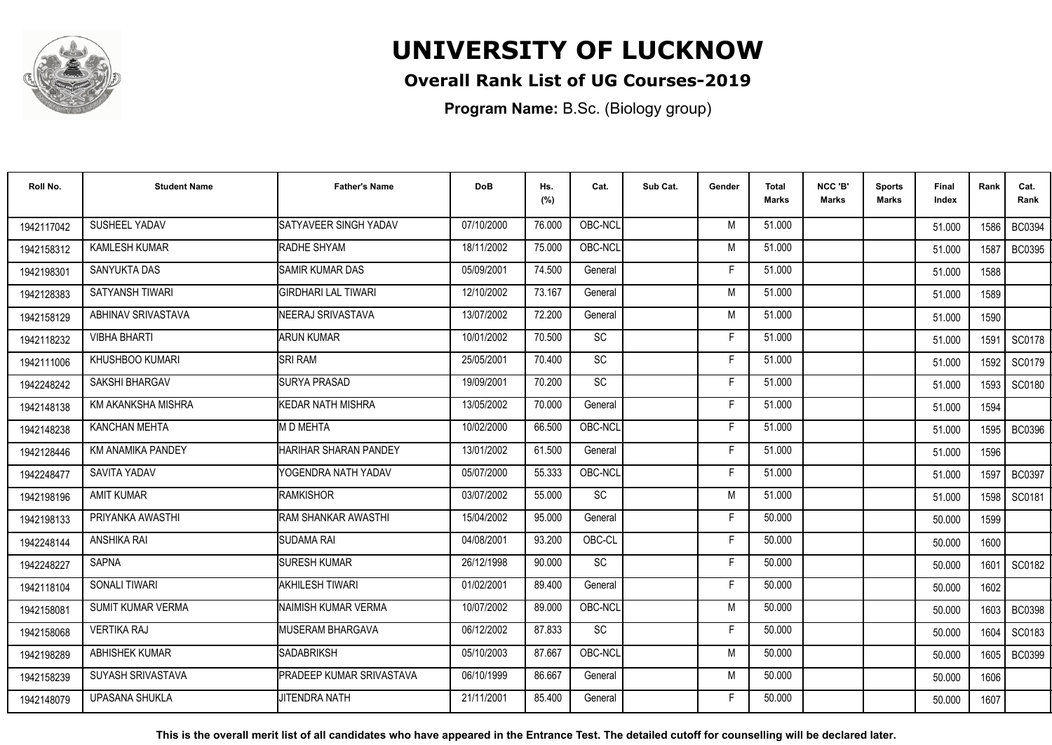# UNIVERSITY OF LUCKNOW

## Overall Rank List of UG Courses-2019

**Program Name:** B.Sc. (Biology group)

| Roll No. | Student Name | Father's Name | DoB | Hs. (%) | Cat. | Sub Cat. | Gender | Total Marks | NCC 'B' Marks | Sports Marks | Final Index | Rank | Cat. Rank |
|---|---|---|---|---|---|---|---|---|---|---|---|---|---|
| 1942117042 | SUSHEEL YADAV | SATYAVEER SINGH YADAV | 07/10/2000 | 76.000 | OBC-NCL | | M | 51.000 | | | 51.000 | 1586 | BC0394 |
| 1942158312 | KAMLESH KUMAR | RADHE SHYAM | 18/11/2002 | 75.000 | OBC-NCL | | M | 51.000 | | | 51.000 | 1587 | BC0395 |
| 1942198301 | SANYUKTA DAS | SAMIR KUMAR DAS | 05/09/2001 | 74.500 | General | | F | 51.000 | | | 51.000 | 1588 | |
| 1942128383 | SATYANSH TIWARI | GIRDHARI LAL TIWARI | 12/10/2002 | 73.167 | General | | M | 51.000 | | | 51.000 | 1589 | |
| 1942158129 | ABHINAV SRIVASTAVA | NEERAJ SRIVASTAVA | 13/07/2002 | 72.200 | General | | M | 51.000 | | | 51.000 | 1590 | |
| 1942118232 | VIBHA BHARTI | ARUN KUMAR | 10/01/2002 | 70.500 | SC | | F | 51.000 | | | 51.000 | 1591 | SC0178 |
| 1942111006 | KHUSHBOO KUMARI | SRI RAM | 25/05/2001 | 70.400 | SC | | F | 51.000 | | | 51.000 | 1592 | SC0179 |
| 1942248242 | SAKSHI BHARGAV | SURYA PRASAD | 19/09/2001 | 70.200 | SC | | F | 51.000 | | | 51.000 | 1593 | SC0180 |
| 1942148138 | KM AKANKSHA MISHRA | KEDAR NATH MISHRA | 13/05/2002 | 70.000 | General | | F | 51.000 | | | 51.000 | 1594 | |
| 1942148238 | KANCHAN MEHTA | M D MEHTA | 10/02/2000 | 66.500 | OBC-NCL | | F | 51.000 | | | 51.000 | 1595 | BC0396 |
| 1942128446 | KM ANAMIKA PANDEY | HARIHAR SHARAN PANDEY | 13/01/2002 | 61.500 | General | | F | 51.000 | | | 51.000 | 1596 | |
| 1942248477 | SAVITA YADAV | YOGENDRA NATH YADAV | 05/07/2000 | 55.333 | OBC-NCL | | F | 51.000 | | | 51.000 | 1597 | BC0397 |
| 1942198196 | AMIT KUMAR | RAMKISHOR | 03/07/2002 | 55.000 | SC | | M | 51.000 | | | 51.000 | 1598 | SC0181 |
| 1942198133 | PRIYANKA AWASTHI | RAM SHANKAR AWASTHI | 15/04/2002 | 95.000 | General | | F | 50.000 | | | 50.000 | 1599 | |
| 1942248144 | ANSHIKA RAI | SUDAMA RAI | 04/08/2001 | 93.200 | OBC-CL | | F | 50.000 | | | 50.000 | 1600 | |
| 1942248227 | SAPNA | SURESH KUMAR | 26/12/1998 | 90.000 | SC | | F | 50.000 | | | 50.000 | 1601 | SC0182 |
| 1942118104 | SONALI TIWARI | AKHILESH TIWARI | 01/02/2001 | 89.400 | General | | F | 50.000 | | | 50.000 | 1602 | |
| 1942158081 | SUMIT KUMAR VERMA | NAIMISH KUMAR VERMA | 10/07/2002 | 89.000 | OBC-NCL | | M | 50.000 | | | 50.000 | 1603 | BC0398 |
| 1942158068 | VERTIKA RAJ | MUSERAM BHARGAVA | 06/12/2002 | 87.833 | SC | | F | 50.000 | | | 50.000 | 1604 | SC0183 |
| 1942198289 | ABHISHEK KUMAR | SADABRIKSH | 05/10/2003 | 87.667 | OBC-NCL | | M | 50.000 | | | 50.000 | 1605 | BC0399 |
| 1942158239 | SUYASH SRIVASTAVA | PRADEEP KUMAR SRIVASTAVA | 06/10/1999 | 86.667 | General | | M | 50.000 | | | 50.000 | 1606 | |
| 1942148079 | UPASANA SHUKLA | JITENDRA NATH | 21/11/2001 | 85.400 | General | | F | 50.000 | | | 50.000 | 1607 | |

**This is the overall merit list of all candidates who have appeared in the Entrance Test. The detailed cutoff for counselling will be declared later.**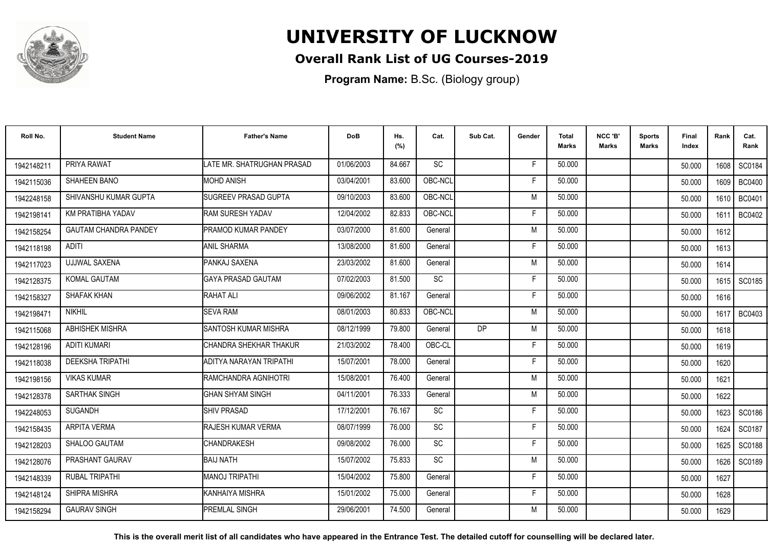# UNIVERSITY OF LUCKNOW

## Overall Rank List of UG Courses-2019

**Program Name:** B.Sc. (Biology group)

| Roll No. | Student Name | Father's Name | DoB | Hs. (%) | Cat. | Sub Cat. | Gender | Total Marks | NCC 'B' Marks | Sports Marks | Final Index | Rank | Cat. Rank |
|---|---|---|---|---|---|---|---|---|---|---|---|---|---|
| 1942148211 | PRIYA RAWAT | LATE MR. SHATRUGHAN PRASAD | 01/06/2003 | 84.667 | SC | | F | 50.000 | | | 50.000 | 1608 | SC0184 |
| 1942115036 | SHAHEEN BANO | MOHD ANISH | 03/04/2001 | 83.600 | OBC-NCL | | F | 50.000 | | | 50.000 | 1609 | BC0400 |
| 1942248158 | SHIVANSHU KUMAR GUPTA | SUGREEV PRASAD GUPTA | 09/10/2003 | 83.600 | OBC-NCL | | M | 50.000 | | | 50.000 | 1610 | BC0401 |
| 1942198141 | KM PRATIBHA YADAV | RAM SURESH YADAV | 12/04/2002 | 82.833 | OBC-NCL | | F | 50.000 | | | 50.000 | 1611 | BC0402 |
| 1942158254 | GAUTAM CHANDRA PANDEY | PRAMOD KUMAR PANDEY | 03/07/2000 | 81.600 | General | | M | 50.000 | | | 50.000 | 1612 | |
| 1942118198 | ADITI | ANIL SHARMA | 13/08/2000 | 81.600 | General | | F | 50.000 | | | 50.000 | 1613 | |
| 1942117023 | UJJWAL SAXENA | PANKAJ SAXENA | 23/03/2002 | 81.600 | General | | M | 50.000 | | | 50.000 | 1614 | |
| 1942128375 | KOMAL GAUTAM | GAYA PRASAD GAUTAM | 07/02/2003 | 81.500 | SC | | F | 50.000 | | | 50.000 | 1615 | SC0185 |
| 1942158327 | SHAFAK KHAN | RAHAT ALI | 09/06/2002 | 81.167 | General | | F | 50.000 | | | 50.000 | 1616 | |
| 1942198471 | NIKHIL | SEVA RAM | 08/01/2003 | 80.833 | OBC-NCL | | M | 50.000 | | | 50.000 | 1617 | BC0403 |
| 1942115068 | ABHISHEK MISHRA | SANTOSH KUMAR MISHRA | 08/12/1999 | 79.800 | General | DP | M | 50.000 | | | 50.000 | 1618 | |
| 1942128196 | ADITI KUMARI | CHANDRA SHEKHAR THAKUR | 21/03/2002 | 78.400 | OBC-CL | | F | 50.000 | | | 50.000 | 1619 | |
| 1942118038 | DEEKSHA TRIPATHI | ADITYA NARAYAN TRIPATHI | 15/07/2001 | 78.000 | General | | F | 50.000 | | | 50.000 | 1620 | |
| 1942198156 | VIKAS KUMAR | RAMCHANDRA AGNIHOTRI | 15/08/2001 | 76.400 | General | | M | 50.000 | | | 50.000 | 1621 | |
| 1942128378 | SARTHAK SINGH | GHAN SHYAM SINGH | 04/11/2001 | 76.333 | General | | M | 50.000 | | | 50.000 | 1622 | |
| 1942248053 | SUGANDH | SHIV PRASAD | 17/12/2001 | 76.167 | SC | | F | 50.000 | | | 50.000 | 1623 | SC0186 |
| 1942158435 | ARPITA VERMA | RAJESH KUMAR VERMA | 08/07/1999 | 76.000 | SC | | F | 50.000 | | | 50.000 | 1624 | SC0187 |
| 1942128203 | SHALOO GAUTAM | CHANDRAKESH | 09/08/2002 | 76.000 | SC | | F | 50.000 | | | 50.000 | 1625 | SC0188 |
| 1942128076 | PRASHANT GAURAV | BAIJ NATH | 15/07/2002 | 75.833 | SC | | M | 50.000 | | | 50.000 | 1626 | SC0189 |
| 1942148339 | RUBAL TRIPATHI | MANOJ TRIPATHI | 15/04/2002 | 75.800 | General | | F | 50.000 | | | 50.000 | 1627 | |
| 1942148124 | SHIPRA MISHRA | KANHAIYA MISHRA | 15/01/2002 | 75.000 | General | | F | 50.000 | | | 50.000 | 1628 | |
| 1942158294 | GAURAV SINGH | PREMLAL SINGH | 29/06/2001 | 74.500 | General | | M | 50.000 | | | 50.000 | 1629 | |

**This is the overall merit list of all candidates who have appeared in the Entrance Test. The detailed cutoff for counselling will be declared later.**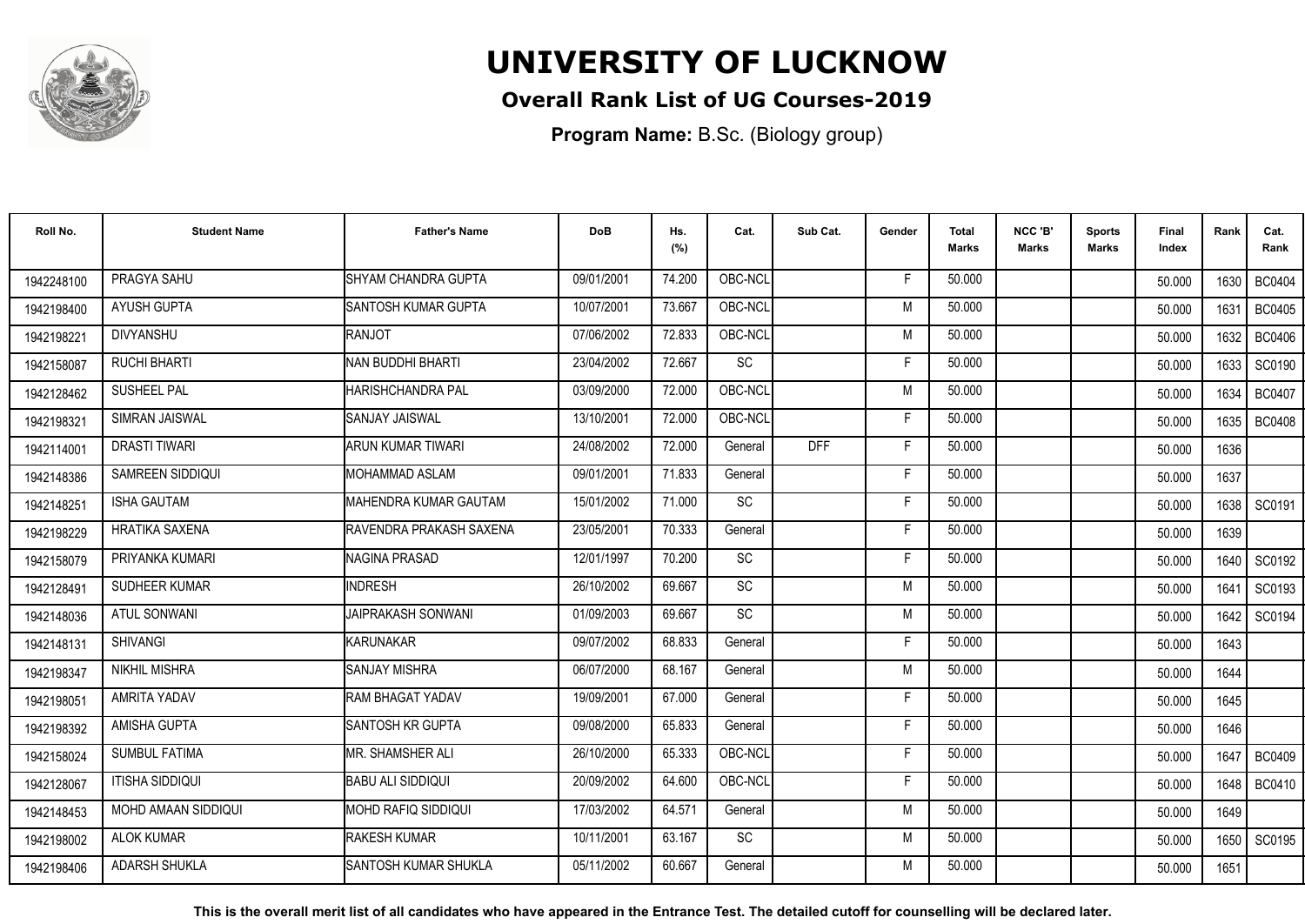# UNIVERSITY OF LUCKNOW

## Overall Rank List of UG Courses-2019

**Program Name:** B.Sc. (Biology group)

| Roll No. | Student Name | Father's Name | DoB | Hs. (%) | Cat. | Sub Cat. | Gender | Total Marks | NCC 'B' Marks | Sports Marks | Final Index | Rank | Cat. Rank |
|---|---|---|---|---|---|---|---|---|---|---|---|---|---|
| 1942248100 | PRAGYA SAHU | SHYAM CHANDRA GUPTA | 09/01/2001 | 74.200 | OBC-NCL | | F | 50.000 | | | 50.000 | 1630 | BC0404 |
| 1942198400 | AYUSH GUPTA | SANTOSH KUMAR GUPTA | 10/07/2001 | 73.667 | OBC-NCL | | M | 50.000 | | | 50.000 | 1631 | BC0405 |
| 1942198221 | DIVYANSHU | RANJOT | 07/06/2002 | 72.833 | OBC-NCL | | M | 50.000 | | | 50.000 | 1632 | BC0406 |
| 1942158087 | RUCHI BHARTI | NAN BUDDHI BHARTI | 23/04/2002 | 72.667 | SC | | F | 50.000 | | | 50.000 | 1633 | SC0190 |
| 1942128462 | SUSHEEL PAL | HARISHCHANDRA PAL | 03/09/2000 | 72.000 | OBC-NCL | | M | 50.000 | | | 50.000 | 1634 | BC0407 |
| 1942198321 | SIMRAN JAISWAL | SANJAY JAISWAL | 13/10/2001 | 72.000 | OBC-NCL | | F | 50.000 | | | 50.000 | 1635 | BC0408 |
| 1942114001 | DRASTI TIWARI | ARUN KUMAR TIWARI | 24/08/2002 | 72.000 | General | DFF | F | 50.000 | | | 50.000 | 1636 | |
| 1942148386 | SAMREEN SIDDIQUI | MOHAMMAD ASLAM | 09/01/2001 | 71.833 | General | | F | 50.000 | | | 50.000 | 1637 | |
| 1942148251 | ISHA GAUTAM | MAHENDRA KUMAR GAUTAM | 15/01/2002 | 71.000 | SC | | F | 50.000 | | | 50.000 | 1638 | SC0191 |
| 1942198229 | HRATIKA SAXENA | RAVENDRA PRAKASH SAXENA | 23/05/2001 | 70.333 | General | | F | 50.000 | | | 50.000 | 1639 | |
| 1942158079 | PRIYANKA KUMARI | NAGINA PRASAD | 12/01/1997 | 70.200 | SC | | F | 50.000 | | | 50.000 | 1640 | SC0192 |
| 1942128491 | SUDHEER KUMAR | INDRESH | 26/10/2002 | 69.667 | SC | | M | 50.000 | | | 50.000 | 1641 | SC0193 |
| 1942148036 | ATUL SONWANI | JAIPRAKASH SONWANI | 01/09/2003 | 69.667 | SC | | M | 50.000 | | | 50.000 | 1642 | SC0194 |
| 1942148131 | SHIVANGI | KARUNAKAR | 09/07/2002 | 68.833 | General | | F | 50.000 | | | 50.000 | 1643 | |
| 1942198347 | NIKHIL MISHRA | SANJAY MISHRA | 06/07/2000 | 68.167 | General | | M | 50.000 | | | 50.000 | 1644 | |
| 1942198051 | AMRITA YADAV | RAM BHAGAT YADAV | 19/09/2001 | 67.000 | General | | F | 50.000 | | | 50.000 | 1645 | |
| 1942198392 | AMISHA GUPTA | SANTOSH KR GUPTA | 09/08/2000 | 65.833 | General | | F | 50.000 | | | 50.000 | 1646 | |
| 1942158024 | SUMBUL FATIMA | MR. SHAMSHER ALI | 26/10/2000 | 65.333 | OBC-NCL | | F | 50.000 | | | 50.000 | 1647 | BC0409 |
| 1942128067 | ITISHA SIDDIQUI | BABU ALI SIDDIQUI | 20/09/2002 | 64.600 | OBC-NCL | | F | 50.000 | | | 50.000 | 1648 | BC0410 |
| 1942148453 | MOHD AMAAN SIDDIQUI | MOHD RAFIQ SIDDIQUI | 17/03/2002 | 64.571 | General | | M | 50.000 | | | 50.000 | 1649 | |
| 1942198002 | ALOK KUMAR | RAKESH KUMAR | 10/11/2001 | 63.167 | SC | | M | 50.000 | | | 50.000 | 1650 | SC0195 |
| 1942198406 | ADARSH SHUKLA | SANTOSH KUMAR SHUKLA | 05/11/2002 | 60.667 | General | | M | 50.000 | | | 50.000 | 1651 | |

**This is the overall merit list of all candidates who have appeared in the Entrance Test. The detailed cutoff for counselling will be declared later.**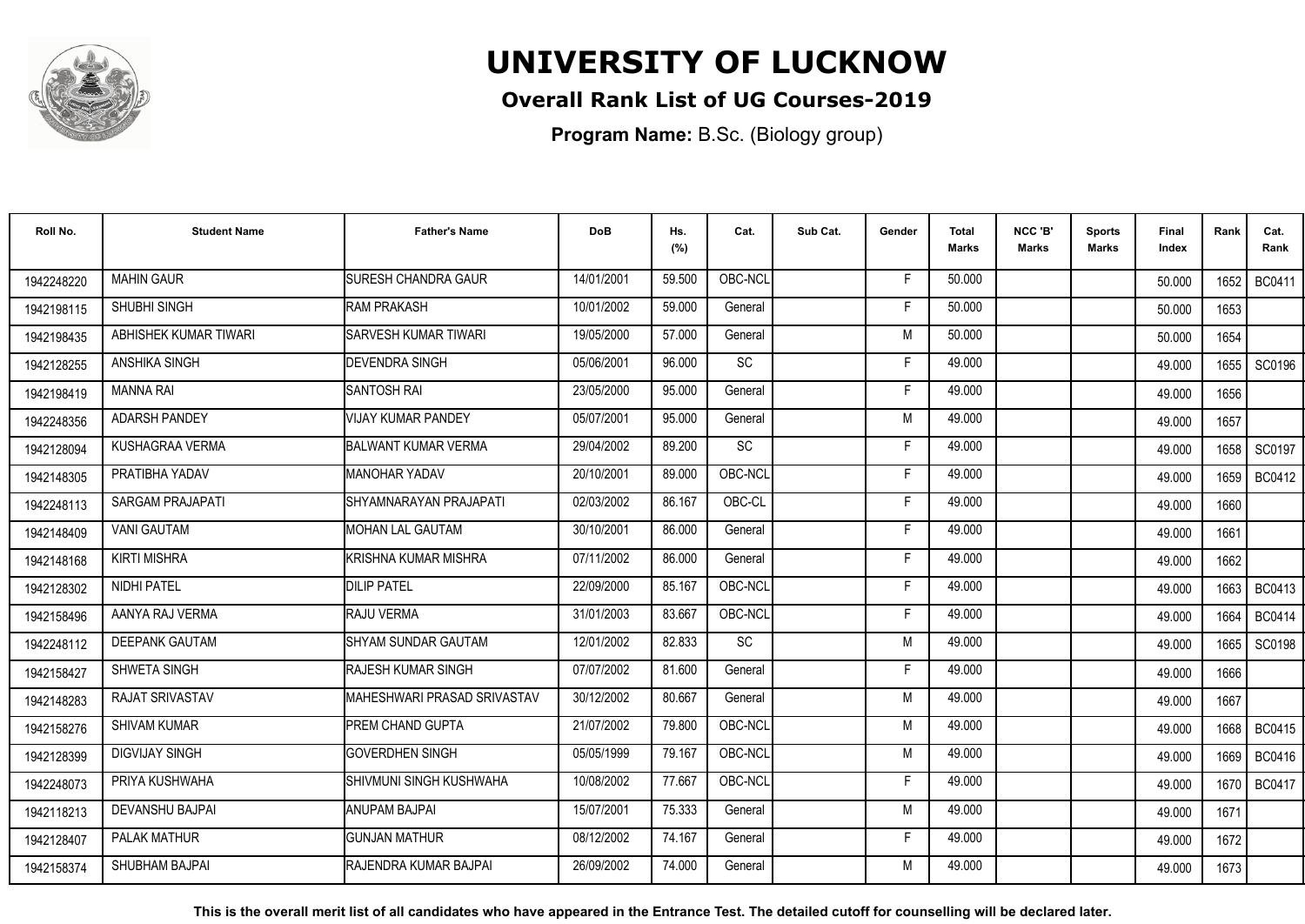# UNIVERSITY OF LUCKNOW

## Overall Rank List of UG Courses-2019

**Program Name:** B.Sc. (Biology group)

| Roll No. | Student Name | Father's Name | DoB | Hs. (%) | Cat. | Sub Cat. | Gender | Total Marks | NCC 'B' Marks | Sports Marks | Final Index | Rank | Cat. Rank |
|---|---|---|---|---|---|---|---|---|---|---|---|---|---|
| 1942248220 | MAHIN GAUR | SURESH CHANDRA GAUR | 14/01/2001 | 59.500 | OBC-NCL | | F | 50.000 | | | 50.000 | 1652 | BC0411 |
| 1942198115 | SHUBHI SINGH | RAM PRAKASH | 10/01/2002 | 59.000 | General | | F | 50.000 | | | 50.000 | 1653 | |
| 1942198435 | ABHISHEK KUMAR TIWARI | SARVESH KUMAR TIWARI | 19/05/2000 | 57.000 | General | | M | 50.000 | | | 50.000 | 1654 | |
| 1942128255 | ANSHIKA SINGH | DEVENDRA SINGH | 05/06/2001 | 96.000 | SC | | F | 49.000 | | | 49.000 | 1655 | SC0196 |
| 1942198419 | MANNA RAI | SANTOSH RAI | 23/05/2000 | 95.000 | General | | F | 49.000 | | | 49.000 | 1656 | |
| 1942248356 | ADARSH PANDEY | VIJAY KUMAR PANDEY | 05/07/2001 | 95.000 | General | | M | 49.000 | | | 49.000 | 1657 | |
| 1942128094 | KUSHAGRAA VERMA | BALWANT KUMAR VERMA | 29/04/2002 | 89.200 | SC | | F | 49.000 | | | 49.000 | 1658 | SC0197 |
| 1942148305 | PRATIBHA YADAV | MANOHAR YADAV | 20/10/2001 | 89.000 | OBC-NCL | | F | 49.000 | | | 49.000 | 1659 | BC0412 |
| 1942248113 | SARGAM PRAJAPATI | SHYAMNARAYAN PRAJAPATI | 02/03/2002 | 86.167 | OBC-CL | | F | 49.000 | | | 49.000 | 1660 | |
| 1942148409 | VANI GAUTAM | MOHAN LAL GAUTAM | 30/10/2001 | 86.000 | General | | F | 49.000 | | | 49.000 | 1661 | |
| 1942148168 | KIRTI MISHRA | KRISHNA KUMAR MISHRA | 07/11/2002 | 86.000 | General | | F | 49.000 | | | 49.000 | 1662 | |
| 1942128302 | NIDHI PATEL | DILIP PATEL | 22/09/2000 | 85.167 | OBC-NCL | | F | 49.000 | | | 49.000 | 1663 | BC0413 |
| 1942158496 | AANYA RAJ VERMA | RAJU VERMA | 31/01/2003 | 83.667 | OBC-NCL | | F | 49.000 | | | 49.000 | 1664 | BC0414 |
| 1942248112 | DEEPANK GAUTAM | SHYAM SUNDAR GAUTAM | 12/01/2002 | 82.833 | SC | | M | 49.000 | | | 49.000 | 1665 | SC0198 |
| 1942158427 | SHWETA SINGH | RAJESH KUMAR SINGH | 07/07/2002 | 81.600 | General | | F | 49.000 | | | 49.000 | 1666 | |
| 1942148283 | RAJAT SRIVASTAV | MAHESHWARI PRASAD SRIVASTAV | 30/12/2002 | 80.667 | General | | M | 49.000 | | | 49.000 | 1667 | |
| 1942158276 | SHIVAM KUMAR | PREM CHAND GUPTA | 21/07/2002 | 79.800 | OBC-NCL | | M | 49.000 | | | 49.000 | 1668 | BC0415 |
| 1942128399 | DIGVIJAY SINGH | GOVERDHEN SINGH | 05/05/1999 | 79.167 | OBC-NCL | | M | 49.000 | | | 49.000 | 1669 | BC0416 |
| 1942248073 | PRIYA KUSHWAHA | SHIVMUNI SINGH KUSHWAHA | 10/08/2002 | 77.667 | OBC-NCL | | F | 49.000 | | | 49.000 | 1670 | BC0417 |
| 1942118213 | DEVANSHU BAJPAI | ANUPAM BAJPAI | 15/07/2001 | 75.333 | General | | M | 49.000 | | | 49.000 | 1671 | |
| 1942128407 | PALAK MATHUR | GUNJAN MATHUR | 08/12/2002 | 74.167 | General | | F | 49.000 | | | 49.000 | 1672 | |
| 1942158374 | SHUBHAM BAJPAI | RAJENDRA KUMAR BAJPAI | 26/09/2002 | 74.000 | General | | M | 49.000 | | | 49.000 | 1673 | |

**This is the overall merit list of all candidates who have appeared in the Entrance Test. The detailed cutoff for counselling will be declared later.**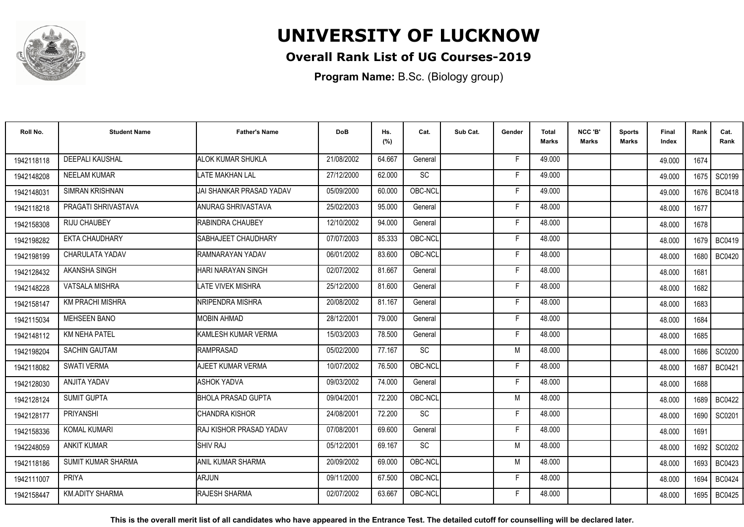# UNIVERSITY OF LUCKNOW

## Overall Rank List of UG Courses-2019

**Program Name:** B.Sc. (Biology group)

| Roll No. | Student Name | Father's Name | DoB | Hs. (%) | Cat. | Sub Cat. | Gender | Total Marks | NCC 'B' Marks | Sports Marks | Final Index | Rank | Cat. Rank |
|---|---|---|---|---|---|---|---|---|---|---|---|---|---|
| 1942118118 | DEEPALI KAUSHAL | ALOK KUMAR SHUKLA | 21/08/2002 | 64.667 | General | | F | 49.000 | | | 49.000 | 1674 | |
| 1942148208 | NEELAM KUMAR | LATE MAKHAN LAL | 27/12/2000 | 62.000 | SC | | F | 49.000 | | | 49.000 | 1675 | SC0199 |
| 1942148031 | SIMRAN KRISHNAN | JAI SHANKAR PRASAD YADAV | 05/09/2000 | 60.000 | OBC-NCL | | F | 49.000 | | | 49.000 | 1676 | BC0418 |
| 1942118218 | PRAGATI SHRIVASTAVA | ANURAG SHRIVASTAVA | 25/02/2003 | 95.000 | General | | F | 48.000 | | | 48.000 | 1677 | |
| 1942158308 | RIJU CHAUBEY | RABINDRA CHAUBEY | 12/10/2002 | 94.000 | General | | F | 48.000 | | | 48.000 | 1678 | |
| 1942198282 | EKTA CHAUDHARY | SABHAJEET CHAUDHARY | 07/07/2003 | 85.333 | OBC-NCL | | F | 48.000 | | | 48.000 | 1679 | BC0419 |
| 1942198199 | CHARULATA YADAV | RAMNARAYAN YADAV | 06/01/2002 | 83.600 | OBC-NCL | | F | 48.000 | | | 48.000 | 1680 | BC0420 |
| 1942128432 | AKANSHA SINGH | HARI NARAYAN SINGH | 02/07/2002 | 81.667 | General | | F | 48.000 | | | 48.000 | 1681 | |
| 1942148228 | VATSALA MISHRA | LATE VIVEK MISHRA | 25/12/2000 | 81.600 | General | | F | 48.000 | | | 48.000 | 1682 | |
| 1942158147 | KM PRACHI MISHRA | NRIPENDRA MISHRA | 20/08/2002 | 81.167 | General | | F | 48.000 | | | 48.000 | 1683 | |
| 1942115034 | MEHSEEN BANO | MOBIN AHMAD | 28/12/2001 | 79.000 | General | | F | 48.000 | | | 48.000 | 1684 | |
| 1942148112 | KM NEHA PATEL | KAMLESH KUMAR VERMA | 15/03/2003 | 78.500 | General | | F | 48.000 | | | 48.000 | 1685 | |
| 1942198204 | SACHIN GAUTAM | RAMPRASAD | 05/02/2000 | 77.167 | SC | | M | 48.000 | | | 48.000 | 1686 | SC0200 |
| 1942118082 | SWATI VERMA | AJEET KUMAR VERMA | 10/07/2002 | 76.500 | OBC-NCL | | F | 48.000 | | | 48.000 | 1687 | BC0421 |
| 1942128030 | ANJITA YADAV | ASHOK YADVA | 09/03/2002 | 74.000 | General | | F | 48.000 | | | 48.000 | 1688 | |
| 1942128124 | SUMIT GUPTA | BHOLA PRASAD GUPTA | 09/04/2001 | 72.200 | OBC-NCL | | M | 48.000 | | | 48.000 | 1689 | BC0422 |
| 1942128177 | PRIYANSHI | CHANDRA KISHOR | 24/08/2001 | 72.200 | SC | | F | 48.000 | | | 48.000 | 1690 | SC0201 |
| 1942158336 | KOMAL KUMARI | RAJ KISHOR PRASAD YADAV | 07/08/2001 | 69.600 | General | | F | 48.000 | | | 48.000 | 1691 | |
| 1942248059 | ANKIT KUMAR | SHIV RAJ | 05/12/2001 | 69.167 | SC | | M | 48.000 | | | 48.000 | 1692 | SC0202 |
| 1942118186 | SUMIT KUMAR SHARMA | ANIL KUMAR SHARMA | 20/09/2002 | 69.000 | OBC-NCL | | M | 48.000 | | | 48.000 | 1693 | BC0423 |
| 1942111007 | PRIYA | ARJUN | 09/11/2000 | 67.500 | OBC-NCL | | F | 48.000 | | | 48.000 | 1694 | BC0424 |
| 1942158447 | KM.ADITY SHARMA | RAJESH SHARMA | 02/07/2002 | 63.667 | OBC-NCL | | F | 48.000 | | | 48.000 | 1695 | BC0425 |

**This is the overall merit list of all candidates who have appeared in the Entrance Test. The detailed cutoff for counselling will be declared later.**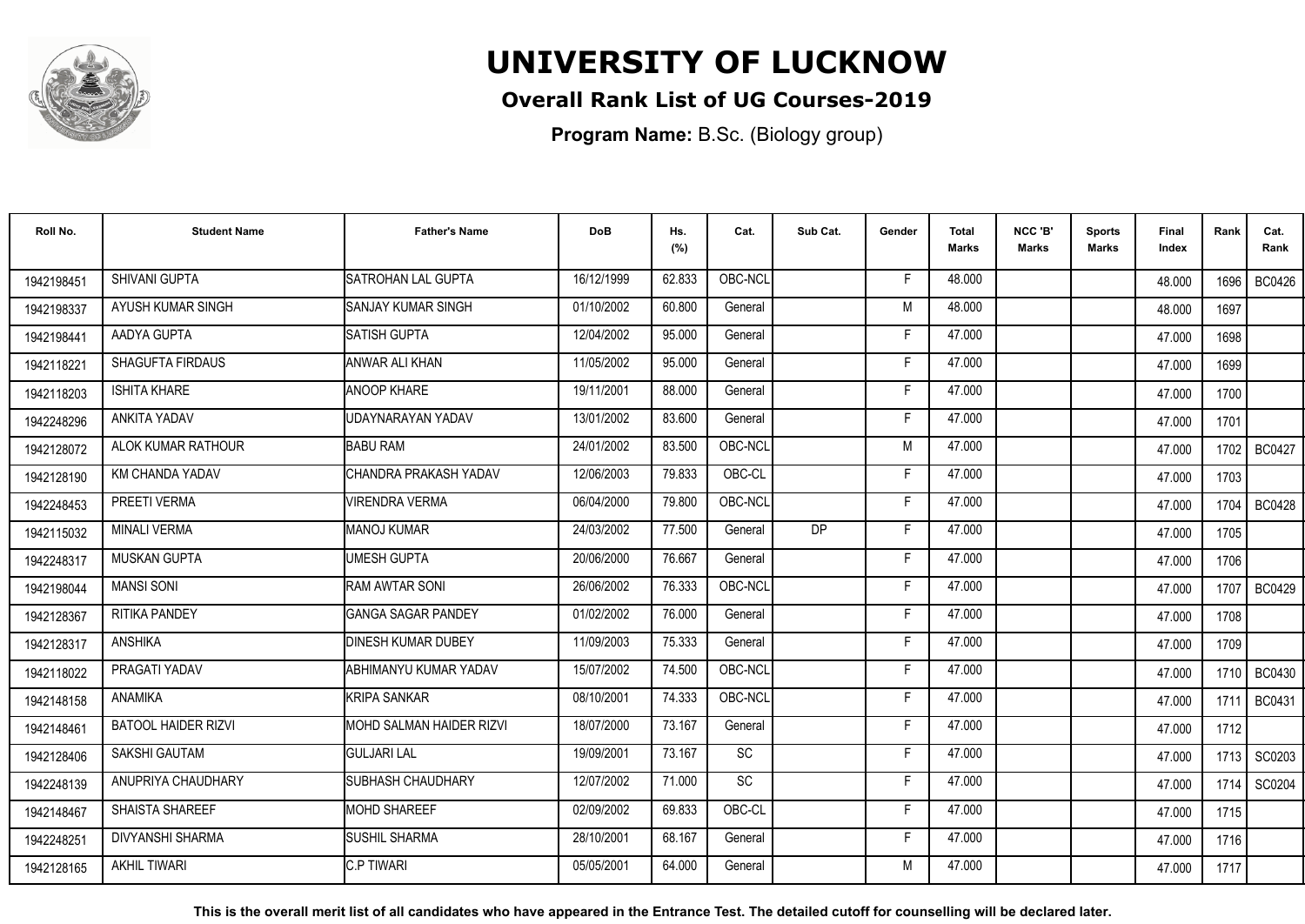# UNIVERSITY OF LUCKNOW

## Overall Rank List of UG Courses-2019

**Program Name:** B.Sc. (Biology group)

| Roll No. | Student Name | Father's Name | DoB | Hs. (%) | Cat. | Sub Cat. | Gender | Total Marks | NCC 'B' Marks | Sports Marks | Final Index | Rank | Cat. Rank |
|---|---|---|---|---|---|---|---|---|---|---|---|---|---|
| 1942198451 | SHIVANI GUPTA | SATROHAN LAL GUPTA | 16/12/1999 | 62.833 | OBC-NCL | | F | 48.000 | | | 48.000 | 1696 | BC0426 |
| 1942198337 | AYUSH KUMAR SINGH | SANJAY KUMAR SINGH | 01/10/2002 | 60.800 | General | | M | 48.000 | | | 48.000 | 1697 | |
| 1942198441 | AADYA GUPTA | SATISH GUPTA | 12/04/2002 | 95.000 | General | | F | 47.000 | | | 47.000 | 1698 | |
| 1942118221 | SHAGUFTA FIRDAUS | ANWAR ALI KHAN | 11/05/2002 | 95.000 | General | | F | 47.000 | | | 47.000 | 1699 | |
| 1942118203 | ISHITA KHARE | ANOOP KHARE | 19/11/2001 | 88.000 | General | | F | 47.000 | | | 47.000 | 1700 | |
| 1942248296 | ANKITA YADAV | UDAYNARAYAN YADAV | 13/01/2002 | 83.600 | General | | F | 47.000 | | | 47.000 | 1701 | |
| 1942128072 | ALOK KUMAR RATHOUR | BABU RAM | 24/01/2002 | 83.500 | OBC-NCL | | M | 47.000 | | | 47.000 | 1702 | BC0427 |
| 1942128190 | KM CHANDA YADAV | CHANDRA PRAKASH YADAV | 12/06/2003 | 79.833 | OBC-CL | | F | 47.000 | | | 47.000 | 1703 | |
| 1942248453 | PREETI VERMA | VIRENDRA VERMA | 06/04/2000 | 79.800 | OBC-NCL | | F | 47.000 | | | 47.000 | 1704 | BC0428 |
| 1942115032 | MINALI VERMA | MANOJ KUMAR | 24/03/2002 | 77.500 | General | DP | F | 47.000 | | | 47.000 | 1705 | |
| 1942248317 | MUSKAN GUPTA | UMESH GUPTA | 20/06/2000 | 76.667 | General | | F | 47.000 | | | 47.000 | 1706 | |
| 1942198044 | MANSI SONI | RAM AWTAR SONI | 26/06/2002 | 76.333 | OBC-NCL | | F | 47.000 | | | 47.000 | 1707 | BC0429 |
| 1942128367 | RITIKA PANDEY | GANGA SAGAR PANDEY | 01/02/2002 | 76.000 | General | | F | 47.000 | | | 47.000 | 1708 | |
| 1942128317 | ANSHIKA | DINESH KUMAR DUBEY | 11/09/2003 | 75.333 | General | | F | 47.000 | | | 47.000 | 1709 | |
| 1942118022 | PRAGATI YADAV | ABHIMANYU KUMAR YADAV | 15/07/2002 | 74.500 | OBC-NCL | | F | 47.000 | | | 47.000 | 1710 | BC0430 |
| 1942148158 | ANAMIKA | KRIPA SANKAR | 08/10/2001 | 74.333 | OBC-NCL | | F | 47.000 | | | 47.000 | 1711 | BC0431 |
| 1942148461 | BATOOL HAIDER RIZVI | MOHD SALMAN HAIDER RIZVI | 18/07/2000 | 73.167 | General | | F | 47.000 | | | 47.000 | 1712 | |
| 1942128406 | SAKSHI GAUTAM | GULJARI LAL | 19/09/2001 | 73.167 | SC | | F | 47.000 | | | 47.000 | 1713 | SC0203 |
| 1942248139 | ANUPRIYA CHAUDHARY | SUBHASH CHAUDHARY | 12/07/2002 | 71.000 | SC | | F | 47.000 | | | 47.000 | 1714 | SC0204 |
| 1942148467 | SHAISTA SHAREEF | MOHD SHAREEF | 02/09/2002 | 69.833 | OBC-CL | | F | 47.000 | | | 47.000 | 1715 | |
| 1942248251 | DIVYANSHI SHARMA | SUSHIL SHARMA | 28/10/2001 | 68.167 | General | | F | 47.000 | | | 47.000 | 1716 | |
| 1942128165 | AKHIL TIWARI | C.P TIWARI | 05/05/2001 | 64.000 | General | | M | 47.000 | | | 47.000 | 1717 | |

**This is the overall merit list of all candidates who have appeared in the Entrance Test. The detailed cutoff for counselling will be declared later.**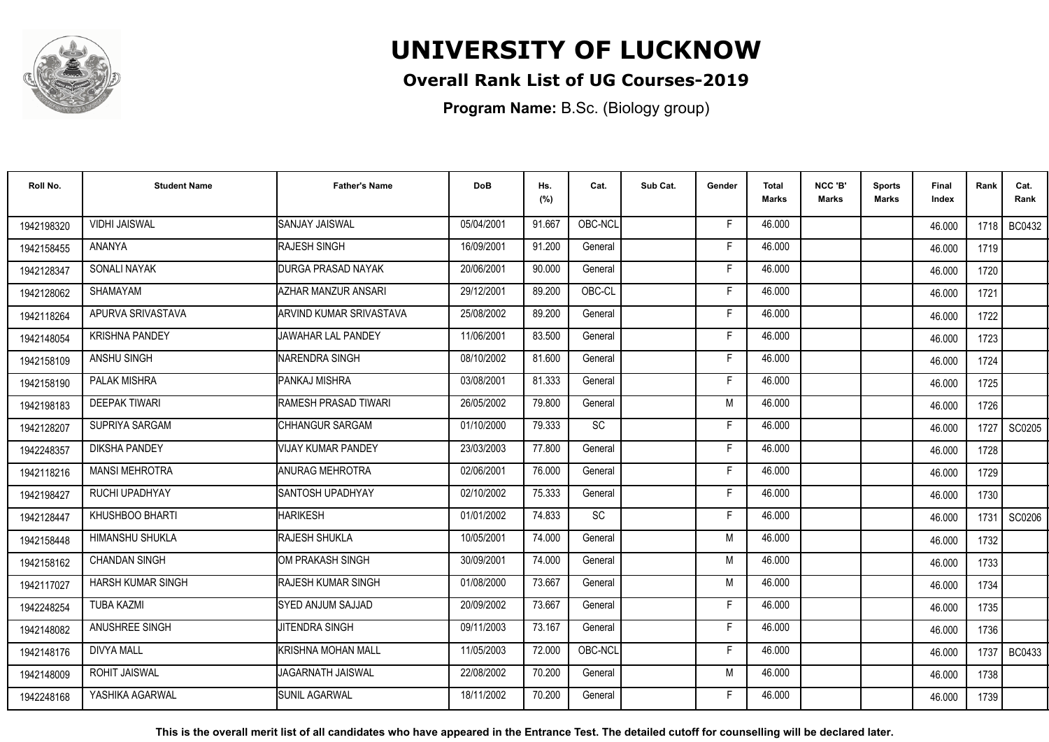# UNIVERSITY OF LUCKNOW

## Overall Rank List of UG Courses-2019

**Program Name:** B.Sc. (Biology group)

| Roll No. | Student Name | Father's Name | DoB | Hs. (%) | Cat. | Sub Cat. | Gender | Total Marks | NCC 'B' Marks | Sports Marks | Final Index | Rank | Cat. Rank |
|---|---|---|---|---|---|---|---|---|---|---|---|---|---|
| 1942198320 | VIDHI JAISWAL | SANJAY JAISWAL | 05/04/2001 | 91.667 | OBC-NCL | | F | 46.000 | | | 46.000 | 1718 | BC0432 |
| 1942158455 | ANANYA | RAJESH SINGH | 16/09/2001 | 91.200 | General | | F | 46.000 | | | 46.000 | 1719 | |
| 1942128347 | SONALI NAYAK | DURGA PRASAD NAYAK | 20/06/2001 | 90.000 | General | | F | 46.000 | | | 46.000 | 1720 | |
| 1942128062 | SHAMAYAM | AZHAR MANZUR ANSARI | 29/12/2001 | 89.200 | OBC-CL | | F | 46.000 | | | 46.000 | 1721 | |
| 1942118264 | APURVA SRIVASTAVA | ARVIND KUMAR SRIVASTAVA | 25/08/2002 | 89.200 | General | | F | 46.000 | | | 46.000 | 1722 | |
| 1942148054 | KRISHNA PANDEY | JAWAHAR LAL PANDEY | 11/06/2001 | 83.500 | General | | F | 46.000 | | | 46.000 | 1723 | |
| 1942158109 | ANSHU SINGH | NARENDRA SINGH | 08/10/2002 | 81.600 | General | | F | 46.000 | | | 46.000 | 1724 | |
| 1942158190 | PALAK MISHRA | PANKAJ MISHRA | 03/08/2001 | 81.333 | General | | F | 46.000 | | | 46.000 | 1725 | |
| 1942198183 | DEEPAK TIWARI | RAMESH PRASAD TIWARI | 26/05/2002 | 79.800 | General | | M | 46.000 | | | 46.000 | 1726 | |
| 1942128207 | SUPRIYA SARGAM | CHHANGUR SARGAM | 01/10/2000 | 79.333 | SC | | F | 46.000 | | | 46.000 | 1727 | SC0205 |
| 1942248357 | DIKSHA PANDEY | VIJAY KUMAR PANDEY | 23/03/2003 | 77.800 | General | | F | 46.000 | | | 46.000 | 1728 | |
| 1942118216 | MANSI MEHROTRA | ANURAG MEHROTRA | 02/06/2001 | 76.000 | General | | F | 46.000 | | | 46.000 | 1729 | |
| 1942198427 | RUCHI UPADHYAY | SANTOSH UPADHYAY | 02/10/2002 | 75.333 | General | | F | 46.000 | | | 46.000 | 1730 | |
| 1942128447 | KHUSHBOO BHARTI | HARIKESH | 01/01/2002 | 74.833 | SC | | F | 46.000 | | | 46.000 | 1731 | SC0206 |
| 1942158448 | HIMANSHU SHUKLA | RAJESH SHUKLA | 10/05/2001 | 74.000 | General | | M | 46.000 | | | 46.000 | 1732 | |
| 1942158162 | CHANDAN SINGH | OM PRAKASH SINGH | 30/09/2001 | 74.000 | General | | M | 46.000 | | | 46.000 | 1733 | |
| 1942117027 | HARSH KUMAR SINGH | RAJESH KUMAR SINGH | 01/08/2000 | 73.667 | General | | M | 46.000 | | | 46.000 | 1734 | |
| 1942248254 | TUBA KAZMI | SYED ANJUM SAJJAD | 20/09/2002 | 73.667 | General | | F | 46.000 | | | 46.000 | 1735 | |
| 1942148082 | ANUSHREE SINGH | JITENDRA SINGH | 09/11/2003 | 73.167 | General | | F | 46.000 | | | 46.000 | 1736 | |
| 1942148176 | DIVYA MALL | KRISHNA MOHAN MALL | 11/05/2003 | 72.000 | OBC-NCL | | F | 46.000 | | | 46.000 | 1737 | BC0433 |
| 1942148009 | ROHIT JAISWAL | JAGARNATH JAISWAL | 22/08/2002 | 70.200 | General | | M | 46.000 | | | 46.000 | 1738 | |
| 1942248168 | YASHIKA AGARWAL | SUNIL AGARWAL | 18/11/2002 | 70.200 | General | | F | 46.000 | | | 46.000 | 1739 | |

**This is the overall merit list of all candidates who have appeared in the Entrance Test. The detailed cutoff for counselling will be declared later.**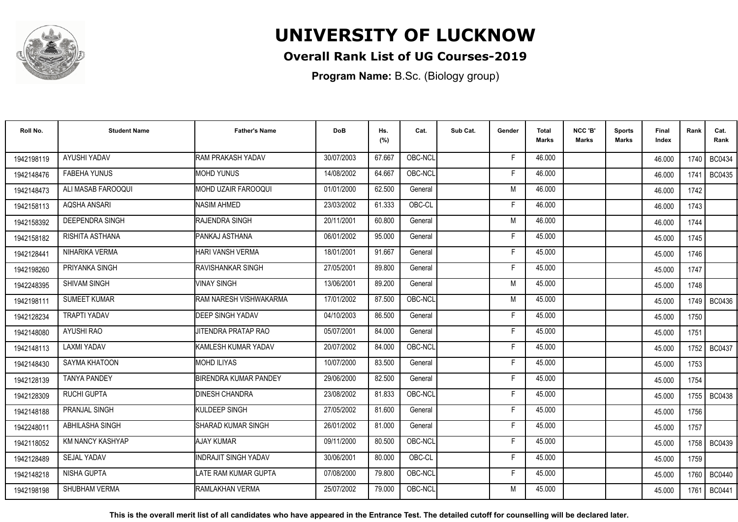# UNIVERSITY OF LUCKNOW

## Overall Rank List of UG Courses-2019

**Program Name:** B.Sc. (Biology group)

| Roll No. | Student Name | Father's Name | DoB | Hs. (%) | Cat. | Sub Cat. | Gender | Total Marks | NCC 'B' Marks | Sports Marks | Final Index | Rank | Cat. Rank |
|---|---|---|---|---|---|---|---|---|---|---|---|---|---|
| 1942198119 | AYUSHI YADAV | RAM PRAKASH YADAV | 30/07/2003 | 67.667 | OBC-NCL | | F | 46.000 | | | 46.000 | 1740 | BC0434 |
| 1942148476 | FABEHA YUNUS | MOHD YUNUS | 14/08/2002 | 64.667 | OBC-NCL | | F | 46.000 | | | 46.000 | 1741 | BC0435 |
| 1942148473 | ALI MASAB FAROOQUI | MOHD UZAIR FAROOQUI | 01/01/2000 | 62.500 | General | | M | 46.000 | | | 46.000 | 1742 | |
| 1942158113 | AQSHA ANSARI | NASIM AHMED | 23/03/2002 | 61.333 | OBC-CL | | F | 46.000 | | | 46.000 | 1743 | |
| 1942158392 | DEEPENDRA SINGH | RAJENDRA SINGH | 20/11/2001 | 60.800 | General | | M | 46.000 | | | 46.000 | 1744 | |
| 1942158182 | RISHITA ASTHANA | PANKAJ ASTHANA | 06/01/2002 | 95.000 | General | | F | 45.000 | | | 45.000 | 1745 | |
| 1942128441 | NIHARIKA VERMA | HARI VANSH VERMA | 18/01/2001 | 91.667 | General | | F | 45.000 | | | 45.000 | 1746 | |
| 1942198260 | PRIYANKA SINGH | RAVISHANKAR SINGH | 27/05/2001 | 89.800 | General | | F | 45.000 | | | 45.000 | 1747 | |
| 1942248395 | SHIVAM SINGH | VINAY SINGH | 13/06/2001 | 89.200 | General | | M | 45.000 | | | 45.000 | 1748 | |
| 1942198111 | SUMEET KUMAR | RAM NARESH VISHWAKARMA | 17/01/2002 | 87.500 | OBC-NCL | | M | 45.000 | | | 45.000 | 1749 | BC0436 |
| 1942128234 | TRAPTI YADAV | DEEP SINGH YADAV | 04/10/2003 | 86.500 | General | | F | 45.000 | | | 45.000 | 1750 | |
| 1942148080 | AYUSHI RAO | JITENDRA PRATAP RAO | 05/07/2001 | 84.000 | General | | F | 45.000 | | | 45.000 | 1751 | |
| 1942148113 | LAXMI YADAV | KAMLESH KUMAR YADAV | 20/07/2002 | 84.000 | OBC-NCL | | F | 45.000 | | | 45.000 | 1752 | BC0437 |
| 1942148430 | SAYMA KHATOON | MOHD ILIYAS | 10/07/2000 | 83.500 | General | | F | 45.000 | | | 45.000 | 1753 | |
| 1942128139 | TANYA PANDEY | BIRENDRA KUMAR PANDEY | 29/06/2000 | 82.500 | General | | F | 45.000 | | | 45.000 | 1754 | |
| 1942128309 | RUCHI GUPTA | DINESH CHANDRA | 23/08/2002 | 81.833 | OBC-NCL | | F | 45.000 | | | 45.000 | 1755 | BC0438 |
| 1942148188 | PRANJAL SINGH | KULDEEP SINGH | 27/05/2002 | 81.600 | General | | F | 45.000 | | | 45.000 | 1756 | |
| 1942248011 | ABHILASHA SINGH | SHARAD KUMAR SINGH | 26/01/2002 | 81.000 | General | | F | 45.000 | | | 45.000 | 1757 | |
| 1942118052 | KM NANCY KASHYAP | AJAY KUMAR | 09/11/2000 | 80.500 | OBC-NCL | | F | 45.000 | | | 45.000 | 1758 | BC0439 |
| 1942128489 | SEJAL YADAV | INDRAJIT SINGH YADAV | 30/06/2001 | 80.000 | OBC-CL | | F | 45.000 | | | 45.000 | 1759 | |
| 1942148218 | NISHA GUPTA | LATE RAM KUMAR GUPTA | 07/08/2000 | 79.800 | OBC-NCL | | F | 45.000 | | | 45.000 | 1760 | BC0440 |
| 1942198198 | SHUBHAM VERMA | RAMLAKHAN VERMA | 25/07/2002 | 79.000 | OBC-NCL | | M | 45.000 | | | 45.000 | 1761 | BC0441 |

**This is the overall merit list of all candidates who have appeared in the Entrance Test. The detailed cutoff for counselling will be declared later.**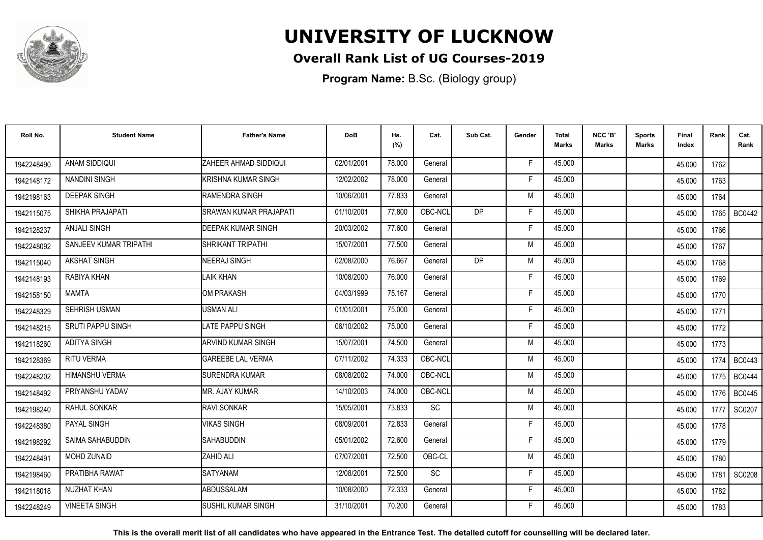# UNIVERSITY OF LUCKNOW

## Overall Rank List of UG Courses-2019

**Program Name:** B.Sc. (Biology group)

| Roll No. | Student Name | Father's Name | DoB | Hs. (%) | Cat. | Sub Cat. | Gender | Total Marks | NCC 'B' Marks | Sports Marks | Final Index | Rank | Cat. Rank |
|---|---|---|---|---|---|---|---|---|---|---|---|---|---|
| 1942248490 | ANAM SIDDIQUI | ZAHEER AHMAD SIDDIQUI | 02/01/2001 | 78.000 | General | | F | 45.000 | | | 45.000 | 1762 | |
| 1942148172 | NANDINI SINGH | KRISHNA KUMAR SINGH | 12/02/2002 | 78.000 | General | | F | 45.000 | | | 45.000 | 1763 | |
| 1942198163 | DEEPAK SINGH | RAMENDRA SINGH | 10/06/2001 | 77.833 | General | | M | 45.000 | | | 45.000 | 1764 | |
| 1942115075 | SHIKHA PRAJAPATI | SRAWAN KUMAR PRAJAPATI | 01/10/2001 | 77.800 | OBC-NCL | DP | F | 45.000 | | | 45.000 | 1765 | BC0442 |
| 1942128237 | ANJALI SINGH | DEEPAK KUMAR SINGH | 20/03/2002 | 77.600 | General | | F | 45.000 | | | 45.000 | 1766 | |
| 1942248092 | SANJEEV KUMAR TRIPATHI | SHRIKANT TRIPATHI | 15/07/2001 | 77.500 | General | | M | 45.000 | | | 45.000 | 1767 | |
| 1942115040 | AKSHAT SINGH | NEERAJ SINGH | 02/08/2000 | 76.667 | General | DP | M | 45.000 | | | 45.000 | 1768 | |
| 1942148193 | RABIYA KHAN | LAIK KHAN | 10/08/2000 | 76.000 | General | | F | 45.000 | | | 45.000 | 1769 | |
| 1942158150 | MAMTA | OM PRAKASH | 04/03/1999 | 75.167 | General | | F | 45.000 | | | 45.000 | 1770 | |
| 1942248329 | SEHRISH USMAN | USMAN ALI | 01/01/2001 | 75.000 | General | | F | 45.000 | | | 45.000 | 1771 | |
| 1942148215 | SRUTI PAPPU SINGH | LATE PAPPU SINGH | 06/10/2002 | 75.000 | General | | F | 45.000 | | | 45.000 | 1772 | |
| 1942118260 | ADITYA SINGH | ARVIND KUMAR SINGH | 15/07/2001 | 74.500 | General | | M | 45.000 | | | 45.000 | 1773 | |
| 1942128369 | RITU VERMA | GAREEBE LAL VERMA | 07/11/2002 | 74.333 | OBC-NCL | | M | 45.000 | | | 45.000 | 1774 | BC0443 |
| 1942248202 | HIMANSHU VERMA | SURENDRA KUMAR | 08/08/2002 | 74.000 | OBC-NCL | | M | 45.000 | | | 45.000 | 1775 | BC0444 |
| 1942148492 | PRIYANSHU YADAV | MR. AJAY KUMAR | 14/10/2003 | 74.000 | OBC-NCL | | M | 45.000 | | | 45.000 | 1776 | BC0445 |
| 1942198240 | RAHUL SONKAR | RAVI SONKAR | 15/05/2001 | 73.833 | SC | | M | 45.000 | | | 45.000 | 1777 | SC0207 |
| 1942248380 | PAYAL SINGH | VIKAS SINGH | 08/09/2001 | 72.833 | General | | F | 45.000 | | | 45.000 | 1778 | |
| 1942198292 | SAIMA SAHABUDDIN | SAHABUDDIN | 05/01/2002 | 72.600 | General | | F | 45.000 | | | 45.000 | 1779 | |
| 1942248491 | MOHD ZUNAID | ZAHID ALI | 07/07/2001 | 72.500 | OBC-CL | | M | 45.000 | | | 45.000 | 1780 | |
| 1942198460 | PRATIBHA RAWAT | SATYANAM | 12/08/2001 | 72.500 | SC | | F | 45.000 | | | 45.000 | 1781 | SC0208 |
| 1942118018 | NUZHAT KHAN | ABDUSSALAM | 10/08/2000 | 72.333 | General | | F | 45.000 | | | 45.000 | 1782 | |
| 1942248249 | VINEETA SINGH | SUSHIL KUMAR SINGH | 31/10/2001 | 70.200 | General | | F | 45.000 | | | 45.000 | 1783 | |

**This is the overall merit list of all candidates who have appeared in the Entrance Test. The detailed cutoff for counselling will be declared later.**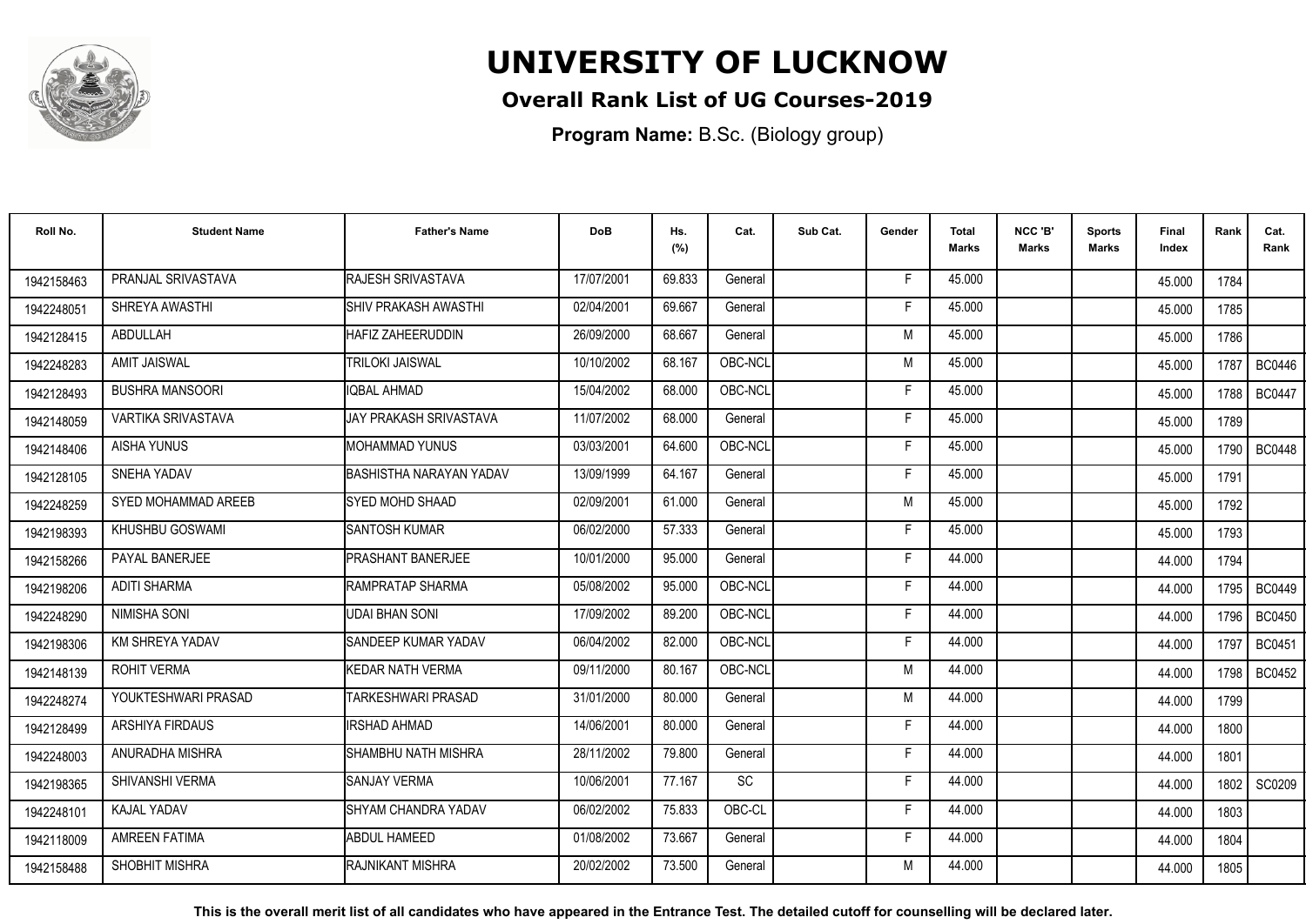# UNIVERSITY OF LUCKNOW

## Overall Rank List of UG Courses-2019

**Program Name:** B.Sc. (Biology group)

| Roll No. | Student Name | Father's Name | DoB | Hs. (%) | Cat. | Sub Cat. | Gender | Total Marks | NCC 'B' Marks | Sports Marks | Final Index | Rank | Cat. Rank |
|---|---|---|---|---|---|---|---|---|---|---|---|---|---|
| 1942158463 | PRANJAL SRIVASTAVA | RAJESH SRIVASTAVA | 17/07/2001 | 69.833 | General | | F | 45.000 | | | 45.000 | 1784 | |
| 1942248051 | SHREYA AWASTHI | SHIV PRAKASH AWASTHI | 02/04/2001 | 69.667 | General | | F | 45.000 | | | 45.000 | 1785 | |
| 1942128415 | ABDULLAH | HAFIZ ZAHEERUDDIN | 26/09/2000 | 68.667 | General | | M | 45.000 | | | 45.000 | 1786 | |
| 1942248283 | AMIT JAISWAL | TRILOKI JAISWAL | 10/10/2002 | 68.167 | OBC-NCL | | M | 45.000 | | | 45.000 | 1787 | BC0446 |
| 1942128493 | BUSHRA MANSOORI | IQBAL AHMAD | 15/04/2002 | 68.000 | OBC-NCL | | F | 45.000 | | | 45.000 | 1788 | BC0447 |
| 1942148059 | VARTIKA SRIVASTAVA | JAY PRAKASH SRIVASTAVA | 11/07/2002 | 68.000 | General | | F | 45.000 | | | 45.000 | 1789 | |
| 1942148406 | AISHA YUNUS | MOHAMMAD YUNUS | 03/03/2001 | 64.600 | OBC-NCL | | F | 45.000 | | | 45.000 | 1790 | BC0448 |
| 1942128105 | SNEHA YADAV | BASHISTHA NARAYAN YADAV | 13/09/1999 | 64.167 | General | | F | 45.000 | | | 45.000 | 1791 | |
| 1942248259 | SYED MOHAMMAD AREEB | SYED MOHD SHAAD | 02/09/2001 | 61.000 | General | | M | 45.000 | | | 45.000 | 1792 | |
| 1942198393 | KHUSHBU GOSWAMI | SANTOSH KUMAR | 06/02/2000 | 57.333 | General | | F | 45.000 | | | 45.000 | 1793 | |
| 1942158266 | PAYAL BANERJEE | PRASHANT BANERJEE | 10/01/2000 | 95.000 | General | | F | 44.000 | | | 44.000 | 1794 | |
| 1942198206 | ADITI SHARMA | RAMPRATAP SHARMA | 05/08/2002 | 95.000 | OBC-NCL | | F | 44.000 | | | 44.000 | 1795 | BC0449 |
| 1942248290 | NIMISHA SONI | UDAI BHAN SONI | 17/09/2002 | 89.200 | OBC-NCL | | F | 44.000 | | | 44.000 | 1796 | BC0450 |
| 1942198306 | KM SHREYA YADAV | SANDEEP KUMAR YADAV | 06/04/2002 | 82.000 | OBC-NCL | | F | 44.000 | | | 44.000 | 1797 | BC0451 |
| 1942148139 | ROHIT VERMA | KEDAR NATH VERMA | 09/11/2000 | 80.167 | OBC-NCL | | M | 44.000 | | | 44.000 | 1798 | BC0452 |
| 1942248274 | YOUKTESHWARI PRASAD | TARKESHWARI PRASAD | 31/01/2000 | 80.000 | General | | M | 44.000 | | | 44.000 | 1799 | |
| 1942128499 | ARSHIYA FIRDAUS | IRSHAD AHMAD | 14/06/2001 | 80.000 | General | | F | 44.000 | | | 44.000 | 1800 | |
| 1942248003 | ANURADHA MISHRA | SHAMBHU NATH MISHRA | 28/11/2002 | 79.800 | General | | F | 44.000 | | | 44.000 | 1801 | |
| 1942198365 | SHIVANSHI VERMA | SANJAY VERMA | 10/06/2001 | 77.167 | SC | | F | 44.000 | | | 44.000 | 1802 | SC0209 |
| 1942248101 | KAJAL YADAV | SHYAM CHANDRA YADAV | 06/02/2002 | 75.833 | OBC-CL | | F | 44.000 | | | 44.000 | 1803 | |
| 1942118009 | AMREEN FATIMA | ABDUL HAMEED | 01/08/2002 | 73.667 | General | | F | 44.000 | | | 44.000 | 1804 | |
| 1942158488 | SHOBHIT MISHRA | RAJNIKANT MISHRA | 20/02/2002 | 73.500 | General | | M | 44.000 | | | 44.000 | 1805 | |

**This is the overall merit list of all candidates who have appeared in the Entrance Test. The detailed cutoff for counselling will be declared later.**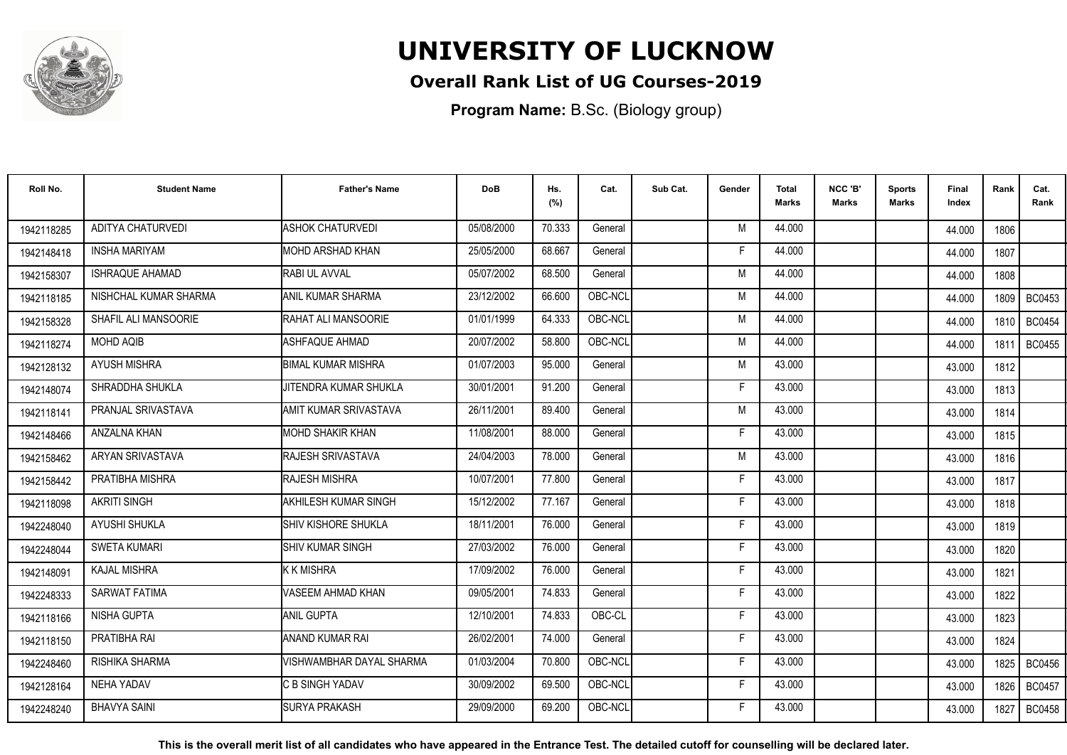# UNIVERSITY OF LUCKNOW

## Overall Rank List of UG Courses-2019

**Program Name:** B.Sc. (Biology group)

| Roll No. | Student Name | Father's Name | DoB | Hs. (%) | Cat. | Sub Cat. | Gender | Total Marks | NCC 'B' Marks | Sports Marks | Final Index | Rank | Cat. Rank |
|---|---|---|---|---|---|---|---|---|---|---|---|---|---|
| 1942118285 | ADITYA CHATURVEDI | ASHOK CHATURVEDI | 05/08/2000 | 70.333 | General | | M | 44.000 | | | 44.000 | 1806 | |
| 1942148418 | INSHA MARIYAM | MOHD ARSHAD KHAN | 25/05/2000 | 68.667 | General | | F | 44.000 | | | 44.000 | 1807 | |
| 1942158307 | ISHRAQUE AHAMAD | RABI UL AVVAL | 05/07/2002 | 68.500 | General | | M | 44.000 | | | 44.000 | 1808 | |
| 1942118185 | NISHCHAL KUMAR SHARMA | ANIL KUMAR SHARMA | 23/12/2002 | 66.600 | OBC-NCL | | M | 44.000 | | | 44.000 | 1809 | BC0453 |
| 1942158328 | SHAFIL ALI MANSOORIE | RAHAT ALI MANSOORIE | 01/01/1999 | 64.333 | OBC-NCL | | M | 44.000 | | | 44.000 | 1810 | BC0454 |
| 1942118274 | MOHD AQIB | ASHFAQUE AHMAD | 20/07/2002 | 58.800 | OBC-NCL | | M | 44.000 | | | 44.000 | 1811 | BC0455 |
| 1942128132 | AYUSH MISHRA | BIMAL KUMAR MISHRA | 01/07/2003 | 95.000 | General | | M | 43.000 | | | 43.000 | 1812 | |
| 1942148074 | SHRADDHA SHUKLA | JITENDRA KUMAR SHUKLA | 30/01/2001 | 91.200 | General | | F | 43.000 | | | 43.000 | 1813 | |
| 1942118141 | PRANJAL SRIVASTAVA | AMIT KUMAR SRIVASTAVA | 26/11/2001 | 89.400 | General | | M | 43.000 | | | 43.000 | 1814 | |
| 1942148466 | ANZALNA KHAN | MOHD SHAKIR KHAN | 11/08/2001 | 88.000 | General | | F | 43.000 | | | 43.000 | 1815 | |
| 1942158462 | ARYAN SRIVASTAVA | RAJESH SRIVASTAVA | 24/04/2003 | 78.000 | General | | M | 43.000 | | | 43.000 | 1816 | |
| 1942158442 | PRATIBHA MISHRA | RAJESH MISHRA | 10/07/2001 | 77.800 | General | | F | 43.000 | | | 43.000 | 1817 | |
| 1942118098 | AKRITI SINGH | AKHILESH KUMAR SINGH | 15/12/2002 | 77.167 | General | | F | 43.000 | | | 43.000 | 1818 | |
| 1942248040 | AYUSHI SHUKLA | SHIV KISHORE SHUKLA | 18/11/2001 | 76.000 | General | | F | 43.000 | | | 43.000 | 1819 | |
| 1942248044 | SWETA KUMARI | SHIV KUMAR SINGH | 27/03/2002 | 76.000 | General | | F | 43.000 | | | 43.000 | 1820 | |
| 1942148091 | KAJAL MISHRA | K K MISHRA | 17/09/2002 | 76.000 | General | | F | 43.000 | | | 43.000 | 1821 | |
| 1942248333 | SARWAT FATIMA | VASEEM AHMAD KHAN | 09/05/2001 | 74.833 | General | | F | 43.000 | | | 43.000 | 1822 | |
| 1942118166 | NISHA GUPTA | ANIL GUPTA | 12/10/2001 | 74.833 | OBC-CL | | F | 43.000 | | | 43.000 | 1823 | |
| 1942118150 | PRATIBHA RAI | ANAND KUMAR RAI | 26/02/2001 | 74.000 | General | | F | 43.000 | | | 43.000 | 1824 | |
| 1942248460 | RISHIKA SHARMA | VISHWAMBHAR DAYAL SHARMA | 01/03/2004 | 70.800 | OBC-NCL | | F | 43.000 | | | 43.000 | 1825 | BC0456 |
| 1942128164 | NEHA YADAV | C B SINGH YADAV | 30/09/2002 | 69.500 | OBC-NCL | | F | 43.000 | | | 43.000 | 1826 | BC0457 |
| 1942248240 | BHAVYA SAINI | SURYA PRAKASH | 29/09/2000 | 69.200 | OBC-NCL | | F | 43.000 | | | 43.000 | 1827 | BC0458 |

**This is the overall merit list of all candidates who have appeared in the Entrance Test. The detailed cutoff for counselling will be declared later.**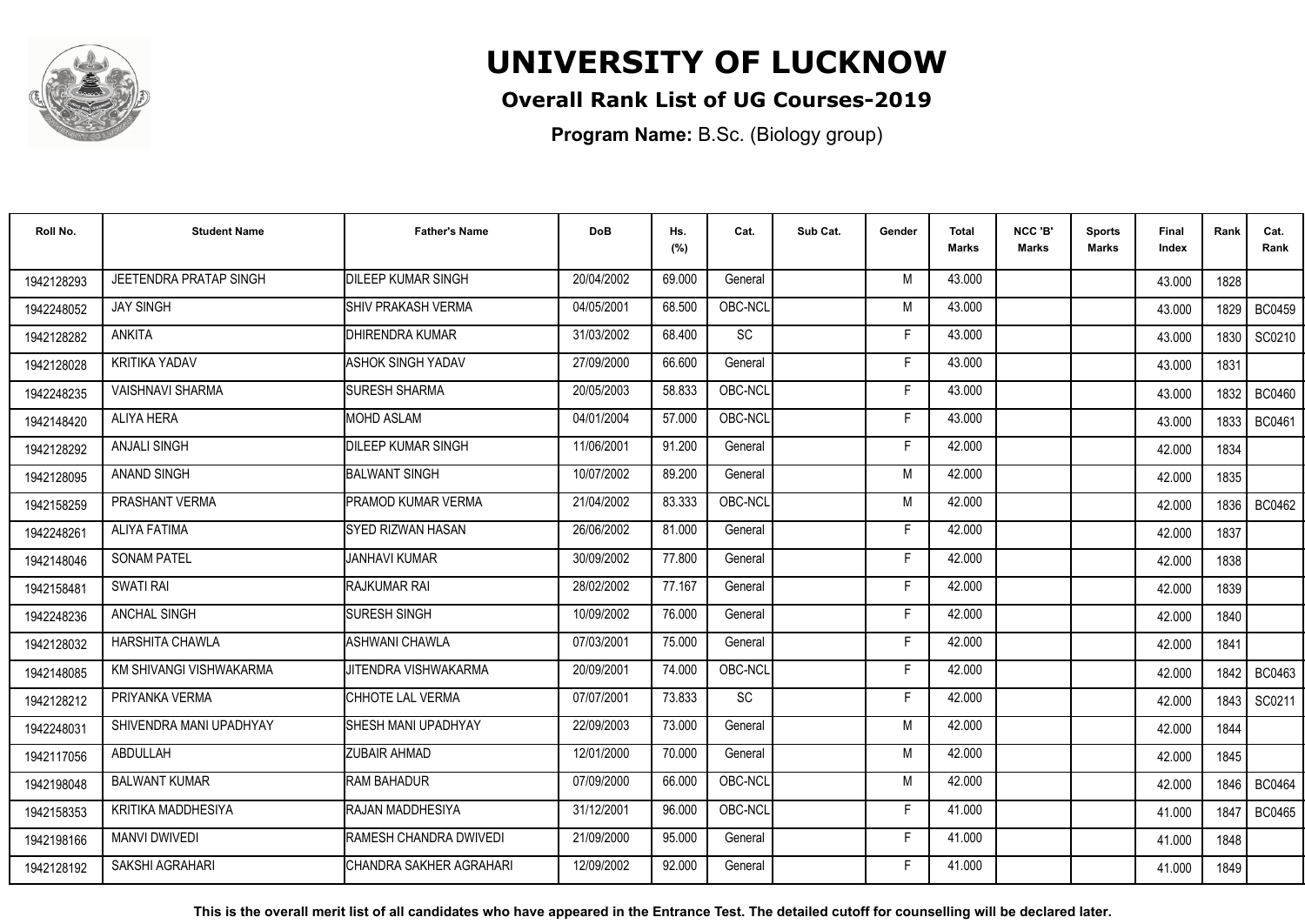# UNIVERSITY OF LUCKNOW

## Overall Rank List of UG Courses-2019

**Program Name:** B.Sc. (Biology group)

| Roll No. | Student Name | Father's Name | DoB | Hs. (%) | Cat. | Sub Cat. | Gender | Total Marks | NCC 'B' Marks | Sports Marks | Final Index | Rank | Cat. Rank |
|---|---|---|---|---|---|---|---|---|---|---|---|---|---|
| 1942128293 | JEETENDRA PRATAP SINGH | DILEEP KUMAR SINGH | 20/04/2002 | 69.000 | General | | M | 43.000 | | | 43.000 | 1828 | |
| 1942248052 | JAY SINGH | SHIV PRAKASH VERMA | 04/05/2001 | 68.500 | OBC-NCL | | M | 43.000 | | | 43.000 | 1829 | BC0459 |
| 1942128282 | ANKITA | DHIRENDRA KUMAR | 31/03/2002 | 68.400 | SC | | F | 43.000 | | | 43.000 | 1830 | SC0210 |
| 1942128028 | KRITIKA YADAV | ASHOK SINGH YADAV | 27/09/2000 | 66.600 | General | | F | 43.000 | | | 43.000 | 1831 | |
| 1942248235 | VAISHNAVI SHARMA | SURESH SHARMA | 20/05/2003 | 58.833 | OBC-NCL | | F | 43.000 | | | 43.000 | 1832 | BC0460 |
| 1942148420 | ALIYA HERA | MOHD ASLAM | 04/01/2004 | 57.000 | OBC-NCL | | F | 43.000 | | | 43.000 | 1833 | BC0461 |
| 1942128292 | ANJALI SINGH | DILEEP KUMAR SINGH | 11/06/2001 | 91.200 | General | | F | 42.000 | | | 42.000 | 1834 | |
| 1942128095 | ANAND SINGH | BALWANT SINGH | 10/07/2002 | 89.200 | General | | M | 42.000 | | | 42.000 | 1835 | |
| 1942158259 | PRASHANT VERMA | PRAMOD KUMAR VERMA | 21/04/2002 | 83.333 | OBC-NCL | | M | 42.000 | | | 42.000 | 1836 | BC0462 |
| 1942248261 | ALIYA FATIMA | SYED RIZWAN HASAN | 26/06/2002 | 81.000 | General | | F | 42.000 | | | 42.000 | 1837 | |
| 1942148046 | SONAM PATEL | JANHAVI KUMAR | 30/09/2002 | 77.800 | General | | F | 42.000 | | | 42.000 | 1838 | |
| 1942158481 | SWATI RAI | RAJKUMAR RAI | 28/02/2002 | 77.167 | General | | F | 42.000 | | | 42.000 | 1839 | |
| 1942248236 | ANCHAL SINGH | SURESH SINGH | 10/09/2002 | 76.000 | General | | F | 42.000 | | | 42.000 | 1840 | |
| 1942128032 | HARSHITA CHAWLA | ASHWANI CHAWLA | 07/03/2001 | 75.000 | General | | F | 42.000 | | | 42.000 | 1841 | |
| 1942148085 | KM SHIVANGI VISHWAKARMA | JITENDRA VISHWAKARMA | 20/09/2001 | 74.000 | OBC-NCL | | F | 42.000 | | | 42.000 | 1842 | BC0463 |
| 1942128212 | PRIYANKA VERMA | CHHOTE LAL VERMA | 07/07/2001 | 73.833 | SC | | F | 42.000 | | | 42.000 | 1843 | SC0211 |
| 1942248031 | SHIVENDRA MANI UPADHYAY | SHESH MANI UPADHYAY | 22/09/2003 | 73.000 | General | | M | 42.000 | | | 42.000 | 1844 | |
| 1942117056 | ABDULLAH | ZUBAIR AHMAD | 12/01/2000 | 70.000 | General | | M | 42.000 | | | 42.000 | 1845 | |
| 1942198048 | BALWANT KUMAR | RAM BAHADUR | 07/09/2000 | 66.000 | OBC-NCL | | M | 42.000 | | | 42.000 | 1846 | BC0464 |
| 1942158353 | KRITIKA MADDHESIYA | RAJAN MADDHESIYA | 31/12/2001 | 96.000 | OBC-NCL | | F | 41.000 | | | 41.000 | 1847 | BC0465 |
| 1942198166 | MANVI DWIVEDI | RAMESH CHANDRA DWIVEDI | 21/09/2000 | 95.000 | General | | F | 41.000 | | | 41.000 | 1848 | |
| 1942128192 | SAKSHI AGRAHARI | CHANDRA SAKHER AGRAHARI | 12/09/2002 | 92.000 | General | | F | 41.000 | | | 41.000 | 1849 | |

**This is the overall merit list of all candidates who have appeared in the Entrance Test. The detailed cutoff for counselling will be declared later.**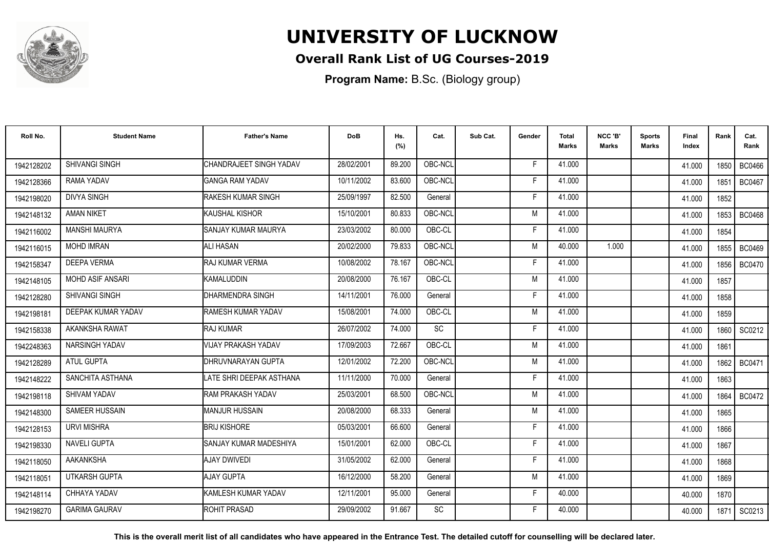# UNIVERSITY OF LUCKNOW

## Overall Rank List of UG Courses-2019

**Program Name:** B.Sc. (Biology group)

| Roll No. | Student Name | Father's Name | DoB | Hs. (%) | Cat. | Sub Cat. | Gender | Total Marks | NCC 'B' Marks | Sports Marks | Final Index | Rank | Cat. Rank |
|---|---|---|---|---|---|---|---|---|---|---|---|---|---|
| 1942128202 | SHIVANGI SINGH | CHANDRAJEET SINGH YADAV | 28/02/2001 | 89.200 | OBC-NCL | | F | 41.000 | | | 41.000 | 1850 | BC0466 |
| 1942128366 | RAMA YADAV | GANGA RAM YADAV | 10/11/2002 | 83.600 | OBC-NCL | | F | 41.000 | | | 41.000 | 1851 | BC0467 |
| 1942198020 | DIVYA SINGH | RAKESH KUMAR SINGH | 25/09/1997 | 82.500 | General | | F | 41.000 | | | 41.000 | 1852 | |
| 1942148132 | AMAN NIKET | KAUSHAL KISHOR | 15/10/2001 | 80.833 | OBC-NCL | | M | 41.000 | | | 41.000 | 1853 | BC0468 |
| 1942116002 | MANSHI MAURYA | SANJAY KUMAR MAURYA | 23/03/2002 | 80.000 | OBC-CL | | F | 41.000 | | | 41.000 | 1854 | |
| 1942116015 | MOHD IMRAN | ALI HASAN | 20/02/2000 | 79.833 | OBC-NCL | | M | 40.000 | 1.000 | | 41.000 | 1855 | BC0469 |
| 1942158347 | DEEPA VERMA | RAJ KUMAR VERMA | 10/08/2002 | 78.167 | OBC-NCL | | F | 41.000 | | | 41.000 | 1856 | BC0470 |
| 1942148105 | MOHD ASIF ANSARI | KAMALUDDIN | 20/08/2000 | 76.167 | OBC-CL | | M | 41.000 | | | 41.000 | 1857 | |
| 1942128280 | SHIVANGI SINGH | DHARMENDRA SINGH | 14/11/2001 | 76.000 | General | | F | 41.000 | | | 41.000 | 1858 | |
| 1942198181 | DEEPAK KUMAR YADAV | RAMESH KUMAR YADAV | 15/08/2001 | 74.000 | OBC-CL | | M | 41.000 | | | 41.000 | 1859 | |
| 1942158338 | AKANKSHA RAWAT | RAJ KUMAR | 26/07/2002 | 74.000 | SC | | F | 41.000 | | | 41.000 | 1860 | SC0212 |
| 1942248363 | NARSINGH YADAV | VIJAY PRAKASH YADAV | 17/09/2003 | 72.667 | OBC-CL | | M | 41.000 | | | 41.000 | 1861 | |
| 1942128289 | ATUL GUPTA | DHRUVNARAYAN GUPTA | 12/01/2002 | 72.200 | OBC-NCL | | M | 41.000 | | | 41.000 | 1862 | BC0471 |
| 1942148222 | SANCHITA ASTHANA | LATE SHRI DEEPAK ASTHANA | 11/11/2000 | 70.000 | General | | F | 41.000 | | | 41.000 | 1863 | |
| 1942198118 | SHIVAM YADAV | RAM PRAKASH YADAV | 25/03/2001 | 68.500 | OBC-NCL | | M | 41.000 | | | 41.000 | 1864 | BC0472 |
| 1942148300 | SAMEER HUSSAIN | MANJUR HUSSAIN | 20/08/2000 | 68.333 | General | | M | 41.000 | | | 41.000 | 1865 | |
| 1942128153 | URVI MISHRA | BRIJ KISHORE | 05/03/2001 | 66.600 | General | | F | 41.000 | | | 41.000 | 1866 | |
| 1942198330 | NAVELI GUPTA | SANJAY KUMAR MADESHIYA | 15/01/2001 | 62.000 | OBC-CL | | F | 41.000 | | | 41.000 | 1867 | |
| 1942118050 | AAKANKSHA | AJAY DWIVEDI | 31/05/2002 | 62.000 | General | | F | 41.000 | | | 41.000 | 1868 | |
| 1942118051 | UTKARSH GUPTA | AJAY GUPTA | 16/12/2000 | 58.200 | General | | M | 41.000 | | | 41.000 | 1869 | |
| 1942148114 | CHHAYA YADAV | KAMLESH KUMAR YADAV | 12/11/2001 | 95.000 | General | | F | 40.000 | | | 40.000 | 1870 | |
| 1942198270 | GARIMA GAURAV | ROHIT PRASAD | 29/09/2002 | 91.667 | SC | | F | 40.000 | | | 40.000 | 1871 | SC0213 |

**This is the overall merit list of all candidates who have appeared in the Entrance Test. The detailed cutoff for counselling will be declared later.**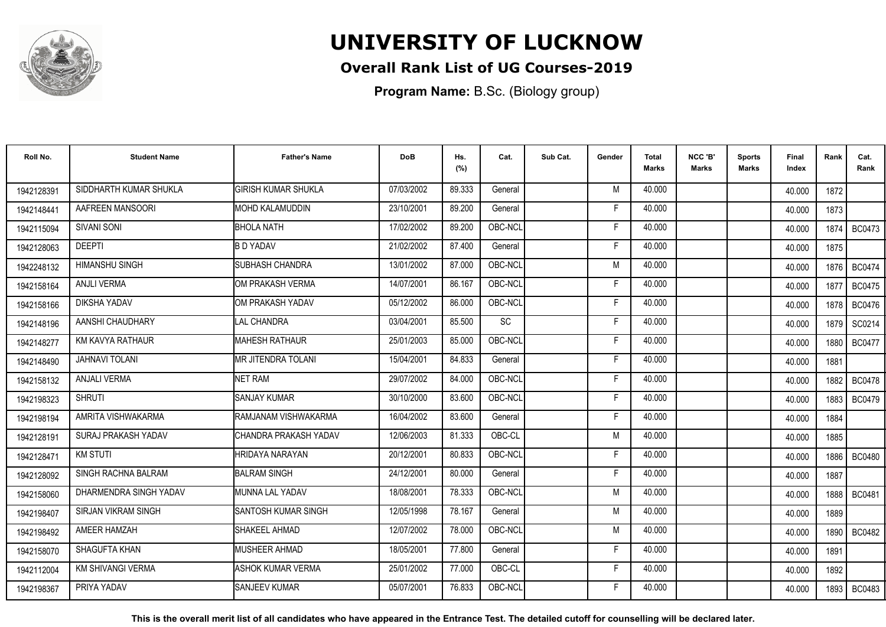# UNIVERSITY OF LUCKNOW

## Overall Rank List of UG Courses-2019

**Program Name:** B.Sc. (Biology group)

| Roll No. | Student Name | Father's Name | DoB | Hs. (%) | Cat. | Sub Cat. | Gender | Total Marks | NCC 'B' Marks | Sports Marks | Final Index | Rank | Cat. Rank |
|---|---|---|---|---|---|---|---|---|---|---|---|---|---|
| 1942128391 | SIDDHARTH KUMAR SHUKLA | GIRISH KUMAR SHUKLA | 07/03/2002 | 89.333 | General | | M | 40.000 | | | 40.000 | 1872 | |
| 1942148441 | AAFREEN MANSOORI | MOHD KALAMUDDIN | 23/10/2001 | 89.200 | General | | F | 40.000 | | | 40.000 | 1873 | |
| 1942115094 | SIVANI SONI | BHOLA NATH | 17/02/2002 | 89.200 | OBC-NCL | | F | 40.000 | | | 40.000 | 1874 | BC0473 |
| 1942128063 | DEEPTI | B D YADAV | 21/02/2002 | 87.400 | General | | F | 40.000 | | | 40.000 | 1875 | |
| 1942248132 | HIMANSHU SINGH | SUBHASH CHANDRA | 13/01/2002 | 87.000 | OBC-NCL | | M | 40.000 | | | 40.000 | 1876 | BC0474 |
| 1942158164 | ANJLI VERMA | OM PRAKASH VERMA | 14/07/2001 | 86.167 | OBC-NCL | | F | 40.000 | | | 40.000 | 1877 | BC0475 |
| 1942158166 | DIKSHA YADAV | OM PRAKASH YADAV | 05/12/2002 | 86.000 | OBC-NCL | | F | 40.000 | | | 40.000 | 1878 | BC0476 |
| 1942148196 | AANSHI CHAUDHARY | LAL CHANDRA | 03/04/2001 | 85.500 | SC | | F | 40.000 | | | 40.000 | 1879 | SC0214 |
| 1942148277 | KM KAVYA RATHAUR | MAHESH RATHAUR | 25/01/2003 | 85.000 | OBC-NCL | | F | 40.000 | | | 40.000 | 1880 | BC0477 |
| 1942148490 | JAHNAVI TOLANI | MR JITENDRA TOLANI | 15/04/2001 | 84.833 | General | | F | 40.000 | | | 40.000 | 1881 | |
| 1942158132 | ANJALI VERMA | NET RAM | 29/07/2002 | 84.000 | OBC-NCL | | F | 40.000 | | | 40.000 | 1882 | BC0478 |
| 1942198323 | SHRUTI | SANJAY KUMAR | 30/10/2000 | 83.600 | OBC-NCL | | F | 40.000 | | | 40.000 | 1883 | BC0479 |
| 1942198194 | AMRITA VISHWAKARMA | RAMJANAM VISHWAKARMA | 16/04/2002 | 83.600 | General | | F | 40.000 | | | 40.000 | 1884 | |
| 1942128191 | SURAJ PRAKASH YADAV | CHANDRA PRAKASH YADAV | 12/06/2003 | 81.333 | OBC-CL | | M | 40.000 | | | 40.000 | 1885 | |
| 1942128471 | KM STUTI | HRIDAYA NARAYAN | 20/12/2001 | 80.833 | OBC-NCL | | F | 40.000 | | | 40.000 | 1886 | BC0480 |
| 1942128092 | SINGH RACHNA BALRAM | BALRAM SINGH | 24/12/2001 | 80.000 | General | | F | 40.000 | | | 40.000 | 1887 | |
| 1942158060 | DHARMENDRA SINGH YADAV | MUNNA LAL YADAV | 18/08/2001 | 78.333 | OBC-NCL | | M | 40.000 | | | 40.000 | 1888 | BC0481 |
| 1942198407 | SIRJAN VIKRAM SINGH | SANTOSH KUMAR SINGH | 12/05/1998 | 78.167 | General | | M | 40.000 | | | 40.000 | 1889 | |
| 1942198492 | AMEER HAMZAH | SHAKEEL AHMAD | 12/07/2002 | 78.000 | OBC-NCL | | M | 40.000 | | | 40.000 | 1890 | BC0482 |
| 1942158070 | SHAGUFTA KHAN | MUSHEER AHMAD | 18/05/2001 | 77.800 | General | | F | 40.000 | | | 40.000 | 1891 | |
| 1942112004 | KM SHIVANGI VERMA | ASHOK KUMAR VERMA | 25/01/2002 | 77.000 | OBC-CL | | F | 40.000 | | | 40.000 | 1892 | |
| 1942198367 | PRIYA YADAV | SANJEEV KUMAR | 05/07/2001 | 76.833 | OBC-NCL | | F | 40.000 | | | 40.000 | 1893 | BC0483 |

**This is the overall merit list of all candidates who have appeared in the Entrance Test. The detailed cutoff for counselling will be declared later.**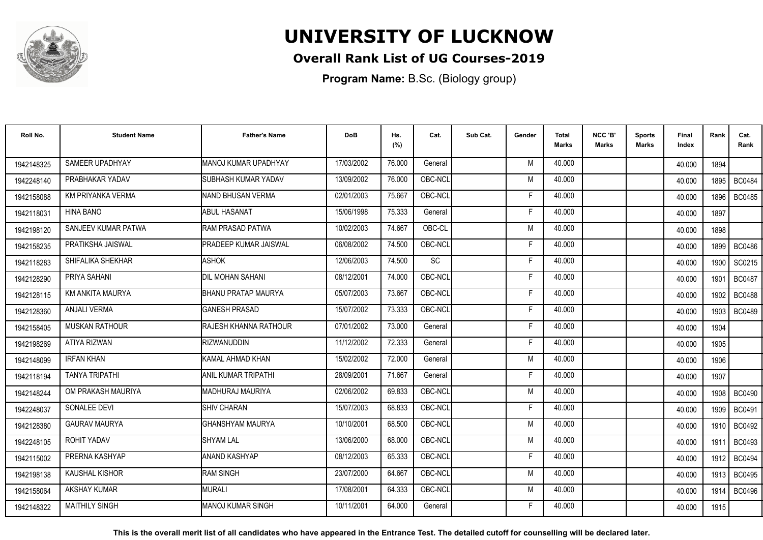# UNIVERSITY OF LUCKNOW

## Overall Rank List of UG Courses-2019

**Program Name:** B.Sc. (Biology group)

| Roll No. | Student Name | Father's Name | DoB | Hs. (%) | Cat. | Sub Cat. | Gender | Total Marks | NCC 'B' Marks | Sports Marks | Final Index | Rank | Cat. Rank |
|---|---|---|---|---|---|---|---|---|---|---|---|---|---|
| 1942148325 | SAMEER UPADHYAY | MANOJ KUMAR UPADHYAY | 17/03/2002 | 76.000 | General | | M | 40.000 | | | 40.000 | 1894 | |
| 1942248140 | PRABHAKAR YADAV | SUBHASH KUMAR YADAV | 13/09/2002 | 76.000 | OBC-NCL | | M | 40.000 | | | 40.000 | 1895 | BC0484 |
| 1942158088 | KM PRIYANKA VERMA | NAND BHUSAN VERMA | 02/01/2003 | 75.667 | OBC-NCL | | F | 40.000 | | | 40.000 | 1896 | BC0485 |
| 1942118031 | HINA BANO | ABUL HASANAT | 15/06/1998 | 75.333 | General | | F | 40.000 | | | 40.000 | 1897 | |
| 1942198120 | SANJEEV KUMAR PATWA | RAM PRASAD PATWA | 10/02/2003 | 74.667 | OBC-CL | | M | 40.000 | | | 40.000 | 1898 | |
| 1942158235 | PRATIKSHA JAISWAL | PRADEEP KUMAR JAISWAL | 06/08/2002 | 74.500 | OBC-NCL | | F | 40.000 | | | 40.000 | 1899 | BC0486 |
| 1942118283 | SHIFALIKA SHEKHAR | ASHOK | 12/06/2003 | 74.500 | SC | | F | 40.000 | | | 40.000 | 1900 | SC0215 |
| 1942128290 | PRIYA SAHANI | DIL MOHAN SAHANI | 08/12/2001 | 74.000 | OBC-NCL | | F | 40.000 | | | 40.000 | 1901 | BC0487 |
| 1942128115 | KM ANKITA MAURYA | BHANU PRATAP MAURYA | 05/07/2003 | 73.667 | OBC-NCL | | F | 40.000 | | | 40.000 | 1902 | BC0488 |
| 1942128360 | ANJALI VERMA | GANESH PRASAD | 15/07/2002 | 73.333 | OBC-NCL | | F | 40.000 | | | 40.000 | 1903 | BC0489 |
| 1942158405 | MUSKAN RATHOUR | RAJESH KHANNA RATHOUR | 07/01/2002 | 73.000 | General | | F | 40.000 | | | 40.000 | 1904 | |
| 1942198269 | ATIYA RIZWAN | RIZWANUDDIN | 11/12/2002 | 72.333 | General | | F | 40.000 | | | 40.000 | 1905 | |
| 1942148099 | IRFAN KHAN | KAMAL AHMAD KHAN | 15/02/2002 | 72.000 | General | | M | 40.000 | | | 40.000 | 1906 | |
| 1942118194 | TANYA TRIPATHI | ANIL KUMAR TRIPATHI | 28/09/2001 | 71.667 | General | | F | 40.000 | | | 40.000 | 1907 | |
| 1942148244 | OM PRAKASH MAURIYA | MADHURAJ MAURIYA | 02/06/2002 | 69.833 | OBC-NCL | | M | 40.000 | | | 40.000 | 1908 | BC0490 |
| 1942248037 | SONALEE DEVI | SHIV CHARAN | 15/07/2003 | 68.833 | OBC-NCL | | F | 40.000 | | | 40.000 | 1909 | BC0491 |
| 1942128380 | GAURAV MAURYA | GHANSHYAM MAURYA | 10/10/2001 | 68.500 | OBC-NCL | | M | 40.000 | | | 40.000 | 1910 | BC0492 |
| 1942248105 | ROHIT YADAV | SHYAM LAL | 13/06/2000 | 68.000 | OBC-NCL | | M | 40.000 | | | 40.000 | 1911 | BC0493 |
| 1942115002 | PRERNA KASHYAP | ANAND KASHYAP | 08/12/2003 | 65.333 | OBC-NCL | | F | 40.000 | | | 40.000 | 1912 | BC0494 |
| 1942198138 | KAUSHAL KISHOR | RAM SINGH | 23/07/2000 | 64.667 | OBC-NCL | | M | 40.000 | | | 40.000 | 1913 | BC0495 |
| 1942158064 | AKSHAY KUMAR | MURALI | 17/08/2001 | 64.333 | OBC-NCL | | M | 40.000 | | | 40.000 | 1914 | BC0496 |
| 1942148322 | MAITHILY SINGH | MANOJ KUMAR SINGH | 10/11/2001 | 64.000 | General | | F | 40.000 | | | 40.000 | 1915 | |

**This is the overall merit list of all candidates who have appeared in the Entrance Test. The detailed cutoff for counselling will be declared later.**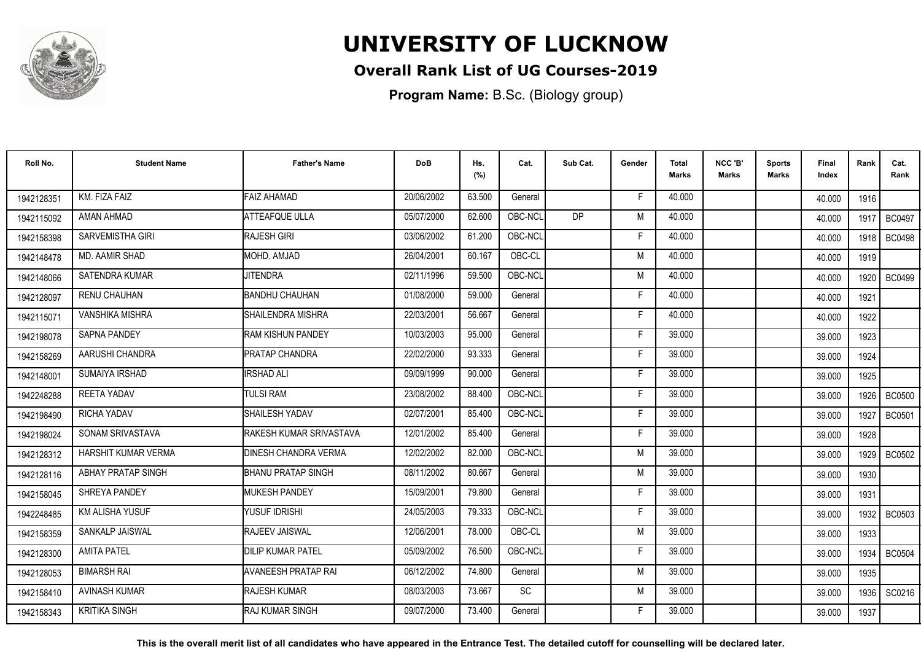# UNIVERSITY OF LUCKNOW

## Overall Rank List of UG Courses-2019

**Program Name:** B.Sc. (Biology group)

| Roll No. | Student Name | Father's Name | DoB | Hs. (%) | Cat. | Sub Cat. | Gender | Total Marks | NCC 'B' Marks | Sports Marks | Final Index | Rank | Cat. Rank |
|---|---|---|---|---|---|---|---|---|---|---|---|---|---|
| 1942128351 | KM. FIZA FAIZ | FAIZ AHAMAD | 20/06/2002 | 63.500 | General | | F | 40.000 | | | 40.000 | 1916 | |
| 1942115092 | AMAN AHMAD | ATTEAFQUE ULLA | 05/07/2000 | 62.600 | OBC-NCL | DP | M | 40.000 | | | 40.000 | 1917 | BC0497 |
| 1942158398 | SARVEMISTHA GIRI | RAJESH GIRI | 03/06/2002 | 61.200 | OBC-NCL | | F | 40.000 | | | 40.000 | 1918 | BC0498 |
| 1942148478 | MD. AAMIR SHAD | MOHD. AMJAD | 26/04/2001 | 60.167 | OBC-CL | | M | 40.000 | | | 40.000 | 1919 | |
| 1942148066 | SATENDRA KUMAR | JITENDRA | 02/11/1996 | 59.500 | OBC-NCL | | M | 40.000 | | | 40.000 | 1920 | BC0499 |
| 1942128097 | RENU CHAUHAN | BANDHU CHAUHAN | 01/08/2000 | 59.000 | General | | F | 40.000 | | | 40.000 | 1921 | |
| 1942115071 | VANSHIKA MISHRA | SHAILENDRA MISHRA | 22/03/2001 | 56.667 | General | | F | 40.000 | | | 40.000 | 1922 | |
| 1942198078 | SAPNA PANDEY | RAM KISHUN PANDEY | 10/03/2003 | 95.000 | General | | F | 39.000 | | | 39.000 | 1923 | |
| 1942158269 | AARUSHI CHANDRA | PRATAP CHANDRA | 22/02/2000 | 93.333 | General | | F | 39.000 | | | 39.000 | 1924 | |
| 1942148001 | SUMAIYA IRSHAD | IRSHAD ALI | 09/09/1999 | 90.000 | General | | F | 39.000 | | | 39.000 | 1925 | |
| 1942248288 | REETA YADAV | TULSI RAM | 23/08/2002 | 88.400 | OBC-NCL | | F | 39.000 | | | 39.000 | 1926 | BC0500 |
| 1942198490 | RICHA YADAV | SHAILESH YADAV | 02/07/2001 | 85.400 | OBC-NCL | | F | 39.000 | | | 39.000 | 1927 | BC0501 |
| 1942198024 | SONAM SRIVASTAVA | RAKESH KUMAR SRIVASTAVA | 12/01/2002 | 85.400 | General | | F | 39.000 | | | 39.000 | 1928 | |
| 1942128312 | HARSHIT KUMAR VERMA | DINESH CHANDRA VERMA | 12/02/2002 | 82.000 | OBC-NCL | | M | 39.000 | | | 39.000 | 1929 | BC0502 |
| 1942128116 | ABHAY PRATAP SINGH | BHANU PRATAP SINGH | 08/11/2002 | 80.667 | General | | M | 39.000 | | | 39.000 | 1930 | |
| 1942158045 | SHREYA PANDEY | MUKESH PANDEY | 15/09/2001 | 79.800 | General | | F | 39.000 | | | 39.000 | 1931 | |
| 1942248485 | KM ALISHA YUSUF | YUSUF IDRISHI | 24/05/2003 | 79.333 | OBC-NCL | | F | 39.000 | | | 39.000 | 1932 | BC0503 |
| 1942158359 | SANKALP JAISWAL | RAJEEV JAISWAL | 12/06/2001 | 78.000 | OBC-CL | | M | 39.000 | | | 39.000 | 1933 | |
| 1942128300 | AMITA PATEL | DILIP KUMAR PATEL | 05/09/2002 | 76.500 | OBC-NCL | | F | 39.000 | | | 39.000 | 1934 | BC0504 |
| 1942128053 | BIMARSH RAI | AVANEESH PRATAP RAI | 06/12/2002 | 74.800 | General | | M | 39.000 | | | 39.000 | 1935 | |
| 1942158410 | AVINASH KUMAR | RAJESH KUMAR | 08/03/2003 | 73.667 | SC | | M | 39.000 | | | 39.000 | 1936 | SC0216 |
| 1942158343 | KRITIKA SINGH | RAJ KUMAR SINGH | 09/07/2000 | 73.400 | General | | F | 39.000 | | | 39.000 | 1937 | |

**This is the overall merit list of all candidates who have appeared in the Entrance Test. The detailed cutoff for counselling will be declared later.**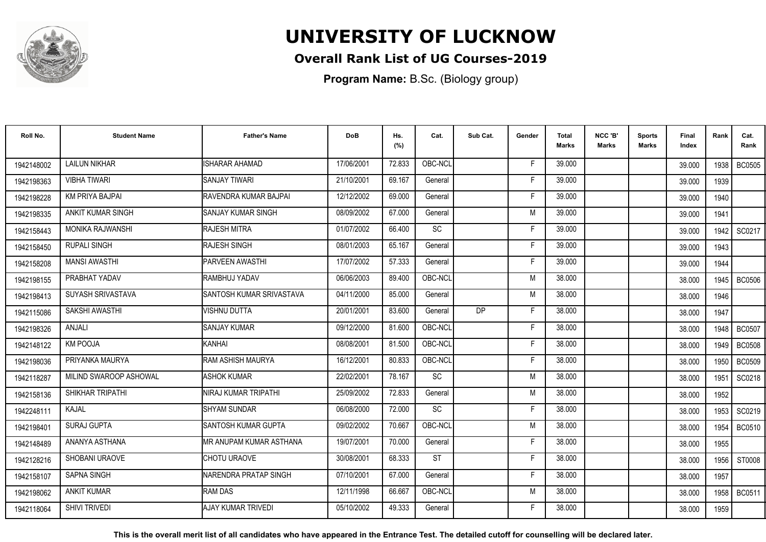# UNIVERSITY OF LUCKNOW

## Overall Rank List of UG Courses-2019

**Program Name:** B.Sc. (Biology group)

| Roll No. | Student Name | Father's Name | DoB | Hs. (%) | Cat. | Sub Cat. | Gender | Total Marks | NCC 'B' Marks | Sports Marks | Final Index | Rank | Cat. Rank |
|---|---|---|---|---|---|---|---|---|---|---|---|---|---|
| 1942148002 | LAILUN NIKHAR | ISHARAR AHAMAD | 17/06/2001 | 72.833 | OBC-NCL | | F | 39.000 | | | 39.000 | 1938 | BC0505 |
| 1942198363 | VIBHA TIWARI | SANJAY TIWARI | 21/10/2001 | 69.167 | General | | F | 39.000 | | | 39.000 | 1939 | |
| 1942198228 | KM PRIYA BAJPAI | RAVENDRA KUMAR BAJPAI | 12/12/2002 | 69.000 | General | | F | 39.000 | | | 39.000 | 1940 | |
| 1942198335 | ANKIT KUMAR SINGH | SANJAY KUMAR SINGH | 08/09/2002 | 67.000 | General | | M | 39.000 | | | 39.000 | 1941 | |
| 1942158443 | MONIKA RAJWANSHI | RAJESH MITRA | 01/07/2002 | 66.400 | SC | | F | 39.000 | | | 39.000 | 1942 | SC0217 |
| 1942158450 | RUPALI SINGH | RAJESH SINGH | 08/01/2003 | 65.167 | General | | F | 39.000 | | | 39.000 | 1943 | |
| 1942158208 | MANSI AWASTHI | PARVEEN AWASTHI | 17/07/2002 | 57.333 | General | | F | 39.000 | | | 39.000 | 1944 | |
| 1942198155 | PRABHAT YADAV | RAMBHUJ YADAV | 06/06/2003 | 89.400 | OBC-NCL | | M | 38.000 | | | 38.000 | 1945 | BC0506 |
| 1942198413 | SUYASH SRIVASTAVA | SANTOSH KUMAR SRIVASTAVA | 04/11/2000 | 85.000 | General | | M | 38.000 | | | 38.000 | 1946 | |
| 1942115086 | SAKSHI AWASTHI | VISHNU DUTTA | 20/01/2001 | 83.600 | General | DP | F | 38.000 | | | 38.000 | 1947 | |
| 1942198326 | ANJALI | SANJAY KUMAR | 09/12/2000 | 81.600 | OBC-NCL | | F | 38.000 | | | 38.000 | 1948 | BC0507 |
| 1942148122 | KM POOJA | KANHAI | 08/08/2001 | 81.500 | OBC-NCL | | F | 38.000 | | | 38.000 | 1949 | BC0508 |
| 1942198036 | PRIYANKA MAURYA | RAM ASHISH MAURYA | 16/12/2001 | 80.833 | OBC-NCL | | F | 38.000 | | | 38.000 | 1950 | BC0509 |
| 1942118287 | MILIND SWAROOP ASHOWAL | ASHOK KUMAR | 22/02/2001 | 78.167 | SC | | M | 38.000 | | | 38.000 | 1951 | SC0218 |
| 1942158136 | SHIKHAR TRIPATHI | NIRAJ KUMAR TRIPATHI | 25/09/2002 | 72.833 | General | | M | 38.000 | | | 38.000 | 1952 | |
| 1942248111 | KAJAL | SHYAM SUNDAR | 06/08/2000 | 72.000 | SC | | F | 38.000 | | | 38.000 | 1953 | SC0219 |
| 1942198401 | SURAJ GUPTA | SANTOSH KUMAR GUPTA | 09/02/2002 | 70.667 | OBC-NCL | | M | 38.000 | | | 38.000 | 1954 | BC0510 |
| 1942148489 | ANANYA ASTHANA | MR ANUPAM KUMAR ASTHANA | 19/07/2001 | 70.000 | General | | F | 38.000 | | | 38.000 | 1955 | |
| 1942128216 | SHOBANI URAOVE | CHOTU URAOVE | 30/08/2001 | 68.333 | ST | | F | 38.000 | | | 38.000 | 1956 | ST0008 |
| 1942158107 | SAPNA SINGH | NARENDRA PRATAP SINGH | 07/10/2001 | 67.000 | General | | F | 38.000 | | | 38.000 | 1957 | |
| 1942198062 | ANKIT KUMAR | RAM DAS | 12/11/1998 | 66.667 | OBC-NCL | | M | 38.000 | | | 38.000 | 1958 | BC0511 |
| 1942118064 | SHIVI TRIVEDI | AJAY KUMAR TRIVEDI | 05/10/2002 | 49.333 | General | | F | 38.000 | | | 38.000 | 1959 | |

**This is the overall merit list of all candidates who have appeared in the Entrance Test. The detailed cutoff for counselling will be declared later.**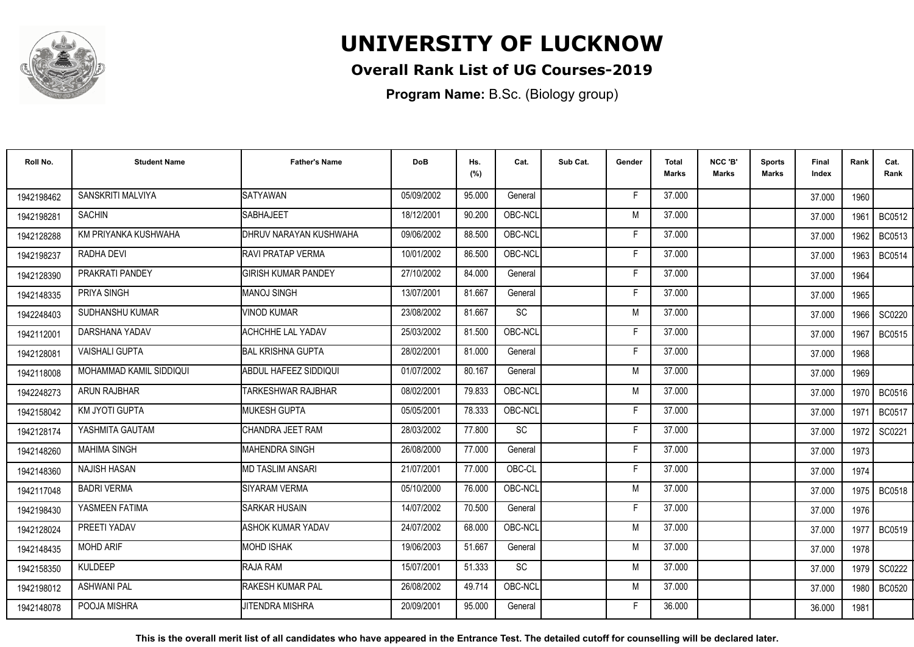# UNIVERSITY OF LUCKNOW

## Overall Rank List of UG Courses-2019

**Program Name:** B.Sc. (Biology group)

| Roll No. | Student Name | Father's Name | DoB | Hs. (%) | Cat. | Sub Cat. | Gender | Total Marks | NCC 'B' Marks | Sports Marks | Final Index | Rank | Cat. Rank |
|---|---|---|---|---|---|---|---|---|---|---|---|---|---|
| 1942198462 | SANSKRITI MALVIYA | SATYAWAN | 05/09/2002 | 95.000 | General | | F | 37.000 | | | 37.000 | 1960 | |
| 1942198281 | SACHIN | SABHAJEET | 18/12/2001 | 90.200 | OBC-NCL | | M | 37.000 | | | 37.000 | 1961 | BC0512 |
| 1942128288 | KM PRIYANKA KUSHWAHA | DHRUV NARAYAN KUSHWAHA | 09/06/2002 | 88.500 | OBC-NCL | | F | 37.000 | | | 37.000 | 1962 | BC0513 |
| 1942198237 | RADHA DEVI | RAVI PRATAP VERMA | 10/01/2002 | 86.500 | OBC-NCL | | F | 37.000 | | | 37.000 | 1963 | BC0514 |
| 1942128390 | PRAKRATI PANDEY | GIRISH KUMAR PANDEY | 27/10/2002 | 84.000 | General | | F | 37.000 | | | 37.000 | 1964 | |
| 1942148335 | PRIYA SINGH | MANOJ SINGH | 13/07/2001 | 81.667 | General | | F | 37.000 | | | 37.000 | 1965 | |
| 1942248403 | SUDHANSHU KUMAR | VINOD KUMAR | 23/08/2002 | 81.667 | SC | | M | 37.000 | | | 37.000 | 1966 | SC0220 |
| 1942112001 | DARSHANA YADAV | ACHCHHE LAL YADAV | 25/03/2002 | 81.500 | OBC-NCL | | F | 37.000 | | | 37.000 | 1967 | BC0515 |
| 1942128081 | VAISHALI GUPTA | BAL KRISHNA GUPTA | 28/02/2001 | 81.000 | General | | F | 37.000 | | | 37.000 | 1968 | |
| 1942118008 | MOHAMMAD KAMIL SIDDIQUI | ABDUL HAFEEZ SIDDIQUI | 01/07/2002 | 80.167 | General | | M | 37.000 | | | 37.000 | 1969 | |
| 1942248273 | ARUN RAJBHAR | TARKESHWAR RAJBHAR | 08/02/2001 | 79.833 | OBC-NCL | | M | 37.000 | | | 37.000 | 1970 | BC0516 |
| 1942158042 | KM JYOTI GUPTA | MUKESH GUPTA | 05/05/2001 | 78.333 | OBC-NCL | | F | 37.000 | | | 37.000 | 1971 | BC0517 |
| 1942128174 | YASHMITA GAUTAM | CHANDRA JEET RAM | 28/03/2002 | 77.800 | SC | | F | 37.000 | | | 37.000 | 1972 | SC0221 |
| 1942148260 | MAHIMA SINGH | MAHENDRA SINGH | 26/08/2000 | 77.000 | General | | F | 37.000 | | | 37.000 | 1973 | |
| 1942148360 | NAJISH HASAN | MD TASLIM ANSARI | 21/07/2001 | 77.000 | OBC-CL | | F | 37.000 | | | 37.000 | 1974 | |
| 1942117048 | BADRI VERMA | SIYARAM VERMA | 05/10/2000 | 76.000 | OBC-NCL | | M | 37.000 | | | 37.000 | 1975 | BC0518 |
| 1942198430 | YASMEEN FATIMA | SARKAR HUSAIN | 14/07/2002 | 70.500 | General | | F | 37.000 | | | 37.000 | 1976 | |
| 1942128024 | PREETI YADAV | ASHOK KUMAR YADAV | 24/07/2002 | 68.000 | OBC-NCL | | M | 37.000 | | | 37.000 | 1977 | BC0519 |
| 1942148435 | MOHD ARIF | MOHD ISHAK | 19/06/2003 | 51.667 | General | | M | 37.000 | | | 37.000 | 1978 | |
| 1942158350 | KULDEEP | RAJA RAM | 15/07/2001 | 51.333 | SC | | M | 37.000 | | | 37.000 | 1979 | SC0222 |
| 1942198012 | ASHWANI PAL | RAKESH KUMAR PAL | 26/08/2002 | 49.714 | OBC-NCL | | M | 37.000 | | | 37.000 | 1980 | BC0520 |
| 1942148078 | POOJA MISHRA | JITENDRA MISHRA | 20/09/2001 | 95.000 | General | | F | 36.000 | | | 36.000 | 1981 | |

**This is the overall merit list of all candidates who have appeared in the Entrance Test. The detailed cutoff for counselling will be declared later.**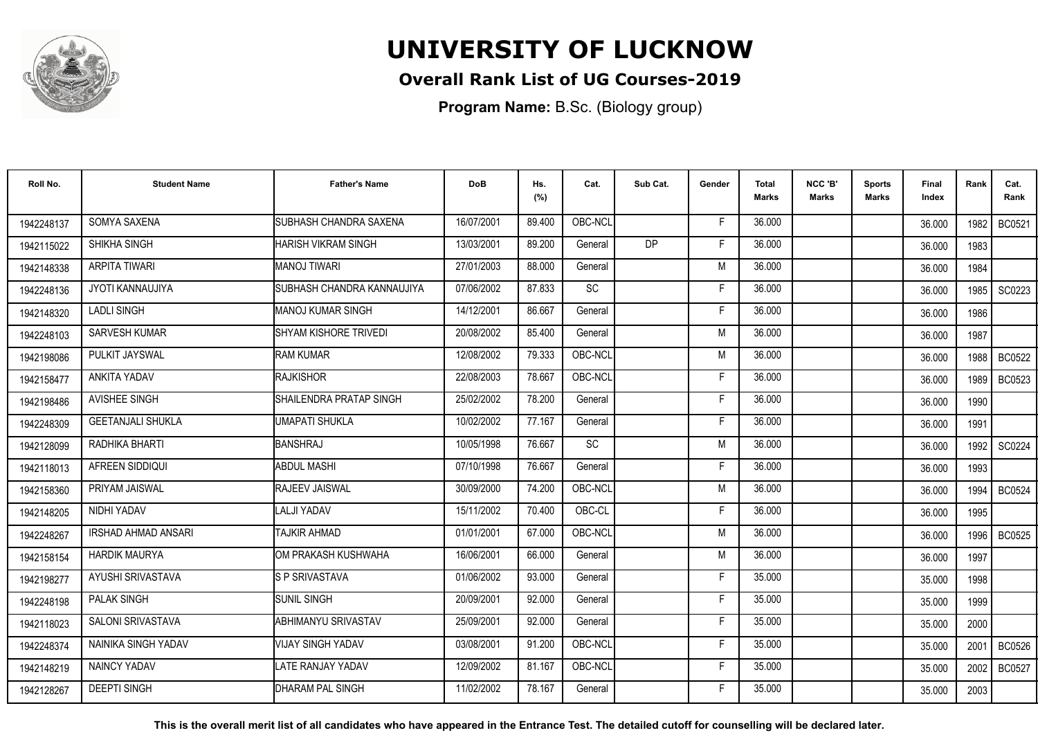# UNIVERSITY OF LUCKNOW

## Overall Rank List of UG Courses-2019

**Program Name:** B.Sc. (Biology group)

| Roll No. | Student Name | Father's Name | DoB | Hs. (%) | Cat. | Sub Cat. | Gender | Total Marks | NCC 'B' Marks | Sports Marks | Final Index | Rank | Cat. Rank |
|---|---|---|---|---|---|---|---|---|---|---|---|---|---|
| 1942248137 | SOMYA SAXENA | SUBHASH CHANDRA SAXENA | 16/07/2001 | 89.400 | OBC-NCL | | F | 36.000 | | | 36.000 | 1982 | BC0521 |
| 1942115022 | SHIKHA SINGH | HARISH VIKRAM SINGH | 13/03/2001 | 89.200 | General | DP | F | 36.000 | | | 36.000 | 1983 | |
| 1942148338 | ARPITA TIWARI | MANOJ TIWARI | 27/01/2003 | 88.000 | General | | M | 36.000 | | | 36.000 | 1984 | |
| 1942248136 | JYOTI KANNAUJIYA | SUBHASH CHANDRA KANNAUJIYA | 07/06/2002 | 87.833 | SC | | F | 36.000 | | | 36.000 | 1985 | SC0223 |
| 1942148320 | LADLI SINGH | MANOJ KUMAR SINGH | 14/12/2001 | 86.667 | General | | F | 36.000 | | | 36.000 | 1986 | |
| 1942248103 | SARVESH KUMAR | SHYAM KISHORE TRIVEDI | 20/08/2002 | 85.400 | General | | M | 36.000 | | | 36.000 | 1987 | |
| 1942198086 | PULKIT JAYSWAL | RAM KUMAR | 12/08/2002 | 79.333 | OBC-NCL | | M | 36.000 | | | 36.000 | 1988 | BC0522 |
| 1942158477 | ANKITA YADAV | RAJKISHOR | 22/08/2003 | 78.667 | OBC-NCL | | F | 36.000 | | | 36.000 | 1989 | BC0523 |
| 1942198486 | AVISHEE SINGH | SHAILENDRA PRATAP SINGH | 25/02/2002 | 78.200 | General | | F | 36.000 | | | 36.000 | 1990 | |
| 1942248309 | GEETANJALI SHUKLA | UMAPATI SHUKLA | 10/02/2002 | 77.167 | General | | F | 36.000 | | | 36.000 | 1991 | |
| 1942128099 | RADHIKA BHARTI | BANSHRAJ | 10/05/1998 | 76.667 | SC | | M | 36.000 | | | 36.000 | 1992 | SC0224 |
| 1942118013 | AFREEN SIDDIQUI | ABDUL MASHI | 07/10/1998 | 76.667 | General | | F | 36.000 | | | 36.000 | 1993 | |
| 1942158360 | PRIYAM JAISWAL | RAJEEV JAISWAL | 30/09/2000 | 74.200 | OBC-NCL | | M | 36.000 | | | 36.000 | 1994 | BC0524 |
| 1942148205 | NIDHI YADAV | LALJI YADAV | 15/11/2002 | 70.400 | OBC-CL | | F | 36.000 | | | 36.000 | 1995 | |
| 1942248267 | IRSHAD AHMAD ANSARI | TAJKIR AHMAD | 01/01/2001 | 67.000 | OBC-NCL | | M | 36.000 | | | 36.000 | 1996 | BC0525 |
| 1942158154 | HARDIK MAURYA | OM PRAKASH KUSHWAHA | 16/06/2001 | 66.000 | General | | M | 36.000 | | | 36.000 | 1997 | |
| 1942198277 | AYUSHI SRIVASTAVA | S P SRIVASTAVA | 01/06/2002 | 93.000 | General | | F | 35.000 | | | 35.000 | 1998 | |
| 1942248198 | PALAK SINGH | SUNIL SINGH | 20/09/2001 | 92.000 | General | | F | 35.000 | | | 35.000 | 1999 | |
| 1942118023 | SALONI SRIVASTAVA | ABHIMANYU SRIVASTAV | 25/09/2001 | 92.000 | General | | F | 35.000 | | | 35.000 | 2000 | |
| 1942248374 | NAINIKA SINGH YADAV | VIJAY SINGH YADAV | 03/08/2001 | 91.200 | OBC-NCL | | F | 35.000 | | | 35.000 | 2001 | BC0526 |
| 1942148219 | NAINCY YADAV | LATE RANJAY YADAV | 12/09/2002 | 81.167 | OBC-NCL | | F | 35.000 | | | 35.000 | 2002 | BC0527 |
| 1942128267 | DEEPTI SINGH | DHARAM PAL SINGH | 11/02/2002 | 78.167 | General | | F | 35.000 | | | 35.000 | 2003 | |

**This is the overall merit list of all candidates who have appeared in the Entrance Test. The detailed cutoff for counselling will be declared later.**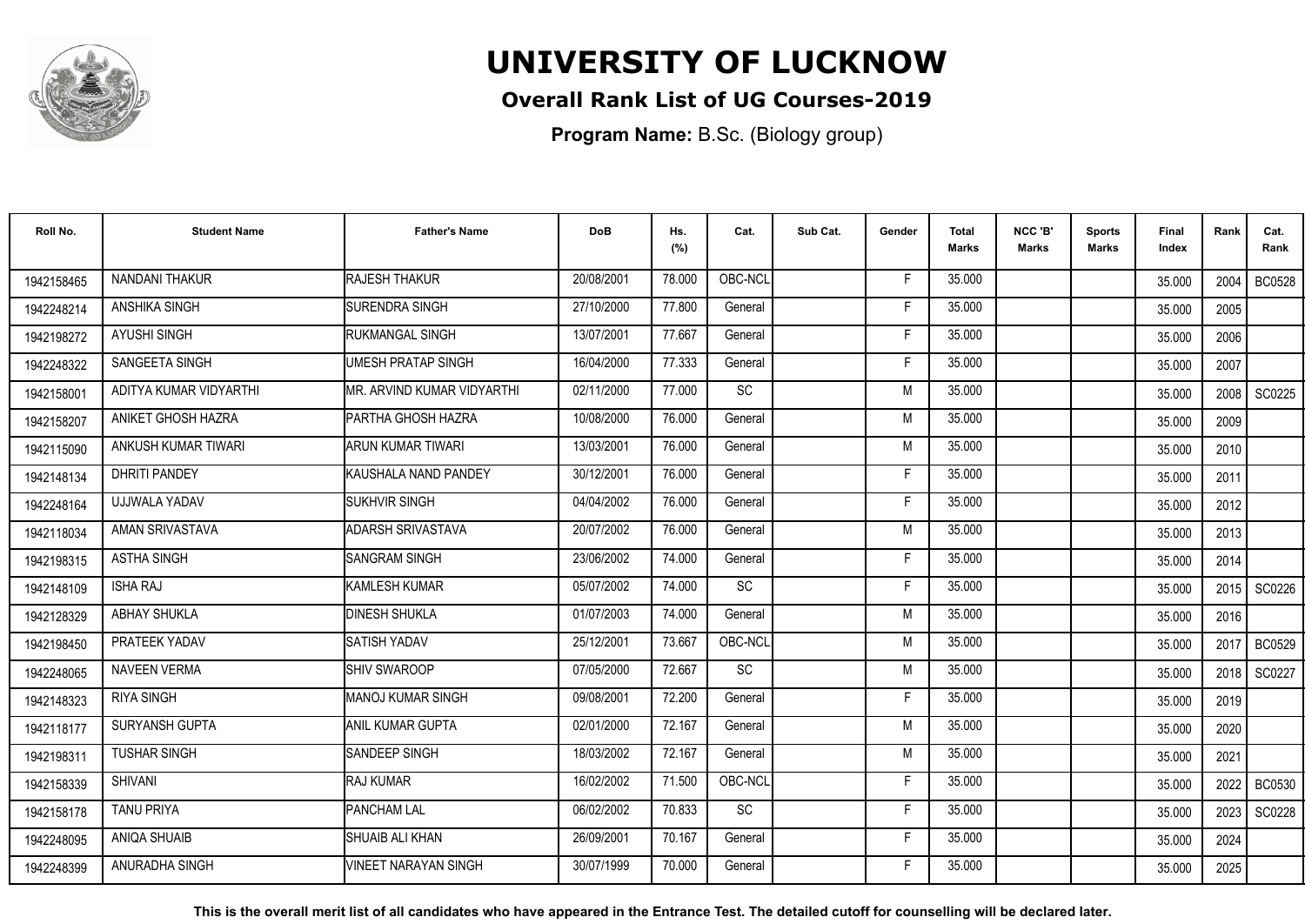# UNIVERSITY OF LUCKNOW

## Overall Rank List of UG Courses-2019

**Program Name:** B.Sc. (Biology group)

| Roll No. | Student Name | Father's Name | DoB | Hs. (%) | Cat. | Sub Cat. | Gender | Total Marks | NCC 'B' Marks | Sports Marks | Final Index | Rank | Cat. Rank |
|---|---|---|---|---|---|---|---|---|---|---|---|---|---|
| 1942158465 | NANDANI THAKUR | RAJESH THAKUR | 20/08/2001 | 78.000 | OBC-NCL | | F | 35.000 | | | 35.000 | 2004 | BC0528 |
| 1942248214 | ANSHIKA SINGH | SURENDRA SINGH | 27/10/2000 | 77.800 | General | | F | 35.000 | | | 35.000 | 2005 | |
| 1942198272 | AYUSHI SINGH | RUKMANGAL SINGH | 13/07/2001 | 77.667 | General | | F | 35.000 | | | 35.000 | 2006 | |
| 1942248322 | SANGEETA SINGH | UMESH PRATAP SINGH | 16/04/2000 | 77.333 | General | | F | 35.000 | | | 35.000 | 2007 | |
| 1942158001 | ADITYA KUMAR VIDYARTHI | MR. ARVIND KUMAR VIDYARTHI | 02/11/2000 | 77.000 | SC | | M | 35.000 | | | 35.000 | 2008 | SC0225 |
| 1942158207 | ANIKET GHOSH HAZRA | PARTHA GHOSH HAZRA | 10/08/2000 | 76.000 | General | | M | 35.000 | | | 35.000 | 2009 | |
| 1942115090 | ANKUSH KUMAR TIWARI | ARUN KUMAR TIWARI | 13/03/2001 | 76.000 | General | | M | 35.000 | | | 35.000 | 2010 | |
| 1942148134 | DHRITI PANDEY | KAUSHALA NAND PANDEY | 30/12/2001 | 76.000 | General | | F | 35.000 | | | 35.000 | 2011 | |
| 1942248164 | UJJWALA YADAV | SUKHVIR SINGH | 04/04/2002 | 76.000 | General | | F | 35.000 | | | 35.000 | 2012 | |
| 1942118034 | AMAN SRIVASTAVA | ADARSH SRIVASTAVA | 20/07/2002 | 76.000 | General | | M | 35.000 | | | 35.000 | 2013 | |
| 1942198315 | ASTHA SINGH | SANGRAM SINGH | 23/06/2002 | 74.000 | General | | F | 35.000 | | | 35.000 | 2014 | |
| 1942148109 | ISHA RAJ | KAMLESH KUMAR | 05/07/2002 | 74.000 | SC | | F | 35.000 | | | 35.000 | 2015 | SC0226 |
| 1942128329 | ABHAY SHUKLA | DINESH SHUKLA | 01/07/2003 | 74.000 | General | | M | 35.000 | | | 35.000 | 2016 | |
| 1942198450 | PRATEEK YADAV | SATISH YADAV | 25/12/2001 | 73.667 | OBC-NCL | | M | 35.000 | | | 35.000 | 2017 | BC0529 |
| 1942248065 | NAVEEN VERMA | SHIV SWAROOP | 07/05/2000 | 72.667 | SC | | M | 35.000 | | | 35.000 | 2018 | SC0227 |
| 1942148323 | RIYA SINGH | MANOJ KUMAR SINGH | 09/08/2001 | 72.200 | General | | F | 35.000 | | | 35.000 | 2019 | |
| 1942118177 | SURYANSH GUPTA | ANIL KUMAR GUPTA | 02/01/2000 | 72.167 | General | | M | 35.000 | | | 35.000 | 2020 | |
| 1942198311 | TUSHAR SINGH | SANDEEP SINGH | 18/03/2002 | 72.167 | General | | M | 35.000 | | | 35.000 | 2021 | |
| 1942158339 | SHIVANI | RAJ KUMAR | 16/02/2002 | 71.500 | OBC-NCL | | F | 35.000 | | | 35.000 | 2022 | BC0530 |
| 1942158178 | TANU PRIYA | PANCHAM LAL | 06/02/2002 | 70.833 | SC | | F | 35.000 | | | 35.000 | 2023 | SC0228 |
| 1942248095 | ANIQA SHUAIB | SHUAIB ALI KHAN | 26/09/2001 | 70.167 | General | | F | 35.000 | | | 35.000 | 2024 | |
| 1942248399 | ANURADHA SINGH | VINEET NARAYAN SINGH | 30/07/1999 | 70.000 | General | | F | 35.000 | | | 35.000 | 2025 | |

**This is the overall merit list of all candidates who have appeared in the Entrance Test. The detailed cutoff for counselling will be declared later.**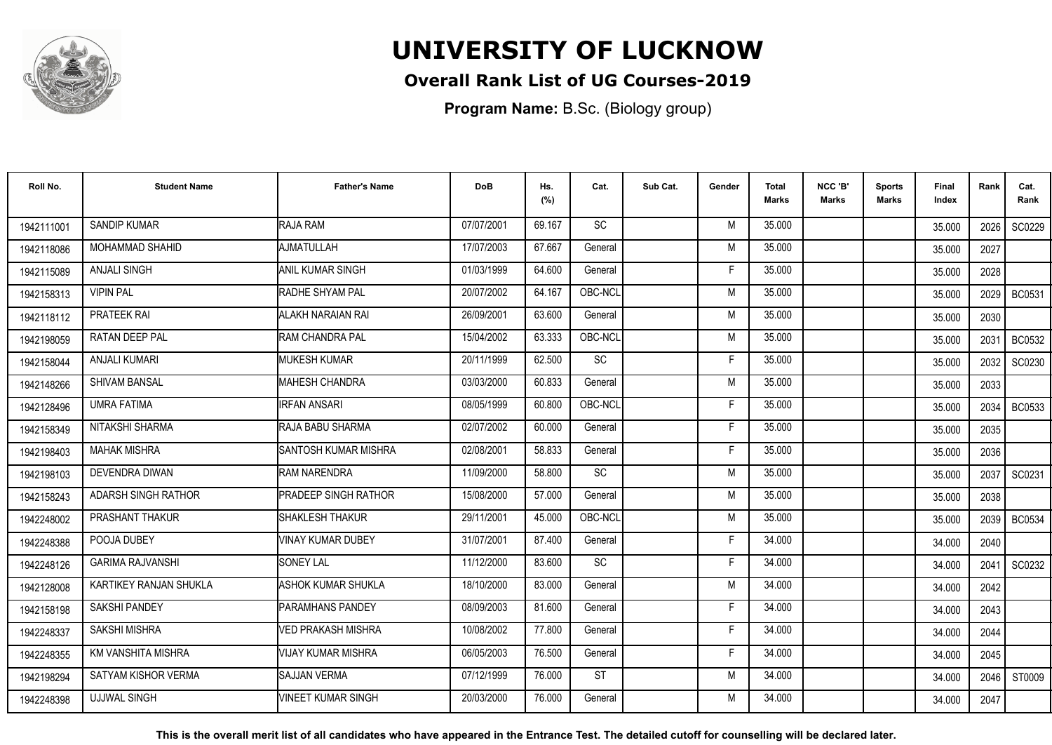# UNIVERSITY OF LUCKNOW

## Overall Rank List of UG Courses-2019

**Program Name:** B.Sc. (Biology group)

| Roll No. | Student Name | Father's Name | DoB | Hs. (%) | Cat. | Sub Cat. | Gender | Total Marks | NCC 'B' Marks | Sports Marks | Final Index | Rank | Cat. Rank |
|---|---|---|---|---|---|---|---|---|---|---|---|---|---|
| 1942111001 | SANDIP KUMAR | RAJA RAM | 07/07/2001 | 69.167 | SC | | M | 35.000 | | | 35.000 | 2026 | SC0229 |
| 1942118086 | MOHAMMAD SHAHID | AJMATULLAH | 17/07/2003 | 67.667 | General | | M | 35.000 | | | 35.000 | 2027 | |
| 1942115089 | ANJALI SINGH | ANIL KUMAR SINGH | 01/03/1999 | 64.600 | General | | F | 35.000 | | | 35.000 | 2028 | |
| 1942158313 | VIPIN PAL | RADHE SHYAM PAL | 20/07/2002 | 64.167 | OBC-NCL | | M | 35.000 | | | 35.000 | 2029 | BC0531 |
| 1942118112 | PRATEEK RAI | ALAKH NARAIAN RAI | 26/09/2001 | 63.600 | General | | M | 35.000 | | | 35.000 | 2030 | |
| 1942198059 | RATAN DEEP PAL | RAM CHANDRA PAL | 15/04/2002 | 63.333 | OBC-NCL | | M | 35.000 | | | 35.000 | 2031 | BC0532 |
| 1942158044 | ANJALI KUMARI | MUKESH KUMAR | 20/11/1999 | 62.500 | SC | | F | 35.000 | | | 35.000 | 2032 | SC0230 |
| 1942148266 | SHIVAM BANSAL | MAHESH CHANDRA | 03/03/2000 | 60.833 | General | | M | 35.000 | | | 35.000 | 2033 | |
| 1942128496 | UMRA FATIMA | IRFAN ANSARI | 08/05/1999 | 60.800 | OBC-NCL | | F | 35.000 | | | 35.000 | 2034 | BC0533 |
| 1942158349 | NITAKSHI SHARMA | RAJA BABU SHARMA | 02/07/2002 | 60.000 | General | | F | 35.000 | | | 35.000 | 2035 | |
| 1942198403 | MAHAK MISHRA | SANTOSH KUMAR MISHRA | 02/08/2001 | 58.833 | General | | F | 35.000 | | | 35.000 | 2036 | |
| 1942198103 | DEVENDRA DIWAN | RAM NARENDRA | 11/09/2000 | 58.800 | SC | | M | 35.000 | | | 35.000 | 2037 | SC0231 |
| 1942158243 | ADARSH SINGH RATHOR | PRADEEP SINGH RATHOR | 15/08/2000 | 57.000 | General | | M | 35.000 | | | 35.000 | 2038 | |
| 1942248002 | PRASHANT THAKUR | SHAKLESH THAKUR | 29/11/2001 | 45.000 | OBC-NCL | | M | 35.000 | | | 35.000 | 2039 | BC0534 |
| 1942248388 | POOJA DUBEY | VINAY KUMAR DUBEY | 31/07/2001 | 87.400 | General | | F | 34.000 | | | 34.000 | 2040 | |
| 1942248126 | GARIMA RAJVANSHI | SONEY LAL | 11/12/2000 | 83.600 | SC | | F | 34.000 | | | 34.000 | 2041 | SC0232 |
| 1942128008 | KARTIKEY RANJAN SHUKLA | ASHOK KUMAR SHUKLA | 18/10/2000 | 83.000 | General | | M | 34.000 | | | 34.000 | 2042 | |
| 1942158198 | SAKSHI PANDEY | PARAMHANS PANDEY | 08/09/2003 | 81.600 | General | | F | 34.000 | | | 34.000 | 2043 | |
| 1942248337 | SAKSHI MISHRA | VED PRAKASH MISHRA | 10/08/2002 | 77.800 | General | | F | 34.000 | | | 34.000 | 2044 | |
| 1942248355 | KM VANSHITA MISHRA | VIJAY KUMAR MISHRA | 06/05/2003 | 76.500 | General | | F | 34.000 | | | 34.000 | 2045 | |
| 1942198294 | SATYAM KISHOR VERMA | SAJJAN VERMA | 07/12/1999 | 76.000 | ST | | M | 34.000 | | | 34.000 | 2046 | ST0009 |
| 1942248398 | UJJWAL SINGH | VINEET KUMAR SINGH | 20/03/2000 | 76.000 | General | | M | 34.000 | | | 34.000 | 2047 | |

**This is the overall merit list of all candidates who have appeared in the Entrance Test. The detailed cutoff for counselling will be declared later.**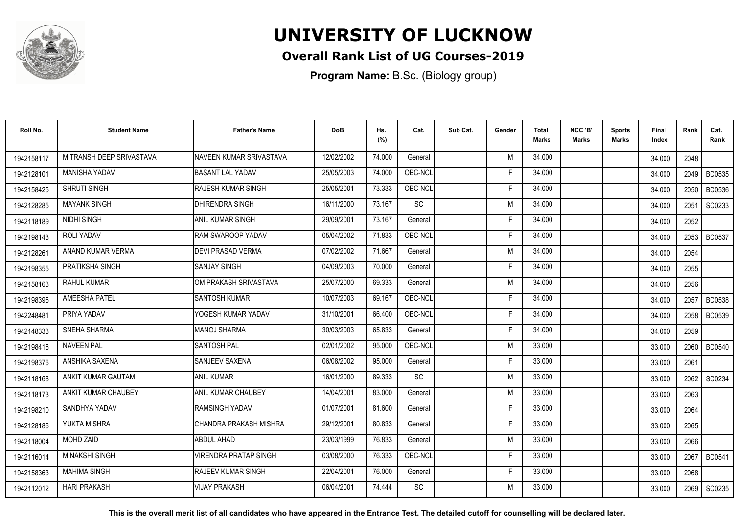# UNIVERSITY OF LUCKNOW

**Overall Rank List of UG Courses-2019**

**Program Name:** B.Sc. (Biology group)

| Roll No. | Student Name | Father's Name | DoB | Hs. (%) | Cat. | Sub Cat. | Gender | Total Marks | NCC 'B' Marks | Sports Marks | Final Index | Rank | Cat. Rank |
|---|---|---|---|---|---|---|---|---|---|---|---|---|---|
| 1942158117 | MITRANSH DEEP SRIVASTAVA | NAVEEN KUMAR SRIVASTAVA | 12/02/2002 | 74.000 | General | | M | 34.000 | | | 34.000 | 2048 | |
| 1942128101 | MANISHA YADAV | BASANT LAL YADAV | 25/05/2003 | 74.000 | OBC-NCL | | F | 34.000 | | | 34.000 | 2049 | BC0535 |
| 1942158425 | SHRUTI SINGH | RAJESH KUMAR SINGH | 25/05/2001 | 73.333 | OBC-NCL | | F | 34.000 | | | 34.000 | 2050 | BC0536 |
| 1942128285 | MAYANK SINGH | DHIRENDRA SINGH | 16/11/2000 | 73.167 | SC | | M | 34.000 | | | 34.000 | 2051 | SC0233 |
| 1942118189 | NIDHI SINGH | ANIL KUMAR SINGH | 29/09/2001 | 73.167 | General | | F | 34.000 | | | 34.000 | 2052 | |
| 1942198143 | ROLI YADAV | RAM SWAROOP YADAV | 05/04/2002 | 71.833 | OBC-NCL | | F | 34.000 | | | 34.000 | 2053 | BC0537 |
| 1942128261 | ANAND KUMAR VERMA | DEVI PRASAD VERMA | 07/02/2002 | 71.667 | General | | M | 34.000 | | | 34.000 | 2054 | |
| 1942198355 | PRATIKSHA SINGH | SANJAY SINGH | 04/09/2003 | 70.000 | General | | F | 34.000 | | | 34.000 | 2055 | |
| 1942158163 | RAHUL KUMAR | OM PRAKASH SRIVASTAVA | 25/07/2000 | 69.333 | General | | M | 34.000 | | | 34.000 | 2056 | |
| 1942198395 | AMEESHA PATEL | SANTOSH KUMAR | 10/07/2003 | 69.167 | OBC-NCL | | F | 34.000 | | | 34.000 | 2057 | BC0538 |
| 1942248481 | PRIYA YADAV | YOGESH KUMAR YADAV | 31/10/2001 | 66.400 | OBC-NCL | | F | 34.000 | | | 34.000 | 2058 | BC0539 |
| 1942148333 | SNEHA SHARMA | MANOJ SHARMA | 30/03/2003 | 65.833 | General | | F | 34.000 | | | 34.000 | 2059 | |
| 1942198416 | NAVEEN PAL | SANTOSH PAL | 02/01/2002 | 95.000 | OBC-NCL | | M | 33.000 | | | 33.000 | 2060 | BC0540 |
| 1942198376 | ANSHIKA SAXENA | SANJEEV SAXENA | 06/08/2002 | 95.000 | General | | F | 33.000 | | | 33.000 | 2061 | |
| 1942118168 | ANKIT KUMAR GAUTAM | ANIL KUMAR | 16/01/2000 | 89.333 | SC | | M | 33.000 | | | 33.000 | 2062 | SC0234 |
| 1942118173 | ANKIT KUMAR CHAUBEY | ANIL KUMAR CHAUBEY | 14/04/2001 | 83.000 | General | | M | 33.000 | | | 33.000 | 2063 | |
| 1942198210 | SANDHYA YADAV | RAMSINGH YADAV | 01/07/2001 | 81.600 | General | | F | 33.000 | | | 33.000 | 2064 | |
| 1942128186 | YUKTA MISHRA | CHANDRA PRAKASH MISHRA | 29/12/2001 | 80.833 | General | | F | 33.000 | | | 33.000 | 2065 | |
| 1942118004 | MOHD ZAID | ABDUL AHAD | 23/03/1999 | 76.833 | General | | M | 33.000 | | | 33.000 | 2066 | |
| 1942116014 | MINAKSHI SINGH | VIRENDRA PRATAP SINGH | 03/08/2000 | 76.333 | OBC-NCL | | F | 33.000 | | | 33.000 | 2067 | BC0541 |
| 1942158363 | MAHIMA SINGH | RAJEEV KUMAR SINGH | 22/04/2001 | 76.000 | General | | F | 33.000 | | | 33.000 | 2068 | |
| 1942112012 | HARI PRAKASH | VIJAY PRAKASH | 06/04/2001 | 74.444 | SC | | M | 33.000 | | | 33.000 | 2069 | SC0235 |

**This is the overall merit list of all candidates who have appeared in the Entrance Test. The detailed cutoff for counselling will be declared later.**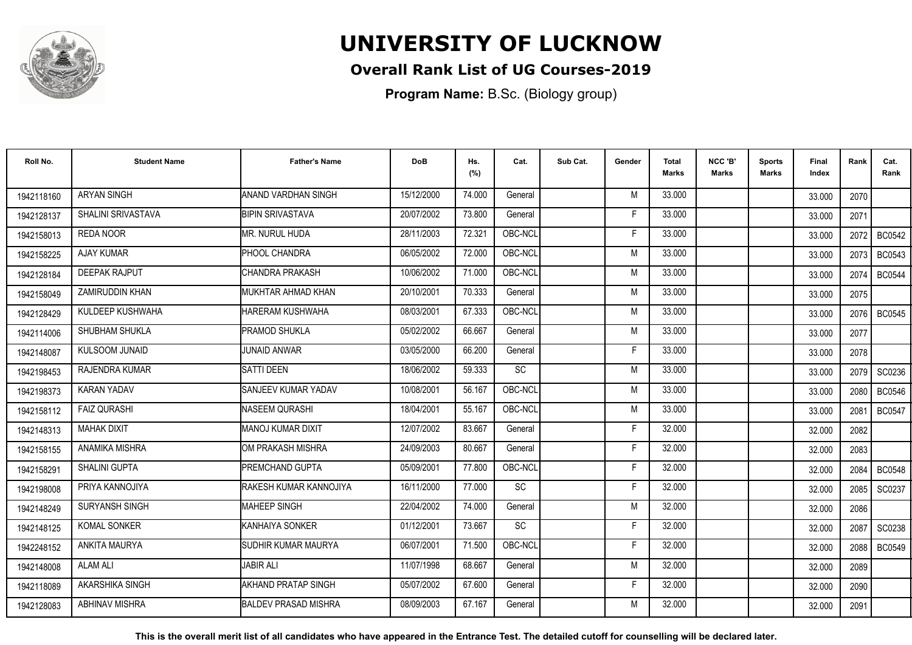# UNIVERSITY OF LUCKNOW

## Overall Rank List of UG Courses-2019

**Program Name:** B.Sc. (Biology group)

| Roll No. | Student Name | Father's Name | DoB | Hs. (%) | Cat. | Sub Cat. | Gender | Total Marks | NCC 'B' Marks | Sports Marks | Final Index | Rank | Cat. Rank |
|---|---|---|---|---|---|---|---|---|---|---|---|---|---|
| 1942118160 | ARYAN SINGH | ANAND VARDHAN SINGH | 15/12/2000 | 74.000 | General | | M | 33.000 | | | 33.000 | 2070 | |
| 1942128137 | SHALINI SRIVASTAVA | BIPIN SRIVASTAVA | 20/07/2002 | 73.800 | General | | F | 33.000 | | | 33.000 | 2071 | |
| 1942158013 | REDA NOOR | MR. NURUL HUDA | 28/11/2003 | 72.321 | OBC-NCL | | F | 33.000 | | | 33.000 | 2072 | BC0542 |
| 1942158225 | AJAY KUMAR | PHOOL CHANDRA | 06/05/2002 | 72.000 | OBC-NCL | | M | 33.000 | | | 33.000 | 2073 | BC0543 |
| 1942128184 | DEEPAK RAJPUT | CHANDRA PRAKASH | 10/06/2002 | 71.000 | OBC-NCL | | M | 33.000 | | | 33.000 | 2074 | BC0544 |
| 1942158049 | ZAMIRUDDIN KHAN | MUKHTAR AHMAD KHAN | 20/10/2001 | 70.333 | General | | M | 33.000 | | | 33.000 | 2075 | |
| 1942128429 | KULDEEP KUSHWAHA | HARERAM KUSHWAHA | 08/03/2001 | 67.333 | OBC-NCL | | M | 33.000 | | | 33.000 | 2076 | BC0545 |
| 1942114006 | SHUBHAM SHUKLA | PRAMOD SHUKLA | 05/02/2002 | 66.667 | General | | M | 33.000 | | | 33.000 | 2077 | |
| 1942148087 | KULSOOM JUNAID | JUNAID ANWAR | 03/05/2000 | 66.200 | General | | F | 33.000 | | | 33.000 | 2078 | |
| 1942198453 | RAJENDRA KUMAR | SATTI DEEN | 18/06/2002 | 59.333 | SC | | M | 33.000 | | | 33.000 | 2079 | SC0236 |
| 1942198373 | KARAN YADAV | SANJEEV KUMAR YADAV | 10/08/2001 | 56.167 | OBC-NCL | | M | 33.000 | | | 33.000 | 2080 | BC0546 |
| 1942158112 | FAIZ QURASHI | NASEEM QURASHI | 18/04/2001 | 55.167 | OBC-NCL | | M | 33.000 | | | 33.000 | 2081 | BC0547 |
| 1942148313 | MAHAK DIXIT | MANOJ KUMAR DIXIT | 12/07/2002 | 83.667 | General | | F | 32.000 | | | 32.000 | 2082 | |
| 1942158155 | ANAMIKA MISHRA | OM PRAKASH MISHRA | 24/09/2003 | 80.667 | General | | F | 32.000 | | | 32.000 | 2083 | |
| 1942158291 | SHALINI GUPTA | PREMCHAND GUPTA | 05/09/2001 | 77.800 | OBC-NCL | | F | 32.000 | | | 32.000 | 2084 | BC0548 |
| 1942198008 | PRIYA KANNOJIYA | RAKESH KUMAR KANNOJIYA | 16/11/2000 | 77.000 | SC | | F | 32.000 | | | 32.000 | 2085 | SC0237 |
| 1942148249 | SURYANSH SINGH | MAHEEP SINGH | 22/04/2002 | 74.000 | General | | M | 32.000 | | | 32.000 | 2086 | |
| 1942148125 | KOMAL SONKER | KANHAIYA SONKER | 01/12/2001 | 73.667 | SC | | F | 32.000 | | | 32.000 | 2087 | SC0238 |
| 1942248152 | ANKITA MAURYA | SUDHIR KUMAR MAURYA | 06/07/2001 | 71.500 | OBC-NCL | | F | 32.000 | | | 32.000 | 2088 | BC0549 |
| 1942148008 | ALAM ALI | JABIR ALI | 11/07/1998 | 68.667 | General | | M | 32.000 | | | 32.000 | 2089 | |
| 1942118089 | AKARSHIKA SINGH | AKHAND PRATAP SINGH | 05/07/2002 | 67.600 | General | | F | 32.000 | | | 32.000 | 2090 | |
| 1942128083 | ABHINAV MISHRA | BALDEV PRASAD MISHRA | 08/09/2003 | 67.167 | General | | M | 32.000 | | | 32.000 | 2091 | |

**This is the overall merit list of all candidates who have appeared in the Entrance Test. The detailed cutoff for counselling will be declared later.**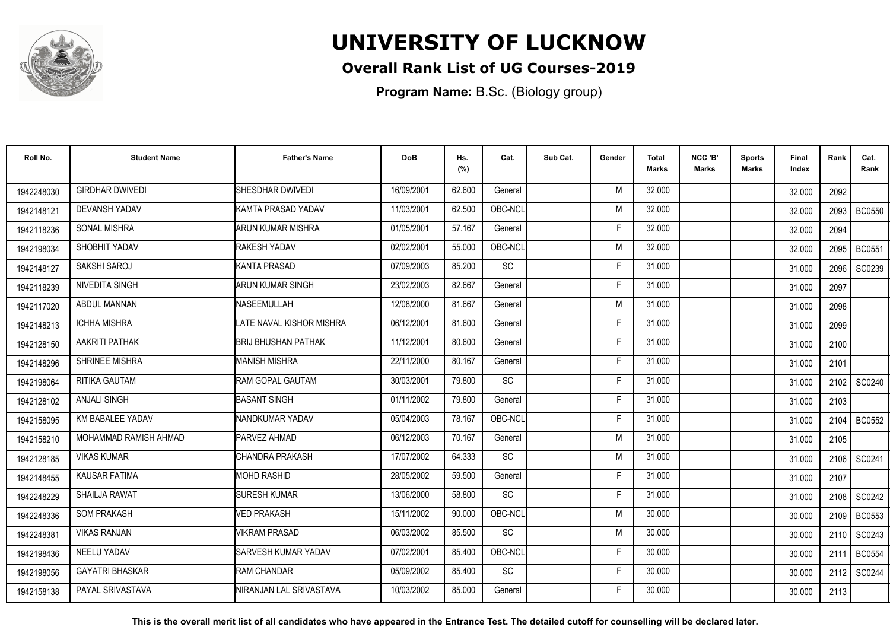# UNIVERSITY OF LUCKNOW

## Overall Rank List of UG Courses-2019

**Program Name:** B.Sc. (Biology group)

| Roll No. | Student Name | Father's Name | DoB | Hs. (%) | Cat. | Sub Cat. | Gender | Total Marks | NCC 'B' Marks | Sports Marks | Final Index | Rank | Cat. Rank |
|---|---|---|---|---|---|---|---|---|---|---|---|---|---|
| 1942248030 | GIRDHAR DWIVEDI | SHESDHAR DWIVEDI | 16/09/2001 | 62.600 | General | | M | 32.000 | | | 32.000 | 2092 | |
| 1942148121 | DEVANSH YADAV | KAMTA PRASAD YADAV | 11/03/2001 | 62.500 | OBC-NCL | | M | 32.000 | | | 32.000 | 2093 | BC0550 |
| 1942118236 | SONAL MISHRA | ARUN KUMAR MISHRA | 01/05/2001 | 57.167 | General | | F | 32.000 | | | 32.000 | 2094 | |
| 1942198034 | SHOBHIT YADAV | RAKESH YADAV | 02/02/2001 | 55.000 | OBC-NCL | | M | 32.000 | | | 32.000 | 2095 | BC0551 |
| 1942148127 | SAKSHI SAROJ | KANTA PRASAD | 07/09/2003 | 85.200 | SC | | F | 31.000 | | | 31.000 | 2096 | SC0239 |
| 1942118239 | NIVEDITA SINGH | ARUN KUMAR SINGH | 23/02/2003 | 82.667 | General | | F | 31.000 | | | 31.000 | 2097 | |
| 1942117020 | ABDUL MANNAN | NASEEMULLAH | 12/08/2000 | 81.667 | General | | M | 31.000 | | | 31.000 | 2098 | |
| 1942148213 | ICHHA MISHRA | LATE NAVAL KISHOR MISHRA | 06/12/2001 | 81.600 | General | | F | 31.000 | | | 31.000 | 2099 | |
| 1942128150 | AAKRITI PATHAK | BRIJ BHUSHAN PATHAK | 11/12/2001 | 80.600 | General | | F | 31.000 | | | 31.000 | 2100 | |
| 1942148296 | SHRINEE MISHRA | MANISH MISHRA | 22/11/2000 | 80.167 | General | | F | 31.000 | | | 31.000 | 2101 | |
| 1942198064 | RITIKA GAUTAM | RAM GOPAL GAUTAM | 30/03/2001 | 79.800 | SC | | F | 31.000 | | | 31.000 | 2102 | SC0240 |
| 1942128102 | ANJALI SINGH | BASANT SINGH | 01/11/2002 | 79.800 | General | | F | 31.000 | | | 31.000 | 2103 | |
| 1942158095 | KM BABALEE YADAV | NANDKUMAR YADAV | 05/04/2003 | 78.167 | OBC-NCL | | F | 31.000 | | | 31.000 | 2104 | BC0552 |
| 1942158210 | MOHAMMAD RAMISH AHMAD | PARVEZ AHMAD | 06/12/2003 | 70.167 | General | | M | 31.000 | | | 31.000 | 2105 | |
| 1942128185 | VIKAS KUMAR | CHANDRA PRAKASH | 17/07/2002 | 64.333 | SC | | M | 31.000 | | | 31.000 | 2106 | SC0241 |
| 1942148455 | KAUSAR FATIMA | MOHD RASHID | 28/05/2002 | 59.500 | General | | F | 31.000 | | | 31.000 | 2107 | |
| 1942248229 | SHAILJA RAWAT | SURESH KUMAR | 13/06/2000 | 58.800 | SC | | F | 31.000 | | | 31.000 | 2108 | SC0242 |
| 1942248336 | SOM PRAKASH | VED PRAKASH | 15/11/2002 | 90.000 | OBC-NCL | | M | 30.000 | | | 30.000 | 2109 | BC0553 |
| 1942248381 | VIKAS RANJAN | VIKRAM PRASAD | 06/03/2002 | 85.500 | SC | | M | 30.000 | | | 30.000 | 2110 | SC0243 |
| 1942198436 | NEELU YADAV | SARVESH KUMAR YADAV | 07/02/2001 | 85.400 | OBC-NCL | | F | 30.000 | | | 30.000 | 2111 | BC0554 |
| 1942198056 | GAYATRI BHASKAR | RAM CHANDAR | 05/09/2002 | 85.400 | SC | | F | 30.000 | | | 30.000 | 2112 | SC0244 |
| 1942158138 | PAYAL SRIVASTAVA | NIRANJAN LAL SRIVASTAVA | 10/03/2002 | 85.000 | General | | F | 30.000 | | | 30.000 | 2113 | |

**This is the overall merit list of all candidates who have appeared in the Entrance Test. The detailed cutoff for counselling will be declared later.**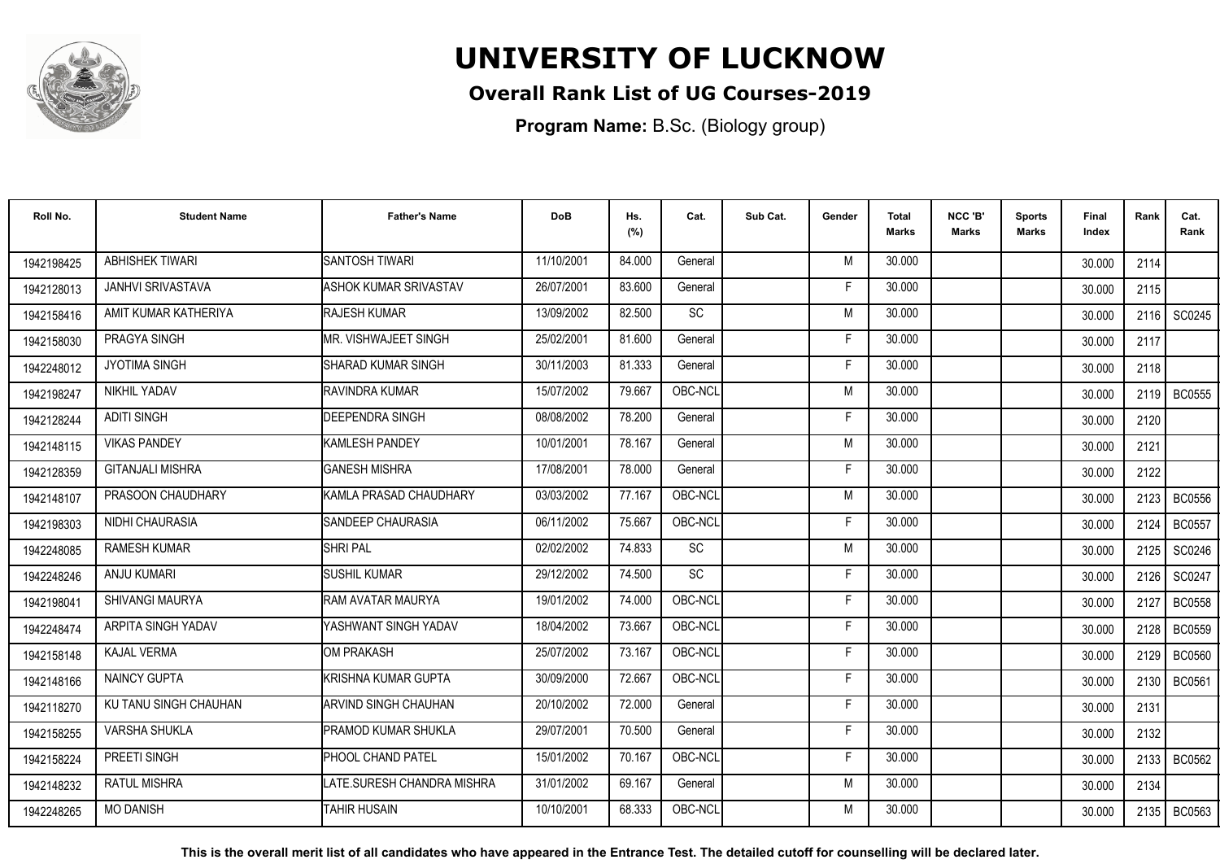# UNIVERSITY OF LUCKNOW

## Overall Rank List of UG Courses-2019

**Program Name:** B.Sc. (Biology group)

| Roll No. | Student Name | Father's Name | DoB | Hs. (%) | Cat. | Sub Cat. | Gender | Total Marks | NCC 'B' Marks | Sports Marks | Final Index | Rank | Cat. Rank |
|---|---|---|---|---|---|---|---|---|---|---|---|---|---|
| 1942198425 | ABHISHEK TIWARI | SANTOSH TIWARI | 11/10/2001 | 84.000 | General | | M | 30.000 | | | 30.000 | 2114 | |
| 1942128013 | JANHVI SRIVASTAVA | ASHOK KUMAR SRIVASTAV | 26/07/2001 | 83.600 | General | | F | 30.000 | | | 30.000 | 2115 | |
| 1942158416 | AMIT KUMAR KATHERIYA | RAJESH KUMAR | 13/09/2002 | 82.500 | SC | | M | 30.000 | | | 30.000 | 2116 | SC0245 |
| 1942158030 | PRAGYA SINGH | MR. VISHWAJEET SINGH | 25/02/2001 | 81.600 | General | | F | 30.000 | | | 30.000 | 2117 | |
| 1942248012 | JYOTIMA SINGH | SHARAD KUMAR SINGH | 30/11/2003 | 81.333 | General | | F | 30.000 | | | 30.000 | 2118 | |
| 1942198247 | NIKHIL YADAV | RAVINDRA KUMAR | 15/07/2002 | 79.667 | OBC-NCL | | M | 30.000 | | | 30.000 | 2119 | BC0555 |
| 1942128244 | ADITI SINGH | DEEPENDRA SINGH | 08/08/2002 | 78.200 | General | | F | 30.000 | | | 30.000 | 2120 | |
| 1942148115 | VIKAS PANDEY | KAMLESH PANDEY | 10/01/2001 | 78.167 | General | | M | 30.000 | | | 30.000 | 2121 | |
| 1942128359 | GITANJALI MISHRA | GANESH MISHRA | 17/08/2001 | 78.000 | General | | F | 30.000 | | | 30.000 | 2122 | |
| 1942148107 | PRASOON CHAUDHARY | KAMLA PRASAD CHAUDHARY | 03/03/2002 | 77.167 | OBC-NCL | | M | 30.000 | | | 30.000 | 2123 | BC0556 |
| 1942198303 | NIDHI CHAURASIA | SANDEEP CHAURASIA | 06/11/2002 | 75.667 | OBC-NCL | | F | 30.000 | | | 30.000 | 2124 | BC0557 |
| 1942248085 | RAMESH KUMAR | SHRI PAL | 02/02/2002 | 74.833 | SC | | M | 30.000 | | | 30.000 | 2125 | SC0246 |
| 1942248246 | ANJU KUMARI | SUSHIL KUMAR | 29/12/2002 | 74.500 | SC | | F | 30.000 | | | 30.000 | 2126 | SC0247 |
| 1942198041 | SHIVANGI MAURYA | RAM AVATAR MAURYA | 19/01/2002 | 74.000 | OBC-NCL | | F | 30.000 | | | 30.000 | 2127 | BC0558 |
| 1942248474 | ARPITA SINGH YADAV | YASHWANT SINGH YADAV | 18/04/2002 | 73.667 | OBC-NCL | | F | 30.000 | | | 30.000 | 2128 | BC0559 |
| 1942158148 | KAJAL VERMA | OM PRAKASH | 25/07/2002 | 73.167 | OBC-NCL | | F | 30.000 | | | 30.000 | 2129 | BC0560 |
| 1942148166 | NAINCY GUPTA | KRISHNA KUMAR GUPTA | 30/09/2000 | 72.667 | OBC-NCL | | F | 30.000 | | | 30.000 | 2130 | BC0561 |
| 1942118270 | KU TANU SINGH CHAUHAN | ARVIND SINGH CHAUHAN | 20/10/2002 | 72.000 | General | | F | 30.000 | | | 30.000 | 2131 | |
| 1942158255 | VARSHA SHUKLA | PRAMOD KUMAR SHUKLA | 29/07/2001 | 70.500 | General | | F | 30.000 | | | 30.000 | 2132 | |
| 1942158224 | PREETI SINGH | PHOOL CHAND PATEL | 15/01/2002 | 70.167 | OBC-NCL | | F | 30.000 | | | 30.000 | 2133 | BC0562 |
| 1942148232 | RATUL MISHRA | LATE.SURESH CHANDRA MISHRA | 31/01/2002 | 69.167 | General | | M | 30.000 | | | 30.000 | 2134 | |
| 1942248265 | MO DANISH | TAHIR HUSAIN | 10/10/2001 | 68.333 | OBC-NCL | | M | 30.000 | | | 30.000 | 2135 | BC0563 |

**This is the overall merit list of all candidates who have appeared in the Entrance Test. The detailed cutoff for counselling will be declared later.**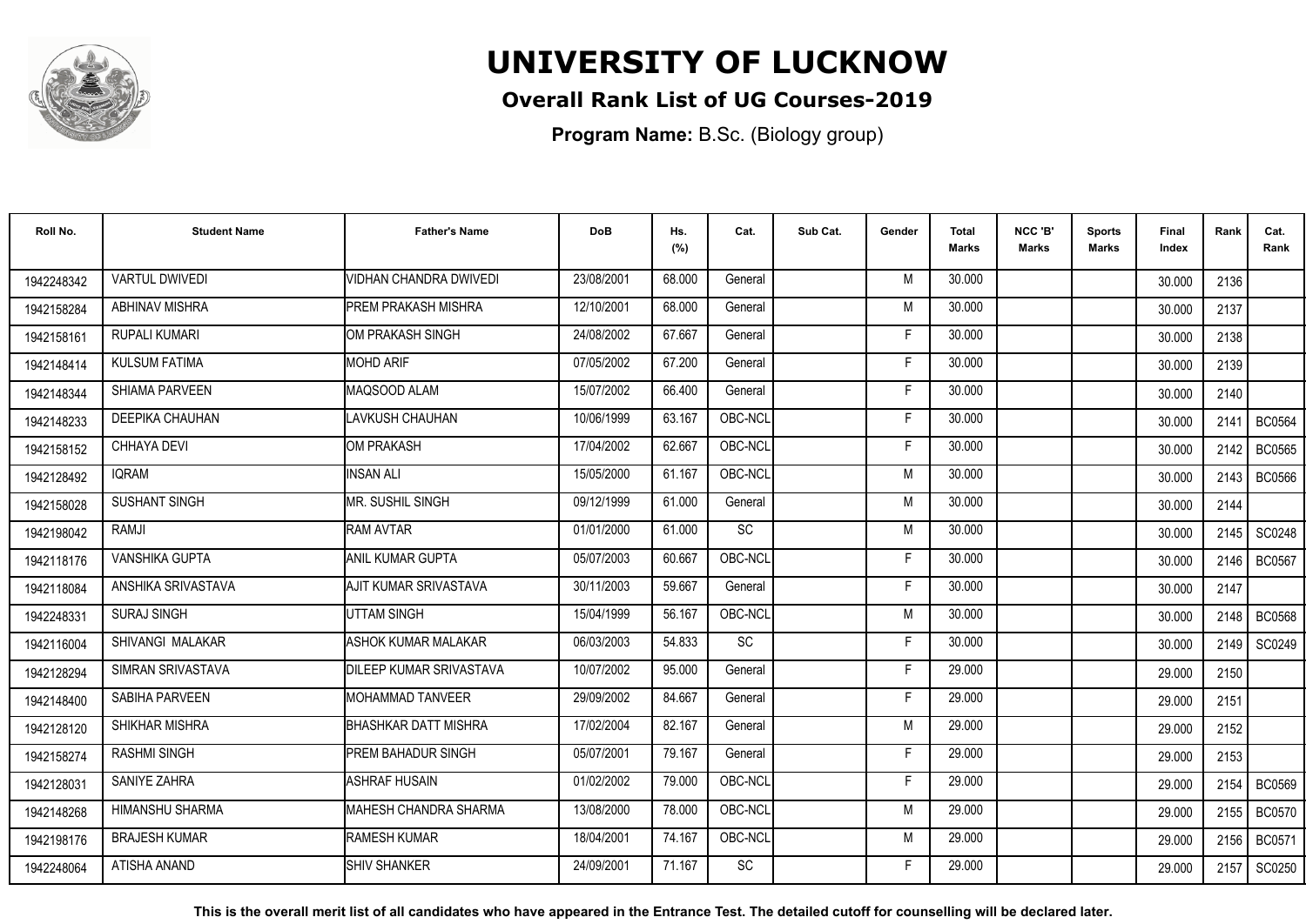# UNIVERSITY OF LUCKNOW

## Overall Rank List of UG Courses-2019

**Program Name:** B.Sc. (Biology group)

| Roll No. | Student Name | Father's Name | DoB | Hs. (%) | Cat. | Sub Cat. | Gender | Total Marks | NCC 'B' Marks | Sports Marks | Final Index | Rank | Cat. Rank |
|---|---|---|---|---|---|---|---|---|---|---|---|---|---|
| 1942248342 | VARTUL DWIVEDI | VIDHAN CHANDRA DWIVEDI | 23/08/2001 | 68.000 | General | | M | 30.000 | | | 30.000 | 2136 | |
| 1942158284 | ABHINAV MISHRA | PREM PRAKASH MISHRA | 12/10/2001 | 68.000 | General | | M | 30.000 | | | 30.000 | 2137 | |
| 1942158161 | RUPALI KUMARI | OM PRAKASH SINGH | 24/08/2002 | 67.667 | General | | F | 30.000 | | | 30.000 | 2138 | |
| 1942148414 | KULSUM FATIMA | MOHD ARIF | 07/05/2002 | 67.200 | General | | F | 30.000 | | | 30.000 | 2139 | |
| 1942148344 | SHIAMA PARVEEN | MAQSOOD ALAM | 15/07/2002 | 66.400 | General | | F | 30.000 | | | 30.000 | 2140 | |
| 1942148233 | DEEPIKA CHAUHAN | LAVKUSH CHAUHAN | 10/06/1999 | 63.167 | OBC-NCL | | F | 30.000 | | | 30.000 | 2141 | BC0564 |
| 1942158152 | CHHAYA DEVI | OM PRAKASH | 17/04/2002 | 62.667 | OBC-NCL | | F | 30.000 | | | 30.000 | 2142 | BC0565 |
| 1942128492 | IQRAM | INSAN ALI | 15/05/2000 | 61.167 | OBC-NCL | | M | 30.000 | | | 30.000 | 2143 | BC0566 |
| 1942158028 | SUSHANT SINGH | MR. SUSHIL SINGH | 09/12/1999 | 61.000 | General | | M | 30.000 | | | 30.000 | 2144 | |
| 1942198042 | RAMJI | RAM AVTAR | 01/01/2000 | 61.000 | SC | | M | 30.000 | | | 30.000 | 2145 | SC0248 |
| 1942118176 | VANSHIKA GUPTA | ANIL KUMAR GUPTA | 05/07/2003 | 60.667 | OBC-NCL | | F | 30.000 | | | 30.000 | 2146 | BC0567 |
| 1942118084 | ANSHIKA SRIVASTAVA | AJIT KUMAR SRIVASTAVA | 30/11/2003 | 59.667 | General | | F | 30.000 | | | 30.000 | 2147 | |
| 1942248331 | SURAJ SINGH | UTTAM SINGH | 15/04/1999 | 56.167 | OBC-NCL | | M | 30.000 | | | 30.000 | 2148 | BC0568 |
| 1942116004 | SHIVANGI MALAKAR | ASHOK KUMAR MALAKAR | 06/03/2003 | 54.833 | SC | | F | 30.000 | | | 30.000 | 2149 | SC0249 |
| 1942128294 | SIMRAN SRIVASTAVA | DILEEP KUMAR SRIVASTAVA | 10/07/2002 | 95.000 | General | | F | 29.000 | | | 29.000 | 2150 | |
| 1942148400 | SABIHA PARVEEN | MOHAMMAD TANVEER | 29/09/2002 | 84.667 | General | | F | 29.000 | | | 29.000 | 2151 | |
| 1942128120 | SHIKHAR MISHRA | BHASHKAR DATT MISHRA | 17/02/2004 | 82.167 | General | | M | 29.000 | | | 29.000 | 2152 | |
| 1942158274 | RASHMI SINGH | PREM BAHADUR SINGH | 05/07/2001 | 79.167 | General | | F | 29.000 | | | 29.000 | 2153 | |
| 1942128031 | SANIYE ZAHRA | ASHRAF HUSAIN | 01/02/2002 | 79.000 | OBC-NCL | | F | 29.000 | | | 29.000 | 2154 | BC0569 |
| 1942148268 | HIMANSHU SHARMA | MAHESH CHANDRA SHARMA | 13/08/2000 | 78.000 | OBC-NCL | | M | 29.000 | | | 29.000 | 2155 | BC0570 |
| 1942198176 | BRAJESH KUMAR | RAMESH KUMAR | 18/04/2001 | 74.167 | OBC-NCL | | M | 29.000 | | | 29.000 | 2156 | BC0571 |
| 1942248064 | ATISHA ANAND | SHIV SHANKER | 24/09/2001 | 71.167 | SC | | F | 29.000 | | | 29.000 | 2157 | SC0250 |

**This is the overall merit list of all candidates who have appeared in the Entrance Test. The detailed cutoff for counselling will be declared later.**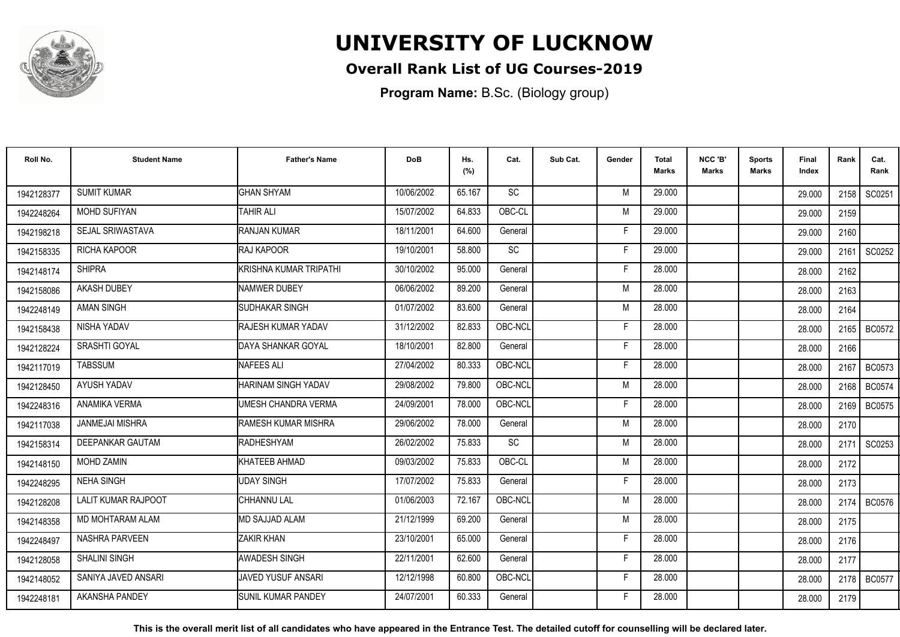# UNIVERSITY OF LUCKNOW

## Overall Rank List of UG Courses-2019

**Program Name:** B.Sc. (Biology group)

| Roll No. | Student Name | Father's Name | DoB | Hs. (%) | Cat. | Sub Cat. | Gender | Total Marks | NCC 'B' Marks | Sports Marks | Final Index | Rank | Cat. Rank |
|---|---|---|---|---|---|---|---|---|---|---|---|---|---|
| 1942128377 | SUMIT KUMAR | GHAN SHYAM | 10/06/2002 | 65.167 | SC | | M | 29.000 | | | 29.000 | 2158 | SC0251 |
| 1942248264 | MOHD SUFIYAN | TAHIR ALI | 15/07/2002 | 64.833 | OBC-CL | | M | 29.000 | | | 29.000 | 2159 | |
| 1942198218 | SEJAL SRIWASTAVA | RANJAN KUMAR | 18/11/2001 | 64.600 | General | | F | 29.000 | | | 29.000 | 2160 | |
| 1942158335 | RICHA KAPOOR | RAJ KAPOOR | 19/10/2001 | 58.800 | SC | | F | 29.000 | | | 29.000 | 2161 | SC0252 |
| 1942148174 | SHIPRA | KRISHNA KUMAR TRIPATHI | 30/10/2002 | 95.000 | General | | F | 28.000 | | | 28.000 | 2162 | |
| 1942158086 | AKASH DUBEY | NAMWER DUBEY | 06/06/2002 | 89.200 | General | | M | 28.000 | | | 28.000 | 2163 | |
| 1942248149 | AMAN SINGH | SUDHAKAR SINGH | 01/07/2002 | 83.600 | General | | M | 28.000 | | | 28.000 | 2164 | |
| 1942158438 | NISHA YADAV | RAJESH KUMAR YADAV | 31/12/2002 | 82.833 | OBC-NCL | | F | 28.000 | | | 28.000 | 2165 | BC0572 |
| 1942128224 | SRASHTI GOYAL | DAYA SHANKAR GOYAL | 18/10/2001 | 82.800 | General | | F | 28.000 | | | 28.000 | 2166 | |
| 1942117019 | TABSSUM | NAFEES ALI | 27/04/2002 | 80.333 | OBC-NCL | | F | 28.000 | | | 28.000 | 2167 | BC0573 |
| 1942128450 | AYUSH YADAV | HARINAM SINGH YADAV | 29/08/2002 | 79.800 | OBC-NCL | | M | 28.000 | | | 28.000 | 2168 | BC0574 |
| 1942248316 | ANAMIKA VERMA | UMESH CHANDRA VERMA | 24/09/2001 | 78.000 | OBC-NCL | | F | 28.000 | | | 28.000 | 2169 | BC0575 |
| 1942117038 | JANMEJAI MISHRA | RAMESH KUMAR MISHRA | 29/06/2002 | 78.000 | General | | M | 28.000 | | | 28.000 | 2170 | |
| 1942158314 | DEEPANKAR GAUTAM | RADHESHYAM | 26/02/2002 | 75.833 | SC | | M | 28.000 | | | 28.000 | 2171 | SC0253 |
| 1942148150 | MOHD ZAMIN | KHATEEB AHMAD | 09/03/2002 | 75.833 | OBC-CL | | M | 28.000 | | | 28.000 | 2172 | |
| 1942248295 | NEHA SINGH | UDAY SINGH | 17/07/2002 | 75.833 | General | | F | 28.000 | | | 28.000 | 2173 | |
| 1942128208 | LALIT KUMAR RAJPOOT | CHHANNU LAL | 01/06/2003 | 72.167 | OBC-NCL | | M | 28.000 | | | 28.000 | 2174 | BC0576 |
| 1942148358 | MD MOHTARAM ALAM | MD SAJJAD ALAM | 21/12/1999 | 69.200 | General | | M | 28.000 | | | 28.000 | 2175 | |
| 1942248497 | NASHRA PARVEEN | ZAKIR KHAN | 23/10/2001 | 65.000 | General | | F | 28.000 | | | 28.000 | 2176 | |
| 1942128058 | SHALINI SINGH | AWADESH SINGH | 22/11/2001 | 62.600 | General | | F | 28.000 | | | 28.000 | 2177 | |
| 1942148052 | SANIYA JAVED ANSARI | JAVED YUSUF ANSARI | 12/12/1998 | 60.800 | OBC-NCL | | F | 28.000 | | | 28.000 | 2178 | BC0577 |
| 1942248181 | AKANSHA PANDEY | SUNIL KUMAR PANDEY | 24/07/2001 | 60.333 | General | | F | 28.000 | | | 28.000 | 2179 | |

**This is the overall merit list of all candidates who have appeared in the Entrance Test. The detailed cutoff for counselling will be declared later.**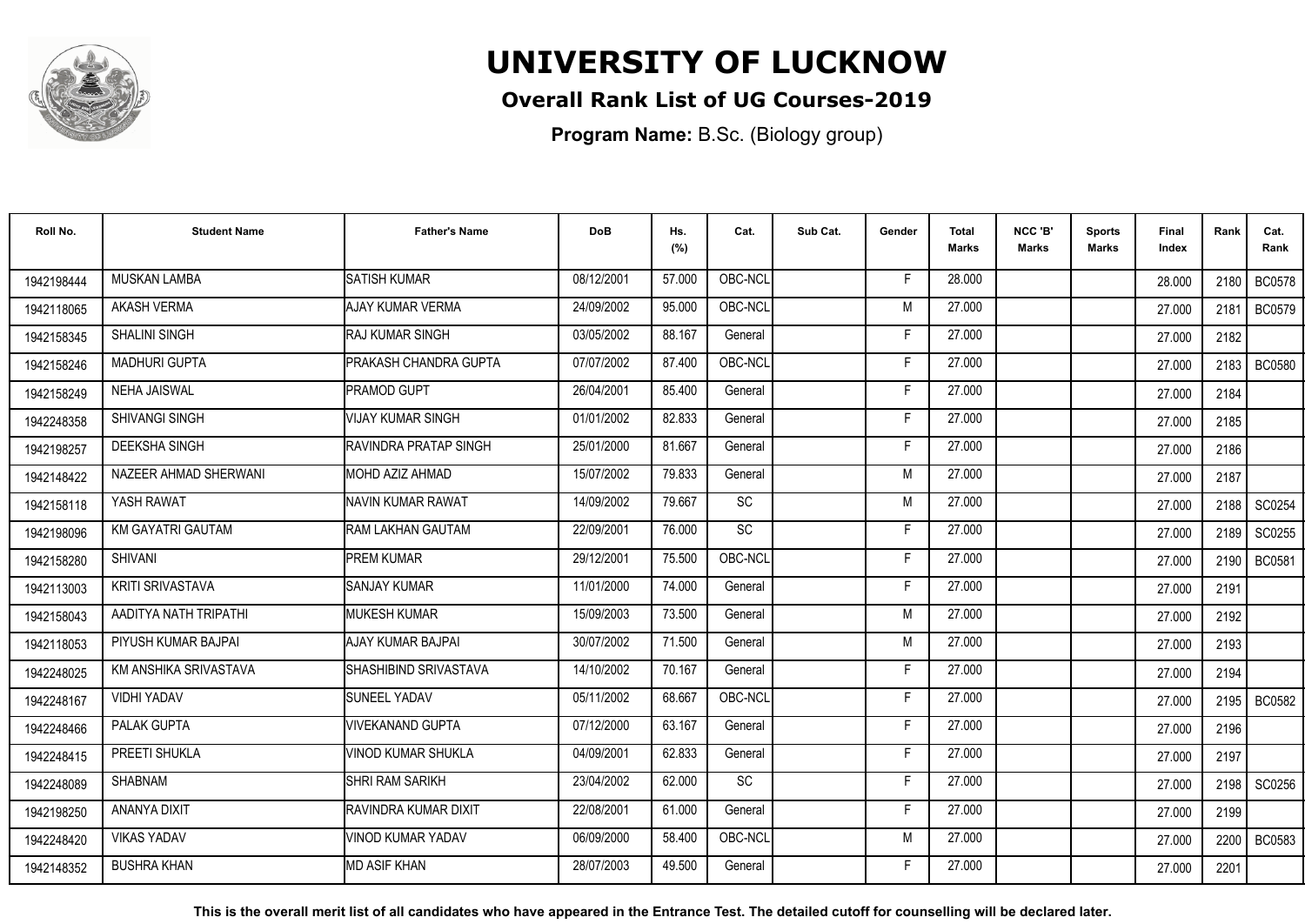# UNIVERSITY OF LUCKNOW

## Overall Rank List of UG Courses-2019

**Program Name:** B.Sc. (Biology group)

| Roll No. | Student Name | Father's Name | DoB | Hs. (%) | Cat. | Sub Cat. | Gender | Total Marks | NCC 'B' Marks | Sports Marks | Final Index | Rank | Cat. Rank |
|---|---|---|---|---|---|---|---|---|---|---|---|---|---|
| 1942198444 | MUSKAN LAMBA | SATISH KUMAR | 08/12/2001 | 57.000 | OBC-NCL | | F | 28.000 | | | 28.000 | 2180 | BC0578 |
| 1942118065 | AKASH VERMA | AJAY KUMAR VERMA | 24/09/2002 | 95.000 | OBC-NCL | | M | 27.000 | | | 27.000 | 2181 | BC0579 |
| 1942158345 | SHALINI SINGH | RAJ KUMAR SINGH | 03/05/2002 | 88.167 | General | | F | 27.000 | | | 27.000 | 2182 | |
| 1942158246 | MADHURI GUPTA | PRAKASH CHANDRA GUPTA | 07/07/2002 | 87.400 | OBC-NCL | | F | 27.000 | | | 27.000 | 2183 | BC0580 |
| 1942158249 | NEHA JAISWAL | PRAMOD GUPT | 26/04/2001 | 85.400 | General | | F | 27.000 | | | 27.000 | 2184 | |
| 1942248358 | SHIVANGI SINGH | VIJAY KUMAR SINGH | 01/01/2002 | 82.833 | General | | F | 27.000 | | | 27.000 | 2185 | |
| 1942198257 | DEEKSHA SINGH | RAVINDRA PRATAP SINGH | 25/01/2000 | 81.667 | General | | F | 27.000 | | | 27.000 | 2186 | |
| 1942148422 | NAZEER AHMAD SHERWANI | MOHD AZIZ AHMAD | 15/07/2002 | 79.833 | General | | M | 27.000 | | | 27.000 | 2187 | |
| 1942158118 | YASH RAWAT | NAVIN KUMAR RAWAT | 14/09/2002 | 79.667 | SC | | M | 27.000 | | | 27.000 | 2188 | SC0254 |
| 1942198096 | KM GAYATRI GAUTAM | RAM LAKHAN GAUTAM | 22/09/2001 | 76.000 | SC | | F | 27.000 | | | 27.000 | 2189 | SC0255 |
| 1942158280 | SHIVANI | PREM KUMAR | 29/12/2001 | 75.500 | OBC-NCL | | F | 27.000 | | | 27.000 | 2190 | BC0581 |
| 1942113003 | KRITI SRIVASTAVA | SANJAY KUMAR | 11/01/2000 | 74.000 | General | | F | 27.000 | | | 27.000 | 2191 | |
| 1942158043 | AADITYA NATH TRIPATHI | MUKESH KUMAR | 15/09/2003 | 73.500 | General | | M | 27.000 | | | 27.000 | 2192 | |
| 1942118053 | PIYUSH KUMAR BAJPAI | AJAY KUMAR BAJPAI | 30/07/2002 | 71.500 | General | | M | 27.000 | | | 27.000 | 2193 | |
| 1942248025 | KM ANSHIKA SRIVASTAVA | SHASHIBIND SRIVASTAVA | 14/10/2002 | 70.167 | General | | F | 27.000 | | | 27.000 | 2194 | |
| 1942248167 | VIDHI YADAV | SUNEEL YADAV | 05/11/2002 | 68.667 | OBC-NCL | | F | 27.000 | | | 27.000 | 2195 | BC0582 |
| 1942248466 | PALAK GUPTA | VIVEKANAND GUPTA | 07/12/2000 | 63.167 | General | | F | 27.000 | | | 27.000 | 2196 | |
| 1942248415 | PREETI SHUKLA | VINOD KUMAR SHUKLA | 04/09/2001 | 62.833 | General | | F | 27.000 | | | 27.000 | 2197 | |
| 1942248089 | SHABNAM | SHRI RAM SARIKH | 23/04/2002 | 62.000 | SC | | F | 27.000 | | | 27.000 | 2198 | SC0256 |
| 1942198250 | ANANYA DIXIT | RAVINDRA KUMAR DIXIT | 22/08/2001 | 61.000 | General | | F | 27.000 | | | 27.000 | 2199 | |
| 1942248420 | VIKAS YADAV | VINOD KUMAR YADAV | 06/09/2000 | 58.400 | OBC-NCL | | M | 27.000 | | | 27.000 | 2200 | BC0583 |
| 1942148352 | BUSHRA KHAN | MD ASIF KHAN | 28/07/2003 | 49.500 | General | | F | 27.000 | | | 27.000 | 2201 | |

**This is the overall merit list of all candidates who have appeared in the Entrance Test. The detailed cutoff for counselling will be declared later.**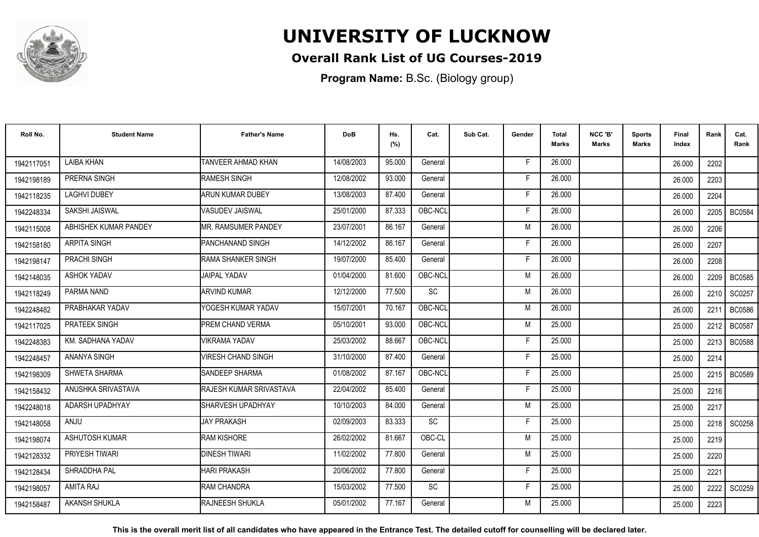# UNIVERSITY OF LUCKNOW

## Overall Rank List of UG Courses-2019

**Program Name:** B.Sc. (Biology group)

| Roll No. | Student Name | Father's Name | DoB | Hs. (%) | Cat. | Sub Cat. | Gender | Total Marks | NCC 'B' Marks | Sports Marks | Final Index | Rank | Cat. Rank |
|---|---|---|---|---|---|---|---|---|---|---|---|---|---|
| 1942117051 | LAIBA KHAN | TANVEER AHMAD KHAN | 14/08/2003 | 95.000 | General | | F | 26.000 | | | 26.000 | 2202 | |
| 1942198189 | PRERNA SINGH | RAMESH SINGH | 12/08/2002 | 93.000 | General | | F | 26.000 | | | 26.000 | 2203 | |
| 1942118235 | LAGHVI DUBEY | ARUN KUMAR DUBEY | 13/08/2003 | 87.400 | General | | F | 26.000 | | | 26.000 | 2204 | |
| 1942248334 | SAKSHI JAISWAL | VASUDEV JAISWAL | 25/01/2000 | 87.333 | OBC-NCL | | F | 26.000 | | | 26.000 | 2205 | BC0584 |
| 1942115008 | ABHISHEK KUMAR PANDEY | MR. RAMSUMER PANDEY | 23/07/2001 | 86.167 | General | | M | 26.000 | | | 26.000 | 2206 | |
| 1942158180 | ARPITA SINGH | PANCHANAND SINGH | 14/12/2002 | 86.167 | General | | F | 26.000 | | | 26.000 | 2207 | |
| 1942198147 | PRACHI SINGH | RAMA SHANKER SINGH | 19/07/2000 | 85.400 | General | | F | 26.000 | | | 26.000 | 2208 | |
| 1942148035 | ASHOK YADAV | JAIPAL YADAV | 01/04/2000 | 81.600 | OBC-NCL | | M | 26.000 | | | 26.000 | 2209 | BC0585 |
| 1942118249 | PARMA NAND | ARVIND KUMAR | 12/12/2000 | 77.500 | SC | | M | 26.000 | | | 26.000 | 2210 | SC0257 |
| 1942248482 | PRABHAKAR YADAV | YOGESH KUMAR YADAV | 15/07/2001 | 70.167 | OBC-NCL | | M | 26.000 | | | 26.000 | 2211 | BC0586 |
| 1942117025 | PRATEEK SINGH | PREM CHAND VERMA | 05/10/2001 | 93.000 | OBC-NCL | | M | 25.000 | | | 25.000 | 2212 | BC0587 |
| 1942248383 | KM. SADHANA YADAV | VIKRAMA YADAV | 25/03/2002 | 88.667 | OBC-NCL | | F | 25.000 | | | 25.000 | 2213 | BC0588 |
| 1942248457 | ANANYA SINGH | VIRESH CHAND SINGH | 31/10/2000 | 87.400 | General | | F | 25.000 | | | 25.000 | 2214 | |
| 1942198309 | SHWETA SHARMA | SANDEEP SHARMA | 01/08/2002 | 87.167 | OBC-NCL | | F | 25.000 | | | 25.000 | 2215 | BC0589 |
| 1942158432 | ANUSHKA SRIVASTAVA | RAJESH KUMAR SRIVASTAVA | 22/04/2002 | 85.400 | General | | F | 25.000 | | | 25.000 | 2216 | |
| 1942248018 | ADARSH UPADHYAY | SHARVESH UPADHYAY | 10/10/2003 | 84.000 | General | | M | 25.000 | | | 25.000 | 2217 | |
| 1942148058 | ANJU | JAY PRAKASH | 02/09/2003 | 83.333 | SC | | F | 25.000 | | | 25.000 | 2218 | SC0258 |
| 1942198074 | ASHUTOSH KUMAR | RAM KISHORE | 26/02/2002 | 81.667 | OBC-CL | | M | 25.000 | | | 25.000 | 2219 | |
| 1942128332 | PRIYESH TIWARI | DINESH TIWARI | 11/02/2002 | 77.800 | General | | M | 25.000 | | | 25.000 | 2220 | |
| 1942128434 | SHRADDHA PAL | HARI PRAKASH | 20/06/2002 | 77.800 | General | | F | 25.000 | | | 25.000 | 2221 | |
| 1942198057 | AMITA RAJ | RAM CHANDRA | 15/03/2002 | 77.500 | SC | | F | 25.000 | | | 25.000 | 2222 | SC0259 |
| 1942158487 | AKANSH SHUKLA | RAJNEESH SHUKLA | 05/01/2002 | 77.167 | General | | M | 25.000 | | | 25.000 | 2223 | |

**This is the overall merit list of all candidates who have appeared in the Entrance Test. The detailed cutoff for counselling will be declared later.**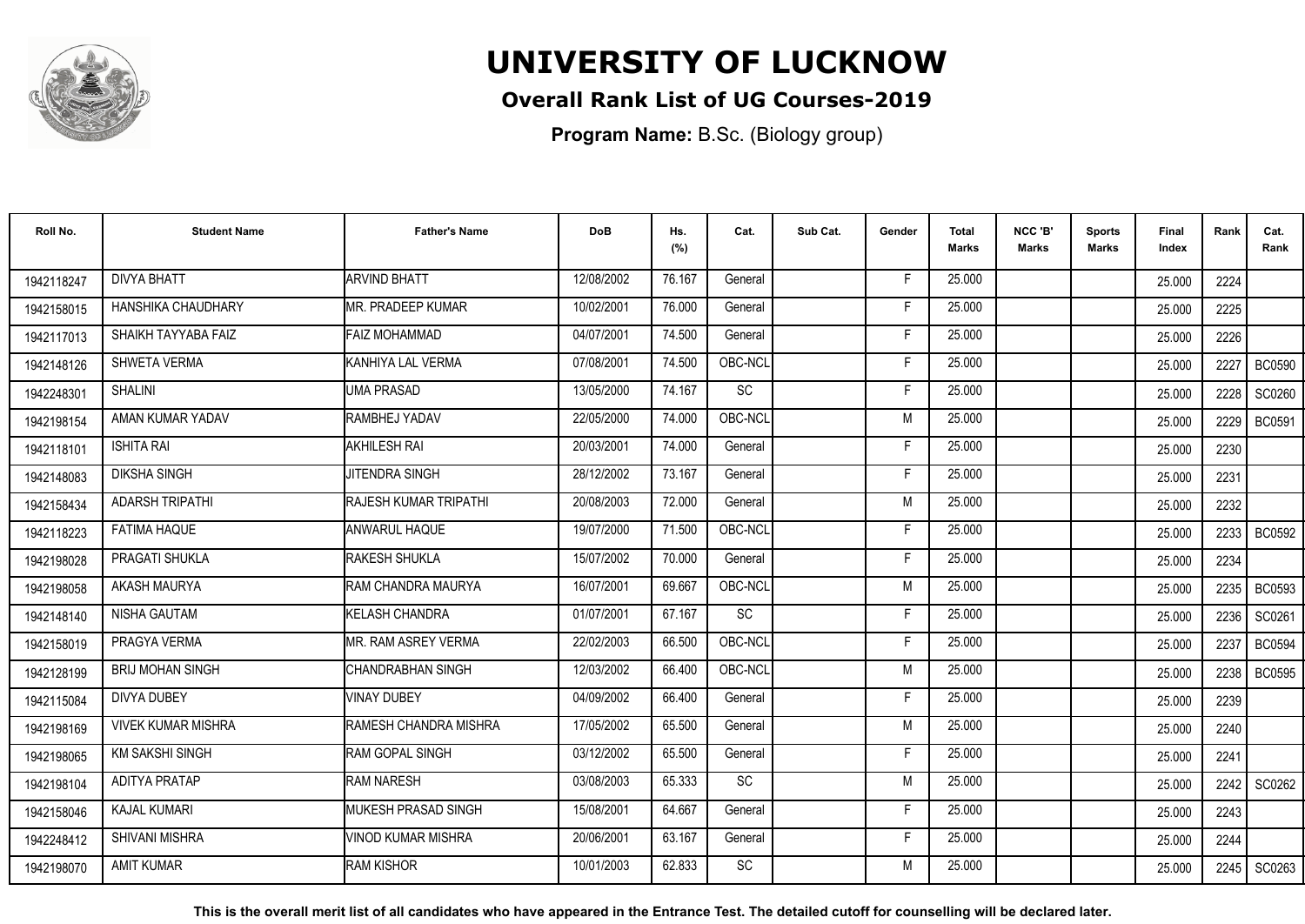# UNIVERSITY OF LUCKNOW

## Overall Rank List of UG Courses-2019

**Program Name:** B.Sc. (Biology group)

| Roll No. | Student Name | Father's Name | DoB | Hs. (%) | Cat. | Sub Cat. | Gender | Total Marks | NCC 'B' Marks | Sports Marks | Final Index | Rank | Cat. Rank |
|---|---|---|---|---|---|---|---|---|---|---|---|---|---|
| 1942118247 | DIVYA BHATT | ARVIND BHATT | 12/08/2002 | 76.167 | General | | F | 25.000 | | | 25.000 | 2224 | |
| 1942158015 | HANSHIKA CHAUDHARY | MR. PRADEEP KUMAR | 10/02/2001 | 76.000 | General | | F | 25.000 | | | 25.000 | 2225 | |
| 1942117013 | SHAIKH TAYYABA FAIZ | FAIZ MOHAMMAD | 04/07/2001 | 74.500 | General | | F | 25.000 | | | 25.000 | 2226 | |
| 1942148126 | SHWETA VERMA | KANHIYA LAL VERMA | 07/08/2001 | 74.500 | OBC-NCL | | F | 25.000 | | | 25.000 | 2227 | BC0590 |
| 1942248301 | SHALINI | UMA PRASAD | 13/05/2000 | 74.167 | SC | | F | 25.000 | | | 25.000 | 2228 | SC0260 |
| 1942198154 | AMAN KUMAR YADAV | RAMBHEJ YADAV | 22/05/2000 | 74.000 | OBC-NCL | | M | 25.000 | | | 25.000 | 2229 | BC0591 |
| 1942118101 | ISHITA RAI | AKHILESH RAI | 20/03/2001 | 74.000 | General | | F | 25.000 | | | 25.000 | 2230 | |
| 1942148083 | DIKSHA SINGH | JITENDRA SINGH | 28/12/2002 | 73.167 | General | | F | 25.000 | | | 25.000 | 2231 | |
| 1942158434 | ADARSH TRIPATHI | RAJESH KUMAR TRIPATHI | 20/08/2003 | 72.000 | General | | M | 25.000 | | | 25.000 | 2232 | |
| 1942118223 | FATIMA HAQUE | ANWARUL HAQUE | 19/07/2000 | 71.500 | OBC-NCL | | F | 25.000 | | | 25.000 | 2233 | BC0592 |
| 1942198028 | PRAGATI SHUKLA | RAKESH SHUKLA | 15/07/2002 | 70.000 | General | | F | 25.000 | | | 25.000 | 2234 | |
| 1942198058 | AKASH MAURYA | RAM CHANDRA MAURYA | 16/07/2001 | 69.667 | OBC-NCL | | M | 25.000 | | | 25.000 | 2235 | BC0593 |
| 1942148140 | NISHA GAUTAM | KELASH CHANDRA | 01/07/2001 | 67.167 | SC | | F | 25.000 | | | 25.000 | 2236 | SC0261 |
| 1942158019 | PRAGYA VERMA | MR. RAM ASREY VERMA | 22/02/2003 | 66.500 | OBC-NCL | | F | 25.000 | | | 25.000 | 2237 | BC0594 |
| 1942128199 | BRIJ MOHAN SINGH | CHANDRABHAN SINGH | 12/03/2002 | 66.400 | OBC-NCL | | M | 25.000 | | | 25.000 | 2238 | BC0595 |
| 1942115084 | DIVYA DUBEY | VINAY DUBEY | 04/09/2002 | 66.400 | General | | F | 25.000 | | | 25.000 | 2239 | |
| 1942198169 | VIVEK KUMAR MISHRA | RAMESH CHANDRA MISHRA | 17/05/2002 | 65.500 | General | | M | 25.000 | | | 25.000 | 2240 | |
| 1942198065 | KM SAKSHI SINGH | RAM GOPAL SINGH | 03/12/2002 | 65.500 | General | | F | 25.000 | | | 25.000 | 2241 | |
| 1942198104 | ADITYA PRATAP | RAM NARESH | 03/08/2003 | 65.333 | SC | | M | 25.000 | | | 25.000 | 2242 | SC0262 |
| 1942158046 | KAJAL KUMARI | MUKESH PRASAD SINGH | 15/08/2001 | 64.667 | General | | F | 25.000 | | | 25.000 | 2243 | |
| 1942248412 | SHIVANI MISHRA | VINOD KUMAR MISHRA | 20/06/2001 | 63.167 | General | | F | 25.000 | | | 25.000 | 2244 | |
| 1942198070 | AMIT KUMAR | RAM KISHOR | 10/01/2003 | 62.833 | SC | | M | 25.000 | | | 25.000 | 2245 | SC0263 |

**This is the overall merit list of all candidates who have appeared in the Entrance Test. The detailed cutoff for counselling will be declared later.**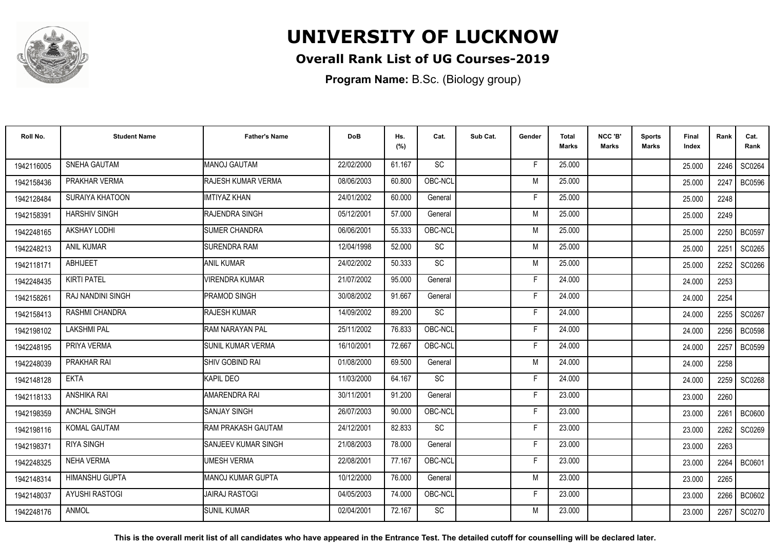# UNIVERSITY OF LUCKNOW

## Overall Rank List of UG Courses-2019

**Program Name:** B.Sc. (Biology group)

| Roll No. | Student Name | Father's Name | DoB | Hs. (%) | Cat. | Sub Cat. | Gender | Total Marks | NCC 'B' Marks | Sports Marks | Final Index | Rank | Cat. Rank |
|---|---|---|---|---|---|---|---|---|---|---|---|---|---|
| 1942116005 | SNEHA GAUTAM | MANOJ GAUTAM | 22/02/2000 | 61.167 | SC | | F | 25.000 | | | 25.000 | 2246 | SC0264 |
| 1942158436 | PRAKHAR VERMA | RAJESH KUMAR VERMA | 08/06/2003 | 60.800 | OBC-NCL | | M | 25.000 | | | 25.000 | 2247 | BC0596 |
| 1942128484 | SURAIYA KHATOON | IMTIYAZ KHAN | 24/01/2002 | 60.000 | General | | F | 25.000 | | | 25.000 | 2248 | |
| 1942158391 | HARSHIV SINGH | RAJENDRA SINGH | 05/12/2001 | 57.000 | General | | M | 25.000 | | | 25.000 | 2249 | |
| 1942248165 | AKSHAY LODHI | SUMER CHANDRA | 06/06/2001 | 55.333 | OBC-NCL | | M | 25.000 | | | 25.000 | 2250 | BC0597 |
| 1942248213 | ANIL KUMAR | SURENDRA RAM | 12/04/1998 | 52.000 | SC | | M | 25.000 | | | 25.000 | 2251 | SC0265 |
| 1942118171 | ABHIJEET | ANIL KUMAR | 24/02/2002 | 50.333 | SC | | M | 25.000 | | | 25.000 | 2252 | SC0266 |
| 1942248435 | KIRTI PATEL | VIRENDRA KUMAR | 21/07/2002 | 95.000 | General | | F | 24.000 | | | 24.000 | 2253 | |
| 1942158261 | RAJ NANDINI SINGH | PRAMOD SINGH | 30/08/2002 | 91.667 | General | | F | 24.000 | | | 24.000 | 2254 | |
| 1942158413 | RASHMI CHANDRA | RAJESH KUMAR | 14/09/2002 | 89.200 | SC | | F | 24.000 | | | 24.000 | 2255 | SC0267 |
| 1942198102 | LAKSHMI PAL | RAM NARAYAN PAL | 25/11/2002 | 76.833 | OBC-NCL | | F | 24.000 | | | 24.000 | 2256 | BC0598 |
| 1942248195 | PRIYA VERMA | SUNIL KUMAR VERMA | 16/10/2001 | 72.667 | OBC-NCL | | F | 24.000 | | | 24.000 | 2257 | BC0599 |
| 1942248039 | PRAKHAR RAI | SHIV GOBIND RAI | 01/08/2000 | 69.500 | General | | M | 24.000 | | | 24.000 | 2258 | |
| 1942148128 | EKTA | KAPIL DEO | 11/03/2000 | 64.167 | SC | | F | 24.000 | | | 24.000 | 2259 | SC0268 |
| 1942118133 | ANSHIKA RAI | AMARENDRA RAI | 30/11/2001 | 91.200 | General | | F | 23.000 | | | 23.000 | 2260 | |
| 1942198359 | ANCHAL SINGH | SANJAY SINGH | 26/07/2003 | 90.000 | OBC-NCL | | F | 23.000 | | | 23.000 | 2261 | BC0600 |
| 1942198116 | KOMAL GAUTAM | RAM PRAKASH GAUTAM | 24/12/2001 | 82.833 | SC | | F | 23.000 | | | 23.000 | 2262 | SC0269 |
| 1942198371 | RIYA SINGH | SANJEEV KUMAR SINGH | 21/08/2003 | 78.000 | General | | F | 23.000 | | | 23.000 | 2263 | |
| 1942248325 | NEHA VERMA | UMESH VERMA | 22/08/2001 | 77.167 | OBC-NCL | | F | 23.000 | | | 23.000 | 2264 | BC0601 |
| 1942148314 | HIMANSHU GUPTA | MANOJ KUMAR GUPTA | 10/12/2000 | 76.000 | General | | M | 23.000 | | | 23.000 | 2265 | |
| 1942148037 | AYUSHI RASTOGI | JAIRAJ RASTOGI | 04/05/2003 | 74.000 | OBC-NCL | | F | 23.000 | | | 23.000 | 2266 | BC0602 |
| 1942248176 | ANMOL | SUNIL KUMAR | 02/04/2001 | 72.167 | SC | | M | 23.000 | | | 23.000 | 2267 | SC0270 |

**This is the overall merit list of all candidates who have appeared in the Entrance Test. The detailed cutoff for counselling will be declared later.**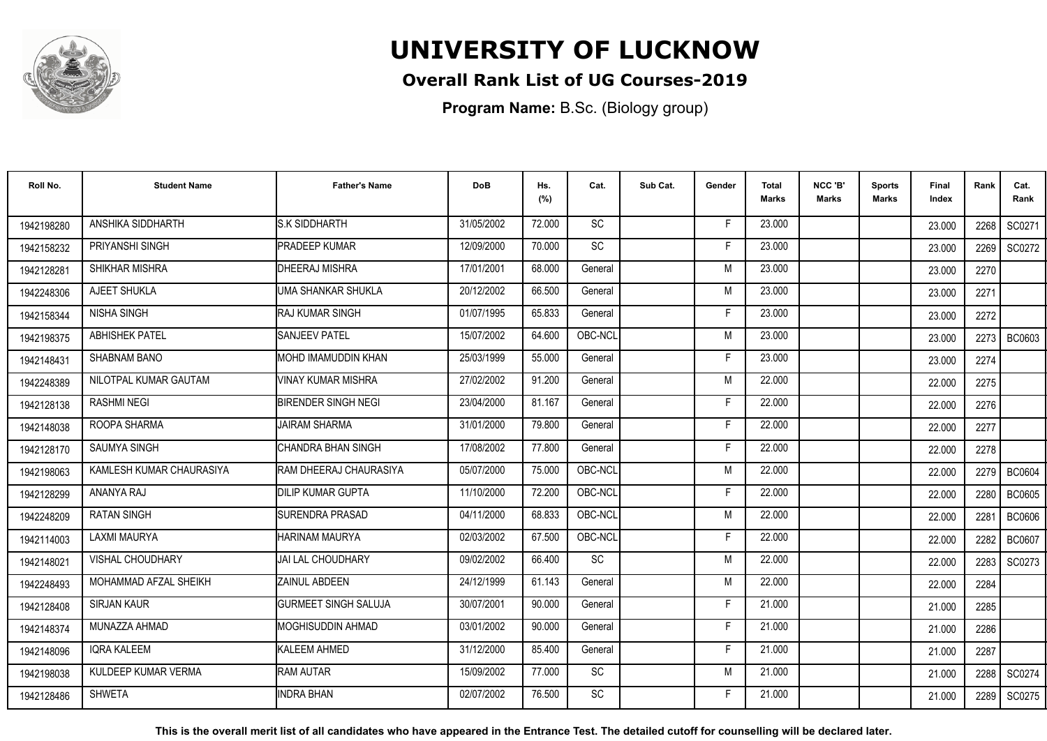# UNIVERSITY OF LUCKNOW

## Overall Rank List of UG Courses-2019

**Program Name:** B.Sc. (Biology group)

| Roll No. | Student Name | Father's Name | DoB | Hs. (%) | Cat. | Sub Cat. | Gender | Total Marks | NCC 'B' Marks | Sports Marks | Final Index | Rank | Cat. Rank |
|---|---|---|---|---|---|---|---|---|---|---|---|---|---|
| 1942198280 | ANSHIKA SIDDHARTH | S.K SIDDHARTH | 31/05/2002 | 72.000 | SC | | F | 23.000 | | | 23.000 | 2268 | SC0271 |
| 1942158232 | PRIYANSHI SINGH | PRADEEP KUMAR | 12/09/2000 | 70.000 | SC | | F | 23.000 | | | 23.000 | 2269 | SC0272 |
| 1942128281 | SHIKHAR MISHRA | DHEERAJ MISHRA | 17/01/2001 | 68.000 | General | | M | 23.000 | | | 23.000 | 2270 | |
| 1942248306 | AJEET SHUKLA | UMA SHANKAR SHUKLA | 20/12/2002 | 66.500 | General | | M | 23.000 | | | 23.000 | 2271 | |
| 1942158344 | NISHA SINGH | RAJ KUMAR SINGH | 01/07/1995 | 65.833 | General | | F | 23.000 | | | 23.000 | 2272 | |
| 1942198375 | ABHISHEK PATEL | SANJEEV PATEL | 15/07/2002 | 64.600 | OBC-NCL | | M | 23.000 | | | 23.000 | 2273 | BC0603 |
| 1942148431 | SHABNAM BANO | MOHD IMAMUDDIN KHAN | 25/03/1999 | 55.000 | General | | F | 23.000 | | | 23.000 | 2274 | |
| 1942248389 | NILOTPAL KUMAR GAUTAM | VINAY KUMAR MISHRA | 27/02/2002 | 91.200 | General | | M | 22.000 | | | 22.000 | 2275 | |
| 1942128138 | RASHMI NEGI | BIRENDER SINGH NEGI | 23/04/2000 | 81.167 | General | | F | 22.000 | | | 22.000 | 2276 | |
| 1942148038 | ROOPA SHARMA | JAIRAM SHARMA | 31/01/2000 | 79.800 | General | | F | 22.000 | | | 22.000 | 2277 | |
| 1942128170 | SAUMYA SINGH | CHANDRA BHAN SINGH | 17/08/2002 | 77.800 | General | | F | 22.000 | | | 22.000 | 2278 | |
| 1942198063 | KAMLESH KUMAR CHAURASIYA | RAM DHEERAJ CHAURASIYA | 05/07/2000 | 75.000 | OBC-NCL | | M | 22.000 | | | 22.000 | 2279 | BC0604 |
| 1942128299 | ANANYA RAJ | DILIP KUMAR GUPTA | 11/10/2000 | 72.200 | OBC-NCL | | F | 22.000 | | | 22.000 | 2280 | BC0605 |
| 1942248209 | RATAN SINGH | SURENDRA PRASAD | 04/11/2000 | 68.833 | OBC-NCL | | M | 22.000 | | | 22.000 | 2281 | BC0606 |
| 1942114003 | LAXMI MAURYA | HARINAM MAURYA | 02/03/2002 | 67.500 | OBC-NCL | | F | 22.000 | | | 22.000 | 2282 | BC0607 |
| 1942148021 | VISHAL CHOUDHARY | JAI LAL CHOUDHARY | 09/02/2002 | 66.400 | SC | | M | 22.000 | | | 22.000 | 2283 | SC0273 |
| 1942248493 | MOHAMMAD AFZAL SHEIKH | ZAINUL ABDEEN | 24/12/1999 | 61.143 | General | | M | 22.000 | | | 22.000 | 2284 | |
| 1942128408 | SIRJAN KAUR | GURMEET SINGH SALUJA | 30/07/2001 | 90.000 | General | | F | 21.000 | | | 21.000 | 2285 | |
| 1942148374 | MUNAZZA AHMAD | MOGHISUDDIN AHMAD | 03/01/2002 | 90.000 | General | | F | 21.000 | | | 21.000 | 2286 | |
| 1942148096 | IQRA KALEEM | KALEEM AHMED | 31/12/2000 | 85.400 | General | | F | 21.000 | | | 21.000 | 2287 | |
| 1942198038 | KULDEEP KUMAR VERMA | RAM AUTAR | 15/09/2002 | 77.000 | SC | | M | 21.000 | | | 21.000 | 2288 | SC0274 |
| 1942128486 | SHWETA | INDRA BHAN | 02/07/2002 | 76.500 | SC | | F | 21.000 | | | 21.000 | 2289 | SC0275 |

**This is the overall merit list of all candidates who have appeared in the Entrance Test. The detailed cutoff for counselling will be declared later.**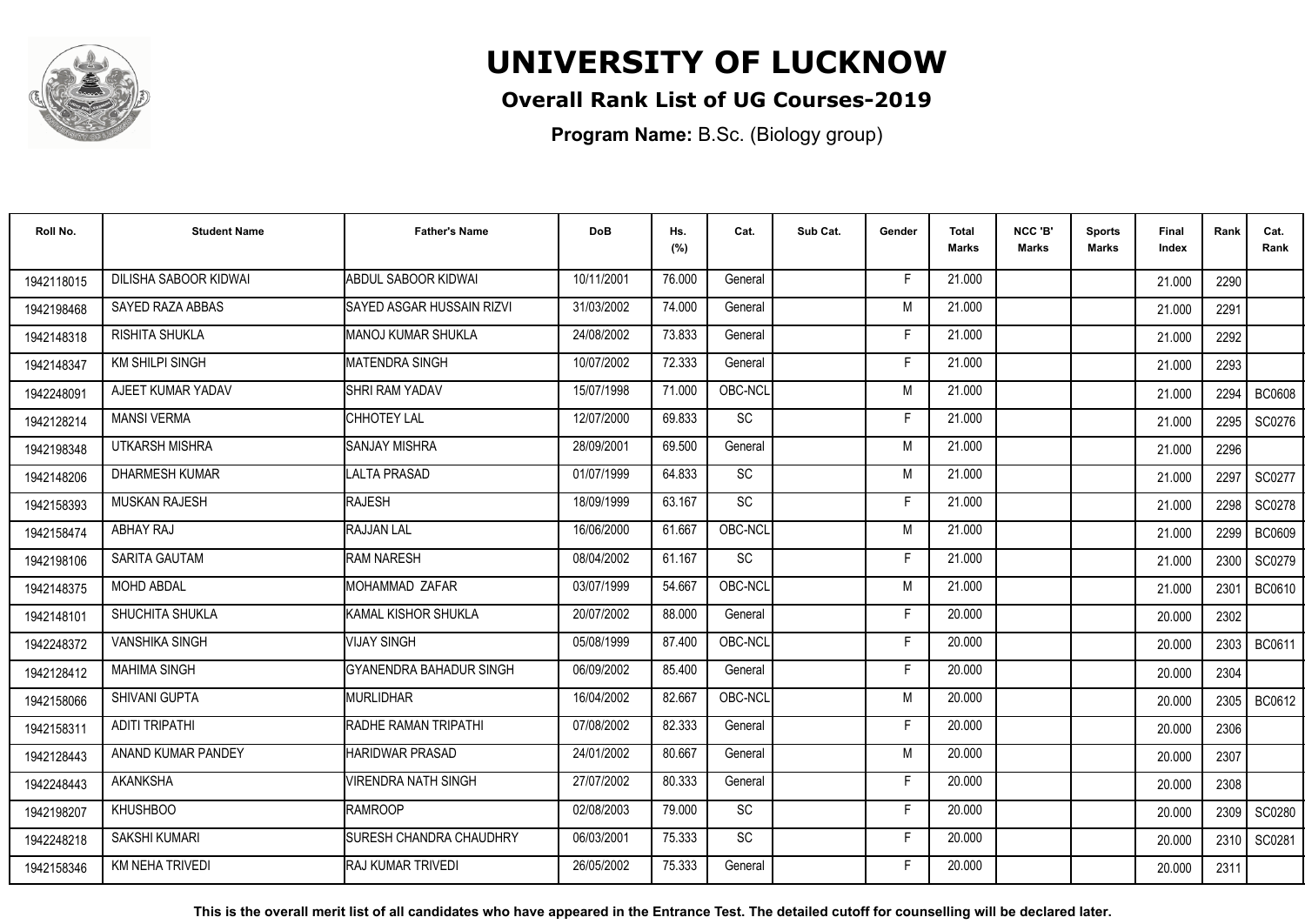# UNIVERSITY OF LUCKNOW

## Overall Rank List of UG Courses-2019

**Program Name:** B.Sc. (Biology group)

| Roll No. | Student Name | Father's Name | DoB | Hs. (%) | Cat. | Sub Cat. | Gender | Total Marks | NCC 'B' Marks | Sports Marks | Final Index | Rank | Cat. Rank |
|---|---|---|---|---|---|---|---|---|---|---|---|---|---|
| 1942118015 | DILISHA SABOOR KIDWAI | ABDUL SABOOR KIDWAI | 10/11/2001 | 76.000 | General | | F | 21.000 | | | 21.000 | 2290 | |
| 1942198468 | SAYED RAZA ABBAS | SAYED ASGAR HUSSAIN RIZVI | 31/03/2002 | 74.000 | General | | M | 21.000 | | | 21.000 | 2291 | |
| 1942148318 | RISHITA SHUKLA | MANOJ KUMAR SHUKLA | 24/08/2002 | 73.833 | General | | F | 21.000 | | | 21.000 | 2292 | |
| 1942148347 | KM SHILPI SINGH | MATENDRA SINGH | 10/07/2002 | 72.333 | General | | F | 21.000 | | | 21.000 | 2293 | |
| 1942248091 | AJEET KUMAR YADAV | SHRI RAM YADAV | 15/07/1998 | 71.000 | OBC-NCL | | M | 21.000 | | | 21.000 | 2294 | BC0608 |
| 1942128214 | MANSI VERMA | CHHOTEY LAL | 12/07/2000 | 69.833 | SC | | F | 21.000 | | | 21.000 | 2295 | SC0276 |
| 1942198348 | UTKARSH MISHRA | SANJAY MISHRA | 28/09/2001 | 69.500 | General | | M | 21.000 | | | 21.000 | 2296 | |
| 1942148206 | DHARMESH KUMAR | LALTA PRASAD | 01/07/1999 | 64.833 | SC | | M | 21.000 | | | 21.000 | 2297 | SC0277 |
| 1942158393 | MUSKAN RAJESH | RAJESH | 18/09/1999 | 63.167 | SC | | F | 21.000 | | | 21.000 | 2298 | SC0278 |
| 1942158474 | ABHAY RAJ | RAJJAN LAL | 16/06/2000 | 61.667 | OBC-NCL | | M | 21.000 | | | 21.000 | 2299 | BC0609 |
| 1942198106 | SARITA GAUTAM | RAM NARESH | 08/04/2002 | 61.167 | SC | | F | 21.000 | | | 21.000 | 2300 | SC0279 |
| 1942148375 | MOHD ABDAL | MOHAMMAD ZAFAR | 03/07/1999 | 54.667 | OBC-NCL | | M | 21.000 | | | 21.000 | 2301 | BC0610 |
| 1942148101 | SHUCHITA SHUKLA | KAMAL KISHOR SHUKLA | 20/07/2002 | 88.000 | General | | F | 20.000 | | | 20.000 | 2302 | |
| 1942248372 | VANSHIKA SINGH | VIJAY SINGH | 05/08/1999 | 87.400 | OBC-NCL | | F | 20.000 | | | 20.000 | 2303 | BC0611 |
| 1942128412 | MAHIMA SINGH | GYANENDRA BAHADUR SINGH | 06/09/2002 | 85.400 | General | | F | 20.000 | | | 20.000 | 2304 | |
| 1942158066 | SHIVANI GUPTA | MURLIDHAR | 16/04/2002 | 82.667 | OBC-NCL | | M | 20.000 | | | 20.000 | 2305 | BC0612 |
| 1942158311 | ADITI TRIPATHI | RADHE RAMAN TRIPATHI | 07/08/2002 | 82.333 | General | | F | 20.000 | | | 20.000 | 2306 | |
| 1942128443 | ANAND KUMAR PANDEY | HARIDWAR PRASAD | 24/01/2002 | 80.667 | General | | M | 20.000 | | | 20.000 | 2307 | |
| 1942248443 | AKANKSHA | VIRENDRA NATH SINGH | 27/07/2002 | 80.333 | General | | F | 20.000 | | | 20.000 | 2308 | |
| 1942198207 | KHUSHBOO | RAMROOP | 02/08/2003 | 79.000 | SC | | F | 20.000 | | | 20.000 | 2309 | SC0280 |
| 1942248218 | SAKSHI KUMARI | SURESH CHANDRA CHAUDHRY | 06/03/2001 | 75.333 | SC | | F | 20.000 | | | 20.000 | 2310 | SC0281 |
| 1942158346 | KM NEHA TRIVEDI | RAJ KUMAR TRIVEDI | 26/05/2002 | 75.333 | General | | F | 20.000 | | | 20.000 | 2311 | |

**This is the overall merit list of all candidates who have appeared in the Entrance Test. The detailed cutoff for counselling will be declared later.**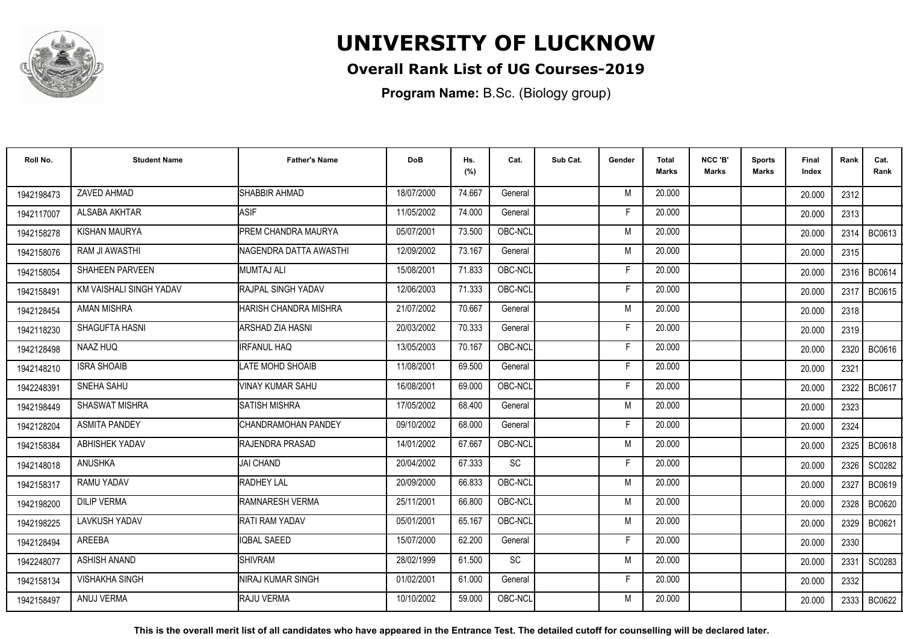# UNIVERSITY OF LUCKNOW

## Overall Rank List of UG Courses-2019

**Program Name:** B.Sc. (Biology group)

| Roll No. | Student Name | Father's Name | DoB | Hs. (%) | Cat. | Sub Cat. | Gender | Total Marks | NCC 'B' Marks | Sports Marks | Final Index | Rank | Cat. Rank |
|---|---|---|---|---|---|---|---|---|---|---|---|---|---|
| 1942198473 | ZAVED AHMAD | SHABBIR AHMAD | 18/07/2000 | 74.667 | General | | M | 20.000 | | | 20.000 | 2312 | |
| 1942117007 | ALSABA AKHTAR | ASIF | 11/05/2002 | 74.000 | General | | F | 20.000 | | | 20.000 | 2313 | |
| 1942158278 | KISHAN MAURYA | PREM CHANDRA MAURYA | 05/07/2001 | 73.500 | OBC-NCL | | M | 20.000 | | | 20.000 | 2314 | BC0613 |
| 1942158076 | RAM JI AWASTHI | NAGENDRA DATTA AWASTHI | 12/09/2002 | 73.167 | General | | M | 20.000 | | | 20.000 | 2315 | |
| 1942158054 | SHAHEEN PARVEEN | MUMTAJ ALI | 15/08/2001 | 71.833 | OBC-NCL | | F | 20.000 | | | 20.000 | 2316 | BC0614 |
| 1942158491 | KM VAISHALI SINGH YADAV | RAJPAL SINGH YADAV | 12/06/2003 | 71.333 | OBC-NCL | | F | 20.000 | | | 20.000 | 2317 | BC0615 |
| 1942128454 | AMAN MISHRA | HARISH CHANDRA MISHRA | 21/07/2002 | 70.667 | General | | M | 20.000 | | | 20.000 | 2318 | |
| 1942118230 | SHAGUFTA HASNI | ARSHAD ZIA HASNI | 20/03/2002 | 70.333 | General | | F | 20.000 | | | 20.000 | 2319 | |
| 1942128498 | NAAZ HUQ | IRFANUL HAQ | 13/05/2003 | 70.167 | OBC-NCL | | F | 20.000 | | | 20.000 | 2320 | BC0616 |
| 1942148210 | ISRA SHOAIB | LATE MOHD SHOAIB | 11/08/2001 | 69.500 | General | | F | 20.000 | | | 20.000 | 2321 | |
| 1942248391 | SNEHA SAHU | VINAY KUMAR SAHU | 16/08/2001 | 69.000 | OBC-NCL | | F | 20.000 | | | 20.000 | 2322 | BC0617 |
| 1942198449 | SHASWAT MISHRA | SATISH MISHRA | 17/05/2002 | 68.400 | General | | M | 20.000 | | | 20.000 | 2323 | |
| 1942128204 | ASMITA PANDEY | CHANDRAMOHAN PANDEY | 09/10/2002 | 68.000 | General | | F | 20.000 | | | 20.000 | 2324 | |
| 1942158384 | ABHISHEK YADAV | RAJENDRA PRASAD | 14/01/2002 | 67.667 | OBC-NCL | | M | 20.000 | | | 20.000 | 2325 | BC0618 |
| 1942148018 | ANUSHKA | JAI CHAND | 20/04/2002 | 67.333 | SC | | F | 20.000 | | | 20.000 | 2326 | SC0282 |
| 1942158317 | RAMU YADAV | RADHEY LAL | 20/09/2000 | 66.833 | OBC-NCL | | M | 20.000 | | | 20.000 | 2327 | BC0619 |
| 1942198200 | DILIP VERMA | RAMNARESH VERMA | 25/11/2001 | 66.800 | OBC-NCL | | M | 20.000 | | | 20.000 | 2328 | BC0620 |
| 1942198225 | LAVKUSH YADAV | RATI RAM YADAV | 05/01/2001 | 65.167 | OBC-NCL | | M | 20.000 | | | 20.000 | 2329 | BC0621 |
| 1942128494 | AREEBA | IQBAL SAEED | 15/07/2000 | 62.200 | General | | F | 20.000 | | | 20.000 | 2330 | |
| 1942248077 | ASHISH ANAND | SHIVRAM | 28/02/1999 | 61.500 | SC | | M | 20.000 | | | 20.000 | 2331 | SC0283 |
| 1942158134 | VISHAKHA SINGH | NIRAJ KUMAR SINGH | 01/02/2001 | 61.000 | General | | F | 20.000 | | | 20.000 | 2332 | |
| 1942158497 | ANUJ VERMA | RAJU VERMA | 10/10/2002 | 59.000 | OBC-NCL | | M | 20.000 | | | 20.000 | 2333 | BC0622 |

**This is the overall merit list of all candidates who have appeared in the Entrance Test. The detailed cutoff for counselling will be declared later.**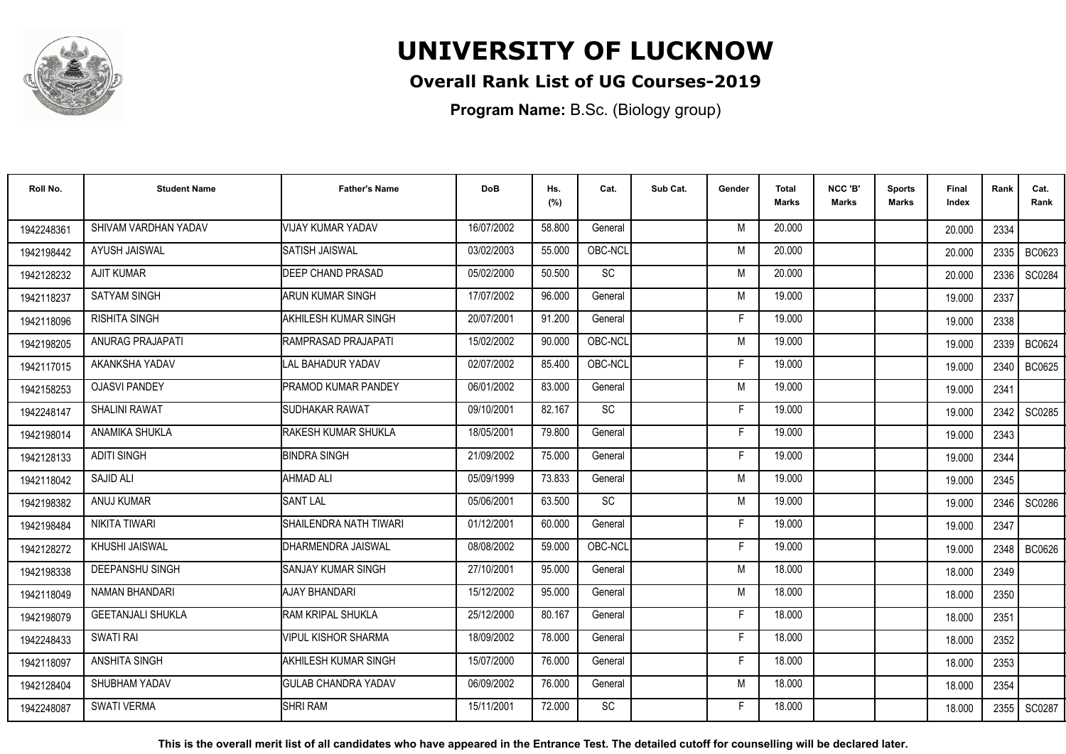# UNIVERSITY OF LUCKNOW

## Overall Rank List of UG Courses-2019

**Program Name:** B.Sc. (Biology group)

| Roll No. | Student Name | Father's Name | DoB | Hs. (%) | Cat. | Sub Cat. | Gender | Total Marks | NCC 'B' Marks | Sports Marks | Final Index | Rank | Cat. Rank |
|---|---|---|---|---|---|---|---|---|---|---|---|---|---|
| 1942248361 | SHIVAM VARDHAN YADAV | VIJAY KUMAR YADAV | 16/07/2002 | 58.800 | General | | M | 20.000 | | | 20.000 | 2334 | |
| 1942198442 | AYUSH JAISWAL | SATISH JAISWAL | 03/02/2003 | 55.000 | OBC-NCL | | M | 20.000 | | | 20.000 | 2335 | BC0623 |
| 1942128232 | AJIT KUMAR | DEEP CHAND PRASAD | 05/02/2000 | 50.500 | SC | | M | 20.000 | | | 20.000 | 2336 | SC0284 |
| 1942118237 | SATYAM SINGH | ARUN KUMAR SINGH | 17/07/2002 | 96.000 | General | | M | 19.000 | | | 19.000 | 2337 | |
| 1942118096 | RISHITA SINGH | AKHILESH KUMAR SINGH | 20/07/2001 | 91.200 | General | | F | 19.000 | | | 19.000 | 2338 | |
| 1942198205 | ANURAG PRAJAPATI | RAMPRASAD PRAJAPATI | 15/02/2002 | 90.000 | OBC-NCL | | M | 19.000 | | | 19.000 | 2339 | BC0624 |
| 1942117015 | AKANKSHA YADAV | LAL BAHADUR YADAV | 02/07/2002 | 85.400 | OBC-NCL | | F | 19.000 | | | 19.000 | 2340 | BC0625 |
| 1942158253 | OJASVI PANDEY | PRAMOD KUMAR PANDEY | 06/01/2002 | 83.000 | General | | M | 19.000 | | | 19.000 | 2341 | |
| 1942248147 | SHALINI RAWAT | SUDHAKAR RAWAT | 09/10/2001 | 82.167 | SC | | F | 19.000 | | | 19.000 | 2342 | SC0285 |
| 1942198014 | ANAMIKA SHUKLA | RAKESH KUMAR SHUKLA | 18/05/2001 | 79.800 | General | | F | 19.000 | | | 19.000 | 2343 | |
| 1942128133 | ADITI SINGH | BINDRA SINGH | 21/09/2002 | 75.000 | General | | F | 19.000 | | | 19.000 | 2344 | |
| 1942118042 | SAJID ALI | AHMAD ALI | 05/09/1999 | 73.833 | General | | M | 19.000 | | | 19.000 | 2345 | |
| 1942198382 | ANUJ KUMAR | SANT LAL | 05/06/2001 | 63.500 | SC | | M | 19.000 | | | 19.000 | 2346 | SC0286 |
| 1942198484 | NIKITA TIWARI | SHAILENDRA NATH TIWARI | 01/12/2001 | 60.000 | General | | F | 19.000 | | | 19.000 | 2347 | |
| 1942128272 | KHUSHI JAISWAL | DHARMENDRA JAISWAL | 08/08/2002 | 59.000 | OBC-NCL | | F | 19.000 | | | 19.000 | 2348 | BC0626 |
| 1942198338 | DEEPANSHU SINGH | SANJAY KUMAR SINGH | 27/10/2001 | 95.000 | General | | M | 18.000 | | | 18.000 | 2349 | |
| 1942118049 | NAMAN BHANDARI | AJAY BHANDARI | 15/12/2002 | 95.000 | General | | M | 18.000 | | | 18.000 | 2350 | |
| 1942198079 | GEETANJALI SHUKLA | RAM KRIPAL SHUKLA | 25/12/2000 | 80.167 | General | | F | 18.000 | | | 18.000 | 2351 | |
| 1942248433 | SWATI RAI | VIPUL KISHOR SHARMA | 18/09/2002 | 78.000 | General | | F | 18.000 | | | 18.000 | 2352 | |
| 1942118097 | ANSHITA SINGH | AKHILESH KUMAR SINGH | 15/07/2000 | 76.000 | General | | F | 18.000 | | | 18.000 | 2353 | |
| 1942128404 | SHUBHAM YADAV | GULAB CHANDRA YADAV | 06/09/2002 | 76.000 | General | | M | 18.000 | | | 18.000 | 2354 | |
| 1942248087 | SWATI VERMA | SHRI RAM | 15/11/2001 | 72.000 | SC | | F | 18.000 | | | 18.000 | 2355 | SC0287 |

**This is the overall merit list of all candidates who have appeared in the Entrance Test. The detailed cutoff for counselling will be declared later.**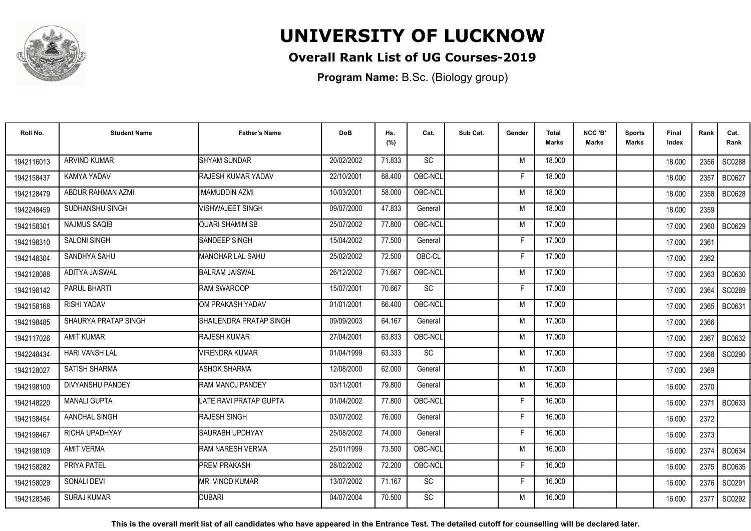# UNIVERSITY OF LUCKNOW

## Overall Rank List of UG Courses-2019

**Program Name:** B.Sc. (Biology group)

| Roll No. | Student Name | Father's Name | DoB | Hs. (%) | Cat. | Sub Cat. | Gender | Total Marks | NCC 'B' Marks | Sports Marks | Final Index | Rank | Cat. Rank |
|---|---|---|---|---|---|---|---|---|---|---|---|---|---|
| 1942116013 | ARVIND KUMAR | SHYAM SUNDAR | 20/02/2002 | 71.833 | SC | | M | 18.000 | | | 18.000 | 2356 | SC0288 |
| 1942158437 | KAMYA YADAV | RAJESH KUMAR YADAV | 22/10/2001 | 68.400 | OBC-NCL | | F | 18.000 | | | 18.000 | 2357 | BC0627 |
| 1942128479 | ABDUR RAHMAN AZMI | IMAMUDDIN AZMI | 10/03/2001 | 58.000 | OBC-NCL | | M | 18.000 | | | 18.000 | 2358 | BC0628 |
| 1942248459 | SUDHANSHU SINGH | VISHWAJEET SINGH | 09/07/2000 | 47.833 | General | | M | 18.000 | | | 18.000 | 2359 | |
| 1942158301 | NAJMUS SAQIB | QUARI SHAMIM SB | 25/07/2002 | 77.800 | OBC-NCL | | M | 17.000 | | | 17.000 | 2360 | BC0629 |
| 1942198310 | SALONI SINGH | SANDEEP SINGH | 15/04/2002 | 77.500 | General | | F | 17.000 | | | 17.000 | 2361 | |
| 1942148304 | SANDHYA SAHU | MANOHAR LAL SAHU | 25/02/2002 | 72.500 | OBC-CL | | F | 17.000 | | | 17.000 | 2362 | |
| 1942128088 | ADITYA JAISWAL | BALRAM JAISWAL | 26/12/2002 | 71.667 | OBC-NCL | | M | 17.000 | | | 17.000 | 2363 | BC0630 |
| 1942198142 | PARUL BHARTI | RAM SWAROOP | 15/07/2001 | 70.667 | SC | | F | 17.000 | | | 17.000 | 2364 | SC0289 |
| 1942158168 | RISHI YADAV | OM PRAKASH YADAV | 01/01/2001 | 66.400 | OBC-NCL | | M | 17.000 | | | 17.000 | 2365 | BC0631 |
| 1942198485 | SHAURYA PRATAP SINGH | SHAILENDRA PRATAP SINGH | 09/09/2003 | 64.167 | General | | M | 17.000 | | | 17.000 | 2366 | |
| 1942117026 | AMIT KUMAR | RAJESH KUMAR | 27/04/2001 | 63.833 | OBC-NCL | | M | 17.000 | | | 17.000 | 2367 | BC0632 |
| 1942248434 | HARI VANSH LAL | VIRENDRA KUMAR | 01/04/1999 | 63.333 | SC | | M | 17.000 | | | 17.000 | 2368 | SC0290 |
| 1942128027 | SATISH SHARMA | ASHOK SHARMA | 12/08/2000 | 62.000 | General | | M | 17.000 | | | 17.000 | 2369 | |
| 1942198100 | DIVYANSHU PANDEY | RAM MANOJ PANDEY | 03/11/2001 | 79.800 | General | | M | 16.000 | | | 16.000 | 2370 | |
| 1942148220 | MANALI GUPTA | LATE RAVI PRATAP GUPTA | 01/04/2002 | 77.800 | OBC-NCL | | F | 16.000 | | | 16.000 | 2371 | BC0633 |
| 1942158454 | AANCHAL SINGH | RAJESH SINGH | 03/07/2002 | 76.000 | General | | F | 16.000 | | | 16.000 | 2372 | |
| 1942198467 | RICHA UPADHYAY | SAURABH UPDHYAY | 25/08/2002 | 74.000 | General | | F | 16.000 | | | 16.000 | 2373 | |
| 1942198109 | AMIT VERMA | RAM NARESH VERMA | 25/01/1999 | 73.500 | OBC-NCL | | M | 16.000 | | | 16.000 | 2374 | BC0634 |
| 1942158282 | PRIYA PATEL | PREM PRAKASH | 28/02/2002 | 72.200 | OBC-NCL | | F | 16.000 | | | 16.000 | 2375 | BC0635 |
| 1942158029 | SONALI DEVI | MR. VINOD KUMAR | 13/07/2002 | 71.167 | SC | | F | 16.000 | | | 16.000 | 2376 | SC0291 |
| 1942128346 | SURAJ KUMAR | DUBARI | 04/07/2004 | 70.500 | SC | | M | 16.000 | | | 16.000 | 2377 | SC0292 |

**This is the overall merit list of all candidates who have appeared in the Entrance Test. The detailed cutoff for counselling will be declared later.**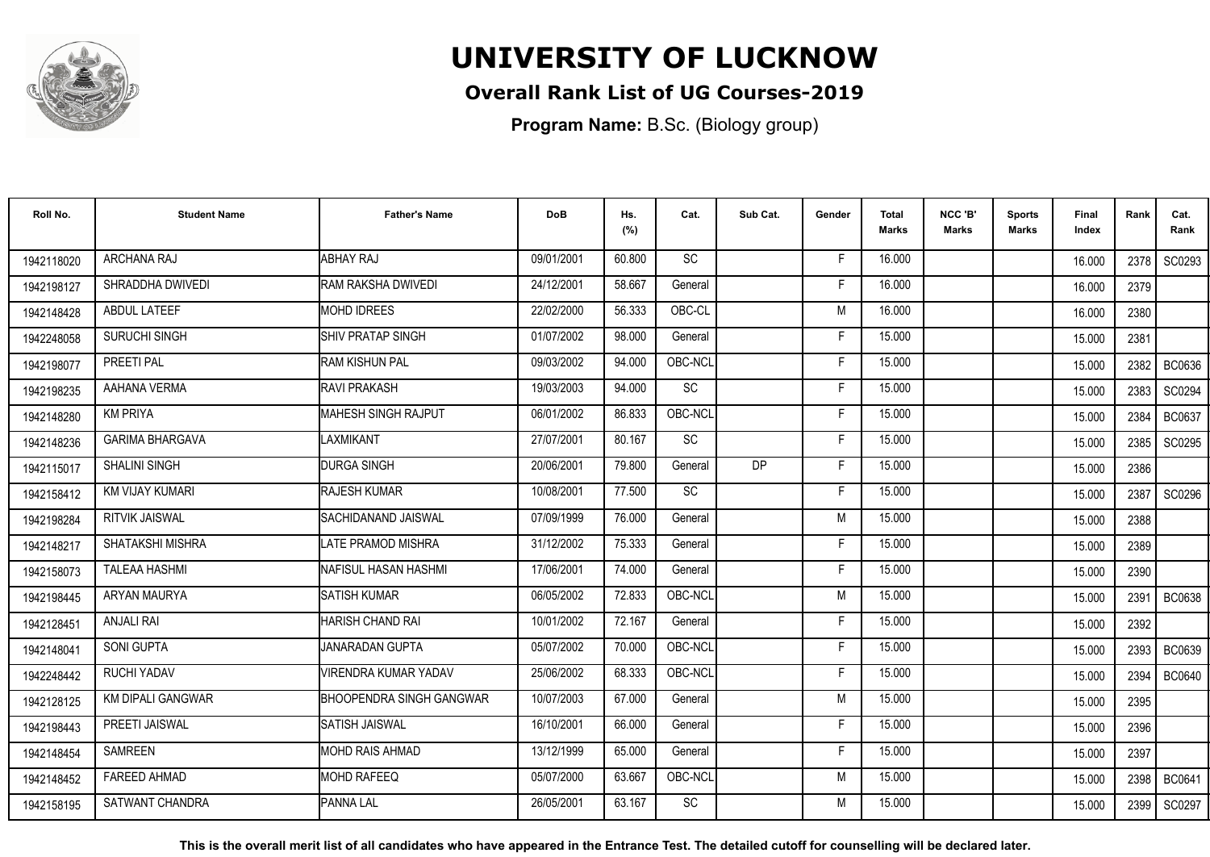# UNIVERSITY OF LUCKNOW

## Overall Rank List of UG Courses-2019

**Program Name:** B.Sc. (Biology group)

| Roll No. | Student Name | Father's Name | DoB | Hs. (%) | Cat. | Sub Cat. | Gender | Total Marks | NCC 'B' Marks | Sports Marks | Final Index | Rank | Cat. Rank |
|---|---|---|---|---|---|---|---|---|---|---|---|---|---|
| 1942118020 | ARCHANA RAJ | ABHAY RAJ | 09/01/2001 | 60.800 | SC | | F | 16.000 | | | 16.000 | 2378 | SC0293 |
| 1942198127 | SHRADDHA DWIVEDI | RAM RAKSHA DWIVEDI | 24/12/2001 | 58.667 | General | | F | 16.000 | | | 16.000 | 2379 | |
| 1942148428 | ABDUL LATEEF | MOHD IDREES | 22/02/2000 | 56.333 | OBC-CL | | M | 16.000 | | | 16.000 | 2380 | |
| 1942248058 | SURUCHI SINGH | SHIV PRATAP SINGH | 01/07/2002 | 98.000 | General | | F | 15.000 | | | 15.000 | 2381 | |
| 1942198077 | PREETI PAL | RAM KISHUN PAL | 09/03/2002 | 94.000 | OBC-NCL | | F | 15.000 | | | 15.000 | 2382 | BC0636 |
| 1942198235 | AAHANA VERMA | RAVI PRAKASH | 19/03/2003 | 94.000 | SC | | F | 15.000 | | | 15.000 | 2383 | SC0294 |
| 1942148280 | KM PRIYA | MAHESH SINGH RAJPUT | 06/01/2002 | 86.833 | OBC-NCL | | F | 15.000 | | | 15.000 | 2384 | BC0637 |
| 1942148236 | GARIMA BHARGAVA | LAXMIKANT | 27/07/2001 | 80.167 | SC | | F | 15.000 | | | 15.000 | 2385 | SC0295 |
| 1942115017 | SHALINI SINGH | DURGA SINGH | 20/06/2001 | 79.800 | General | DP | F | 15.000 | | | 15.000 | 2386 | |
| 1942158412 | KM VIJAY KUMARI | RAJESH KUMAR | 10/08/2001 | 77.500 | SC | | F | 15.000 | | | 15.000 | 2387 | SC0296 |
| 1942198284 | RITVIK JAISWAL | SACHIDANAND JAISWAL | 07/09/1999 | 76.000 | General | | M | 15.000 | | | 15.000 | 2388 | |
| 1942148217 | SHATAKSHI MISHRA | LATE PRAMOD MISHRA | 31/12/2002 | 75.333 | General | | F | 15.000 | | | 15.000 | 2389 | |
| 1942158073 | TALEAA HASHMI | NAFISUL HASAN HASHMI | 17/06/2001 | 74.000 | General | | F | 15.000 | | | 15.000 | 2390 | |
| 1942198445 | ARYAN MAURYA | SATISH KUMAR | 06/05/2002 | 72.833 | OBC-NCL | | M | 15.000 | | | 15.000 | 2391 | BC0638 |
| 1942128451 | ANJALI RAI | HARISH CHAND RAI | 10/01/2002 | 72.167 | General | | F | 15.000 | | | 15.000 | 2392 | |
| 1942148041 | SONI GUPTA | JANARADAN GUPTA | 05/07/2002 | 70.000 | OBC-NCL | | F | 15.000 | | | 15.000 | 2393 | BC0639 |
| 1942248442 | RUCHI YADAV | VIRENDRA KUMAR YADAV | 25/06/2002 | 68.333 | OBC-NCL | | F | 15.000 | | | 15.000 | 2394 | BC0640 |
| 1942128125 | KM DIPALI GANGWAR | BHOOPENDRA SINGH GANGWAR | 10/07/2003 | 67.000 | General | | M | 15.000 | | | 15.000 | 2395 | |
| 1942198443 | PREETI JAISWAL | SATISH JAISWAL | 16/10/2001 | 66.000 | General | | F | 15.000 | | | 15.000 | 2396 | |
| 1942148454 | SAMREEN | MOHD RAIS AHMAD | 13/12/1999 | 65.000 | General | | F | 15.000 | | | 15.000 | 2397 | |
| 1942148452 | FAREED AHMAD | MOHD RAFEEQ | 05/07/2000 | 63.667 | OBC-NCL | | M | 15.000 | | | 15.000 | 2398 | BC0641 |
| 1942158195 | SATWANT CHANDRA | PANNA LAL | 26/05/2001 | 63.167 | SC | | M | 15.000 | | | 15.000 | 2399 | SC0297 |

**This is the overall merit list of all candidates who have appeared in the Entrance Test. The detailed cutoff for counselling will be declared later.**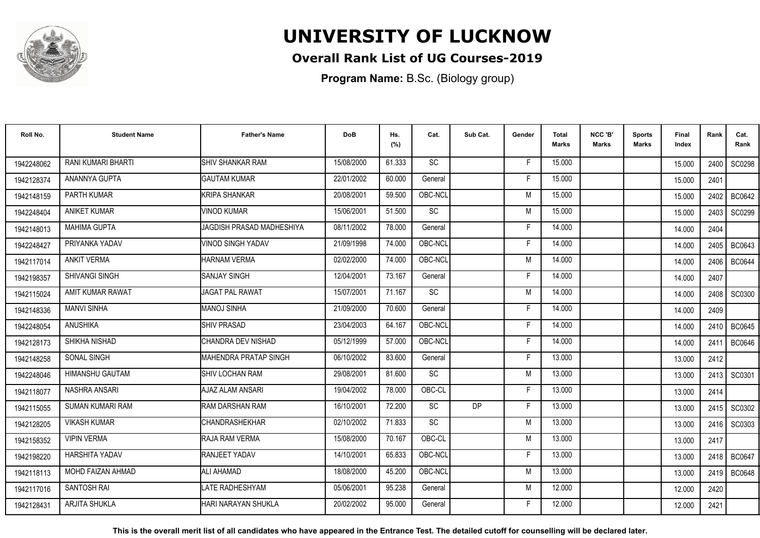# UNIVERSITY OF LUCKNOW

**Overall Rank List of UG Courses-2019**

**Program Name:** B.Sc. (Biology group)

| Roll No. | Student Name | Father's Name | DoB | Hs. (%) | Cat. | Sub Cat. | Gender | Total Marks | NCC 'B' Marks | Sports Marks | Final Index | Rank | Cat. Rank |
|---|---|---|---|---|---|---|---|---|---|---|---|---|---|
| 1942248062 | RANI KUMARI BHARTI | SHIV SHANKAR RAM | 15/08/2000 | 61.333 | SC | | F | 15.000 | | | 15.000 | 2400 | SC0298 |
| 1942128374 | ANANNYA GUPTA | GAUTAM KUMAR | 22/01/2002 | 60.000 | General | | F | 15.000 | | | 15.000 | 2401 | |
| 1942148159 | PARTH KUMAR | KRIPA SHANKAR | 20/08/2001 | 59.500 | OBC-NCL | | M | 15.000 | | | 15.000 | 2402 | BC0642 |
| 1942248404 | ANIKET KUMAR | VINOD KUMAR | 15/06/2001 | 51.500 | SC | | M | 15.000 | | | 15.000 | 2403 | SC0299 |
| 1942148013 | MAHIMA GUPTA | JAGDISH PRASAD MADHESHIYA | 08/11/2002 | 78.000 | General | | F | 14.000 | | | 14.000 | 2404 | |
| 1942248427 | PRIYANKA YADAV | VINOD SINGH YADAV | 21/09/1998 | 74.000 | OBC-NCL | | F | 14.000 | | | 14.000 | 2405 | BC0643 |
| 1942117014 | ANKIT VERMA | HARNAM VERMA | 02/02/2000 | 74.000 | OBC-NCL | | M | 14.000 | | | 14.000 | 2406 | BC0644 |
| 1942198357 | SHIVANGI SINGH | SANJAY SINGH | 12/04/2001 | 73.167 | General | | F | 14.000 | | | 14.000 | 2407 | |
| 1942115024 | AMIT KUMAR RAWAT | JAGAT PAL RAWAT | 15/07/2001 | 71.167 | SC | | M | 14.000 | | | 14.000 | 2408 | SC0300 |
| 1942148336 | MANVI SINHA | MANOJ SINHA | 21/09/2000 | 70.600 | General | | F | 14.000 | | | 14.000 | 2409 | |
| 1942248054 | ANUSHIKA | SHIV PRASAD | 23/04/2003 | 64.167 | OBC-NCL | | F | 14.000 | | | 14.000 | 2410 | BC0645 |
| 1942128173 | SHIKHA NISHAD | CHANDRA DEV NISHAD | 05/12/1999 | 57.000 | OBC-NCL | | F | 14.000 | | | 14.000 | 2411 | BC0646 |
| 1942148258 | SONAL SINGH | MAHENDRA PRATAP SINGH | 06/10/2002 | 83.600 | General | | F | 13.000 | | | 13.000 | 2412 | |
| 1942248046 | HIMANSHU GAUTAM | SHIV LOCHAN RAM | 29/08/2001 | 81.600 | SC | | M | 13.000 | | | 13.000 | 2413 | SC0301 |
| 1942118077 | NASHRA ANSARI | AJAZ ALAM ANSARI | 19/04/2002 | 78.000 | OBC-CL | | F | 13.000 | | | 13.000 | 2414 | |
| 1942115055 | SUMAN KUMARI RAM | RAM DARSHAN RAM | 16/10/2001 | 72.200 | SC | DP | F | 13.000 | | | 13.000 | 2415 | SC0302 |
| 1942128205 | VIKASH KUMAR | CHANDRASHEKHAR | 02/10/2002 | 71.833 | SC | | M | 13.000 | | | 13.000 | 2416 | SC0303 |
| 1942158352 | VIPIN VERMA | RAJA RAM VERMA | 15/08/2000 | 70.167 | OBC-CL | | M | 13.000 | | | 13.000 | 2417 | |
| 1942198220 | HARSHITA YADAV | RANJEET YADAV | 14/10/2001 | 65.833 | OBC-NCL | | F | 13.000 | | | 13.000 | 2418 | BC0647 |
| 1942118113 | MOHD FAIZAN AHMAD | ALI AHAMAD | 18/08/2000 | 45.200 | OBC-NCL | | M | 13.000 | | | 13.000 | 2419 | BC0648 |
| 1942117016 | SANTOSH RAI | LATE RADHESHYAM | 05/06/2001 | 95.238 | General | | M | 12.000 | | | 12.000 | 2420 | |
| 1942128431 | ARJITA SHUKLA | HARI NARAYAN SHUKLA | 20/02/2002 | 95.000 | General | | F | 12.000 | | | 12.000 | 2421 | |

**This is the overall merit list of all candidates who have appeared in the Entrance Test. The detailed cutoff for counselling will be declared later.**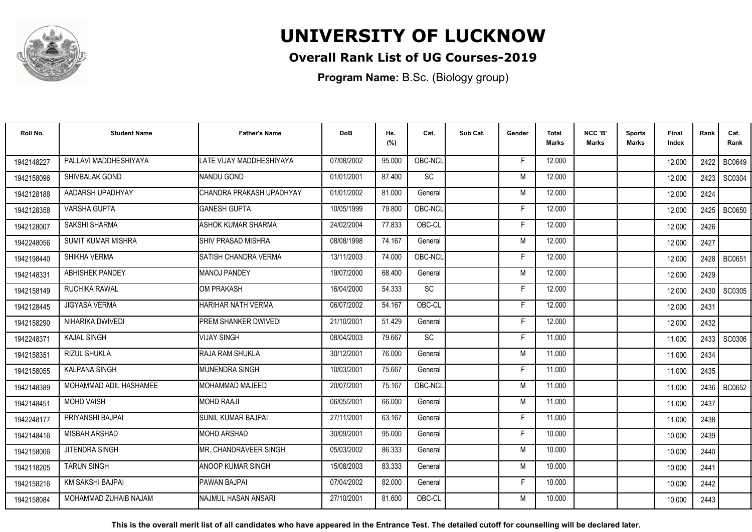# UNIVERSITY OF LUCKNOW

## Overall Rank List of UG Courses-2019

**Program Name:** B.Sc. (Biology group)

| Roll No. | Student Name | Father's Name | DoB | Hs. (%) | Cat. | Sub Cat. | Gender | Total Marks | NCC 'B' Marks | Sports Marks | Final Index | Rank | Cat. Rank |
|---|---|---|---|---|---|---|---|---|---|---|---|---|---|
| 1942148227 | PALLAVI MADDHESHIYAYA | LATE VIJAY MADDHESHIYAYA | 07/08/2002 | 95.000 | OBC-NCL | | F | 12.000 | | | 12.000 | 2422 | BC0649 |
| 1942158096 | SHIVBALAK GOND | NANDU GOND | 01/01/2001 | 87.400 | SC | | M | 12.000 | | | 12.000 | 2423 | SC0304 |
| 1942128188 | AADARSH UPADHYAY | CHANDRA PRAKASH UPADHYAY | 01/01/2002 | 81.000 | General | | M | 12.000 | | | 12.000 | 2424 | |
| 1942128358 | VARSHA GUPTA | GANESH GUPTA | 10/05/1999 | 79.800 | OBC-NCL | | F | 12.000 | | | 12.000 | 2425 | BC0650 |
| 1942128007 | SAKSHI SHARMA | ASHOK KUMAR SHARMA | 24/02/2004 | 77.833 | OBC-CL | | F | 12.000 | | | 12.000 | 2426 | |
| 1942248056 | SUMIT KUMAR MISHRA | SHIV PRASAD MISHRA | 08/08/1998 | 74.167 | General | | M | 12.000 | | | 12.000 | 2427 | |
| 1942198440 | SHIKHA VERMA | SATISH CHANDRA VERMA | 13/11/2003 | 74.000 | OBC-NCL | | F | 12.000 | | | 12.000 | 2428 | BC0651 |
| 1942148331 | ABHISHEK PANDEY | MANOJ PANDEY | 19/07/2000 | 68.400 | General | | M | 12.000 | | | 12.000 | 2429 | |
| 1942158149 | RUCHIKA RAWAL | OM PRAKASH | 16/04/2000 | 54.333 | SC | | F | 12.000 | | | 12.000 | 2430 | SC0305 |
| 1942128445 | JIGYASA VERMA | HARIHAR NATH VERMA | 06/07/2002 | 54.167 | OBC-CL | | F | 12.000 | | | 12.000 | 2431 | |
| 1942158290 | NIHARIKA DWIVEDI | PREM SHANKER DWIVEDI | 21/10/2001 | 51.429 | General | | F | 12.000 | | | 12.000 | 2432 | |
| 1942248371 | KAJAL SINGH | VIJAY SINGH | 08/04/2003 | 79.667 | SC | | F | 11.000 | | | 11.000 | 2433 | SC0306 |
| 1942158351 | RIZUL SHUKLA | RAJA RAM SHUKLA | 30/12/2001 | 76.000 | General | | M | 11.000 | | | 11.000 | 2434 | |
| 1942158055 | KALPANA SINGH | MUNENDRA SINGH | 10/03/2001 | 75.667 | General | | F | 11.000 | | | 11.000 | 2435 | |
| 1942148389 | MOHAMMAD ADIL HASHAMEE | MOHAMMAD MAJEED | 20/07/2001 | 75.167 | OBC-NCL | | M | 11.000 | | | 11.000 | 2436 | BC0652 |
| 1942148451 | MOHD VAISH | MOHD RAAJI | 06/05/2001 | 66.000 | General | | M | 11.000 | | | 11.000 | 2437 | |
| 1942248177 | PRIYANSHI BAJPAI | SUNIL KUMAR BAJPAI | 27/11/2001 | 63.167 | General | | F | 11.000 | | | 11.000 | 2438 | |
| 1942148416 | MISBAH ARSHAD | MOHD ARSHAD | 30/09/2001 | 95.000 | General | | F | 10.000 | | | 10.000 | 2439 | |
| 1942158006 | JITENDRA SINGH | MR. CHANDRAVEER SINGH | 05/03/2002 | 86.333 | General | | M | 10.000 | | | 10.000 | 2440 | |
| 1942118205 | TARUN SINGH | ANOOP KUMAR SINGH | 15/08/2003 | 83.333 | General | | M | 10.000 | | | 10.000 | 2441 | |
| 1942158216 | KM SAKSHI BAJPAI | PAWAN BAJPAI | 07/04/2002 | 82.000 | General | | F | 10.000 | | | 10.000 | 2442 | |
| 1942158084 | MOHAMMAD ZUHAIB NAJAM | NAJMUL HASAN ANSARI | 27/10/2001 | 81.600 | OBC-CL | | M | 10.000 | | | 10.000 | 2443 | |

**This is the overall merit list of all candidates who have appeared in the Entrance Test. The detailed cutoff for counselling will be declared later.**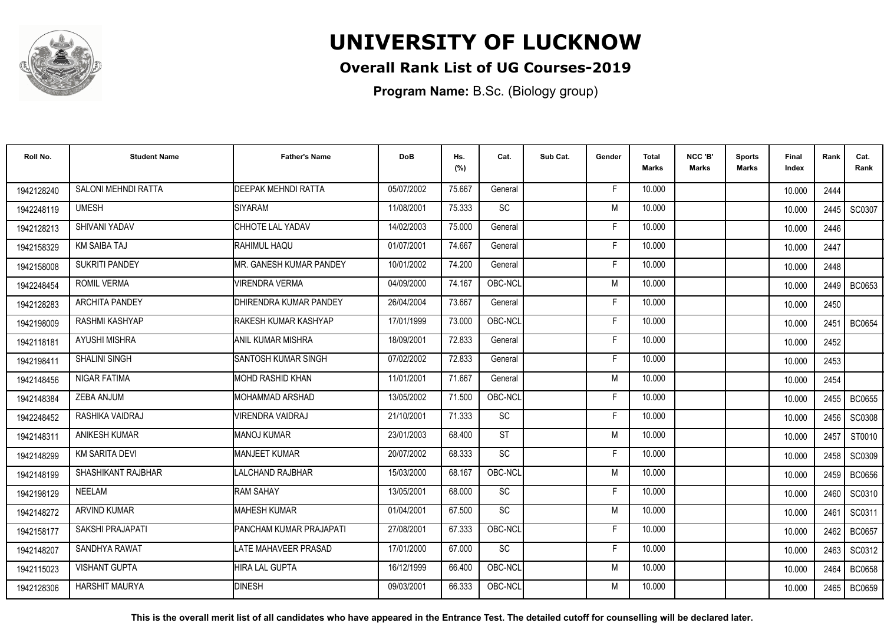# UNIVERSITY OF LUCKNOW

## Overall Rank List of UG Courses-2019

**Program Name:** B.Sc. (Biology group)

| Roll No. | Student Name | Father's Name | DoB | Hs. (%) | Cat. | Sub Cat. | Gender | Total Marks | NCC 'B' Marks | Sports Marks | Final Index | Rank | Cat. Rank |
|---|---|---|---|---|---|---|---|---|---|---|---|---|---|
| 1942128240 | SALONI MEHNDI RATTA | DEEPAK MEHNDI RATTA | 05/07/2002 | 75.667 | General | | F | 10.000 | | | 10.000 | 2444 | |
| 1942248119 | UMESH | SIYARAM | 11/08/2001 | 75.333 | SC | | M | 10.000 | | | 10.000 | 2445 | SC0307 |
| 1942128213 | SHIVANI YADAV | CHHOTE LAL YADAV | 14/02/2003 | 75.000 | General | | F | 10.000 | | | 10.000 | 2446 | |
| 1942158329 | KM SAIBA TAJ | RAHIMUL HAQU | 01/07/2001 | 74.667 | General | | F | 10.000 | | | 10.000 | 2447 | |
| 1942158008 | SUKRITI PANDEY | MR. GANESH KUMAR PANDEY | 10/01/2002 | 74.200 | General | | F | 10.000 | | | 10.000 | 2448 | |
| 1942248454 | ROMIL VERMA | VIRENDRA VERMA | 04/09/2000 | 74.167 | OBC-NCL | | M | 10.000 | | | 10.000 | 2449 | BC0653 |
| 1942128283 | ARCHITA PANDEY | DHIRENDRA KUMAR PANDEY | 26/04/2004 | 73.667 | General | | F | 10.000 | | | 10.000 | 2450 | |
| 1942198009 | RASHMI KASHYAP | RAKESH KUMAR KASHYAP | 17/01/1999 | 73.000 | OBC-NCL | | F | 10.000 | | | 10.000 | 2451 | BC0654 |
| 1942118181 | AYUSHI MISHRA | ANIL KUMAR MISHRA | 18/09/2001 | 72.833 | General | | F | 10.000 | | | 10.000 | 2452 | |
| 1942198411 | SHALINI SINGH | SANTOSH KUMAR SINGH | 07/02/2002 | 72.833 | General | | F | 10.000 | | | 10.000 | 2453 | |
| 1942148456 | NIGAR FATIMA | MOHD RASHID KHAN | 11/01/2001 | 71.667 | General | | M | 10.000 | | | 10.000 | 2454 | |
| 1942148384 | ZEBA ANJUM | MOHAMMAD ARSHAD | 13/05/2002 | 71.500 | OBC-NCL | | F | 10.000 | | | 10.000 | 2455 | BC0655 |
| 1942248452 | RASHIKA VAIDRAJ | VIRENDRA VAIDRAJ | 21/10/2001 | 71.333 | SC | | F | 10.000 | | | 10.000 | 2456 | SC0308 |
| 1942148311 | ANIKESH KUMAR | MANOJ KUMAR | 23/01/2003 | 68.400 | ST | | M | 10.000 | | | 10.000 | 2457 | ST0010 |
| 1942148299 | KM SARITA DEVI | MANJEET KUMAR | 20/07/2002 | 68.333 | SC | | F | 10.000 | | | 10.000 | 2458 | SC0309 |
| 1942148199 | SHASHIKANT RAJBHAR | LALCHAND RAJBHAR | 15/03/2000 | 68.167 | OBC-NCL | | M | 10.000 | | | 10.000 | 2459 | BC0656 |
| 1942198129 | NEELAM | RAM SAHAY | 13/05/2001 | 68.000 | SC | | F | 10.000 | | | 10.000 | 2460 | SC0310 |
| 1942148272 | ARVIND KUMAR | MAHESH KUMAR | 01/04/2001 | 67.500 | SC | | M | 10.000 | | | 10.000 | 2461 | SC0311 |
| 1942158177 | SAKSHI PRAJAPATI | PANCHAM KUMAR PRAJAPATI | 27/08/2001 | 67.333 | OBC-NCL | | F | 10.000 | | | 10.000 | 2462 | BC0657 |
| 1942148207 | SANDHYA RAWAT | LATE MAHAVEER PRASAD | 17/01/2000 | 67.000 | SC | | F | 10.000 | | | 10.000 | 2463 | SC0312 |
| 1942115023 | VISHANT GUPTA | HIRA LAL GUPTA | 16/12/1999 | 66.400 | OBC-NCL | | M | 10.000 | | | 10.000 | 2464 | BC0658 |
| 1942128306 | HARSHIT MAURYA | DINESH | 09/03/2001 | 66.333 | OBC-NCL | | M | 10.000 | | | 10.000 | 2465 | BC0659 |

**This is the overall merit list of all candidates who have appeared in the Entrance Test. The detailed cutoff for counselling will be declared later.**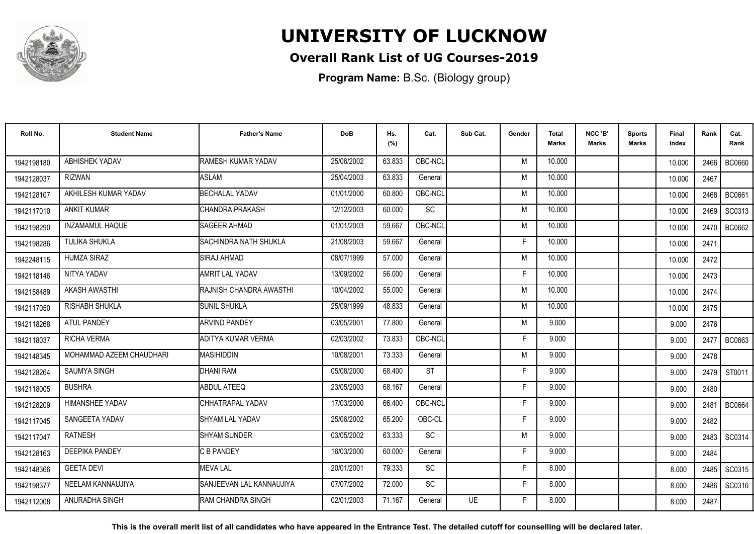# UNIVERSITY OF LUCKNOW

## Overall Rank List of UG Courses-2019

**Program Name:** B.Sc. (Biology group)

| Roll No. | Student Name | Father's Name | DoB | Hs. (%) | Cat. | Sub Cat. | Gender | Total Marks | NCC 'B' Marks | Sports Marks | Final Index | Rank | Cat. Rank |
|---|---|---|---|---|---|---|---|---|---|---|---|---|---|
| 1942198180 | ABHISHEK YADAV | RAMESH KUMAR YADAV | 25/06/2002 | 63.833 | OBC-NCL | | M | 10.000 | | | 10.000 | 2466 | BC0660 |
| 1942128037 | RIZWAN | ASLAM | 25/04/2003 | 63.833 | General | | M | 10.000 | | | 10.000 | 2467 | |
| 1942128107 | AKHILESH KUMAR YADAV | BECHALAL YADAV | 01/01/2000 | 60.800 | OBC-NCL | | M | 10.000 | | | 10.000 | 2468 | BC0661 |
| 1942117010 | ANKIT KUMAR | CHANDRA PRAKASH | 12/12/2003 | 60.000 | SC | | M | 10.000 | | | 10.000 | 2469 | SC0313 |
| 1942198290 | INZAMAMUL HAQUE | SAGEER AHMAD | 01/01/2003 | 59.667 | OBC-NCL | | M | 10.000 | | | 10.000 | 2470 | BC0662 |
| 1942198286 | TULIKA SHUKLA | SACHINDRA NATH SHUKLA | 21/08/2003 | 59.667 | General | | F | 10.000 | | | 10.000 | 2471 | |
| 1942248115 | HUMZA SIRAZ | SIRAJ AHMAD | 08/07/1999 | 57.000 | General | | M | 10.000 | | | 10.000 | 2472 | |
| 1942118146 | NITYA YADAV | AMRIT LAL YADAV | 13/09/2002 | 56.000 | General | | F | 10.000 | | | 10.000 | 2473 | |
| 1942158489 | AKASH AWASTHI | RAJNISH CHANDRA AWASTHI | 10/04/2002 | 55.000 | General | | M | 10.000 | | | 10.000 | 2474 | |
| 1942117050 | RISHABH SHUKLA | SUNIL SHUKLA | 25/09/1999 | 48.833 | General | | M | 10.000 | | | 10.000 | 2475 | |
| 1942118268 | ATUL PANDEY | ARVIND PANDEY | 03/05/2001 | 77.800 | General | | M | 9.000 | | | 9.000 | 2476 | |
| 1942118037 | RICHA VERMA | ADITYA KUMAR VERMA | 02/03/2002 | 73.833 | OBC-NCL | | F | 9.000 | | | 9.000 | 2477 | BC0663 |
| 1942148345 | MOHAMMAD AZEEM CHAUDHARI | MASIHIDDIN | 10/08/2001 | 73.333 | General | | M | 9.000 | | | 9.000 | 2478 | |
| 1942128264 | SAUMYA SINGH | DHANI RAM | 05/08/2000 | 68.400 | ST | | F | 9.000 | | | 9.000 | 2479 | ST0011 |
| 1942118005 | BUSHRA | ABDUL ATEEQ | 23/05/2003 | 68.167 | General | | F | 9.000 | | | 9.000 | 2480 | |
| 1942128209 | HIMANSHEE YADAV | CHHATRAPAL YADAV | 17/03/2000 | 66.400 | OBC-NCL | | F | 9.000 | | | 9.000 | 2481 | BC0664 |
| 1942117045 | SANGEETA YADAV | SHYAM LAL YADAV | 25/06/2002 | 65.200 | OBC-CL | | F | 9.000 | | | 9.000 | 2482 | |
| 1942117047 | RATNESH | SHYAM SUNDER | 03/05/2002 | 63.333 | SC | | M | 9.000 | | | 9.000 | 2483 | SC0314 |
| 1942128163 | DEEPIKA PANDEY | C B PANDEY | 16/03/2000 | 60.000 | General | | F | 9.000 | | | 9.000 | 2484 | |
| 1942148366 | GEETA DEVI | MEVA LAL | 20/01/2001 | 79.333 | SC | | F | 8.000 | | | 8.000 | 2485 | SC0315 |
| 1942198377 | NEELAM KANNAUJIYA | SANJEEVAN LAL KANNAUJIYA | 07/07/2002 | 72.000 | SC | | F | 8.000 | | | 8.000 | 2486 | SC0316 |
| 1942112008 | ANURADHA SINGH | RAM CHANDRA SINGH | 02/01/2003 | 71.167 | General | UE | F | 8.000 | | | 8.000 | 2487 | |

**This is the overall merit list of all candidates who have appeared in the Entrance Test. The detailed cutoff for counselling will be declared later.**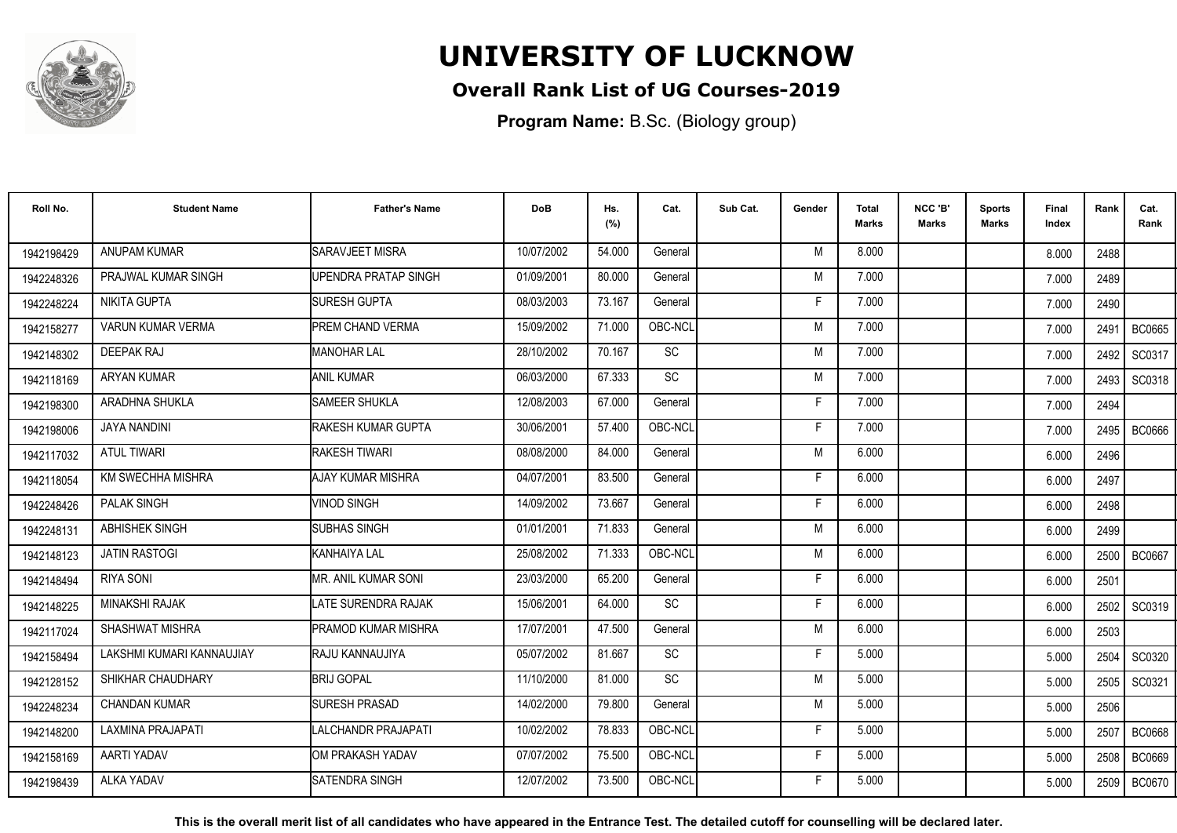# UNIVERSITY OF LUCKNOW

## Overall Rank List of UG Courses-2019

**Program Name:** B.Sc. (Biology group)

| Roll No. | Student Name | Father's Name | DoB | Hs. (%) | Cat. | Sub Cat. | Gender | Total Marks | NCC 'B' Marks | Sports Marks | Final Index | Rank | Cat. Rank |
|---|---|---|---|---|---|---|---|---|---|---|---|---|---|
| 1942198429 | ANUPAM KUMAR | SARAVJEET MISRA | 10/07/2002 | 54.000 | General | | M | 8.000 | | | 8.000 | 2488 | |
| 1942248326 | PRAJWAL KUMAR SINGH | UPENDRA PRATAP SINGH | 01/09/2001 | 80.000 | General | | M | 7.000 | | | 7.000 | 2489 | |
| 1942248224 | NIKITA GUPTA | SURESH GUPTA | 08/03/2003 | 73.167 | General | | F | 7.000 | | | 7.000 | 2490 | |
| 1942158277 | VARUN KUMAR VERMA | PREM CHAND VERMA | 15/09/2002 | 71.000 | OBC-NCL | | M | 7.000 | | | 7.000 | 2491 | BC0665 |
| 1942148302 | DEEPAK RAJ | MANOHAR LAL | 28/10/2002 | 70.167 | SC | | M | 7.000 | | | 7.000 | 2492 | SC0317 |
| 1942118169 | ARYAN KUMAR | ANIL KUMAR | 06/03/2000 | 67.333 | SC | | M | 7.000 | | | 7.000 | 2493 | SC0318 |
| 1942198300 | ARADHNA SHUKLA | SAMEER SHUKLA | 12/08/2003 | 67.000 | General | | F | 7.000 | | | 7.000 | 2494 | |
| 1942198006 | JAYA NANDINI | RAKESH KUMAR GUPTA | 30/06/2001 | 57.400 | OBC-NCL | | F | 7.000 | | | 7.000 | 2495 | BC0666 |
| 1942117032 | ATUL TIWARI | RAKESH TIWARI | 08/08/2000 | 84.000 | General | | M | 6.000 | | | 6.000 | 2496 | |
| 1942118054 | KM SWECHHA MISHRA | AJAY KUMAR MISHRA | 04/07/2001 | 83.500 | General | | F | 6.000 | | | 6.000 | 2497 | |
| 1942248426 | PALAK SINGH | VINOD SINGH | 14/09/2002 | 73.667 | General | | F | 6.000 | | | 6.000 | 2498 | |
| 1942248131 | ABHISHEK SINGH | SUBHAS SINGH | 01/01/2001 | 71.833 | General | | M | 6.000 | | | 6.000 | 2499 | |
| 1942148123 | JATIN RASTOGI | KANHAIYA LAL | 25/08/2002 | 71.333 | OBC-NCL | | M | 6.000 | | | 6.000 | 2500 | BC0667 |
| 1942148494 | RIYA SONI | MR. ANIL KUMAR SONI | 23/03/2000 | 65.200 | General | | F | 6.000 | | | 6.000 | 2501 | |
| 1942148225 | MINAKSHI RAJAK | LATE SURENDRA RAJAK | 15/06/2001 | 64.000 | SC | | F | 6.000 | | | 6.000 | 2502 | SC0319 |
| 1942117024 | SHASHWAT MISHRA | PRAMOD KUMAR MISHRA | 17/07/2001 | 47.500 | General | | M | 6.000 | | | 6.000 | 2503 | |
| 1942158494 | LAKSHMI KUMARI KANNAUJIAY | RAJU KANNAUJIYA | 05/07/2002 | 81.667 | SC | | F | 5.000 | | | 5.000 | 2504 | SC0320 |
| 1942128152 | SHIKHAR CHAUDHARY | BRIJ GOPAL | 11/10/2000 | 81.000 | SC | | M | 5.000 | | | 5.000 | 2505 | SC0321 |
| 1942248234 | CHANDAN KUMAR | SURESH PRASAD | 14/02/2000 | 79.800 | General | | M | 5.000 | | | 5.000 | 2506 | |
| 1942148200 | LAXMINA PRAJAPATI | LALCHANDR PRAJAPATI | 10/02/2002 | 78.833 | OBC-NCL | | F | 5.000 | | | 5.000 | 2507 | BC0668 |
| 1942158169 | AARTI YADAV | OM PRAKASH YADAV | 07/07/2002 | 75.500 | OBC-NCL | | F | 5.000 | | | 5.000 | 2508 | BC0669 |
| 1942198439 | ALKA YADAV | SATENDRA SINGH | 12/07/2002 | 73.500 | OBC-NCL | | F | 5.000 | | | 5.000 | 2509 | BC0670 |

**This is the overall merit list of all candidates who have appeared in the Entrance Test. The detailed cutoff for counselling will be declared later.**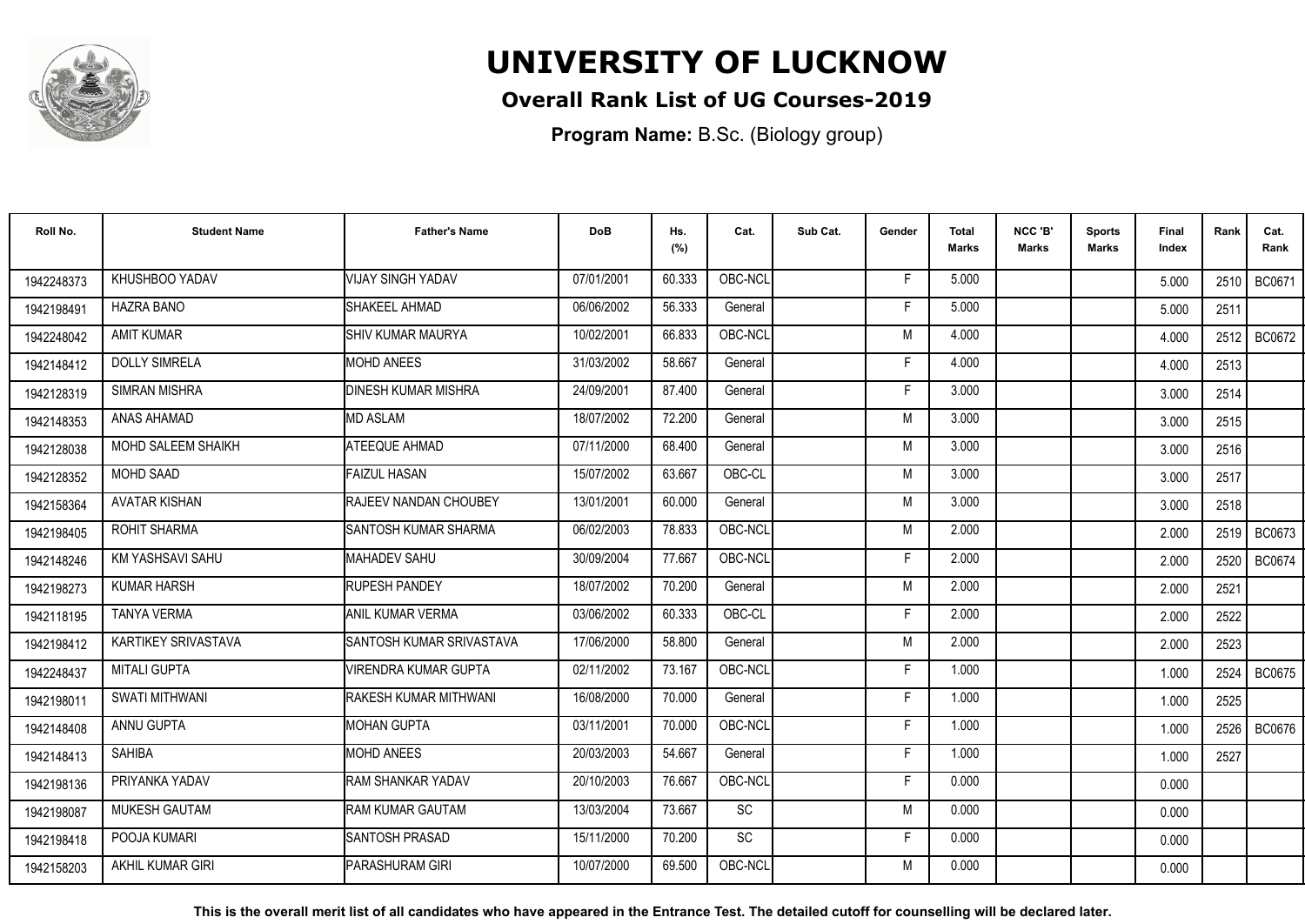# UNIVERSITY OF LUCKNOW

## Overall Rank List of UG Courses-2019

**Program Name:** B.Sc. (Biology group)

| Roll No. | Student Name | Father's Name | DoB | Hs. (%) | Cat. | Sub Cat. | Gender | Total Marks | NCC 'B' Marks | Sports Marks | Final Index | Rank | Cat. Rank |
|---|---|---|---|---|---|---|---|---|---|---|---|---|---|
| 1942248373 | KHUSHBOO YADAV | VIJAY SINGH YADAV | 07/01/2001 | 60.333 | OBC-NCL | | F | 5.000 | | | 5.000 | 2510 | BC0671 |
| 1942198491 | HAZRA BANO | SHAKEEL AHMAD | 06/06/2002 | 56.333 | General | | F | 5.000 | | | 5.000 | 2511 | |
| 1942248042 | AMIT KUMAR | SHIV KUMAR MAURYA | 10/02/2001 | 66.833 | OBC-NCL | | M | 4.000 | | | 4.000 | 2512 | BC0672 |
| 1942148412 | DOLLY SIMRELA | MOHD ANEES | 31/03/2002 | 58.667 | General | | F | 4.000 | | | 4.000 | 2513 | |
| 1942128319 | SIMRAN MISHRA | DINESH KUMAR MISHRA | 24/09/2001 | 87.400 | General | | F | 3.000 | | | 3.000 | 2514 | |
| 1942148353 | ANAS AHAMAD | MD ASLAM | 18/07/2002 | 72.200 | General | | M | 3.000 | | | 3.000 | 2515 | |
| 1942128038 | MOHD SALEEM SHAIKH | ATEEQUE AHMAD | 07/11/2000 | 68.400 | General | | M | 3.000 | | | 3.000 | 2516 | |
| 1942128352 | MOHD SAAD | FAIZUL HASAN | 15/07/2002 | 63.667 | OBC-CL | | M | 3.000 | | | 3.000 | 2517 | |
| 1942158364 | AVATAR KISHAN | RAJEEV NANDAN CHOUBEY | 13/01/2001 | 60.000 | General | | M | 3.000 | | | 3.000 | 2518 | |
| 1942198405 | ROHIT SHARMA | SANTOSH KUMAR SHARMA | 06/02/2003 | 78.833 | OBC-NCL | | M | 2.000 | | | 2.000 | 2519 | BC0673 |
| 1942148246 | KM YASHSAVI SAHU | MAHADEV SAHU | 30/09/2004 | 77.667 | OBC-NCL | | F | 2.000 | | | 2.000 | 2520 | BC0674 |
| 1942198273 | KUMAR HARSH | RUPESH PANDEY | 18/07/2002 | 70.200 | General | | M | 2.000 | | | 2.000 | 2521 | |
| 1942118195 | TANYA VERMA | ANIL KUMAR VERMA | 03/06/2002 | 60.333 | OBC-CL | | F | 2.000 | | | 2.000 | 2522 | |
| 1942198412 | KARTIKEY SRIVASTAVA | SANTOSH KUMAR SRIVASTAVA | 17/06/2000 | 58.800 | General | | M | 2.000 | | | 2.000 | 2523 | |
| 1942248437 | MITALI GUPTA | VIRENDRA KUMAR GUPTA | 02/11/2002 | 73.167 | OBC-NCL | | F | 1.000 | | | 1.000 | 2524 | BC0675 |
| 1942198011 | SWATI MITHWANI | RAKESH KUMAR MITHWANI | 16/08/2000 | 70.000 | General | | F | 1.000 | | | 1.000 | 2525 | |
| 1942148408 | ANNU GUPTA | MOHAN GUPTA | 03/11/2001 | 70.000 | OBC-NCL | | F | 1.000 | | | 1.000 | 2526 | BC0676 |
| 1942148413 | SAHIBA | MOHD ANEES | 20/03/2003 | 54.667 | General | | F | 1.000 | | | 1.000 | 2527 | |
| 1942198136 | PRIYANKA YADAV | RAM SHANKAR YADAV | 20/10/2003 | 76.667 | OBC-NCL | | F | 0.000 | | | 0.000 | | |
| 1942198087 | MUKESH GAUTAM | RAM KUMAR GAUTAM | 13/03/2004 | 73.667 | SC | | M | 0.000 | | | 0.000 | | |
| 1942198418 | POOJA KUMARI | SANTOSH PRASAD | 15/11/2000 | 70.200 | SC | | F | 0.000 | | | 0.000 | | |
| 1942158203 | AKHIL KUMAR GIRI | PARASHURAM GIRI | 10/07/2000 | 69.500 | OBC-NCL | | M | 0.000 | | | 0.000 | | |

**This is the overall merit list of all candidates who have appeared in the Entrance Test. The detailed cutoff for counselling will be declared later.**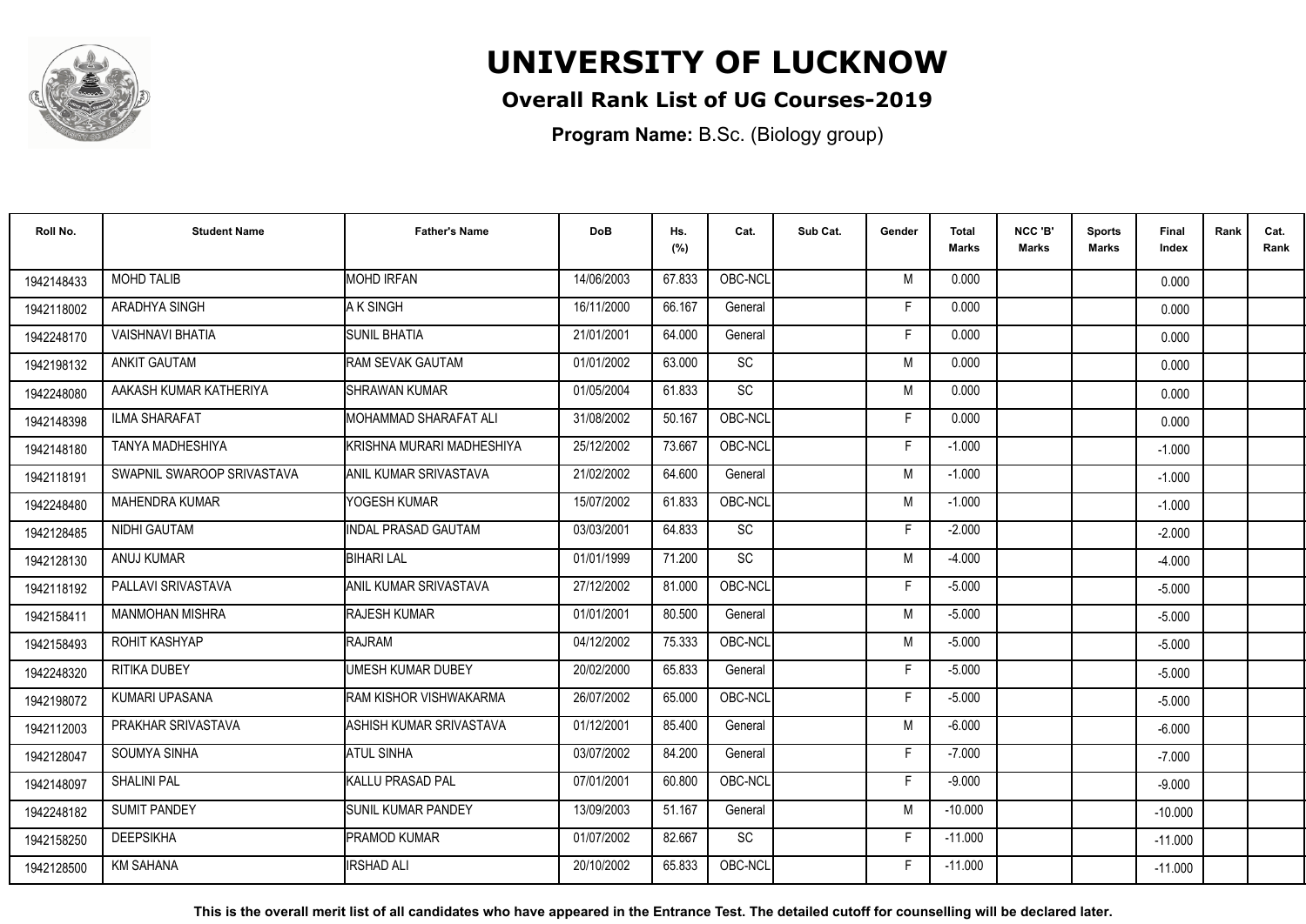# UNIVERSITY OF LUCKNOW

## Overall Rank List of UG Courses-2019

**Program Name:** B.Sc. (Biology group)

| Roll No. | Student Name | Father's Name | DoB | Hs. (%) | Cat. | Sub Cat. | Gender | Total Marks | NCC 'B' Marks | Sports Marks | Final Index | Rank | Cat. Rank |
|---|---|---|---|---|---|---|---|---|---|---|---|---|---|
| 1942148433 | MOHD TALIB | MOHD IRFAN | 14/06/2003 | 67.833 | OBC-NCL | | M | 0.000 | | | 0.000 | | |
| 1942118002 | ARADHYA SINGH | A K SINGH | 16/11/2000 | 66.167 | General | | F | 0.000 | | | 0.000 | | |
| 1942248170 | VAISHNAVI BHATIA | SUNIL BHATIA | 21/01/2001 | 64.000 | General | | F | 0.000 | | | 0.000 | | |
| 1942198132 | ANKIT GAUTAM | RAM SEVAK GAUTAM | 01/01/2002 | 63.000 | SC | | M | 0.000 | | | 0.000 | | |
| 1942248080 | AAKASH KUMAR KATHERIYA | SHRAWAN KUMAR | 01/05/2004 | 61.833 | SC | | M | 0.000 | | | 0.000 | | |
| 1942148398 | ILMA SHARAFAT | MOHAMMAD SHARAFAT ALI | 31/08/2002 | 50.167 | OBC-NCL | | F | 0.000 | | | 0.000 | | |
| 1942148180 | TANYA MADHESHIYA | KRISHNA MURARI MADHESHIYA | 25/12/2002 | 73.667 | OBC-NCL | | F | -1.000 | | | -1.000 | | |
| 1942118191 | SWAPNIL SWAROOP SRIVASTAVA | ANIL KUMAR SRIVASTAVA | 21/02/2002 | 64.600 | General | | M | -1.000 | | | -1.000 | | |
| 1942248480 | MAHENDRA KUMAR | YOGESH KUMAR | 15/07/2002 | 61.833 | OBC-NCL | | M | -1.000 | | | -1.000 | | |
| 1942128485 | NIDHI GAUTAM | INDAL PRASAD GAUTAM | 03/03/2001 | 64.833 | SC | | F | -2.000 | | | -2.000 | | |
| 1942128130 | ANUJ KUMAR | BIHARI LAL | 01/01/1999 | 71.200 | SC | | M | -4.000 | | | -4.000 | | |
| 1942118192 | PALLAVI SRIVASTAVA | ANIL KUMAR SRIVASTAVA | 27/12/2002 | 81.000 | OBC-NCL | | F | -5.000 | | | -5.000 | | |
| 1942158411 | MANMOHAN MISHRA | RAJESH KUMAR | 01/01/2001 | 80.500 | General | | M | -5.000 | | | -5.000 | | |
| 1942158493 | ROHIT KASHYAP | RAJRAM | 04/12/2002 | 75.333 | OBC-NCL | | M | -5.000 | | | -5.000 | | |
| 1942248320 | RITIKA DUBEY | UMESH KUMAR DUBEY | 20/02/2000 | 65.833 | General | | F | -5.000 | | | -5.000 | | |
| 1942198072 | KUMARI UPASANA | RAM KISHOR VISHWAKARMA | 26/07/2002 | 65.000 | OBC-NCL | | F | -5.000 | | | -5.000 | | |
| 1942112003 | PRAKHAR SRIVASTAVA | ASHISH KUMAR SRIVASTAVA | 01/12/2001 | 85.400 | General | | M | -6.000 | | | -6.000 | | |
| 1942128047 | SOUMYA SINHA | ATUL SINHA | 03/07/2002 | 84.200 | General | | F | -7.000 | | | -7.000 | | |
| 1942148097 | SHALINI PAL | KALLU PRASAD PAL | 07/01/2001 | 60.800 | OBC-NCL | | F | -9.000 | | | -9.000 | | |
| 1942248182 | SUMIT PANDEY | SUNIL KUMAR PANDEY | 13/09/2003 | 51.167 | General | | M | -10.000 | | | -10.000 | | |
| 1942158250 | DEEPSIKHA | PRAMOD KUMAR | 01/07/2002 | 82.667 | SC | | F | -11.000 | | | -11.000 | | |
| 1942128500 | KM SAHANA | IRSHAD ALI | 20/10/2002 | 65.833 | OBC-NCL | | F | -11.000 | | | -11.000 | | |

**This is the overall merit list of all candidates who have appeared in the Entrance Test. The detailed cutoff for counselling will be declared later.**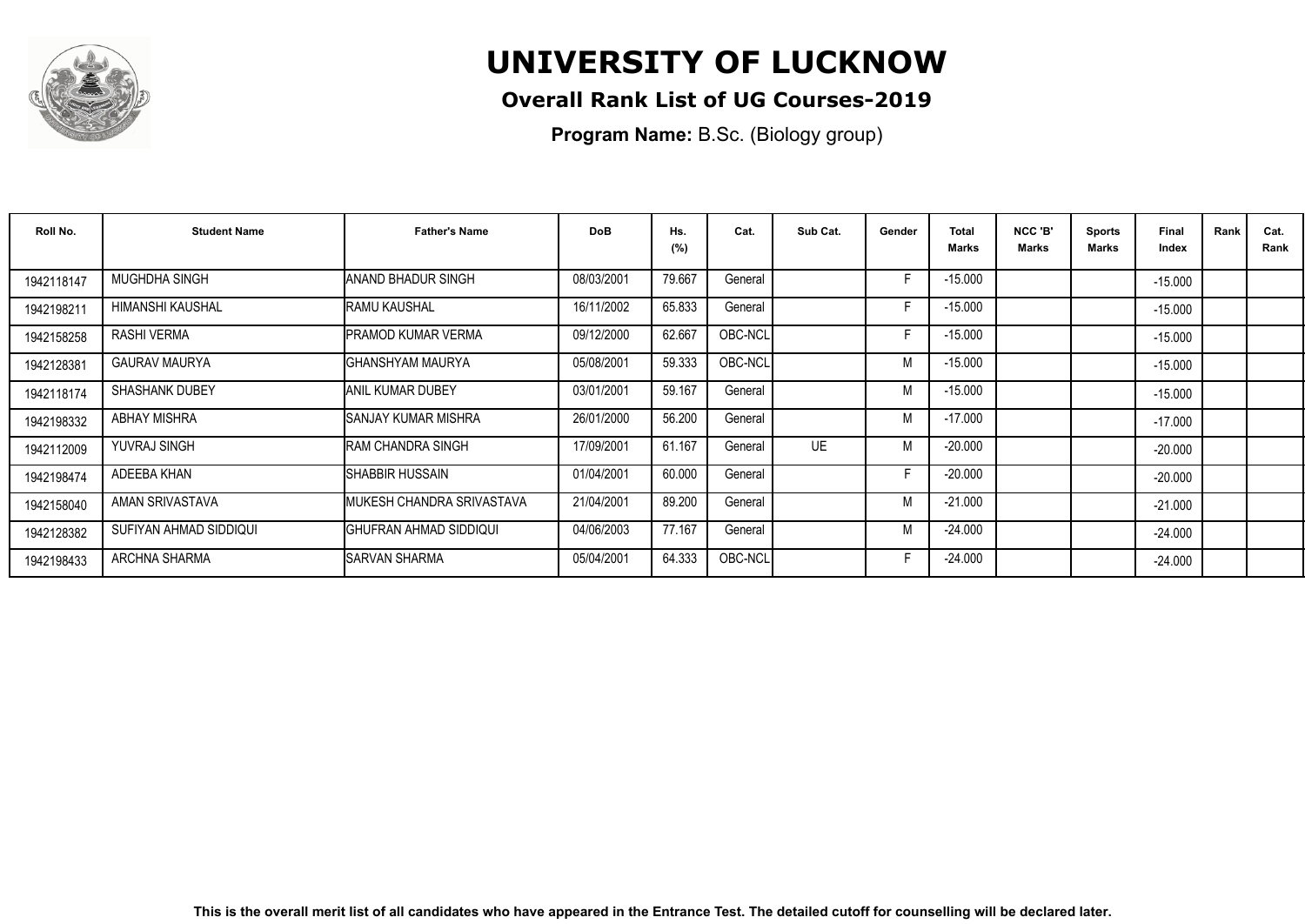# UNIVERSITY OF LUCKNOW

## Overall Rank List of UG Courses-2019

**Program Name:** B.Sc. (Biology group)

| Roll No. | Student Name | Father's Name | DoB | Hs. (%) | Cat. | Sub Cat. | Gender | Total Marks | NCC 'B' Marks | Sports Marks | Final Index | Rank | Cat. Rank |
|---|---|---|---|---|---|---|---|---|---|---|---|---|---|
| 1942118147 | MUGHDHA SINGH | ANAND BHADUR SINGH | 08/03/2001 | 79.667 | General | | F | -15.000 | | | -15.000 | | |
| 1942198211 | HIMANSHI KAUSHAL | RAMU KAUSHAL | 16/11/2002 | 65.833 | General | | F | -15.000 | | | -15.000 | | |
| 1942158258 | RASHI VERMA | PRAMOD KUMAR VERMA | 09/12/2000 | 62.667 | OBC-NCL | | F | -15.000 | | | -15.000 | | |
| 1942128381 | GAURAV MAURYA | GHANSHYAM MAURYA | 05/08/2001 | 59.333 | OBC-NCL | | M | -15.000 | | | -15.000 | | |
| 1942118174 | SHASHANK DUBEY | ANIL KUMAR DUBEY | 03/01/2001 | 59.167 | General | | M | -15.000 | | | -15.000 | | |
| 1942198332 | ABHAY MISHRA | SANJAY KUMAR MISHRA | 26/01/2000 | 56.200 | General | | M | -17.000 | | | -17.000 | | |
| 1942112009 | YUVRAJ SINGH | RAM CHANDRA SINGH | 17/09/2001 | 61.167 | General | UE | M | -20.000 | | | -20.000 | | |
| 1942198474 | ADEEBA KHAN | SHABBIR HUSSAIN | 01/04/2001 | 60.000 | General | | F | -20.000 | | | -20.000 | | |
| 1942158040 | AMAN SRIVASTAVA | MUKESH CHANDRA SRIVASTAVA | 21/04/2001 | 89.200 | General | | M | -21.000 | | | -21.000 | | |
| 1942128382 | SUFIYAN AHMAD SIDDIQUI | GHUFRAN AHMAD SIDDIQUI | 04/06/2003 | 77.167 | General | | M | -24.000 | | | -24.000 | | |
| 1942198433 | ARCHNA SHARMA | SARVAN SHARMA | 05/04/2001 | 64.333 | OBC-NCL | | F | -24.000 | | | -24.000 | | |

**This is the overall merit list of all candidates who have appeared in the Entrance Test. The detailed cutoff for counselling will be declared later.**